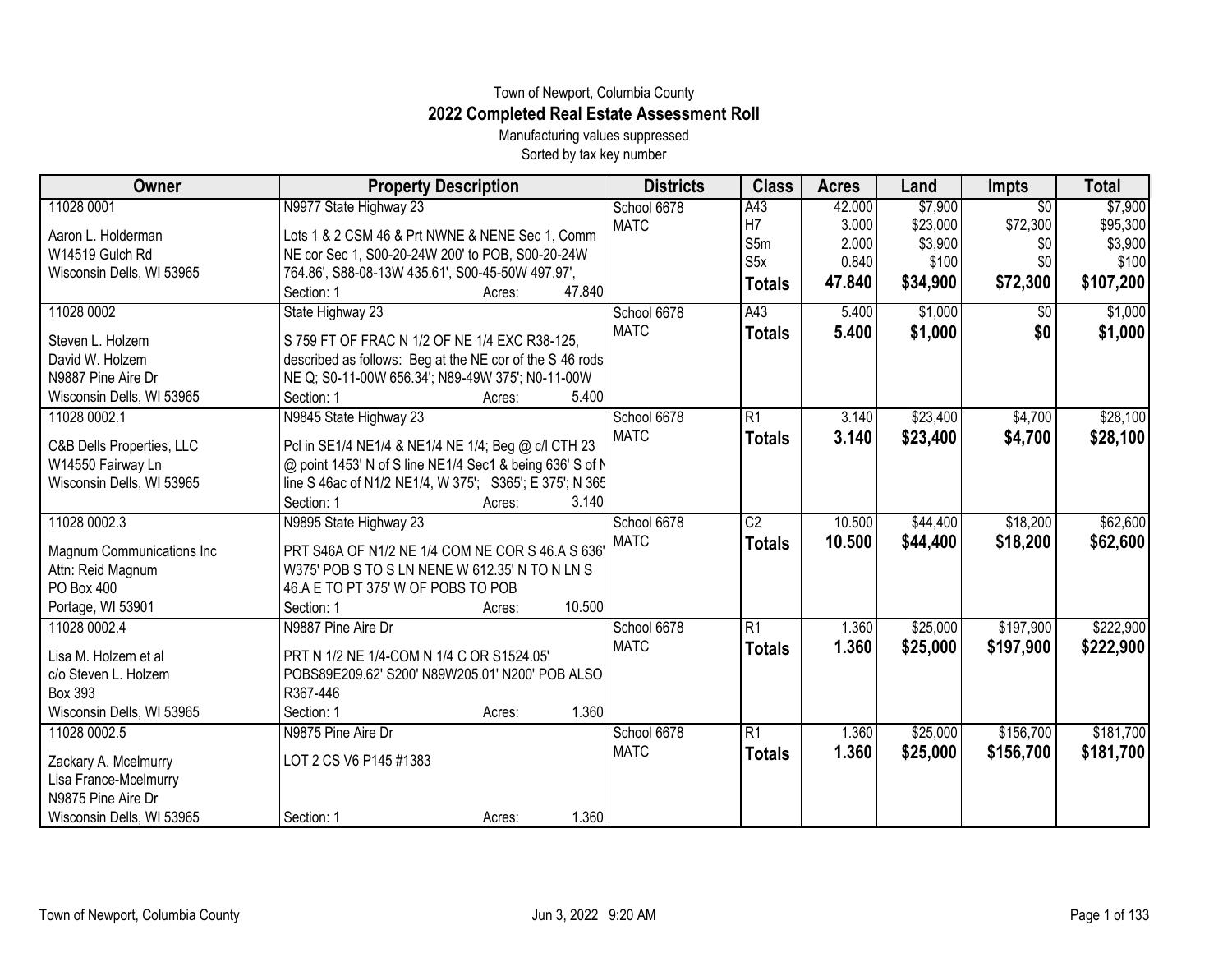Town of Newport, Columbia County

# 2022 Completed Real Estate Assessment Roll

Manufacturing values suppressed

Sorted by tax key number

| Owner | Property Description | Districts | Class | Acres | Land | Impts | Total |
|---|---|---|---|---|---|---|---|
| 11028 0001 | N9977 State Highway 23 | School 6678 | A43 | 42.000 | $7,900 | $0 | $7,900 |
| Aaron L. Holderman | Lots 1 & 2 CSM 46 & Prt NWNE & NENE Sec 1, Comm | MATC | H7 | 3.000 | $23,000 | $72,300 | $95,300 |
| W14519 Gulch Rd | NE cor Sec 1, S00-20-24W 200' to POB, S00-20-24W | | S5m | 2.000 | $3,900 | $0 | $3,900 |
| Wisconsin Dells, WI 53965 | 764.86', S88-08-13W 435.61', S00-45-50W 497.97', | | S5x | 0.840 | $100 | $0 | $100 |
| | Section: 1 Acres: 47.840 | | **Totals** | **47.840** | **$34,900** | **$72,300** | **$107,200** |
| 11028 0002 | State Highway 23 | School 6678 | A43 | 5.400 | $1,000 | $0 | $1,000 |
| Steven L. Holzem | S 759 FT OF FRAC N 1/2 OF NE 1/4 EXC R38-125, | MATC | **Totals** | **5.400** | **$1,000** | **$0** | **$1,000** |
| David W. Holzem | described as follows: Beg at the NE cor of the S 46 rods | | | | | | |
| N9887 Pine Aire Dr | NE Q; S0-11-00W 656.34'; N89-49W 375'; N0-11-00W | | | | | | |
| Wisconsin Dells, WI 53965 | Section: 1 Acres: 5.400 | | | | | | |
| 11028 0002.1 | N9845 State Highway 23 | School 6678 | R1 | 3.140 | $23,400 | $4,700 | $28,100 |
| C&B Dells Properties, LLC | Pcl in SE1/4 NE1/4 & NE1/4 NE 1/4; Beg @ c/l CTH 23 | MATC | **Totals** | **3.140** | **$23,400** | **$4,700** | **$28,100** |
| W14550 Fairway Ln | @ point 1453' N of S line NE1/4 Sec1 & being 636' S of N | | | | | | |
| Wisconsin Dells, WI 53965 | line S 46ac of N1/2 NE1/4, W 375'; S365'; E 375'; N 365 | | | | | | |
| | Section: 1 Acres: 3.140 | | | | | | |
| 11028 0002.3 | N9895 State Highway 23 | School 6678 | C2 | 10.500 | $44,400 | $18,200 | $62,600 |
| Magnum Communications Inc | PRT S46A OF N1/2 NE 1/4 COM NE COR S 46.A S 636' | MATC | **Totals** | **10.500** | **$44,400** | **$18,200** | **$62,600** |
| Attn: Reid Magnum | W375' POB S TO S LN NENE W 612.35' N TO N LN S | | | | | | |
| PO Box 400 | 46.A E TO PT 375' W OF POBS TO POB | | | | | | |
| Portage, WI 53901 | Section: 1 Acres: 10.500 | | | | | | |
| 11028 0002.4 | N9887 Pine Aire Dr | School 6678 | R1 | 1.360 | $25,000 | $197,900 | $222,900 |
| Lisa M. Holzem et al | PRT N 1/2 NE 1/4-COM N 1/4 C OR S1524.05' | MATC | **Totals** | **1.360** | **$25,000** | **$197,900** | **$222,900** |
| c/o Steven L. Holzem | POBS89E209.62' S200' N89W205.01' N200' POB ALSO | | | | | | |
| Box 393 | R367-446 | | | | | | |
| Wisconsin Dells, WI 53965 | Section: 1 Acres: 1.360 | | | | | | |
| 11028 0002.5 | N9875 Pine Aire Dr | School 6678 | R1 | 1.360 | $25,000 | $156,700 | $181,700 |
| Zackary A. Mcelmurry | LOT 2 CS V6 P145 #1383 | MATC | **Totals** | **1.360** | **$25,000** | **$156,700** | **$181,700** |
| Lisa France-Mcelmurry | | | | | | | |
| N9875 Pine Aire Dr | | | | | | | |
| Wisconsin Dells, WI 53965 | Section: 1 Acres: 1.360 | | | | | | |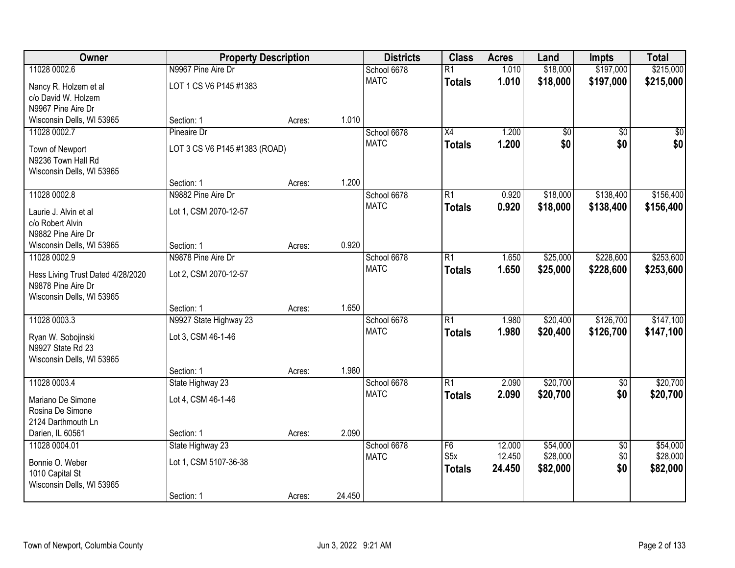| Owner | Property Description | | | Districts | Class | Acres | Land | Impts | Total |
|---|---|---|---|---|---|---|---|---|---|
| 11028 0002.6 | N9967 Pine Aire Dr | | | School 6678 | R1 | 1.010 | $18,000 | $197,000 | $215,000 |
| Nancy R. Holzem et al<br>c/o David W. Holzem<br>N9967 Pine Aire Dr<br>Wisconsin Dells, WI 53965 | LOT 1 CS V6 P145 #1383 | | | MATC | **Totals** | **1.010** | **$18,000** | **$197,000** | **$215,000** |
| | Section: 1 | Acres: | 1.010 | | | | | | |
| 11028 0002.7 | Pineaire Dr | | | School 6678 | X4 | 1.200 | $0 | $0 | $0 |
| Town of Newport<br>N9236 Town Hall Rd<br>Wisconsin Dells, WI 53965 | LOT 3 CS V6 P145 #1383 (ROAD) | | | MATC | **Totals** | **1.200** | **$0** | **$0** | **$0** |
| | Section: 1 | Acres: | 1.200 | | | | | | |
| 11028 0002.8 | N9882 Pine Aire Dr | | | School 6678 | R1 | 0.920 | $18,000 | $138,400 | $156,400 |
| Laurie J. Alvin et al<br>c/o Robert Alvin<br>N9882 Pine Aire Dr<br>Wisconsin Dells, WI 53965 | Lot 1, CSM 2070-12-57 | | | MATC | **Totals** | **0.920** | **$18,000** | **$138,400** | **$156,400** |
| | Section: 1 | Acres: | 0.920 | | | | | | |
| 11028 0002.9 | N9878 Pine Aire Dr | | | School 6678 | R1 | 1.650 | $25,000 | $228,600 | $253,600 |
| Hess Living Trust Dated 4/28/2020<br>N9878 Pine Aire Dr<br>Wisconsin Dells, WI 53965 | Lot 2, CSM 2070-12-57 | | | MATC | **Totals** | **1.650** | **$25,000** | **$228,600** | **$253,600** |
| | Section: 1 | Acres: | 1.650 | | | | | | |
| 11028 0003.3 | N9927 State Highway 23 | | | School 6678 | R1 | 1.980 | $20,400 | $126,700 | $147,100 |
| Ryan W. Sobojinski<br>N9927 State Rd 23<br>Wisconsin Dells, WI 53965 | Lot 3, CSM 46-1-46 | | | MATC | **Totals** | **1.980** | **$20,400** | **$126,700** | **$147,100** |
| | Section: 1 | Acres: | 1.980 | | | | | | |
| 11028 0003.4 | State Highway 23 | | | School 6678 | R1 | 2.090 | $20,700 | $0 | $20,700 |
| Mariano De Simone<br>Rosina De Simone<br>2124 Darthmouth Ln<br>Darien, IL 60561 | Lot 4, CSM 46-1-46 | | | MATC | **Totals** | **2.090** | **$20,700** | **$0** | **$20,700** |
| | Section: 1 | Acres: | 2.090 | | | | | | |
| 11028 0004.01 | State Highway 23 | | | School 6678 | F6 | 12.000 | $54,000 | $0 | $54,000 |
| Bonnie O. Weber<br>1010 Capital St<br>Wisconsin Dells, WI 53965 | Lot 1, CSM 5107-36-38 | | | MATC | S5x | 12.450 | $28,000 | $0 | $28,000 |
| | | | | | **Totals** | **24.450** | **$82,000** | **$0** | **$82,000** |
| | Section: 1 | Acres: | 24.450 | | | | | | |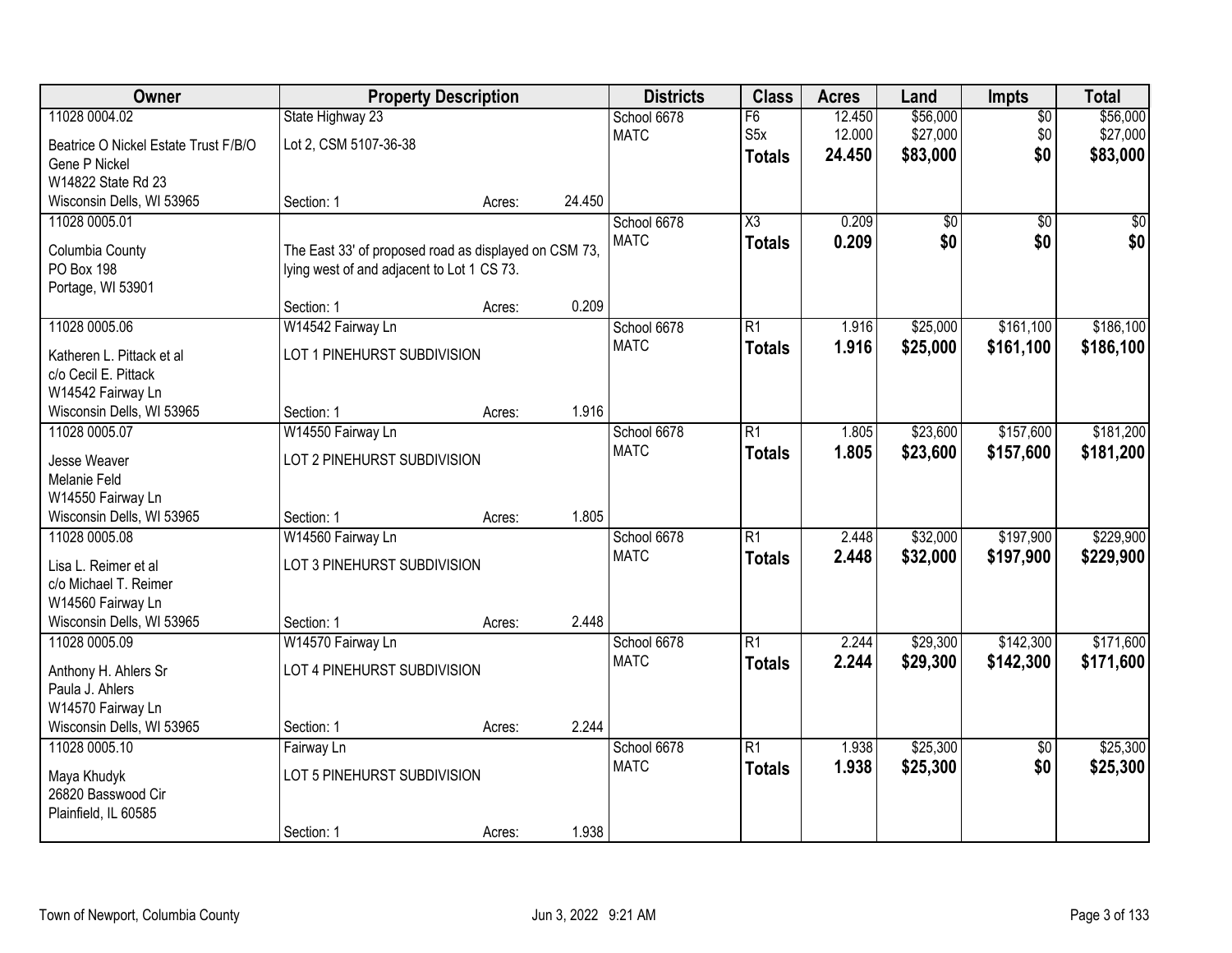| Owner | Property Description | | | Districts | Class | Acres | Land | Impts | Total |
|---|---|---|---|---|---|---|---|---|---|
| 11028 0004.02 | State Highway 23 | | | School 6678 | F6 | 12.450 | $56,000 | $0 | $56,000 |
| Beatrice O Nickel Estate Trust F/B/O Gene P Nickel W14822 State Rd 23 Wisconsin Dells, WI 53965 | Lot 2, CSM 5107-36-38 | | | MATC | S5x | 12.000 | $27,000 | $0 | $27,000 |
| | | | | | **Totals** | **24.450** | **$83,000** | **$0** | **$83,000** |
| | Section: 1 | Acres: | 24.450 | | | | | | |
| 11028 0005.01 | | | | School 6678 | X3 | 0.209 | $0 | $0 | $0 |
| Columbia County PO Box 198 Portage, WI 53901 | The East 33' of proposed road as displayed on CSM 73, lying west of and adjacent to Lot 1 CS 73. | | | MATC | **Totals** | **0.209** | **$0** | **$0** | **$0** |
| | Section: 1 | Acres: | 0.209 | | | | | | |
| 11028 0005.06 | W14542 Fairway Ln | | | School 6678 | R1 | 1.916 | $25,000 | $161,100 | $186,100 |
| Katheren L. Pittack et al c/o Cecil E. Pittack W14542 Fairway Ln Wisconsin Dells, WI 53965 | LOT 1 PINEHURST SUBDIVISION | | | MATC | **Totals** | **1.916** | **$25,000** | **$161,100** | **$186,100** |
| | Section: 1 | Acres: | 1.916 | | | | | | |
| 11028 0005.07 | W14550 Fairway Ln | | | School 6678 | R1 | 1.805 | $23,600 | $157,600 | $181,200 |
| Jesse Weaver Melanie Feld W14550 Fairway Ln Wisconsin Dells, WI 53965 | LOT 2 PINEHURST SUBDIVISION | | | MATC | **Totals** | **1.805** | **$23,600** | **$157,600** | **$181,200** |
| | Section: 1 | Acres: | 1.805 | | | | | | |
| 11028 0005.08 | W14560 Fairway Ln | | | School 6678 | R1 | 2.448 | $32,000 | $197,900 | $229,900 |
| Lisa L. Reimer et al c/o Michael T. Reimer W14560 Fairway Ln Wisconsin Dells, WI 53965 | LOT 3 PINEHURST SUBDIVISION | | | MATC | **Totals** | **2.448** | **$32,000** | **$197,900** | **$229,900** |
| | Section: 1 | Acres: | 2.448 | | | | | | |
| 11028 0005.09 | W14570 Fairway Ln | | | School 6678 | R1 | 2.244 | $29,300 | $142,300 | $171,600 |
| Anthony H. Ahlers Sr Paula J. Ahlers W14570 Fairway Ln Wisconsin Dells, WI 53965 | LOT 4 PINEHURST SUBDIVISION | | | MATC | **Totals** | **2.244** | **$29,300** | **$142,300** | **$171,600** |
| | Section: 1 | Acres: | 2.244 | | | | | | |
| 11028 0005.10 | Fairway Ln | | | School 6678 | R1 | 1.938 | $25,300 | $0 | $25,300 |
| Maya Khudyk 26820 Basswood Cir Plainfield, IL 60585 | LOT 5 PINEHURST SUBDIVISION | | | MATC | **Totals** | **1.938** | **$25,300** | **$0** | **$25,300** |
| | Section: 1 | Acres: | 1.938 | | | | | | |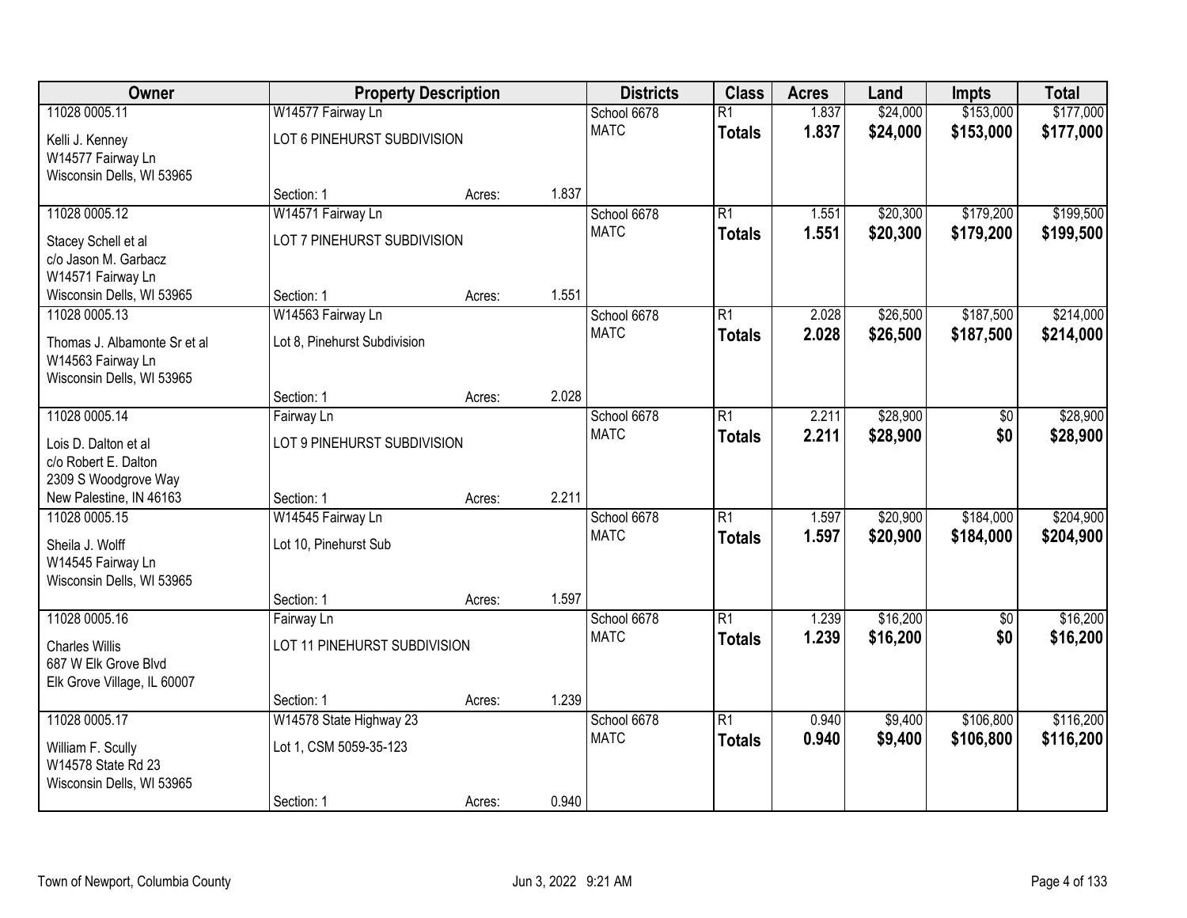| Owner | Property Description | | | Districts | Class | Acres | Land | Impts | Total |
|---|---|---|---|---|---|---|---|---|---|
| 11028 0005.11 | W14577 Fairway Ln | | | School 6678 | R1 | 1.837 | $24,000 | $153,000 | $177,000 |
| Kelli J. Kenney<br>W14577 Fairway Ln<br>Wisconsin Dells, WI 53965 | LOT 6 PINEHURST SUBDIVISION | | | MATC | **Totals** | **1.837** | **$24,000** | **$153,000** | **$177,000** |
| | Section: 1 | Acres: | 1.837 | | | | | | |
| 11028 0005.12 | W14571 Fairway Ln | | | School 6678 | R1 | 1.551 | $20,300 | $179,200 | $199,500 |
| Stacey Schell et al<br>c/o Jason M. Garbacz<br>W14571 Fairway Ln<br>Wisconsin Dells, WI 53965 | LOT 7 PINEHURST SUBDIVISION | | | MATC | **Totals** | **1.551** | **$20,300** | **$179,200** | **$199,500** |
| | Section: 1 | Acres: | 1.551 | | | | | | |
| 11028 0005.13 | W14563 Fairway Ln | | | School 6678 | R1 | 2.028 | $26,500 | $187,500 | $214,000 |
| Thomas J. Albamonte Sr et al<br>W14563 Fairway Ln<br>Wisconsin Dells, WI 53965 | Lot 8, Pinehurst Subdivision | | | MATC | **Totals** | **2.028** | **$26,500** | **$187,500** | **$214,000** |
| | Section: 1 | Acres: | 2.028 | | | | | | |
| 11028 0005.14 | Fairway Ln | | | School 6678 | R1 | 2.211 | $28,900 | $0 | $28,900 |
| Lois D. Dalton et al<br>c/o Robert E. Dalton<br>2309 S Woodgrove Way<br>New Palestine, IN 46163 | LOT 9 PINEHURST SUBDIVISION | | | MATC | **Totals** | **2.211** | **$28,900** | **$0** | **$28,900** |
| | Section: 1 | Acres: | 2.211 | | | | | | |
| 11028 0005.15 | W14545 Fairway Ln | | | School 6678 | R1 | 1.597 | $20,900 | $184,000 | $204,900 |
| Sheila J. Wolff<br>W14545 Fairway Ln<br>Wisconsin Dells, WI 53965 | Lot 10, Pinehurst Sub | | | MATC | **Totals** | **1.597** | **$20,900** | **$184,000** | **$204,900** |
| | Section: 1 | Acres: | 1.597 | | | | | | |
| 11028 0005.16 | Fairway Ln | | | School 6678 | R1 | 1.239 | $16,200 | $0 | $16,200 |
| Charles Willis<br>687 W Elk Grove Blvd<br>Elk Grove Village, IL 60007 | LOT 11 PINEHURST SUBDIVISION | | | MATC | **Totals** | **1.239** | **$16,200** | **$0** | **$16,200** |
| | Section: 1 | Acres: | 1.239 | | | | | | |
| 11028 0005.17 | W14578 State Highway 23 | | | School 6678 | R1 | 0.940 | $9,400 | $106,800 | $116,200 |
| William F. Scully<br>W14578 State Rd 23<br>Wisconsin Dells, WI 53965 | Lot 1, CSM 5059-35-123 | | | MATC | **Totals** | **0.940** | **$9,400** | **$106,800** | **$116,200** |
| | Section: 1 | Acres: | 0.940 | | | | | | |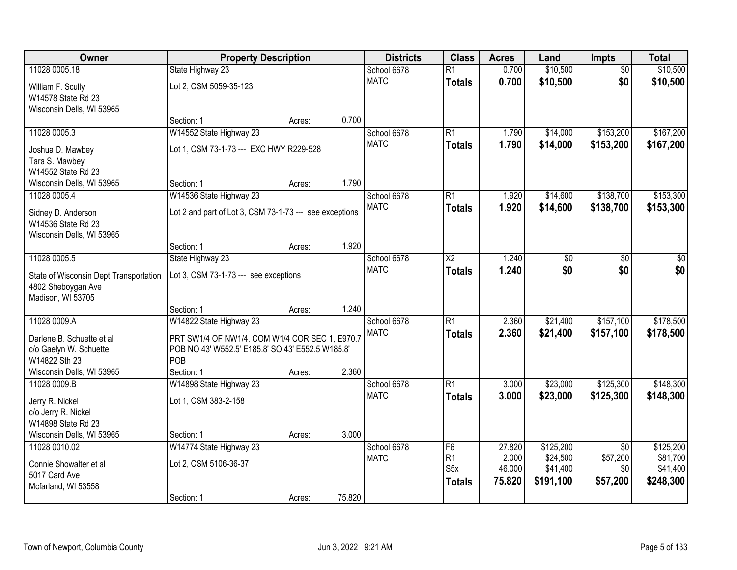| Owner | Property Description | | | Districts | Class | Acres | Land | Impts | Total |
|---|---|---|---|---|---|---|---|---|---|
| 11028 0005.18 | State Highway 23 | | | School 6678 | R1 | 0.700 | $10,500 | $0 | $10,500 |
| William F. Scully<br>W14578 State Rd 23<br>Wisconsin Dells, WI 53965 | Lot 2, CSM 5059-35-123 | | | MATC | **Totals** | **0.700** | **$10,500** | **$0** | **$10,500** |
| | Section: 1 | Acres: | 0.700 | | | | | | |
| 11028 0005.3 | W14552 State Highway 23 | | | School 6678 | R1 | 1.790 | $14,000 | $153,200 | $167,200 |
| Joshua D. Mawbey<br>Tara S. Mawbey<br>W14552 State Rd 23<br>Wisconsin Dells, WI 53965 | Lot 1, CSM 73-1-73 --- EXC HWY R229-528 | | | MATC | **Totals** | **1.790** | **$14,000** | **$153,200** | **$167,200** |
| | Section: 1 | Acres: | 1.790 | | | | | | |
| 11028 0005.4 | W14536 State Highway 23 | | | School 6678 | R1 | 1.920 | $14,600 | $138,700 | $153,300 |
| Sidney D. Anderson<br>W14536 State Rd 23<br>Wisconsin Dells, WI 53965 | Lot 2 and part of Lot 3, CSM 73-1-73 --- see exceptions | | | MATC | **Totals** | **1.920** | **$14,600** | **$138,700** | **$153,300** |
| | Section: 1 | Acres: | 1.920 | | | | | | |
| 11028 0005.5 | State Highway 23 | | | School 6678 | X2 | 1.240 | $0 | $0 | $0 |
| State of Wisconsin Dept Transportation<br>4802 Sheboygan Ave<br>Madison, WI 53705 | Lot 3, CSM 73-1-73 --- see exceptions | | | MATC | **Totals** | **1.240** | **$0** | **$0** | **$0** |
| | Section: 1 | Acres: | 1.240 | | | | | | |
| 11028 0009.A | W14822 State Highway 23 | | | School 6678 | R1 | 2.360 | $21,400 | $157,100 | $178,500 |
| Darlene B. Schuette et al<br>c/o Gaelyn W. Schuette<br>W14822 Sth 23<br>Wisconsin Dells, WI 53965 | PRT SW1/4 OF NW1/4, COM W1/4 COR SEC 1, E970.7 POB NO 43' W552.5' E185.8' SO 43' E552.5 W185.8' POB | | | MATC | **Totals** | **2.360** | **$21,400** | **$157,100** | **$178,500** |
| | Section: 1 | Acres: | 2.360 | | | | | | |
| 11028 0009.B | W14898 State Highway 23 | | | School 6678 | R1 | 3.000 | $23,000 | $125,300 | $148,300 |
| Jerry R. Nickel<br>c/o Jerry R. Nickel<br>W14898 State Rd 23<br>Wisconsin Dells, WI 53965 | Lot 1, CSM 383-2-158 | | | MATC | **Totals** | **3.000** | **$23,000** | **$125,300** | **$148,300** |
| | Section: 1 | Acres: | 3.000 | | | | | | |
| 11028 0010.02 | W14774 State Highway 23 | | | School 6678 | F6 | 27.820 | $125,200 | $0 | $125,200 |
| Connie Showalter et al<br>5017 Card Ave<br>Mcfarland, WI 53558 | Lot 2, CSM 5106-36-37 | | | MATC | R1 | 2.000 | $24,500 | $57,200 | $81,700 |
| | | | | | S5x | 46.000 | $41,400 | $0 | $41,400 |
| | | | | | **Totals** | **75.820** | **$191,100** | **$57,200** | **$248,300** |
| | Section: 1 | Acres: | 75.820 | | | | | | |

Town of Newport, Columbia County — Jun 3, 2022 9:21 AM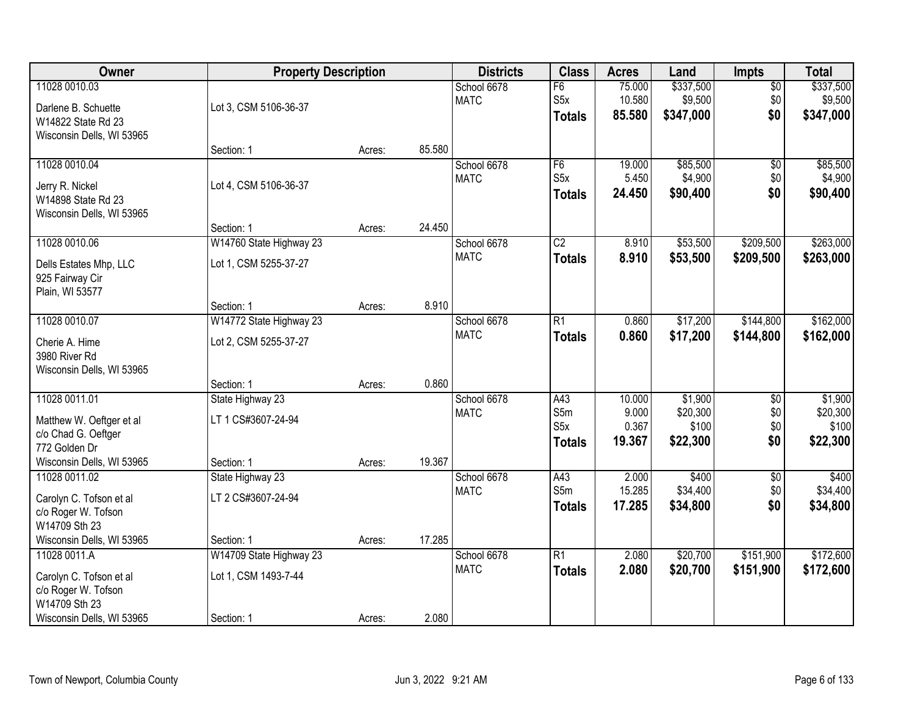| Owner | Property Description | | | Districts | Class | Acres | Land | Impts | Total |
|---|---|---|---|---|---|---|---|---|---|
| 11028 0010.03<br><br>Darlene B. Schuette<br>W14822 State Rd 23<br>Wisconsin Dells, WI 53965 | Lot 3, CSM 5106-36-37<br><br>Section: 1 | Acres: | 85.580 | School 6678<br>MATC | F6<br>S5x<br>**Totals** | 75.000<br>10.580<br>**85.580** | \$337,500<br>\$9,500<br>**\$347,000** | \$0<br>\$0<br>**\$0** | \$337,500<br>\$9,500<br>**\$347,000** |
| 11028 0010.04<br><br>Jerry R. Nickel<br>W14898 State Rd 23<br>Wisconsin Dells, WI 53965 | Lot 4, CSM 5106-36-37<br><br>Section: 1 | Acres: | 24.450 | School 6678<br>MATC | F6<br>S5x<br>**Totals** | 19.000<br>5.450<br>**24.450** | \$85,500<br>\$4,900<br>**\$90,400** | \$0<br>\$0<br>**\$0** | \$85,500<br>\$4,900<br>**\$90,400** |
| 11028 0010.06<br><br>Dells Estates Mhp, LLC<br>925 Fairway Cir<br>Plain, WI 53577 | W14760 State Highway 23<br>Lot 1, CSM 5255-37-27<br><br>Section: 1 | Acres: | 8.910 | School 6678<br>MATC | C2<br>**Totals** | 8.910<br>**8.910** | \$53,500<br>**\$53,500** | \$209,500<br>**\$209,500** | \$263,000<br>**\$263,000** |
| 11028 0010.07<br><br>Cherie A. Hime<br>3980 River Rd<br>Wisconsin Dells, WI 53965 | W14772 State Highway 23<br>Lot 2, CSM 5255-37-27<br><br>Section: 1 | Acres: | 0.860 | School 6678<br>MATC | R1<br>**Totals** | 0.860<br>**0.860** | \$17,200<br>**\$17,200** | \$144,800<br>**\$144,800** | \$162,000<br>**\$162,000** |
| 11028 0011.01<br><br>Matthew W. Oeftger et al<br>c/o Chad G. Oeftger<br>772 Golden Dr<br>Wisconsin Dells, WI 53965 | State Highway 23<br>LT 1 CS#3607-24-94<br><br>Section: 1 | Acres: | 19.367 | School 6678<br>MATC | A43<br>S5m<br>S5x<br>**Totals** | 10.000<br>9.000<br>0.367<br>**19.367** | \$1,900<br>\$20,300<br>\$100<br>**\$22,300** | \$0<br>\$0<br>\$0<br>**\$0** | \$1,900<br>\$20,300<br>\$100<br>**\$22,300** |
| 11028 0011.02<br><br>Carolyn C. Tofson et al<br>c/o Roger W. Tofson<br>W14709 Sth 23<br>Wisconsin Dells, WI 53965 | State Highway 23<br>LT 2 CS#3607-24-94<br><br>Section: 1 | Acres: | 17.285 | School 6678<br>MATC | A43<br>S5m<br>**Totals** | 2.000<br>15.285<br>**17.285** | \$400<br>\$34,400<br>**\$34,800** | \$0<br>\$0<br>**\$0** | \$400<br>\$34,400<br>**\$34,800** |
| 11028 0011.A<br><br>Carolyn C. Tofson et al<br>c/o Roger W. Tofson<br>W14709 Sth 23<br>Wisconsin Dells, WI 53965 | W14709 State Highway 23<br>Lot 1, CSM 1493-7-44<br><br>Section: 1 | Acres: | 2.080 | School 6678<br>MATC | R1<br>**Totals** | 2.080<br>**2.080** | \$20,700<br>**\$20,700** | \$151,900<br>**\$151,900** | \$172,600<br>**\$172,600** |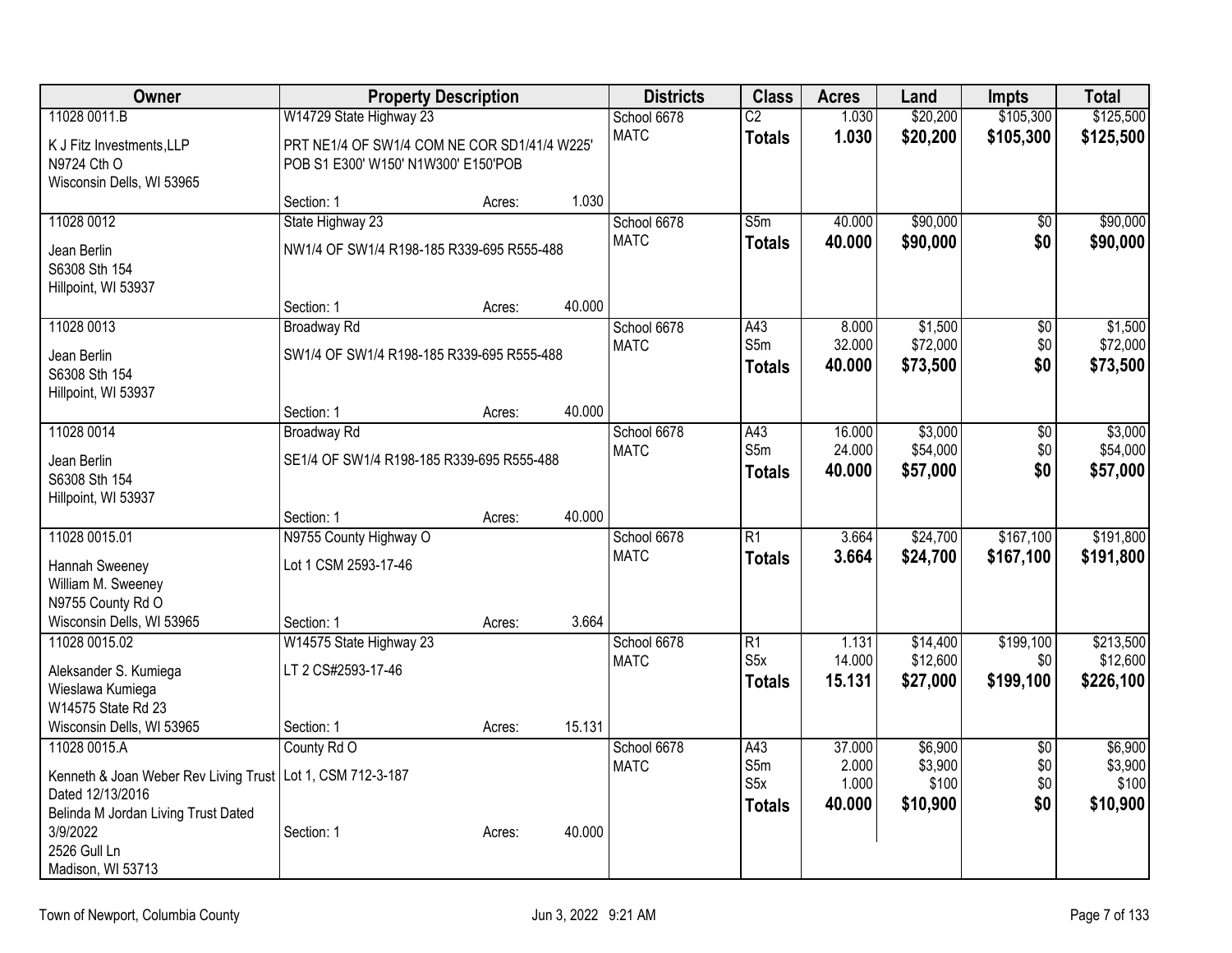| Owner | Property Description | | | Districts | Class | Acres | Land | Impts | Total |
|---|---|---|---|---|---|---|---|---|---|
| 11028 0011.B | W14729 State Highway 23 | | | School 6678 | C2 | 1.030 | $20,200 | $105,300 | $125,500 |
| K J Fitz Investments,LLP<br>N9724 Cth O<br>Wisconsin Dells, WI 53965 | PRT NE1/4 OF SW1/4 COM NE COR SD1/41/4 W225' POB S1 E300' W150' N1W300' E150'POB | | | MATC | **Totals** | **1.030** | **$20,200** | **$105,300** | **$125,500** |
| | Section: 1 | Acres: | 1.030 | | | | | | |
| 11028 0012 | State Highway 23 | | | School 6678 | S5m | 40.000 | $90,000 | $0 | $90,000 |
| Jean Berlin<br>S6308 Sth 154<br>Hillpoint, WI 53937 | NW1/4 OF SW1/4 R198-185 R339-695 R555-488 | | | MATC | **Totals** | **40.000** | **$90,000** | **$0** | **$90,000** |
| | Section: 1 | Acres: | 40.000 | | | | | | |
| 11028 0013 | Broadway Rd | | | School 6678 | A43 | 8.000 | $1,500 | $0 | $1,500 |
| Jean Berlin<br>S6308 Sth 154<br>Hillpoint, WI 53937 | SW1/4 OF SW1/4 R198-185 R339-695 R555-488 | | | MATC | S5m | 32.000 | $72,000 | $0 | $72,000 |
| | | | | | **Totals** | **40.000** | **$73,500** | **$0** | **$73,500** |
| | Section: 1 | Acres: | 40.000 | | | | | | |
| 11028 0014 | Broadway Rd | | | School 6678 | A43 | 16.000 | $3,000 | $0 | $3,000 |
| Jean Berlin<br>S6308 Sth 154<br>Hillpoint, WI 53937 | SE1/4 OF SW1/4 R198-185 R339-695 R555-488 | | | MATC | S5m | 24.000 | $54,000 | $0 | $54,000 |
| | | | | | **Totals** | **40.000** | **$57,000** | **$0** | **$57,000** |
| | Section: 1 | Acres: | 40.000 | | | | | | |
| 11028 0015.01 | N9755 County Highway O | | | School 6678 | R1 | 3.664 | $24,700 | $167,100 | $191,800 |
| Hannah Sweeney<br>William M. Sweeney<br>N9755 County Rd O<br>Wisconsin Dells, WI 53965 | Lot 1 CSM 2593-17-46 | | | MATC | **Totals** | **3.664** | **$24,700** | **$167,100** | **$191,800** |
| | Section: 1 | Acres: | 3.664 | | | | | | |
| 11028 0015.02 | W14575 State Highway 23 | | | School 6678 | R1 | 1.131 | $14,400 | $199,100 | $213,500 |
| Aleksander S. Kumiega<br>Wieslawa Kumiega<br>W14575 State Rd 23<br>Wisconsin Dells, WI 53965 | LT 2 CS#2593-17-46 | | | MATC | S5x | 14.000 | $12,600 | $0 | $12,600 |
| | | | | | **Totals** | **15.131** | **$27,000** | **$199,100** | **$226,100** |
| | Section: 1 | Acres: | 15.131 | | | | | | |
| 11028 0015.A | County Rd O | | | School 6678 | A43 | 37.000 | $6,900 | $0 | $6,900 |
| Kenneth & Joan Weber Rev Living Trust Dated 12/13/2016<br>Belinda M Jordan Living Trust Dated 3/9/2022<br>2526 Gull Ln<br>Madison, WI 53713 | Lot 1, CSM 712-3-187 | | | MATC | S5m | 2.000 | $3,900 | $0 | $3,900 |
| | | | | | S5x | 1.000 | $100 | $0 | $100 |
| | | | | | **Totals** | **40.000** | **$10,900** | **$0** | **$10,900** |
| | Section: 1 | Acres: | 40.000 | | | | | | |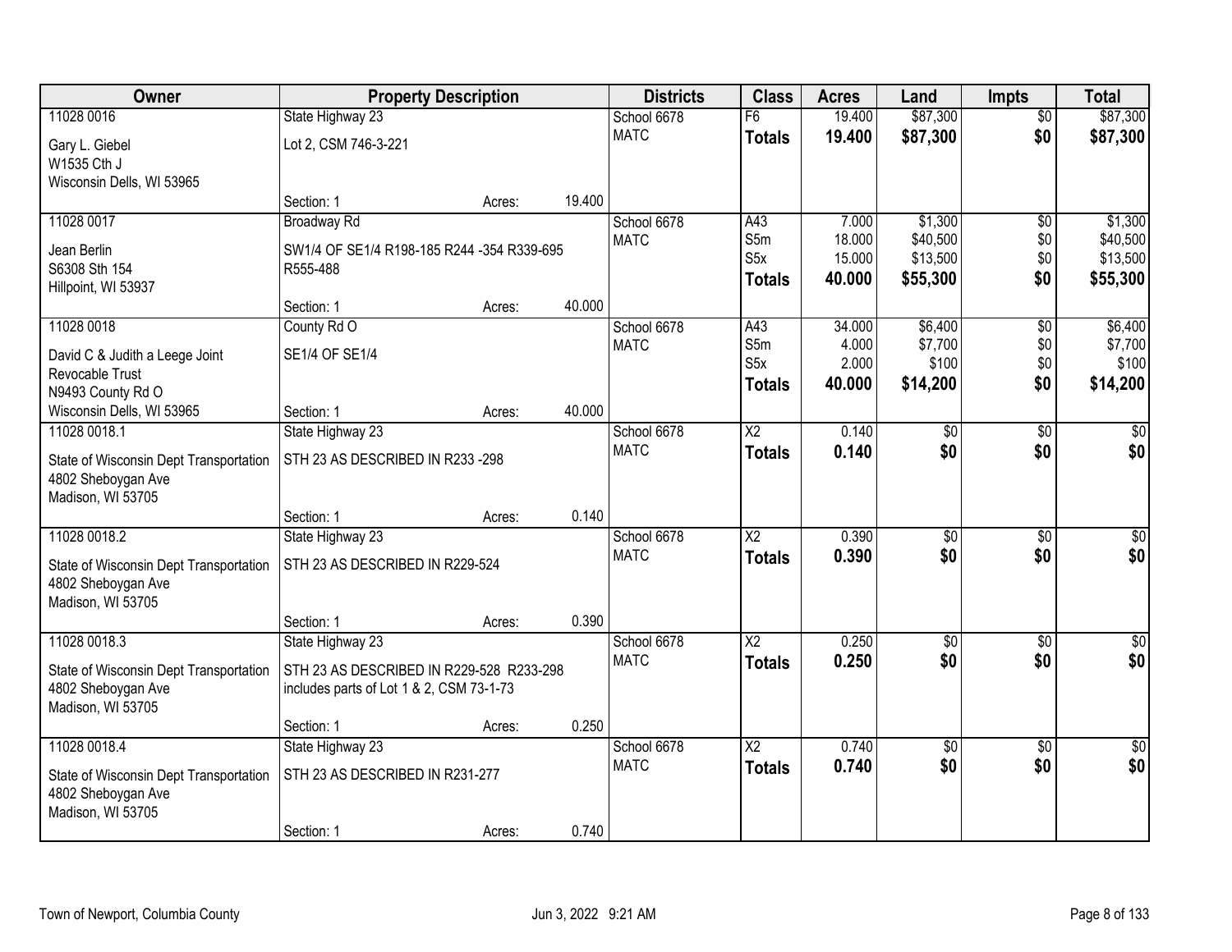| Owner | Property Description | | | Districts | Class | Acres | Land | Impts | Total |
|---|---|---|---|---|---|---|---|---|---|
| 11028 0016 | State Highway 23 | | | School 6678 | F6 | 19.400 | $87,300 | $0 | $87,300 |
| Gary L. Giebel<br>W1535 Cth J<br>Wisconsin Dells, WI 53965 | Lot 2, CSM 746-3-221 | | | MATC | **Totals** | **19.400** | **$87,300** | **$0** | **$87,300** |
| | Section: 1 | Acres: | 19.400 | | | | | | |
| 11028 0017 | Broadway Rd | | | School 6678 | A43 | 7.000 | $1,300 | $0 | $1,300 |
| Jean Berlin<br>S6308 Sth 154<br>Hillpoint, WI 53937 | SW1/4 OF SE1/4 R198-185 R244 -354 R339-695 R555-488 | | | MATC | S5m | 18.000 | $40,500 | $0 | $40,500 |
| | | | | | S5x | 15.000 | $13,500 | $0 | $13,500 |
| | | | | | **Totals** | **40.000** | **$55,300** | **$0** | **$55,300** |
| | Section: 1 | Acres: | 40.000 | | | | | | |
| 11028 0018 | County Rd O | | | School 6678 | A43 | 34.000 | $6,400 | $0 | $6,400 |
| David C & Judith a Leege Joint Revocable Trust<br>N9493 County Rd O<br>Wisconsin Dells, WI 53965 | SE1/4 OF SE1/4 | | | MATC | S5m | 4.000 | $7,700 | $0 | $7,700 |
| | | | | | S5x | 2.000 | $100 | $0 | $100 |
| | | | | | **Totals** | **40.000** | **$14,200** | **$0** | **$14,200** |
| | Section: 1 | Acres: | 40.000 | | | | | | |
| 11028 0018.1 | State Highway 23 | | | School 6678 | X2 | 0.140 | $0 | $0 | $0 |
| State of Wisconsin Dept Transportation<br>4802 Sheboygan Ave<br>Madison, WI 53705 | STH 23 AS DESCRIBED IN R233 -298 | | | MATC | **Totals** | **0.140** | **$0** | **$0** | **$0** |
| | Section: 1 | Acres: | 0.140 | | | | | | |
| 11028 0018.2 | State Highway 23 | | | School 6678 | X2 | 0.390 | $0 | $0 | $0 |
| State of Wisconsin Dept Transportation<br>4802 Sheboygan Ave<br>Madison, WI 53705 | STH 23 AS DESCRIBED IN R229-524 | | | MATC | **Totals** | **0.390** | **$0** | **$0** | **$0** |
| | Section: 1 | Acres: | 0.390 | | | | | | |
| 11028 0018.3 | State Highway 23 | | | School 6678 | X2 | 0.250 | $0 | $0 | $0 |
| State of Wisconsin Dept Transportation<br>4802 Sheboygan Ave<br>Madison, WI 53705 | STH 23 AS DESCRIBED IN R229-528 R233-298 includes parts of Lot 1 & 2, CSM 73-1-73 | | | MATC | **Totals** | **0.250** | **$0** | **$0** | **$0** |
| | Section: 1 | Acres: | 0.250 | | | | | | |
| 11028 0018.4 | State Highway 23 | | | School 6678 | X2 | 0.740 | $0 | $0 | $0 |
| State of Wisconsin Dept Transportation<br>4802 Sheboygan Ave<br>Madison, WI 53705 | STH 23 AS DESCRIBED IN R231-277 | | | MATC | **Totals** | **0.740** | **$0** | **$0** | **$0** |
| | Section: 1 | Acres: | 0.740 | | | | | | |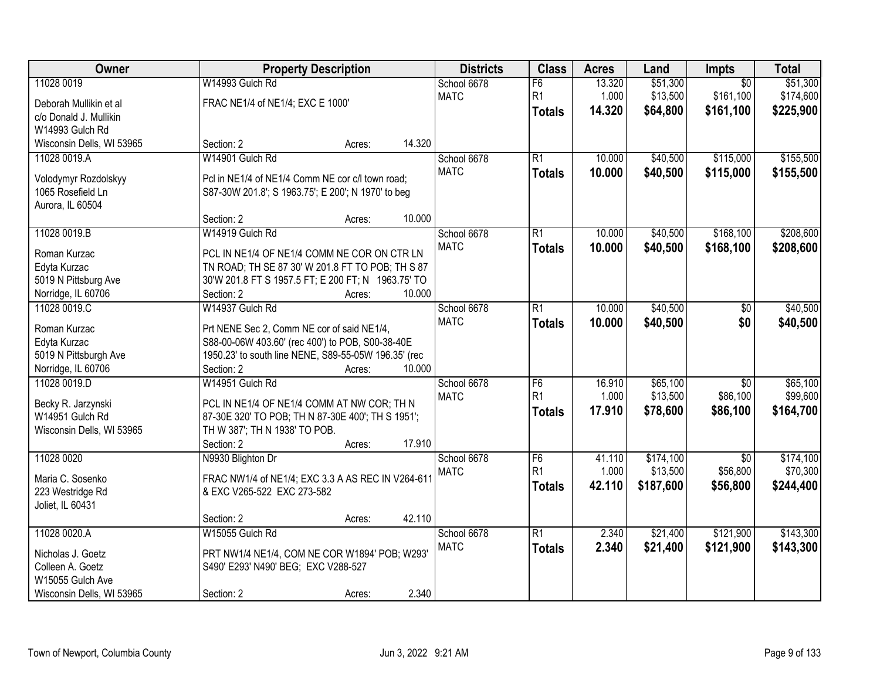| Owner | Property Description | Districts | Class | Acres | Land | Impts | Total |
|---|---|---|---|---|---|---|---|
| 11028 0019<br>Deborah Mullikin et al<br>c/o Donald J. Mullikin<br>W14993 Gulch Rd<br>Wisconsin Dells, WI 53965 | W14993 Gulch Rd<br>FRAC NE1/4 of NE1/4; EXC E 1000'<br>Section: 2 Acres: 14.320 | School 6678<br>MATC | F6<br>R1<br>**Totals** | 13.320<br>1.000<br>**14.320** | $51,300<br>$13,500<br>**$64,800** | $0<br>$161,100<br>**$161,100** | $51,300<br>$174,600<br>**$225,900** |
| 11028 0019.A<br>Volodymyr Rozdolskyy<br>1065 Rosefield Ln<br>Aurora, IL 60504 | W14901 Gulch Rd<br>Pcl in NE1/4 of NE1/4 Comm NE cor c/l town road; S87-30W 201.8'; S 1963.75'; E 200'; N 1970' to beg<br>Section: 2 Acres: 10.000 | School 6678<br>MATC | R1<br>**Totals** | 10.000<br>**10.000** | $40,500<br>**$40,500** | $115,000<br>**$115,000** | $155,500<br>**$155,500** |
| 11028 0019.B<br>Roman Kurzac<br>Edyta Kurzac<br>5019 N Pittsburg Ave<br>Norridge, IL 60706 | W14919 Gulch Rd<br>PCL IN NE1/4 OF NE1/4 COMM NE COR ON CTR LN TN ROAD; TH SE 87 30' W 201.8 FT TO POB; TH S 87 30'W 201.8 FT S 1957.5 FT; E 200 FT; N 1963.75' TO<br>Section: 2 Acres: 10.000 | School 6678<br>MATC | R1<br>**Totals** | 10.000<br>**10.000** | $40,500<br>**$40,500** | $168,100<br>**$168,100** | $208,600<br>**$208,600** |
| 11028 0019.C<br>Roman Kurzac<br>Edyta Kurzac<br>5019 N Pittsburgh Ave<br>Norridge, IL 60706 | W14937 Gulch Rd<br>Prt NENE Sec 2, Comm NE cor of said NE1/4, S88-00-06W 403.60' (rec 400') to POB, S00-38-40E 1950.23' to south line NENE, S89-55-05W 196.35' (rec<br>Section: 2 Acres: 10.000 | School 6678<br>MATC | R1<br>**Totals** | 10.000<br>**10.000** | $40,500<br>**$40,500** | $0<br>**$0** | $40,500<br>**$40,500** |
| 11028 0019.D<br>Becky R. Jarzynski<br>W14951 Gulch Rd<br>Wisconsin Dells, WI 53965 | W14951 Gulch Rd<br>PCL IN NE1/4 OF NE1/4 COMM AT NW COR; TH N 87-30E 320' TO POB; TH N 87-30E 400'; TH S 1951'; TH W 387'; TH N 1938' TO POB.<br>Section: 2 Acres: 17.910 | School 6678<br>MATC | F6<br>R1<br>**Totals** | 16.910<br>1.000<br>**17.910** | $65,100<br>$13,500<br>**$78,600** | $0<br>$86,100<br>**$86,100** | $65,100<br>$99,600<br>**$164,700** |
| 11028 0020<br>Maria C. Sosenko<br>223 Westridge Rd<br>Joliet, IL 60431 | N9930 Blighton Dr<br>FRAC NW1/4 of NE1/4; EXC 3.3 A AS REC IN V264-611 & EXC V265-522 EXC 273-582<br>Section: 2 Acres: 42.110 | School 6678<br>MATC | F6<br>R1<br>**Totals** | 41.110<br>1.000<br>**42.110** | $174,100<br>$13,500<br>**$187,600** | $0<br>$56,800<br>**$56,800** | $174,100<br>$70,300<br>**$244,400** |
| 11028 0020.A<br>Nicholas J. Goetz<br>Colleen A. Goetz<br>W15055 Gulch Ave<br>Wisconsin Dells, WI 53965 | W15055 Gulch Rd<br>PRT NW1/4 NE1/4, COM NE COR W1894' POB; W293' S490' E293' N490' BEG; EXC V288-527<br>Section: 2 Acres: 2.340 | School 6678<br>MATC | R1<br>**Totals** | 2.340<br>**2.340** | $21,400<br>**$21,400** | $121,900<br>**$121,900** | $143,300<br>**$143,300** |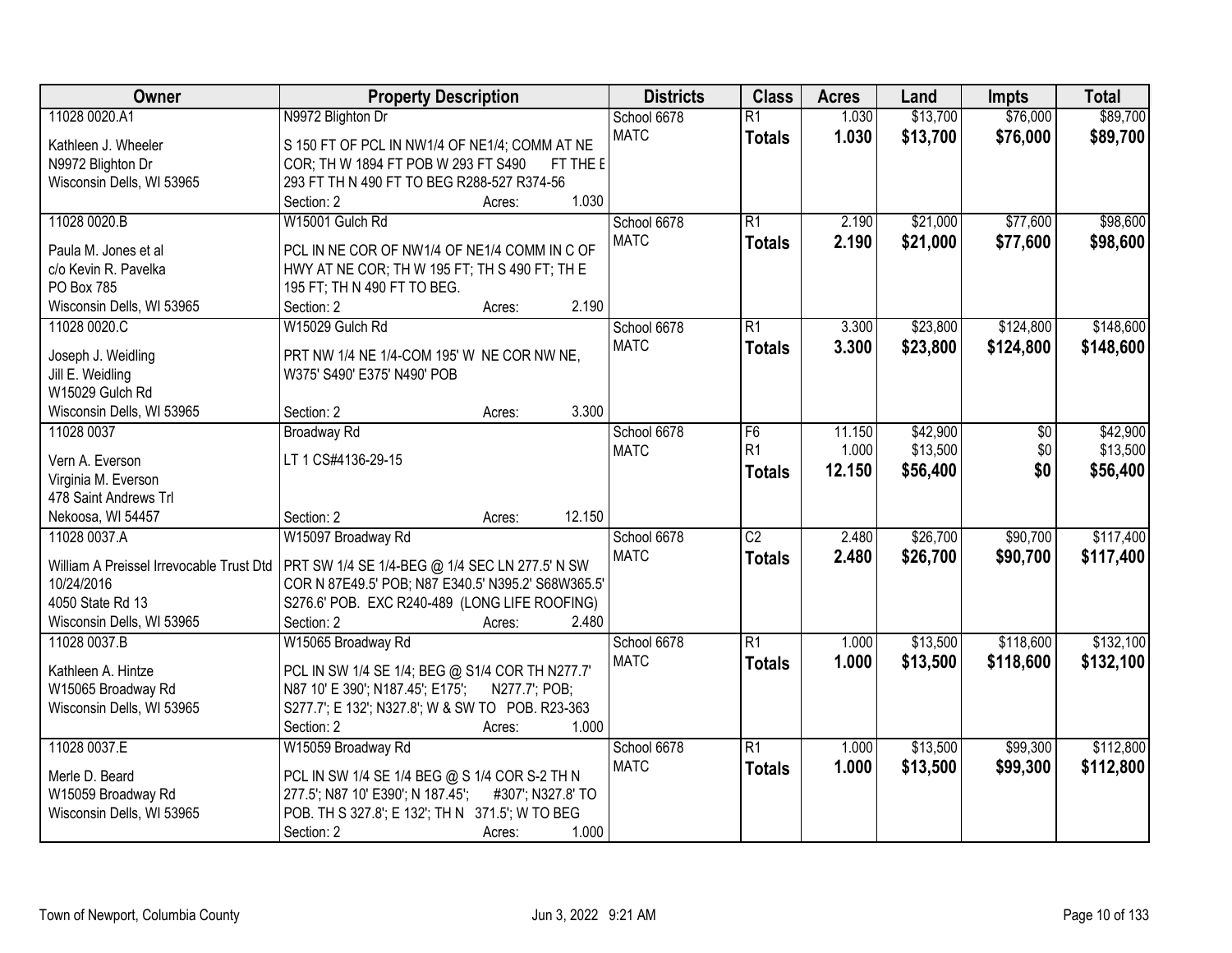| Owner | Property Description | Districts | Class | Acres | Land | Impts | Total |
|---|---|---|---|---|---|---|---|
| 11028 0020.A1<br>Kathleen J. Wheeler<br>N9972 Blighton Dr<br>Wisconsin Dells, WI 53965 | N9972 Blighton Dr<br>S 150 FT OF PCL IN NW1/4 OF NE1/4; COMM AT NE COR; TH W 1894 FT POB W 293 FT S490 FT THE E 293 FT TH N 490 FT TO BEG R288-527 R374-56<br>Section: 2 Acres: 1.030 | School 6678<br>MATC | R1<br>**Totals** | 1.030<br>**1.030** | $13,700<br>**$13,700** | $76,000<br>**$76,000** | $89,700<br>**$89,700** |
| 11028 0020.B<br>Paula M. Jones et al<br>c/o Kevin R. Pavelka<br>PO Box 785<br>Wisconsin Dells, WI 53965 | W15001 Gulch Rd<br>PCL IN NE COR OF NW1/4 OF NE1/4 COMM IN C OF HWY AT NE COR; TH W 195 FT; TH S 490 FT; TH E 195 FT; TH N 490 FT TO BEG.<br>Section: 2 Acres: 2.190 | School 6678<br>MATC | R1<br>**Totals** | 2.190<br>**2.190** | $21,000<br>**$21,000** | $77,600<br>**$77,600** | $98,600<br>**$98,600** |
| 11028 0020.C<br>Joseph J. Weidling<br>Jill E. Weidling<br>W15029 Gulch Rd<br>Wisconsin Dells, WI 53965 | W15029 Gulch Rd<br>PRT NW 1/4 NE 1/4-COM 195' W NE COR NW NE, W375' S490' E375' N490' POB<br>Section: 2 Acres: 3.300 | School 6678<br>MATC | R1<br>**Totals** | 3.300<br>**3.300** | $23,800<br>**$23,800** | $124,800<br>**$124,800** | $148,600<br>**$148,600** |
| 11028 0037<br>Vern A. Everson<br>Virginia M. Everson<br>478 Saint Andrews Trl<br>Nekoosa, WI 54457 | Broadway Rd<br>LT 1 CS#4136-29-15<br>Section: 2 Acres: 12.150 | School 6678<br>MATC | F6<br>R1<br>**Totals** | 11.150<br>1.000<br>**12.150** | $42,900<br>$13,500<br>**$56,400** | $0<br>$0<br>**$0** | $42,900<br>$13,500<br>**$56,400** |
| 11028 0037.A<br>William A Preissel Irrevocable Trust Dtd 10/24/2016<br>4050 State Rd 13<br>Wisconsin Dells, WI 53965 | W15097 Broadway Rd<br>PRT SW 1/4 SE 1/4-BEG @ 1/4 SEC LN 277.5' N SW COR N 87E49.5' POB; N87 E340.5' N395.2' S68W365.5' S276.6' POB. EXC R240-489 (LONG LIFE ROOFING)<br>Section: 2 Acres: 2.480 | School 6678<br>MATC | C2<br>**Totals** | 2.480<br>**2.480** | $26,700<br>**$26,700** | $90,700<br>**$90,700** | $117,400<br>**$117,400** |
| 11028 0037.B<br>Kathleen A. Hintze<br>W15065 Broadway Rd<br>Wisconsin Dells, WI 53965 | W15065 Broadway Rd<br>PCL IN SW 1/4 SE 1/4; BEG @ S1/4 COR TH N277.7' N87 10' E 390'; N187.45'; E175'; N277.7'; POB; S277.7'; E 132'; N327.8'; W & SW TO POB. R23-363<br>Section: 2 Acres: 1.000 | School 6678<br>MATC | R1<br>**Totals** | 1.000<br>**1.000** | $13,500<br>**$13,500** | $118,600<br>**$118,600** | $132,100<br>**$132,100** |
| 11028 0037.E<br>Merle D. Beard<br>W15059 Broadway Rd<br>Wisconsin Dells, WI 53965 | W15059 Broadway Rd<br>PCL IN SW 1/4 SE 1/4 BEG @ S 1/4 COR S-2 TH N 277.5'; N87 10' E390'; N 187.45'; #307'; N327.8' TO POB. TH S 327.8'; E 132'; TH N 371.5'; W TO BEG<br>Section: 2 Acres: 1.000 | School 6678<br>MATC | R1<br>**Totals** | 1.000<br>**1.000** | $13,500<br>**$13,500** | $99,300<br>**$99,300** | $112,800<br>**$112,800** |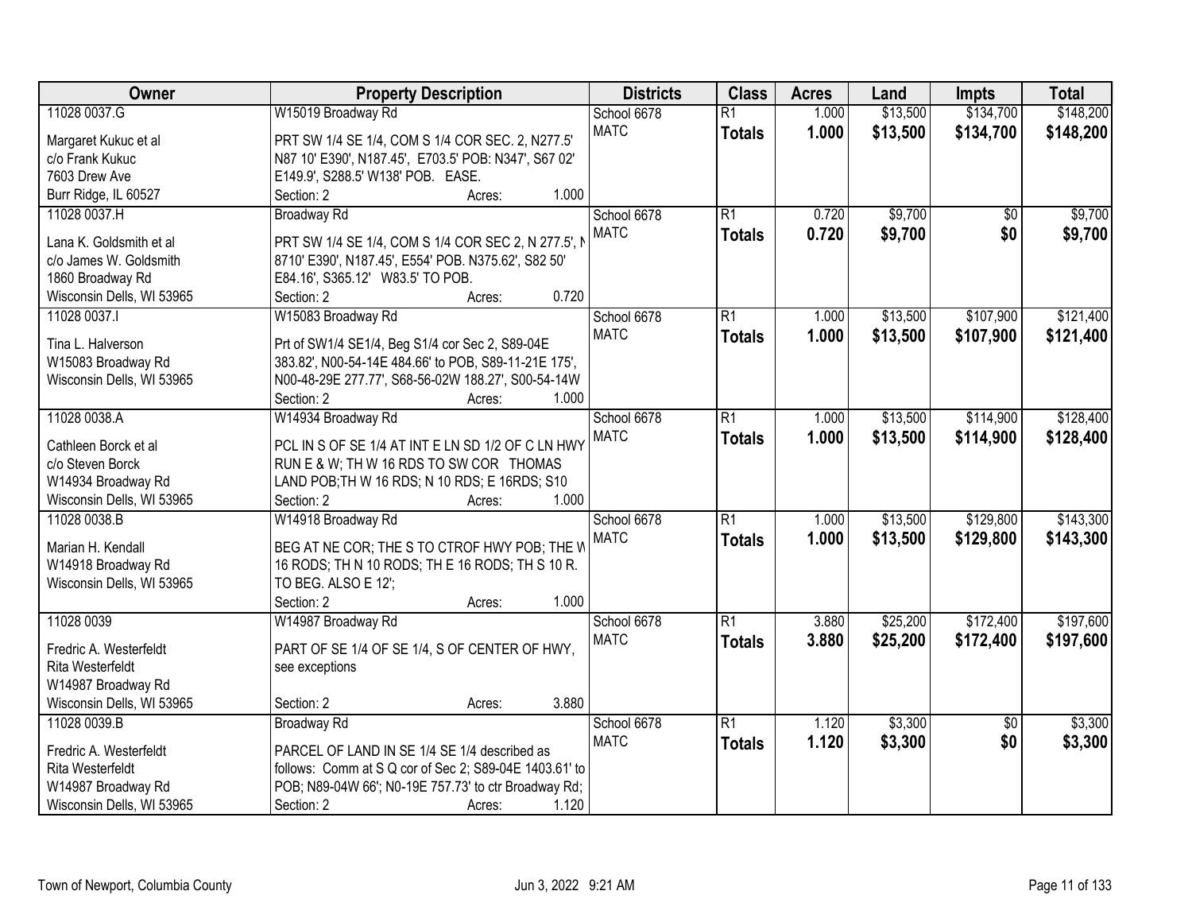| Owner | Property Description | Districts | Class | Acres | Land | Impts | Total |
|---|---|---|---|---|---|---|---|
| 11028 0037.G<br>Margaret Kukuc et al<br>c/o Frank Kukuc<br>7603 Drew Ave<br>Burr Ridge, IL 60527 | W15019 Broadway Rd<br>PRT SW 1/4 SE 1/4, COM S 1/4 COR SEC. 2, N277.5' N87 10' E390', N187.45', E703.5' POB: N347', S67 02' E149.9', S288.5' W138' POB. EASE.<br>Section: 2 Acres: 1.000 | School 6678<br>MATC | R1<br>**Totals** | 1.000<br>**1.000** | $13,500<br>**$13,500** | $134,700<br>**$134,700** | $148,200<br>**$148,200** |
| 11028 0037.H<br>Lana K. Goldsmith et al<br>c/o James W. Goldsmith<br>1860 Broadway Rd<br>Wisconsin Dells, WI 53965 | Broadway Rd<br>PRT SW 1/4 SE 1/4, COM S 1/4 COR SEC 2, N 277.5', N 8710' E390', N187.45', E554' POB. N375.62', S82 50' E84.16', S365.12' W83.5' TO POB.<br>Section: 2 Acres: 0.720 | School 6678<br>MATC | R1<br>**Totals** | 0.720<br>**0.720** | $9,700<br>**$9,700** | $0<br>**$0** | $9,700<br>**$9,700** |
| 11028 0037.I<br>Tina L. Halverson<br>W15083 Broadway Rd<br>Wisconsin Dells, WI 53965 | W15083 Broadway Rd<br>Prt of SW1/4 SE1/4, Beg S1/4 cor Sec 2, S89-04E 383.82', N00-54-14E 484.66' to POB, S89-11-21E 175', N00-48-29E 277.77', S68-56-02W 188.27', S00-54-14W<br>Section: 2 Acres: 1.000 | School 6678<br>MATC | R1<br>**Totals** | 1.000<br>**1.000** | $13,500<br>**$13,500** | $107,900<br>**$107,900** | $121,400<br>**$121,400** |
| 11028 0038.A<br>Cathleen Borck et al<br>c/o Steven Borck<br>W14934 Broadway Rd<br>Wisconsin Dells, WI 53965 | W14934 Broadway Rd<br>PCL IN S OF SE 1/4 AT INT E LN SD 1/2 OF C LN HWY RUN E & W; TH W 16 RDS TO SW COR THOMAS LAND POB;TH W 16 RDS; N 10 RDS; E 16RDS; S10<br>Section: 2 Acres: 1.000 | School 6678<br>MATC | R1<br>**Totals** | 1.000<br>**1.000** | $13,500<br>**$13,500** | $114,900<br>**$114,900** | $128,400<br>**$128,400** |
| 11028 0038.B<br>Marian H. Kendall<br>W14918 Broadway Rd<br>Wisconsin Dells, WI 53965 | W14918 Broadway Rd<br>BEG AT NE COR; THE S TO CTROF HWY POB; THE W 16 RODS; TH N 10 RODS; TH E 16 RODS; TH S 10 R. TO BEG. ALSO E 12';<br>Section: 2 Acres: 1.000 | School 6678<br>MATC | R1<br>**Totals** | 1.000<br>**1.000** | $13,500<br>**$13,500** | $129,800<br>**$129,800** | $143,300<br>**$143,300** |
| 11028 0039<br>Fredric A. Westerfeldt<br>Rita Westerfeldt<br>W14987 Broadway Rd<br>Wisconsin Dells, WI 53965 | W14987 Broadway Rd<br>PART OF SE 1/4 OF SE 1/4, S OF CENTER OF HWY, see exceptions<br>Section: 2 Acres: 3.880 | School 6678<br>MATC | R1<br>**Totals** | 3.880<br>**3.880** | $25,200<br>**$25,200** | $172,400<br>**$172,400** | $197,600<br>**$197,600** |
| 11028 0039.B<br>Fredric A. Westerfeldt<br>Rita Westerfeldt<br>W14987 Broadway Rd<br>Wisconsin Dells, WI 53965 | Broadway Rd<br>PARCEL OF LAND IN SE 1/4 SE 1/4 described as follows: Comm at S Q cor of Sec 2; S89-04E 1403.61' to POB; N89-04W 66'; N0-19E 757.73' to ctr Broadway Rd;<br>Section: 2 Acres: 1.120 | School 6678<br>MATC | R1<br>**Totals** | 1.120<br>**1.120** | $3,300<br>**$3,300** | $0<br>**$0** | $3,300<br>**$3,300** |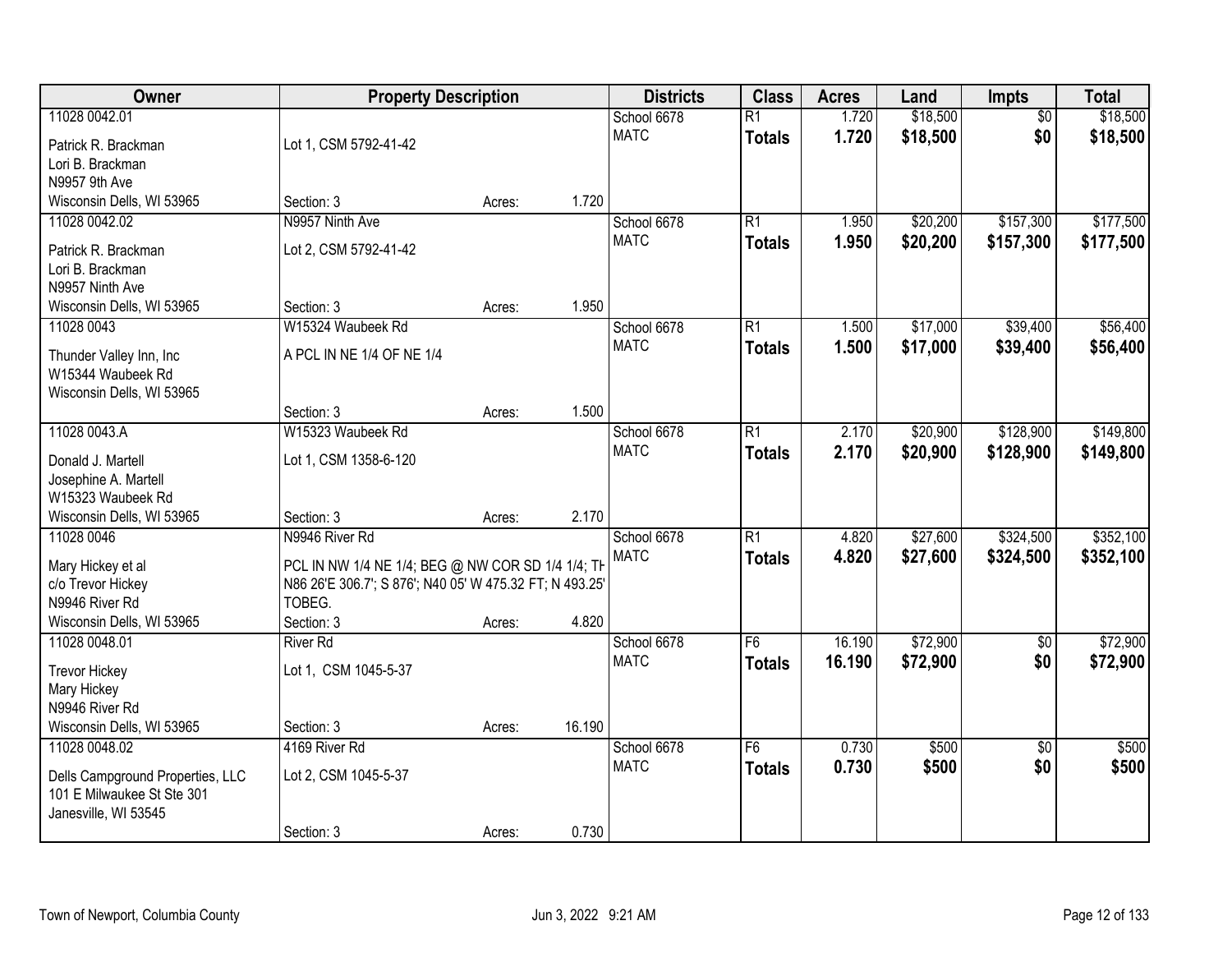| Owner | Property Description | | | Districts | Class | Acres | Land | Impts | Total |
|---|---|---|---|---|---|---|---|---|---|
| 11028 0042.01 | | | | School 6678 | R1 | 1.720 | $18,500 | $0 | $18,500 |
| Patrick R. Brackman<br>Lori B. Brackman<br>N9957 9th Ave<br>Wisconsin Dells, WI 53965 | Lot 1, CSM 5792-41-42<br><br>Section: 3 | Acres: | 1.720 | MATC | **Totals** | **1.720** | **$18,500** | **$0** | **$18,500** |
| 11028 0042.02 | N9957 Ninth Ave | | | School 6678 | R1 | 1.950 | $20,200 | $157,300 | $177,500 |
| Patrick R. Brackman<br>Lori B. Brackman<br>N9957 Ninth Ave<br>Wisconsin Dells, WI 53965 | Lot 2, CSM 5792-41-42<br><br>Section: 3 | Acres: | 1.950 | MATC | **Totals** | **1.950** | **$20,200** | **$157,300** | **$177,500** |
| 11028 0043 | W15324 Waubeek Rd | | | School 6678 | R1 | 1.500 | $17,000 | $39,400 | $56,400 |
| Thunder Valley Inn, Inc<br>W15344 Waubeek Rd<br>Wisconsin Dells, WI 53965 | A PCL IN NE 1/4 OF NE 1/4<br><br>Section: 3 | Acres: | 1.500 | MATC | **Totals** | **1.500** | **$17,000** | **$39,400** | **$56,400** |
| 11028 0043.A | W15323 Waubeek Rd | | | School 6678 | R1 | 2.170 | $20,900 | $128,900 | $149,800 |
| Donald J. Martell<br>Josephine A. Martell<br>W15323 Waubeek Rd<br>Wisconsin Dells, WI 53965 | Lot 1, CSM 1358-6-120<br><br>Section: 3 | Acres: | 2.170 | MATC | **Totals** | **2.170** | **$20,900** | **$128,900** | **$149,800** |
| 11028 0046 | N9946 River Rd | | | School 6678 | R1 | 4.820 | $27,600 | $324,500 | $352,100 |
| Mary Hickey et al<br>c/o Trevor Hickey<br>N9946 River Rd<br>Wisconsin Dells, WI 53965 | PCL IN NW 1/4 NE 1/4; BEG @ NW COR SD 1/4 1/4; TH N86 26'E 306.7'; S 876'; N40 05' W 475.32 FT; N 493.25' TOBEG.<br>Section: 3 | Acres: | 4.820 | MATC | **Totals** | **4.820** | **$27,600** | **$324,500** | **$352,100** |
| 11028 0048.01 | River Rd | | | School 6678 | F6 | 16.190 | $72,900 | $0 | $72,900 |
| Trevor Hickey<br>Mary Hickey<br>N9946 River Rd<br>Wisconsin Dells, WI 53965 | Lot 1, CSM 1045-5-37<br><br>Section: 3 | Acres: | 16.190 | MATC | **Totals** | **16.190** | **$72,900** | **$0** | **$72,900** |
| 11028 0048.02 | 4169 River Rd | | | School 6678 | F6 | 0.730 | $500 | $0 | $500 |
| Dells Campground Properties, LLC<br>101 E Milwaukee St Ste 301<br>Janesville, WI 53545 | Lot 2, CSM 1045-5-37<br><br>Section: 3 | Acres: | 0.730 | MATC | **Totals** | **0.730** | **$500** | **$0** | **$500** |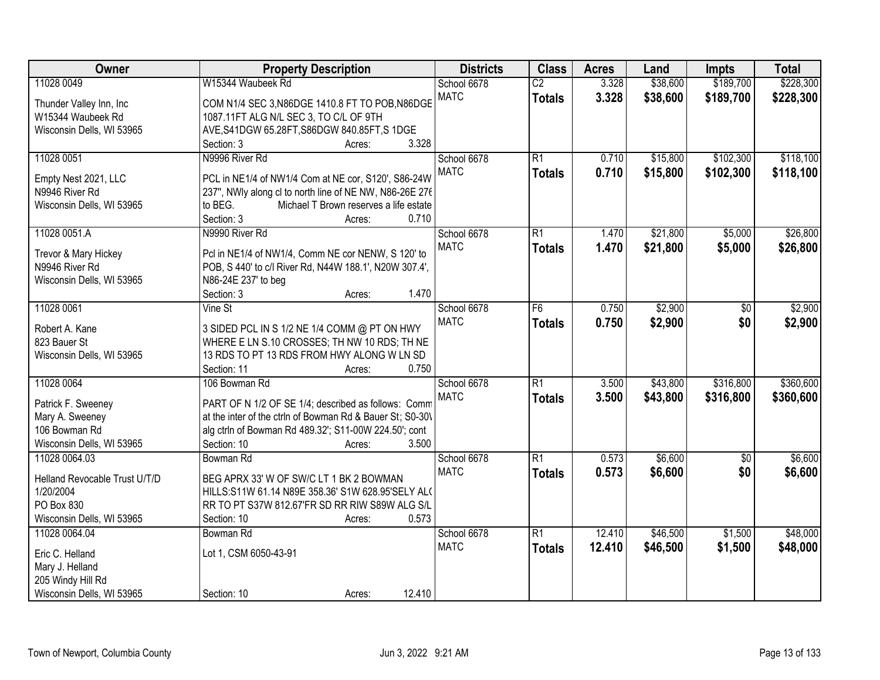| Owner | Property Description | Districts | Class | Acres | Land | Impts | Total |
|---|---|---|---|---|---|---|---|
| 11028 0049<br>Thunder Valley Inn, Inc<br>W15344 Waubeek Rd<br>Wisconsin Dells, WI 53965 | W15344 Waubeek Rd<br>COM N1/4 SEC 3,N86DGE 1410.8 FT TO POB,N86DGE 1087.11FT ALG N/L SEC 3, TO C/L OF 9TH AVE,S41DGW 65.28FT,S86DGW 840.85FT,S 1DGE<br>Section: 3 Acres: 3.328 | School 6678<br>MATC | C2<br>**Totals** | 3.328<br>**3.328** | $38,600<br>**$38,600** | $189,700<br>**$189,700** | $228,300<br>**$228,300** |
| 11028 0051<br>Empty Nest 2021, LLC<br>N9946 River Rd<br>Wisconsin Dells, WI 53965 | N9996 River Rd<br>PCL in NE1/4 of NW1/4 Com at NE cor, S120', S86-24W 237", NWly along cl to north line of NE NW, N86-26E 276 to BEG. Michael T Brown reserves a life estate<br>Section: 3 Acres: 0.710 | School 6678<br>MATC | R1<br>**Totals** | 0.710<br>**0.710** | $15,800<br>**$15,800** | $102,300<br>**$102,300** | $118,100<br>**$118,100** |
| 11028 0051.A<br>Trevor & Mary Hickey<br>N9946 River Rd<br>Wisconsin Dells, WI 53965 | N9990 River Rd<br>Pcl in NE1/4 of NW1/4, Comm NE cor NENW, S 120' to POB, S 440' to c/l River Rd, N44W 188.1', N20W 307.4', N86-24E 237' to beg<br>Section: 3 Acres: 1.470 | School 6678<br>MATC | R1<br>**Totals** | 1.470<br>**1.470** | $21,800<br>**$21,800** | $5,000<br>**$5,000** | $26,800<br>**$26,800** |
| 11028 0061<br>Robert A. Kane<br>823 Bauer St<br>Wisconsin Dells, WI 53965 | Vine St<br>3 SIDED PCL IN S 1/2 NE 1/4 COMM @ PT ON HWY WHERE E LN S.10 CROSSES; TH NW 10 RDS; TH NE 13 RDS TO PT 13 RDS FROM HWY ALONG W LN SD<br>Section: 11 Acres: 0.750 | School 6678<br>MATC | F6<br>**Totals** | 0.750<br>**0.750** | $2,900<br>**$2,900** | $0<br>**$0** | $2,900<br>**$2,900** |
| 11028 0064<br>Patrick F. Sweeney<br>Mary A. Sweeney<br>106 Bowman Rd<br>Wisconsin Dells, WI 53965 | 106 Bowman Rd<br>PART OF N 1/2 OF SE 1/4; described as follows: Comm at the inter of the ctrln of Bowman Rd & Bauer St; S0-30\ alg ctrln of Bowman Rd 489.32'; S11-00W 224.50'; cont<br>Section: 10 Acres: 3.500 | School 6678<br>MATC | R1<br>**Totals** | 3.500<br>**3.500** | $43,800<br>**$43,800** | $316,800<br>**$316,800** | $360,600<br>**$360,600** |
| 11028 0064.03<br>Helland Revocable Trust U/T/D 1/20/2004<br>PO Box 830<br>Wisconsin Dells, WI 53965 | Bowman Rd<br>BEG APRX 33' W OF SW/C LT 1 BK 2 BOWMAN HILLS:S11W 61.14 N89E 358.36' S1W 628.95'SELY ALG RR TO PT S37W 812.67'FR SD RR RIW S89W ALG S/L<br>Section: 10 Acres: 0.573 | School 6678<br>MATC | R1<br>**Totals** | 0.573<br>**0.573** | $6,600<br>**$6,600** | $0<br>**$0** | $6,600<br>**$6,600** |
| 11028 0064.04<br>Eric C. Helland<br>Mary J. Helland<br>205 Windy Hill Rd<br>Wisconsin Dells, WI 53965 | Bowman Rd<br>Lot 1, CSM 6050-43-91<br>Section: 10 Acres: 12.410 | School 6678<br>MATC | R1<br>**Totals** | 12.410<br>**12.410** | $46,500<br>**$46,500** | $1,500<br>**$1,500** | $48,000<br>**$48,000** |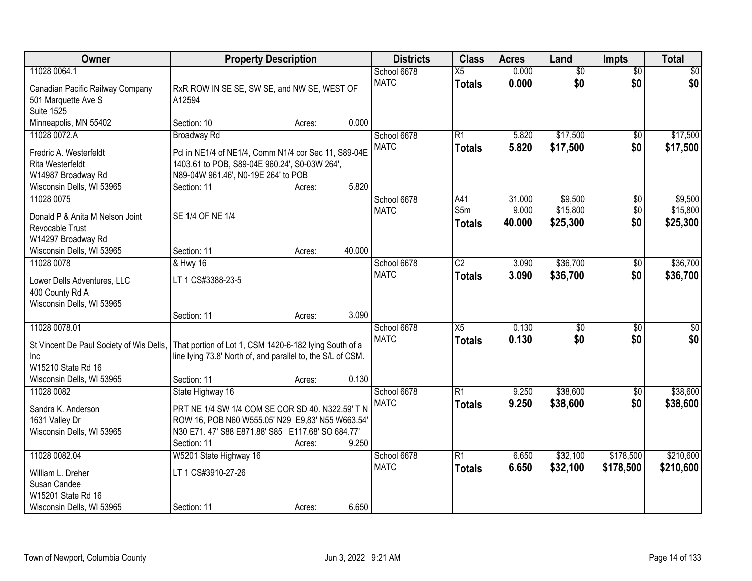| Owner | Property Description | Districts | Class | Acres | Land | Impts | Total |
|---|---|---|---|---|---|---|---|
| 11028 0064.1<br>Canadian Pacific Railway Company<br>501 Marquette Ave S<br>Suite 1525<br>Minneapolis, MN 55402 | RxR ROW IN SE SE, SW SE, and NW SE, WEST OF A12594<br>Section: 10 Acres: 0.000 | School 6678<br>MATC | X5<br>**Totals** | 0.000<br>**0.000** | $0<br>**$0** | $0<br>**$0** | $0<br>**$0** |
| 11028 0072.A<br>Fredric A. Westerfeldt<br>Rita Westerfeldt<br>W14987 Broadway Rd<br>Wisconsin Dells, WI 53965 | Broadway Rd<br>Pcl in NE1/4 of NE1/4, Comm N1/4 cor Sec 11, S89-04E 1403.61 to POB, S89-04E 960.24', S0-03W 264', N89-04W 961.46', N0-19E 264' to POB<br>Section: 11 Acres: 5.820 | School 6678<br>MATC | R1<br>**Totals** | 5.820<br>**5.820** | $17,500<br>**$17,500** | $0<br>**$0** | $17,500<br>**$17,500** |
| 11028 0075<br>Donald P & Anita M Nelson Joint Revocable Trust<br>W14297 Broadway Rd<br>Wisconsin Dells, WI 53965 | SE 1/4 OF NE 1/4<br>Section: 11 Acres: 40.000 | School 6678<br>MATC | A41<br>S5m<br>**Totals** | 31.000<br>9.000<br>**40.000** | $9,500<br>$15,800<br>**$25,300** | $0<br>$0<br>**$0** | $9,500<br>$15,800<br>**$25,300** |
| 11028 0078<br>Lower Dells Adventures, LLC<br>400 County Rd A<br>Wisconsin Dells, WI 53965 | & Hwy 16<br>LT 1 CS#3388-23-5<br>Section: 11 Acres: 3.090 | School 6678<br>MATC | C2<br>**Totals** | 3.090<br>**3.090** | $36,700<br>**$36,700** | $0<br>**$0** | $36,700<br>**$36,700** |
| 11028 0078.01<br>St Vincent De Paul Society of Wis Dells, Inc<br>W15210 State Rd 16<br>Wisconsin Dells, WI 53965 | That portion of Lot 1, CSM 1420-6-182 lying South of a line lying 73.8' North of, and parallel to, the S/L of CSM.<br>Section: 11 Acres: 0.130 | School 6678<br>MATC | X5<br>**Totals** | 0.130<br>**0.130** | $0<br>**$0** | $0<br>**$0** | $0<br>**$0** |
| 11028 0082<br>Sandra K. Anderson<br>1631 Valley Dr<br>Wisconsin Dells, WI 53965 | State Highway 16<br>PRT NE 1/4 SW 1/4 COM SE COR SD 40. N322.59' T N ROW 16, POB N60 W555.05' N29 E9,83' N55 W663.54' N30 E71. 47' S88 E871.88' S85 E117.68' SO 684.77'<br>Section: 11 Acres: 9.250 | School 6678<br>MATC | R1<br>**Totals** | 9.250<br>**9.250** | $38,600<br>**$38,600** | $0<br>**$0** | $38,600<br>**$38,600** |
| 11028 0082.04<br>William L. Dreher<br>Susan Candee<br>W15201 State Rd 16<br>Wisconsin Dells, WI 53965 | W5201 State Highway 16<br>LT 1 CS#3910-27-26<br>Section: 11 Acres: 6.650 | School 6678<br>MATC | R1<br>**Totals** | 6.650<br>**6.650** | $32,100<br>**$32,100** | $178,500<br>**$178,500** | $210,600<br>**$210,600** |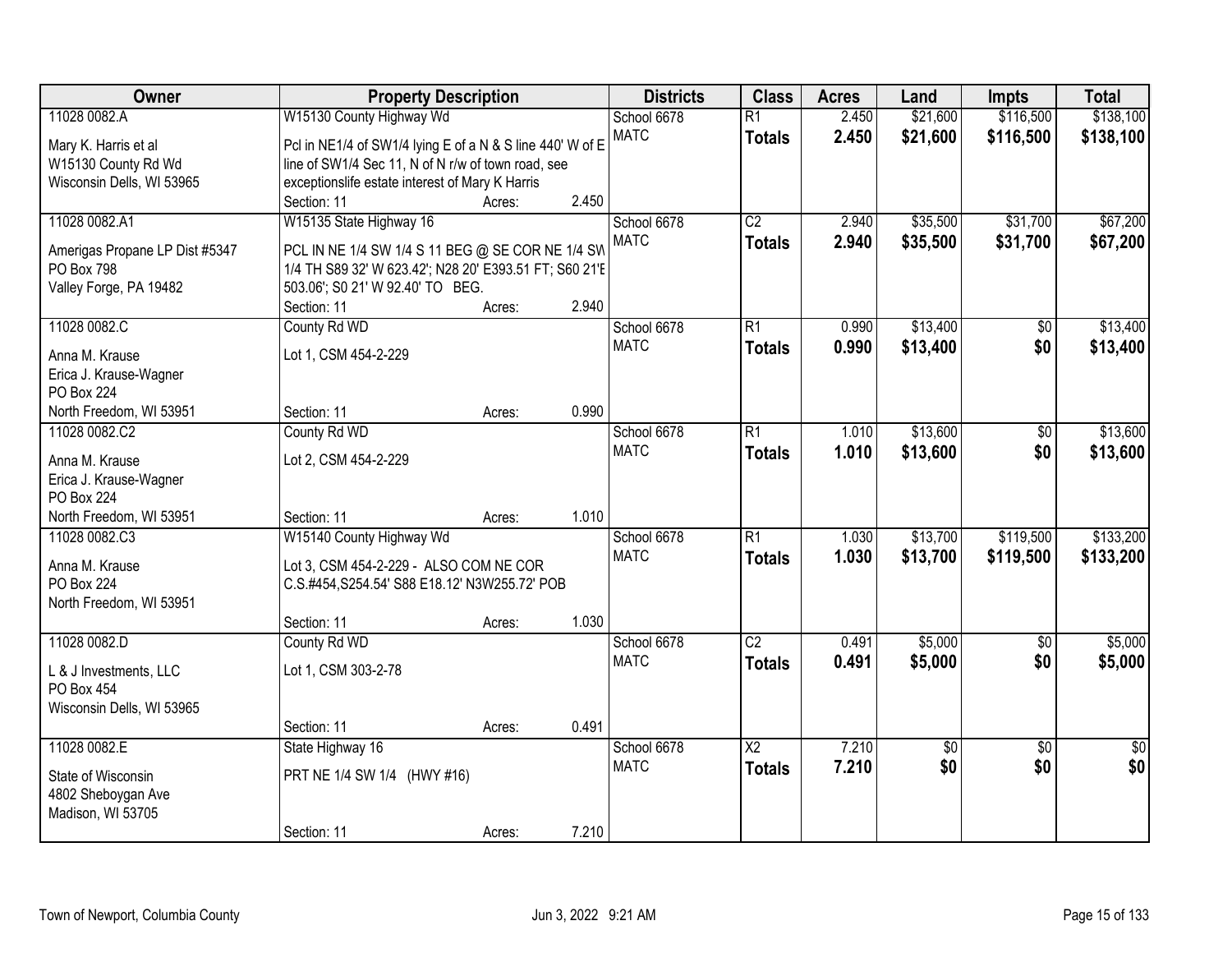| Owner | Property Description | Districts | Class | Acres | Land | Impts | Total |
|---|---|---|---|---|---|---|---|
| 11028 0082.A<br>Mary K. Harris et al<br>W15130 County Rd Wd<br>Wisconsin Dells, WI 53965 | W15130 County Highway Wd<br>Pcl in NE1/4 of SW1/4 lying E of a N & S line 440' W of E line of SW1/4 Sec 11, N of N r/w of town road, see exceptionslife estate interest of Mary K Harris<br>Section: 11 Acres: 2.450 | School 6678<br>MATC | R1<br>**Totals** | 2.450<br>**2.450** | $21,600<br>**$21,600** | $116,500<br>**$116,500** | $138,100<br>**$138,100** |
| 11028 0082.A1<br>Amerigas Propane LP Dist #5347<br>PO Box 798<br>Valley Forge, PA 19482 | W15135 State Highway 16<br>PCL IN NE 1/4 SW 1/4 S 11 BEG @ SE COR NE 1/4 SW 1/4 TH S89 32' W 623.42'; N28 20' E393.51 FT; S60 21'E 503.06'; S0 21' W 92.40' TO BEG.<br>Section: 11 Acres: 2.940 | School 6678<br>MATC | C2<br>**Totals** | 2.940<br>**2.940** | $35,500<br>**$35,500** | $31,700<br>**$31,700** | $67,200<br>**$67,200** |
| 11028 0082.C<br>Anna M. Krause<br>Erica J. Krause-Wagner<br>PO Box 224<br>North Freedom, WI 53951 | County Rd WD<br>Lot 1, CSM 454-2-229<br>Section: 11 Acres: 0.990 | School 6678<br>MATC | R1<br>**Totals** | 0.990<br>**0.990** | $13,400<br>**$13,400** | $0<br>**$0** | $13,400<br>**$13,400** |
| 11028 0082.C2<br>Anna M. Krause<br>Erica J. Krause-Wagner<br>PO Box 224<br>North Freedom, WI 53951 | County Rd WD<br>Lot 2, CSM 454-2-229<br>Section: 11 Acres: 1.010 | School 6678<br>MATC | R1<br>**Totals** | 1.010<br>**1.010** | $13,600<br>**$13,600** | $0<br>**$0** | $13,600<br>**$13,600** |
| 11028 0082.C3<br>Anna M. Krause<br>PO Box 224<br>North Freedom, WI 53951 | W15140 County Highway Wd<br>Lot 3, CSM 454-2-229 - ALSO COM NE COR C.S.#454,S254.54' S88 E18.12' N3W255.72' POB<br>Section: 11 Acres: 1.030 | School 6678<br>MATC | R1<br>**Totals** | 1.030<br>**1.030** | $13,700<br>**$13,700** | $119,500<br>**$119,500** | $133,200<br>**$133,200** |
| 11028 0082.D<br>L & J Investments, LLC<br>PO Box 454<br>Wisconsin Dells, WI 53965 | County Rd WD<br>Lot 1, CSM 303-2-78<br>Section: 11 Acres: 0.491 | School 6678<br>MATC | C2<br>**Totals** | 0.491<br>**0.491** | $5,000<br>**$5,000** | $0<br>**$0** | $5,000<br>**$5,000** |
| 11028 0082.E<br>State of Wisconsin<br>4802 Sheboygan Ave<br>Madison, WI 53705 | State Highway 16<br>PRT NE 1/4 SW 1/4 (HWY #16)<br>Section: 11 Acres: 7.210 | School 6678<br>MATC | X2<br>**Totals** | 7.210<br>**7.210** | $0<br>**$0** | $0<br>**$0** | $0<br>**$0** |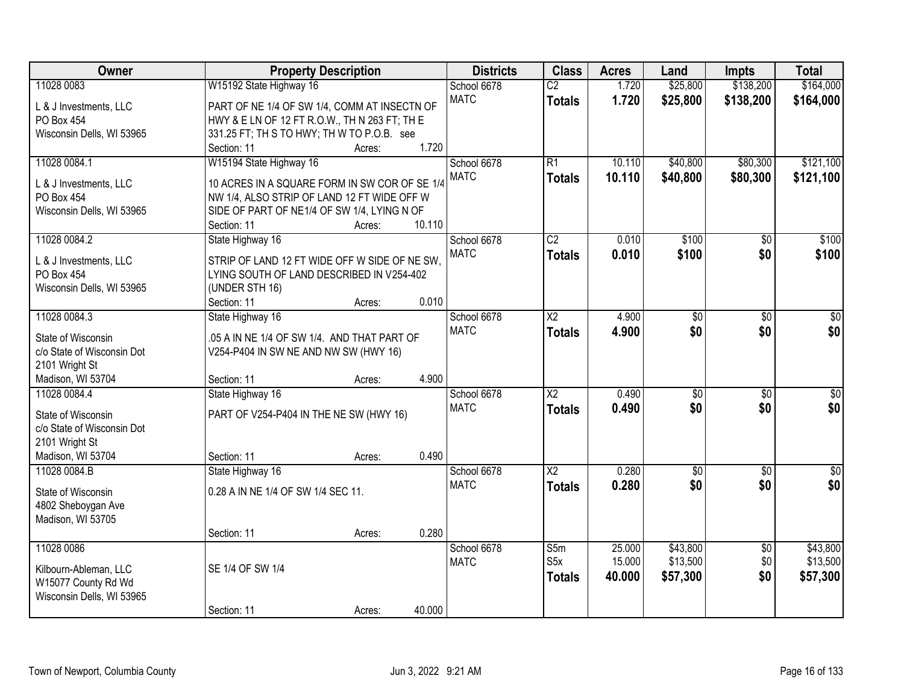| Owner | Property Description | Districts | Class | Acres | Land | Impts | Total |
|---|---|---|---|---|---|---|---|
| 11028 0083<br>L & J Investments, LLC<br>PO Box 454<br>Wisconsin Dells, WI 53965 | W15192 State Highway 16<br>PART OF NE 1/4 OF SW 1/4, COMM AT INSECTN OF HWY & E LN OF 12 FT R.O.W., TH N 263 FT; TH E 331.25 FT; TH S TO HWY; TH W TO P.O.B. see<br>Section: 11 Acres: 1.720 | School 6678<br>MATC | C2<br>**Totals** | 1.720<br>**1.720** | $25,800<br>**$25,800** | $138,200<br>**$138,200** | $164,000<br>**$164,000** |
| 11028 0084.1<br>L & J Investments, LLC<br>PO Box 454<br>Wisconsin Dells, WI 53965 | W15194 State Highway 16<br>10 ACRES IN A SQUARE FORM IN SW COR OF SE 1/4 NW 1/4, ALSO STRIP OF LAND 12 FT WIDE OFF W SIDE OF PART OF NE1/4 OF SW 1/4, LYING N OF<br>Section: 11 Acres: 10.110 | School 6678<br>MATC | R1<br>**Totals** | 10.110<br>**10.110** | $40,800<br>**$40,800** | $80,300<br>**$80,300** | $121,100<br>**$121,100** |
| 11028 0084.2<br>L & J Investments, LLC<br>PO Box 454<br>Wisconsin Dells, WI 53965 | State Highway 16<br>STRIP OF LAND 12 FT WIDE OFF W SIDE OF NE SW, LYING SOUTH OF LAND DESCRIBED IN V254-402 (UNDER STH 16)<br>Section: 11 Acres: 0.010 | School 6678<br>MATC | C2<br>**Totals** | 0.010<br>**0.010** | $100<br>**$100** | $0<br>**$0** | $100<br>**$100** |
| 11028 0084.3<br>State of Wisconsin<br>c/o State of Wisconsin Dot<br>2101 Wright St<br>Madison, WI 53704 | State Highway 16<br>.05 A IN NE 1/4 OF SW 1/4. AND THAT PART OF V254-P404 IN SW NE AND NW SW (HWY 16)<br>Section: 11 Acres: 4.900 | School 6678<br>MATC | X2<br>**Totals** | 4.900<br>**4.900** | $0<br>**$0** | $0<br>**$0** | $0<br>**$0** |
| 11028 0084.4<br>State of Wisconsin<br>c/o State of Wisconsin Dot<br>2101 Wright St<br>Madison, WI 53704 | State Highway 16<br>PART OF V254-P404 IN THE NE SW (HWY 16)<br>Section: 11 Acres: 0.490 | School 6678<br>MATC | X2<br>**Totals** | 0.490<br>**0.490** | $0<br>**$0** | $0<br>**$0** | $0<br>**$0** |
| 11028 0084.B<br>State of Wisconsin<br>4802 Sheboygan Ave<br>Madison, WI 53705 | State Highway 16<br>0.28 A IN NE 1/4 OF SW 1/4 SEC 11.<br>Section: 11 Acres: 0.280 | School 6678<br>MATC | X2<br>**Totals** | 0.280<br>**0.280** | $0<br>**$0** | $0<br>**$0** | $0<br>**$0** |
| 11028 0086<br>Kilbourn-Ableman, LLC<br>W15077 County Rd Wd<br>Wisconsin Dells, WI 53965 | SE 1/4 OF SW 1/4<br>Section: 11 Acres: 40.000 | School 6678<br>MATC | S5m<br>S5x<br>**Totals** | 25.000<br>15.000<br>**40.000** | $43,800<br>$13,500<br>**$57,300** | $0<br>$0<br>**$0** | $43,800<br>$13,500<br>**$57,300** |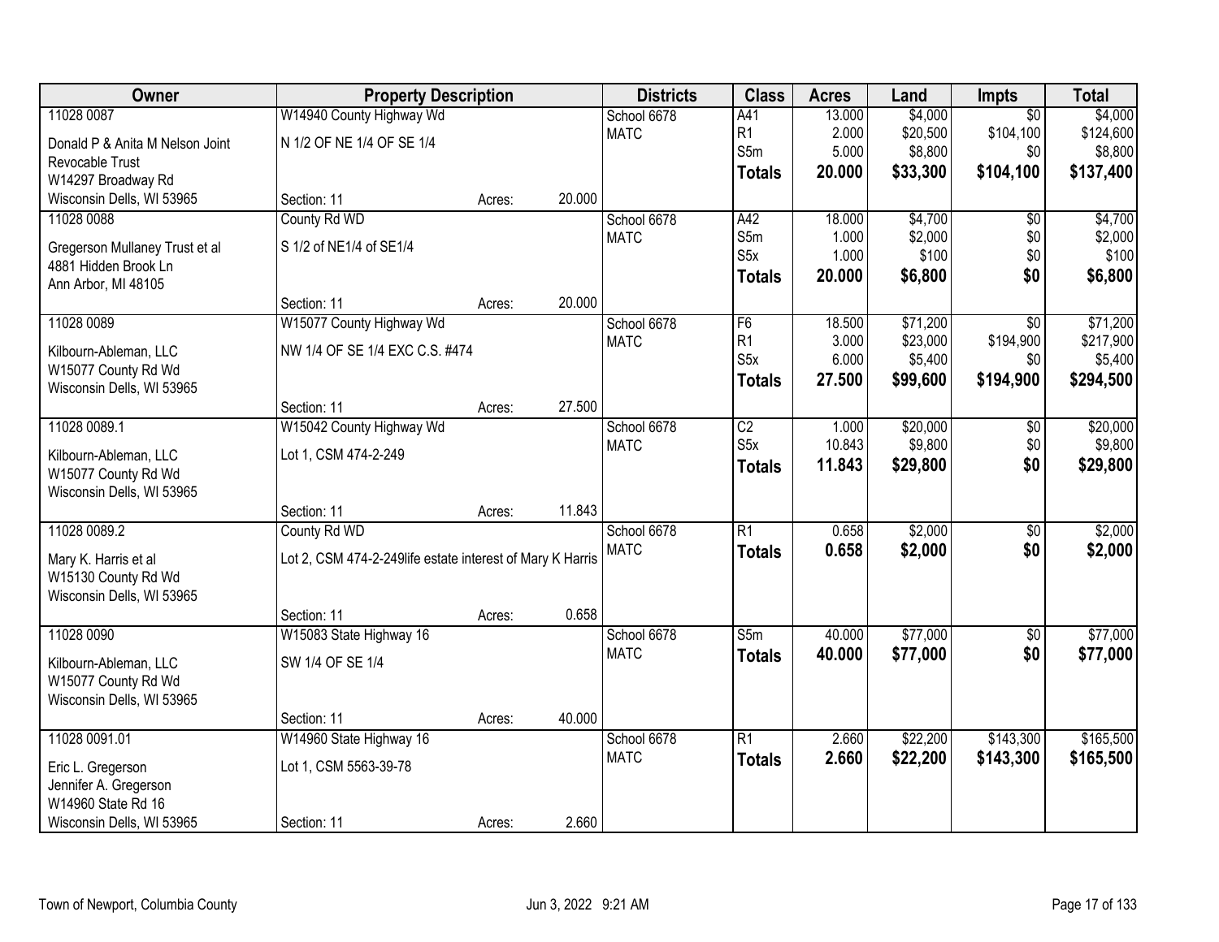| Owner | Property Description | | | Districts | Class | Acres | Land | Impts | Total |
|---|---|---|---|---|---|---|---|---|---|
| 11028 0087 | W14940 County Highway Wd | | | School 6678 | A41 | 13.000 | $4,000 | $0 | $4,000 |
| Donald P & Anita M Nelson Joint Revocable Trust | N 1/2 OF NE 1/4 OF SE 1/4 | | | MATC | R1 | 2.000 | $20,500 | $104,100 | $124,600 |
| W14297 Broadway Rd | | | | | S5m | 5.000 | $8,800 | $0 | $8,800 |
| Wisconsin Dells, WI 53965 | Section: 11 | Acres: | 20.000 | | **Totals** | **20.000** | **$33,300** | **$104,100** | **$137,400** |
| 11028 0088 | County Rd WD | | | School 6678 | A42 | 18.000 | $4,700 | $0 | $4,700 |
| Gregerson Mullaney Trust et al | S 1/2 of NE1/4 of SE1/4 | | | MATC | S5m | 1.000 | $2,000 | $0 | $2,000 |
| 4881 Hidden Brook Ln | | | | | S5x | 1.000 | $100 | $0 | $100 |
| Ann Arbor, MI 48105 | Section: 11 | Acres: | 20.000 | | **Totals** | **20.000** | **$6,800** | **$0** | **$6,800** |
| 11028 0089 | W15077 County Highway Wd | | | School 6678 | F6 | 18.500 | $71,200 | $0 | $71,200 |
| Kilbourn-Ableman, LLC | NW 1/4 OF SE 1/4 EXC C.S. #474 | | | MATC | R1 | 3.000 | $23,000 | $194,900 | $217,900 |
| W15077 County Rd Wd | | | | | S5x | 6.000 | $5,400 | $0 | $5,400 |
| Wisconsin Dells, WI 53965 | Section: 11 | Acres: | 27.500 | | **Totals** | **27.500** | **$99,600** | **$194,900** | **$294,500** |
| 11028 0089.1 | W15042 County Highway Wd | | | School 6678 | C2 | 1.000 | $20,000 | $0 | $20,000 |
| Kilbourn-Ableman, LLC | Lot 1, CSM 474-2-249 | | | MATC | S5x | 10.843 | $9,800 | $0 | $9,800 |
| W15077 County Rd Wd | | | | | **Totals** | **11.843** | **$29,800** | **$0** | **$29,800** |
| Wisconsin Dells, WI 53965 | Section: 11 | Acres: | 11.843 | | | | | | |
| 11028 0089.2 | County Rd WD | | | School 6678 | R1 | 0.658 | $2,000 | $0 | $2,000 |
| Mary K. Harris et al | Lot 2, CSM 474-2-249life estate interest of Mary K Harris | | | MATC | **Totals** | **0.658** | **$2,000** | **$0** | **$2,000** |
| W15130 County Rd Wd | | | | | | | | | |
| Wisconsin Dells, WI 53965 | Section: 11 | Acres: | 0.658 | | | | | | |
| 11028 0090 | W15083 State Highway 16 | | | School 6678 | S5m | 40.000 | $77,000 | $0 | $77,000 |
| Kilbourn-Ableman, LLC | SW 1/4 OF SE 1/4 | | | MATC | **Totals** | **40.000** | **$77,000** | **$0** | **$77,000** |
| W15077 County Rd Wd | | | | | | | | | |
| Wisconsin Dells, WI 53965 | Section: 11 | Acres: | 40.000 | | | | | | |
| 11028 0091.01 | W14960 State Highway 16 | | | School 6678 | R1 | 2.660 | $22,200 | $143,300 | $165,500 |
| Eric L. Gregerson | Lot 1, CSM 5563-39-78 | | | MATC | **Totals** | **2.660** | **$22,200** | **$143,300** | **$165,500** |
| Jennifer A. Gregerson | | | | | | | | | |
| W14960 State Rd 16 | | | | | | | | | |
| Wisconsin Dells, WI 53965 | Section: 11 | Acres: | 2.660 | | | | | | |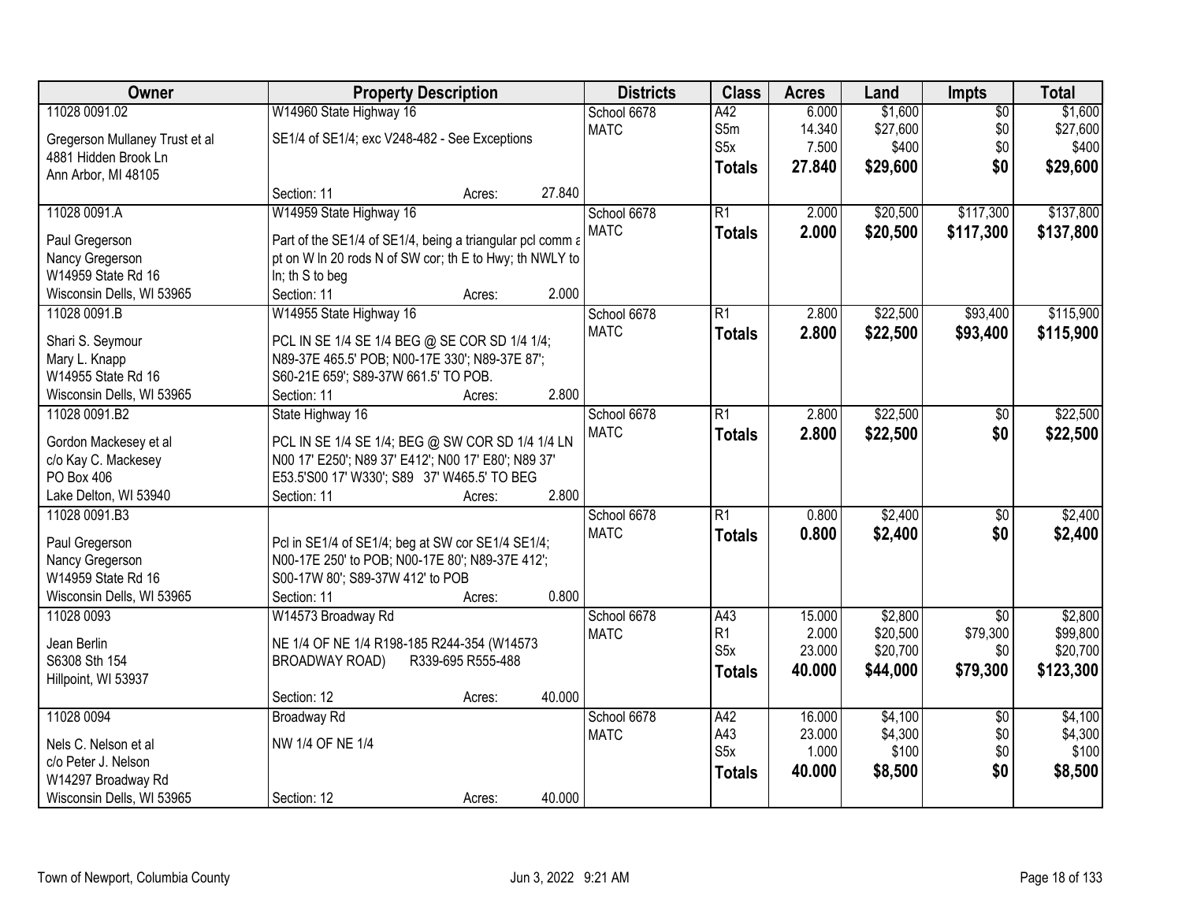| Owner | Property Description | Districts | Class | Acres | Land | Impts | Total |
|---|---|---|---|---|---|---|---|
| 11028 0091.02<br>Gregerson Mullaney Trust et al<br>4881 Hidden Brook Ln<br>Ann Arbor, MI 48105 | W14960 State Highway 16<br>SE1/4 of SE1/4; exc V248-482 - See Exceptions<br>Section: 11 Acres: 27.840 | School 6678<br>MATC | A42<br>S5m<br>S5x<br>**Totals** | 6.000<br>14.340<br>7.500<br>**27.840** | $1,600<br>$27,600<br>$400<br>**$29,600** | $0<br>$0<br>$0<br>**$0** | $1,600<br>$27,600<br>$400<br>**$29,600** |
| 11028 0091.A<br>Paul Gregerson<br>Nancy Gregerson<br>W14959 State Rd 16<br>Wisconsin Dells, WI 53965 | W14959 State Highway 16<br>Part of the SE1/4 of SE1/4, being a triangular pcl comm a pt on W ln 20 rods N of SW cor; th E to Hwy; th NWLY to ln; th S to beg<br>Section: 11 Acres: 2.000 | School 6678<br>MATC | R1<br>**Totals** | 2.000<br>**2.000** | $20,500<br>**$20,500** | $117,300<br>**$117,300** | $137,800<br>**$137,800** |
| 11028 0091.B<br>Shari S. Seymour<br>Mary L. Knapp<br>W14955 State Rd 16<br>Wisconsin Dells, WI 53965 | W14955 State Highway 16<br>PCL IN SE 1/4 SE 1/4 BEG @ SE COR SD 1/4 1/4; N89-37E 465.5' POB; N00-17E 330'; N89-37E 87'; S60-21E 659'; S89-37W 661.5' TO POB.<br>Section: 11 Acres: 2.800 | School 6678<br>MATC | R1<br>**Totals** | 2.800<br>**2.800** | $22,500<br>**$22,500** | $93,400<br>**$93,400** | $115,900<br>**$115,900** |
| 11028 0091.B2<br>Gordon Mackesey et al<br>c/o Kay C. Mackesey<br>PO Box 406<br>Lake Delton, WI 53940 | State Highway 16<br>PCL IN SE 1/4 SE 1/4; BEG @ SW COR SD 1/4 1/4 LN N00 17' E250'; N89 37' E412'; N00 17' E80'; N89 37' E53.5'S00 17' W330'; S89 37' W465.5' TO BEG<br>Section: 11 Acres: 2.800 | School 6678<br>MATC | R1<br>**Totals** | 2.800<br>**2.800** | $22,500<br>**$22,500** | $0<br>**$0** | $22,500<br>**$22,500** |
| 11028 0091.B3<br>Paul Gregerson<br>Nancy Gregerson<br>W14959 State Rd 16<br>Wisconsin Dells, WI 53965 | Pcl in SE1/4 of SE1/4; beg at SW cor SE1/4 SE1/4; N00-17E 250' to POB; N00-17E 80'; N89-37E 412'; S00-17W 80'; S89-37W 412' to POB<br>Section: 11 Acres: 0.800 | School 6678<br>MATC | R1<br>**Totals** | 0.800<br>**0.800** | $2,400<br>**$2,400** | $0<br>**$0** | $2,400<br>**$2,400** |
| 11028 0093<br>Jean Berlin<br>S6308 Sth 154<br>Hillpoint, WI 53937 | W14573 Broadway Rd<br>NE 1/4 OF NE 1/4 R198-185 R244-354 (W14573 BROADWAY ROAD) R339-695 R555-488<br>Section: 12 Acres: 40.000 | School 6678<br>MATC | A43<br>R1<br>S5x<br>**Totals** | 15.000<br>2.000<br>23.000<br>**40.000** | $2,800<br>$20,500<br>$20,700<br>**$44,000** | $0<br>$79,300<br>$0<br>**$79,300** | $2,800<br>$99,800<br>$20,700<br>**$123,300** |
| 11028 0094<br>Nels C. Nelson et al<br>c/o Peter J. Nelson<br>W14297 Broadway Rd<br>Wisconsin Dells, WI 53965 | Broadway Rd<br>NW 1/4 OF NE 1/4<br>Section: 12 Acres: 40.000 | School 6678<br>MATC | A42<br>A43<br>S5x<br>**Totals** | 16.000<br>23.000<br>1.000<br>**40.000** | $4,100<br>$4,300<br>$100<br>**$8,500** | $0<br>$0<br>$0<br>**$0** | $4,100<br>$4,300<br>$100<br>**$8,500** |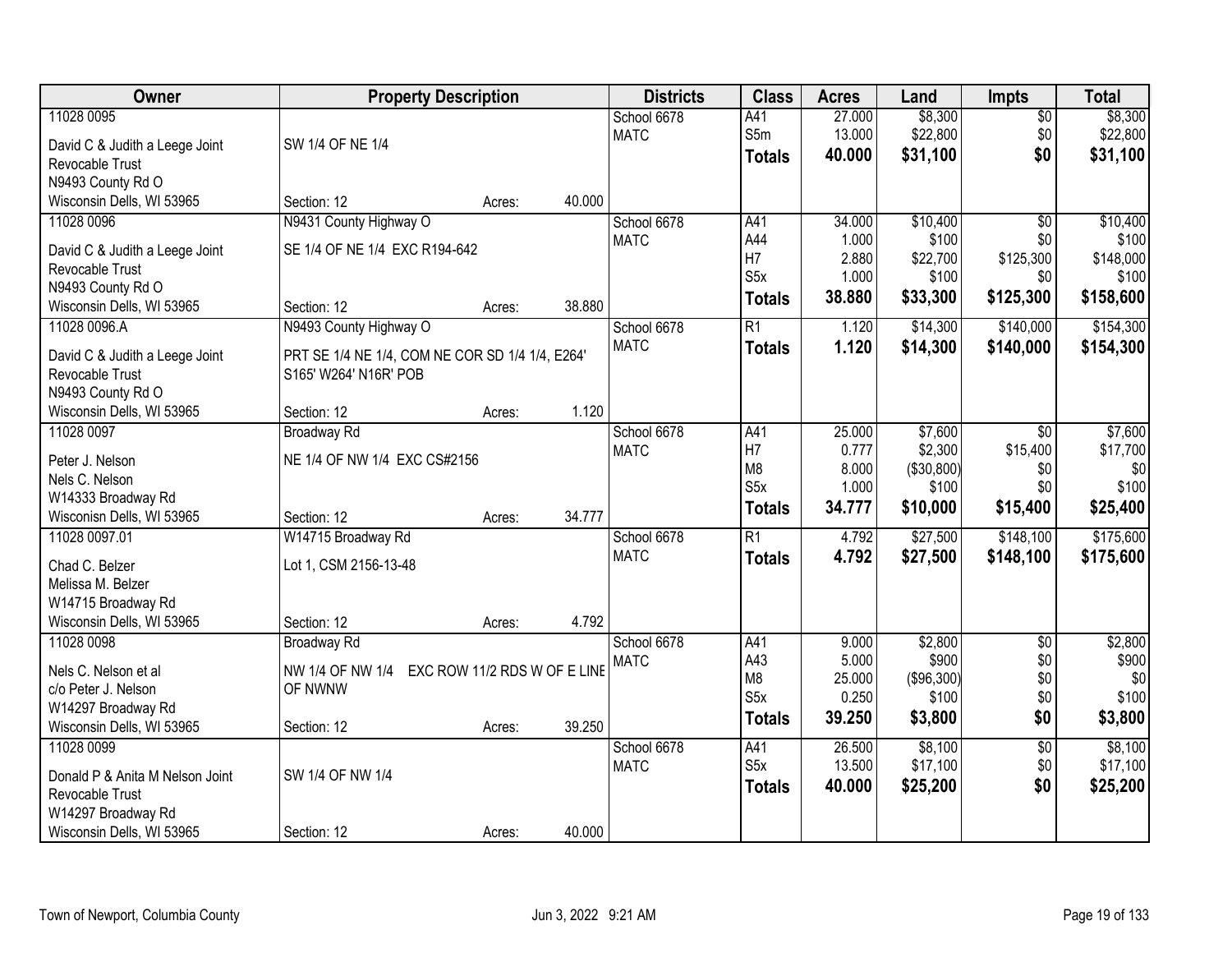| Owner | Property Description | Districts | Class | Acres | Land | Impts | Total |
|---|---|---|---|---|---|---|---|
| 11028 0095<br>David C & Judith a Leege Joint Revocable Trust<br>N9493 County Rd O<br>Wisconsin Dells, WI 53965 | SW 1/4 OF NE 1/4<br>Section: 12 Acres: 40.000 | School 6678<br>MATC | A41<br>S5m<br>**Totals** | 27.000<br>13.000<br>**40.000** | $8,300<br>$22,800<br>**$31,100** | $0<br>$0<br>**$0** | $8,300<br>$22,800<br>**$31,100** |
| 11028 0096<br>David C & Judith a Leege Joint Revocable Trust<br>N9493 County Rd O<br>Wisconsin Dells, WI 53965 | N9431 County Highway O<br>SE 1/4 OF NE 1/4 EXC R194-642<br>Section: 12 Acres: 38.880 | School 6678<br>MATC | A41<br>A44<br>H7<br>S5x<br>**Totals** | 34.000<br>1.000<br>2.880<br>1.000<br>**38.880** | $10,400<br>$100<br>$22,700<br>$100<br>**$33,300** | $0<br>$0<br>$125,300<br>$0<br>**$125,300** | $10,400<br>$100<br>$148,000<br>$100<br>**$158,600** |
| 11028 0096.A<br>David C & Judith a Leege Joint Revocable Trust<br>N9493 County Rd O<br>Wisconsin Dells, WI 53965 | N9493 County Highway O<br>PRT SE 1/4 NE 1/4, COM NE COR SD 1/4 1/4, E264' S165' W264' N16R' POB<br>Section: 12 Acres: 1.120 | School 6678<br>MATC | R1<br>**Totals** | 1.120<br>**1.120** | $14,300<br>**$14,300** | $140,000<br>**$140,000** | $154,300<br>**$154,300** |
| 11028 0097<br>Peter J. Nelson<br>Nels C. Nelson<br>W14333 Broadway Rd<br>Wisconisn Dells, WI 53965 | Broadway Rd<br>NE 1/4 OF NW 1/4 EXC CS#2156<br>Section: 12 Acres: 34.777 | School 6678<br>MATC | A41<br>H7<br>M8<br>S5x<br>**Totals** | 25.000<br>0.777<br>8.000<br>1.000<br>**34.777** | $7,600<br>$2,300<br>($30,800)<br>$100<br>**$10,000** | $0<br>$15,400<br>$0<br>$0<br>**$15,400** | $7,600<br>$17,700<br>$0<br>$100<br>**$25,400** |
| 11028 0097.01<br>Chad C. Belzer<br>Melissa M. Belzer<br>W14715 Broadway Rd<br>Wisconsin Dells, WI 53965 | W14715 Broadway Rd<br>Lot 1, CSM 2156-13-48<br>Section: 12 Acres: 4.792 | School 6678<br>MATC | R1<br>**Totals** | 4.792<br>**4.792** | $27,500<br>**$27,500** | $148,100<br>**$148,100** | $175,600<br>**$175,600** |
| 11028 0098<br>Nels C. Nelson et al<br>c/o Peter J. Nelson<br>W14297 Broadway Rd<br>Wisconsin Dells, WI 53965 | Broadway Rd<br>NW 1/4 OF NW 1/4 EXC ROW 11/2 RDS W OF E LINE OF NWNW<br>Section: 12 Acres: 39.250 | School 6678<br>MATC | A41<br>A43<br>M8<br>S5x<br>**Totals** | 9.000<br>5.000<br>25.000<br>0.250<br>**39.250** | $2,800<br>$900<br>($96,300)<br>$100<br>**$3,800** | $0<br>$0<br>$0<br>$0<br>**$0** | $2,800<br>$900<br>$0<br>$100<br>**$3,800** |
| 11028 0099<br>Donald P & Anita M Nelson Joint Revocable Trust<br>W14297 Broadway Rd<br>Wisconsin Dells, WI 53965 | SW 1/4 OF NW 1/4<br>Section: 12 Acres: 40.000 | School 6678<br>MATC | A41<br>S5x<br>**Totals** | 26.500<br>13.500<br>**40.000** | $8,100<br>$17,100<br>**$25,200** | $0<br>$0<br>**$0** | $8,100<br>$17,100<br>**$25,200** |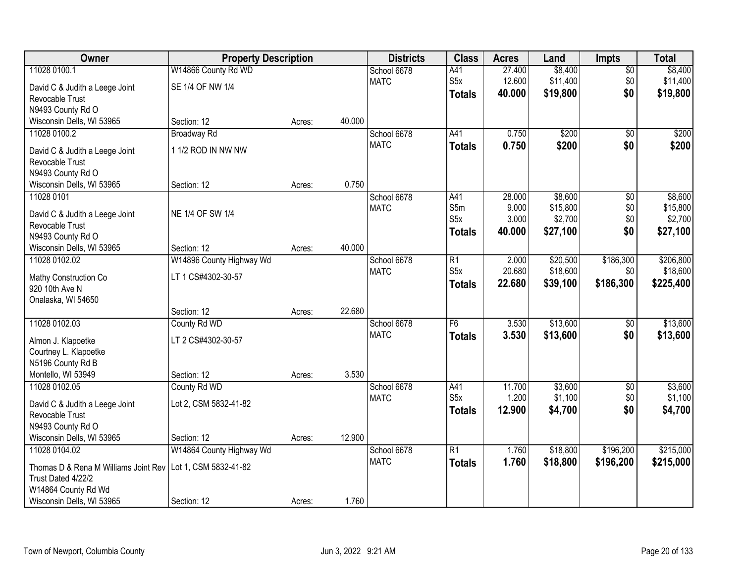| Owner | Property Description | | | Districts | Class | Acres | Land | Impts | Total |
|---|---|---|---|---|---|---|---|---|---|
| 11028 0100.1 | W14866 County Rd WD | | | School 6678 | A41 | 27.400 | $8,400 | $0 | $8,400 |
| David C & Judith a Leege Joint Revocable Trust | SE 1/4 OF NW 1/4 | | | MATC | S5x | 12.600 | $11,400 | $0 | $11,400 |
| N9493 County Rd O | | | | | **Totals** | **40.000** | **$19,800** | **$0** | **$19,800** |
| Wisconsin Dells, WI 53965 | Section: 12 | Acres: | 40.000 | | | | | | |
| 11028 0100.2 | Broadway Rd | | | School 6678 | A41 | 0.750 | $200 | $0 | $200 |
| David C & Judith a Leege Joint Revocable Trust | 1 1/2 ROD IN NW NW | | | MATC | **Totals** | **0.750** | **$200** | **$0** | **$200** |
| N9493 County Rd O | | | | | | | | | |
| Wisconsin Dells, WI 53965 | Section: 12 | Acres: | 0.750 | | | | | | |
| 11028 0101 | | | | School 6678 | A41 | 28.000 | $8,600 | $0 | $8,600 |
| David C & Judith a Leege Joint Revocable Trust | NE 1/4 OF SW 1/4 | | | MATC | S5m | 9.000 | $15,800 | $0 | $15,800 |
| N9493 County Rd O | | | | | S5x | 3.000 | $2,700 | $0 | $2,700 |
| | | | | | **Totals** | **40.000** | **$27,100** | **$0** | **$27,100** |
| Wisconsin Dells, WI 53965 | Section: 12 | Acres: | 40.000 | | | | | | |
| 11028 0102.02 | W14896 County Highway Wd | | | School 6678 | R1 | 2.000 | $20,500 | $186,300 | $206,800 |
| Mathy Construction Co | LT 1 CS#4302-30-57 | | | MATC | S5x | 20.680 | $18,600 | $0 | $18,600 |
| 920 10th Ave N | | | | | **Totals** | **22.680** | **$39,100** | **$186,300** | **$225,400** |
| Onalaska, WI 54650 | | | | | | | | | |
| | Section: 12 | Acres: | 22.680 | | | | | | |
| 11028 0102.03 | County Rd WD | | | School 6678 | F6 | 3.530 | $13,600 | $0 | $13,600 |
| Almon J. Klapoetke | LT 2 CS#4302-30-57 | | | MATC | **Totals** | **3.530** | **$13,600** | **$0** | **$13,600** |
| Courtney L. Klapoetke | | | | | | | | | |
| N5196 County Rd B | | | | | | | | | |
| Montello, WI 53949 | Section: 12 | Acres: | 3.530 | | | | | | |
| 11028 0102.05 | County Rd WD | | | School 6678 | A41 | 11.700 | $3,600 | $0 | $3,600 |
| David C & Judith a Leege Joint Revocable Trust | Lot 2, CSM 5832-41-82 | | | MATC | S5x | 1.200 | $1,100 | $0 | $1,100 |
| N9493 County Rd O | | | | | **Totals** | **12.900** | **$4,700** | **$0** | **$4,700** |
| Wisconsin Dells, WI 53965 | Section: 12 | Acres: | 12.900 | | | | | | |
| 11028 0104.02 | W14864 County Highway Wd | | | School 6678 | R1 | 1.760 | $18,800 | $196,200 | $215,000 |
| Thomas D & Rena M Williams Joint Rev Trust Dated 4/22/2 | Lot 1, CSM 5832-41-82 | | | MATC | **Totals** | **1.760** | **$18,800** | **$196,200** | **$215,000** |
| W14864 County Rd Wd | | | | | | | | | |
| Wisconsin Dells, WI 53965 | Section: 12 | Acres: | 1.760 | | | | | | |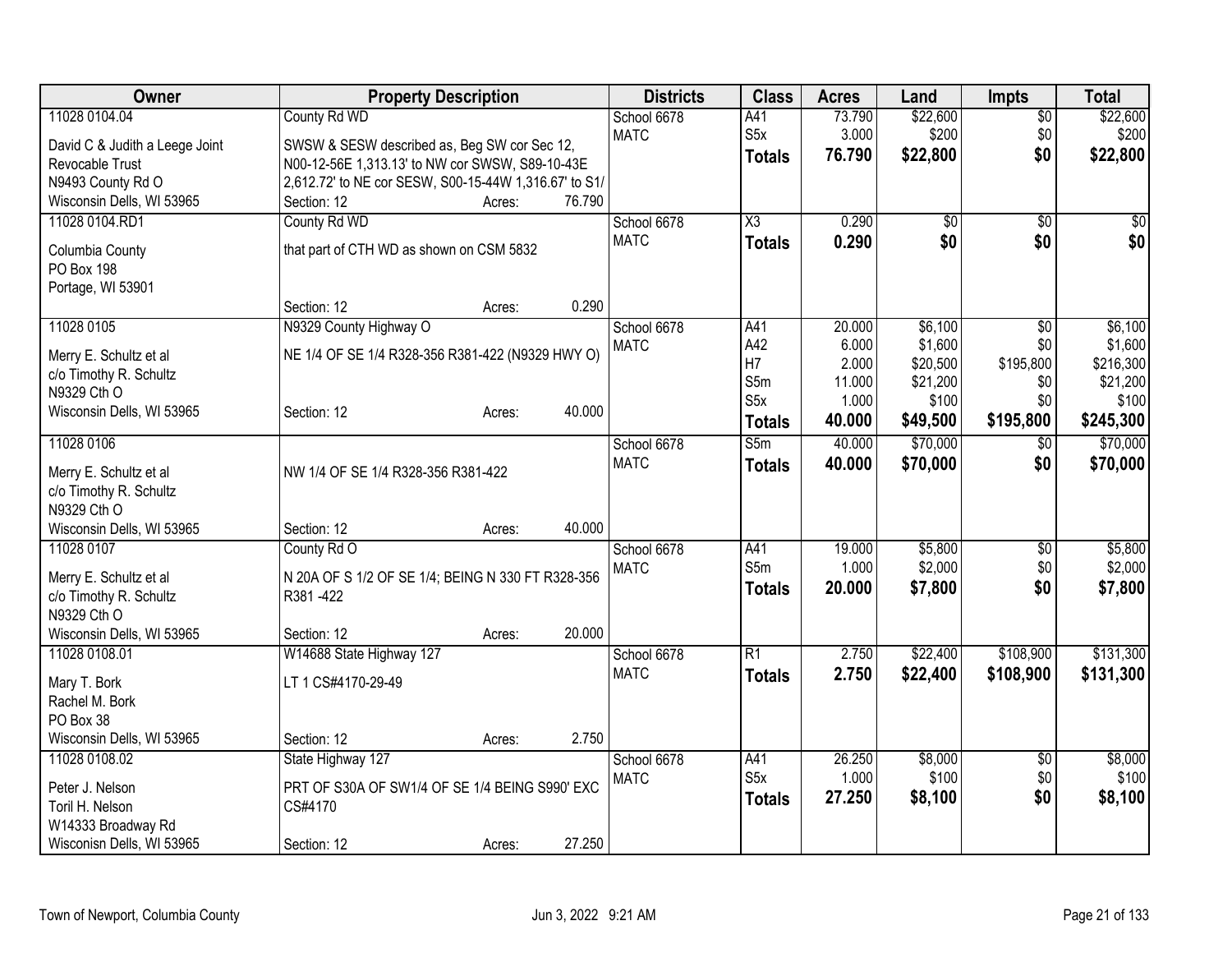| Owner | Property Description | Districts | Class | Acres | Land | Impts | Total |
|---|---|---|---|---|---|---|---|
| 11028 0104.04 | County Rd WD | School 6678 | A41 | 73.790 | $22,600 | $0 | $22,600 |
| David C & Judith a Leege Joint Revocable Trust<br>N9493 County Rd O<br>Wisconsin Dells, WI 53965 | SWSW & SESW described as, Beg SW cor Sec 12, N00-12-56E 1,313.13' to NW cor SWSW, S89-10-43E 2,612.72' to NE cor SESW, S00-15-44W 1,316.67' to S1/<br>Section: 12 Acres: 76.790 | MATC | S5x | 3.000 | $200 | $0 | $200 |
| | | | **Totals** | **76.790** | **$22,800** | **$0** | **$22,800** |
| 11028 0104.RD1 | County Rd WD | School 6678 | X3 | 0.290 | $0 | $0 | $0 |
| Columbia County<br>PO Box 198<br>Portage, WI 53901 | that part of CTH WD as shown on CSM 5832<br>Section: 12 Acres: 0.290 | MATC | **Totals** | **0.290** | **$0** | **$0** | **$0** |
| 11028 0105 | N9329 County Highway O | School 6678 | A41 | 20.000 | $6,100 | $0 | $6,100 |
| Merry E. Schultz et al<br>c/o Timothy R. Schultz<br>N9329 Cth O<br>Wisconsin Dells, WI 53965 | NE 1/4 OF SE 1/4 R328-356 R381-422 (N9329 HWY O)<br>Section: 12 Acres: 40.000 | MATC | A42 | 6.000 | $1,600 | $0 | $1,600 |
| | | | H7 | 2.000 | $20,500 | $195,800 | $216,300 |
| | | | S5m | 11.000 | $21,200 | $0 | $21,200 |
| | | | S5x | 1.000 | $100 | $0 | $100 |
| | | | **Totals** | **40.000** | **$49,500** | **$195,800** | **$245,300** |
| 11028 0106 | | School 6678 | S5m | 40.000 | $70,000 | $0 | $70,000 |
| Merry E. Schultz et al<br>c/o Timothy R. Schultz<br>N9329 Cth O<br>Wisconsin Dells, WI 53965 | NW 1/4 OF SE 1/4 R328-356 R381-422<br>Section: 12 Acres: 40.000 | MATC | **Totals** | **40.000** | **$70,000** | **$0** | **$70,000** |
| 11028 0107 | County Rd O | School 6678 | A41 | 19.000 | $5,800 | $0 | $5,800 |
| Merry E. Schultz et al<br>c/o Timothy R. Schultz<br>N9329 Cth O<br>Wisconsin Dells, WI 53965 | N 20A OF S 1/2 OF SE 1/4; BEING N 330 FT R328-356 R381 -422<br>Section: 12 Acres: 20.000 | MATC | S5m | 1.000 | $2,000 | $0 | $2,000 |
| | | | **Totals** | **20.000** | **$7,800** | **$0** | **$7,800** |
| 11028 0108.01 | W14688 State Highway 127 | School 6678 | R1 | 2.750 | $22,400 | $108,900 | $131,300 |
| Mary T. Bork<br>Rachel M. Bork<br>PO Box 38<br>Wisconsin Dells, WI 53965 | LT 1 CS#4170-29-49<br>Section: 12 Acres: 2.750 | MATC | **Totals** | **2.750** | **$22,400** | **$108,900** | **$131,300** |
| 11028 0108.02 | State Highway 127 | School 6678 | A41 | 26.250 | $8,000 | $0 | $8,000 |
| Peter J. Nelson<br>Toril H. Nelson<br>W14333 Broadway Rd<br>Wisconisn Dells, WI 53965 | PRT OF S30A OF SW1/4 OF SE 1/4 BEING S990' EXC CS#4170<br>Section: 12 Acres: 27.250 | MATC | S5x | 1.000 | $100 | $0 | $100 |
| | | | **Totals** | **27.250** | **$8,100** | **$0** | **$8,100** |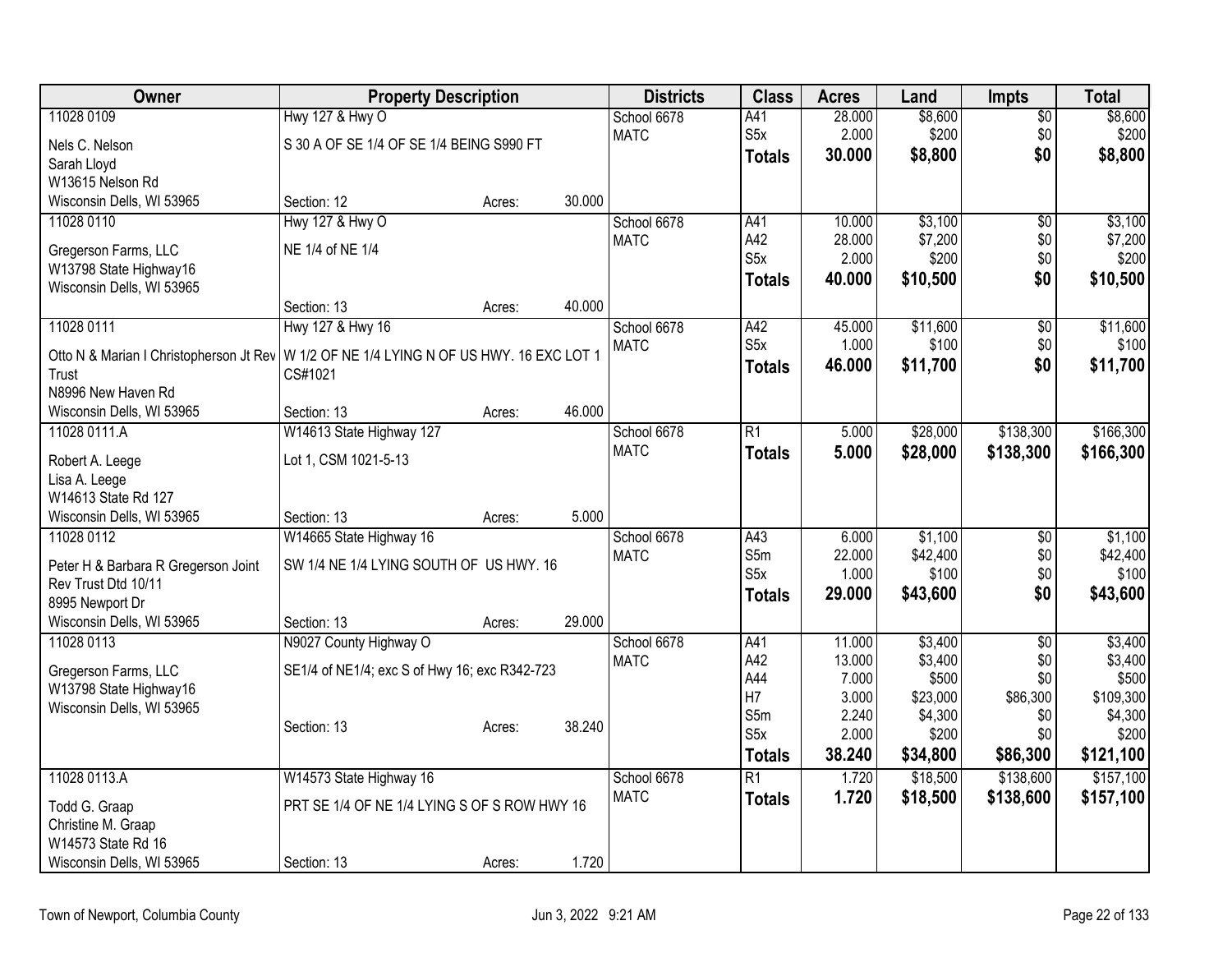| Owner | Property Description | | | Districts | Class | Acres | Land | Impts | Total |
|---|---|---|---|---|---|---|---|---|---|
| 11028 0109 | Hwy 127 & Hwy O | | | School 6678 | A41 | 28.000 | $8,600 | $0 | $8,600 |
| Nels C. Nelson | S 30 A OF SE 1/4 OF SE 1/4 BEING S990 FT | | | MATC | S5x | 2.000 | $200 | $0 | $200 |
| Sarah Lloyd | | | | | **Totals** | **30.000** | **$8,800** | **$0** | **$8,800** |
| W13615 Nelson Rd | | | | | | | | | |
| Wisconsin Dells, WI 53965 | Section: 12 | Acres: | 30.000 | | | | | | |
| 11028 0110 | Hwy 127 & Hwy O | | | School 6678 | A41 | 10.000 | $3,100 | $0 | $3,100 |
| Gregerson Farms, LLC | NE 1/4 of NE 1/4 | | | MATC | A42 | 28.000 | $7,200 | $0 | $7,200 |
| W13798 State Highway16 | | | | | S5x | 2.000 | $200 | $0 | $200 |
| Wisconsin Dells, WI 53965 | | | | | **Totals** | **40.000** | **$10,500** | **$0** | **$10,500** |
| | Section: 13 | Acres: | 40.000 | | | | | | |
| 11028 0111 | Hwy 127 & Hwy 16 | | | School 6678 | A42 | 45.000 | $11,600 | $0 | $11,600 |
| Otto N & Marian I Christopherson Jt Rev Trust | W 1/2 OF NE 1/4 LYING N OF US HWY. 16 EXC LOT 1 CS#1021 | | | MATC | S5x | 1.000 | $100 | $0 | $100 |
| N8996 New Haven Rd | | | | | **Totals** | **46.000** | **$11,700** | **$0** | **$11,700** |
| Wisconsin Dells, WI 53965 | Section: 13 | Acres: | 46.000 | | | | | | |
| 11028 0111.A | W14613 State Highway 127 | | | School 6678 | R1 | 5.000 | $28,000 | $138,300 | $166,300 |
| Robert A. Leege | Lot 1, CSM 1021-5-13 | | | MATC | **Totals** | **5.000** | **$28,000** | **$138,300** | **$166,300** |
| Lisa A. Leege | | | | | | | | | |
| W14613 State Rd 127 | | | | | | | | | |
| Wisconsin Dells, WI 53965 | Section: 13 | Acres: | 5.000 | | | | | | |
| 11028 0112 | W14665 State Highway 16 | | | School 6678 | A43 | 6.000 | $1,100 | $0 | $1,100 |
| Peter H & Barbara R Gregerson Joint Rev Trust Dtd 10/11 | SW 1/4 NE 1/4 LYING SOUTH OF US HWY. 16 | | | MATC | S5m | 22.000 | $42,400 | $0 | $42,400 |
| | | | | | S5x | 1.000 | $100 | $0 | $100 |
| 8995 Newport Dr | | | | | **Totals** | **29.000** | **$43,600** | **$0** | **$43,600** |
| Wisconsin Dells, WI 53965 | Section: 13 | Acres: | 29.000 | | | | | | |
| 11028 0113 | N9027 County Highway O | | | School 6678 | A41 | 11.000 | $3,400 | $0 | $3,400 |
| Gregerson Farms, LLC | SE1/4 of NE1/4; exc S of Hwy 16; exc R342-723 | | | MATC | A42 | 13.000 | $3,400 | $0 | $3,400 |
| W13798 State Highway16 | | | | | A44 | 7.000 | $500 | $0 | $500 |
| Wisconsin Dells, WI 53965 | | | | | H7 | 3.000 | $23,000 | $86,300 | $109,300 |
| | Section: 13 | Acres: | 38.240 | | S5m | 2.240 | $4,300 | $0 | $4,300 |
| | | | | | S5x | 2.000 | $200 | $0 | $200 |
| | | | | | **Totals** | **38.240** | **$34,800** | **$86,300** | **$121,100** |
| 11028 0113.A | W14573 State Highway 16 | | | School 6678 | R1 | 1.720 | $18,500 | $138,600 | $157,100 |
| Todd G. Graap | PRT SE 1/4 OF NE 1/4 LYING S OF S ROW HWY 16 | | | MATC | **Totals** | **1.720** | **$18,500** | **$138,600** | **$157,100** |
| Christine M. Graap | | | | | | | | | |
| W14573 State Rd 16 | | | | | | | | | |
| Wisconsin Dells, WI 53965 | Section: 13 | Acres: | 1.720 | | | | | | |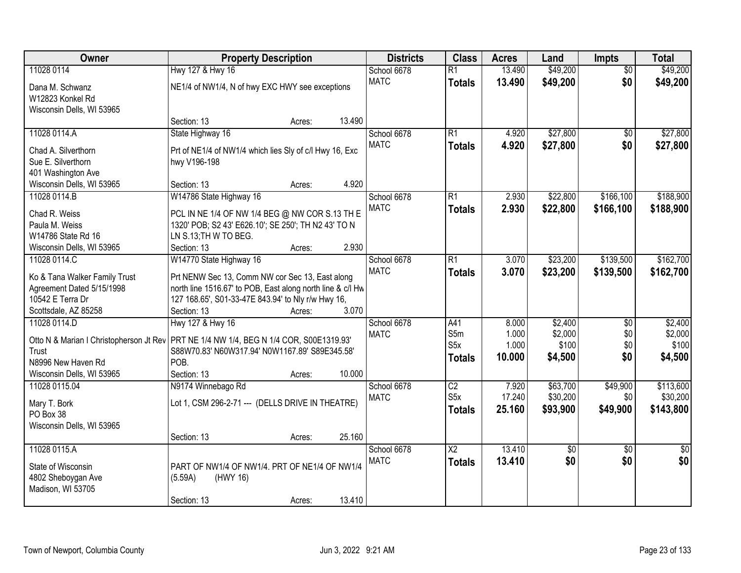| Owner | Property Description | Districts | Class | Acres | Land | Impts | Total |
|---|---|---|---|---|---|---|---|
| 11028 0114<br>Dana M. Schwanz<br>W12823 Konkel Rd<br>Wisconsin Dells, WI 53965 | Hwy 127 & Hwy 16<br>NE1/4 of NW1/4, N of hwy EXC HWY see exceptions<br>Section: 13 Acres: 13.490 | School 6678<br>MATC | R1<br>**Totals** | 13.490<br>**13.490** | $49,200<br>**$49,200** | $0<br>**$0** | $49,200<br>**$49,200** |
| 11028 0114.A<br>Chad A. Silverthorn<br>Sue E. Silverthorn<br>401 Washington Ave<br>Wisconsin Dells, WI 53965 | State Highway 16<br>Prt of NE1/4 of NW1/4 which lies Sly of c/l Hwy 16, Exc hwy V196-198<br>Section: 13 Acres: 4.920 | School 6678<br>MATC | R1<br>**Totals** | 4.920<br>**4.920** | $27,800<br>**$27,800** | $0<br>**$0** | $27,800<br>**$27,800** |
| 11028 0114.B<br>Chad R. Weiss<br>Paula M. Weiss<br>W14786 State Rd 16<br>Wisconsin Dells, WI 53965 | W14786 State Highway 16<br>PCL IN NE 1/4 OF NW 1/4 BEG @ NW COR S.13 TH E 1320' POB; S2 43' E626.10'; SE 250'; TH N2 43' TO N LN S.13;TH W TO BEG.<br>Section: 13 Acres: 2.930 | School 6678<br>MATC | R1<br>**Totals** | 2.930<br>**2.930** | $22,800<br>**$22,800** | $166,100<br>**$166,100** | $188,900<br>**$188,900** |
| 11028 0114.C<br>Ko & Tana Walker Family Trust<br>Agreement Dated 5/15/1998<br>10542 E Terra Dr<br>Scottsdale, AZ 85258 | W14770 State Highway 16<br>Prt NENW Sec 13, Comm NW cor Sec 13, East along north line 1516.67' to POB, East along north line & c/l Hw 127 168.65', S01-33-47E 843.94' to Nly r/w Hwy 16,<br>Section: 13 Acres: 3.070 | School 6678<br>MATC | R1<br>**Totals** | 3.070<br>**3.070** | $23,200<br>**$23,200** | $139,500<br>**$139,500** | $162,700<br>**$162,700** |
| 11028 0114.D<br>Otto N & Marian I Christopherson Jt Rev Trust<br>N8996 New Haven Rd<br>Wisconsin Dells, WI 53965 | Hwy 127 & Hwy 16<br>PRT NE 1/4 NW 1/4, BEG N 1/4 COR, S00E1319.93' S88W70.83' N60W317.94' N0W1167.89' S89E345.58' POB.<br>Section: 13 Acres: 10.000 | School 6678<br>MATC | A41<br>S5m<br>S5x<br>**Totals** | 8.000<br>1.000<br>1.000<br>**10.000** | $2,400<br>$2,000<br>$100<br>**$4,500** | $0<br>$0<br>$0<br>**$0** | $2,400<br>$2,000<br>$100<br>**$4,500** |
| 11028 0115.04<br>Mary T. Bork<br>PO Box 38<br>Wisconsin Dells, WI 53965 | N9174 Winnebago Rd<br>Lot 1, CSM 296-2-71 --- (DELLS DRIVE IN THEATRE)<br>Section: 13 Acres: 25.160 | School 6678<br>MATC | C2<br>S5x<br>**Totals** | 7.920<br>17.240<br>**25.160** | $63,700<br>$30,200<br>**$93,900** | $49,900<br>$0<br>**$49,900** | $113,600<br>$30,200<br>**$143,800** |
| 11028 0115.A<br>State of Wisconsin<br>4802 Sheboygan Ave<br>Madison, WI 53705 | PART OF NW1/4 OF NW1/4. PRT OF NE1/4 OF NW1/4 (5.59A) (HWY 16)<br>Section: 13 Acres: 13.410 | School 6678<br>MATC | X2<br>**Totals** | 13.410<br>**13.410** | $0<br>**$0** | $0<br>**$0** | $0<br>**$0** |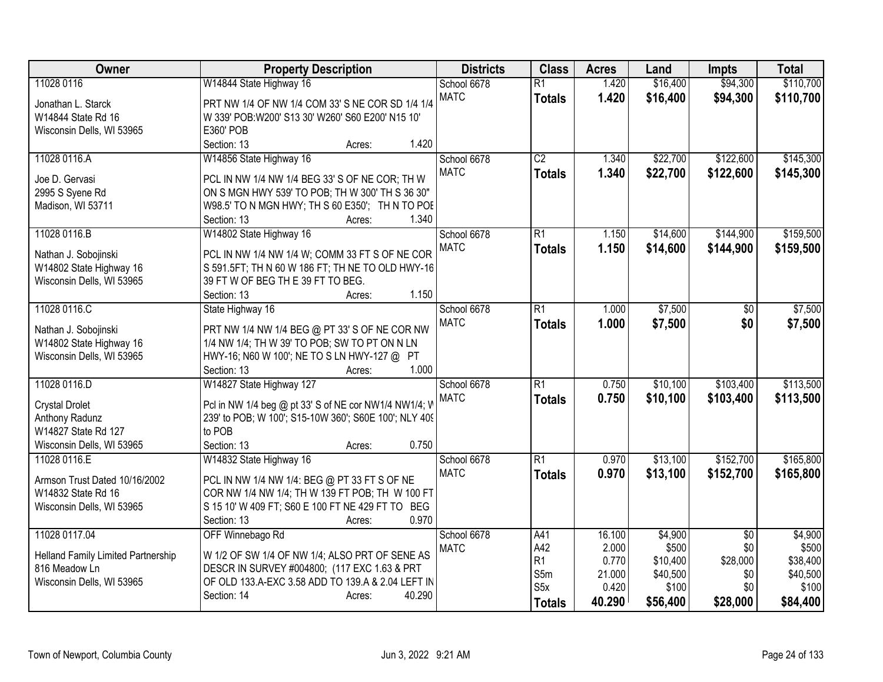| Owner | Property Description | Districts | Class | Acres | Land | Impts | Total |
|---|---|---|---|---|---|---|---|
| 11028 0116<br>Jonathan L. Starck<br>W14844 State Rd 16<br>Wisconsin Dells, WI 53965 | W14844 State Highway 16<br>PRT NW 1/4 OF NW 1/4 COM 33' S NE COR SD 1/4 1/4 W 339' POB:W200' S13 30' W260' S60 E200' N15 10' E360' POB<br>Section: 13 Acres: 1.420 | School 6678<br>MATC | R1<br>**Totals** | 1.420<br>**1.420** | $16,400<br>**$16,400** | $94,300<br>**$94,300** | $110,700<br>**$110,700** |
| 11028 0116.A<br>Joe D. Gervasi<br>2995 S Syene Rd<br>Madison, WI 53711 | W14856 State Highway 16<br>PCL IN NW 1/4 NW 1/4 BEG 33' S OF NE COR; TH W ON S MGN HWY 539' TO POB; TH W 300' TH S 36 30" W98.5' TO N MGN HWY; TH S 60 E350'; TH N TO POE<br>Section: 13 Acres: 1.340 | School 6678<br>MATC | C2<br>**Totals** | 1.340<br>**1.340** | $22,700<br>**$22,700** | $122,600<br>**$122,600** | $145,300<br>**$145,300** |
| 11028 0116.B<br>Nathan J. Sobojinski<br>W14802 State Highway 16<br>Wisconsin Dells, WI 53965 | W14802 State Highway 16<br>PCL IN NW 1/4 NW 1/4 W; COMM 33 FT S OF NE COR S 591.5FT; TH N 60 W 186 FT; TH NE TO OLD HWY-16 39 FT W OF BEG TH E 39 FT TO BEG.<br>Section: 13 Acres: 1.150 | School 6678<br>MATC | R1<br>**Totals** | 1.150<br>**1.150** | $14,600<br>**$14,600** | $144,900<br>**$144,900** | $159,500<br>**$159,500** |
| 11028 0116.C<br>Nathan J. Sobojinski<br>W14802 State Highway 16<br>Wisconsin Dells, WI 53965 | State Highway 16<br>PRT NW 1/4 NW 1/4 BEG @ PT 33' S OF NE COR NW 1/4 NW 1/4; TH W 39' TO POB; SW TO PT ON N LN HWY-16; N60 W 100'; NE TO S LN HWY-127 @ PT<br>Section: 13 Acres: 1.000 | School 6678<br>MATC | R1<br>**Totals** | 1.000<br>**1.000** | $7,500<br>**$7,500** | $0<br>**$0** | $7,500<br>**$7,500** |
| 11028 0116.D<br>Crystal Drolet<br>Anthony Radunz<br>W14827 State Rd 127<br>Wisconsin Dells, WI 53965 | W14827 State Highway 127<br>Pcl in NW 1/4 beg @ pt 33' S of NE cor NW1/4 NW1/4; W 239' to POB; W 100'; S15-10W 360'; S60E 100'; NLY 409 to POB<br>Section: 13 Acres: 0.750 | School 6678<br>MATC | R1<br>**Totals** | 0.750<br>**0.750** | $10,100<br>**$10,100** | $103,400<br>**$103,400** | $113,500<br>**$113,500** |
| 11028 0116.E<br>Armson Trust Dated 10/16/2002<br>W14832 State Rd 16<br>Wisconsin Dells, WI 53965 | W14832 State Highway 16<br>PCL IN NW 1/4 NW 1/4: BEG @ PT 33 FT S OF NE COR NW 1/4 NW 1/4; TH W 139 FT POB; TH W 100 FT S 15 10' W 409 FT; S60 E 100 FT NE 429 FT TO BEG<br>Section: 13 Acres: 0.970 | School 6678<br>MATC | R1<br>**Totals** | 0.970<br>**0.970** | $13,100<br>**$13,100** | $152,700<br>**$152,700** | $165,800<br>**$165,800** |
| 11028 0117.04<br>Helland Family Limited Partnership<br>816 Meadow Ln<br>Wisconsin Dells, WI 53965 | OFF Winnebago Rd<br>W 1/2 OF SW 1/4 OF NW 1/4; ALSO PRT OF SENE AS DESCR IN SURVEY #004800; (117 EXC 1.63 & PRT OF OLD 133.A-EXC 3.58 ADD TO 139.A & 2.04 LEFT IN<br>Section: 14 Acres: 40.290 | School 6678<br>MATC | A41<br>A42<br>R1<br>S5m<br>S5x<br>**Totals** | 16.100<br>2.000<br>0.770<br>21.000<br>0.420<br>**40.290** | $4,900<br>$500<br>$10,400<br>$40,500<br>$100<br>**$56,400** | $0<br>$0<br>$28,000<br>$0<br>$0<br>**$28,000** | $4,900<br>$500<br>$38,400<br>$40,500<br>$100<br>**$84,400** |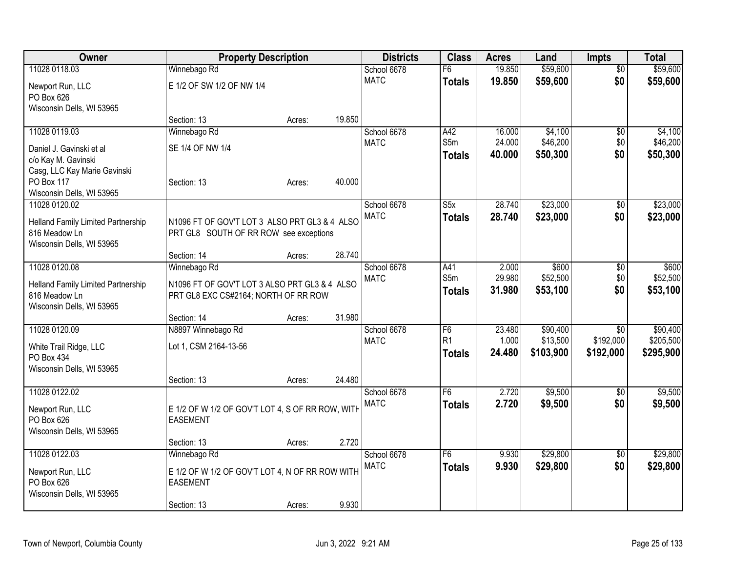| Owner | Property Description | Districts | Class | Acres | Land | Impts | Total |
|---|---|---|---|---|---|---|---|
| 11028 0118.03<br>Newport Run, LLC<br>PO Box 626<br>Wisconsin Dells, WI 53965 | Winnebago Rd<br>E 1/2 OF SW 1/2 OF NW 1/4<br>Section: 13 Acres: 19.850 | School 6678<br>MATC | F6<br>**Totals** | 19.850<br>**19.850** | \$59,600<br>**\$59,600** | \$0<br>**\$0** | \$59,600<br>**\$59,600** |
| 11028 0119.03<br>Daniel J. Gavinski et al<br>c/o Kay M. Gavinski<br>Casg, LLC Kay Marie Gavinski<br>PO Box 117<br>Wisconsin Dells, WI 53965 | Winnebago Rd<br>SE 1/4 OF NW 1/4<br>Section: 13 Acres: 40.000 | School 6678<br>MATC | A42<br>S5m<br>**Totals** | 16.000<br>24.000<br>**40.000** | \$4,100<br>\$46,200<br>**\$50,300** | \$0<br>\$0<br>**\$0** | \$4,100<br>\$46,200<br>**\$50,300** |
| 11028 0120.02<br>Helland Family Limited Partnership<br>816 Meadow Ln<br>Wisconsin Dells, WI 53965 | N1096 FT OF GOV'T LOT 3 ALSO PRT GL3 & 4 ALSO PRT GL8 SOUTH OF RR ROW see exceptions<br>Section: 14 Acres: 28.740 | School 6678<br>MATC | S5x<br>**Totals** | 28.740<br>**28.740** | \$23,000<br>**\$23,000** | \$0<br>**\$0** | \$23,000<br>**\$23,000** |
| 11028 0120.08<br>Helland Family Limited Partnership<br>816 Meadow Ln<br>Wisconsin Dells, WI 53965 | Winnebago Rd<br>N1096 FT OF GOV'T LOT 3 ALSO PRT GL3 & 4 ALSO PRT GL8 EXC CS#2164; NORTH OF RR ROW<br>Section: 14 Acres: 31.980 | School 6678<br>MATC | A41<br>S5m<br>**Totals** | 2.000<br>29.980<br>**31.980** | \$600<br>\$52,500<br>**\$53,100** | \$0<br>\$0<br>**\$0** | \$600<br>\$52,500<br>**\$53,100** |
| 11028 0120.09<br>White Trail Ridge, LLC<br>PO Box 434<br>Wisconsin Dells, WI 53965 | N8897 Winnebago Rd<br>Lot 1, CSM 2164-13-56<br>Section: 13 Acres: 24.480 | School 6678<br>MATC | F6<br>R1<br>**Totals** | 23.480<br>1.000<br>**24.480** | \$90,400<br>\$13,500<br>**\$103,900** | \$0<br>\$192,000<br>**\$192,000** | \$90,400<br>\$205,500<br>**\$295,900** |
| 11028 0122.02<br>Newport Run, LLC<br>PO Box 626<br>Wisconsin Dells, WI 53965 | E 1/2 OF W 1/2 OF GOV'T LOT 4, S OF RR ROW, WITH EASEMENT<br>Section: 13 Acres: 2.720 | School 6678<br>MATC | F6<br>**Totals** | 2.720<br>**2.720** | \$9,500<br>**\$9,500** | \$0<br>**\$0** | \$9,500<br>**\$9,500** |
| 11028 0122.03<br>Newport Run, LLC<br>PO Box 626<br>Wisconsin Dells, WI 53965 | Winnebago Rd<br>E 1/2 OF W 1/2 OF GOV'T LOT 4, N OF RR ROW WITH EASEMENT<br>Section: 13 Acres: 9.930 | School 6678<br>MATC | F6<br>**Totals** | 9.930<br>**9.930** | \$29,800<br>**\$29,800** | \$0<br>**\$0** | \$29,800<br>**\$29,800** |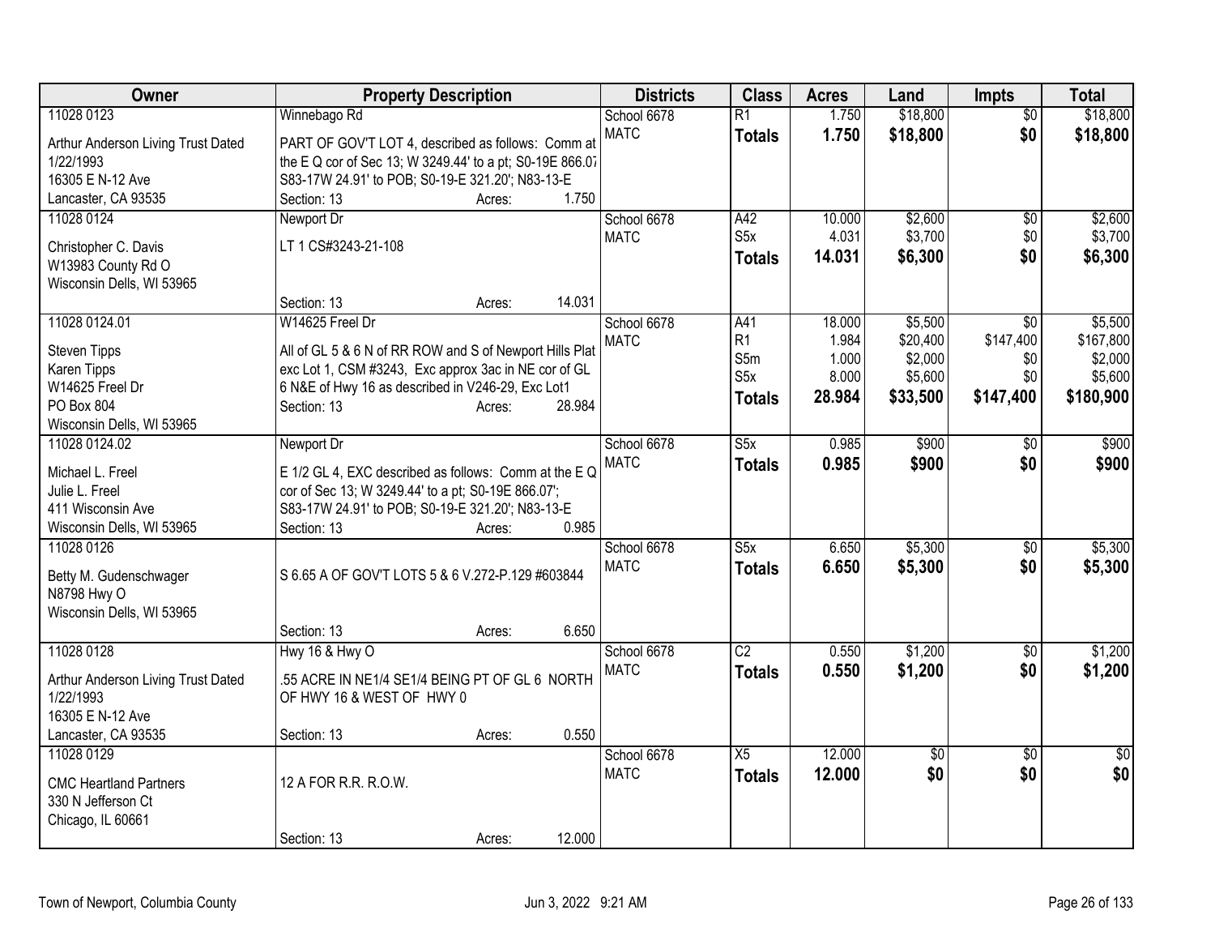| Owner | Property Description | Districts | Class | Acres | Land | Impts | Total |
|---|---|---|---|---|---|---|---|
| 11028 0123<br>Arthur Anderson Living Trust Dated 1/22/1993<br>16305 E N-12 Ave<br>Lancaster, CA 93535 | Winnebago Rd<br>PART OF GOV'T LOT 4, described as follows: Comm at the E Q cor of Sec 13; W 3249.44' to a pt; S0-19E 866.07' S83-17W 24.91' to POB; S0-19-E 321.20'; N83-13-E<br>Section: 13 Acres: 1.750 | School 6678<br>MATC | R1<br>**Totals** | 1.750<br>**1.750** | \$18,800<br>**\$18,800** | \$0<br>**\$0** | \$18,800<br>**\$18,800** |
| 11028 0124<br>Christopher C. Davis<br>W13983 County Rd O<br>Wisconsin Dells, WI 53965 | Newport Dr<br>LT 1 CS#3243-21-108<br>Section: 13 Acres: 14.031 | School 6678<br>MATC | A42<br>S5x<br>**Totals** | 10.000<br>4.031<br>**14.031** | \$2,600<br>\$3,700<br>**\$6,300** | \$0<br>\$0<br>**\$0** | \$2,600<br>\$3,700<br>**\$6,300** |
| 11028 0124.01<br>Steven Tipps<br>Karen Tipps<br>W14625 Freel Dr<br>PO Box 804<br>Wisconsin Dells, WI 53965 | W14625 Freel Dr<br>All of GL 5 & 6 N of RR ROW and S of Newport Hills Plat exc Lot 1, CSM #3243, Exc approx 3ac in NE cor of GL 6 N&E of Hwy 16 as described in V246-29, Exc Lot1<br>Section: 13 Acres: 28.984 | School 6678<br>MATC | A41<br>R1<br>S5m<br>S5x<br>**Totals** | 18.000<br>1.984<br>1.000<br>8.000<br>**28.984** | \$5,500<br>\$20,400<br>\$2,000<br>\$5,600<br>**\$33,500** | \$0<br>\$147,400<br>\$0<br>\$0<br>**\$147,400** | \$5,500<br>\$167,800<br>\$2,000<br>\$5,600<br>**\$180,900** |
| 11028 0124.02<br>Michael L. Freel<br>Julie L. Freel<br>411 Wisconsin Ave<br>Wisconsin Dells, WI 53965 | Newport Dr<br>E 1/2 GL 4, EXC described as follows: Comm at the E Q cor of Sec 13; W 3249.44' to a pt; S0-19E 866.07'; S83-17W 24.91' to POB; S0-19-E 321.20'; N83-13-E<br>Section: 13 Acres: 0.985 | School 6678<br>MATC | S5x<br>**Totals** | 0.985<br>**0.985** | \$900<br>**\$900** | \$0<br>**\$0** | \$900<br>**\$900** |
| 11028 0126<br>Betty M. Gudenschwager<br>N8798 Hwy O<br>Wisconsin Dells, WI 53965 | S 6.65 A OF GOV'T LOTS 5 & 6 V.272-P.129 #603844<br>Section: 13 Acres: 6.650 | School 6678<br>MATC | S5x<br>**Totals** | 6.650<br>**6.650** | \$5,300<br>**\$5,300** | \$0<br>**\$0** | \$5,300<br>**\$5,300** |
| 11028 0128<br>Arthur Anderson Living Trust Dated 1/22/1993<br>16305 E N-12 Ave<br>Lancaster, CA 93535 | Hwy 16 & Hwy O<br>.55 ACRE IN NE1/4 SE1/4 BEING PT OF GL 6 NORTH OF HWY 16 & WEST OF HWY 0<br>Section: 13 Acres: 0.550 | School 6678<br>MATC | C2<br>**Totals** | 0.550<br>**0.550** | \$1,200<br>**\$1,200** | \$0<br>**\$0** | \$1,200<br>**\$1,200** |
| 11028 0129<br>CMC Heartland Partners<br>330 N Jefferson Ct<br>Chicago, IL 60661 | 12 A FOR R.R. R.O.W.<br>Section: 13 Acres: 12.000 | School 6678<br>MATC | X5<br>**Totals** | 12.000<br>**12.000** | \$0<br>**\$0** | \$0<br>**\$0** | \$0<br>**\$0** |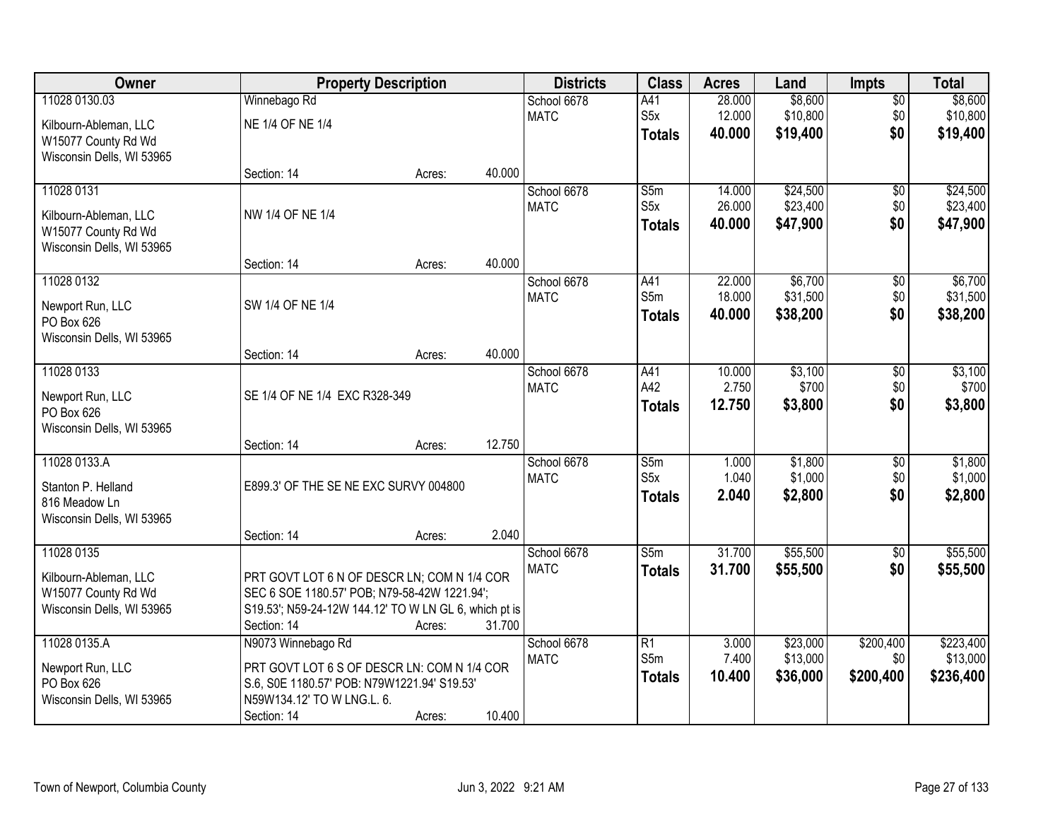| Owner | Property Description | Districts | Class | Acres | Land | Impts | Total |
|---|---|---|---|---|---|---|---|
| 11028 0130.03<br>Kilbourn-Ableman, LLC<br>W15077 County Rd Wd<br>Wisconsin Dells, WI 53965 | Winnebago Rd<br>NE 1/4 OF NE 1/4<br>Section: 14 Acres: 40.000 | School 6678<br>MATC | A41<br>S5x<br>**Totals** | 28.000<br>12.000<br>**40.000** | $8,600<br>$10,800<br>**$19,400** | $0<br>$0<br>**$0** | $8,600<br>$10,800<br>**$19,400** |
| 11028 0131<br>Kilbourn-Ableman, LLC<br>W15077 County Rd Wd<br>Wisconsin Dells, WI 53965 | NW 1/4 OF NE 1/4<br>Section: 14 Acres: 40.000 | School 6678<br>MATC | S5m<br>S5x<br>**Totals** | 14.000<br>26.000<br>**40.000** | $24,500<br>$23,400<br>**$47,900** | $0<br>$0<br>**$0** | $24,500<br>$23,400<br>**$47,900** |
| 11028 0132<br>Newport Run, LLC<br>PO Box 626<br>Wisconsin Dells, WI 53965 | SW 1/4 OF NE 1/4<br>Section: 14 Acres: 40.000 | School 6678<br>MATC | A41<br>S5m<br>**Totals** | 22.000<br>18.000<br>**40.000** | $6,700<br>$31,500<br>**$38,200** | $0<br>$0<br>**$0** | $6,700<br>$31,500<br>**$38,200** |
| 11028 0133<br>Newport Run, LLC<br>PO Box 626<br>Wisconsin Dells, WI 53965 | SE 1/4 OF NE 1/4 EXC R328-349<br>Section: 14 Acres: 12.750 | School 6678<br>MATC | A41<br>A42<br>**Totals** | 10.000<br>2.750<br>**12.750** | $3,100<br>$700<br>**$3,800** | $0<br>$0<br>**$0** | $3,100<br>$700<br>**$3,800** |
| 11028 0133.A<br>Stanton P. Helland<br>816 Meadow Ln<br>Wisconsin Dells, WI 53965 | E899.3' OF THE SE NE EXC SURVY 004800<br>Section: 14 Acres: 2.040 | School 6678<br>MATC | S5m<br>S5x<br>**Totals** | 1.000<br>1.040<br>**2.040** | $1,800<br>$1,000<br>**$2,800** | $0<br>$0<br>**$0** | $1,800<br>$1,000<br>**$2,800** |
| 11028 0135<br>Kilbourn-Ableman, LLC<br>W15077 County Rd Wd<br>Wisconsin Dells, WI 53965 | PRT GOVT LOT 6 N OF DESCR LN; COM N 1/4 COR SEC 6 SOE 1180.57' POB; N79-58-42W 1221.94'; S19.53'; N59-24-12W 144.12' TO W LN GL 6, which pt is<br>Section: 14 Acres: 31.700 | School 6678<br>MATC | S5m<br>**Totals** | 31.700<br>**31.700** | $55,500<br>**$55,500** | $0<br>**$0** | $55,500<br>**$55,500** |
| 11028 0135.A<br>Newport Run, LLC<br>PO Box 626<br>Wisconsin Dells, WI 53965 | N9073 Winnebago Rd<br>PRT GOVT LOT 6 S OF DESCR LN: COM N 1/4 COR S.6, S0E 1180.57' POB: N79W1221.94' S19.53' N59W134.12' TO W LNG.L. 6.<br>Section: 14 Acres: 10.400 | School 6678<br>MATC | R1<br>S5m<br>**Totals** | 3.000<br>7.400<br>**10.400** | $23,000<br>$13,000<br>**$36,000** | $200,400<br>$0<br>**$200,400** | $223,400<br>$13,000<br>**$236,400** |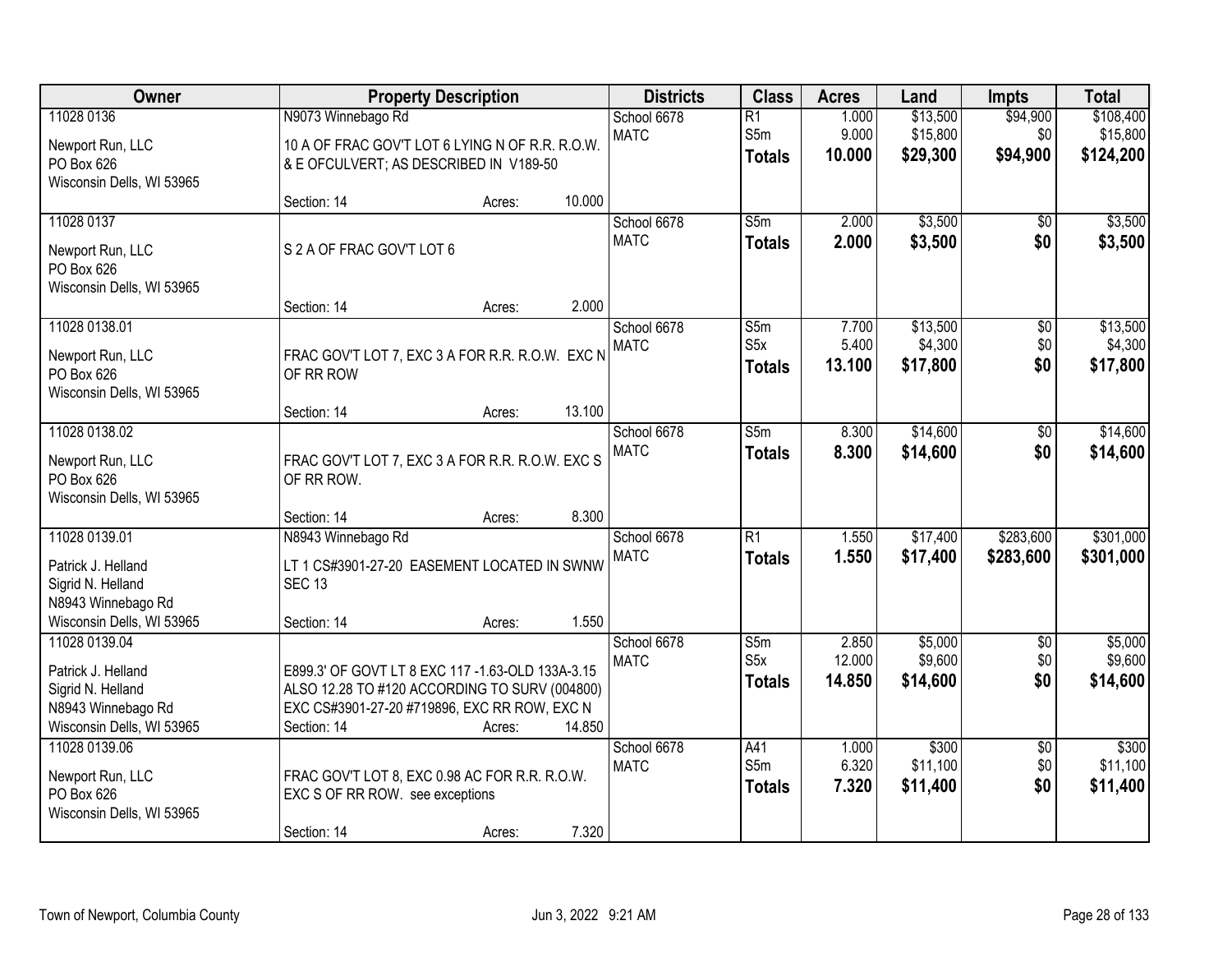| Owner | Property Description | Districts | Class | Acres | Land | Impts | Total |
|---|---|---|---|---|---|---|---|
| 11028 0136<br>Newport Run, LLC<br>PO Box 626<br>Wisconsin Dells, WI 53965 | N9073 Winnebago Rd<br>10 A OF FRAC GOV'T LOT 6 LYING N OF R.R. R.O.W. & E OFCULVERT; AS DESCRIBED IN V189-50<br>Section: 14 Acres: 10.000 | School 6678<br>MATC | R1<br>S5m<br>**Totals** | 1.000<br>9.000<br>**10.000** | $13,500<br>$15,800<br>**$29,300** | $94,900<br>$0<br>**$94,900** | $108,400<br>$15,800<br>**$124,200** |
| 11028 0137<br>Newport Run, LLC<br>PO Box 626<br>Wisconsin Dells, WI 53965 | S 2 A OF FRAC GOV'T LOT 6<br>Section: 14 Acres: 2.000 | School 6678<br>MATC | S5m<br>**Totals** | 2.000<br>**2.000** | $3,500<br>**$3,500** | $0<br>**$0** | $3,500<br>**$3,500** |
| 11028 0138.01<br>Newport Run, LLC<br>PO Box 626<br>Wisconsin Dells, WI 53965 | FRAC GOV'T LOT 7, EXC 3 A FOR R.R. R.O.W. EXC N OF RR ROW<br>Section: 14 Acres: 13.100 | School 6678<br>MATC | S5m<br>S5x<br>**Totals** | 7.700<br>5.400<br>**13.100** | $13,500<br>$4,300<br>**$17,800** | $0<br>$0<br>**$0** | $13,500<br>$4,300<br>**$17,800** |
| 11028 0138.02<br>Newport Run, LLC<br>PO Box 626<br>Wisconsin Dells, WI 53965 | FRAC GOV'T LOT 7, EXC 3 A FOR R.R. R.O.W. EXC S OF RR ROW.<br>Section: 14 Acres: 8.300 | School 6678<br>MATC | S5m<br>**Totals** | 8.300<br>**8.300** | $14,600<br>**$14,600** | $0<br>**$0** | $14,600<br>**$14,600** |
| 11028 0139.01<br>Patrick J. Helland<br>Sigrid N. Helland<br>N8943 Winnebago Rd<br>Wisconsin Dells, WI 53965 | N8943 Winnebago Rd<br>LT 1 CS#3901-27-20 EASEMENT LOCATED IN SWNW SEC 13<br>Section: 14 Acres: 1.550 | School 6678<br>MATC | R1<br>**Totals** | 1.550<br>**1.550** | $17,400<br>**$17,400** | $283,600<br>**$283,600** | $301,000<br>**$301,000** |
| 11028 0139.04<br>Patrick J. Helland<br>Sigrid N. Helland<br>N8943 Winnebago Rd<br>Wisconsin Dells, WI 53965 | E899.3' OF GOVT LT 8 EXC 117 -1.63-OLD 133A-3.15 ALSO 12.28 TO #120 ACCORDING TO SURV (004800) EXC CS#3901-27-20 #719896, EXC RR ROW, EXC N<br>Section: 14 Acres: 14.850 | School 6678<br>MATC | S5m<br>S5x<br>**Totals** | 2.850<br>12.000<br>**14.850** | $5,000<br>$9,600<br>**$14,600** | $0<br>$0<br>**$0** | $5,000<br>$9,600<br>**$14,600** |
| 11028 0139.06<br>Newport Run, LLC<br>PO Box 626<br>Wisconsin Dells, WI 53965 | FRAC GOV'T LOT 8, EXC 0.98 AC FOR R.R. R.O.W. EXC S OF RR ROW. see exceptions<br>Section: 14 Acres: 7.320 | School 6678<br>MATC | A41<br>S5m<br>**Totals** | 1.000<br>6.320<br>**7.320** | $300<br>$11,100<br>**$11,400** | $0<br>$0<br>**$0** | $300<br>$11,100<br>**$11,400** |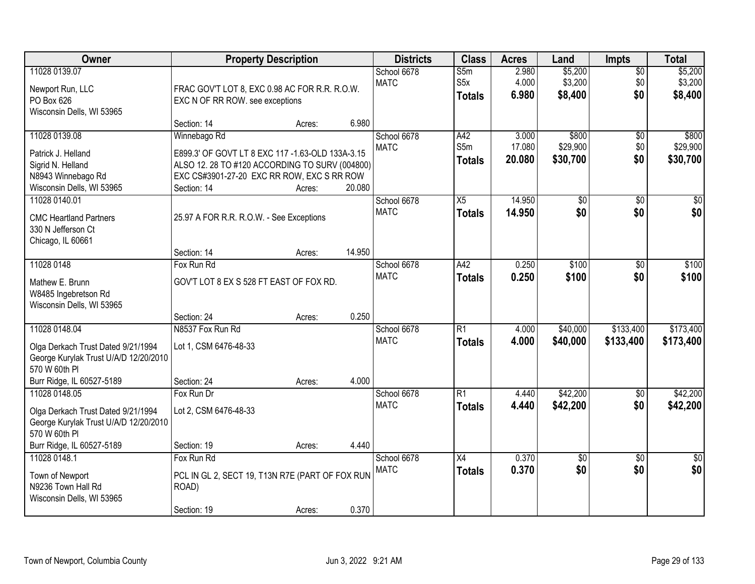| Owner | Property Description | Districts | Class | Acres | Land | Impts | Total |
|---|---|---|---|---|---|---|---|
| 11028 0139.07<br><br>Newport Run, LLC<br>PO Box 626<br>Wisconsin Dells, WI 53965 | FRAC GOV'T LOT 8, EXC 0.98 AC FOR R.R. R.O.W. EXC N OF RR ROW. see exceptions<br><br>Section: 14 Acres: 6.980 | School 6678<br>MATC | S5m<br>S5x<br>**Totals** | 2.980<br>4.000<br>**6.980** | $5,200<br>$3,200<br>**$8,400** | $0<br>$0<br>**$0** | $5,200<br>$3,200<br>**$8,400** |
| 11028 0139.08<br><br>Patrick J. Helland<br>Sigrid N. Helland<br>N8943 Winnebago Rd<br>Wisconsin Dells, WI 53965 | Winnebago Rd<br><br>E899.3' OF GOVT LT 8 EXC 117 -1.63-OLD 133A-3.15 ALSO 12. 28 TO #120 ACCORDING TO SURV (004800) EXC CS#3901-27-20 EXC RR ROW, EXC S RR ROW<br>Section: 14 Acres: 20.080 | School 6678<br>MATC | A42<br>S5m<br>**Totals** | 3.000<br>17.080<br>**20.080** | $800<br>$29,900<br>**$30,700** | $0<br>$0<br>**$0** | $800<br>$29,900<br>**$30,700** |
| 11028 0140.01<br><br>CMC Heartland Partners<br>330 N Jefferson Ct<br>Chicago, IL 60661 | 25.97 A FOR R.R. R.O.W. - See Exceptions<br><br>Section: 14 Acres: 14.950 | School 6678<br>MATC | X5<br>**Totals** | 14.950<br>**14.950** | $0<br>**$0** | $0<br>**$0** | $0<br>**$0** |
| 11028 0148<br><br>Mathew E. Brunn<br>W8485 Ingebretson Rd<br>Wisconsin Dells, WI 53965 | Fox Run Rd<br><br>GOV'T LOT 8 EX S 528 FT EAST OF FOX RD.<br><br>Section: 24 Acres: 0.250 | School 6678<br>MATC | A42<br>**Totals** | 0.250<br>**0.250** | $100<br>**$100** | $0<br>**$0** | $100<br>**$100** |
| 11028 0148.04<br><br>Olga Derkach Trust Dated 9/21/1994<br>George Kurylak Trust U/A/D 12/20/2010<br>570 W 60th Pl<br>Burr Ridge, IL 60527-5189 | N8537 Fox Run Rd<br><br>Lot 1, CSM 6476-48-33<br><br>Section: 24 Acres: 4.000 | School 6678<br>MATC | R1<br>**Totals** | 4.000<br>**4.000** | $40,000<br>**$40,000** | $133,400<br>**$133,400** | $173,400<br>**$173,400** |
| 11028 0148.05<br><br>Olga Derkach Trust Dated 9/21/1994<br>George Kurylak Trust U/A/D 12/20/2010<br>570 W 60th Pl<br>Burr Ridge, IL 60527-5189 | Fox Run Dr<br><br>Lot 2, CSM 6476-48-33<br><br>Section: 19 Acres: 4.440 | School 6678<br>MATC | R1<br>**Totals** | 4.440<br>**4.440** | $42,200<br>**$42,200** | $0<br>**$0** | $42,200<br>**$42,200** |
| 11028 0148.1<br><br>Town of Newport<br>N9236 Town Hall Rd<br>Wisconsin Dells, WI 53965 | Fox Run Rd<br><br>PCL IN GL 2, SECT 19, T13N R7E (PART OF FOX RUN ROAD)<br><br>Section: 19 Acres: 0.370 | School 6678<br>MATC | X4<br>**Totals** | 0.370<br>**0.370** | $0<br>**$0** | $0<br>**$0** | $0<br>**$0** |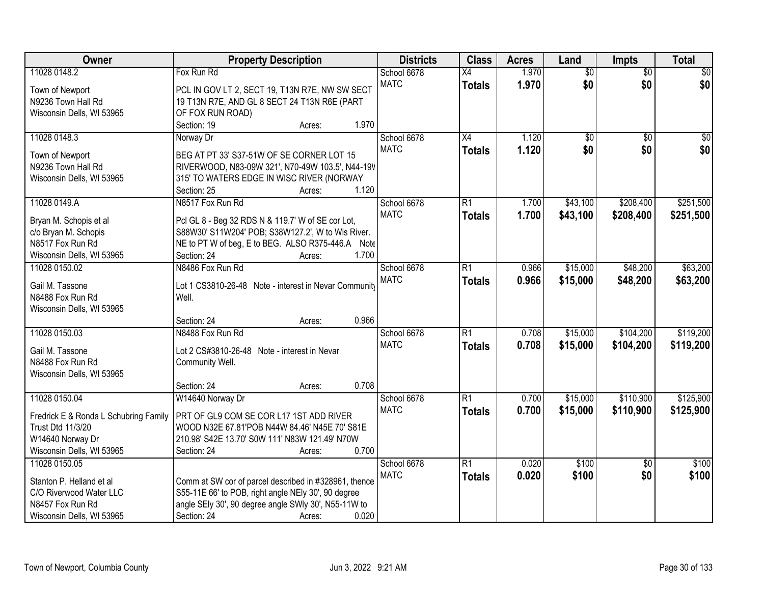| Owner | Property Description | Districts | Class | Acres | Land | Impts | Total |
|---|---|---|---|---|---|---|---|
| 11028 0148.2<br><br>Town of Newport<br>N9236 Town Hall Rd<br>Wisconsin Dells, WI 53965 | Fox Run Rd<br><br>PCL IN GOV LT 2, SECT 19, T13N R7E, NW SW SECT 19 T13N R7E, AND GL 8 SECT 24 T13N R6E (PART OF FOX RUN ROAD)<br>Section: 19 Acres: 1.970 | School 6678<br>MATC | X4<br>**Totals** | 1.970<br>**1.970** | $0<br>**$0** | $0<br>**$0** | $0<br>**$0** |
| 11028 0148.3<br><br>Town of Newport<br>N9236 Town Hall Rd<br>Wisconsin Dells, WI 53965 | Norway Dr<br><br>BEG AT PT 33' S37-51W OF SE CORNER LOT 15 RIVERWOOD, N83-09W 321', N70-49W 103.5', N44-19W 315' TO WATERS EDGE IN WISC RIVER (NORWAY<br>Section: 25 Acres: 1.120 | School 6678<br>MATC | X4<br>**Totals** | 1.120<br>**1.120** | $0<br>**$0** | $0<br>**$0** | $0<br>**$0** |
| 11028 0149.A<br><br>Bryan M. Schopis et al<br>c/o Bryan M. Schopis<br>N8517 Fox Run Rd<br>Wisconsin Dells, WI 53965 | N8517 Fox Run Rd<br><br>Pcl GL 8 - Beg 32 RDS N & 119.7' W of SE cor Lot, S88W30' S11W204' POB; S38W127.2', W to Wis River. NE to PT W of beg, E to BEG. ALSO R375-446.A Note<br>Section: 24 Acres: 1.700 | School 6678<br>MATC | R1<br>**Totals** | 1.700<br>**1.700** | $43,100<br>**$43,100** | $208,400<br>**$208,400** | $251,500<br>**$251,500** |
| 11028 0150.02<br><br>Gail M. Tassone<br>N8488 Fox Run Rd<br>Wisconsin Dells, WI 53965 | N8486 Fox Run Rd<br><br>Lot 1 CS3810-26-48 Note - interest in Nevar Community Well.<br><br>Section: 24 Acres: 0.966 | School 6678<br>MATC | R1<br>**Totals** | 0.966<br>**0.966** | $15,000<br>**$15,000** | $48,200<br>**$48,200** | $63,200<br>**$63,200** |
| 11028 0150.03<br><br>Gail M. Tassone<br>N8488 Fox Run Rd<br>Wisconsin Dells, WI 53965 | N8488 Fox Run Rd<br><br>Lot 2 CS#3810-26-48 Note - interest in Nevar Community Well.<br><br>Section: 24 Acres: 0.708 | School 6678<br>MATC | R1<br>**Totals** | 0.708<br>**0.708** | $15,000<br>**$15,000** | $104,200<br>**$104,200** | $119,200<br>**$119,200** |
| 11028 0150.04<br><br>Fredrick E & Ronda L Schubring Family Trust Dtd 11/3/20<br>W14640 Norway Dr<br>Wisconsin Dells, WI 53965 | W14640 Norway Dr<br><br>PRT OF GL9 COM SE COR L17 1ST ADD RIVER WOOD N32E 67.81'POB N44W 84.46' N45E 70' S81E 210.98' S42E 13.70' S0W 111' N83W 121.49' N70W<br>Section: 24 Acres: 0.700 | School 6678<br>MATC | R1<br>**Totals** | 0.700<br>**0.700** | $15,000<br>**$15,000** | $110,900<br>**$110,900** | $125,900<br>**$125,900** |
| 11028 0150.05<br><br>Stanton P. Helland et al<br>C/O Riverwood Water LLC<br>N8457 Fox Run Rd<br>Wisconsin Dells, WI 53965 | Comm at SW cor of parcel described in #328961, thence S55-11E 66' to POB, right angle NEly 30', 90 degree angle SEly 30', 90 degree angle SWly 30', N55-11W to<br>Section: 24 Acres: 0.020 | School 6678<br>MATC | R1<br>**Totals** | 0.020<br>**0.020** | $100<br>**$100** | $0<br>**$0** | $100<br>**$100** |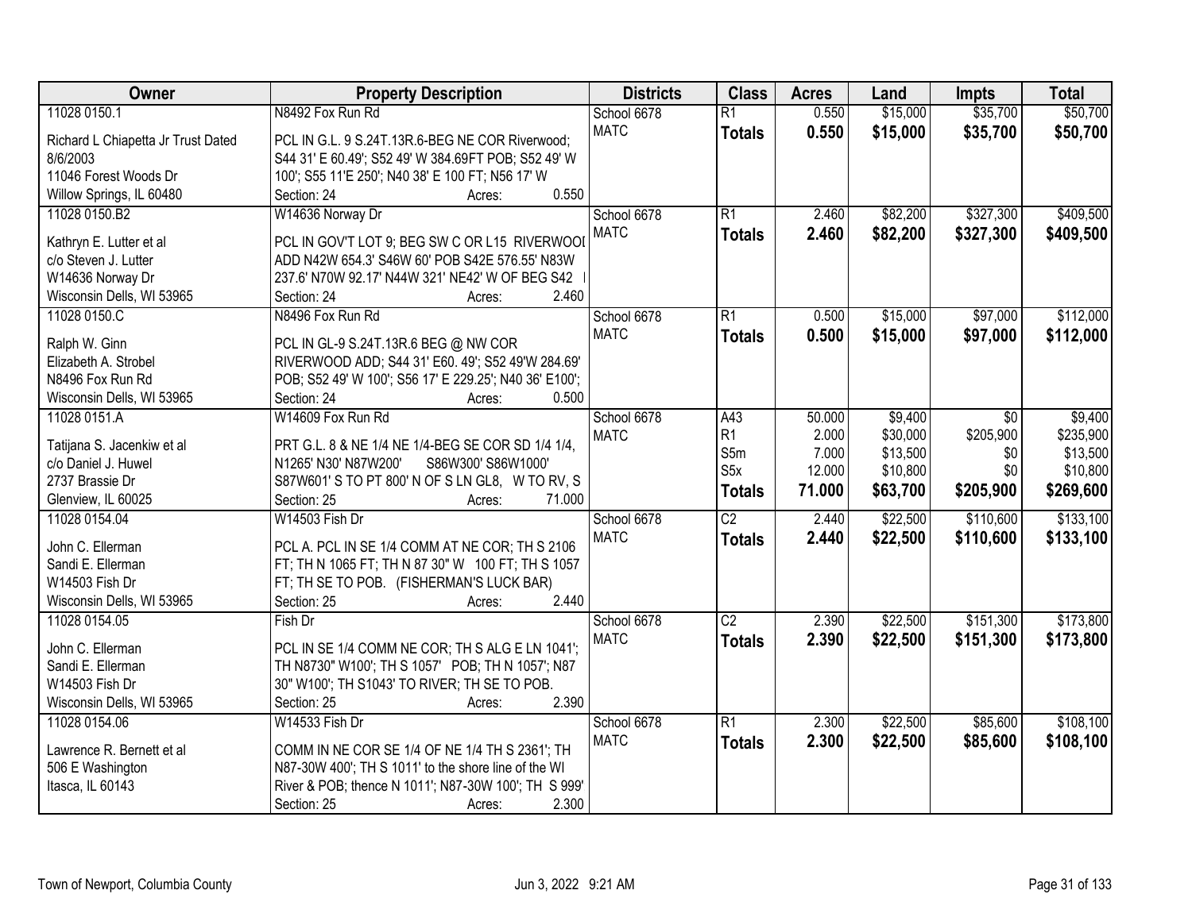| Owner | Property Description | Districts | Class | Acres | Land | Impts | Total |
|---|---|---|---|---|---|---|---|
| 11028 0150.1<br>Richard L Chiapetta Jr Trust Dated 8/6/2003<br>11046 Forest Woods Dr<br>Willow Springs, IL 60480 | N8492 Fox Run Rd<br>PCL IN G.L. 9 S.24T.13R.6-BEG NE COR Riverwood; S44 31' E 60.49'; S52 49' W 384.69FT POB; S52 49' W 100'; S55 11'E 250'; N40 38' E 100 FT; N56 17' W<br>Section: 24 Acres: 0.550 | School 6678<br>MATC | R1<br>**Totals** | 0.550<br>**0.550** | \$15,000<br>**\$15,000** | \$35,700<br>**\$35,700** | \$50,700<br>**\$50,700** |
| 11028 0150.B2<br>Kathryn E. Lutter et al<br>c/o Steven J. Lutter<br>W14636 Norway Dr<br>Wisconsin Dells, WI 53965 | W14636 Norway Dr<br>PCL IN GOV'T LOT 9; BEG SW C OR L15 RIVERWOOI ADD N42W 654.3' S46W 60' POB S42E 576.55' N83W 237.6' N70W 92.17' N44W 321' NE42' W OF BEG S42<br>Section: 24 Acres: 2.460 | School 6678<br>MATC | R1<br>**Totals** | 2.460<br>**2.460** | \$82,200<br>**\$82,200** | \$327,300<br>**\$327,300** | \$409,500<br>**\$409,500** |
| 11028 0150.C<br>Ralph W. Ginn<br>Elizabeth A. Strobel<br>N8496 Fox Run Rd<br>Wisconsin Dells, WI 53965 | N8496 Fox Run Rd<br>PCL IN GL-9 S.24T.13R.6 BEG @ NW COR RIVERWOOD ADD; S44 31' E60. 49'; S52 49'W 284.69' POB; S52 49' W 100'; S56 17' E 229.25'; N40 36' E100';<br>Section: 24 Acres: 0.500 | School 6678<br>MATC | R1<br>**Totals** | 0.500<br>**0.500** | \$15,000<br>**\$15,000** | \$97,000<br>**\$97,000** | \$112,000<br>**\$112,000** |
| 11028 0151.A<br>Tatijana S. Jacenkiw et al<br>c/o Daniel J. Huwel<br>2737 Brassie Dr<br>Glenview, IL 60025 | W14609 Fox Run Rd<br>PRT G.L. 8 & NE 1/4 NE 1/4-BEG SE COR SD 1/4 1/4, N1265' N30' N87W200' S86W300' S86W1000' S87W601' S TO PT 800' N OF S LN GL8, W TO RV, S<br>Section: 25 Acres: 71.000 | School 6678<br>MATC | A43<br>R1<br>S5m<br>S5x<br>**Totals** | 50.000<br>2.000<br>7.000<br>12.000<br>**71.000** | \$9,400<br>\$30,000<br>\$13,500<br>\$10,800<br>**\$63,700** | \$0<br>\$205,900<br>\$0<br>\$0<br>**\$205,900** | \$9,400<br>\$235,900<br>\$13,500<br>\$10,800<br>**\$269,600** |
| 11028 0154.04<br>John C. Ellerman<br>Sandi E. Ellerman<br>W14503 Fish Dr<br>Wisconsin Dells, WI 53965 | W14503 Fish Dr<br>PCL A. PCL IN SE 1/4 COMM AT NE COR; TH S 2106 FT; TH N 1065 FT; TH N 87 30" W 100 FT; TH S 1057 FT; TH SE TO POB. (FISHERMAN'S LUCK BAR)<br>Section: 25 Acres: 2.440 | School 6678<br>MATC | C2<br>**Totals** | 2.440<br>**2.440** | \$22,500<br>**\$22,500** | \$110,600<br>**\$110,600** | \$133,100<br>**\$133,100** |
| 11028 0154.05<br>John C. Ellerman<br>Sandi E. Ellerman<br>W14503 Fish Dr<br>Wisconsin Dells, WI 53965 | Fish Dr<br>PCL IN SE 1/4 COMM NE COR; TH S ALG E LN 1041'; TH N8730" W100'; TH S 1057' POB; TH N 1057'; N87 30" W100'; TH S1043' TO RIVER; TH SE TO POB.<br>Section: 25 Acres: 2.390 | School 6678<br>MATC | C2<br>**Totals** | 2.390<br>**2.390** | \$22,500<br>**\$22,500** | \$151,300<br>**\$151,300** | \$173,800<br>**\$173,800** |
| 11028 0154.06<br>Lawrence R. Bernett et al<br>506 E Washington<br>Itasca, IL 60143 | W14533 Fish Dr<br>COMM IN NE COR SE 1/4 OF NE 1/4 TH S 2361'; TH N87-30W 400'; TH S 1011' to the shore line of the WI River & POB; thence N 1011'; N87-30W 100'; TH S 999'<br>Section: 25 Acres: 2.300 | School 6678<br>MATC | R1<br>**Totals** | 2.300<br>**2.300** | \$22,500<br>**\$22,500** | \$85,600<br>**\$85,600** | \$108,100<br>**\$108,100** |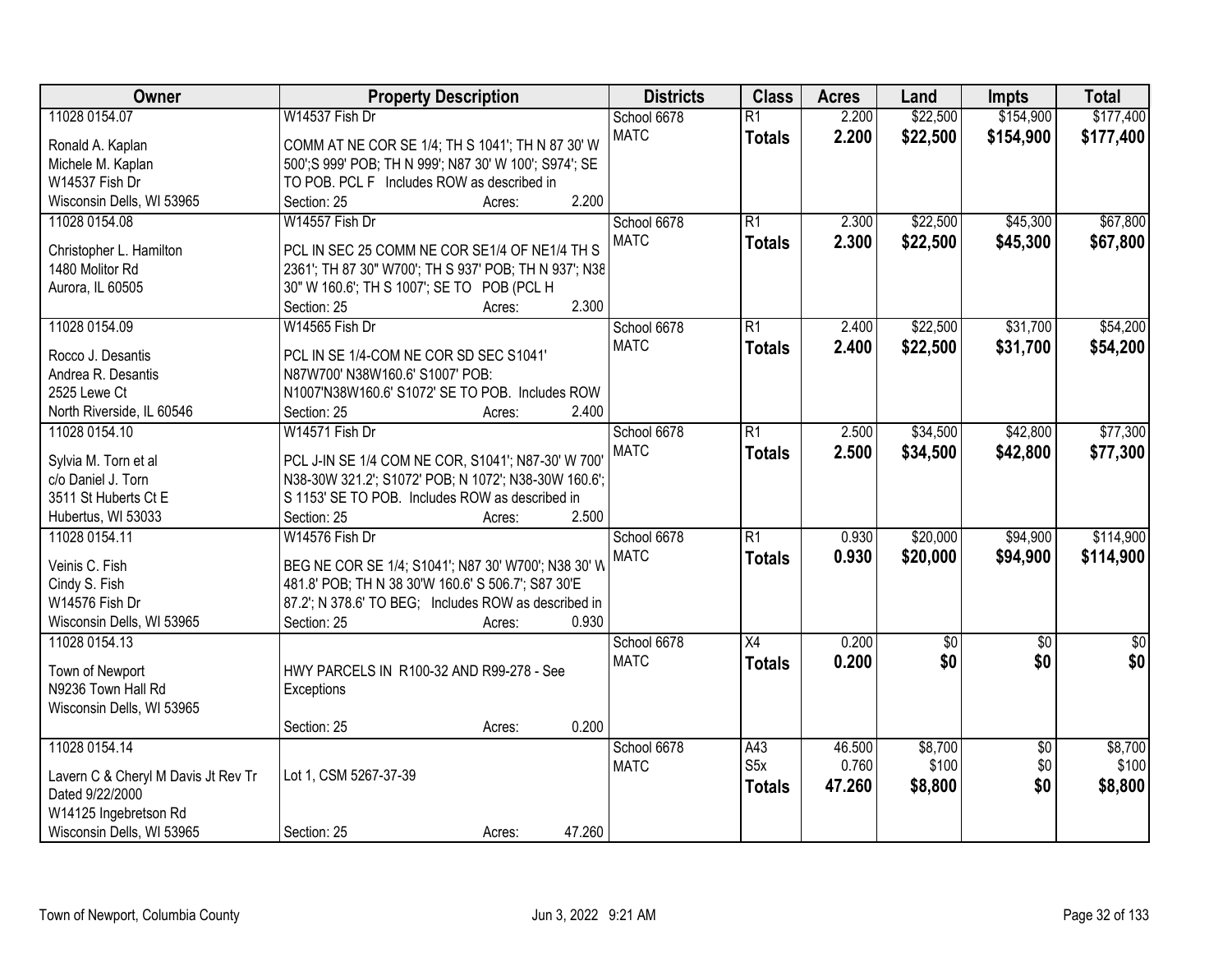| Owner | Property Description | Districts | Class | Acres | Land | Impts | Total |
|---|---|---|---|---|---|---|---|
| 11028 0154.07<br><br>Ronald A. Kaplan<br>Michele M. Kaplan<br>W14537 Fish Dr<br>Wisconsin Dells, WI 53965 | W14537 Fish Dr<br><br>COMM AT NE COR SE 1/4; TH S 1041'; TH N 87 30' W 500';S 999' POB; TH N 999'; N87 30' W 100'; S974'; SE TO POB. PCL F Includes ROW as described in<br>Section: 25 Acres: 2.200 | School 6678<br>MATC | R1<br>**Totals** | 2.200<br>**2.200** | \$22,500<br>**\$22,500** | \$154,900<br>**\$154,900** | \$177,400<br>**\$177,400** |
| 11028 0154.08<br><br>Christopher L. Hamilton<br>1480 Molitor Rd<br>Aurora, IL 60505 | W14557 Fish Dr<br><br>PCL IN SEC 25 COMM NE COR SE1/4 OF NE1/4 TH S 2361'; TH 87 30" W700'; TH S 937' POB; TH N 937'; N38 30" W 160.6'; TH S 1007'; SE TO POB (PCL H<br>Section: 25 Acres: 2.300 | School 6678<br>MATC | R1<br>**Totals** | 2.300<br>**2.300** | \$22,500<br>**\$22,500** | \$45,300<br>**\$45,300** | \$67,800<br>**\$67,800** |
| 11028 0154.09<br><br>Rocco J. Desantis<br>Andrea R. Desantis<br>2525 Lewe Ct<br>North Riverside, IL 60546 | W14565 Fish Dr<br><br>PCL IN SE 1/4-COM NE COR SD SEC S1041' N87W700' N38W160.6' S1007' POB: N1007'N38W160.6' S1072' SE TO POB. Includes ROW<br>Section: 25 Acres: 2.400 | School 6678<br>MATC | R1<br>**Totals** | 2.400<br>**2.400** | \$22,500<br>**\$22,500** | \$31,700<br>**\$31,700** | \$54,200<br>**\$54,200** |
| 11028 0154.10<br><br>Sylvia M. Torn et al<br>c/o Daniel J. Torn<br>3511 St Huberts Ct E<br>Hubertus, WI 53033 | W14571 Fish Dr<br><br>PCL J-IN SE 1/4 COM NE COR, S1041'; N87-30' W 700' N38-30W 321.2'; S1072' POB; N 1072'; N38-30W 160.6'; S 1153' SE TO POB. Includes ROW as described in<br>Section: 25 Acres: 2.500 | School 6678<br>MATC | R1<br>**Totals** | 2.500<br>**2.500** | \$34,500<br>**\$34,500** | \$42,800<br>**\$42,800** | \$77,300<br>**\$77,300** |
| 11028 0154.11<br><br>Veinis C. Fish<br>Cindy S. Fish<br>W14576 Fish Dr<br>Wisconsin Dells, WI 53965 | W14576 Fish Dr<br><br>BEG NE COR SE 1/4; S1041'; N87 30' W700'; N38 30' W 481.8' POB; TH N 38 30'W 160.6' S 506.7'; S87 30'E 87.2'; N 378.6' TO BEG; Includes ROW as described in<br>Section: 25 Acres: 0.930 | School 6678<br>MATC | R1<br>**Totals** | 0.930<br>**0.930** | \$20,000<br>**\$20,000** | \$94,900<br>**\$94,900** | \$114,900<br>**\$114,900** |
| 11028 0154.13<br><br>Town of Newport<br>N9236 Town Hall Rd<br>Wisconsin Dells, WI 53965 | HWY PARCELS IN R100-32 AND R99-278 - See Exceptions<br><br>Section: 25 Acres: 0.200 | School 6678<br>MATC | X4<br>**Totals** | 0.200<br>**0.200** | \$0<br>**\$0** | \$0<br>**\$0** | \$0<br>**\$0** |
| 11028 0154.14<br><br>Lavern C & Cheryl M Davis Jt Rev Tr<br>Dated 9/22/2000<br>W14125 Ingebretson Rd<br>Wisconsin Dells, WI 53965 | Lot 1, CSM 5267-37-39<br><br>Section: 25 Acres: 47.260 | School 6678<br>MATC | A43<br>S5x<br>**Totals** | 46.500<br>0.760<br>**47.260** | \$8,700<br>\$100<br>**\$8,800** | \$0<br>\$0<br>**\$0** | \$8,700<br>\$100<br>**\$8,800** |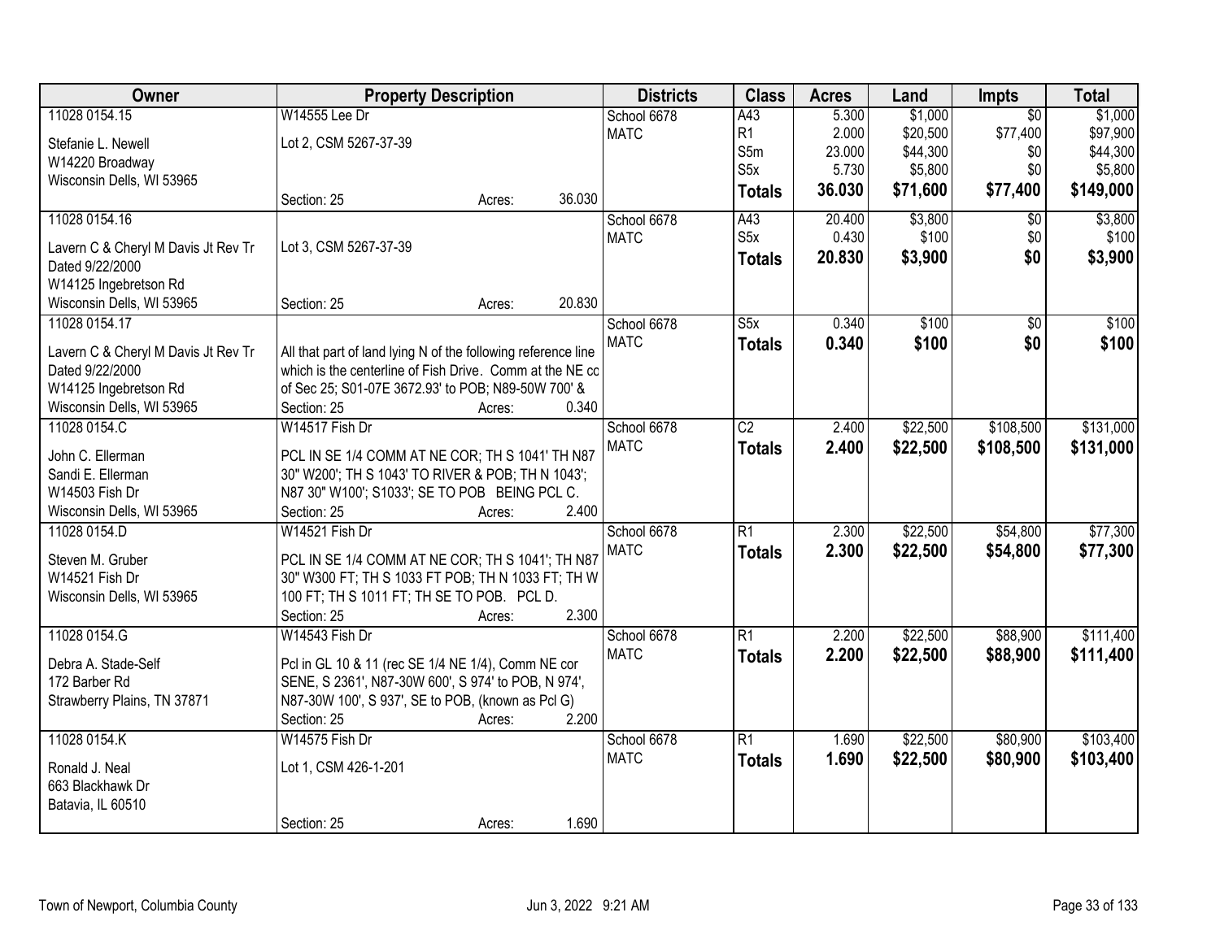| Owner | Property Description | Districts | Class | Acres | Land | Impts | Total |
|---|---|---|---|---|---|---|---|
| 11028 0154.15<br><br>Stefanie L. Newell<br>W14220 Broadway<br>Wisconsin Dells, WI 53965 | W14555 Lee Dr<br><br>Lot 2, CSM 5267-37-39<br><br>Section: 25 Acres: 36.030 | School 6678<br>MATC | A43<br>R1<br>S5m<br>S5x<br>**Totals** | 5.300<br>2.000<br>23.000<br>5.730<br>**36.030** | $1,000<br>$20,500<br>$44,300<br>$5,800<br>**$71,600** | $0<br>$77,400<br>$0<br>$0<br>**$77,400** | $1,000<br>$97,900<br>$44,300<br>$5,800<br>**$149,000** |
| 11028 0154.16<br><br>Lavern C & Cheryl M Davis Jt Rev Tr<br>Dated 9/22/2000<br>W14125 Ingebretson Rd<br>Wisconsin Dells, WI 53965 | Lot 3, CSM 5267-37-39<br><br>Section: 25 Acres: 20.830 | School 6678<br>MATC | A43<br>S5x<br>**Totals** | 20.400<br>0.430<br>**20.830** | $3,800<br>$100<br>**$3,900** | $0<br>$0<br>**$0** | $3,800<br>$100<br>**$3,900** |
| 11028 0154.17<br><br>Lavern C & Cheryl M Davis Jt Rev Tr<br>Dated 9/22/2000<br>W14125 Ingebretson Rd<br>Wisconsin Dells, WI 53965 | All that part of land lying N of the following reference line which is the centerline of Fish Drive. Comm at the NE cc of Sec 25; S01-07E 3672.93' to POB; N89-50W 700' &<br>Section: 25 Acres: 0.340 | School 6678<br>MATC | S5x<br>**Totals** | 0.340<br>**0.340** | $100<br>**$100** | $0<br>**$0** | $100<br>**$100** |
| 11028 0154.C<br><br>John C. Ellerman<br>Sandi E. Ellerman<br>W14503 Fish Dr<br>Wisconsin Dells, WI 53965 | W14517 Fish Dr<br><br>PCL IN SE 1/4 COMM AT NE COR; TH S 1041' TH N87 30" W200'; TH S 1043' TO RIVER & POB; TH N 1043'; N87 30" W100'; S1033'; SE TO POB BEING PCL C.<br>Section: 25 Acres: 2.400 | School 6678<br>MATC | C2<br>**Totals** | 2.400<br>**2.400** | $22,500<br>**$22,500** | $108,500<br>**$108,500** | $131,000<br>**$131,000** |
| 11028 0154.D<br><br>Steven M. Gruber<br>W14521 Fish Dr<br>Wisconsin Dells, WI 53965 | W14521 Fish Dr<br><br>PCL IN SE 1/4 COMM AT NE COR; TH S 1041'; TH N87 30" W300 FT; TH S 1033 FT POB; TH N 1033 FT; TH W 100 FT; TH S 1011 FT; TH SE TO POB. PCL D.<br>Section: 25 Acres: 2.300 | School 6678<br>MATC | R1<br>**Totals** | 2.300<br>**2.300** | $22,500<br>**$22,500** | $54,800<br>**$54,800** | $77,300<br>**$77,300** |
| 11028 0154.G<br><br>Debra A. Stade-Self<br>172 Barber Rd<br>Strawberry Plains, TN 37871 | W14543 Fish Dr<br><br>Pcl in GL 10 & 11 (rec SE 1/4 NE 1/4), Comm NE cor SENE, S 2361', N87-30W 600', S 974' to POB, N 974', N87-30W 100', S 937', SE to POB, (known as Pcl G)<br>Section: 25 Acres: 2.200 | School 6678<br>MATC | R1<br>**Totals** | 2.200<br>**2.200** | $22,500<br>**$22,500** | $88,900<br>**$88,900** | $111,400<br>**$111,400** |
| 11028 0154.K<br><br>Ronald J. Neal<br>663 Blackhawk Dr<br>Batavia, IL 60510 | W14575 Fish Dr<br><br>Lot 1, CSM 426-1-201<br><br>Section: 25 Acres: 1.690 | School 6678<br>MATC | R1<br>**Totals** | 1.690<br>**1.690** | $22,500<br>**$22,500** | $80,900<br>**$80,900** | $103,400<br>**$103,400** |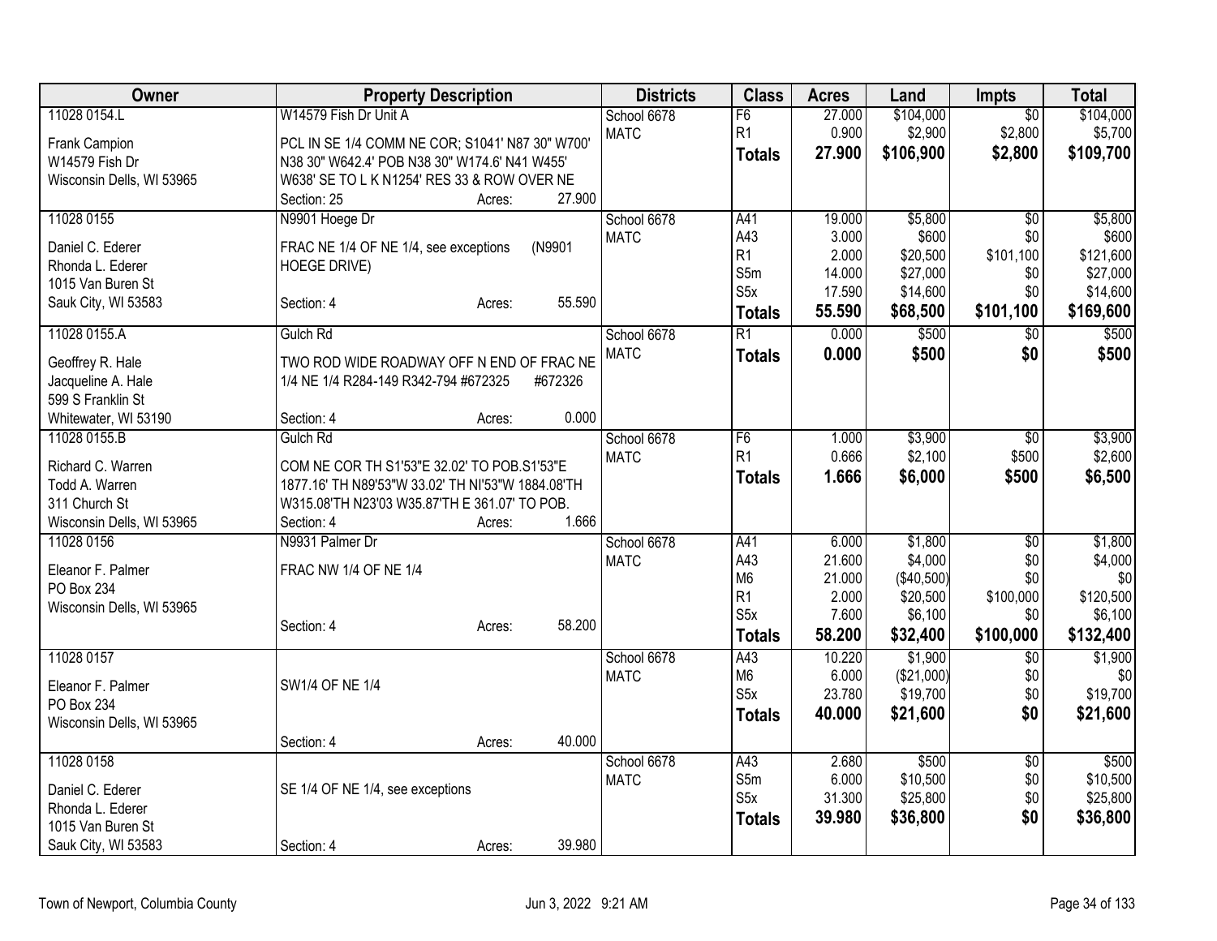| Owner | Property Description | Districts | Class | Acres | Land | Impts | Total |
|---|---|---|---|---|---|---|---|
| 11028 0154.L | W14579 Fish Dr Unit A | School 6678 | F6 | 27.000 | $104,000 | $0 | $104,000 |
| Frank Campion<br>W14579 Fish Dr<br>Wisconsin Dells, WI 53965 | PCL IN SE 1/4 COMM NE COR; S1041' N87 30" W700' N38 30" W642.4' POB N38 30" W174.6' N41 W455' W638' SE TO L K N1254' RES 33 & ROW OVER NE | MATC | R1 | 0.900 | $2,900 | $2,800 | $5,700 |
| | Section: 25 Acres: 27.900 | | **Totals** | **27.900** | **$106,900** | **$2,800** | **$109,700** |
| 11028 0155 | N9901 Hoege Dr | School 6678 | A41 | 19.000 | $5,800 | $0 | $5,800 |
| Daniel C. Ederer<br>Rhonda L. Ederer<br>1015 Van Buren St<br>Sauk City, WI 53583 | FRAC NE 1/4 OF NE 1/4, see exceptions (N9901 HOEGE DRIVE) | MATC | A43 | 3.000 | $600 | $0 | $600 |
| | | | R1 | 2.000 | $20,500 | $101,100 | $121,600 |
| | | | S5m | 14.000 | $27,000 | $0 | $27,000 |
| | Section: 4 Acres: 55.590 | | S5x | 17.590 | $14,600 | $0 | $14,600 |
| | | | **Totals** | **55.590** | **$68,500** | **$101,100** | **$169,600** |
| 11028 0155.A | Gulch Rd | School 6678 | R1 | 0.000 | $500 | $0 | $500 |
| Geoffrey R. Hale<br>Jacqueline A. Hale<br>599 S Franklin St<br>Whitewater, WI 53190 | TWO ROD WIDE ROADWAY OFF N END OF FRAC NE 1/4 NE 1/4 R284-149 R342-794 #672325 #672326 | MATC | **Totals** | **0.000** | **$500** | **$0** | **$500** |
| | Section: 4 Acres: 0.000 | | | | | | |
| 11028 0155.B | Gulch Rd | School 6678 | F6 | 1.000 | $3,900 | $0 | $3,900 |
| Richard C. Warren<br>Todd A. Warren<br>311 Church St<br>Wisconsin Dells, WI 53965 | COM NE COR TH S1'53"E 32.02' TO POB.S1'53"E 1877.16' TH N89'53"W 33.02' TH NI'53"W 1884.08'TH W315.08'TH N23'03 W35.87'TH E 361.07' TO POB. | MATC | R1 | 0.666 | $2,100 | $500 | $2,600 |
| | Section: 4 Acres: 1.666 | | **Totals** | **1.666** | **$6,000** | **$500** | **$6,500** |
| 11028 0156 | N9931 Palmer Dr | School 6678 | A41 | 6.000 | $1,800 | $0 | $1,800 |
| Eleanor F. Palmer<br>PO Box 234<br>Wisconsin Dells, WI 53965 | FRAC NW 1/4 OF NE 1/4 | MATC | A43 | 21.600 | $4,000 | $0 | $4,000 |
| | | | M6 | 21.000 | ($40,500) | $0 | $0 |
| | | | R1 | 2.000 | $20,500 | $100,000 | $120,500 |
| | Section: 4 Acres: 58.200 | | S5x | 7.600 | $6,100 | $0 | $6,100 |
| | | | **Totals** | **58.200** | **$32,400** | **$100,000** | **$132,400** |
| 11028 0157 | | School 6678 | A43 | 10.220 | $1,900 | $0 | $1,900 |
| Eleanor F. Palmer<br>PO Box 234<br>Wisconsin Dells, WI 53965 | SW1/4 OF NE 1/4 | MATC | M6 | 6.000 | ($21,000) | $0 | $0 |
| | | | S5x | 23.780 | $19,700 | $0 | $19,700 |
| | | | **Totals** | **40.000** | **$21,600** | **$0** | **$21,600** |
| | Section: 4 Acres: 40.000 | | | | | | |
| 11028 0158 | | School 6678 | A43 | 2.680 | $500 | $0 | $500 |
| Daniel C. Ederer<br>Rhonda L. Ederer<br>1015 Van Buren St<br>Sauk City, WI 53583 | SE 1/4 OF NE 1/4, see exceptions | MATC | S5m | 6.000 | $10,500 | $0 | $10,500 |
| | | | S5x | 31.300 | $25,800 | $0 | $25,800 |
| | | | **Totals** | **39.980** | **$36,800** | **$0** | **$36,800** |
| | Section: 4 Acres: 39.980 | | | | | | |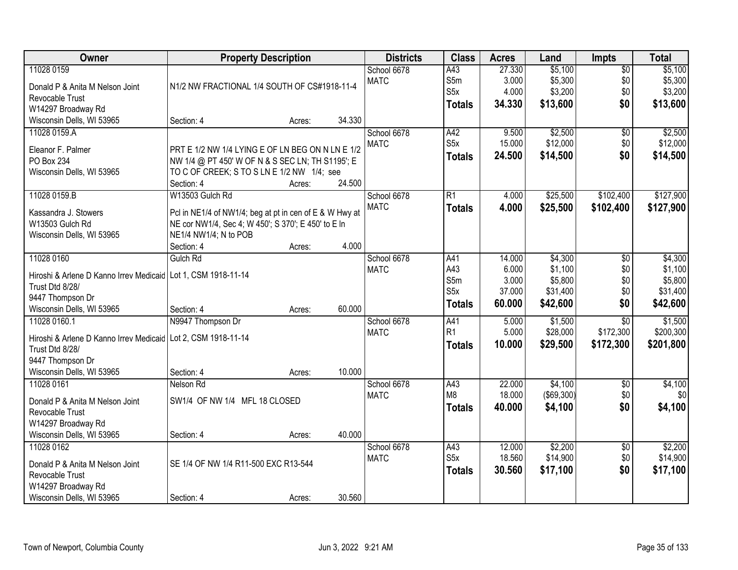| Owner | Property Description | Districts | Class | Acres | Land | Impts | Total |
|---|---|---|---|---|---|---|---|
| 11028 0159<br>Donald P & Anita M Nelson Joint Revocable Trust<br>W14297 Broadway Rd<br>Wisconsin Dells, WI 53965 | N1/2 NW FRACTIONAL 1/4 SOUTH OF CS#1918-11-4<br>Section: 4 Acres: 34.330 | School 6678<br>MATC | A43<br>S5m<br>S5x<br>**Totals** | 27.330<br>3.000<br>4.000<br>**34.330** | $5,100<br>$5,300<br>$3,200<br>**$13,600** | $0<br>$0<br>$0<br>**$0** | $5,100<br>$5,300<br>$3,200<br>**$13,600** |
| 11028 0159.A<br>Eleanor F. Palmer<br>PO Box 234<br>Wisconsin Dells, WI 53965 | PRT E 1/2 NW 1/4 LYING E OF LN BEG ON N LN E 1/2 NW 1/4 @ PT 450' W OF N & S SEC LN; TH S1195'; E TO C OF CREEK; S TO S LN E 1/2 NW 1/4; see<br>Section: 4 Acres: 24.500 | School 6678<br>MATC | A42<br>S5x<br>**Totals** | 9.500<br>15.000<br>**24.500** | $2,500<br>$12,000<br>**$14,500** | $0<br>$0<br>**$0** | $2,500<br>$12,000<br>**$14,500** |
| 11028 0159.B<br>Kassandra J. Stowers<br>W13503 Gulch Rd<br>Wisconsin Dells, WI 53965 | W13503 Gulch Rd<br>Pcl in NE1/4 of NW1/4; beg at pt in cen of E & W Hwy at NE cor NW1/4, Sec 4; W 450'; S 370'; E 450' to E ln NE1/4 NW1/4; N to POB<br>Section: 4 Acres: 4.000 | School 6678<br>MATC | R1<br>**Totals** | 4.000<br>**4.000** | $25,500<br>**$25,500** | $102,400<br>**$102,400** | $127,900<br>**$127,900** |
| 11028 0160<br>Hiroshi & Arlene D Kanno Irrev Medicaid Trust Dtd 8/28/<br>9447 Thompson Dr<br>Wisconsin Dells, WI 53965 | Gulch Rd<br>Lot 1, CSM 1918-11-14<br>Section: 4 Acres: 60.000 | School 6678<br>MATC | A41<br>A43<br>S5m<br>S5x<br>**Totals** | 14.000<br>6.000<br>3.000<br>37.000<br>**60.000** | $4,300<br>$1,100<br>$5,800<br>$31,400<br>**$42,600** | $0<br>$0<br>$0<br>$0<br>**$0** | $4,300<br>$1,100<br>$5,800<br>$31,400<br>**$42,600** |
| 11028 0160.1<br>Hiroshi & Arlene D Kanno Irrev Medicaid Trust Dtd 8/28/<br>9447 Thompson Dr<br>Wisconsin Dells, WI 53965 | N9947 Thompson Dr<br>Lot 2, CSM 1918-11-14<br>Section: 4 Acres: 10.000 | School 6678<br>MATC | A41<br>R1<br>**Totals** | 5.000<br>5.000<br>**10.000** | $1,500<br>$28,000<br>**$29,500** | $0<br>$172,300<br>**$172,300** | $1,500<br>$200,300<br>**$201,800** |
| 11028 0161<br>Donald P & Anita M Nelson Joint Revocable Trust<br>W14297 Broadway Rd<br>Wisconsin Dells, WI 53965 | Nelson Rd<br>SW1/4 OF NW 1/4 MFL 18 CLOSED<br>Section: 4 Acres: 40.000 | School 6678<br>MATC | A43<br>M8<br>**Totals** | 22.000<br>18.000<br>**40.000** | $4,100<br>($69,300)<br>**$4,100** | $0<br>$0<br>**$0** | $4,100<br>$0<br>**$4,100** |
| 11028 0162<br>Donald P & Anita M Nelson Joint Revocable Trust<br>W14297 Broadway Rd<br>Wisconsin Dells, WI 53965 | SE 1/4 OF NW 1/4 R11-500 EXC R13-544<br>Section: 4 Acres: 30.560 | School 6678<br>MATC | A43<br>S5x<br>**Totals** | 12.000<br>18.560<br>**30.560** | $2,200<br>$14,900<br>**$17,100** | $0<br>$0<br>**$0** | $2,200<br>$14,900<br>**$17,100** |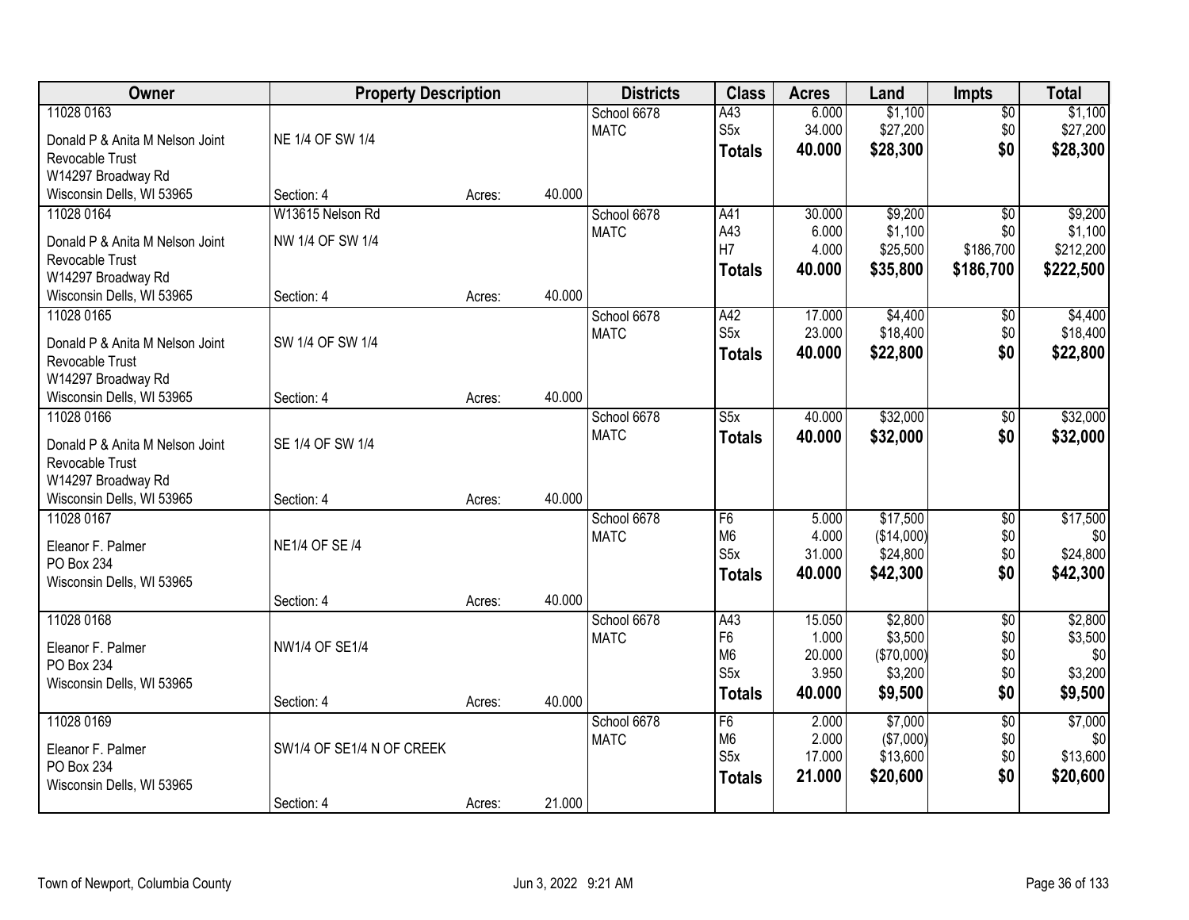| Owner | Property Description | | | Districts | Class | Acres | Land | Impts | Total |
|---|---|---|---|---|---|---|---|---|---|
| 11028 0163<br>Donald P & Anita M Nelson Joint Revocable Trust<br>W14297 Broadway Rd<br>Wisconsin Dells, WI 53965 | NE 1/4 OF SW 1/4<br>Section: 4 | Acres: | 40.000 | School 6678<br>MATC | A43<br>S5x<br>**Totals** | 6.000<br>34.000<br>**40.000** | $1,100<br>$27,200<br>**$28,300** | $0<br>$0<br>**$0** | $1,100<br>$27,200<br>**$28,300** |
| 11028 0164<br>Donald P & Anita M Nelson Joint Revocable Trust<br>W14297 Broadway Rd<br>Wisconsin Dells, WI 53965 | W13615 Nelson Rd<br>NW 1/4 OF SW 1/4<br>Section: 4 | Acres: | 40.000 | School 6678<br>MATC | A41<br>A43<br>H7<br>**Totals** | 30.000<br>6.000<br>4.000<br>**40.000** | $9,200<br>$1,100<br>$25,500<br>**$35,800** | $0<br>$0<br>$186,700<br>**$186,700** | $9,200<br>$1,100<br>$212,200<br>**$222,500** |
| 11028 0165<br>Donald P & Anita M Nelson Joint Revocable Trust<br>W14297 Broadway Rd<br>Wisconsin Dells, WI 53965 | SW 1/4 OF SW 1/4<br>Section: 4 | Acres: | 40.000 | School 6678<br>MATC | A42<br>S5x<br>**Totals** | 17.000<br>23.000<br>**40.000** | $4,400<br>$18,400<br>**$22,800** | $0<br>$0<br>**$0** | $4,400<br>$18,400<br>**$22,800** |
| 11028 0166<br>Donald P & Anita M Nelson Joint Revocable Trust<br>W14297 Broadway Rd<br>Wisconsin Dells, WI 53965 | SE 1/4 OF SW 1/4<br>Section: 4 | Acres: | 40.000 | School 6678<br>MATC | S5x<br>**Totals** | 40.000<br>**40.000** | $32,000<br>**$32,000** | $0<br>**$0** | $32,000<br>**$32,000** |
| 11028 0167<br>Eleanor F. Palmer<br>PO Box 234<br>Wisconsin Dells, WI 53965 | NE1/4 OF SE /4<br>Section: 4 | Acres: | 40.000 | School 6678<br>MATC | F6<br>M6<br>S5x<br>**Totals** | 5.000<br>4.000<br>31.000<br>**40.000** | $17,500<br>($14,000)<br>$24,800<br>**$42,300** | $0<br>$0<br>$0<br>**$0** | $17,500<br>$0<br>$24,800<br>**$42,300** |
| 11028 0168<br>Eleanor F. Palmer<br>PO Box 234<br>Wisconsin Dells, WI 53965 | NW1/4 OF SE1/4<br>Section: 4 | Acres: | 40.000 | School 6678<br>MATC | A43<br>F6<br>M6<br>S5x<br>**Totals** | 15.050<br>1.000<br>20.000<br>3.950<br>**40.000** | $2,800<br>$3,500<br>($70,000)<br>$3,200<br>**$9,500** | $0<br>$0<br>$0<br>$0<br>**$0** | $2,800<br>$3,500<br>$0<br>$3,200<br>**$9,500** |
| 11028 0169<br>Eleanor F. Palmer<br>PO Box 234<br>Wisconsin Dells, WI 53965 | SW1/4 OF SE1/4 N OF CREEK<br>Section: 4 | Acres: | 21.000 | School 6678<br>MATC | F6<br>M6<br>S5x<br>**Totals** | 2.000<br>2.000<br>17.000<br>**21.000** | $7,000<br>($7,000)<br>$13,600<br>**$20,600** | $0<br>$0<br>$0<br>**$0** | $7,000<br>$0<br>$13,600<br>**$20,600** |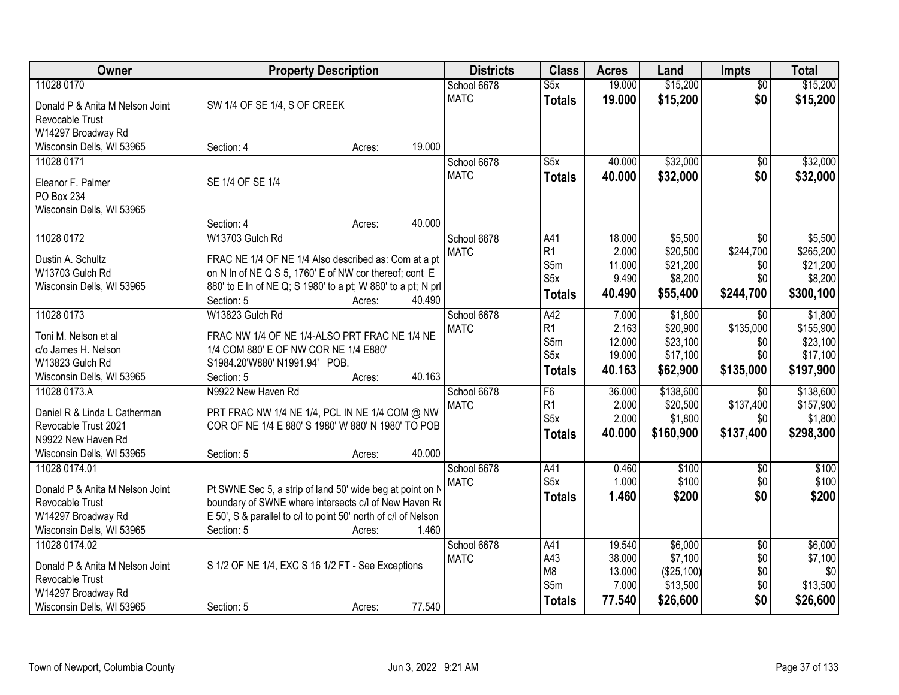| Owner | Property Description | Districts | Class | Acres | Land | Impts | Total |
|---|---|---|---|---|---|---|---|
| 11028 0170<br><br>Donald P & Anita M Nelson Joint Revocable Trust<br>W14297 Broadway Rd<br>Wisconsin Dells, WI 53965 | SW 1/4 OF SE 1/4, S OF CREEK<br><br>Section: 4 Acres: 19.000 | School 6678<br>MATC | S5x<br>**Totals** | 19.000<br>**19.000** | $15,200<br>**$15,200** | $0<br>**$0** | $15,200<br>**$15,200** |
| 11028 0171<br><br>Eleanor F. Palmer<br>PO Box 234<br>Wisconsin Dells, WI 53965 | SE 1/4 OF SE 1/4<br><br>Section: 4 Acres: 40.000 | School 6678<br>MATC | S5x<br>**Totals** | 40.000<br>**40.000** | $32,000<br>**$32,000** | $0<br>**$0** | $32,000<br>**$32,000** |
| 11028 0172<br><br>Dustin A. Schultz<br>W13703 Gulch Rd<br>Wisconsin Dells, WI 53965 | W13703 Gulch Rd<br><br>FRAC NE 1/4 OF NE 1/4 Also described as: Com at a pt on N ln of NE Q S 5, 1760' E of NW cor thereof; cont E 880' to E ln of NE Q; S 1980' to a pt; W 880' to a pt; N prl<br>Section: 5 Acres: 40.490 | School 6678<br>MATC | A41<br>R1<br>S5m<br>S5x<br>**Totals** | 18.000<br>2.000<br>11.000<br>9.490<br>**40.490** | $5,500<br>$20,500<br>$21,200<br>$8,200<br>**$55,400** | $0<br>$244,700<br>$0<br>$0<br>**$244,700** | $5,500<br>$265,200<br>$21,200<br>$8,200<br>**$300,100** |
| 11028 0173<br><br>Toni M. Nelson et al<br>c/o James H. Nelson<br>W13823 Gulch Rd<br>Wisconsin Dells, WI 53965 | W13823 Gulch Rd<br><br>FRAC NW 1/4 OF NE 1/4-ALSO PRT FRAC NE 1/4 NE 1/4 COM 880' E OF NW COR NE 1/4 E880' S1984.20'W880' N1991.94' POB.<br>Section: 5 Acres: 40.163 | School 6678<br>MATC | A42<br>R1<br>S5m<br>S5x<br>**Totals** | 7.000<br>2.163<br>12.000<br>19.000<br>**40.163** | $1,800<br>$20,900<br>$23,100<br>$17,100<br>**$62,900** | $0<br>$135,000<br>$0<br>$0<br>**$135,000** | $1,800<br>$155,900<br>$23,100<br>$17,100<br>**$197,900** |
| 11028 0173.A<br><br>Daniel R & Linda L Catherman Revocable Trust 2021<br>N9922 New Haven Rd<br>Wisconsin Dells, WI 53965 | N9922 New Haven Rd<br><br>PRT FRAC NW 1/4 NE 1/4, PCL IN NE 1/4 COM @ NW COR OF NE 1/4 E 880' S 1980' W 880' N 1980' TO POB.<br>Section: 5 Acres: 40.000 | School 6678<br>MATC | F6<br>R1<br>S5x<br>**Totals** | 36.000<br>2.000<br>2.000<br>**40.000** | $138,600<br>$20,500<br>$1,800<br>**$160,900** | $0<br>$137,400<br>$0<br>**$137,400** | $138,600<br>$157,900<br>$1,800<br>**$298,300** |
| 11028 0174.01<br><br>Donald P & Anita M Nelson Joint Revocable Trust<br>W14297 Broadway Rd<br>Wisconsin Dells, WI 53965 | Pt SWNE Sec 5, a strip of land 50' wide beg at point on N boundary of SWNE where intersects c/l of New Haven Rd E 50', S & parallel to c/l to point 50' north of c/l of Nelson<br>Section: 5 Acres: 1.460 | School 6678<br>MATC | A41<br>S5x<br>**Totals** | 0.460<br>1.000<br>**1.460** | $100<br>$100<br>**$200** | $0<br>$0<br>**$0** | $100<br>$100<br>**$200** |
| 11028 0174.02<br><br>Donald P & Anita M Nelson Joint Revocable Trust<br>W14297 Broadway Rd<br>Wisconsin Dells, WI 53965 | S 1/2 OF NE 1/4, EXC S 16 1/2 FT - See Exceptions<br><br>Section: 5 Acres: 77.540 | School 6678<br>MATC | A41<br>A43<br>M8<br>S5m<br>**Totals** | 19.540<br>38.000<br>13.000<br>7.000<br>**77.540** | $6,000<br>$7,100<br>($25,100)<br>$13,500<br>**$26,600** | $0<br>$0<br>$0<br>$0<br>**$0** | $6,000<br>$7,100<br>$0<br>$13,500<br>**$26,600** |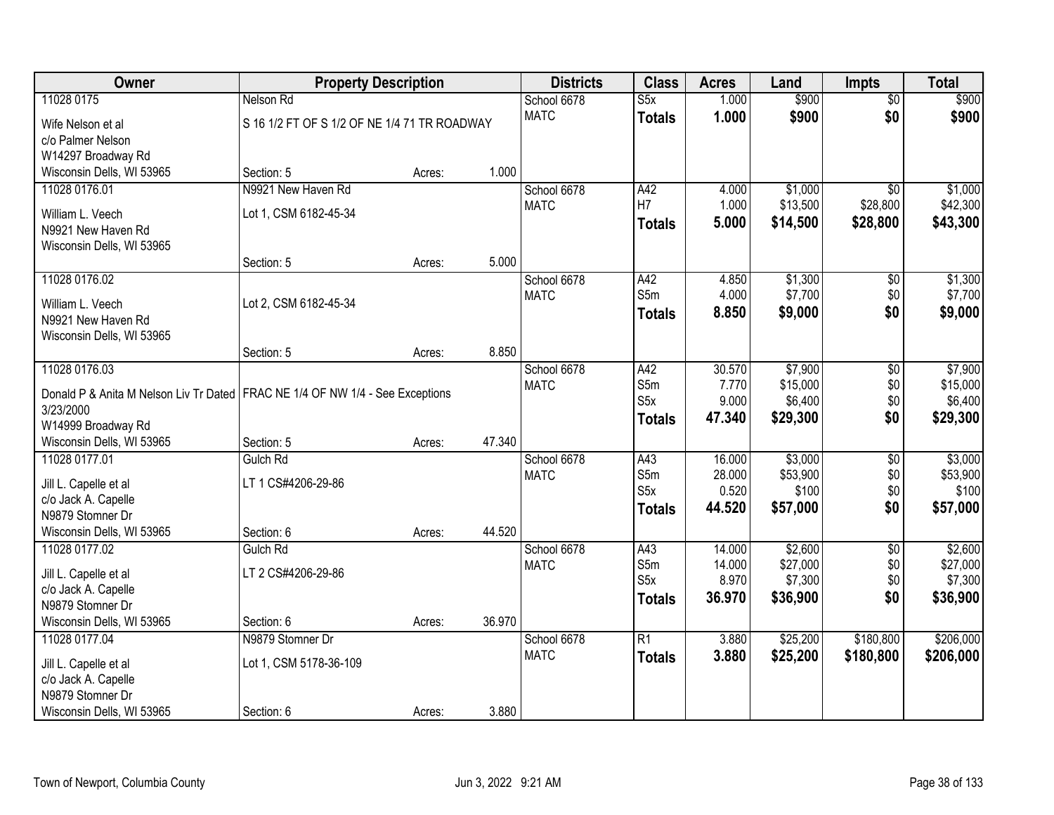| Owner | Property Description | | | Districts | Class | Acres | Land | Impts | Total |
|---|---|---|---|---|---|---|---|---|---|
| 11028 0175<br>Wife Nelson et al<br>c/o Palmer Nelson<br>W14297 Broadway Rd<br>Wisconsin Dells, WI 53965 | Nelson Rd<br>S 16 1/2 FT OF S 1/2 OF NE 1/4 71 TR ROADWAY<br>Section: 5 | Acres: | 1.000 | School 6678<br>MATC | S5x<br>**Totals** | 1.000<br>**1.000** | $900<br>**$900** | $0<br>**$0** | $900<br>**$900** |
| 11028 0176.01<br>William L. Veech<br>N9921 New Haven Rd<br>Wisconsin Dells, WI 53965 | N9921 New Haven Rd<br>Lot 1, CSM 6182-45-34<br>Section: 5 | Acres: | 5.000 | School 6678<br>MATC | A42<br>H7<br>**Totals** | 4.000<br>1.000<br>**5.000** | $1,000<br>$13,500<br>**$14,500** | $0<br>$28,800<br>**$28,800** | $1,000<br>$42,300<br>**$43,300** |
| 11028 0176.02<br>William L. Veech<br>N9921 New Haven Rd<br>Wisconsin Dells, WI 53965 | Lot 2, CSM 6182-45-34<br>Section: 5 | Acres: | 8.850 | School 6678<br>MATC | A42<br>S5m<br>**Totals** | 4.850<br>4.000<br>**8.850** | $1,300<br>$7,700<br>**$9,000** | $0<br>$0<br>**$0** | $1,300<br>$7,700<br>**$9,000** |
| 11028 0176.03<br>Donald P & Anita M Nelson Liv Tr Dated 3/23/2000<br>W14999 Broadway Rd<br>Wisconsin Dells, WI 53965 | FRAC NE 1/4 OF NW 1/4 - See Exceptions<br>Section: 5 | Acres: | 47.340 | School 6678<br>MATC | A42<br>S5m<br>S5x<br>**Totals** | 30.570<br>7.770<br>9.000<br>**47.340** | $7,900<br>$15,000<br>$6,400<br>**$29,300** | $0<br>$0<br>$0<br>**$0** | $7,900<br>$15,000<br>$6,400<br>**$29,300** |
| 11028 0177.01<br>Jill L. Capelle et al<br>c/o Jack A. Capelle<br>N9879 Stomner Dr<br>Wisconsin Dells, WI 53965 | Gulch Rd<br>LT 1 CS#4206-29-86<br>Section: 6 | Acres: | 44.520 | School 6678<br>MATC | A43<br>S5m<br>S5x<br>**Totals** | 16.000<br>28.000<br>0.520<br>**44.520** | $3,000<br>$53,900<br>$100<br>**$57,000** | $0<br>$0<br>$0<br>**$0** | $3,000<br>$53,900<br>$100<br>**$57,000** |
| 11028 0177.02<br>Jill L. Capelle et al<br>c/o Jack A. Capelle<br>N9879 Stomner Dr<br>Wisconsin Dells, WI 53965 | Gulch Rd<br>LT 2 CS#4206-29-86<br>Section: 6 | Acres: | 36.970 | School 6678<br>MATC | A43<br>S5m<br>S5x<br>**Totals** | 14.000<br>14.000<br>8.970<br>**36.970** | $2,600<br>$27,000<br>$7,300<br>**$36,900** | $0<br>$0<br>$0<br>**$0** | $2,600<br>$27,000<br>$7,300<br>**$36,900** |
| 11028 0177.04<br>Jill L. Capelle et al<br>c/o Jack A. Capelle<br>N9879 Stomner Dr<br>Wisconsin Dells, WI 53965 | N9879 Stomner Dr<br>Lot 1, CSM 5178-36-109<br>Section: 6 | Acres: | 3.880 | School 6678<br>MATC | R1<br>**Totals** | 3.880<br>**3.880** | $25,200<br>**$25,200** | $180,800<br>**$180,800** | $206,000<br>**$206,000** |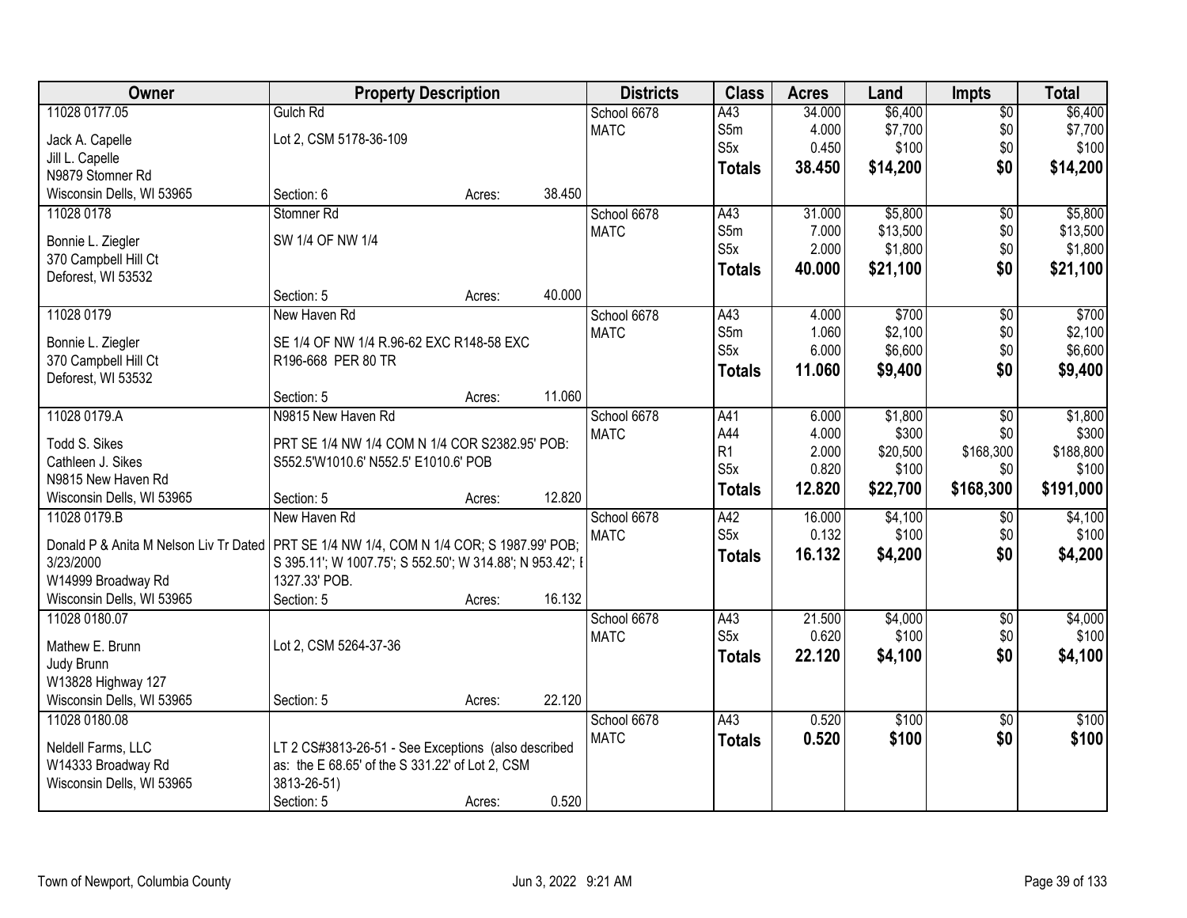| Owner | Property Description | Districts | Class | Acres | Land | Impts | Total |
|---|---|---|---|---|---|---|---|
| 11028 0177.05<br>Jack A. Capelle<br>Jill L. Capelle<br>N9879 Stomner Rd<br>Wisconsin Dells, WI 53965 | Gulch Rd<br>Lot 2, CSM 5178-36-109<br>Section: 6 Acres: 38.450 | School 6678<br>MATC | A43<br>S5m<br>S5x<br>**Totals** | 34.000<br>4.000<br>0.450<br>**38.450** | $6,400<br>$7,700<br>$100<br>**$14,200** | $0<br>$0<br>$0<br>**$0** | $6,400<br>$7,700<br>$100<br>**$14,200** |
| 11028 0178<br>Bonnie L. Ziegler<br>370 Campbell Hill Ct<br>Deforest, WI 53532 | Stomner Rd<br>SW 1/4 OF NW 1/4<br>Section: 5 Acres: 40.000 | School 6678<br>MATC | A43<br>S5m<br>S5x<br>**Totals** | 31.000<br>7.000<br>2.000<br>**40.000** | $5,800<br>$13,500<br>$1,800<br>**$21,100** | $0<br>$0<br>$0<br>**$0** | $5,800<br>$13,500<br>$1,800<br>**$21,100** |
| 11028 0179<br>Bonnie L. Ziegler<br>370 Campbell Hill Ct<br>Deforest, WI 53532 | New Haven Rd<br>SE 1/4 OF NW 1/4 R.96-62 EXC R148-58 EXC R196-668 PER 80 TR<br>Section: 5 Acres: 11.060 | School 6678<br>MATC | A43<br>S5m<br>S5x<br>**Totals** | 4.000<br>1.060<br>6.000<br>**11.060** | $700<br>$2,100<br>$6,600<br>**$9,400** | $0<br>$0<br>$0<br>**$0** | $700<br>$2,100<br>$6,600<br>**$9,400** |
| 11028 0179.A<br>Todd S. Sikes<br>Cathleen J. Sikes<br>N9815 New Haven Rd<br>Wisconsin Dells, WI 53965 | N9815 New Haven Rd<br>PRT SE 1/4 NW 1/4 COM N 1/4 COR S2382.95' POB: S552.5'W1010.6' N552.5' E1010.6' POB<br>Section: 5 Acres: 12.820 | School 6678<br>MATC | A41<br>A44<br>R1<br>S5x<br>**Totals** | 6.000<br>4.000<br>2.000<br>0.820<br>**12.820** | $1,800<br>$300<br>$20,500<br>$100<br>**$22,700** | $0<br>$0<br>$168,300<br>$0<br>**$168,300** | $1,800<br>$300<br>$188,800<br>$100<br>**$191,000** |
| 11028 0179.B<br>Donald P & Anita M Nelson Liv Tr Dated 3/23/2000<br>W14999 Broadway Rd<br>Wisconsin Dells, WI 53965 | New Haven Rd<br>PRT SE 1/4 NW 1/4, COM N 1/4 COR; S 1987.99' POB; S 395.11'; W 1007.75'; S 552.50'; W 314.88'; N 953.42'; E 1327.33' POB.<br>Section: 5 Acres: 16.132 | School 6678<br>MATC | A42<br>S5x<br>**Totals** | 16.000<br>0.132<br>**16.132** | $4,100<br>$100<br>**$4,200** | $0<br>$0<br>**$0** | $4,100<br>$100<br>**$4,200** |
| 11028 0180.07<br>Mathew E. Brunn<br>Judy Brunn<br>W13828 Highway 127<br>Wisconsin Dells, WI 53965 | Lot 2, CSM 5264-37-36<br>Section: 5 Acres: 22.120 | School 6678<br>MATC | A43<br>S5x<br>**Totals** | 21.500<br>0.620<br>**22.120** | $4,000<br>$100<br>**$4,100** | $0<br>$0<br>**$0** | $4,000<br>$100<br>**$4,100** |
| 11028 0180.08<br>Neldell Farms, LLC<br>W14333 Broadway Rd<br>Wisconsin Dells, WI 53965 | LT 2 CS#3813-26-51 - See Exceptions (also described as: the E 68.65' of the S 331.22' of Lot 2, CSM 3813-26-51)<br>Section: 5 Acres: 0.520 | School 6678<br>MATC | A43<br>**Totals** | 0.520<br>**0.520** | $100<br>**$100** | $0<br>**$0** | $100<br>**$100** |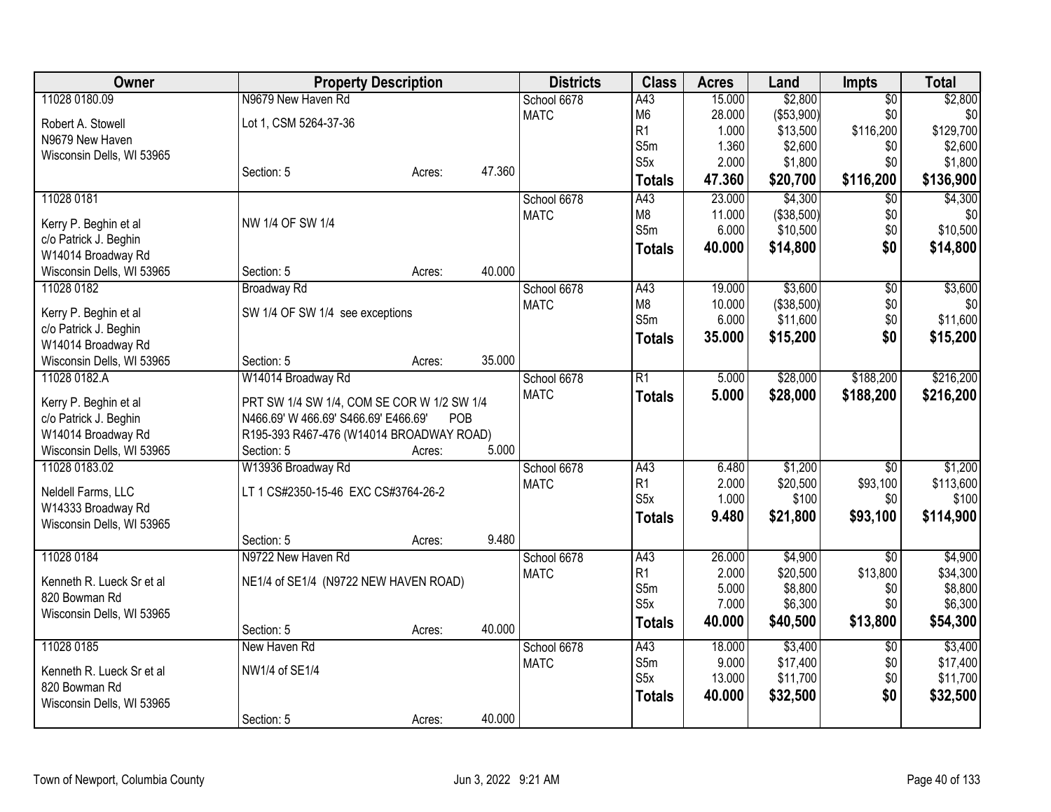| Owner | Property Description | Districts | Class | Acres | Land | Impts | Total |
|---|---|---|---|---|---|---|---|
| 11028 0180.09<br>Robert A. Stowell<br>N9679 New Haven<br>Wisconsin Dells, WI 53965 | N9679 New Haven Rd<br>Lot 1, CSM 5264-37-36<br>Section: 5 Acres: 47.360 | School 6678<br>MATC | A43<br>M6<br>R1<br>S5m<br>S5x<br>**Totals** | 15.000<br>28.000<br>1.000<br>1.360<br>2.000<br>**47.360** | $2,800<br>($53,900)<br>$13,500<br>$2,600<br>$1,800<br>**$20,700** | $0<br>$0<br>$116,200<br>$0<br>$0<br>**$116,200** | $2,800<br>$0<br>$129,700<br>$2,600<br>$1,800<br>**$136,900** |
| 11028 0181<br>Kerry P. Beghin et al<br>c/o Patrick J. Beghin<br>W14014 Broadway Rd<br>Wisconsin Dells, WI 53965 | NW 1/4 OF SW 1/4<br>Section: 5 Acres: 40.000 | School 6678<br>MATC | A43<br>M8<br>S5m<br>**Totals** | 23.000<br>11.000<br>6.000<br>**40.000** | $4,300<br>($38,500)<br>$10,500<br>**$14,800** | $0<br>$0<br>$0<br>**$0** | $4,300<br>$0<br>$10,500<br>**$14,800** |
| 11028 0182<br>Kerry P. Beghin et al<br>c/o Patrick J. Beghin<br>W14014 Broadway Rd<br>Wisconsin Dells, WI 53965 | Broadway Rd<br>SW 1/4 OF SW 1/4 see exceptions<br>Section: 5 Acres: 35.000 | School 6678<br>MATC | A43<br>M8<br>S5m<br>**Totals** | 19.000<br>10.000<br>6.000<br>**35.000** | $3,600<br>($38,500)<br>$11,600<br>**$15,200** | $0<br>$0<br>$0<br>**$0** | $3,600<br>$0<br>$11,600<br>**$15,200** |
| 11028 0182.A<br>Kerry P. Beghin et al<br>c/o Patrick J. Beghin<br>W14014 Broadway Rd<br>Wisconsin Dells, WI 53965 | W14014 Broadway Rd<br>PRT SW 1/4 SW 1/4, COM SE COR W 1/2 SW 1/4 N466.69' W 466.69' S466.69' E466.69' POB R195-393 R467-476 (W14014 BROADWAY ROAD)<br>Section: 5 Acres: 5.000 | School 6678<br>MATC | R1<br>**Totals** | 5.000<br>**5.000** | $28,000<br>**$28,000** | $188,200<br>**$188,200** | $216,200<br>**$216,200** |
| 11028 0183.02<br>Neldell Farms, LLC<br>W14333 Broadway Rd<br>Wisconsin Dells, WI 53965 | W13936 Broadway Rd<br>LT 1 CS#2350-15-46 EXC CS#3764-26-2<br>Section: 5 Acres: 9.480 | School 6678<br>MATC | A43<br>R1<br>S5x<br>**Totals** | 6.480<br>2.000<br>1.000<br>**9.480** | $1,200<br>$20,500<br>$100<br>**$21,800** | $0<br>$93,100<br>$0<br>**$93,100** | $1,200<br>$113,600<br>$100<br>**$114,900** |
| 11028 0184<br>Kenneth R. Lueck Sr et al<br>820 Bowman Rd<br>Wisconsin Dells, WI 53965 | N9722 New Haven Rd<br>NE1/4 of SE1/4 (N9722 NEW HAVEN ROAD)<br>Section: 5 Acres: 40.000 | School 6678<br>MATC | A43<br>R1<br>S5m<br>S5x<br>**Totals** | 26.000<br>2.000<br>5.000<br>7.000<br>**40.000** | $4,900<br>$20,500<br>$8,800<br>$6,300<br>**$40,500** | $0<br>$13,800<br>$0<br>$0<br>**$13,800** | $4,900<br>$34,300<br>$8,800<br>$6,300<br>**$54,300** |
| 11028 0185<br>Kenneth R. Lueck Sr et al<br>820 Bowman Rd<br>Wisconsin Dells, WI 53965 | New Haven Rd<br>NW1/4 of SE1/4<br>Section: 5 Acres: 40.000 | School 6678<br>MATC | A43<br>S5m<br>S5x<br>**Totals** | 18.000<br>9.000<br>13.000<br>**40.000** | $3,400<br>$17,400<br>$11,700<br>**$32,500** | $0<br>$0<br>$0<br>**$0** | $3,400<br>$17,400<br>$11,700<br>**$32,500** |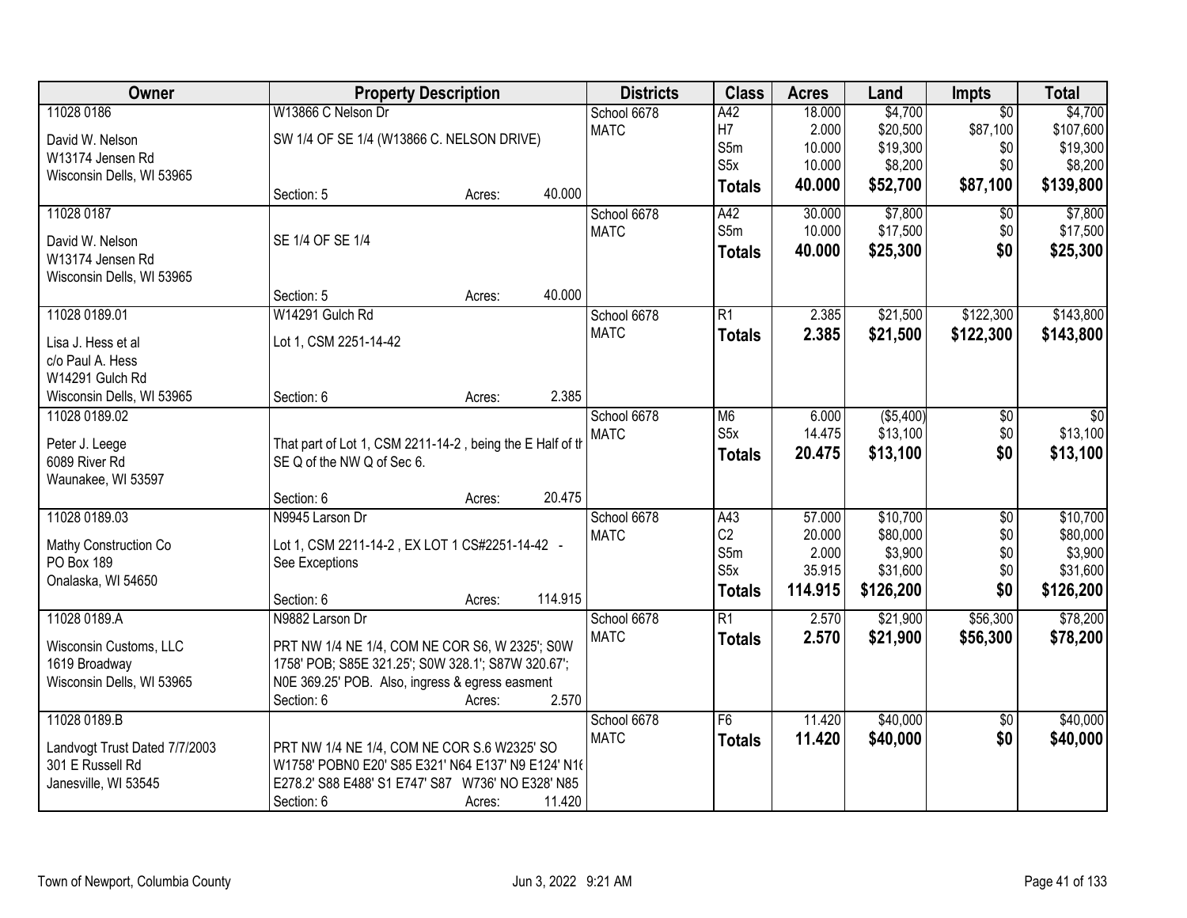| Owner | Property Description | Districts | Class | Acres | Land | Impts | Total |
|---|---|---|---|---|---|---|---|
| 11028 0186<br>David W. Nelson<br>W13174 Jensen Rd<br>Wisconsin Dells, WI 53965 | W13866 C Nelson Dr<br>SW 1/4 OF SE 1/4 (W13866 C. NELSON DRIVE)<br>Section: 5 Acres: 40.000 | School 6678<br>MATC | A42<br>H7<br>S5m<br>S5x<br>**Totals** | 18.000<br>2.000<br>10.000<br>10.000<br>**40.000** | $4,700<br>$20,500<br>$19,300<br>$8,200<br>**$52,700** | $0<br>$87,100<br>$0<br>$0<br>**$87,100** | $4,700<br>$107,600<br>$19,300<br>$8,200<br>**$139,800** |
| 11028 0187<br>David W. Nelson<br>W13174 Jensen Rd<br>Wisconsin Dells, WI 53965 | SE 1/4 OF SE 1/4<br>Section: 5 Acres: 40.000 | School 6678<br>MATC | A42<br>S5m<br>**Totals** | 30.000<br>10.000<br>**40.000** | $7,800<br>$17,500<br>**$25,300** | $0<br>$0<br>**$0** | $7,800<br>$17,500<br>**$25,300** |
| 11028 0189.01<br>Lisa J. Hess et al<br>c/o Paul A. Hess<br>W14291 Gulch Rd<br>Wisconsin Dells, WI 53965 | W14291 Gulch Rd<br>Lot 1, CSM 2251-14-42<br>Section: 6 Acres: 2.385 | School 6678<br>MATC | R1<br>**Totals** | 2.385<br>**2.385** | $21,500<br>**$21,500** | $122,300<br>**$122,300** | $143,800<br>**$143,800** |
| 11028 0189.02<br>Peter J. Leege<br>6089 River Rd<br>Waunakee, WI 53597 | That part of Lot 1, CSM 2211-14-2 , being the E Half of th SE Q of the NW Q of Sec 6.<br>Section: 6 Acres: 20.475 | School 6678<br>MATC | M6<br>S5x<br>**Totals** | 6.000<br>14.475<br>**20.475** | ($5,400)<br>$13,100<br>**$13,100** | $0<br>$0<br>**$0** | $0<br>$13,100<br>**$13,100** |
| 11028 0189.03<br>Mathy Construction Co<br>PO Box 189<br>Onalaska, WI 54650 | N9945 Larson Dr<br>Lot 1, CSM 2211-14-2 , EX LOT 1 CS#2251-14-42 - See Exceptions<br>Section: 6 Acres: 114.915 | School 6678<br>MATC | A43<br>C2<br>S5m<br>S5x<br>**Totals** | 57.000<br>20.000<br>2.000<br>35.915<br>**114.915** | $10,700<br>$80,000<br>$3,900<br>$31,600<br>**$126,200** | $0<br>$0<br>$0<br>$0<br>**$0** | $10,700<br>$80,000<br>$3,900<br>$31,600<br>**$126,200** |
| 11028 0189.A<br>Wisconsin Customs, LLC<br>1619 Broadway<br>Wisconsin Dells, WI 53965 | N9882 Larson Dr<br>PRT NW 1/4 NE 1/4, COM NE COR S6, W 2325'; S0W 1758' POB; S85E 321.25'; S0W 328.1'; S87W 320.67'; N0E 369.25' POB. Also, ingress & egress easment<br>Section: 6 Acres: 2.570 | School 6678<br>MATC | R1<br>**Totals** | 2.570<br>**2.570** | $21,900<br>**$21,900** | $56,300<br>**$56,300** | $78,200<br>**$78,200** |
| 11028 0189.B<br>Landvogt Trust Dated 7/7/2003<br>301 E Russell Rd<br>Janesville, WI 53545 | PRT NW 1/4 NE 1/4, COM NE COR S.6 W2325' SO W1758' POBN0 E20' S85 E321' N64 E137' N9 E124' N16 E278.2' S88 E488' S1 E747' S87 W736' NO E328' N85<br>Section: 6 Acres: 11.420 | School 6678<br>MATC | F6<br>**Totals** | 11.420<br>**11.420** | $40,000<br>**$40,000** | $0<br>**$0** | $40,000<br>**$40,000** |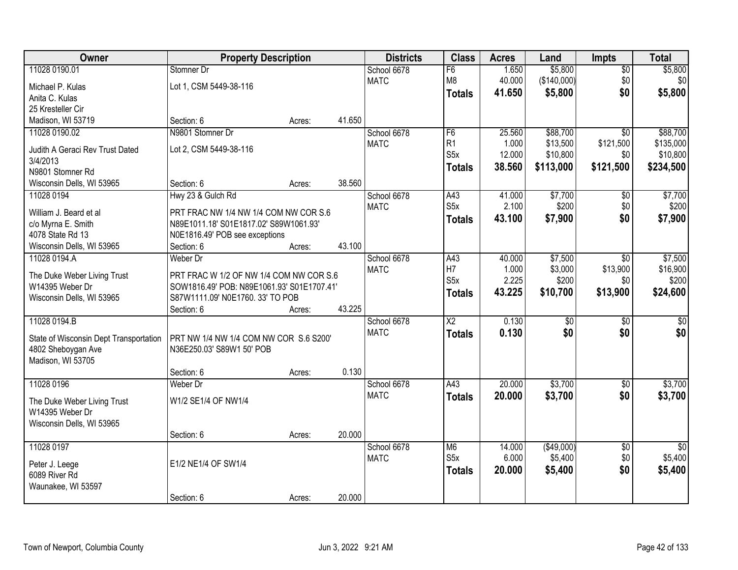| Owner | Property Description | | | Districts | Class | Acres | Land | Impts | Total |
|---|---|---|---|---|---|---|---|---|---|
| 11028 0190.01 | Stomner Dr | | | School 6678 | F6 | 1.650 | $5,800 | $0 | $5,800 |
| Michael P. Kulas | Lot 1, CSM 5449-38-116 | | | MATC | M8 | 40.000 | ($140,000) | $0 | $0 |
| Anita C. Kulas | | | | | **Totals** | **41.650** | **$5,800** | **$0** | **$5,800** |
| 25 Kresteller Cir | | | | | | | | | |
| Madison, WI 53719 | Section: 6 | Acres: | 41.650 | | | | | | |
| 11028 0190.02 | N9801 Stomner Dr | | | School 6678 | F6 | 25.560 | $88,700 | $0 | $88,700 |
| Judith A Geraci Rev Trust Dated | Lot 2, CSM 5449-38-116 | | | MATC | R1 | 1.000 | $13,500 | $121,500 | $135,000 |
| 3/4/2013 | | | | | S5x | 12.000 | $10,800 | $0 | $10,800 |
| N9801 Stomner Rd | | | | | **Totals** | **38.560** | **$113,000** | **$121,500** | **$234,500** |
| Wisconsin Dells, WI 53965 | Section: 6 | Acres: | 38.560 | | | | | | |
| 11028 0194 | Hwy 23 & Gulch Rd | | | School 6678 | A43 | 41.000 | $7,700 | $0 | $7,700 |
| William J. Beard et al | PRT FRAC NW 1/4 NW 1/4 COM NW COR S.6 | | | MATC | S5x | 2.100 | $200 | $0 | $200 |
| c/o Myrna E. Smith | N89E1011.18' S01E1817.02' S89W1061.93' | | | | **Totals** | **43.100** | **$7,900** | **$0** | **$7,900** |
| 4078 State Rd 13 | N0E1816.49' POB see exceptions | | | | | | | | |
| Wisconsin Dells, WI 53965 | Section: 6 | Acres: | 43.100 | | | | | | |
| 11028 0194.A | Weber Dr | | | School 6678 | A43 | 40.000 | $7,500 | $0 | $7,500 |
| The Duke Weber Living Trust | PRT FRAC W 1/2 OF NW 1/4 COM NW COR S.6 | | | MATC | H7 | 1.000 | $3,000 | $13,900 | $16,900 |
| W14395 Weber Dr | SOW1816.49' POB: N89E1061.93' S01E1707.41' | | | | S5x | 2.225 | $200 | $0 | $200 |
| Wisconsin Dells, WI 53965 | S87W1111.09' N0E1760. 33' TO POB | | | | **Totals** | **43.225** | **$10,700** | **$13,900** | **$24,600** |
| | Section: 6 | Acres: | 43.225 | | | | | | |
| 11028 0194.B | | | | School 6678 | X2 | 0.130 | $0 | $0 | $0 |
| State of Wisconsin Dept Transportation | PRT NW 1/4 NW 1/4 COM NW COR S.6 S200' | | | MATC | **Totals** | **0.130** | **$0** | **$0** | **$0** |
| 4802 Sheboygan Ave | N36E250.03' S89W1 50' POB | | | | | | | | |
| Madison, WI 53705 | | | | | | | | | |
| | Section: 6 | Acres: | 0.130 | | | | | | |
| 11028 0196 | Weber Dr | | | School 6678 | A43 | 20.000 | $3,700 | $0 | $3,700 |
| The Duke Weber Living Trust | W1/2 SE1/4 OF NW1/4 | | | MATC | **Totals** | **20.000** | **$3,700** | **$0** | **$3,700** |
| W14395 Weber Dr | | | | | | | | | |
| Wisconsin Dells, WI 53965 | | | | | | | | | |
| | Section: 6 | Acres: | 20.000 | | | | | | |
| 11028 0197 | | | | School 6678 | M6 | 14.000 | ($49,000) | $0 | $0 |
| Peter J. Leege | E1/2 NE1/4 OF SW1/4 | | | MATC | S5x | 6.000 | $5,400 | $0 | $5,400 |
| 6089 River Rd | | | | | **Totals** | **20.000** | **$5,400** | **$0** | **$5,400** |
| Waunakee, WI 53597 | | | | | | | | | |
| | Section: 6 | Acres: | 20.000 | | | | | | |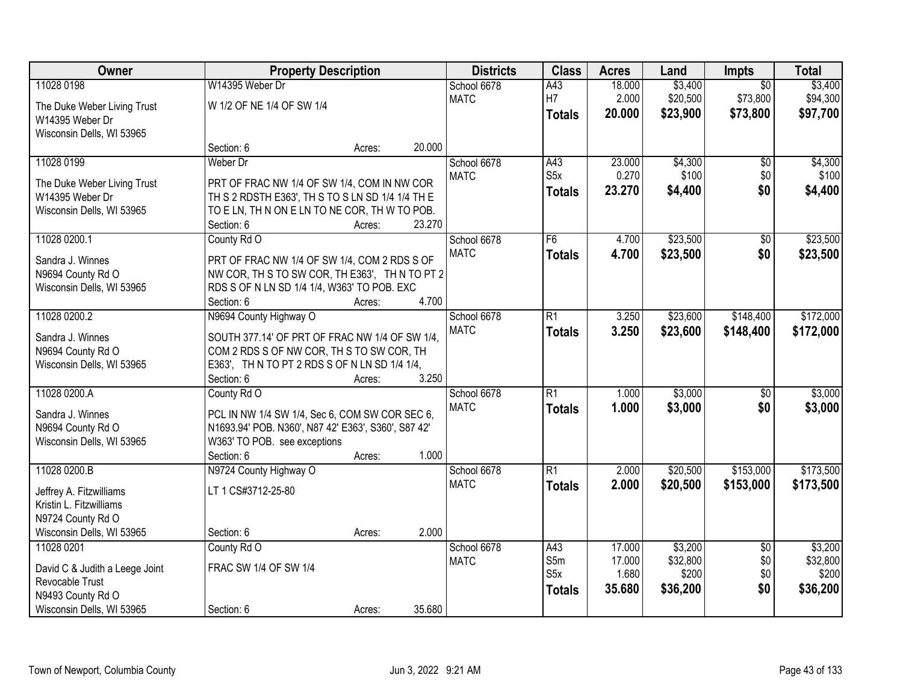| Owner | Property Description | Districts | Class | Acres | Land | Impts | Total |
|---|---|---|---|---|---|---|---|
| 11028 0198<br>The Duke Weber Living Trust<br>W14395 Weber Dr<br>Wisconsin Dells, WI 53965 | W14395 Weber Dr<br>W 1/2 OF NE 1/4 OF SW 1/4<br>Section: 6 Acres: 20.000 | School 6678<br>MATC | A43<br>H7<br>**Totals** | 18.000<br>2.000<br>**20.000** | $3,400<br>$20,500<br>**$23,900** | $0<br>$73,800<br>**$73,800** | $3,400<br>$94,300<br>**$97,700** |
| 11028 0199<br>The Duke Weber Living Trust<br>W14395 Weber Dr<br>Wisconsin Dells, WI 53965 | Weber Dr<br>PRT OF FRAC NW 1/4 OF SW 1/4, COM IN NW COR TH S 2 RDSTH E363', TH S TO S LN SD 1/4 1/4 TH E TO E LN, TH N ON E LN TO NE COR, TH W TO POB.<br>Section: 6 Acres: 23.270 | School 6678<br>MATC | A43<br>S5x<br>**Totals** | 23.000<br>0.270<br>**23.270** | $4,300<br>$100<br>**$4,400** | $0<br>$0<br>**$0** | $4,300<br>$100<br>**$4,400** |
| 11028 0200.1<br>Sandra J. Winnes<br>N9694 County Rd O<br>Wisconsin Dells, WI 53965 | County Rd O<br>PRT OF FRAC NW 1/4 OF SW 1/4, COM 2 RDS S OF NW COR, TH S TO SW COR, TH E363', TH N TO PT 2 RDS S OF N LN SD 1/4 1/4, W363' TO POB. EXC<br>Section: 6 Acres: 4.700 | School 6678<br>MATC | F6<br>**Totals** | 4.700<br>**4.700** | $23,500<br>**$23,500** | $0<br>**$0** | $23,500<br>**$23,500** |
| 11028 0200.2<br>Sandra J. Winnes<br>N9694 County Rd O<br>Wisconsin Dells, WI 53965 | N9694 County Highway O<br>SOUTH 377.14' OF PRT OF FRAC NW 1/4 OF SW 1/4, COM 2 RDS S OF NW COR, TH S TO SW COR, TH E363', TH N TO PT 2 RDS S OF N LN SD 1/4 1/4,<br>Section: 6 Acres: 3.250 | School 6678<br>MATC | R1<br>**Totals** | 3.250<br>**3.250** | $23,600<br>**$23,600** | $148,400<br>**$148,400** | $172,000<br>**$172,000** |
| 11028 0200.A<br>Sandra J. Winnes<br>N9694 County Rd O<br>Wisconsin Dells, WI 53965 | County Rd O<br>PCL IN NW 1/4 SW 1/4, Sec 6, COM SW COR SEC 6, N1693.94' POB. N360', N87 42' E363', S360', S87 42' W363' TO POB. see exceptions<br>Section: 6 Acres: 1.000 | School 6678<br>MATC | R1<br>**Totals** | 1.000<br>**1.000** | $3,000<br>**$3,000** | $0<br>**$0** | $3,000<br>**$3,000** |
| 11028 0200.B<br>Jeffrey A. Fitzwilliams<br>Kristin L. Fitzwilliams<br>N9724 County Rd O<br>Wisconsin Dells, WI 53965 | N9724 County Highway O<br>LT 1 CS#3712-25-80<br>Section: 6 Acres: 2.000 | School 6678<br>MATC | R1<br>**Totals** | 2.000<br>**2.000** | $20,500<br>**$20,500** | $153,000<br>**$153,000** | $173,500<br>**$173,500** |
| 11028 0201<br>David C & Judith a Leege Joint Revocable Trust<br>N9493 County Rd O<br>Wisconsin Dells, WI 53965 | County Rd O<br>FRAC SW 1/4 OF SW 1/4<br>Section: 6 Acres: 35.680 | School 6678<br>MATC | A43<br>S5m<br>S5x<br>**Totals** | 17.000<br>17.000<br>1.680<br>**35.680** | $3,200<br>$32,800<br>$200<br>**$36,200** | $0<br>$0<br>$0<br>**$0** | $3,200<br>$32,800<br>$200<br>**$36,200** |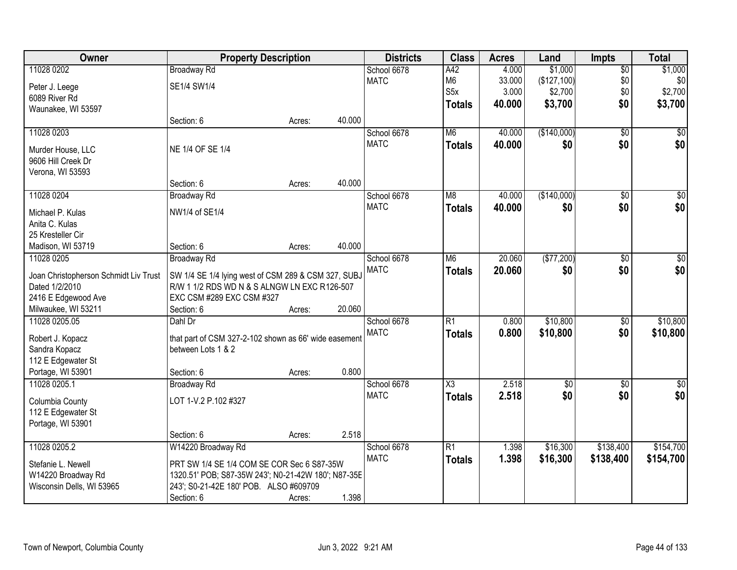| Owner | Property Description | | | Districts | Class | Acres | Land | Impts | Total |
|---|---|---|---|---|---|---|---|---|---|
| 11028 0202 | Broadway Rd | | | School 6678 | A42 | 4.000 | $1,000 | $0 | $1,000 |
| Peter J. Leege | SE1/4 SW1/4 | | | MATC | M6 | 33.000 | ($127,100) | $0 | $0 |
| 6089 River Rd | | | | | S5x | 3.000 | $2,700 | $0 | $2,700 |
| Waunakee, WI 53597 | | | | | **Totals** | **40.000** | **$3,700** | **$0** | **$3,700** |
| | Section: 6 | Acres: | 40.000 | | | | | | |
| 11028 0203 | | | | School 6678 | M6 | 40.000 | ($140,000) | $0 | $0 |
| Murder House, LLC | NE 1/4 OF SE 1/4 | | | MATC | **Totals** | **40.000** | **$0** | **$0** | **$0** |
| 9606 Hill Creek Dr | | | | | | | | | |
| Verona, WI 53593 | | | | | | | | | |
| | Section: 6 | Acres: | 40.000 | | | | | | |
| 11028 0204 | Broadway Rd | | | School 6678 | M8 | 40.000 | ($140,000) | $0 | $0 |
| Michael P. Kulas | NW1/4 of SE1/4 | | | MATC | **Totals** | **40.000** | **$0** | **$0** | **$0** |
| Anita C. Kulas | | | | | | | | | |
| 25 Kresteller Cir | | | | | | | | | |
| Madison, WI 53719 | Section: 6 | Acres: | 40.000 | | | | | | |
| 11028 0205 | Broadway Rd | | | School 6678 | M6 | 20.060 | ($77,200) | $0 | $0 |
| Joan Christopherson Schmidt Liv Trust | SW 1/4 SE 1/4 lying west of CSM 289 & CSM 327, SUBJ | | | MATC | **Totals** | **20.060** | **$0** | **$0** | **$0** |
| Dated 1/2/2010 | R/W 1 1/2 RDS WD N & S ALNGW LN EXC R126-507 | | | | | | | | |
| 2416 E Edgewood Ave | EXC CSM #289 EXC CSM #327 | | | | | | | | |
| Milwaukee, WI 53211 | Section: 6 | Acres: | 20.060 | | | | | | |
| 11028 0205.05 | Dahl Dr | | | School 6678 | R1 | 0.800 | $10,800 | $0 | $10,800 |
| Robert J. Kopacz | that part of CSM 327-2-102 shown as 66' wide easement | | | MATC | **Totals** | **0.800** | **$10,800** | **$0** | **$10,800** |
| Sandra Kopacz | between Lots 1 & 2 | | | | | | | | |
| 112 E Edgewater St | | | | | | | | | |
| Portage, WI 53901 | Section: 6 | Acres: | 0.800 | | | | | | |
| 11028 0205.1 | Broadway Rd | | | School 6678 | X3 | 2.518 | $0 | $0 | $0 |
| Columbia County | LOT 1-V.2 P.102 #327 | | | MATC | **Totals** | **2.518** | **$0** | **$0** | **$0** |
| 112 E Edgewater St | | | | | | | | | |
| Portage, WI 53901 | | | | | | | | | |
| | Section: 6 | Acres: | 2.518 | | | | | | |
| 11028 0205.2 | W14220 Broadway Rd | | | School 6678 | R1 | 1.398 | $16,300 | $138,400 | $154,700 |
| Stefanie L. Newell | PRT SW 1/4 SE 1/4 COM SE COR Sec 6 S87-35W | | | MATC | **Totals** | **1.398** | **$16,300** | **$138,400** | **$154,700** |
| W14220 Broadway Rd | 1320.51' POB; S87-35W 243'; N0-21-42W 180'; N87-35E | | | | | | | | |
| Wisconsin Dells, WI 53965 | 243'; S0-21-42E 180' POB. ALSO #609709 | | | | | | | | |
| | Section: 6 | Acres: | 1.398 | | | | | | |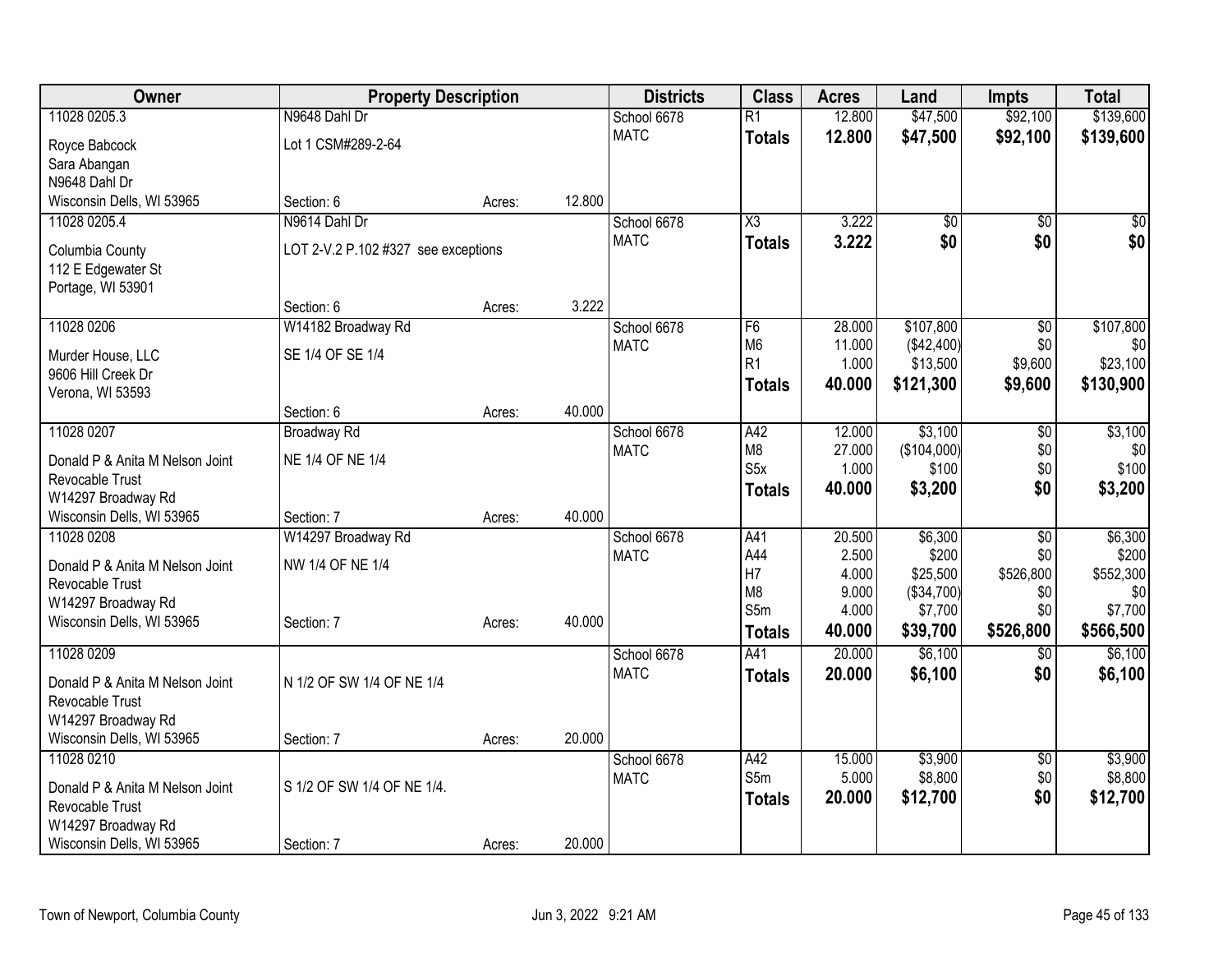| Owner | Property Description | | | Districts | Class | Acres | Land | Impts | Total |
|---|---|---|---|---|---|---|---|---|---|
| 11028 0205.3 | N9648 Dahl Dr | | | School 6678 | R1 | 12.800 | $47,500 | $92,100 | $139,600 |
| Royce Babcock<br>Sara Abangan<br>N9648 Dahl Dr<br>Wisconsin Dells, WI 53965 | Lot 1 CSM#289-2-64 | | | MATC | **Totals** | **12.800** | **$47,500** | **$92,100** | **$139,600** |
| | Section: 6 | Acres: | 12.800 | | | | | | |
| 11028 0205.4 | N9614 Dahl Dr | | | School 6678 | X3 | 3.222 | $0 | $0 | $0 |
| Columbia County<br>112 E Edgewater St<br>Portage, WI 53901 | LOT 2-V.2 P.102 #327 see exceptions | | | MATC | **Totals** | **3.222** | **$0** | **$0** | **$0** |
| | Section: 6 | Acres: | 3.222 | | | | | | |
| 11028 0206 | W14182 Broadway Rd | | | School 6678 | F6 | 28.000 | $107,800 | $0 | $107,800 |
| Murder House, LLC<br>9606 Hill Creek Dr<br>Verona, WI 53593 | SE 1/4 OF SE 1/4 | | | MATC | M6 | 11.000 | ($42,400) | $0 | $0 |
| | | | | | R1 | 1.000 | $13,500 | $9,600 | $23,100 |
| | | | | | **Totals** | **40.000** | **$121,300** | **$9,600** | **$130,900** |
| | Section: 6 | Acres: | 40.000 | | | | | | |
| 11028 0207 | Broadway Rd | | | School 6678 | A42 | 12.000 | $3,100 | $0 | $3,100 |
| Donald P & Anita M Nelson Joint Revocable Trust<br>W14297 Broadway Rd<br>Wisconsin Dells, WI 53965 | NE 1/4 OF NE 1/4 | | | MATC | M8 | 27.000 | ($104,000) | $0 | $0 |
| | | | | | S5x | 1.000 | $100 | $0 | $100 |
| | | | | | **Totals** | **40.000** | **$3,200** | **$0** | **$3,200** |
| | Section: 7 | Acres: | 40.000 | | | | | | |
| 11028 0208 | W14297 Broadway Rd | | | School 6678 | A41 | 20.500 | $6,300 | $0 | $6,300 |
| Donald P & Anita M Nelson Joint Revocable Trust<br>W14297 Broadway Rd<br>Wisconsin Dells, WI 53965 | NW 1/4 OF NE 1/4 | | | MATC | A44 | 2.500 | $200 | $0 | $200 |
| | | | | | H7 | 4.000 | $25,500 | $526,800 | $552,300 |
| | | | | | M8 | 9.000 | ($34,700) | $0 | $0 |
| | Section: 7 | Acres: | 40.000 | | S5m | 4.000 | $7,700 | $0 | $7,700 |
| | | | | | **Totals** | **40.000** | **$39,700** | **$526,800** | **$566,500** |
| 11028 0209 | | | | School 6678 | A41 | 20.000 | $6,100 | $0 | $6,100 |
| Donald P & Anita M Nelson Joint Revocable Trust<br>W14297 Broadway Rd<br>Wisconsin Dells, WI 53965 | N 1/2 OF SW 1/4 OF NE 1/4 | | | MATC | **Totals** | **20.000** | **$6,100** | **$0** | **$6,100** |
| | Section: 7 | Acres: | 20.000 | | | | | | |
| 11028 0210 | | | | School 6678 | A42 | 15.000 | $3,900 | $0 | $3,900 |
| Donald P & Anita M Nelson Joint Revocable Trust<br>W14297 Broadway Rd<br>Wisconsin Dells, WI 53965 | S 1/2 OF SW 1/4 OF NE 1/4. | | | MATC | S5m | 5.000 | $8,800 | $0 | $8,800 |
| | | | | | **Totals** | **20.000** | **$12,700** | **$0** | **$12,700** |
| | Section: 7 | Acres: | 20.000 | | | | | | |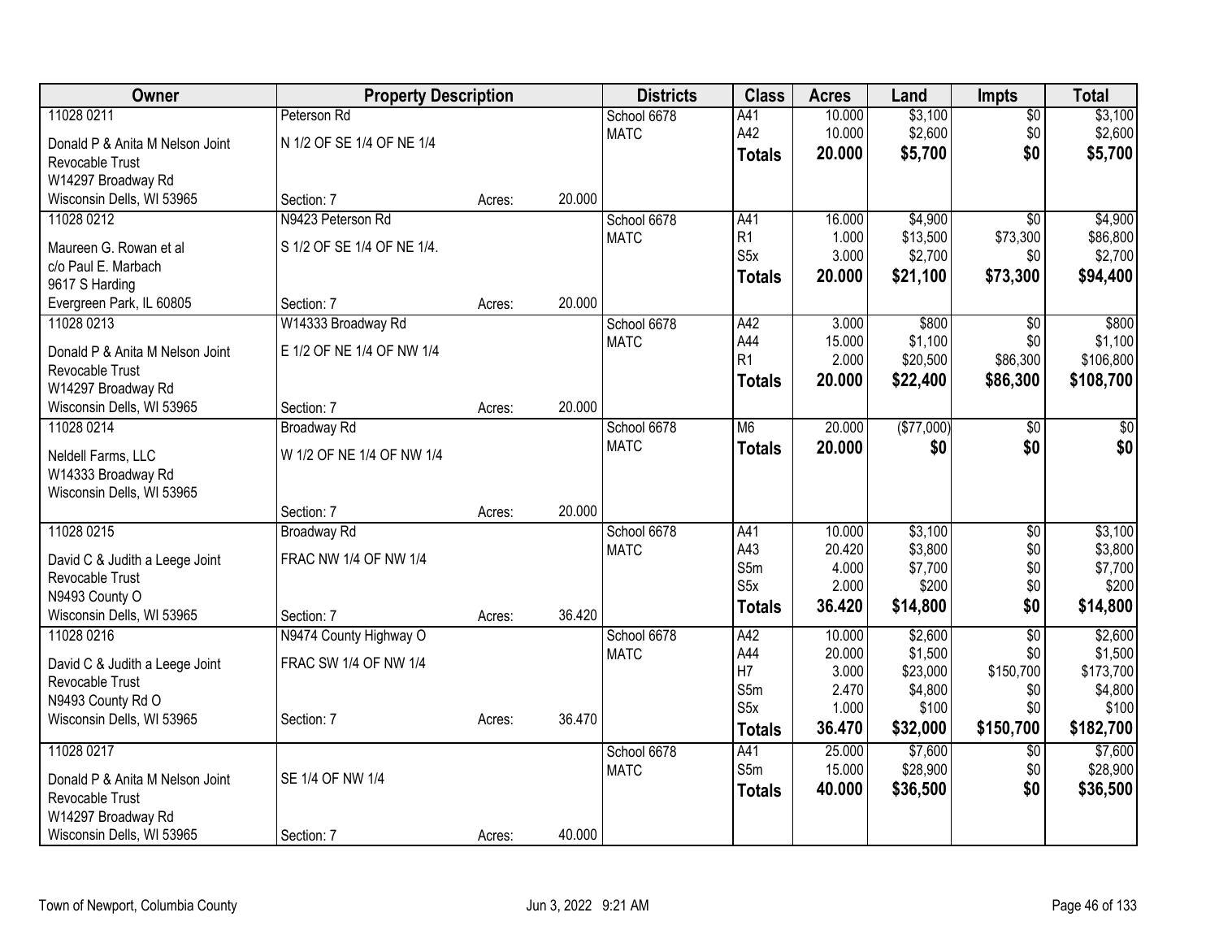| Owner | Property Description | | | Districts | Class | Acres | Land | Impts | Total |
|---|---|---|---|---|---|---|---|---|---|
| 11028 0211 | Peterson Rd | | | School 6678 | A41 | 10.000 | $3,100 | $0 | $3,100 |
| Donald P & Anita M Nelson Joint Revocable Trust | N 1/2 OF SE 1/4 OF NE 1/4 | | | MATC | A42 | 10.000 | $2,600 | $0 | $2,600 |
| W14297 Broadway Rd | | | | | **Totals** | **20.000** | **$5,700** | **$0** | **$5,700** |
| Wisconsin Dells, WI 53965 | Section: 7 | Acres: | 20.000 | | | | | | |
| 11028 0212 | N9423 Peterson Rd | | | School 6678 | A41 | 16.000 | $4,900 | $0 | $4,900 |
| Maureen G. Rowan et al | S 1/2 OF SE 1/4 OF NE 1/4. | | | MATC | R1 | 1.000 | $13,500 | $73,300 | $86,800 |
| c/o Paul E. Marbach | | | | | S5x | 3.000 | $2,700 | $0 | $2,700 |
| 9617 S Harding | | | | | **Totals** | **20.000** | **$21,100** | **$73,300** | **$94,400** |
| Evergreen Park, IL 60805 | Section: 7 | Acres: | 20.000 | | | | | | |
| 11028 0213 | W14333 Broadway Rd | | | School 6678 | A42 | 3.000 | $800 | $0 | $800 |
| Donald P & Anita M Nelson Joint Revocable Trust | E 1/2 OF NE 1/4 OF NW 1/4 | | | MATC | A44 | 15.000 | $1,100 | $0 | $1,100 |
| W14297 Broadway Rd | | | | | R1 | 2.000 | $20,500 | $86,300 | $106,800 |
| | | | | | **Totals** | **20.000** | **$22,400** | **$86,300** | **$108,700** |
| Wisconsin Dells, WI 53965 | Section: 7 | Acres: | 20.000 | | | | | | |
| 11028 0214 | Broadway Rd | | | School 6678 | M6 | 20.000 | ($77,000) | $0 | $0 |
| Neldell Farms, LLC | W 1/2 OF NE 1/4 OF NW 1/4 | | | MATC | **Totals** | **20.000** | **$0** | **$0** | **$0** |
| W14333 Broadway Rd | | | | | | | | | |
| Wisconsin Dells, WI 53965 | | | | | | | | | |
| | Section: 7 | Acres: | 20.000 | | | | | | |
| 11028 0215 | Broadway Rd | | | School 6678 | A41 | 10.000 | $3,100 | $0 | $3,100 |
| David C & Judith a Leege Joint Revocable Trust | FRAC NW 1/4 OF NW 1/4 | | | MATC | A43 | 20.420 | $3,800 | $0 | $3,800 |
| N9493 County O | | | | | S5m | 4.000 | $7,700 | $0 | $7,700 |
| | | | | | S5x | 2.000 | $200 | $0 | $200 |
| Wisconsin Dells, WI 53965 | Section: 7 | Acres: | 36.420 | | **Totals** | **36.420** | **$14,800** | **$0** | **$14,800** |
| 11028 0216 | N9474 County Highway O | | | School 6678 | A42 | 10.000 | $2,600 | $0 | $2,600 |
| David C & Judith a Leege Joint Revocable Trust | FRAC SW 1/4 OF NW 1/4 | | | MATC | A44 | 20.000 | $1,500 | $0 | $1,500 |
| N9493 County Rd O | | | | | H7 | 3.000 | $23,000 | $150,700 | $173,700 |
| | | | | | S5m | 2.470 | $4,800 | $0 | $4,800 |
| Wisconsin Dells, WI 53965 | Section: 7 | Acres: | 36.470 | | S5x | 1.000 | $100 | $0 | $100 |
| | | | | | **Totals** | **36.470** | **$32,000** | **$150,700** | **$182,700** |
| 11028 0217 | | | | School 6678 | A41 | 25.000 | $7,600 | $0 | $7,600 |
| Donald P & Anita M Nelson Joint Revocable Trust | SE 1/4 OF NW 1/4 | | | MATC | S5m | 15.000 | $28,900 | $0 | $28,900 |
| W14297 Broadway Rd | | | | | **Totals** | **40.000** | **$36,500** | **$0** | **$36,500** |
| Wisconsin Dells, WI 53965 | Section: 7 | Acres: | 40.000 | | | | | | |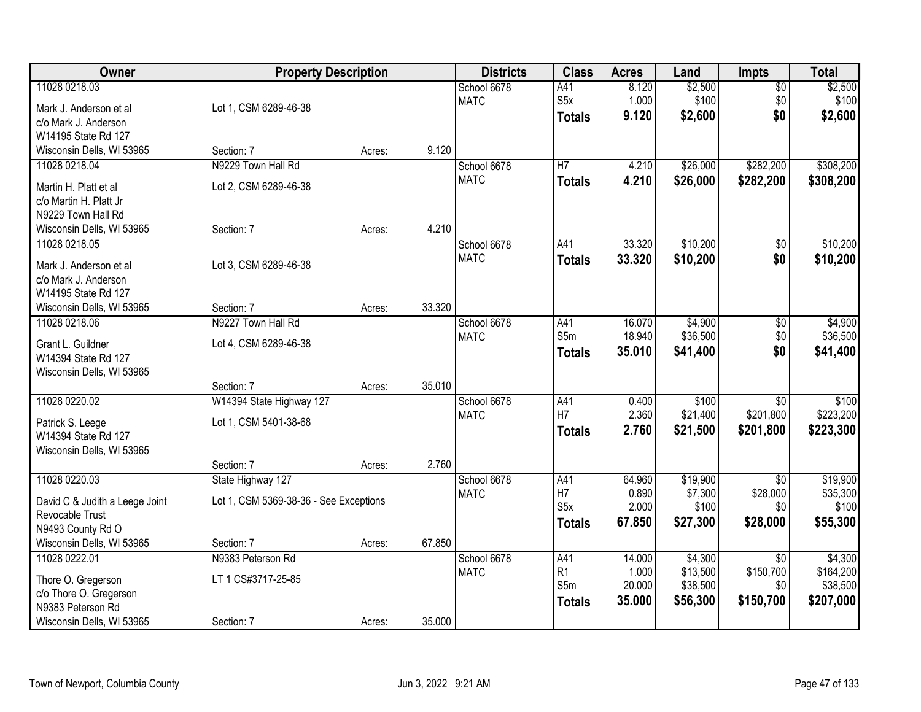| Owner | Property Description | | | Districts | Class | Acres | Land | Impts | Total |
|---|---|---|---|---|---|---|---|---|---|
| 11028 0218.03 | | | | School 6678 | A41 | 8.120 | $2,500 | $0 | $2,500 |
| Mark J. Anderson et al | Lot 1, CSM 6289-46-38 | | | MATC | S5x | 1.000 | $100 | $0 | $100 |
| c/o Mark J. Anderson | | | | | **Totals** | **9.120** | **$2,600** | **$0** | **$2,600** |
| W14195 State Rd 127 | | | | | | | | | |
| Wisconsin Dells, WI 53965 | Section: 7 | Acres: | 9.120 | | | | | | |
| 11028 0218.04 | N9229 Town Hall Rd | | | School 6678 | H7 | 4.210 | $26,000 | $282,200 | $308,200 |
| Martin H. Platt et al | Lot 2, CSM 6289-46-38 | | | MATC | **Totals** | **4.210** | **$26,000** | **$282,200** | **$308,200** |
| c/o Martin H. Platt Jr | | | | | | | | | |
| N9229 Town Hall Rd | | | | | | | | | |
| Wisconsin Dells, WI 53965 | Section: 7 | Acres: | 4.210 | | | | | | |
| 11028 0218.05 | | | | School 6678 | A41 | 33.320 | $10,200 | $0 | $10,200 |
| Mark J. Anderson et al | Lot 3, CSM 6289-46-38 | | | MATC | **Totals** | **33.320** | **$10,200** | **$0** | **$10,200** |
| c/o Mark J. Anderson | | | | | | | | | |
| W14195 State Rd 127 | | | | | | | | | |
| Wisconsin Dells, WI 53965 | Section: 7 | Acres: | 33.320 | | | | | | |
| 11028 0218.06 | N9227 Town Hall Rd | | | School 6678 | A41 | 16.070 | $4,900 | $0 | $4,900 |
| Grant L. Guildner | Lot 4, CSM 6289-46-38 | | | MATC | S5m | 18.940 | $36,500 | $0 | $36,500 |
| W14394 State Rd 127 | | | | | **Totals** | **35.010** | **$41,400** | **$0** | **$41,400** |
| Wisconsin Dells, WI 53965 | | | | | | | | | |
| | Section: 7 | Acres: | 35.010 | | | | | | |
| 11028 0220.02 | W14394 State Highway 127 | | | School 6678 | A41 | 0.400 | $100 | $0 | $100 |
| Patrick S. Leege | Lot 1, CSM 5401-38-68 | | | MATC | H7 | 2.360 | $21,400 | $201,800 | $223,200 |
| W14394 State Rd 127 | | | | | **Totals** | **2.760** | **$21,500** | **$201,800** | **$223,300** |
| Wisconsin Dells, WI 53965 | | | | | | | | | |
| | Section: 7 | Acres: | 2.760 | | | | | | |
| 11028 0220.03 | State Highway 127 | | | School 6678 | A41 | 64.960 | $19,900 | $0 | $19,900 |
| David C & Judith a Leege Joint | Lot 1, CSM 5369-38-36 - See Exceptions | | | MATC | H7 | 0.890 | $7,300 | $28,000 | $35,300 |
| Revocable Trust | | | | | S5x | 2.000 | $100 | $0 | $100 |
| N9493 County Rd O | | | | | **Totals** | **67.850** | **$27,300** | **$28,000** | **$55,300** |
| Wisconsin Dells, WI 53965 | Section: 7 | Acres: | 67.850 | | | | | | |
| 11028 0222.01 | N9383 Peterson Rd | | | School 6678 | A41 | 14.000 | $4,300 | $0 | $4,300 |
| Thore O. Gregerson | LT 1 CS#3717-25-85 | | | MATC | R1 | 1.000 | $13,500 | $150,700 | $164,200 |
| c/o Thore O. Gregerson | | | | | S5m | 20.000 | $38,500 | $0 | $38,500 |
| N9383 Peterson Rd | | | | | **Totals** | **35.000** | **$56,300** | **$150,700** | **$207,000** |
| Wisconsin Dells, WI 53965 | Section: 7 | Acres: | 35.000 | | | | | | |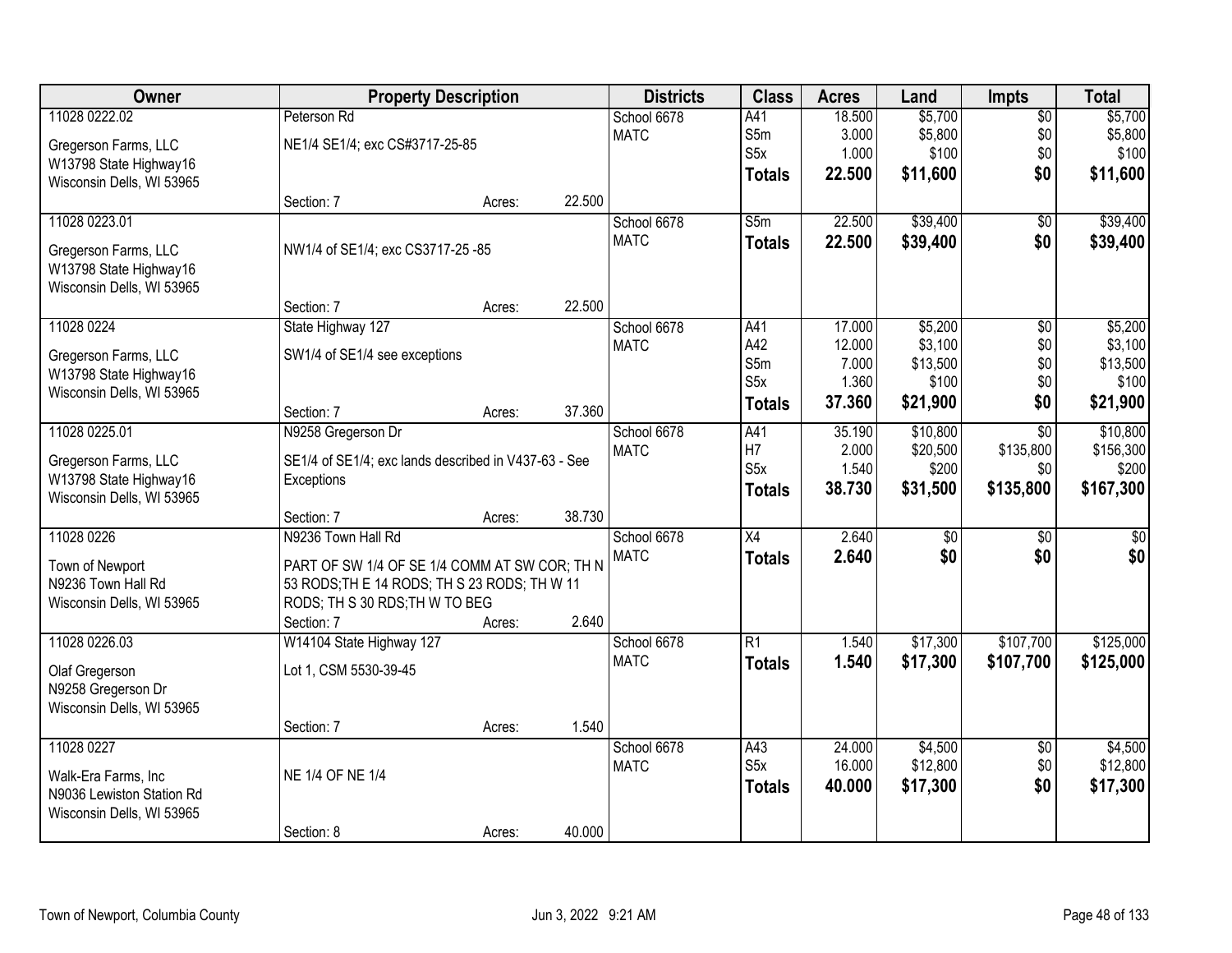| Owner | Property Description | | | Districts | Class | Acres | Land | Impts | Total |
|---|---|---|---|---|---|---|---|---|---|
| 11028 0222.02 | Peterson Rd | | | School 6678 | A41 | 18.500 | $5,700 | $0 | $5,700 |
| Gregerson Farms, LLC | NE1/4 SE1/4; exc CS#3717-25-85 | | | MATC | S5m | 3.000 | $5,800 | $0 | $5,800 |
| W13798 State Highway16 | | | | | S5x | 1.000 | $100 | $0 | $100 |
| Wisconsin Dells, WI 53965 | | | | | **Totals** | **22.500** | **$11,600** | **$0** | **$11,600** |
| | Section: 7 | Acres: | 22.500 | | | | | | |
| 11028 0223.01 | | | | School 6678 | S5m | 22.500 | $39,400 | $0 | $39,400 |
| Gregerson Farms, LLC | NW1/4 of SE1/4; exc CS3717-25 -85 | | | MATC | **Totals** | **22.500** | **$39,400** | **$0** | **$39,400** |
| W13798 State Highway16 | | | | | | | | | |
| Wisconsin Dells, WI 53965 | | | | | | | | | |
| | Section: 7 | Acres: | 22.500 | | | | | | |
| 11028 0224 | State Highway 127 | | | School 6678 | A41 | 17.000 | $5,200 | $0 | $5,200 |
| Gregerson Farms, LLC | SW1/4 of SE1/4 see exceptions | | | MATC | A42 | 12.000 | $3,100 | $0 | $3,100 |
| W13798 State Highway16 | | | | | S5m | 7.000 | $13,500 | $0 | $13,500 |
| Wisconsin Dells, WI 53965 | | | | | S5x | 1.360 | $100 | $0 | $100 |
| | Section: 7 | Acres: | 37.360 | | **Totals** | **37.360** | **$21,900** | **$0** | **$21,900** |
| 11028 0225.01 | N9258 Gregerson Dr | | | School 6678 | A41 | 35.190 | $10,800 | $0 | $10,800 |
| Gregerson Farms, LLC | SE1/4 of SE1/4; exc lands described in V437-63 - See Exceptions | | | MATC | H7 | 2.000 | $20,500 | $135,800 | $156,300 |
| W13798 State Highway16 | | | | | S5x | 1.540 | $200 | $0 | $200 |
| Wisconsin Dells, WI 53965 | | | | | **Totals** | **38.730** | **$31,500** | **$135,800** | **$167,300** |
| | Section: 7 | Acres: | 38.730 | | | | | | |
| 11028 0226 | N9236 Town Hall Rd | | | School 6678 | X4 | 2.640 | $0 | $0 | $0 |
| Town of Newport | PART OF SW 1/4 OF SE 1/4 COMM AT SW COR; TH N 53 RODS;TH E 14 RODS; TH S 23 RODS; TH W 11 RODS; TH S 30 RDS;TH W TO BEG | | | MATC | **Totals** | **2.640** | **$0** | **$0** | **$0** |
| N9236 Town Hall Rd | | | | | | | | | |
| Wisconsin Dells, WI 53965 | | | | | | | | | |
| | Section: 7 | Acres: | 2.640 | | | | | | |
| 11028 0226.03 | W14104 State Highway 127 | | | School 6678 | R1 | 1.540 | $17,300 | $107,700 | $125,000 |
| Olaf Gregerson | Lot 1, CSM 5530-39-45 | | | MATC | **Totals** | **1.540** | **$17,300** | **$107,700** | **$125,000** |
| N9258 Gregerson Dr | | | | | | | | | |
| Wisconsin Dells, WI 53965 | | | | | | | | | |
| | Section: 7 | Acres: | 1.540 | | | | | | |
| 11028 0227 | | | | School 6678 | A43 | 24.000 | $4,500 | $0 | $4,500 |
| Walk-Era Farms, Inc | NE 1/4 OF NE 1/4 | | | MATC | S5x | 16.000 | $12,800 | $0 | $12,800 |
| N9036 Lewiston Station Rd | | | | | **Totals** | **40.000** | **$17,300** | **$0** | **$17,300** |
| Wisconsin Dells, WI 53965 | | | | | | | | | |
| | Section: 8 | Acres: | 40.000 | | | | | | |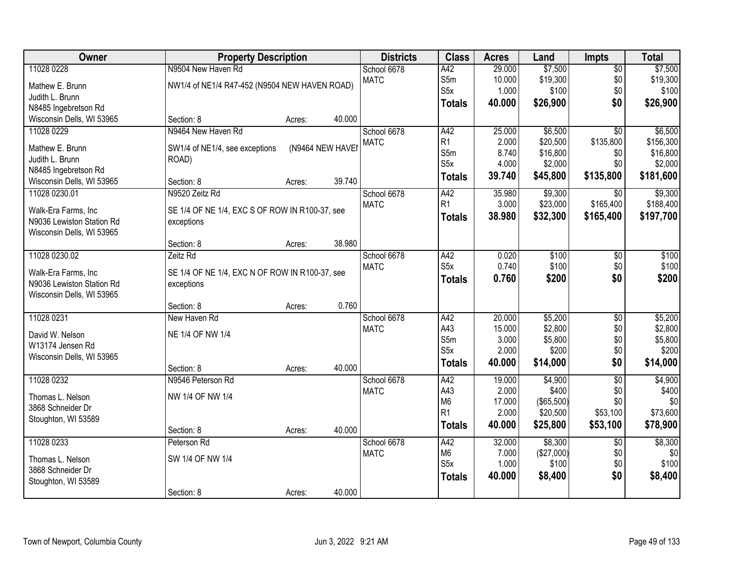| Owner | Property Description | | | Districts | Class | Acres | Land | Impts | Total |
|---|---|---|---|---|---|---|---|---|---|
| 11028 0228 | N9504 New Haven Rd | | | School 6678 | A42 | 29.000 | $7,500 | $0 | $7,500 |
| Mathew E. Brunn | NW1/4 of NE1/4 R47-452 (N9504 NEW HAVEN ROAD) | | | MATC | S5m | 10.000 | $19,300 | $0 | $19,300 |
| Judith L. Brunn | | | | | S5x | 1.000 | $100 | $0 | $100 |
| N8485 Ingebretson Rd | | | | | **Totals** | **40.000** | **$26,900** | **$0** | **$26,900** |
| Wisconsin Dells, WI 53965 | Section: 8 | Acres: | 40.000 | | | | | | |
| 11028 0229 | N9464 New Haven Rd | | | School 6678 | A42 | 25.000 | $6,500 | $0 | $6,500 |
| Mathew E. Brunn | SW1/4 of NE1/4, see exceptions (N9464 NEW HAVEN ROAD) | | | MATC | R1 | 2.000 | $20,500 | $135,800 | $156,300 |
| Judith L. Brunn | | | | | S5m | 8.740 | $16,800 | $0 | $16,800 |
| N8485 Ingebretson Rd | | | | | S5x | 4.000 | $2,000 | $0 | $2,000 |
| Wisconsin Dells, WI 53965 | Section: 8 | Acres: | 39.740 | | **Totals** | **39.740** | **$45,800** | **$135,800** | **$181,600** |
| 11028 0230.01 | N9520 Zeitz Rd | | | School 6678 | A42 | 35.980 | $9,300 | $0 | $9,300 |
| Walk-Era Farms, Inc | SE 1/4 OF NE 1/4, EXC S OF ROW IN R100-37, see exceptions | | | MATC | R1 | 3.000 | $23,000 | $165,400 | $188,400 |
| N9036 Lewiston Station Rd | | | | | **Totals** | **38.980** | **$32,300** | **$165,400** | **$197,700** |
| Wisconsin Dells, WI 53965 | | | | | | | | | |
| | Section: 8 | Acres: | 38.980 | | | | | | |
| 11028 0230.02 | Zeitz Rd | | | School 6678 | A42 | 0.020 | $100 | $0 | $100 |
| Walk-Era Farms, Inc | SE 1/4 OF NE 1/4, EXC N OF ROW IN R100-37, see exceptions | | | MATC | S5x | 0.740 | $100 | $0 | $100 |
| N9036 Lewiston Station Rd | | | | | **Totals** | **0.760** | **$200** | **$0** | **$200** |
| Wisconsin Dells, WI 53965 | | | | | | | | | |
| | Section: 8 | Acres: | 0.760 | | | | | | |
| 11028 0231 | New Haven Rd | | | School 6678 | A42 | 20.000 | $5,200 | $0 | $5,200 |
| David W. Nelson | NE 1/4 OF NW 1/4 | | | MATC | A43 | 15.000 | $2,800 | $0 | $2,800 |
| W13174 Jensen Rd | | | | | S5m | 3.000 | $5,800 | $0 | $5,800 |
| Wisconsin Dells, WI 53965 | | | | | S5x | 2.000 | $200 | $0 | $200 |
| | Section: 8 | Acres: | 40.000 | | **Totals** | **40.000** | **$14,000** | **$0** | **$14,000** |
| 11028 0232 | N9546 Peterson Rd | | | School 6678 | A42 | 19.000 | $4,900 | $0 | $4,900 |
| Thomas L. Nelson | NW 1/4 OF NW 1/4 | | | MATC | A43 | 2.000 | $400 | $0 | $400 |
| 3868 Schneider Dr | | | | | M6 | 17.000 | ($65,500) | $0 | $0 |
| Stoughton, WI 53589 | | | | | R1 | 2.000 | $20,500 | $53,100 | $73,600 |
| | Section: 8 | Acres: | 40.000 | | **Totals** | **40.000** | **$25,800** | **$53,100** | **$78,900** |
| 11028 0233 | Peterson Rd | | | School 6678 | A42 | 32.000 | $8,300 | $0 | $8,300 |
| Thomas L. Nelson | SW 1/4 OF NW 1/4 | | | MATC | M6 | 7.000 | ($27,000) | $0 | $0 |
| 3868 Schneider Dr | | | | | S5x | 1.000 | $100 | $0 | $100 |
| Stoughton, WI 53589 | | | | | **Totals** | **40.000** | **$8,400** | **$0** | **$8,400** |
| | Section: 8 | Acres: | 40.000 | | | | | | |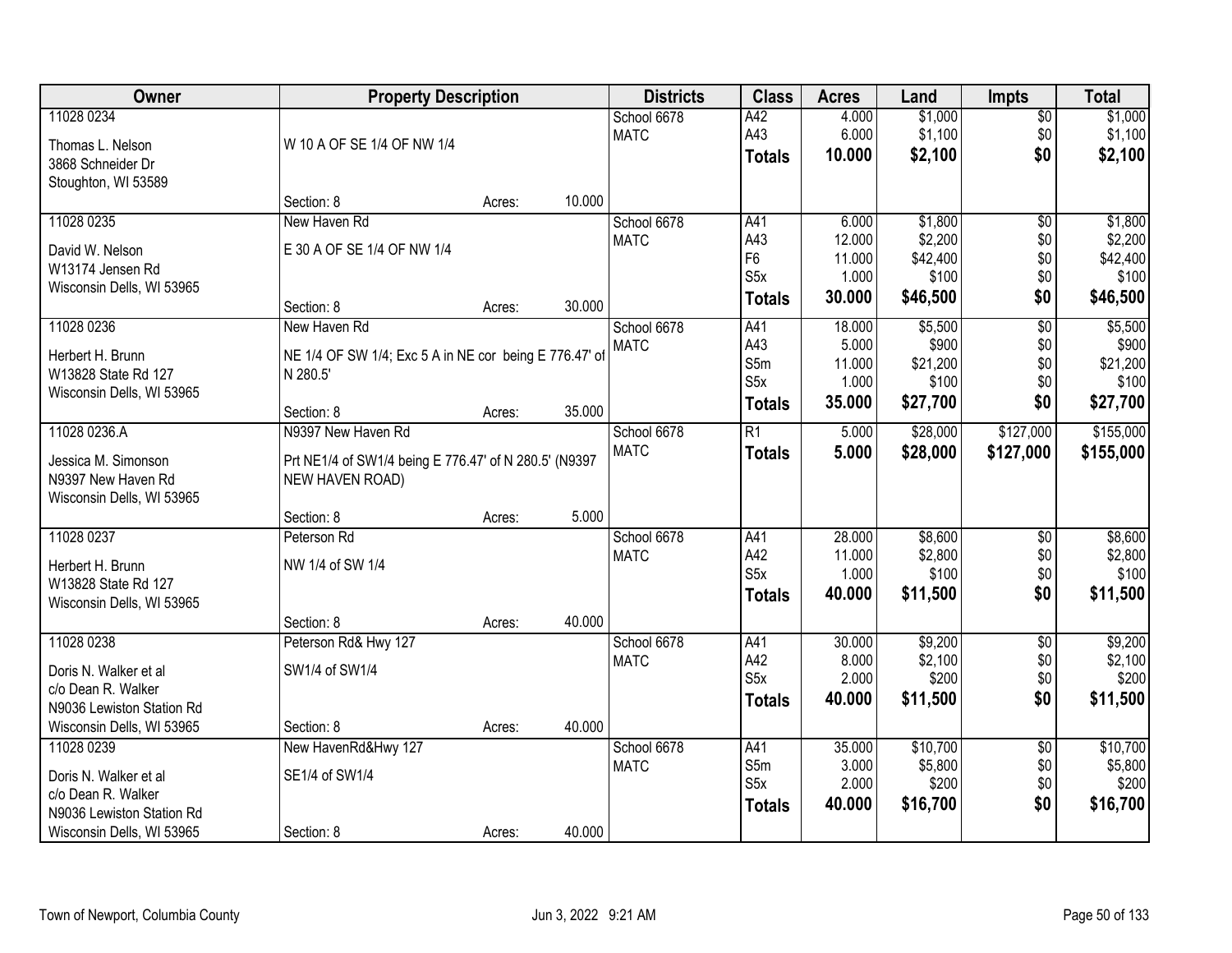| Owner | Property Description | | | Districts | Class | Acres | Land | Impts | Total |
|---|---|---|---|---|---|---|---|---|---|
| 11028 0234<br>Thomas L. Nelson<br>3868 Schneider Dr<br>Stoughton, WI 53589 | W 10 A OF SE 1/4 OF NW 1/4<br>Section: 8 | Acres: | 10.000 | School 6678<br>MATC | A42<br>A43<br>**Totals** | 4.000<br>6.000<br>**10.000** | $1,000<br>$1,100<br>**$2,100** | $0<br>$0<br>**$0** | $1,000<br>$1,100<br>**$2,100** |
| 11028 0235<br>David W. Nelson<br>W13174 Jensen Rd<br>Wisconsin Dells, WI 53965 | New Haven Rd<br>E 30 A OF SE 1/4 OF NW 1/4<br>Section: 8 | Acres: | 30.000 | School 6678<br>MATC | A41<br>A43<br>F6<br>S5x<br>**Totals** | 6.000<br>12.000<br>11.000<br>1.000<br>**30.000** | $1,800<br>$2,200<br>$42,400<br>$100<br>**$46,500** | $0<br>$0<br>$0<br>$0<br>**$0** | $1,800<br>$2,200<br>$42,400<br>$100<br>**$46,500** |
| 11028 0236<br>Herbert H. Brunn<br>W13828 State Rd 127<br>Wisconsin Dells, WI 53965 | New Haven Rd<br>NE 1/4 OF SW 1/4; Exc 5 A in NE cor being E 776.47' of N 280.5'<br>Section: 8 | Acres: | 35.000 | School 6678<br>MATC | A41<br>A43<br>S5m<br>S5x<br>**Totals** | 18.000<br>5.000<br>11.000<br>1.000<br>**35.000** | $5,500<br>$900<br>$21,200<br>$100<br>**$27,700** | $0<br>$0<br>$0<br>$0<br>**$0** | $5,500<br>$900<br>$21,200<br>$100<br>**$27,700** |
| 11028 0236.A<br>Jessica M. Simonson<br>N9397 New Haven Rd<br>Wisconsin Dells, WI 53965 | N9397 New Haven Rd<br>Prt NE1/4 of SW1/4 being E 776.47' of N 280.5' (N9397 NEW HAVEN ROAD)<br>Section: 8 | Acres: | 5.000 | School 6678<br>MATC | R1<br>**Totals** | 5.000<br>**5.000** | $28,000<br>**$28,000** | $127,000<br>**$127,000** | $155,000<br>**$155,000** |
| 11028 0237<br>Herbert H. Brunn<br>W13828 State Rd 127<br>Wisconsin Dells, WI 53965 | Peterson Rd<br>NW 1/4 of SW 1/4<br>Section: 8 | Acres: | 40.000 | School 6678<br>MATC | A41<br>A42<br>S5x<br>**Totals** | 28.000<br>11.000<br>1.000<br>**40.000** | $8,600<br>$2,800<br>$100<br>**$11,500** | $0<br>$0<br>$0<br>**$0** | $8,600<br>$2,800<br>$100<br>**$11,500** |
| 11028 0238<br>Doris N. Walker et al<br>c/o Dean R. Walker<br>N9036 Lewiston Station Rd<br>Wisconsin Dells, WI 53965 | Peterson Rd& Hwy 127<br>SW1/4 of SW1/4<br>Section: 8 | Acres: | 40.000 | School 6678<br>MATC | A41<br>A42<br>S5x<br>**Totals** | 30.000<br>8.000<br>2.000<br>**40.000** | $9,200<br>$2,100<br>$200<br>**$11,500** | $0<br>$0<br>$0<br>**$0** | $9,200<br>$2,100<br>$200<br>**$11,500** |
| 11028 0239<br>Doris N. Walker et al<br>c/o Dean R. Walker<br>N9036 Lewiston Station Rd<br>Wisconsin Dells, WI 53965 | New HavenRd&Hwy 127<br>SE1/4 of SW1/4<br>Section: 8 | Acres: | 40.000 | School 6678<br>MATC | A41<br>S5m<br>S5x<br>**Totals** | 35.000<br>3.000<br>2.000<br>**40.000** | $10,700<br>$5,800<br>$200<br>**$16,700** | $0<br>$0<br>$0<br>**$0** | $10,700<br>$5,800<br>$200<br>**$16,700** |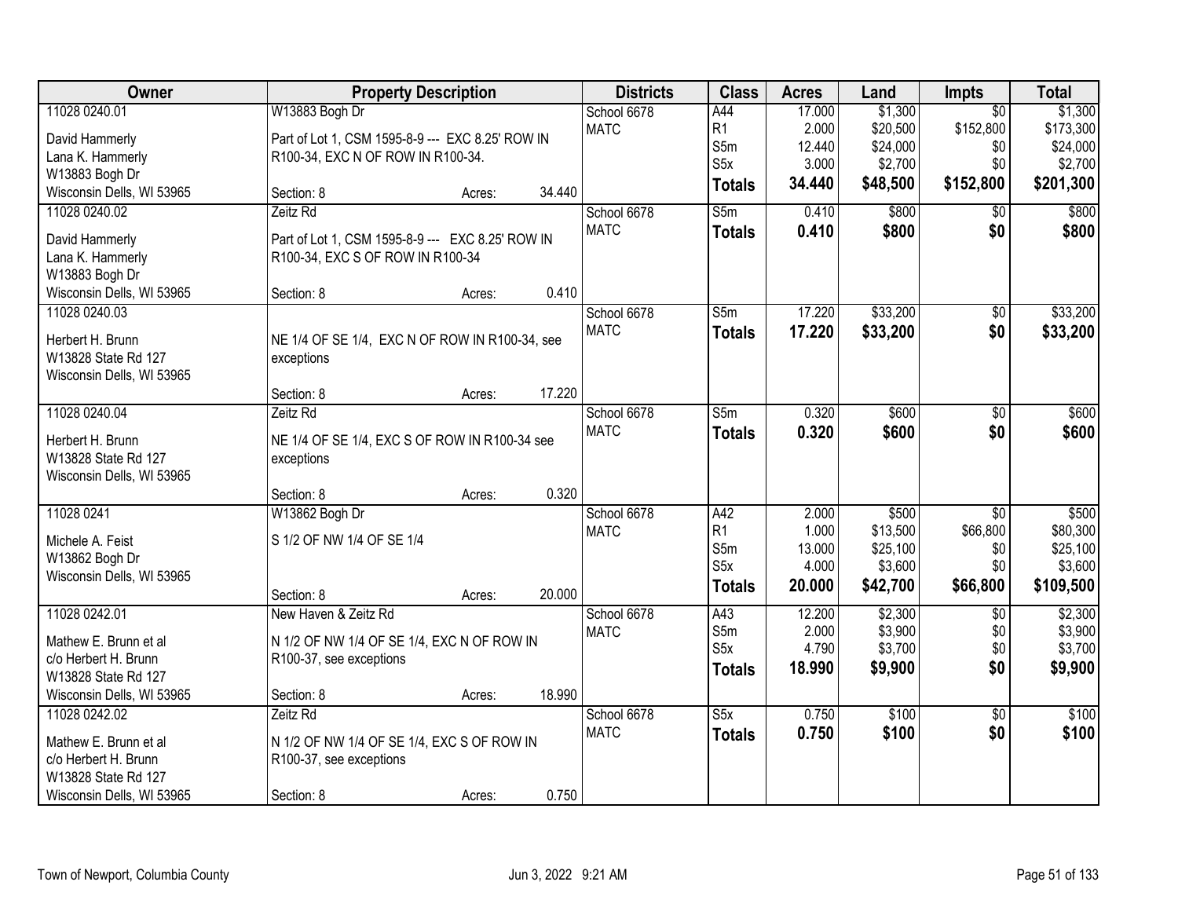| Owner | Property Description | Districts | Class | Acres | Land | Impts | Total |
|---|---|---|---|---|---|---|---|
| 11028 0240.01<br>David Hammerly<br>Lana K. Hammerly<br>W13883 Bogh Dr<br>Wisconsin Dells, WI 53965 | W13883 Bogh Dr<br>Part of Lot 1, CSM 1595-8-9 --- EXC 8.25' ROW IN R100-34, EXC N OF ROW IN R100-34.<br>Section: 8 Acres: 34.440 | School 6678<br>MATC | A44<br>R1<br>S5m<br>S5x<br>**Totals** | 17.000<br>2.000<br>12.440<br>3.000<br>**34.440** | $1,300<br>$20,500<br>$24,000<br>$2,700<br>**$48,500** | $0<br>$152,800<br>$0<br>$0<br>**$152,800** | $1,300<br>$173,300<br>$24,000<br>$2,700<br>**$201,300** |
| 11028 0240.02<br>David Hammerly<br>Lana K. Hammerly<br>W13883 Bogh Dr<br>Wisconsin Dells, WI 53965 | Zeitz Rd<br>Part of Lot 1, CSM 1595-8-9 --- EXC 8.25' ROW IN R100-34, EXC S OF ROW IN R100-34<br>Section: 8 Acres: 0.410 | School 6678<br>MATC | S5m<br>**Totals** | 0.410<br>**0.410** | $800<br>**$800** | $0<br>**$0** | $800<br>**$800** |
| 11028 0240.03<br>Herbert H. Brunn<br>W13828 State Rd 127<br>Wisconsin Dells, WI 53965 | NE 1/4 OF SE 1/4, EXC N OF ROW IN R100-34, see exceptions<br>Section: 8 Acres: 17.220 | School 6678<br>MATC | S5m<br>**Totals** | 17.220<br>**17.220** | $33,200<br>**$33,200** | $0<br>**$0** | $33,200<br>**$33,200** |
| 11028 0240.04<br>Herbert H. Brunn<br>W13828 State Rd 127<br>Wisconsin Dells, WI 53965 | Zeitz Rd<br>NE 1/4 OF SE 1/4, EXC S OF ROW IN R100-34 see exceptions<br>Section: 8 Acres: 0.320 | School 6678<br>MATC | S5m<br>**Totals** | 0.320<br>**0.320** | $600<br>**$600** | $0<br>**$0** | $600<br>**$600** |
| 11028 0241<br>Michele A. Feist<br>W13862 Bogh Dr<br>Wisconsin Dells, WI 53965 | W13862 Bogh Dr<br>S 1/2 OF NW 1/4 OF SE 1/4<br>Section: 8 Acres: 20.000 | School 6678<br>MATC | A42<br>R1<br>S5m<br>S5x<br>**Totals** | 2.000<br>1.000<br>13.000<br>4.000<br>**20.000** | $500<br>$13,500<br>$25,100<br>$3,600<br>**$42,700** | $0<br>$66,800<br>$0<br>$0<br>**$66,800** | $500<br>$80,300<br>$25,100<br>$3,600<br>**$109,500** |
| 11028 0242.01<br>Mathew E. Brunn et al<br>c/o Herbert H. Brunn<br>W13828 State Rd 127<br>Wisconsin Dells, WI 53965 | New Haven & Zeitz Rd<br>N 1/2 OF NW 1/4 OF SE 1/4, EXC N OF ROW IN R100-37, see exceptions<br>Section: 8 Acres: 18.990 | School 6678<br>MATC | A43<br>S5m<br>S5x<br>**Totals** | 12.200<br>2.000<br>4.790<br>**18.990** | $2,300<br>$3,900<br>$3,700<br>**$9,900** | $0<br>$0<br>$0<br>**$0** | $2,300<br>$3,900<br>$3,700<br>**$9,900** |
| 11028 0242.02<br>Mathew E. Brunn et al<br>c/o Herbert H. Brunn<br>W13828 State Rd 127<br>Wisconsin Dells, WI 53965 | Zeitz Rd<br>N 1/2 OF NW 1/4 OF SE 1/4, EXC S OF ROW IN R100-37, see exceptions<br>Section: 8 Acres: 0.750 | School 6678<br>MATC | S5x<br>**Totals** | 0.750<br>**0.750** | $100<br>**$100** | $0<br>**$0** | $100<br>**$100** |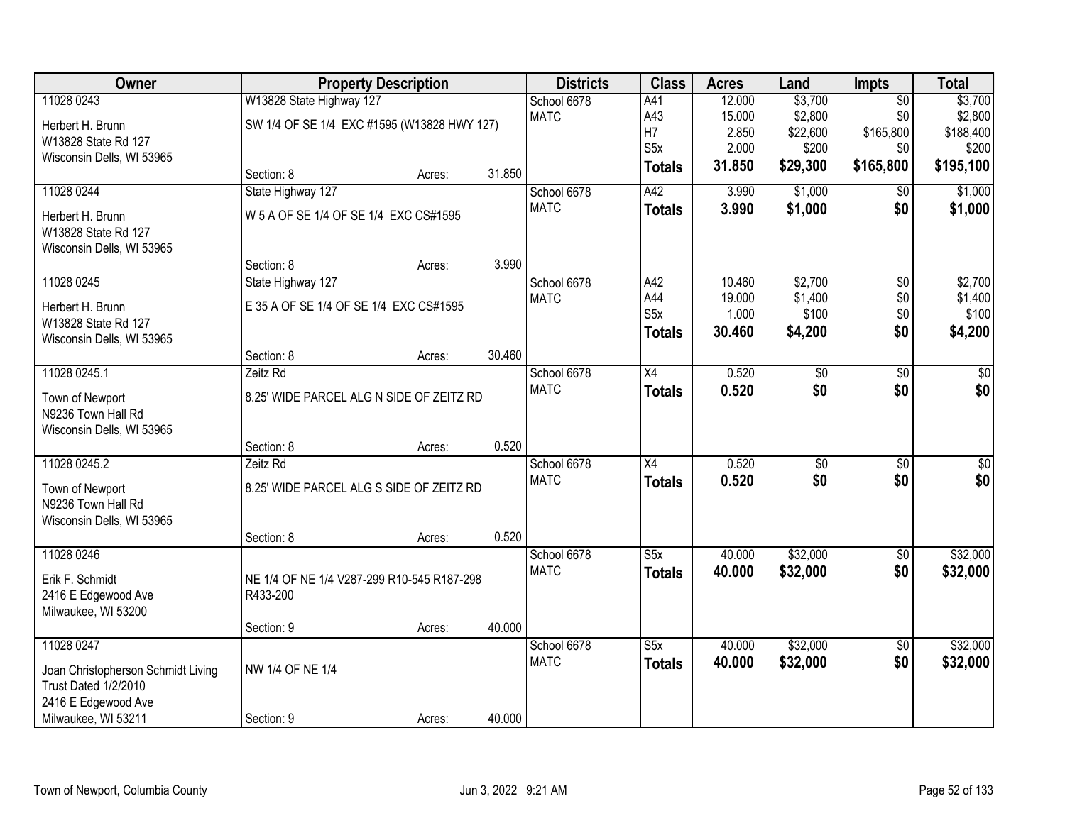| Owner | Property Description | | | Districts | Class | Acres | Land | Impts | Total |
|---|---|---|---|---|---|---|---|---|---|
| 11028 0243 | W13828 State Highway 127 | | | School 6678 | A41 | 12.000 | $3,700 | $0 | $3,700 |
| Herbert H. Brunn | SW 1/4 OF SE 1/4 EXC #1595 (W13828 HWY 127) | | | MATC | A43 | 15.000 | $2,800 | $0 | $2,800 |
| W13828 State Rd 127 | | | | | H7 | 2.850 | $22,600 | $165,800 | $188,400 |
| Wisconsin Dells, WI 53965 | | | | | S5x | 2.000 | $200 | $0 | $200 |
| | Section: 8 | Acres: | 31.850 | | **Totals** | **31.850** | **$29,300** | **$165,800** | **$195,100** |
| 11028 0244 | State Highway 127 | | | School 6678 | A42 | 3.990 | $1,000 | $0 | $1,000 |
| Herbert H. Brunn | W 5 A OF SE 1/4 OF SE 1/4 EXC CS#1595 | | | MATC | **Totals** | **3.990** | **$1,000** | **$0** | **$1,000** |
| W13828 State Rd 127 | | | | | | | | | |
| Wisconsin Dells, WI 53965 | | | | | | | | | |
| | Section: 8 | Acres: | 3.990 | | | | | | |
| 11028 0245 | State Highway 127 | | | School 6678 | A42 | 10.460 | $2,700 | $0 | $2,700 |
| Herbert H. Brunn | E 35 A OF SE 1/4 OF SE 1/4 EXC CS#1595 | | | MATC | A44 | 19.000 | $1,400 | $0 | $1,400 |
| W13828 State Rd 127 | | | | | S5x | 1.000 | $100 | $0 | $100 |
| Wisconsin Dells, WI 53965 | | | | | **Totals** | **30.460** | **$4,200** | **$0** | **$4,200** |
| | Section: 8 | Acres: | 30.460 | | | | | | |
| 11028 0245.1 | Zeitz Rd | | | School 6678 | X4 | 0.520 | $0 | $0 | $0 |
| Town of Newport | 8.25' WIDE PARCEL ALG N SIDE OF ZEITZ RD | | | MATC | **Totals** | **0.520** | **$0** | **$0** | **$0** |
| N9236 Town Hall Rd | | | | | | | | | |
| Wisconsin Dells, WI 53965 | | | | | | | | | |
| | Section: 8 | Acres: | 0.520 | | | | | | |
| 11028 0245.2 | Zeitz Rd | | | School 6678 | X4 | 0.520 | $0 | $0 | $0 |
| Town of Newport | 8.25' WIDE PARCEL ALG S SIDE OF ZEITZ RD | | | MATC | **Totals** | **0.520** | **$0** | **$0** | **$0** |
| N9236 Town Hall Rd | | | | | | | | | |
| Wisconsin Dells, WI 53965 | | | | | | | | | |
| | Section: 8 | Acres: | 0.520 | | | | | | |
| 11028 0246 | | | | School 6678 | S5x | 40.000 | $32,000 | $0 | $32,000 |
| Erik F. Schmidt | NE 1/4 OF NE 1/4 V287-299 R10-545 R187-298 R433-200 | | | MATC | **Totals** | **40.000** | **$32,000** | **$0** | **$32,000** |
| 2416 E Edgewood Ave | | | | | | | | | |
| Milwaukee, WI 53200 | | | | | | | | | |
| | Section: 9 | Acres: | 40.000 | | | | | | |
| 11028 0247 | | | | School 6678 | S5x | 40.000 | $32,000 | $0 | $32,000 |
| Joan Christopherson Schmidt Living Trust Dated 1/2/2010 | NW 1/4 OF NE 1/4 | | | MATC | **Totals** | **40.000** | **$32,000** | **$0** | **$32,000** |
| 2416 E Edgewood Ave | | | | | | | | | |
| Milwaukee, WI 53211 | Section: 9 | Acres: | 40.000 | | | | | | |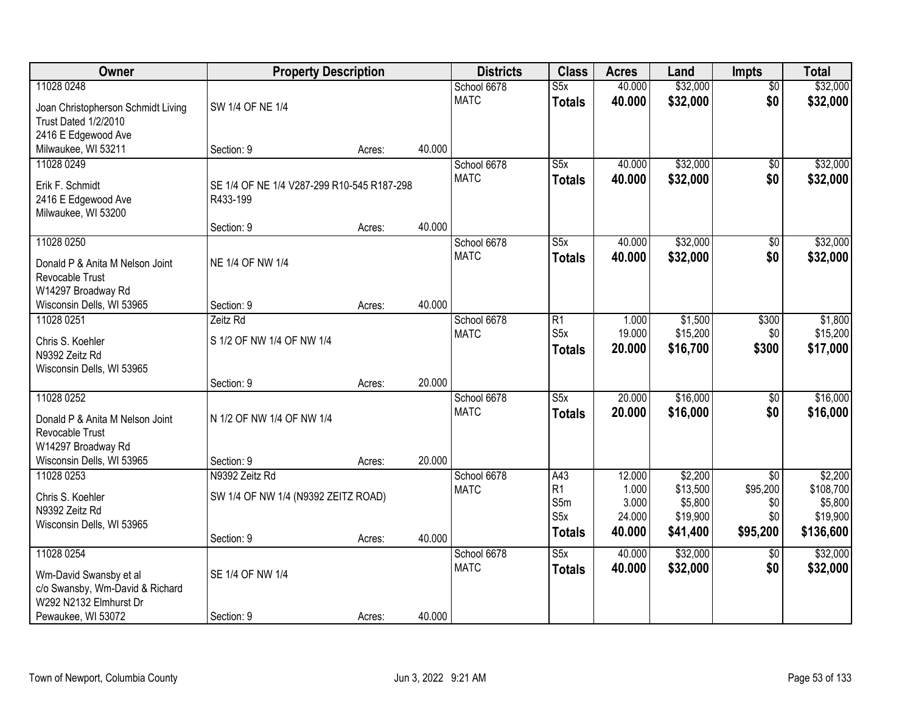| Owner | Property Description | | | Districts | Class | Acres | Land | Impts | Total |
|---|---|---|---|---|---|---|---|---|---|
| 11028 0248<br>Joan Christopherson Schmidt Living Trust Dated 1/2/2010<br>2416 E Edgewood Ave<br>Milwaukee, WI 53211 | SW 1/4 OF NE 1/4<br>Section: 9 | Acres: | 40.000 | School 6678<br>MATC | S5x<br>**Totals** | 40.000<br>**40.000** | $32,000<br>**$32,000** | $0<br>**$0** | $32,000<br>**$32,000** |
| 11028 0249<br>Erik F. Schmidt<br>2416 E Edgewood Ave<br>Milwaukee, WI 53200 | SE 1/4 OF NE 1/4 V287-299 R10-545 R187-298 R433-199<br>Section: 9 | Acres: | 40.000 | School 6678<br>MATC | S5x<br>**Totals** | 40.000<br>**40.000** | $32,000<br>**$32,000** | $0<br>**$0** | $32,000<br>**$32,000** |
| 11028 0250<br>Donald P & Anita M Nelson Joint Revocable Trust<br>W14297 Broadway Rd<br>Wisconsin Dells, WI 53965 | NE 1/4 OF NW 1/4<br>Section: 9 | Acres: | 40.000 | School 6678<br>MATC | S5x<br>**Totals** | 40.000<br>**40.000** | $32,000<br>**$32,000** | $0<br>**$0** | $32,000<br>**$32,000** |
| 11028 0251<br>Chris S. Koehler<br>N9392 Zeitz Rd<br>Wisconsin Dells, WI 53965 | Zeitz Rd<br>S 1/2 OF NW 1/4 OF NW 1/4<br>Section: 9 | Acres: | 20.000 | School 6678<br>MATC | R1<br>S5x<br>**Totals** | 1.000<br>19.000<br>**20.000** | $1,500<br>$15,200<br>**$16,700** | $300<br>$0<br>**$300** | $1,800<br>$15,200<br>**$17,000** |
| 11028 0252<br>Donald P & Anita M Nelson Joint Revocable Trust<br>W14297 Broadway Rd<br>Wisconsin Dells, WI 53965 | N 1/2 OF NW 1/4 OF NW 1/4<br>Section: 9 | Acres: | 20.000 | School 6678<br>MATC | S5x<br>**Totals** | 20.000<br>**20.000** | $16,000<br>**$16,000** | $0<br>**$0** | $16,000<br>**$16,000** |
| 11028 0253<br>Chris S. Koehler<br>N9392 Zeitz Rd<br>Wisconsin Dells, WI 53965 | N9392 Zeitz Rd<br>SW 1/4 OF NW 1/4 (N9392 ZEITZ ROAD)<br>Section: 9 | Acres: | 40.000 | School 6678<br>MATC | A43<br>R1<br>S5m<br>S5x<br>**Totals** | 12.000<br>1.000<br>3.000<br>24.000<br>**40.000** | $2,200<br>$13,500<br>$5,800<br>$19,900<br>**$41,400** | $0<br>$95,200<br>$0<br>$0<br>**$95,200** | $2,200<br>$108,700<br>$5,800<br>$19,900<br>**$136,600** |
| 11028 0254<br>Wm-David Swansby et al<br>c/o Swansby, Wm-David & Richard<br>W292 N2132 Elmhurst Dr<br>Pewaukee, WI 53072 | SE 1/4 OF NW 1/4<br>Section: 9 | Acres: | 40.000 | School 6678<br>MATC | S5x<br>**Totals** | 40.000<br>**40.000** | $32,000<br>**$32,000** | $0<br>**$0** | $32,000<br>**$32,000** |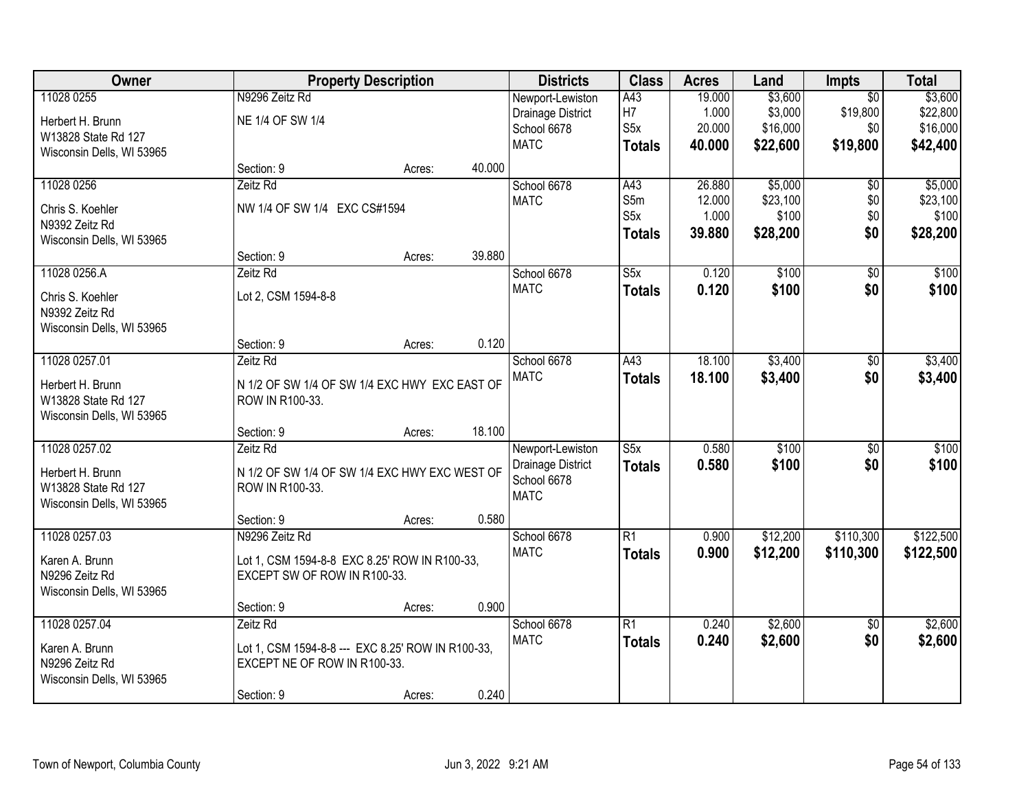| Owner | Property Description | Districts | Class | Acres | Land | Impts | Total |
|---|---|---|---|---|---|---|---|
| 11028 0255<br>Herbert H. Brunn<br>W13828 State Rd 127<br>Wisconsin Dells, WI 53965 | N9296 Zeitz Rd<br>NE 1/4 OF SW 1/4<br>Section: 9 Acres: 40.000 | Newport-Lewiston Drainage District<br>School 6678<br>MATC | A43<br>H7<br>S5x<br>**Totals** | 19.000<br>1.000<br>20.000<br>**40.000** | $3,600<br>$3,000<br>$16,000<br>**$22,600** | $0<br>$19,800<br>$0<br>**$19,800** | $3,600<br>$22,800<br>$16,000<br>**$42,400** |
| 11028 0256<br>Chris S. Koehler<br>N9392 Zeitz Rd<br>Wisconsin Dells, WI 53965 | Zeitz Rd<br>NW 1/4 OF SW 1/4 EXC CS#1594<br>Section: 9 Acres: 39.880 | School 6678<br>MATC | A43<br>S5m<br>S5x<br>**Totals** | 26.880<br>12.000<br>1.000<br>**39.880** | $5,000<br>$23,100<br>$100<br>**$28,200** | $0<br>$0<br>$0<br>**$0** | $5,000<br>$23,100<br>$100<br>**$28,200** |
| 11028 0256.A<br>Chris S. Koehler<br>N9392 Zeitz Rd<br>Wisconsin Dells, WI 53965 | Zeitz Rd<br>Lot 2, CSM 1594-8-8<br>Section: 9 Acres: 0.120 | School 6678<br>MATC | S5x<br>**Totals** | 0.120<br>**0.120** | $100<br>**$100** | $0<br>**$0** | $100<br>**$100** |
| 11028 0257.01<br>Herbert H. Brunn<br>W13828 State Rd 127<br>Wisconsin Dells, WI 53965 | Zeitz Rd<br>N 1/2 OF SW 1/4 OF SW 1/4 EXC HWY EXC EAST OF ROW IN R100-33.<br>Section: 9 Acres: 18.100 | School 6678<br>MATC | A43<br>**Totals** | 18.100<br>**18.100** | $3,400<br>**$3,400** | $0<br>**$0** | $3,400<br>**$3,400** |
| 11028 0257.02<br>Herbert H. Brunn<br>W13828 State Rd 127<br>Wisconsin Dells, WI 53965 | Zeitz Rd<br>N 1/2 OF SW 1/4 OF SW 1/4 EXC HWY EXC WEST OF ROW IN R100-33.<br>Section: 9 Acres: 0.580 | Newport-Lewiston Drainage District<br>School 6678<br>MATC | S5x<br>**Totals** | 0.580<br>**0.580** | $100<br>**$100** | $0<br>**$0** | $100<br>**$100** |
| 11028 0257.03<br>Karen A. Brunn<br>N9296 Zeitz Rd<br>Wisconsin Dells, WI 53965 | N9296 Zeitz Rd<br>Lot 1, CSM 1594-8-8 EXC 8.25' ROW IN R100-33, EXCEPT SW OF ROW IN R100-33.<br>Section: 9 Acres: 0.900 | School 6678<br>MATC | R1<br>**Totals** | 0.900<br>**0.900** | $12,200<br>**$12,200** | $110,300<br>**$110,300** | $122,500<br>**$122,500** |
| 11028 0257.04<br>Karen A. Brunn<br>N9296 Zeitz Rd<br>Wisconsin Dells, WI 53965 | Zeitz Rd<br>Lot 1, CSM 1594-8-8 --- EXC 8.25' ROW IN R100-33, EXCEPT NE OF ROW IN R100-33.<br>Section: 9 Acres: 0.240 | School 6678<br>MATC | R1<br>**Totals** | 0.240<br>**0.240** | $2,600<br>**$2,600** | $0<br>**$0** | $2,600<br>**$2,600** |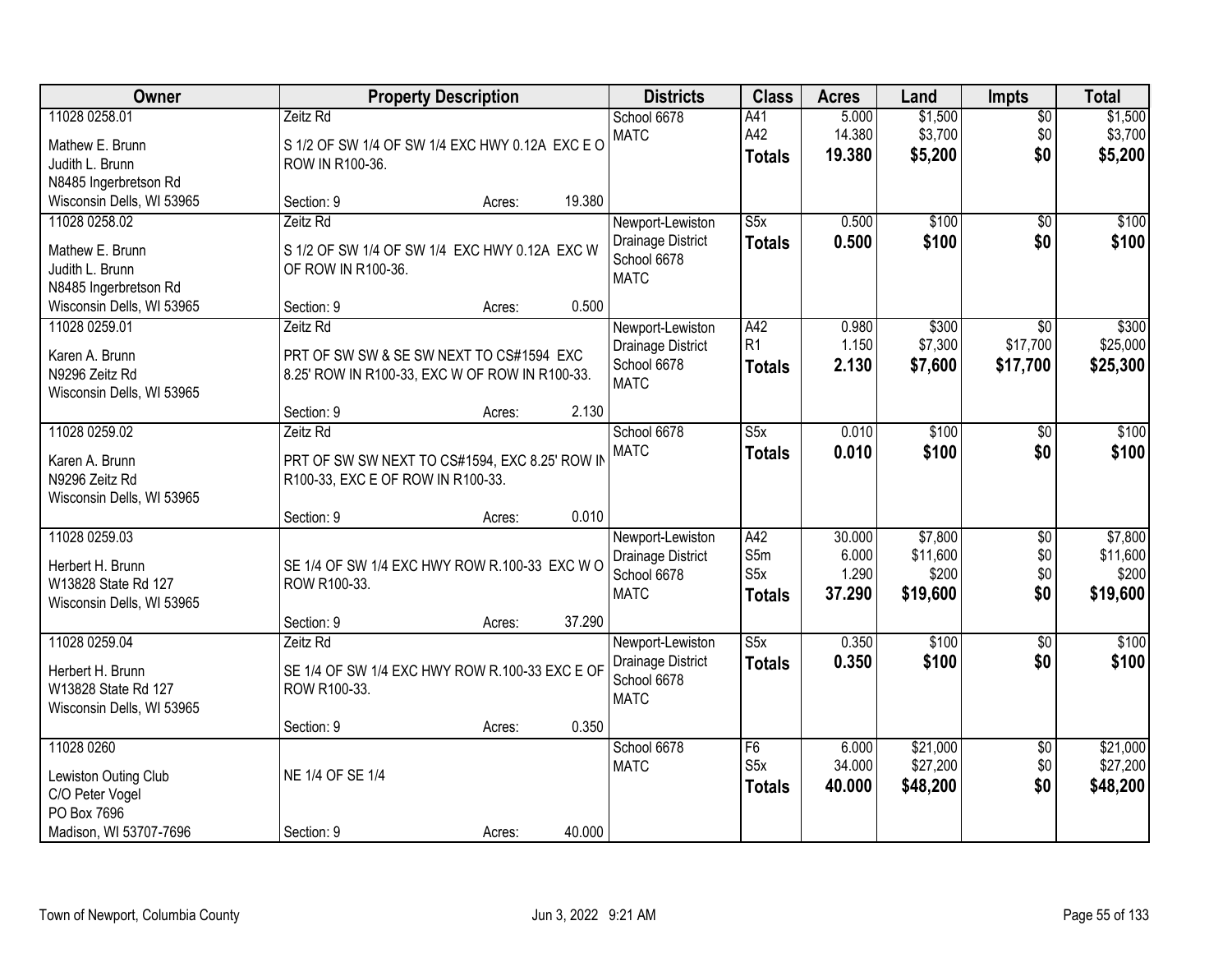| Owner | Property Description | Districts | Class | Acres | Land | Impts | Total |
|---|---|---|---|---|---|---|---|
| 11028 0258.01<br>Mathew E. Brunn<br>Judith L. Brunn<br>N8485 Ingerbretson Rd<br>Wisconsin Dells, WI 53965 | Zeitz Rd<br>S 1/2 OF SW 1/4 OF SW 1/4 EXC HWY 0.12A EXC E O ROW IN R100-36.<br>Section: 9 Acres: 19.380 | School 6678<br>MATC | A41<br>A42<br>**Totals** | 5.000<br>14.380<br>**19.380** | $1,500<br>$3,700<br>**$5,200** | $0<br>$0<br>**$0** | $1,500<br>$3,700<br>**$5,200** |
| 11028 0258.02<br>Mathew E. Brunn<br>Judith L. Brunn<br>N8485 Ingerbretson Rd<br>Wisconsin Dells, WI 53965 | Zeitz Rd<br>S 1/2 OF SW 1/4 OF SW 1/4 EXC HWY 0.12A EXC W OF ROW IN R100-36.<br>Section: 9 Acres: 0.500 | Newport-Lewiston Drainage District<br>School 6678<br>MATC | S5x<br>**Totals** | 0.500<br>**0.500** | $100<br>**$100** | $0<br>**$0** | $100<br>**$100** |
| 11028 0259.01<br>Karen A. Brunn<br>N9296 Zeitz Rd<br>Wisconsin Dells, WI 53965 | Zeitz Rd<br>PRT OF SW SW & SE SW NEXT TO CS#1594 EXC 8.25' ROW IN R100-33, EXC W OF ROW IN R100-33.<br>Section: 9 Acres: 2.130 | Newport-Lewiston Drainage District<br>School 6678<br>MATC | A42<br>R1<br>**Totals** | 0.980<br>1.150<br>**2.130** | $300<br>$7,300<br>**$7,600** | $0<br>$17,700<br>**$17,700** | $300<br>$25,000<br>**$25,300** |
| 11028 0259.02<br>Karen A. Brunn<br>N9296 Zeitz Rd<br>Wisconsin Dells, WI 53965 | Zeitz Rd<br>PRT OF SW SW NEXT TO CS#1594, EXC 8.25' ROW IN R100-33, EXC E OF ROW IN R100-33.<br>Section: 9 Acres: 0.010 | School 6678<br>MATC | S5x<br>**Totals** | 0.010<br>**0.010** | $100<br>**$100** | $0<br>**$0** | $100<br>**$100** |
| 11028 0259.03<br>Herbert H. Brunn<br>W13828 State Rd 127<br>Wisconsin Dells, WI 53965 | SE 1/4 OF SW 1/4 EXC HWY ROW R.100-33 EXC W O ROW R100-33.<br>Section: 9 Acres: 37.290 | Newport-Lewiston Drainage District<br>School 6678<br>MATC | A42<br>S5m<br>S5x<br>**Totals** | 30.000<br>6.000<br>1.290<br>**37.290** | $7,800<br>$11,600<br>$200<br>**$19,600** | $0<br>$0<br>$0<br>**$0** | $7,800<br>$11,600<br>$200<br>**$19,600** |
| 11028 0259.04<br>Herbert H. Brunn<br>W13828 State Rd 127<br>Wisconsin Dells, WI 53965 | Zeitz Rd<br>SE 1/4 OF SW 1/4 EXC HWY ROW R.100-33 EXC E OF ROW R100-33.<br>Section: 9 Acres: 0.350 | Newport-Lewiston Drainage District<br>School 6678<br>MATC | S5x<br>**Totals** | 0.350<br>**0.350** | $100<br>**$100** | $0<br>**$0** | $100<br>**$100** |
| 11028 0260<br>Lewiston Outing Club<br>C/O Peter Vogel<br>PO Box 7696<br>Madison, WI 53707-7696 | NE 1/4 OF SE 1/4<br>Section: 9 Acres: 40.000 | School 6678<br>MATC | F6<br>S5x<br>**Totals** | 6.000<br>34.000<br>**40.000** | $21,000<br>$27,200<br>**$48,200** | $0<br>$0<br>**$0** | $21,000<br>$27,200<br>**$48,200** |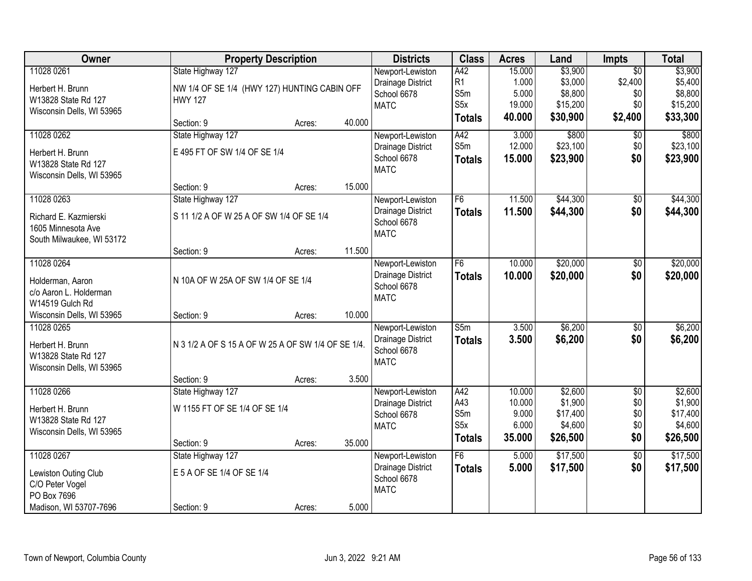| Owner | Property Description | | | Districts | Class | Acres | Land | Impts | Total |
|---|---|---|---|---|---|---|---|---|---|
| 11028 0261 | State Highway 127 | | | Newport-Lewiston | A42 | 15.000 | $3,900 | $0 | $3,900 |
| Herbert H. Brunn | NW 1/4 OF SE 1/4 (HWY 127) HUNTING CABIN OFF HWY 127 | | | Drainage District | R1 | 1.000 | $3,000 | $2,400 | $5,400 |
| W13828 State Rd 127 | | | | School 6678 | S5m | 5.000 | $8,800 | $0 | $8,800 |
| Wisconsin Dells, WI 53965 | | | | MATC | S5x | 19.000 | $15,200 | $0 | $15,200 |
| | Section: 9 | Acres: | 40.000 | | **Totals** | **40.000** | **$30,900** | **$2,400** | **$33,300** |
| 11028 0262 | State Highway 127 | | | Newport-Lewiston | A42 | 3.000 | $800 | $0 | $800 |
| Herbert H. Brunn | E 495 FT OF SW 1/4 OF SE 1/4 | | | Drainage District | S5m | 12.000 | $23,100 | $0 | $23,100 |
| W13828 State Rd 127 | | | | School 6678 | **Totals** | **15.000** | **$23,900** | **$0** | **$23,900** |
| Wisconsin Dells, WI 53965 | | | | MATC | | | | | |
| | Section: 9 | Acres: | 15.000 | | | | | | |
| 11028 0263 | State Highway 127 | | | Newport-Lewiston | F6 | 11.500 | $44,300 | $0 | $44,300 |
| Richard E. Kazmierski | S 11 1/2 A OF W 25 A OF SW 1/4 OF SE 1/4 | | | Drainage District | **Totals** | **11.500** | **$44,300** | **$0** | **$44,300** |
| 1605 Minnesota Ave | | | | School 6678 | | | | | |
| South Milwaukee, WI 53172 | | | | MATC | | | | | |
| | Section: 9 | Acres: | 11.500 | | | | | | |
| 11028 0264 | | | | Newport-Lewiston | F6 | 10.000 | $20,000 | $0 | $20,000 |
| Holderman, Aaron | N 10A OF W 25A OF SW 1/4 OF SE 1/4 | | | Drainage District | **Totals** | **10.000** | **$20,000** | **$0** | **$20,000** |
| c/o Aaron L. Holderman | | | | School 6678 | | | | | |
| W14519 Gulch Rd | | | | MATC | | | | | |
| Wisconsin Dells, WI 53965 | Section: 9 | Acres: | 10.000 | | | | | | |
| 11028 0265 | | | | Newport-Lewiston | S5m | 3.500 | $6,200 | $0 | $6,200 |
| Herbert H. Brunn | N 3 1/2 A OF S 15 A OF W 25 A OF SW 1/4 OF SE 1/4. | | | Drainage District | **Totals** | **3.500** | **$6,200** | **$0** | **$6,200** |
| W13828 State Rd 127 | | | | School 6678 | | | | | |
| Wisconsin Dells, WI 53965 | | | | MATC | | | | | |
| | Section: 9 | Acres: | 3.500 | | | | | | |
| 11028 0266 | State Highway 127 | | | Newport-Lewiston | A42 | 10.000 | $2,600 | $0 | $2,600 |
| Herbert H. Brunn | W 1155 FT OF SE 1/4 OF SE 1/4 | | | Drainage District | A43 | 10.000 | $1,900 | $0 | $1,900 |
| W13828 State Rd 127 | | | | School 6678 | S5m | 9.000 | $17,400 | $0 | $17,400 |
| Wisconsin Dells, WI 53965 | | | | MATC | S5x | 6.000 | $4,600 | $0 | $4,600 |
| | Section: 9 | Acres: | 35.000 | | **Totals** | **35.000** | **$26,500** | **$0** | **$26,500** |
| 11028 0267 | State Highway 127 | | | Newport-Lewiston | F6 | 5.000 | $17,500 | $0 | $17,500 |
| Lewiston Outing Club | E 5 A OF SE 1/4 OF SE 1/4 | | | Drainage District | **Totals** | **5.000** | **$17,500** | **$0** | **$17,500** |
| C/O Peter Vogel | | | | School 6678 | | | | | |
| PO Box 7696 | | | | MATC | | | | | |
| Madison, WI 53707-7696 | Section: 9 | Acres: | 5.000 | | | | | | |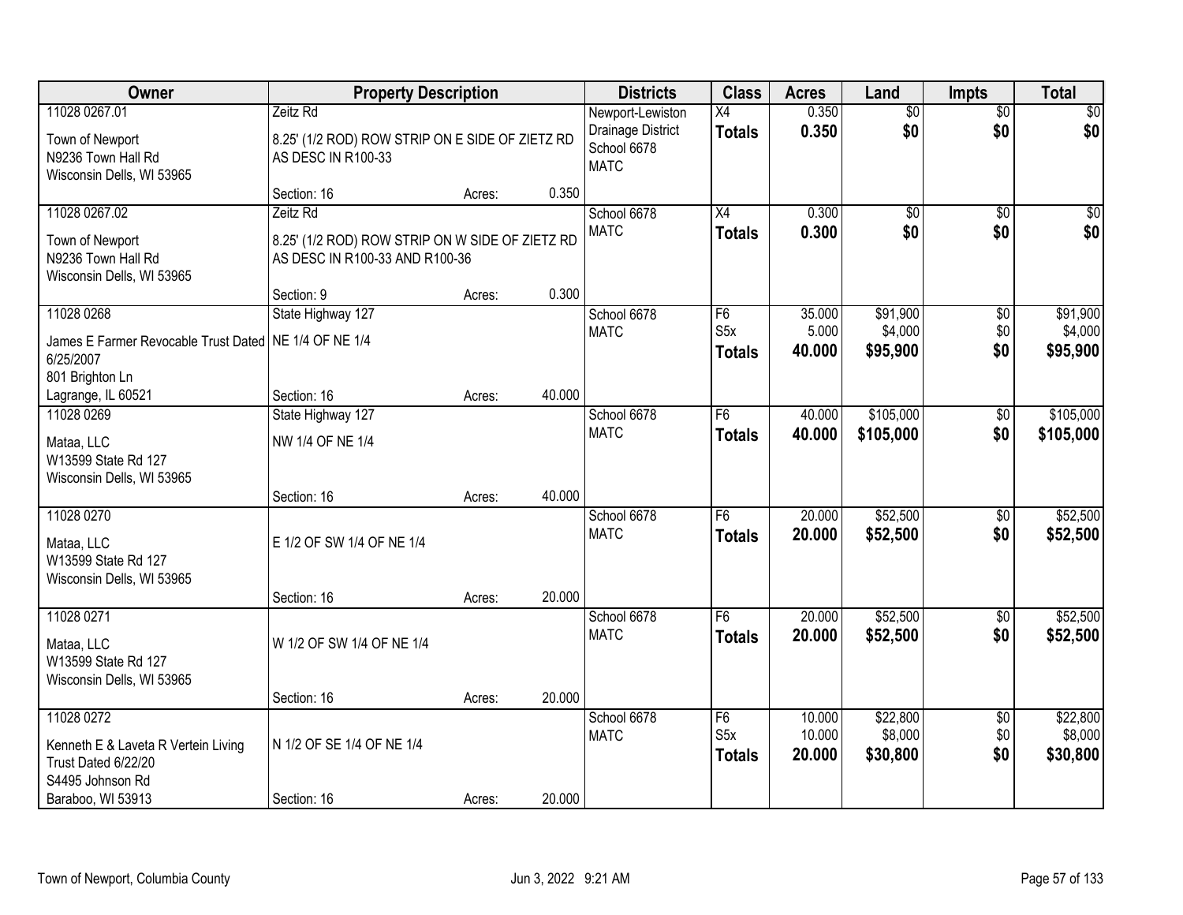| Owner | Property Description | Districts | Class | Acres | Land | Impts | Total |
|---|---|---|---|---|---|---|---|
| 11028 0267.01<br>Town of Newport<br>N9236 Town Hall Rd<br>Wisconsin Dells, WI 53965 | Zeitz Rd<br>8.25' (1/2 ROD) ROW STRIP ON E SIDE OF ZIETZ RD AS DESC IN R100-33<br>Section: 16 Acres: 0.350 | Newport-Lewiston Drainage District<br>School 6678<br>MATC | X4<br>**Totals** | 0.350<br>**0.350** | $0<br>**$0** | $0<br>**$0** | $0<br>**$0** |
| 11028 0267.02<br>Town of Newport<br>N9236 Town Hall Rd<br>Wisconsin Dells, WI 53965 | Zeitz Rd<br>8.25' (1/2 ROD) ROW STRIP ON W SIDE OF ZIETZ RD AS DESC IN R100-33 AND R100-36<br>Section: 9 Acres: 0.300 | School 6678<br>MATC | X4<br>**Totals** | 0.300<br>**0.300** | $0<br>**$0** | $0<br>**$0** | $0<br>**$0** |
| 11028 0268<br>James E Farmer Revocable Trust Dated 6/25/2007<br>801 Brighton Ln<br>Lagrange, IL 60521 | State Highway 127<br>NE 1/4 OF NE 1/4<br>Section: 16 Acres: 40.000 | School 6678<br>MATC | F6<br>S5x<br>**Totals** | 35.000<br>5.000<br>**40.000** | $91,900<br>$4,000<br>**$95,900** | $0<br>$0<br>**$0** | $91,900<br>$4,000<br>**$95,900** |
| 11028 0269<br>Mataa, LLC<br>W13599 State Rd 127<br>Wisconsin Dells, WI 53965 | State Highway 127<br>NW 1/4 OF NE 1/4<br>Section: 16 Acres: 40.000 | School 6678<br>MATC | F6<br>**Totals** | 40.000<br>**40.000** | $105,000<br>**$105,000** | $0<br>**$0** | $105,000<br>**$105,000** |
| 11028 0270<br>Mataa, LLC<br>W13599 State Rd 127<br>Wisconsin Dells, WI 53965 | E 1/2 OF SW 1/4 OF NE 1/4<br>Section: 16 Acres: 20.000 | School 6678<br>MATC | F6<br>**Totals** | 20.000<br>**20.000** | $52,500<br>**$52,500** | $0<br>**$0** | $52,500<br>**$52,500** |
| 11028 0271<br>Mataa, LLC<br>W13599 State Rd 127<br>Wisconsin Dells, WI 53965 | W 1/2 OF SW 1/4 OF NE 1/4<br>Section: 16 Acres: 20.000 | School 6678<br>MATC | F6<br>**Totals** | 20.000<br>**20.000** | $52,500<br>**$52,500** | $0<br>**$0** | $52,500<br>**$52,500** |
| 11028 0272<br>Kenneth E & Laveta R Vertein Living Trust Dated 6/22/20<br>S4495 Johnson Rd<br>Baraboo, WI 53913 | N 1/2 OF SE 1/4 OF NE 1/4<br>Section: 16 Acres: 20.000 | School 6678<br>MATC | F6<br>S5x<br>**Totals** | 10.000<br>10.000<br>**20.000** | $22,800<br>$8,000<br>**$30,800** | $0<br>$0<br>**$0** | $22,800<br>$8,000<br>**$30,800** |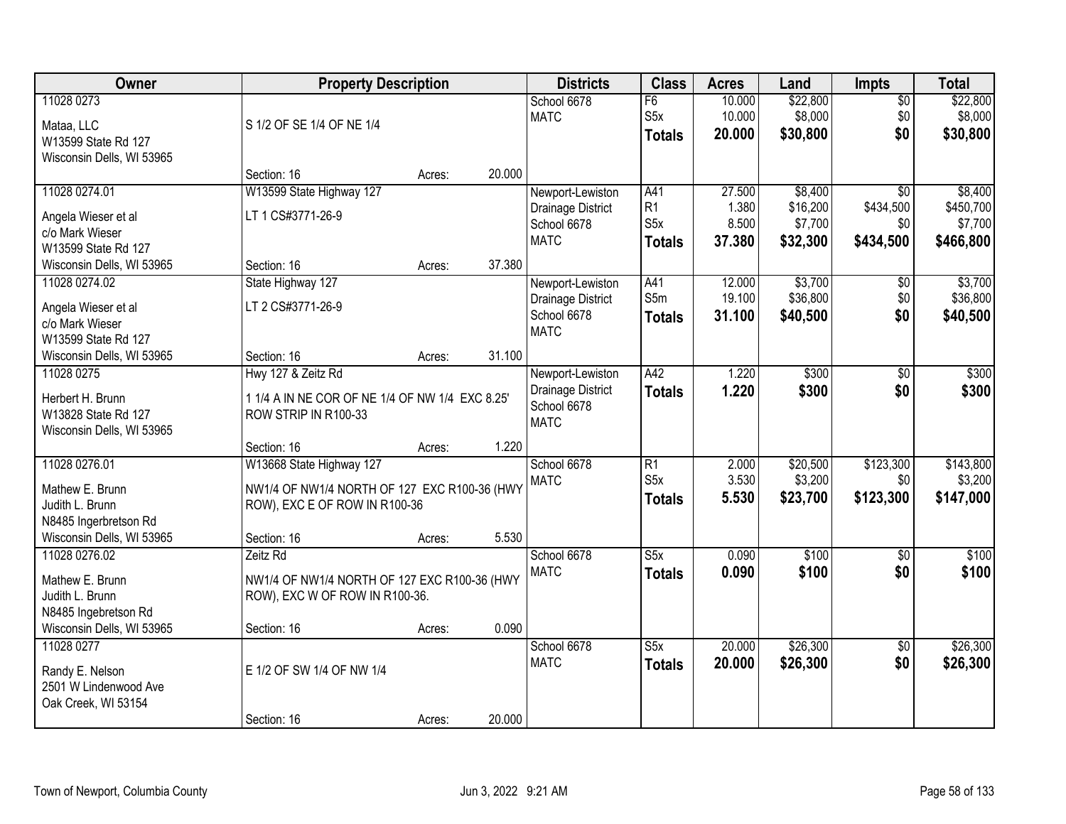| Owner | Property Description | | | Districts | Class | Acres | Land | Impts | Total |
|---|---|---|---|---|---|---|---|---|---|
| 11028 0273<br><br>Mataa, LLC<br>W13599 State Rd 127<br>Wisconsin Dells, WI 53965 | S 1/2 OF SE 1/4 OF NE 1/4<br><br>Section: 16 | Acres: | 20.000 | School 6678<br>MATC | F6<br>S5x<br>**Totals** | 10.000<br>10.000<br>**20.000** | $22,800<br>$8,000<br>**$30,800** | $0<br>$0<br>**$0** | $22,800<br>$8,000<br>**$30,800** |
| 11028 0274.01<br><br>Angela Wieser et al<br>c/o Mark Wieser<br>W13599 State Rd 127<br>Wisconsin Dells, WI 53965 | W13599 State Highway 127<br><br>LT 1 CS#3771-26-9<br><br>Section: 16 | Acres: | 37.380 | Newport-Lewiston<br>Drainage District<br>School 6678<br>MATC | A41<br>R1<br>S5x<br>**Totals** | 27.500<br>1.380<br>8.500<br>**37.380** | $8,400<br>$16,200<br>$7,700<br>**$32,300** | $0<br>$434,500<br>$0<br>**$434,500** | $8,400<br>$450,700<br>$7,700<br>**$466,800** |
| 11028 0274.02<br><br>Angela Wieser et al<br>c/o Mark Wieser<br>W13599 State Rd 127<br>Wisconsin Dells, WI 53965 | State Highway 127<br><br>LT 2 CS#3771-26-9<br><br>Section: 16 | Acres: | 31.100 | Newport-Lewiston<br>Drainage District<br>School 6678<br>MATC | A41<br>S5m<br>**Totals** | 12.000<br>19.100<br>**31.100** | $3,700<br>$36,800<br>**$40,500** | $0<br>$0<br>**$0** | $3,700<br>$36,800<br>**$40,500** |
| 11028 0275<br><br>Herbert H. Brunn<br>W13828 State Rd 127<br>Wisconsin Dells, WI 53965 | Hwy 127 & Zeitz Rd<br><br>1 1/4 A IN NE COR OF NE 1/4 OF NW 1/4 EXC 8.25' ROW STRIP IN R100-33<br><br>Section: 16 | Acres: | 1.220 | Newport-Lewiston<br>Drainage District<br>School 6678<br>MATC | A42<br>**Totals** | 1.220<br>**1.220** | $300<br>**$300** | $0<br>**$0** | $300<br>**$300** |
| 11028 0276.01<br><br>Mathew E. Brunn<br>Judith L. Brunn<br>N8485 Ingerbretson Rd<br>Wisconsin Dells, WI 53965 | W13668 State Highway 127<br><br>NW1/4 OF NW1/4 NORTH OF 127 EXC R100-36 (HWY ROW), EXC E OF ROW IN R100-36<br><br>Section: 16 | Acres: | 5.530 | School 6678<br>MATC | R1<br>S5x<br>**Totals** | 2.000<br>3.530<br>**5.530** | $20,500<br>$3,200<br>**$23,700** | $123,300<br>$0<br>**$123,300** | $143,800<br>$3,200<br>**$147,000** |
| 11028 0276.02<br><br>Mathew E. Brunn<br>Judith L. Brunn<br>N8485 Ingebretson Rd<br>Wisconsin Dells, WI 53965 | Zeitz Rd<br><br>NW1/4 OF NW1/4 NORTH OF 127 EXC R100-36 (HWY ROW), EXC W OF ROW IN R100-36.<br><br>Section: 16 | Acres: | 0.090 | School 6678<br>MATC | S5x<br>**Totals** | 0.090<br>**0.090** | $100<br>**$100** | $0<br>**$0** | $100<br>**$100** |
| 11028 0277<br><br>Randy E. Nelson<br>2501 W Lindenwood Ave<br>Oak Creek, WI 53154 | E 1/2 OF SW 1/4 OF NW 1/4<br><br>Section: 16 | Acres: | 20.000 | School 6678<br>MATC | S5x<br>**Totals** | 20.000<br>**20.000** | $26,300<br>**$26,300** | $0<br>**$0** | $26,300<br>**$26,300** |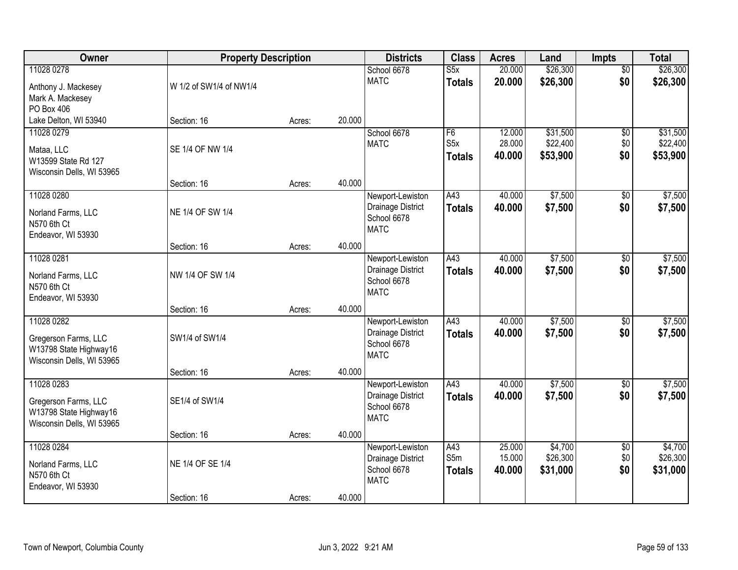| Owner | Property Description | | | Districts | Class | Acres | Land | Impts | Total |
|---|---|---|---|---|---|---|---|---|---|
| 11028 0278<br>Anthony J. Mackesey<br>Mark A. Mackesey<br>PO Box 406<br>Lake Delton, WI 53940 | W 1/2 of SW1/4 of NW1/4<br>Section: 16 | Acres: | 20.000 | School 6678<br>MATC | S5x<br>**Totals** | 20.000<br>**20.000** | $26,300<br>**$26,300** | $0<br>**$0** | $26,300<br>**$26,300** |
| 11028 0279<br>Mataa, LLC<br>W13599 State Rd 127<br>Wisconsin Dells, WI 53965 | SE 1/4 OF NW 1/4<br>Section: 16 | Acres: | 40.000 | School 6678<br>MATC | F6<br>S5x<br>**Totals** | 12.000<br>28.000<br>**40.000** | $31,500<br>$22,400<br>**$53,900** | $0<br>$0<br>**$0** | $31,500<br>$22,400<br>**$53,900** |
| 11028 0280<br>Norland Farms, LLC<br>N570 6th Ct<br>Endeavor, WI 53930 | NE 1/4 OF SW 1/4<br>Section: 16 | Acres: | 40.000 | Newport-Lewiston Drainage District<br>School 6678<br>MATC | A43<br>**Totals** | 40.000<br>**40.000** | $7,500<br>**$7,500** | $0<br>**$0** | $7,500<br>**$7,500** |
| 11028 0281<br>Norland Farms, LLC<br>N570 6th Ct<br>Endeavor, WI 53930 | NW 1/4 OF SW 1/4<br>Section: 16 | Acres: | 40.000 | Newport-Lewiston Drainage District<br>School 6678<br>MATC | A43<br>**Totals** | 40.000<br>**40.000** | $7,500<br>**$7,500** | $0<br>**$0** | $7,500<br>**$7,500** |
| 11028 0282<br>Gregerson Farms, LLC<br>W13798 State Highway16<br>Wisconsin Dells, WI 53965 | SW1/4 of SW1/4<br>Section: 16 | Acres: | 40.000 | Newport-Lewiston Drainage District<br>School 6678<br>MATC | A43<br>**Totals** | 40.000<br>**40.000** | $7,500<br>**$7,500** | $0<br>**$0** | $7,500<br>**$7,500** |
| 11028 0283<br>Gregerson Farms, LLC<br>W13798 State Highway16<br>Wisconsin Dells, WI 53965 | SE1/4 of SW1/4<br>Section: 16 | Acres: | 40.000 | Newport-Lewiston Drainage District<br>School 6678<br>MATC | A43<br>**Totals** | 40.000<br>**40.000** | $7,500<br>**$7,500** | $0<br>**$0** | $7,500<br>**$7,500** |
| 11028 0284<br>Norland Farms, LLC<br>N570 6th Ct<br>Endeavor, WI 53930 | NE 1/4 OF SE 1/4<br>Section: 16 | Acres: | 40.000 | Newport-Lewiston Drainage District<br>School 6678<br>MATC | A43<br>S5m<br>**Totals** | 25.000<br>15.000<br>**40.000** | $4,700<br>$26,300<br>**$31,000** | $0<br>$0<br>**$0** | $4,700<br>$26,300<br>**$31,000** |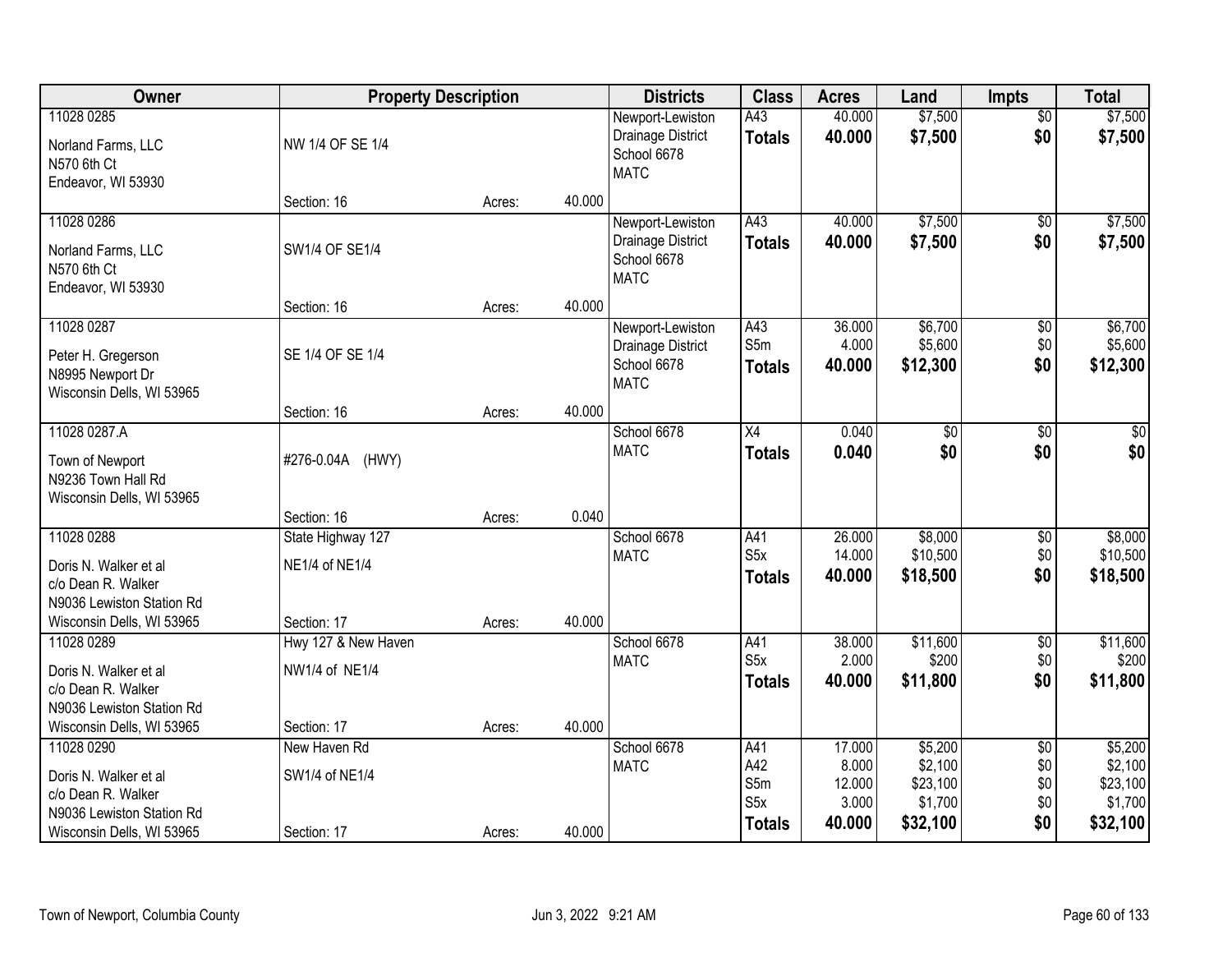| Owner | Property Description | | | Districts | Class | Acres | Land | Impts | Total |
|---|---|---|---|---|---|---|---|---|---|
| 11028 0285<br>Norland Farms, LLC<br>N570 6th Ct<br>Endeavor, WI 53930 | NW 1/4 OF SE 1/4<br>Section: 16 | Acres: | 40.000 | Newport-Lewiston Drainage District<br>School 6678<br>MATC | A43<br>**Totals** | 40.000<br>**40.000** | $7,500<br>**$7,500** | $0<br>**$0** | $7,500<br>**$7,500** |
| 11028 0286<br>Norland Farms, LLC<br>N570 6th Ct<br>Endeavor, WI 53930 | SW1/4 OF SE1/4<br>Section: 16 | Acres: | 40.000 | Newport-Lewiston Drainage District<br>School 6678<br>MATC | A43<br>**Totals** | 40.000<br>**40.000** | $7,500<br>**$7,500** | $0<br>**$0** | $7,500<br>**$7,500** |
| 11028 0287<br>Peter H. Gregerson<br>N8995 Newport Dr<br>Wisconsin Dells, WI 53965 | SE 1/4 OF SE 1/4<br>Section: 16 | Acres: | 40.000 | Newport-Lewiston Drainage District<br>School 6678<br>MATC | A43<br>S5m<br>**Totals** | 36.000<br>4.000<br>**40.000** | $6,700<br>$5,600<br>**$12,300** | $0<br>$0<br>**$0** | $6,700<br>$5,600<br>**$12,300** |
| 11028 0287.A<br>Town of Newport<br>N9236 Town Hall Rd<br>Wisconsin Dells, WI 53965 | #276-0.04A (HWY)<br>Section: 16 | Acres: | 0.040 | School 6678<br>MATC | X4<br>**Totals** | 0.040<br>**0.040** | $0<br>**$0** | $0<br>**$0** | $0<br>**$0** |
| 11028 0288<br>Doris N. Walker et al<br>c/o Dean R. Walker<br>N9036 Lewiston Station Rd<br>Wisconsin Dells, WI 53965 | State Highway 127<br>NE1/4 of NE1/4<br>Section: 17 | Acres: | 40.000 | School 6678<br>MATC | A41<br>S5x<br>**Totals** | 26.000<br>14.000<br>**40.000** | $8,000<br>$10,500<br>**$18,500** | $0<br>$0<br>**$0** | $8,000<br>$10,500<br>**$18,500** |
| 11028 0289<br>Doris N. Walker et al<br>c/o Dean R. Walker<br>N9036 Lewiston Station Rd<br>Wisconsin Dells, WI 53965 | Hwy 127 & New Haven<br>NW1/4 of NE1/4<br>Section: 17 | Acres: | 40.000 | School 6678<br>MATC | A41<br>S5x<br>**Totals** | 38.000<br>2.000<br>**40.000** | $11,600<br>$200<br>**$11,800** | $0<br>$0<br>**$0** | $11,600<br>$200<br>**$11,800** |
| 11028 0290<br>Doris N. Walker et al<br>c/o Dean R. Walker<br>N9036 Lewiston Station Rd<br>Wisconsin Dells, WI 53965 | New Haven Rd<br>SW1/4 of NE1/4<br>Section: 17 | Acres: | 40.000 | School 6678<br>MATC | A41<br>A42<br>S5m<br>S5x<br>**Totals** | 17.000<br>8.000<br>12.000<br>3.000<br>**40.000** | $5,200<br>$2,100<br>$23,100<br>$1,700<br>**$32,100** | $0<br>$0<br>$0<br>$0<br>**$0** | $5,200<br>$2,100<br>$23,100<br>$1,700<br>**$32,100** |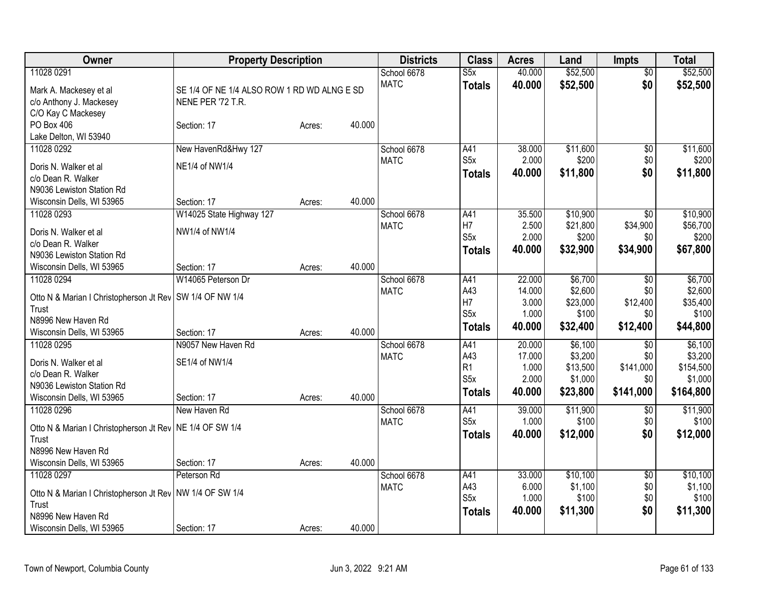| Owner | Property Description | | | Districts | Class | Acres | Land | Impts | Total |
|---|---|---|---|---|---|---|---|---|---|
| 11028 0291<br>Mark A. Mackesey et al<br>c/o Anthony J. Mackesey<br>C/O Kay C Mackesey<br>PO Box 406<br>Lake Delton, WI 53940 | SE 1/4 OF NE 1/4 ALSO ROW 1 RD WD ALNG E SD NENE PER '72 T.R.<br>Section: 17 | Acres: | 40.000 | School 6678<br>MATC | S5x<br>**Totals** | 40.000<br>**40.000** | $52,500<br>**$52,500** | $0<br>**$0** | $52,500<br>**$52,500** |
| 11028 0292<br>Doris N. Walker et al<br>c/o Dean R. Walker<br>N9036 Lewiston Station Rd<br>Wisconsin Dells, WI 53965 | New HavenRd&Hwy 127<br>NE1/4 of NW1/4<br>Section: 17 | Acres: | 40.000 | School 6678<br>MATC | A41<br>S5x<br>**Totals** | 38.000<br>2.000<br>**40.000** | $11,600<br>$200<br>**$11,800** | $0<br>$0<br>**$0** | $11,600<br>$200<br>**$11,800** |
| 11028 0293<br>Doris N. Walker et al<br>c/o Dean R. Walker<br>N9036 Lewiston Station Rd<br>Wisconsin Dells, WI 53965 | W14025 State Highway 127<br>NW1/4 of NW1/4<br>Section: 17 | Acres: | 40.000 | School 6678<br>MATC | A41<br>H7<br>S5x<br>**Totals** | 35.500<br>2.500<br>2.000<br>**40.000** | $10,900<br>$21,800<br>$200<br>**$32,900** | $0<br>$34,900<br>$0<br>**$34,900** | $10,900<br>$56,700<br>$200<br>**$67,800** |
| 11028 0294<br>Otto N & Marian I Christopherson Jt Rev Trust<br>N8996 New Haven Rd<br>Wisconsin Dells, WI 53965 | W14065 Peterson Dr<br>SW 1/4 OF NW 1/4<br>Section: 17 | Acres: | 40.000 | School 6678<br>MATC | A41<br>A43<br>H7<br>S5x<br>**Totals** | 22.000<br>14.000<br>3.000<br>1.000<br>**40.000** | $6,700<br>$2,600<br>$23,000<br>$100<br>**$32,400** | $0<br>$0<br>$12,400<br>$0<br>**$12,400** | $6,700<br>$2,600<br>$35,400<br>$100<br>**$44,800** |
| 11028 0295<br>Doris N. Walker et al<br>c/o Dean R. Walker<br>N9036 Lewiston Station Rd<br>Wisconsin Dells, WI 53965 | N9057 New Haven Rd<br>SE1/4 of NW1/4<br>Section: 17 | Acres: | 40.000 | School 6678<br>MATC | A41<br>A43<br>R1<br>S5x<br>**Totals** | 20.000<br>17.000<br>1.000<br>2.000<br>**40.000** | $6,100<br>$3,200<br>$13,500<br>$1,000<br>**$23,800** | $0<br>$0<br>$141,000<br>$0<br>**$141,000** | $6,100<br>$3,200<br>$154,500<br>$1,000<br>**$164,800** |
| 11028 0296<br>Otto N & Marian I Christopherson Jt Rev Trust<br>N8996 New Haven Rd<br>Wisconsin Dells, WI 53965 | New Haven Rd<br>NE 1/4 OF SW 1/4<br>Section: 17 | Acres: | 40.000 | School 6678<br>MATC | A41<br>S5x<br>**Totals** | 39.000<br>1.000<br>**40.000** | $11,900<br>$100<br>**$12,000** | $0<br>$0<br>**$0** | $11,900<br>$100<br>**$12,000** |
| 11028 0297<br>Otto N & Marian I Christopherson Jt Rev Trust<br>N8996 New Haven Rd<br>Wisconsin Dells, WI 53965 | Peterson Rd<br>NW 1/4 OF SW 1/4<br>Section: 17 | Acres: | 40.000 | School 6678<br>MATC | A41<br>A43<br>S5x<br>**Totals** | 33.000<br>6.000<br>1.000<br>**40.000** | $10,100<br>$1,100<br>$100<br>**$11,300** | $0<br>$0<br>$0<br>**$0** | $10,100<br>$1,100<br>$100<br>**$11,300** |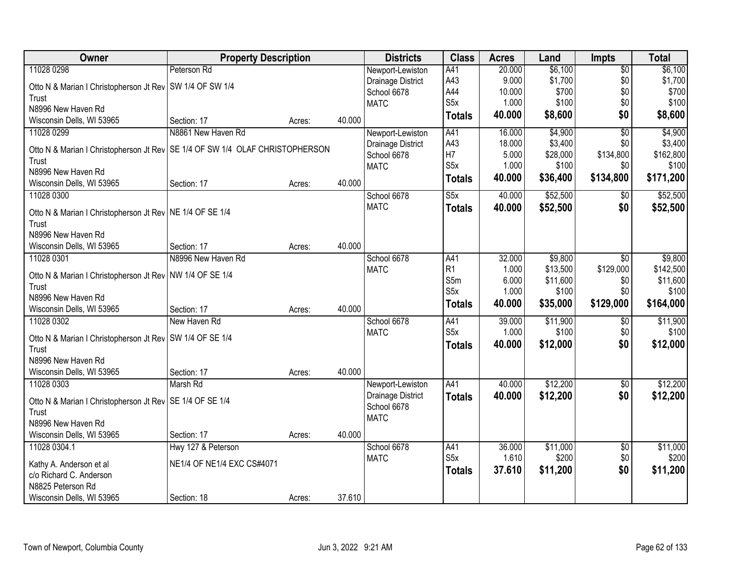| Owner | Property Description | | | Districts | Class | Acres | Land | Impts | Total |
|---|---|---|---|---|---|---|---|---|---|
| 11028 0298 | Peterson Rd | | | Newport-Lewiston | A41 | 20.000 | $6,100 | $0 | $6,100 |
| Otto N & Marian I Christopherson Jt Rev Trust | SW 1/4 OF SW 1/4 | | | Drainage District | A43 | 9.000 | $1,700 | $0 | $1,700 |
| N8996 New Haven Rd | | | | School 6678 | A44 | 10.000 | $700 | $0 | $700 |
| Wisconsin Dells, WI 53965 | Section: 17 | Acres: | 40.000 | MATC | S5x | 1.000 | $100 | $0 | $100 |
| | | | | | **Totals** | **40.000** | **$8,600** | **$0** | **$8,600** |
| 11028 0299 | N8861 New Haven Rd | | | Newport-Lewiston | A41 | 16.000 | $4,900 | $0 | $4,900 |
| Otto N & Marian I Christopherson Jt Rev Trust | SE 1/4 OF SW 1/4 OLAF CHRISTOPHERSON | | | Drainage District | A43 | 18.000 | $3,400 | $0 | $3,400 |
| N8996 New Haven Rd | | | | School 6678 | H7 | 5.000 | $28,000 | $134,800 | $162,800 |
| Wisconsin Dells, WI 53965 | Section: 17 | Acres: | 40.000 | MATC | S5x | 1.000 | $100 | $0 | $100 |
| | | | | | **Totals** | **40.000** | **$36,400** | **$134,800** | **$171,200** |
| 11028 0300 | | | | School 6678 | S5x | 40.000 | $52,500 | $0 | $52,500 |
| Otto N & Marian I Christopherson Jt Rev Trust | NE 1/4 OF SE 1/4 | | | MATC | **Totals** | **40.000** | **$52,500** | **$0** | **$52,500** |
| N8996 New Haven Rd | | | | | | | | | |
| Wisconsin Dells, WI 53965 | Section: 17 | Acres: | 40.000 | | | | | | |
| 11028 0301 | N8996 New Haven Rd | | | School 6678 | A41 | 32.000 | $9,800 | $0 | $9,800 |
| Otto N & Marian I Christopherson Jt Rev Trust | NW 1/4 OF SE 1/4 | | | MATC | R1 | 1.000 | $13,500 | $129,000 | $142,500 |
| N8996 New Haven Rd | | | | | S5m | 6.000 | $11,600 | $0 | $11,600 |
| Wisconsin Dells, WI 53965 | Section: 17 | Acres: | 40.000 | | S5x | 1.000 | $100 | $0 | $100 |
| | | | | | **Totals** | **40.000** | **$35,000** | **$129,000** | **$164,000** |
| 11028 0302 | New Haven Rd | | | School 6678 | A41 | 39.000 | $11,900 | $0 | $11,900 |
| Otto N & Marian I Christopherson Jt Rev Trust | SW 1/4 OF SE 1/4 | | | MATC | S5x | 1.000 | $100 | $0 | $100 |
| N8996 New Haven Rd | | | | | **Totals** | **40.000** | **$12,000** | **$0** | **$12,000** |
| Wisconsin Dells, WI 53965 | Section: 17 | Acres: | 40.000 | | | | | | |
| 11028 0303 | Marsh Rd | | | Newport-Lewiston | A41 | 40.000 | $12,200 | $0 | $12,200 |
| Otto N & Marian I Christopherson Jt Rev Trust | SE 1/4 OF SE 1/4 | | | Drainage District | **Totals** | **40.000** | **$12,200** | **$0** | **$12,200** |
| N8996 New Haven Rd | | | | School 6678 | | | | | |
| Wisconsin Dells, WI 53965 | Section: 17 | Acres: | 40.000 | MATC | | | | | |
| 11028 0304.1 | Hwy 127 & Peterson | | | School 6678 | A41 | 36.000 | $11,000 | $0 | $11,000 |
| Kathy A. Anderson et al | NE1/4 OF NE1/4 EXC CS#4071 | | | MATC | S5x | 1.610 | $200 | $0 | $200 |
| c/o Richard C. Anderson | | | | | **Totals** | **37.610** | **$11,200** | **$0** | **$11,200** |
| N8825 Peterson Rd | | | | | | | | | |
| Wisconsin Dells, WI 53965 | Section: 18 | Acres: | 37.610 | | | | | | |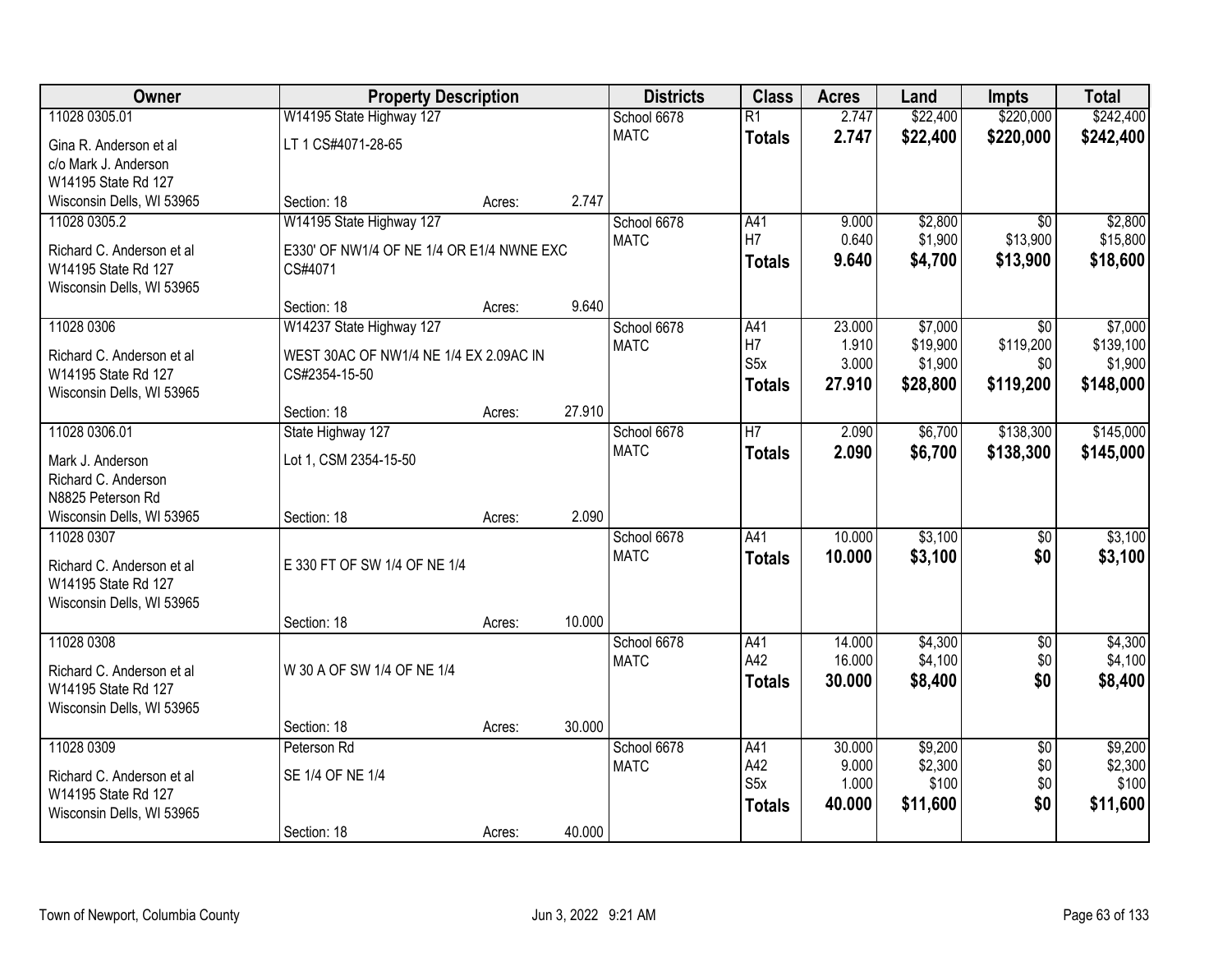| Owner | Property Description | | | Districts | Class | Acres | Land | Impts | Total |
|---|---|---|---|---|---|---|---|---|---|
| 11028 0305.01 | W14195 State Highway 127 | | | School 6678 | R1 | 2.747 | $22,400 | $220,000 | $242,400 |
| Gina R. Anderson et al | LT 1 CS#4071-28-65 | | | MATC | **Totals** | **2.747** | **$22,400** | **$220,000** | **$242,400** |
| c/o Mark J. Anderson | | | | | | | | | |
| W14195 State Rd 127 | | | | | | | | | |
| Wisconsin Dells, WI 53965 | Section: 18 | Acres: | 2.747 | | | | | | |
| 11028 0305.2 | W14195 State Highway 127 | | | School 6678 | A41 | 9.000 | $2,800 | $0 | $2,800 |
| Richard C. Anderson et al | E330' OF NW1/4 OF NE 1/4 OR E1/4 NWNE EXC CS#4071 | | | MATC | H7 | 0.640 | $1,900 | $13,900 | $15,800 |
| W14195 State Rd 127 | | | | | **Totals** | **9.640** | **$4,700** | **$13,900** | **$18,600** |
| Wisconsin Dells, WI 53965 | Section: 18 | Acres: | 9.640 | | | | | | |
| 11028 0306 | W14237 State Highway 127 | | | School 6678 | A41 | 23.000 | $7,000 | $0 | $7,000 |
| Richard C. Anderson et al | WEST 30AC OF NW1/4 NE 1/4 EX 2.09AC IN CS#2354-15-50 | | | MATC | H7 | 1.910 | $19,900 | $119,200 | $139,100 |
| W14195 State Rd 127 | | | | | S5x | 3.000 | $1,900 | $0 | $1,900 |
| Wisconsin Dells, WI 53965 | | | | | **Totals** | **27.910** | **$28,800** | **$119,200** | **$148,000** |
| | Section: 18 | Acres: | 27.910 | | | | | | |
| 11028 0306.01 | State Highway 127 | | | School 6678 | H7 | 2.090 | $6,700 | $138,300 | $145,000 |
| Mark J. Anderson | Lot 1, CSM 2354-15-50 | | | MATC | **Totals** | **2.090** | **$6,700** | **$138,300** | **$145,000** |
| Richard C. Anderson | | | | | | | | | |
| N8825 Peterson Rd | | | | | | | | | |
| Wisconsin Dells, WI 53965 | Section: 18 | Acres: | 2.090 | | | | | | |
| 11028 0307 | | | | School 6678 | A41 | 10.000 | $3,100 | $0 | $3,100 |
| Richard C. Anderson et al | E 330 FT OF SW 1/4 OF NE 1/4 | | | MATC | **Totals** | **10.000** | **$3,100** | **$0** | **$3,100** |
| W14195 State Rd 127 | | | | | | | | | |
| Wisconsin Dells, WI 53965 | | | | | | | | | |
| | Section: 18 | Acres: | 10.000 | | | | | | |
| 11028 0308 | | | | School 6678 | A41 | 14.000 | $4,300 | $0 | $4,300 |
| Richard C. Anderson et al | W 30 A OF SW 1/4 OF NE 1/4 | | | MATC | A42 | 16.000 | $4,100 | $0 | $4,100 |
| W14195 State Rd 127 | | | | | **Totals** | **30.000** | **$8,400** | **$0** | **$8,400** |
| Wisconsin Dells, WI 53965 | | | | | | | | | |
| | Section: 18 | Acres: | 30.000 | | | | | | |
| 11028 0309 | Peterson Rd | | | School 6678 | A41 | 30.000 | $9,200 | $0 | $9,200 |
| Richard C. Anderson et al | SE 1/4 OF NE 1/4 | | | MATC | A42 | 9.000 | $2,300 | $0 | $2,300 |
| W14195 State Rd 127 | | | | | S5x | 1.000 | $100 | $0 | $100 |
| Wisconsin Dells, WI 53965 | | | | | **Totals** | **40.000** | **$11,600** | **$0** | **$11,600** |
| | Section: 18 | Acres: | 40.000 | | | | | | |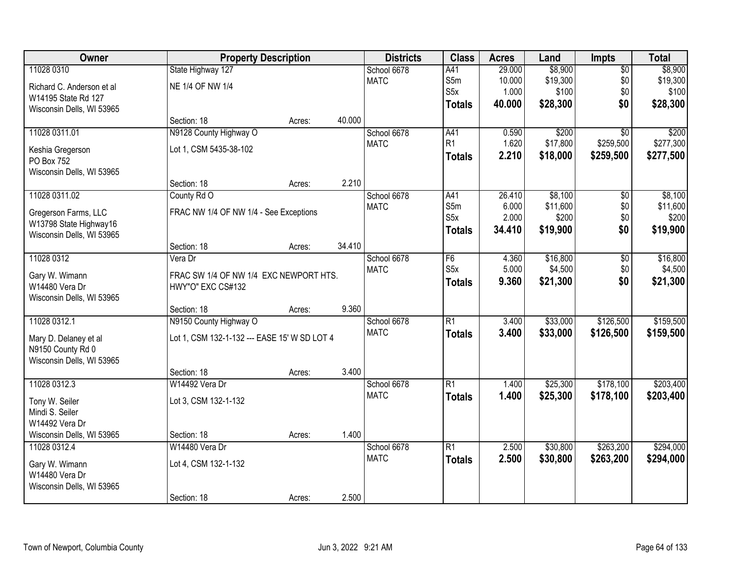| Owner | Property Description | | | Districts | Class | Acres | Land | Impts | Total |
|---|---|---|---|---|---|---|---|---|---|
| 11028 0310 | State Highway 127 | | | School 6678 | A41 | 29.000 | $8,900 | $0 | $8,900 |
| Richard C. Anderson et al | NE 1/4 OF NW 1/4 | | | MATC | S5m | 10.000 | $19,300 | $0 | $19,300 |
| W14195 State Rd 127 | | | | | S5x | 1.000 | $100 | $0 | $100 |
| Wisconsin Dells, WI 53965 | | | | | **Totals** | **40.000** | **$28,300** | **$0** | **$28,300** |
| | Section: 18 | Acres: | 40.000 | | | | | | |
| 11028 0311.01 | N9128 County Highway O | | | School 6678 | A41 | 0.590 | $200 | $0 | $200 |
| Keshia Gregerson | Lot 1, CSM 5435-38-102 | | | MATC | R1 | 1.620 | $17,800 | $259,500 | $277,300 |
| PO Box 752 | | | | | **Totals** | **2.210** | **$18,000** | **$259,500** | **$277,500** |
| Wisconsin Dells, WI 53965 | | | | | | | | | |
| | Section: 18 | Acres: | 2.210 | | | | | | |
| 11028 0311.02 | County Rd O | | | School 6678 | A41 | 26.410 | $8,100 | $0 | $8,100 |
| Gregerson Farms, LLC | FRAC NW 1/4 OF NW 1/4 - See Exceptions | | | MATC | S5m | 6.000 | $11,600 | $0 | $11,600 |
| W13798 State Highway16 | | | | | S5x | 2.000 | $200 | $0 | $200 |
| Wisconsin Dells, WI 53965 | | | | | **Totals** | **34.410** | **$19,900** | **$0** | **$19,900** |
| | Section: 18 | Acres: | 34.410 | | | | | | |
| 11028 0312 | Vera Dr | | | School 6678 | F6 | 4.360 | $16,800 | $0 | $16,800 |
| Gary W. Wimann | FRAC SW 1/4 OF NW 1/4 EXC NEWPORT HTS. HWY"O" EXC CS#132 | | | MATC | S5x | 5.000 | $4,500 | $0 | $4,500 |
| W14480 Vera Dr | | | | | **Totals** | **9.360** | **$21,300** | **$0** | **$21,300** |
| Wisconsin Dells, WI 53965 | | | | | | | | | |
| | Section: 18 | Acres: | 9.360 | | | | | | |
| 11028 0312.1 | N9150 County Highway O | | | School 6678 | R1 | 3.400 | $33,000 | $126,500 | $159,500 |
| Mary D. Delaney et al | Lot 1, CSM 132-1-132 --- EASE 15' W SD LOT 4 | | | MATC | **Totals** | **3.400** | **$33,000** | **$126,500** | **$159,500** |
| N9150 County Rd 0 | | | | | | | | | |
| Wisconsin Dells, WI 53965 | | | | | | | | | |
| | Section: 18 | Acres: | 3.400 | | | | | | |
| 11028 0312.3 | W14492 Vera Dr | | | School 6678 | R1 | 1.400 | $25,300 | $178,100 | $203,400 |
| Tony W. Seiler | Lot 3, CSM 132-1-132 | | | MATC | **Totals** | **1.400** | **$25,300** | **$178,100** | **$203,400** |
| Mindi S. Seiler | | | | | | | | | |
| W14492 Vera Dr | | | | | | | | | |
| Wisconsin Dells, WI 53965 | Section: 18 | Acres: | 1.400 | | | | | | |
| 11028 0312.4 | W14480 Vera Dr | | | School 6678 | R1 | 2.500 | $30,800 | $263,200 | $294,000 |
| Gary W. Wimann | Lot 4, CSM 132-1-132 | | | MATC | **Totals** | **2.500** | **$30,800** | **$263,200** | **$294,000** |
| W14480 Vera Dr | | | | | | | | | |
| Wisconsin Dells, WI 53965 | | | | | | | | | |
| | Section: 18 | Acres: | 2.500 | | | | | | |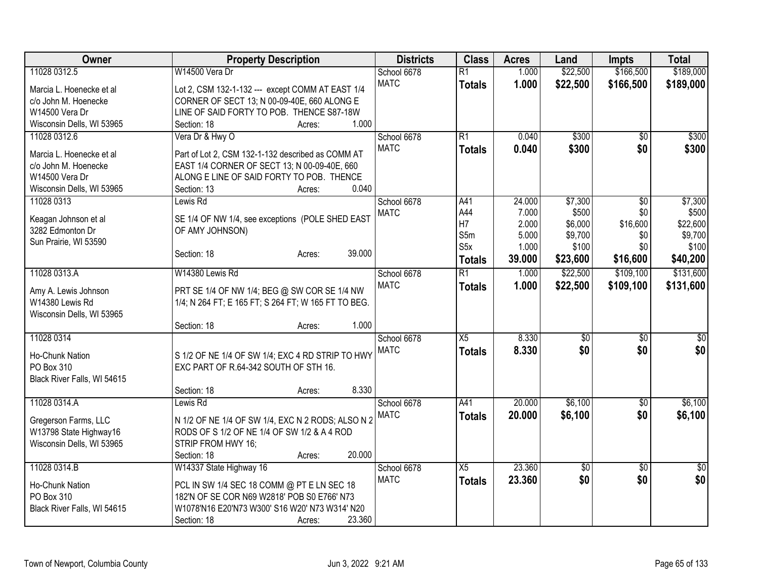| Owner | Property Description | Districts | Class | Acres | Land | Impts | Total |
|---|---|---|---|---|---|---|---|
| 11028 0312.5<br><br>Marcia L. Hoenecke et al<br>c/o John M. Hoenecke<br>W14500 Vera Dr<br>Wisconsin Dells, WI 53965 | W14500 Vera Dr<br><br>Lot 2, CSM 132-1-132 --- except COMM AT EAST 1/4 CORNER OF SECT 13; N 00-09-40E, 660 ALONG E LINE OF SAID FORTY TO POB. THENCE S87-18W<br>Section: 18 Acres: 1.000 | School 6678<br>MATC | R1<br>**Totals** | 1.000<br>**1.000** | \$22,500<br>**\$22,500** | \$166,500<br>**\$166,500** | \$189,000<br>**\$189,000** |
| 11028 0312.6<br><br>Marcia L. Hoenecke et al<br>c/o John M. Hoenecke<br>W14500 Vera Dr<br>Wisconsin Dells, WI 53965 | Vera Dr & Hwy O<br><br>Part of Lot 2, CSM 132-1-132 described as COMM AT EAST 1/4 CORNER OF SECT 13; N 00-09-40E, 660 ALONG E LINE OF SAID FORTY TO POB. THENCE<br>Section: 13 Acres: 0.040 | School 6678<br>MATC | R1<br>**Totals** | 0.040<br>**0.040** | \$300<br>**\$300** | \$0<br>**\$0** | \$300<br>**\$300** |
| 11028 0313<br><br>Keagan Johnson et al<br>3282 Edmonton Dr<br>Sun Prairie, WI 53590 | Lewis Rd<br><br>SE 1/4 OF NW 1/4, see exceptions (POLE SHED EAST OF AMY JOHNSON)<br><br>Section: 18 Acres: 39.000 | School 6678<br>MATC | A41<br>A44<br>H7<br>S5m<br>S5x<br>**Totals** | 24.000<br>7.000<br>2.000<br>5.000<br>1.000<br>**39.000** | \$7,300<br>\$500<br>\$6,000<br>\$9,700<br>\$100<br>**\$23,600** | \$0<br>\$0<br>\$16,600<br>\$0<br>\$0<br>**\$16,600** | \$7,300<br>\$500<br>\$22,600<br>\$9,700<br>\$100<br>**\$40,200** |
| 11028 0313.A<br><br>Amy A. Lewis Johnson<br>W14380 Lewis Rd<br>Wisconsin Dells, WI 53965 | W14380 Lewis Rd<br><br>PRT SE 1/4 OF NW 1/4; BEG @ SW COR SE 1/4 NW 1/4; N 264 FT; E 165 FT; S 264 FT; W 165 FT TO BEG.<br><br>Section: 18 Acres: 1.000 | School 6678<br>MATC | R1<br>**Totals** | 1.000<br>**1.000** | \$22,500<br>**\$22,500** | \$109,100<br>**\$109,100** | \$131,600<br>**\$131,600** |
| 11028 0314<br><br>Ho-Chunk Nation<br>PO Box 310<br>Black River Falls, WI 54615 | <br><br>S 1/2 OF NE 1/4 OF SW 1/4; EXC 4 RD STRIP TO HWY EXC PART OF R.64-342 SOUTH OF STH 16.<br><br>Section: 18 Acres: 8.330 | School 6678<br>MATC | X5<br>**Totals** | 8.330<br>**8.330** | \$0<br>**\$0** | \$0<br>**\$0** | \$0<br>**\$0** |
| 11028 0314.A<br><br>Gregerson Farms, LLC<br>W13798 State Highway16<br>Wisconsin Dells, WI 53965 | Lewis Rd<br><br>N 1/2 OF NE 1/4 OF SW 1/4, EXC N 2 RODS; ALSO N 2 RODS OF S 1/2 OF NE 1/4 OF SW 1/2 & A 4 ROD STRIP FROM HWY 16;<br>Section: 18 Acres: 20.000 | School 6678<br>MATC | A41<br>**Totals** | 20.000<br>**20.000** | \$6,100<br>**\$6,100** | \$0<br>**\$0** | \$6,100<br>**\$6,100** |
| 11028 0314.B<br><br>Ho-Chunk Nation<br>PO Box 310<br>Black River Falls, WI 54615 | W14337 State Highway 16<br><br>PCL IN SW 1/4 SEC 18 COMM @ PT E LN SEC 18 182'N OF SE COR N69 W2818' POB S0 E766' N73 W1078'N16 E20'N73 W300' S16 W20' N73 W314' N20<br>Section: 18 Acres: 23.360 | School 6678<br>MATC | X5<br>**Totals** | 23.360<br>**23.360** | \$0<br>**\$0** | \$0<br>**\$0** | \$0<br>**\$0** |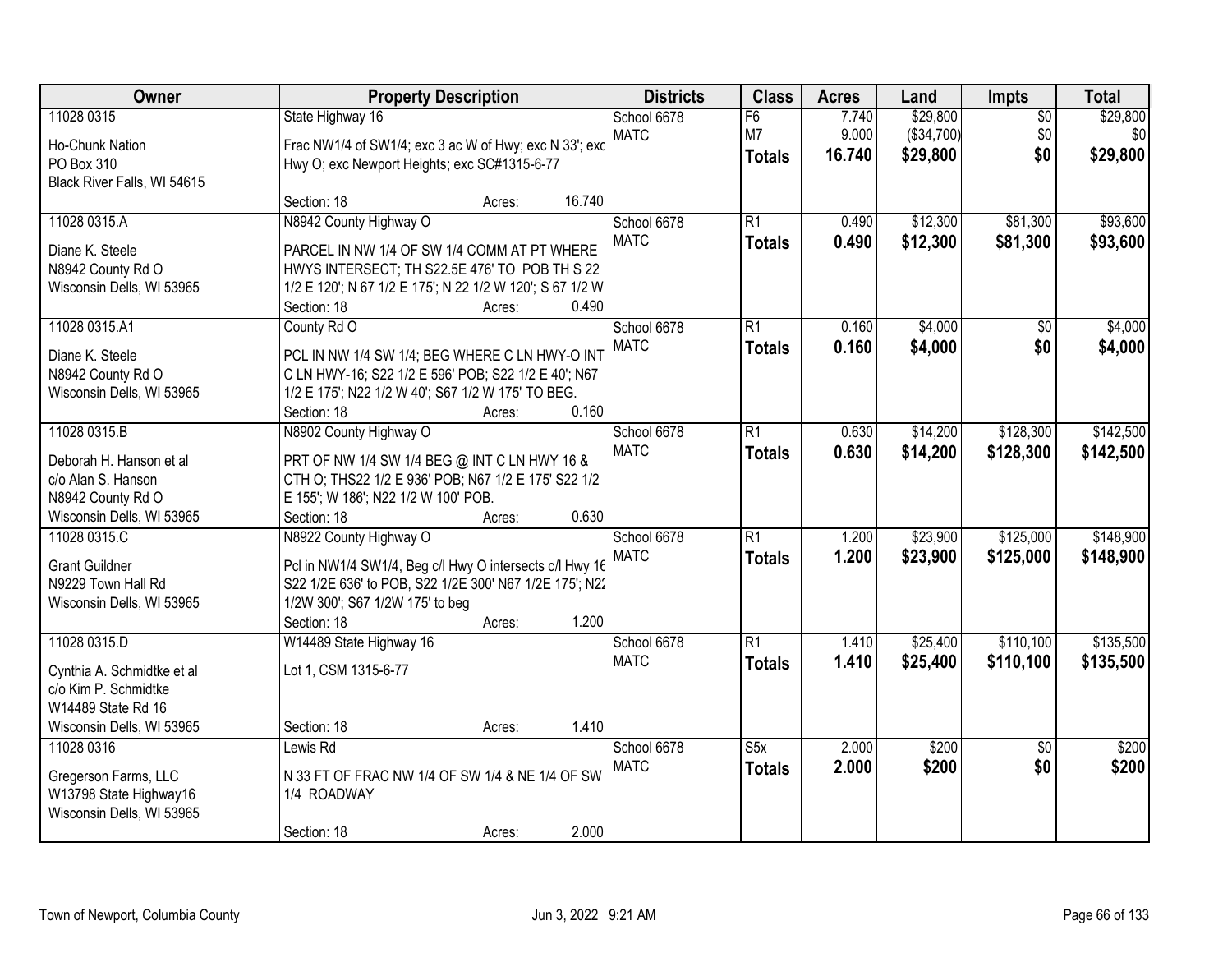| Owner | Property Description | Districts | Class | Acres | Land | Impts | Total |
|---|---|---|---|---|---|---|---|
| 11028 0315<br>Ho-Chunk Nation<br>PO Box 310<br>Black River Falls, WI 54615 | State Highway 16<br>Frac NW1/4 of SW1/4; exc 3 ac W of Hwy; exc N 33'; exc Hwy O; exc Newport Heights; exc SC#1315-6-77<br>Section: 18 Acres: 16.740 | School 6678<br>MATC | F6<br>M7<br>**Totals** | 7.740<br>9.000<br>**16.740** | $29,800<br>($34,700)<br>**$29,800** | $0<br>$0<br>**$0** | $29,800<br>$0<br>**$29,800** |
| 11028 0315.A<br>Diane K. Steele<br>N8942 County Rd O<br>Wisconsin Dells, WI 53965 | N8942 County Highway O<br>PARCEL IN NW 1/4 OF SW 1/4 COMM AT PT WHERE HWYS INTERSECT; TH S22.5E 476' TO POB TH S 22 1/2 E 120'; N 67 1/2 E 175'; N 22 1/2 W 120'; S 67 1/2 W<br>Section: 18 Acres: 0.490 | School 6678<br>MATC | R1<br>**Totals** | 0.490<br>**0.490** | $12,300<br>**$12,300** | $81,300<br>**$81,300** | $93,600<br>**$93,600** |
| 11028 0315.A1<br>Diane K. Steele<br>N8942 County Rd O<br>Wisconsin Dells, WI 53965 | County Rd O<br>PCL IN NW 1/4 SW 1/4; BEG WHERE C LN HWY-O INT C LN HWY-16; S22 1/2 E 596' POB; S22 1/2 E 40'; N67 1/2 E 175'; N22 1/2 W 40'; S67 1/2 W 175' TO BEG.<br>Section: 18 Acres: 0.160 | School 6678<br>MATC | R1<br>**Totals** | 0.160<br>**0.160** | $4,000<br>**$4,000** | $0<br>**$0** | $4,000<br>**$4,000** |
| 11028 0315.B<br>Deborah H. Hanson et al<br>c/o Alan S. Hanson<br>N8942 County Rd O<br>Wisconsin Dells, WI 53965 | N8902 County Highway O<br>PRT OF NW 1/4 SW 1/4 BEG @ INT C LN HWY 16 & CTH O; THS22 1/2 E 936' POB; N67 1/2 E 175' S22 1/2 E 155'; W 186'; N22 1/2 W 100' POB.<br>Section: 18 Acres: 0.630 | School 6678<br>MATC | R1<br>**Totals** | 0.630<br>**0.630** | $14,200<br>**$14,200** | $128,300<br>**$128,300** | $142,500<br>**$142,500** |
| 11028 0315.C<br>Grant Guildner<br>N9229 Town Hall Rd<br>Wisconsin Dells, WI 53965 | N8922 County Highway O<br>Pcl in NW1/4 SW1/4, Beg c/l Hwy O intersects c/l Hwy 16 S22 1/2E 636' to POB, S22 1/2E 300' N67 1/2E 175'; N22 1/2W 300'; S67 1/2W 175' to beg<br>Section: 18 Acres: 1.200 | School 6678<br>MATC | R1<br>**Totals** | 1.200<br>**1.200** | $23,900<br>**$23,900** | $125,000<br>**$125,000** | $148,900<br>**$148,900** |
| 11028 0315.D<br>Cynthia A. Schmidtke et al<br>c/o Kim P. Schmidtke<br>W14489 State Rd 16<br>Wisconsin Dells, WI 53965 | W14489 State Highway 16<br>Lot 1, CSM 1315-6-77<br>Section: 18 Acres: 1.410 | School 6678<br>MATC | R1<br>**Totals** | 1.410<br>**1.410** | $25,400<br>**$25,400** | $110,100<br>**$110,100** | $135,500<br>**$135,500** |
| 11028 0316<br>Gregerson Farms, LLC<br>W13798 State Highway16<br>Wisconsin Dells, WI 53965 | Lewis Rd<br>N 33 FT OF FRAC NW 1/4 OF SW 1/4 & NE 1/4 OF SW 1/4 ROADWAY<br>Section: 18 Acres: 2.000 | School 6678<br>MATC | S5x<br>**Totals** | 2.000<br>**2.000** | $200<br>**$200** | $0<br>**$0** | $200<br>**$200** |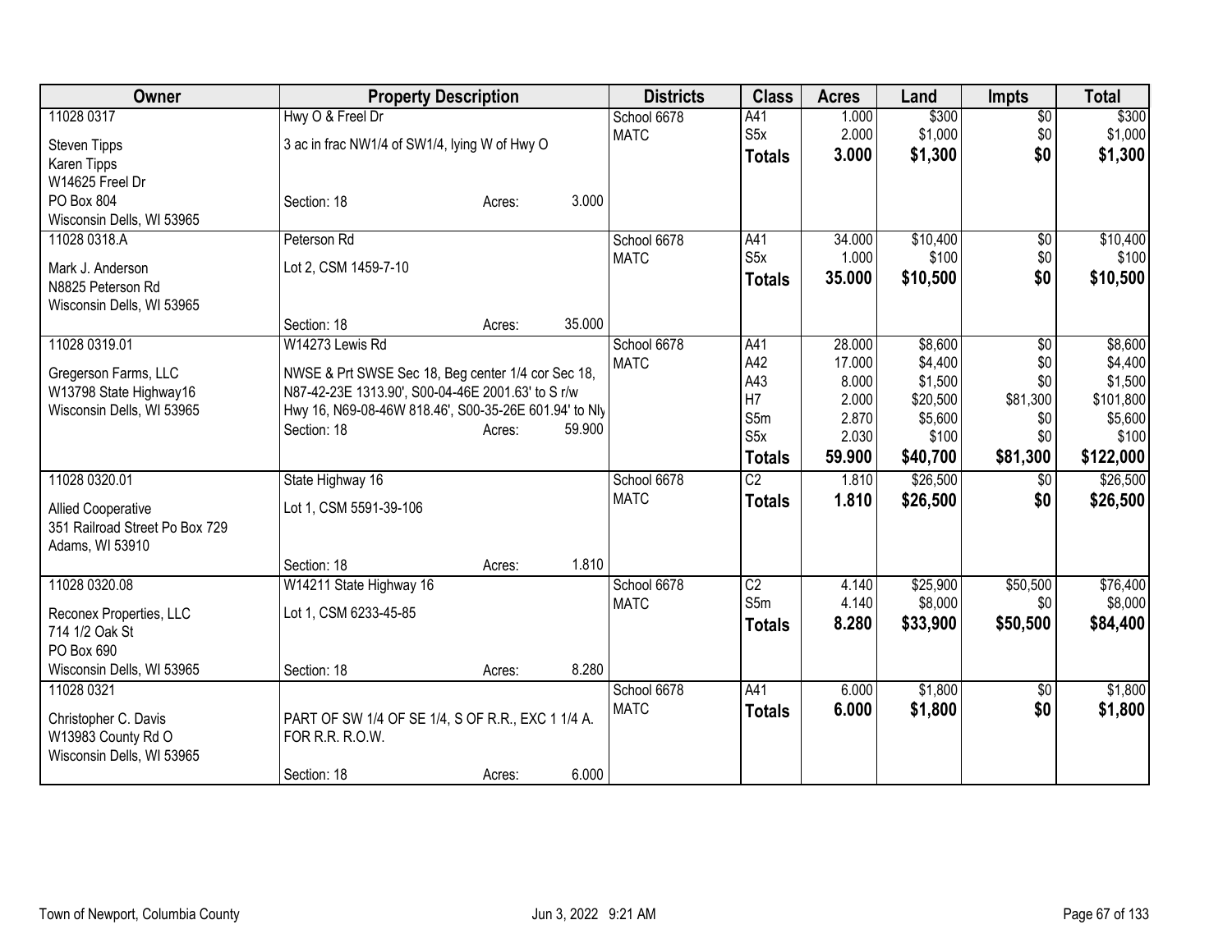| Owner | Property Description | | | Districts | Class | Acres | Land | Impts | Total |
|---|---|---|---|---|---|---|---|---|---|
| 11028 0317 | Hwy O & Freel Dr | | | School 6678 | A41 | 1.000 | $300 | $0 | $300 |
| Steven Tipps | 3 ac in frac NW1/4 of SW1/4, lying W of Hwy O | | | MATC | S5x | 2.000 | $1,000 | $0 | $1,000 |
| Karen Tipps | | | | | **Totals** | **3.000** | **$1,300** | **$0** | **$1,300** |
| W14625 Freel Dr | | | | | | | | | |
| PO Box 804 | Section: 18 | Acres: | 3.000 | | | | | | |
| Wisconsin Dells, WI 53965 | | | | | | | | | |
| 11028 0318.A | Peterson Rd | | | School 6678 | A41 | 34.000 | $10,400 | $0 | $10,400 |
| Mark J. Anderson | Lot 2, CSM 1459-7-10 | | | MATC | S5x | 1.000 | $100 | $0 | $100 |
| N8825 Peterson Rd | | | | | **Totals** | **35.000** | **$10,500** | **$0** | **$10,500** |
| Wisconsin Dells, WI 53965 | | | | | | | | | |
| | Section: 18 | Acres: | 35.000 | | | | | | |
| 11028 0319.01 | W14273 Lewis Rd | | | School 6678 | A41 | 28.000 | $8,600 | $0 | $8,600 |
| Gregerson Farms, LLC | NWSE & Prt SWSE Sec 18, Beg center 1/4 cor Sec 18, | | | MATC | A42 | 17.000 | $4,400 | $0 | $4,400 |
| W13798 State Highway16 | N87-42-23E 1313.90', S00-04-46E 2001.63' to S r/w | | | | A43 | 8.000 | $1,500 | $0 | $1,500 |
| Wisconsin Dells, WI 53965 | Hwy 16, N69-08-46W 818.46', S00-35-26E 601.94' to Nly | | | | H7 | 2.000 | $20,500 | $81,300 | $101,800 |
| | Section: 18 | Acres: | 59.900 | | S5m | 2.870 | $5,600 | $0 | $5,600 |
| | | | | | S5x | 2.030 | $100 | $0 | $100 |
| | | | | | **Totals** | **59.900** | **$40,700** | **$81,300** | **$122,000** |
| 11028 0320.01 | State Highway 16 | | | School 6678 | C2 | 1.810 | $26,500 | $0 | $26,500 |
| Allied Cooperative | Lot 1, CSM 5591-39-106 | | | MATC | **Totals** | **1.810** | **$26,500** | **$0** | **$26,500** |
| 351 Railroad Street Po Box 729 | | | | | | | | | |
| Adams, WI 53910 | | | | | | | | | |
| | Section: 18 | Acres: | 1.810 | | | | | | |
| 11028 0320.08 | W14211 State Highway 16 | | | School 6678 | C2 | 4.140 | $25,900 | $50,500 | $76,400 |
| Reconex Properties, LLC | Lot 1, CSM 6233-45-85 | | | MATC | S5m | 4.140 | $8,000 | $0 | $8,000 |
| 714 1/2 Oak St | | | | | **Totals** | **8.280** | **$33,900** | **$50,500** | **$84,400** |
| PO Box 690 | | | | | | | | | |
| Wisconsin Dells, WI 53965 | Section: 18 | Acres: | 8.280 | | | | | | |
| 11028 0321 | | | | School 6678 | A41 | 6.000 | $1,800 | $0 | $1,800 |
| Christopher C. Davis | PART OF SW 1/4 OF SE 1/4, S OF R.R., EXC 1 1/4 A. | | | MATC | **Totals** | **6.000** | **$1,800** | **$0** | **$1,800** |
| W13983 County Rd O | FOR R.R. R.O.W. | | | | | | | | |
| Wisconsin Dells, WI 53965 | | | | | | | | | |
| | Section: 18 | Acres: | 6.000 | | | | | | |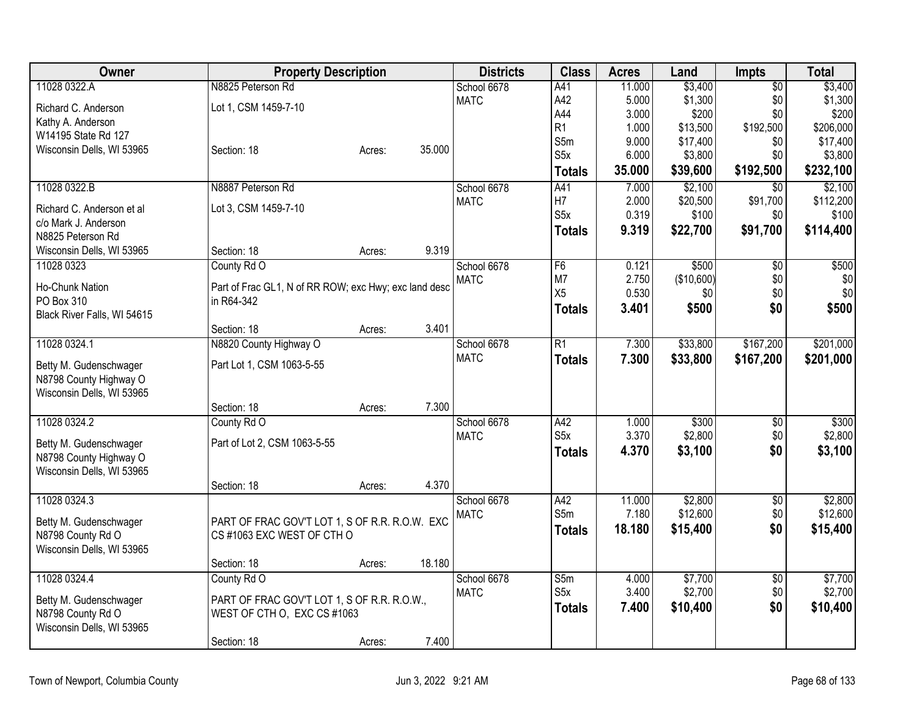| Owner | Property Description | Districts | Class | Acres | Land | Impts | Total |
|---|---|---|---|---|---|---|---|
| 11028 0322.A<br>Richard C. Anderson<br>Kathy A. Anderson<br>W14195 State Rd 127<br>Wisconsin Dells, WI 53965 | N8825 Peterson Rd<br>Lot 1, CSM 1459-7-10<br>Section: 18 Acres: 35.000 | School 6678<br>MATC | A41<br>A42<br>A44<br>R1<br>S5m<br>S5x<br>**Totals** | 11.000<br>5.000<br>3.000<br>1.000<br>9.000<br>6.000<br>**35.000** | $3,400<br>$1,300<br>$200<br>$13,500<br>$17,400<br>$3,800<br>**$39,600** | $0<br>$0<br>$0<br>$192,500<br>$0<br>$0<br>**$192,500** | $3,400<br>$1,300<br>$200<br>$206,000<br>$17,400<br>$3,800<br>**$232,100** |
| 11028 0322.B<br>Richard C. Anderson et al<br>c/o Mark J. Anderson<br>N8825 Peterson Rd<br>Wisconsin Dells, WI 53965 | N8887 Peterson Rd<br>Lot 3, CSM 1459-7-10<br>Section: 18 Acres: 9.319 | School 6678<br>MATC | A41<br>H7<br>S5x<br>**Totals** | 7.000<br>2.000<br>0.319<br>**9.319** | $2,100<br>$20,500<br>$100<br>**$22,700** | $0<br>$91,700<br>$0<br>**$91,700** | $2,100<br>$112,200<br>$100<br>**$114,400** |
| 11028 0323<br>Ho-Chunk Nation<br>PO Box 310<br>Black River Falls, WI 54615 | County Rd O<br>Part of Frac GL1, N of RR ROW; exc Hwy; exc land desc in R64-342<br>Section: 18 Acres: 3.401 | School 6678<br>MATC | F6<br>M7<br>X5<br>**Totals** | 0.121<br>2.750<br>0.530<br>**3.401** | $500<br>($10,600)<br>$0<br>**$500** | $0<br>$0<br>$0<br>**$0** | $500<br>$0<br>$0<br>**$500** |
| 11028 0324.1<br>Betty M. Gudenschwager<br>N8798 County Highway O<br>Wisconsin Dells, WI 53965 | N8820 County Highway O<br>Part Lot 1, CSM 1063-5-55<br>Section: 18 Acres: 7.300 | School 6678<br>MATC | R1<br>**Totals** | 7.300<br>**7.300** | $33,800<br>**$33,800** | $167,200<br>**$167,200** | $201,000<br>**$201,000** |
| 11028 0324.2<br>Betty M. Gudenschwager<br>N8798 County Highway O<br>Wisconsin Dells, WI 53965 | County Rd O<br>Part of Lot 2, CSM 1063-5-55<br>Section: 18 Acres: 4.370 | School 6678<br>MATC | A42<br>S5x<br>**Totals** | 1.000<br>3.370<br>**4.370** | $300<br>$2,800<br>**$3,100** | $0<br>$0<br>**$0** | $300<br>$2,800<br>**$3,100** |
| 11028 0324.3<br>Betty M. Gudenschwager<br>N8798 County Rd O<br>Wisconsin Dells, WI 53965 | PART OF FRAC GOV'T LOT 1, S OF R.R. R.O.W. EXC CS #1063 EXC WEST OF CTH O<br>Section: 18 Acres: 18.180 | School 6678<br>MATC | A42<br>S5m<br>**Totals** | 11.000<br>7.180<br>**18.180** | $2,800<br>$12,600<br>**$15,400** | $0<br>$0<br>**$0** | $2,800<br>$12,600<br>**$15,400** |
| 11028 0324.4<br>Betty M. Gudenschwager<br>N8798 County Rd O<br>Wisconsin Dells, WI 53965 | County Rd O<br>PART OF FRAC GOV'T LOT 1, S OF R.R. R.O.W., WEST OF CTH O, EXC CS #1063<br>Section: 18 Acres: 7.400 | School 6678<br>MATC | S5m<br>S5x<br>**Totals** | 4.000<br>3.400<br>**7.400** | $7,700<br>$2,700<br>**$10,400** | $0<br>$0<br>**$0** | $7,700<br>$2,700<br>**$10,400** |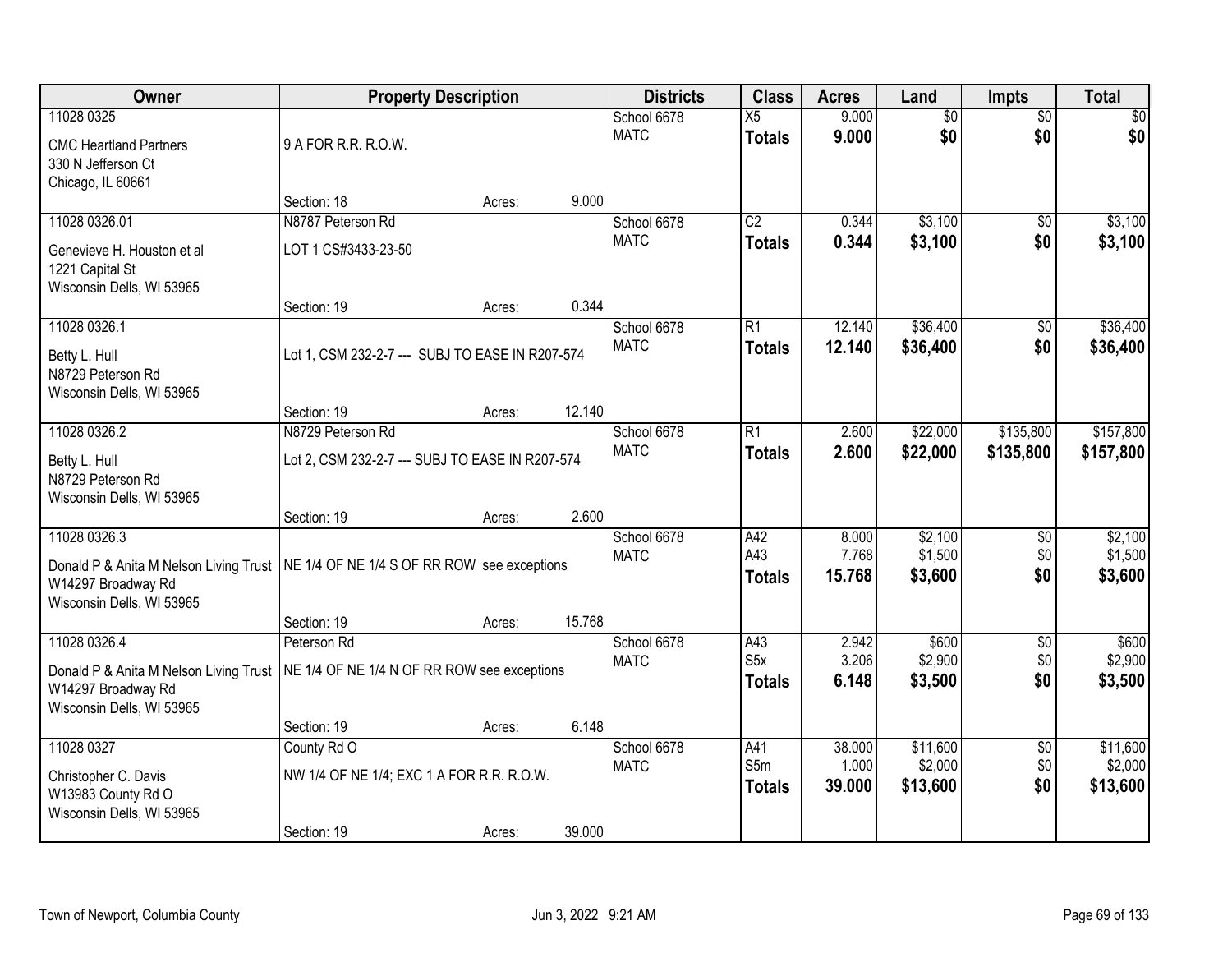| Owner | Property Description | Districts | Class | Acres | Land | Impts | Total |
|---|---|---|---|---|---|---|---|
| 11028 0325<br>CMC Heartland Partners<br>330 N Jefferson Ct<br>Chicago, IL 60661 | 9 A FOR R.R. R.O.W.<br>Section: 18 Acres: 9.000 | School 6678<br>MATC | X5<br>**Totals** | 9.000<br>**9.000** | $0<br>**$0** | $0<br>**$0** | $0<br>**$0** |
| 11028 0326.01<br>Genevieve H. Houston et al<br>1221 Capital St<br>Wisconsin Dells, WI 53965 | N8787 Peterson Rd<br>LOT 1 CS#3433-23-50<br>Section: 19 Acres: 0.344 | School 6678<br>MATC | C2<br>**Totals** | 0.344<br>**0.344** | $3,100<br>**$3,100** | $0<br>**$0** | $3,100<br>**$3,100** |
| 11028 0326.1<br>Betty L. Hull<br>N8729 Peterson Rd<br>Wisconsin Dells, WI 53965 | Lot 1, CSM 232-2-7 --- SUBJ TO EASE IN R207-574<br>Section: 19 Acres: 12.140 | School 6678<br>MATC | R1<br>**Totals** | 12.140<br>**12.140** | $36,400<br>**$36,400** | $0<br>**$0** | $36,400<br>**$36,400** |
| 11028 0326.2<br>Betty L. Hull<br>N8729 Peterson Rd<br>Wisconsin Dells, WI 53965 | N8729 Peterson Rd<br>Lot 2, CSM 232-2-7 --- SUBJ TO EASE IN R207-574<br>Section: 19 Acres: 2.600 | School 6678<br>MATC | R1<br>**Totals** | 2.600<br>**2.600** | $22,000<br>**$22,000** | $135,800<br>**$135,800** | $157,800<br>**$157,800** |
| 11028 0326.3<br>Donald P & Anita M Nelson Living Trust<br>W14297 Broadway Rd<br>Wisconsin Dells, WI 53965 | NE 1/4 OF NE 1/4 S OF RR ROW see exceptions<br>Section: 19 Acres: 15.768 | School 6678<br>MATC | A42<br>A43<br>**Totals** | 8.000<br>7.768<br>**15.768** | $2,100<br>$1,500<br>**$3,600** | $0<br>$0<br>**$0** | $2,100<br>$1,500<br>**$3,600** |
| 11028 0326.4<br>Donald P & Anita M Nelson Living Trust<br>W14297 Broadway Rd<br>Wisconsin Dells, WI 53965 | Peterson Rd<br>NE 1/4 OF NE 1/4 N OF RR ROW see exceptions<br>Section: 19 Acres: 6.148 | School 6678<br>MATC | A43<br>S5x<br>**Totals** | 2.942<br>3.206<br>**6.148** | $600<br>$2,900<br>**$3,500** | $0<br>$0<br>**$0** | $600<br>$2,900<br>**$3,500** |
| 11028 0327<br>Christopher C. Davis<br>W13983 County Rd O<br>Wisconsin Dells, WI 53965 | County Rd O<br>NW 1/4 OF NE 1/4; EXC 1 A FOR R.R. R.O.W.<br>Section: 19 Acres: 39.000 | School 6678<br>MATC | A41<br>S5m<br>**Totals** | 38.000<br>1.000<br>**39.000** | $11,600<br>$2,000<br>**$13,600** | $0<br>$0<br>**$0** | $11,600<br>$2,000<br>**$13,600** |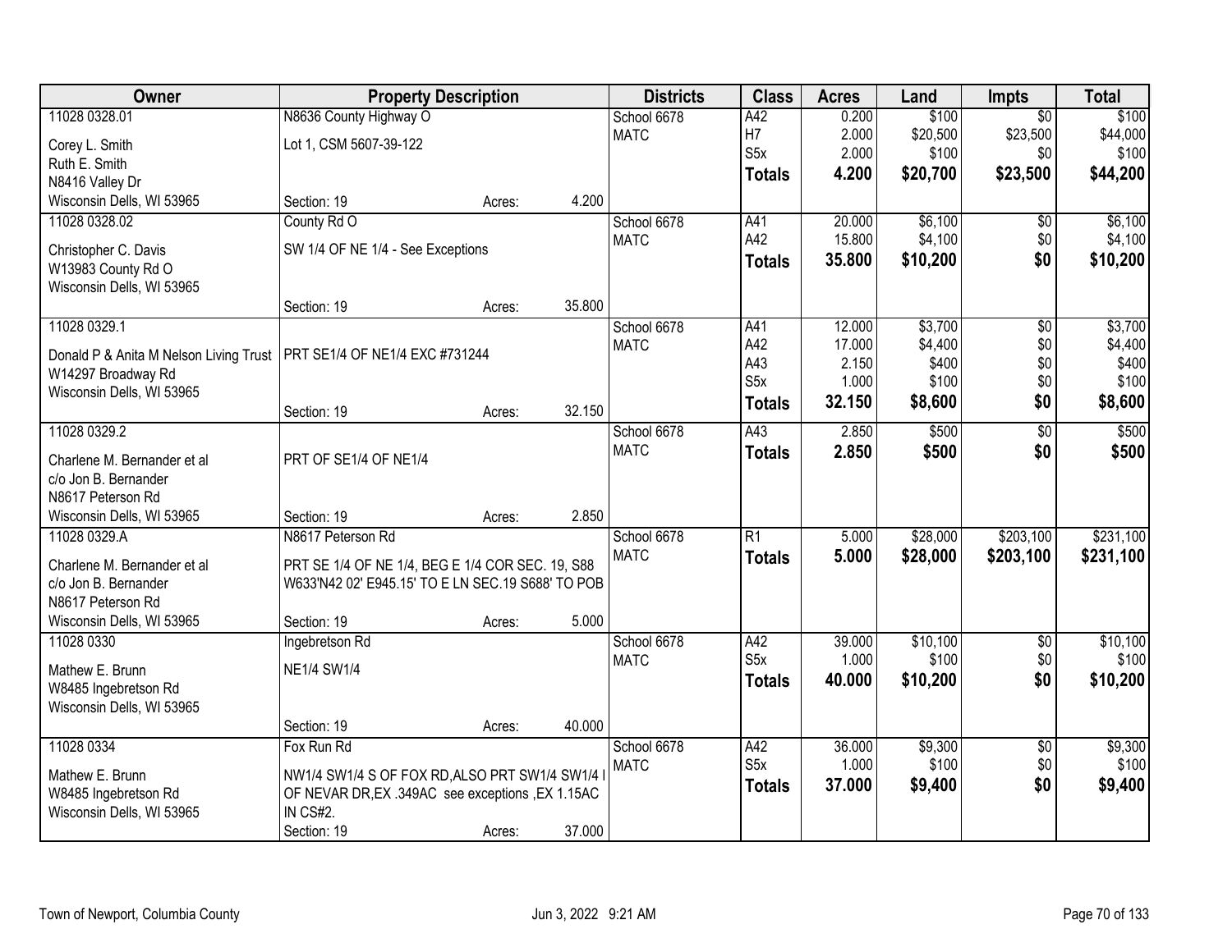| Owner | Property Description | Districts | Class | Acres | Land | Impts | Total |
|---|---|---|---|---|---|---|---|
| 11028 0328.01<br>Corey L. Smith<br>Ruth E. Smith<br>N8416 Valley Dr<br>Wisconsin Dells, WI 53965 | N8636 County Highway O<br>Lot 1, CSM 5607-39-122<br>Section: 19 Acres: 4.200 | School 6678<br>MATC | A42<br>H7<br>S5x<br>**Totals** | 0.200<br>2.000<br>2.000<br>**4.200** | $100<br>$20,500<br>$100<br>**$20,700** | $0<br>$23,500<br>$0<br>**$23,500** | $100<br>$44,000<br>$100<br>**$44,200** |
| 11028 0328.02<br>Christopher C. Davis<br>W13983 County Rd O<br>Wisconsin Dells, WI 53965 | County Rd O<br>SW 1/4 OF NE 1/4 - See Exceptions<br>Section: 19 Acres: 35.800 | School 6678<br>MATC | A41<br>A42<br>**Totals** | 20.000<br>15.800<br>**35.800** | $6,100<br>$4,100<br>**$10,200** | $0<br>$0<br>**$0** | $6,100<br>$4,100<br>**$10,200** |
| 11028 0329.1<br>Donald P & Anita M Nelson Living Trust<br>W14297 Broadway Rd<br>Wisconsin Dells, WI 53965 | PRT SE1/4 OF NE1/4 EXC #731244<br>Section: 19 Acres: 32.150 | School 6678<br>MATC | A41<br>A42<br>A43<br>S5x<br>**Totals** | 12.000<br>17.000<br>2.150<br>1.000<br>**32.150** | $3,700<br>$4,400<br>$400<br>$100<br>**$8,600** | $0<br>$0<br>$0<br>$0<br>**$0** | $3,700<br>$4,400<br>$400<br>$100<br>**$8,600** |
| 11028 0329.2<br>Charlene M. Bernander et al<br>c/o Jon B. Bernander<br>N8617 Peterson Rd<br>Wisconsin Dells, WI 53965 | PRT OF SE1/4 OF NE1/4<br>Section: 19 Acres: 2.850 | School 6678<br>MATC | A43<br>**Totals** | 2.850<br>**2.850** | $500<br>**$500** | $0<br>**$0** | $500<br>**$500** |
| 11028 0329.A<br>Charlene M. Bernander et al<br>c/o Jon B. Bernander<br>N8617 Peterson Rd<br>Wisconsin Dells, WI 53965 | N8617 Peterson Rd<br>PRT SE 1/4 OF NE 1/4, BEG E 1/4 COR SEC. 19, S88 W633'N42 02' E945.15' TO E LN SEC.19 S688' TO POB<br>Section: 19 Acres: 5.000 | School 6678<br>MATC | R1<br>**Totals** | 5.000<br>**5.000** | $28,000<br>**$28,000** | $203,100<br>**$203,100** | $231,100<br>**$231,100** |
| 11028 0330<br>Mathew E. Brunn<br>W8485 Ingebretson Rd<br>Wisconsin Dells, WI 53965 | Ingebretson Rd<br>NE1/4 SW1/4<br>Section: 19 Acres: 40.000 | School 6678<br>MATC | A42<br>S5x<br>**Totals** | 39.000<br>1.000<br>**40.000** | $10,100<br>$100<br>**$10,200** | $0<br>$0<br>**$0** | $10,100<br>$100<br>**$10,200** |
| 11028 0334<br>Mathew E. Brunn<br>W8485 Ingebretson Rd<br>Wisconsin Dells, WI 53965 | Fox Run Rd<br>NW1/4 SW1/4 S OF FOX RD,ALSO PRT SW1/4 SW1/4 I OF NEVAR DR,EX .349AC see exceptions ,EX 1.15AC IN CS#2.<br>Section: 19 Acres: 37.000 | School 6678<br>MATC | A42<br>S5x<br>**Totals** | 36.000<br>1.000<br>**37.000** | $9,300<br>$100<br>**$9,400** | $0<br>$0<br>**$0** | $9,300<br>$100<br>**$9,400** |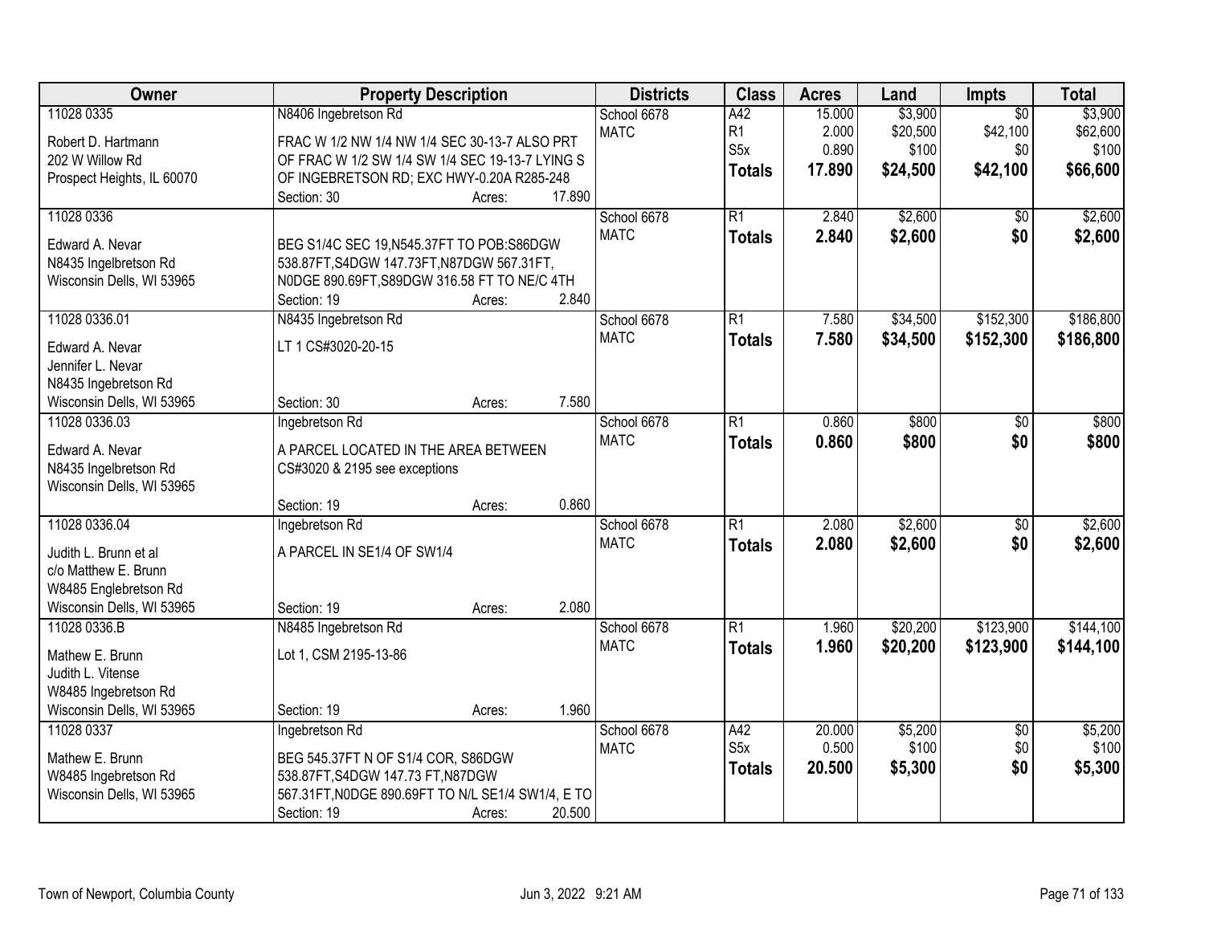| Owner | Property Description | Districts | Class | Acres | Land | Impts | Total |
|---|---|---|---|---|---|---|---|
| 11028 0335<br>Robert D. Hartmann<br>202 W Willow Rd<br>Prospect Heights, IL 60070 | N8406 Ingebretson Rd<br>FRAC W 1/2 NW 1/4 NW 1/4 SEC 30-13-7 ALSO PRT OF FRAC W 1/2 SW 1/4 SW 1/4 SEC 19-13-7 LYING S OF INGEBRETSON RD; EXC HWY-0.20A R285-248<br>Section: 30 Acres: 17.890 | School 6678<br>MATC | A42<br>R1<br>S5x<br>**Totals** | 15.000<br>2.000<br>0.890<br>**17.890** | $3,900<br>$20,500<br>$100<br>**$24,500** | $0<br>$42,100<br>$0<br>**$42,100** | $3,900<br>$62,600<br>$100<br>**$66,600** |
| 11028 0336<br>Edward A. Nevar<br>N8435 Ingelbretson Rd<br>Wisconsin Dells, WI 53965 | BEG S1/4C SEC 19,N545.37FT TO POB:S86DGW 538.87FT,S4DGW 147.73FT,N87DGW 567.31FT, N0DGE 890.69FT,S89DGW 316.58 FT TO NE/C 4TH<br>Section: 19 Acres: 2.840 | School 6678<br>MATC | R1<br>**Totals** | 2.840<br>**2.840** | $2,600<br>**$2,600** | $0<br>**$0** | $2,600<br>**$2,600** |
| 11028 0336.01<br>Edward A. Nevar<br>Jennifer L. Nevar<br>N8435 Ingebretson Rd<br>Wisconsin Dells, WI 53965 | N8435 Ingebretson Rd<br>LT 1 CS#3020-20-15<br>Section: 30 Acres: 7.580 | School 6678<br>MATC | R1<br>**Totals** | 7.580<br>**7.580** | $34,500<br>**$34,500** | $152,300<br>**$152,300** | $186,800<br>**$186,800** |
| 11028 0336.03<br>Edward A. Nevar<br>N8435 Ingelbretson Rd<br>Wisconsin Dells, WI 53965 | Ingebretson Rd<br>A PARCEL LOCATED IN THE AREA BETWEEN CS#3020 & 2195 see exceptions<br>Section: 19 Acres: 0.860 | School 6678<br>MATC | R1<br>**Totals** | 0.860<br>**0.860** | $800<br>**$800** | $0<br>**$0** | $800<br>**$800** |
| 11028 0336.04<br>Judith L. Brunn et al<br>c/o Matthew E. Brunn<br>W8485 Englebretson Rd<br>Wisconsin Dells, WI 53965 | Ingebretson Rd<br>A PARCEL IN SE1/4 OF SW1/4<br>Section: 19 Acres: 2.080 | School 6678<br>MATC | R1<br>**Totals** | 2.080<br>**2.080** | $2,600<br>**$2,600** | $0<br>**$0** | $2,600<br>**$2,600** |
| 11028 0336.B<br>Mathew E. Brunn<br>Judith L. Vitense<br>W8485 Ingebretson Rd<br>Wisconsin Dells, WI 53965 | N8485 Ingebretson Rd<br>Lot 1, CSM 2195-13-86<br>Section: 19 Acres: 1.960 | School 6678<br>MATC | R1<br>**Totals** | 1.960<br>**1.960** | $20,200<br>**$20,200** | $123,900<br>**$123,900** | $144,100<br>**$144,100** |
| 11028 0337<br>Mathew E. Brunn<br>W8485 Ingebretson Rd<br>Wisconsin Dells, WI 53965 | Ingebretson Rd<br>BEG 545.37FT N OF S1/4 COR, S86DGW 538.87FT,S4DGW 147.73 FT,N87DGW 567.31FT,N0DGE 890.69FT TO N/L SE1/4 SW1/4, E TO<br>Section: 19 Acres: 20.500 | School 6678<br>MATC | A42<br>S5x<br>**Totals** | 20.000<br>0.500<br>**20.500** | $5,200<br>$100<br>**$5,300** | $0<br>$0<br>**$0** | $5,200<br>$100<br>**$5,300** |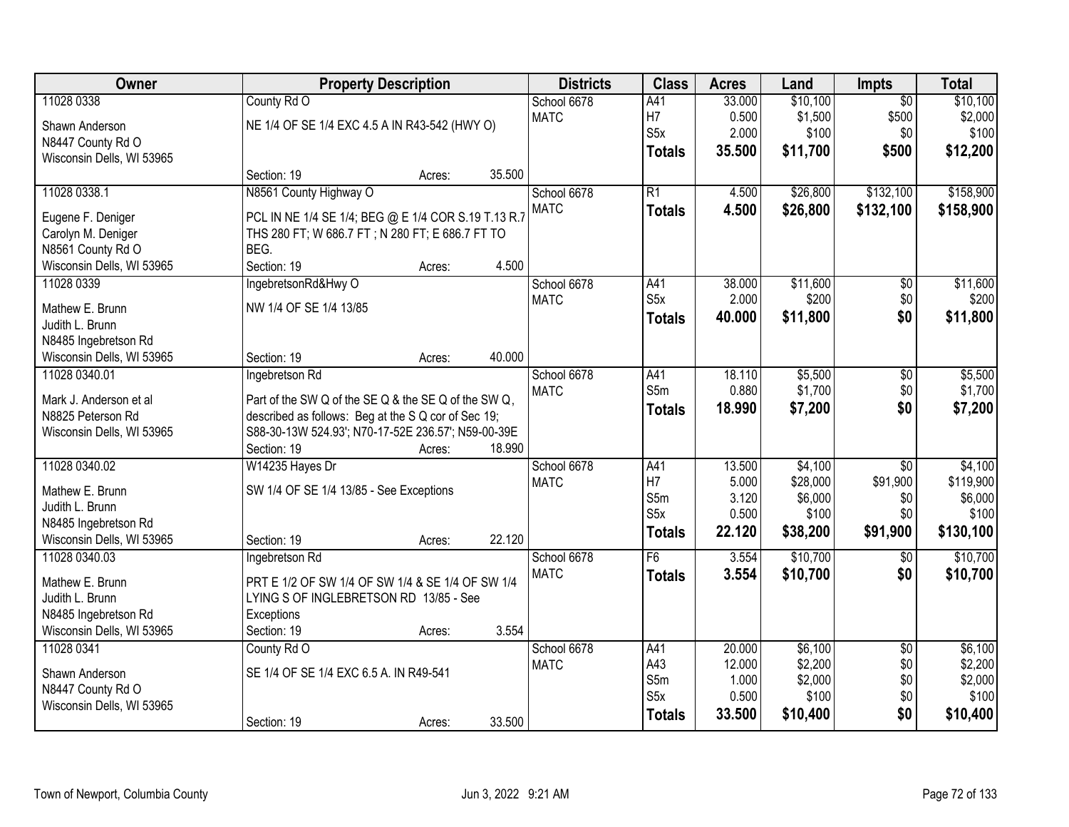| Owner | Property Description | Districts | Class | Acres | Land | Impts | Total |
|---|---|---|---|---|---|---|---|
| 11028 0338<br>Shawn Anderson<br>N8447 County Rd O<br>Wisconsin Dells, WI 53965 | County Rd O<br>NE 1/4 OF SE 1/4 EXC 4.5 A IN R43-542 (HWY O)<br>Section: 19 Acres: 35.500 | School 6678<br>MATC | A41<br>H7<br>S5x<br>**Totals** | 33.000<br>0.500<br>2.000<br>**35.500** | $10,100<br>$1,500<br>$100<br>**$11,700** | $0<br>$500<br>$0<br>**$500** | $10,100<br>$2,000<br>$100<br>**$12,200** |
| 11028 0338.1<br>Eugene F. Deniger<br>Carolyn M. Deniger<br>N8561 County Rd O<br>Wisconsin Dells, WI 53965 | N8561 County Highway O<br>PCL IN NE 1/4 SE 1/4; BEG @ E 1/4 COR S.19 T.13 R.7 THS 280 FT; W 686.7 FT ; N 280 FT; E 686.7 FT TO BEG.<br>Section: 19 Acres: 4.500 | School 6678<br>MATC | R1<br>**Totals** | 4.500<br>**4.500** | $26,800<br>**$26,800** | $132,100<br>**$132,100** | $158,900<br>**$158,900** |
| 11028 0339<br>Mathew E. Brunn<br>Judith L. Brunn<br>N8485 Ingebretson Rd<br>Wisconsin Dells, WI 53965 | IngebretsonRd&Hwy O<br>NW 1/4 OF SE 1/4 13/85<br>Section: 19 Acres: 40.000 | School 6678<br>MATC | A41<br>S5x<br>**Totals** | 38.000<br>2.000<br>**40.000** | $11,600<br>$200<br>**$11,800** | $0<br>$0<br>**$0** | $11,600<br>$200<br>**$11,800** |
| 11028 0340.01<br>Mark J. Anderson et al<br>N8825 Peterson Rd<br>Wisconsin Dells, WI 53965 | Ingebretson Rd<br>Part of the SW Q of the SE Q & the SE Q of the SW Q, described as follows: Beg at the S Q cor of Sec 19; S88-30-13W 524.93'; N70-17-52E 236.57'; N59-00-39E<br>Section: 19 Acres: 18.990 | School 6678<br>MATC | A41<br>S5m<br>**Totals** | 18.110<br>0.880<br>**18.990** | $5,500<br>$1,700<br>**$7,200** | $0<br>$0<br>**$0** | $5,500<br>$1,700<br>**$7,200** |
| 11028 0340.02<br>Mathew E. Brunn<br>Judith L. Brunn<br>N8485 Ingebretson Rd<br>Wisconsin Dells, WI 53965 | W14235 Hayes Dr<br>SW 1/4 OF SE 1/4 13/85 - See Exceptions<br>Section: 19 Acres: 22.120 | School 6678<br>MATC | A41<br>H7<br>S5m<br>S5x<br>**Totals** | 13.500<br>5.000<br>3.120<br>0.500<br>**22.120** | $4,100<br>$28,000<br>$6,000<br>$100<br>**$38,200** | $0<br>$91,900<br>$0<br>$0<br>**$91,900** | $4,100<br>$119,900<br>$6,000<br>$100<br>**$130,100** |
| 11028 0340.03<br>Mathew E. Brunn<br>Judith L. Brunn<br>N8485 Ingebretson Rd<br>Wisconsin Dells, WI 53965 | Ingebretson Rd<br>PRT E 1/2 OF SW 1/4 OF SW 1/4 & SE 1/4 OF SW 1/4 LYING S OF INGLEBRETSON RD 13/85 - See Exceptions<br>Section: 19 Acres: 3.554 | School 6678<br>MATC | F6<br>**Totals** | 3.554<br>**3.554** | $10,700<br>**$10,700** | $0<br>**$0** | $10,700<br>**$10,700** |
| 11028 0341<br>Shawn Anderson<br>N8447 County Rd O<br>Wisconsin Dells, WI 53965 | County Rd O<br>SE 1/4 OF SE 1/4 EXC 6.5 A. IN R49-541<br>Section: 19 Acres: 33.500 | School 6678<br>MATC | A41<br>A43<br>S5m<br>S5x<br>**Totals** | 20.000<br>12.000<br>1.000<br>0.500<br>**33.500** | $6,100<br>$2,200<br>$2,000<br>$100<br>**$10,400** | $0<br>$0<br>$0<br>$0<br>**$0** | $6,100<br>$2,200<br>$2,000<br>$100<br>**$10,400** |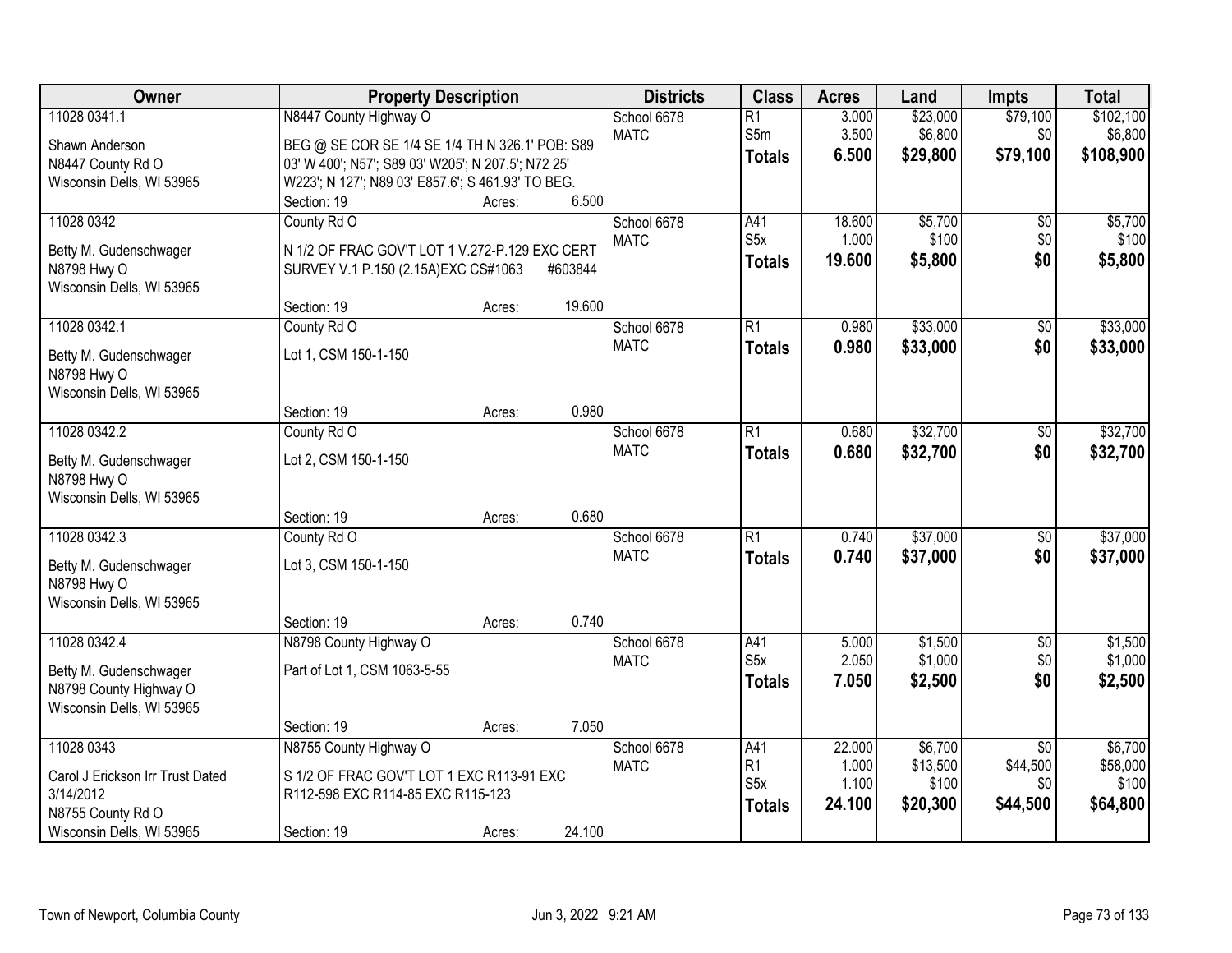| Owner | Property Description | Districts | Class | Acres | Land | Impts | Total |
|---|---|---|---|---|---|---|---|
| 11028 0341.1<br>Shawn Anderson<br>N8447 County Rd O<br>Wisconsin Dells, WI 53965 | N8447 County Highway O<br>BEG @ SE COR SE 1/4 SE 1/4 TH N 326.1' POB: S89 03' W 400'; N57'; S89 03' W205'; N 207.5'; N72 25' W223'; N 127'; N89 03' E857.6'; S 461.93' TO BEG.<br>Section: 19 Acres: 6.500 | School 6678<br>MATC | R1<br>S5m<br>**Totals** | 3.000<br>3.500<br>**6.500** | $23,000<br>$6,800<br>**$29,800** | $79,100<br>$0<br>**$79,100** | $102,100<br>$6,800<br>**$108,900** |
| 11028 0342<br>Betty M. Gudenschwager<br>N8798 Hwy O<br>Wisconsin Dells, WI 53965 | County Rd O<br>N 1/2 OF FRAC GOV'T LOT 1 V.272-P.129 EXC CERT SURVEY V.1 P.150 (2.15A)EXC CS#1063 #603844<br>Section: 19 Acres: 19.600 | School 6678<br>MATC | A41<br>S5x<br>**Totals** | 18.600<br>1.000<br>**19.600** | $5,700<br>$100<br>**$5,800** | $0<br>$0<br>**$0** | $5,700<br>$100<br>**$5,800** |
| 11028 0342.1<br>Betty M. Gudenschwager<br>N8798 Hwy O<br>Wisconsin Dells, WI 53965 | County Rd O<br>Lot 1, CSM 150-1-150<br>Section: 19 Acres: 0.980 | School 6678<br>MATC | R1<br>**Totals** | 0.980<br>**0.980** | $33,000<br>**$33,000** | $0<br>**$0** | $33,000<br>**$33,000** |
| 11028 0342.2<br>Betty M. Gudenschwager<br>N8798 Hwy O<br>Wisconsin Dells, WI 53965 | County Rd O<br>Lot 2, CSM 150-1-150<br>Section: 19 Acres: 0.680 | School 6678<br>MATC | R1<br>**Totals** | 0.680<br>**0.680** | $32,700<br>**$32,700** | $0<br>**$0** | $32,700<br>**$32,700** |
| 11028 0342.3<br>Betty M. Gudenschwager<br>N8798 Hwy O<br>Wisconsin Dells, WI 53965 | County Rd O<br>Lot 3, CSM 150-1-150<br>Section: 19 Acres: 0.740 | School 6678<br>MATC | R1<br>**Totals** | 0.740<br>**0.740** | $37,000<br>**$37,000** | $0<br>**$0** | $37,000<br>**$37,000** |
| 11028 0342.4<br>Betty M. Gudenschwager<br>N8798 County Highway O<br>Wisconsin Dells, WI 53965 | N8798 County Highway O<br>Part of Lot 1, CSM 1063-5-55<br>Section: 19 Acres: 7.050 | School 6678<br>MATC | A41<br>S5x<br>**Totals** | 5.000<br>2.050<br>**7.050** | $1,500<br>$1,000<br>**$2,500** | $0<br>$0<br>**$0** | $1,500<br>$1,000<br>**$2,500** |
| 11028 0343<br>Carol J Erickson Irr Trust Dated 3/14/2012<br>N8755 County Rd O<br>Wisconsin Dells, WI 53965 | N8755 County Highway O<br>S 1/2 OF FRAC GOV'T LOT 1 EXC R113-91 EXC R112-598 EXC R114-85 EXC R115-123<br>Section: 19 Acres: 24.100 | School 6678<br>MATC | A41<br>R1<br>S5x<br>**Totals** | 22.000<br>1.000<br>1.100<br>**24.100** | $6,700<br>$13,500<br>$100<br>**$20,300** | $0<br>$44,500<br>$0<br>**$44,500** | $6,700<br>$58,000<br>$100<br>**$64,800** |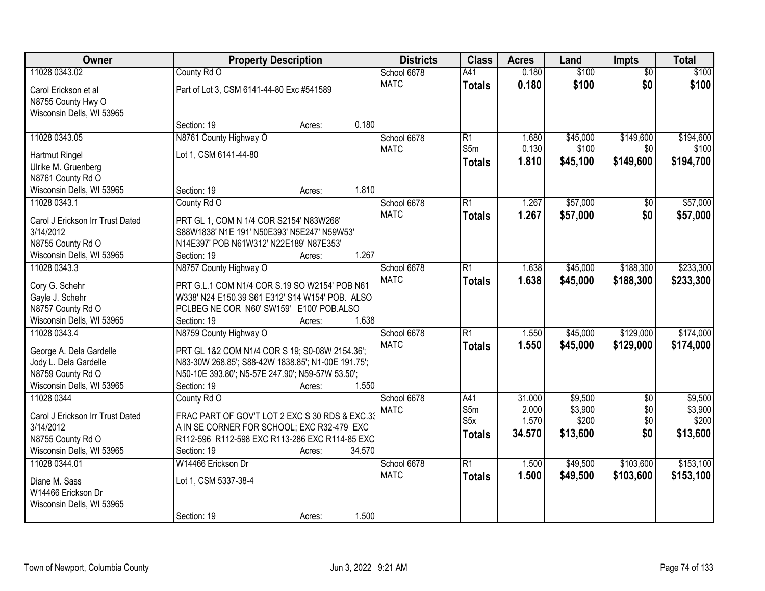| Owner | Property Description | | | Districts | Class | Acres | Land | Impts | Total |
|---|---|---|---|---|---|---|---|---|---|
| 11028 0343.02 | County Rd O | | | School 6678 | A41 | 0.180 | $100 | $0 | $100 |
| Carol Erickson et al | Part of Lot 3, CSM 6141-44-80 Exc #541589 | | | MATC | **Totals** | **0.180** | **$100** | **$0** | **$100** |
| N8755 County Hwy O | | | | | | | | | |
| Wisconsin Dells, WI 53965 | | | | | | | | | |
| | Section: 19 | Acres: | 0.180 | | | | | | |
| 11028 0343.05 | N8761 County Highway O | | | School 6678 | R1 | 1.680 | $45,000 | $149,600 | $194,600 |
| Hartmut Ringel | Lot 1, CSM 6141-44-80 | | | MATC | S5m | 0.130 | $100 | $0 | $100 |
| Ulrike M. Gruenberg | | | | | **Totals** | **1.810** | **$45,100** | **$149,600** | **$194,700** |
| N8761 County Rd O | | | | | | | | | |
| Wisconsin Dells, WI 53965 | Section: 19 | Acres: | 1.810 | | | | | | |
| 11028 0343.1 | County Rd O | | | School 6678 | R1 | 1.267 | $57,000 | $0 | $57,000 |
| Carol J Erickson Irr Trust Dated | PRT GL 1, COM N 1/4 COR S2154' N83W268' | | | MATC | **Totals** | **1.267** | **$57,000** | **$0** | **$57,000** |
| 3/14/2012 | S88W1838' N1E 191' N50E393' N5E247' N59W53' | | | | | | | | |
| N8755 County Rd O | N14E397' POB N61W312' N22E189' N87E353' | | | | | | | | |
| Wisconsin Dells, WI 53965 | Section: 19 | Acres: | 1.267 | | | | | | |
| 11028 0343.3 | N8757 County Highway O | | | School 6678 | R1 | 1.638 | $45,000 | $188,300 | $233,300 |
| Cory G. Schehr | PRT G.L.1 COM N1/4 COR S.19 SO W2154' POB N61 | | | MATC | **Totals** | **1.638** | **$45,000** | **$188,300** | **$233,300** |
| Gayle J. Schehr | W338' N24 E150.39 S61 E312' S14 W154' POB. ALSO | | | | | | | | |
| N8757 County Rd O | PCLBEG NE COR N60' SW159' E100' POB.ALSO | | | | | | | | |
| Wisconsin Dells, WI 53965 | Section: 19 | Acres: | 1.638 | | | | | | |
| 11028 0343.4 | N8759 County Highway O | | | School 6678 | R1 | 1.550 | $45,000 | $129,000 | $174,000 |
| George A. Dela Gardelle | PRT GL 1&2 COM N1/4 COR S 19; S0-08W 2154.36'; | | | MATC | **Totals** | **1.550** | **$45,000** | **$129,000** | **$174,000** |
| Jody L. Dela Gardelle | N83-30W 268.85'; S88-42W 1838.85'; N1-00E 191.75'; | | | | | | | | |
| N8759 County Rd O | N50-10E 393.80'; N5-57E 247.90'; N59-57W 53.50'; | | | | | | | | |
| Wisconsin Dells, WI 53965 | Section: 19 | Acres: | 1.550 | | | | | | |
| 11028 0344 | County Rd O | | | School 6678 | A41 | 31.000 | $9,500 | $0 | $9,500 |
| Carol J Erickson Irr Trust Dated | FRAC PART OF GOV'T LOT 2 EXC S 30 RDS & EXC.33 | | | MATC | S5m | 2.000 | $3,900 | $0 | $3,900 |
| 3/14/2012 | A IN SE CORNER FOR SCHOOL; EXC R32-479 EXC | | | | S5x | 1.570 | $200 | $0 | $200 |
| N8755 County Rd O | R112-596 R112-598 EXC R113-286 EXC R114-85 EXC | | | | **Totals** | **34.570** | **$13,600** | **$0** | **$13,600** |
| Wisconsin Dells, WI 53965 | Section: 19 | Acres: | 34.570 | | | | | | |
| 11028 0344.01 | W14466 Erickson Dr | | | School 6678 | R1 | 1.500 | $49,500 | $103,600 | $153,100 |
| Diane M. Sass | Lot 1, CSM 5337-38-4 | | | MATC | **Totals** | **1.500** | **$49,500** | **$103,600** | **$153,100** |
| W14466 Erickson Dr | | | | | | | | | |
| Wisconsin Dells, WI 53965 | | | | | | | | | |
| | Section: 19 | Acres: | 1.500 | | | | | | |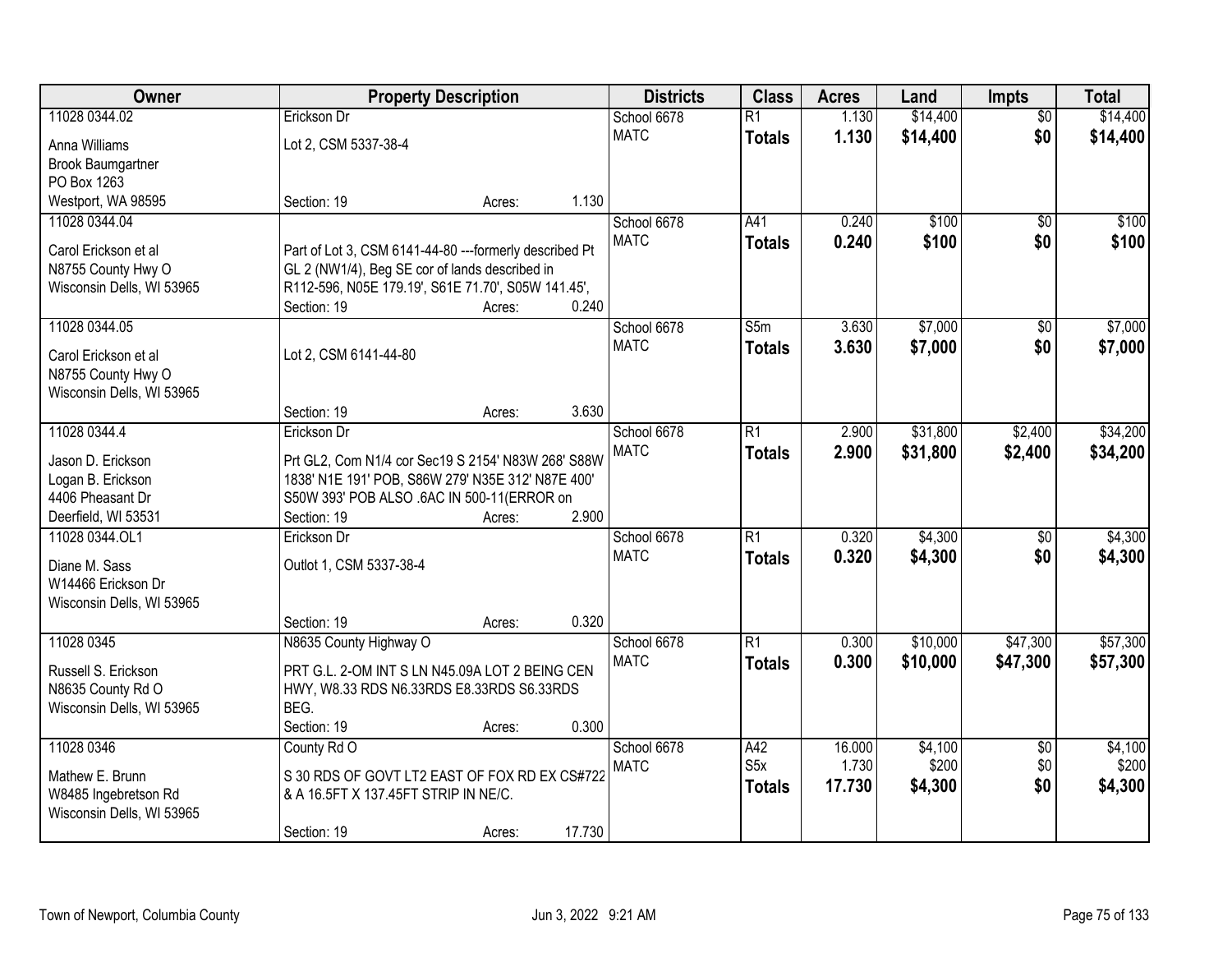| Owner | Property Description | Districts | Class | Acres | Land | Impts | Total |
|---|---|---|---|---|---|---|---|
| 11028 0344.02<br>Anna Williams<br>Brook Baumgartner<br>PO Box 1263<br>Westport, WA 98595 | Erickson Dr<br>Lot 2, CSM 5337-38-4<br>Section: 19 Acres: 1.130 | School 6678<br>MATC | R1<br>**Totals** | 1.130<br>**1.130** | $14,400<br>**$14,400** | $0<br>**$0** | $14,400<br>**$14,400** |
| 11028 0344.04<br>Carol Erickson et al<br>N8755 County Hwy O<br>Wisconsin Dells, WI 53965 | Part of Lot 3, CSM 6141-44-80 ---formerly described Pt GL 2 (NW1/4), Beg SE cor of lands described in R112-596, N05E 179.19', S61E 71.70', S05W 141.45',<br>Section: 19 Acres: 0.240 | School 6678<br>MATC | A41<br>**Totals** | 0.240<br>**0.240** | $100<br>**$100** | $0<br>**$0** | $100<br>**$100** |
| 11028 0344.05<br>Carol Erickson et al<br>N8755 County Hwy O<br>Wisconsin Dells, WI 53965 | Lot 2, CSM 6141-44-80<br>Section: 19 Acres: 3.630 | School 6678<br>MATC | S5m<br>**Totals** | 3.630<br>**3.630** | $7,000<br>**$7,000** | $0<br>**$0** | $7,000<br>**$7,000** |
| 11028 0344.4<br>Jason D. Erickson<br>Logan B. Erickson<br>4406 Pheasant Dr<br>Deerfield, WI 53531 | Erickson Dr<br>Prt GL2, Com N1/4 cor Sec19 S 2154' N83W 268' S88W 1838' N1E 191' POB, S86W 279' N35E 312' N87E 400' S50W 393' POB ALSO .6AC IN 500-11(ERROR on<br>Section: 19 Acres: 2.900 | School 6678<br>MATC | R1<br>**Totals** | 2.900<br>**2.900** | $31,800<br>**$31,800** | $2,400<br>**$2,400** | $34,200<br>**$34,200** |
| 11028 0344.OL1<br>Diane M. Sass<br>W14466 Erickson Dr<br>Wisconsin Dells, WI 53965 | Erickson Dr<br>Outlot 1, CSM 5337-38-4<br>Section: 19 Acres: 0.320 | School 6678<br>MATC | R1<br>**Totals** | 0.320<br>**0.320** | $4,300<br>**$4,300** | $0<br>**$0** | $4,300<br>**$4,300** |
| 11028 0345<br>Russell S. Erickson<br>N8635 County Rd O<br>Wisconsin Dells, WI 53965 | N8635 County Highway O<br>PRT G.L. 2-OM INT S LN N45.09A LOT 2 BEING CEN HWY, W8.33 RDS N6.33RDS E8.33RDS S6.33RDS BEG.<br>Section: 19 Acres: 0.300 | School 6678<br>MATC | R1<br>**Totals** | 0.300<br>**0.300** | $10,000<br>**$10,000** | $47,300<br>**$47,300** | $57,300<br>**$57,300** |
| 11028 0346<br>Mathew E. Brunn<br>W8485 Ingebretson Rd<br>Wisconsin Dells, WI 53965 | County Rd O<br>S 30 RDS OF GOVT LT2 EAST OF FOX RD EX CS#722 & A 16.5FT X 137.45FT STRIP IN NE/C.<br>Section: 19 Acres: 17.730 | School 6678<br>MATC | A42<br>S5x<br>**Totals** | 16.000<br>1.730<br>**17.730** | $4,100<br>$200<br>**$4,300** | $0<br>$0<br>**$0** | $4,100<br>$200<br>**$4,300** |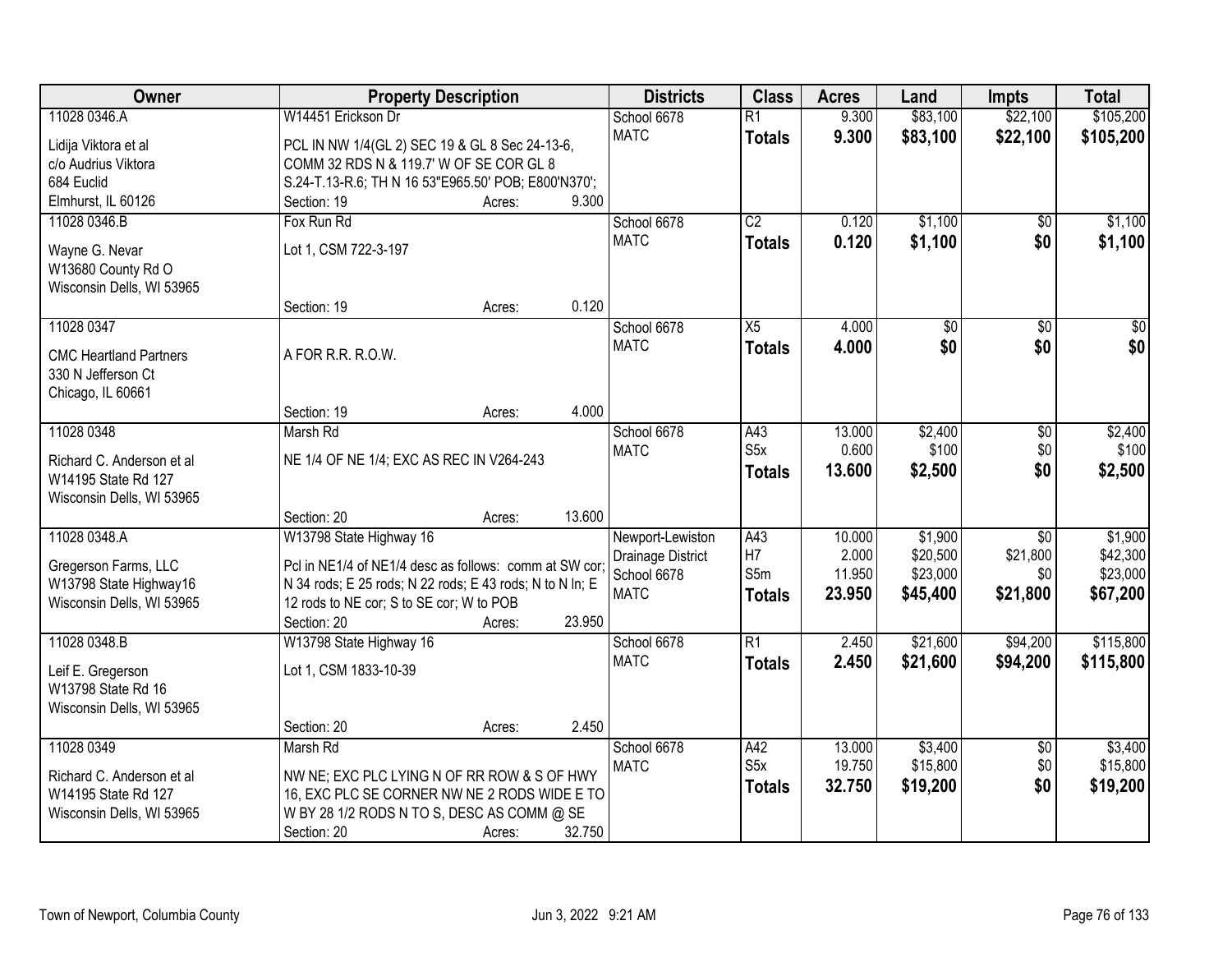| Owner | Property Description | Districts | Class | Acres | Land | Impts | Total |
|---|---|---|---|---|---|---|---|
| 11028 0346.A<br>Lidija Viktora et al<br>c/o Audrius Viktora<br>684 Euclid<br>Elmhurst, IL 60126 | W14451 Erickson Dr<br>PCL IN NW 1/4(GL 2) SEC 19 & GL 8 Sec 24-13-6, COMM 32 RDS N & 119.7' W OF SE COR GL 8 S.24-T.13-R.6; TH N 16 53"E965.50' POB; E800'N370';<br>Section: 19 Acres: 9.300 | School 6678<br>MATC | R1<br>**Totals** | 9.300<br>**9.300** | $83,100<br>**$83,100** | $22,100<br>**$22,100** | $105,200<br>**$105,200** |
| 11028 0346.B<br>Wayne G. Nevar<br>W13680 County Rd O<br>Wisconsin Dells, WI 53965 | Fox Run Rd<br>Lot 1, CSM 722-3-197<br>Section: 19 Acres: 0.120 | School 6678<br>MATC | C2<br>**Totals** | 0.120<br>**0.120** | $1,100<br>**$1,100** | $0<br>**$0** | $1,100<br>**$1,100** |
| 11028 0347<br>CMC Heartland Partners<br>330 N Jefferson Ct<br>Chicago, IL 60661 | A FOR R.R. R.O.W.<br>Section: 19 Acres: 4.000 | School 6678<br>MATC | X5<br>**Totals** | 4.000<br>**4.000** | $0<br>**$0** | $0<br>**$0** | $0<br>**$0** |
| 11028 0348<br>Richard C. Anderson et al<br>W14195 State Rd 127<br>Wisconsin Dells, WI 53965 | Marsh Rd<br>NE 1/4 OF NE 1/4; EXC AS REC IN V264-243<br>Section: 20 Acres: 13.600 | School 6678<br>MATC | A43<br>S5x<br>**Totals** | 13.000<br>0.600<br>**13.600** | $2,400<br>$100<br>**$2,500** | $0<br>$0<br>**$0** | $2,400<br>$100<br>**$2,500** |
| 11028 0348.A<br>Gregerson Farms, LLC<br>W13798 State Highway16<br>Wisconsin Dells, WI 53965 | W13798 State Highway 16<br>Pcl in NE1/4 of NE1/4 desc as follows: comm at SW cor; N 34 rods; E 25 rods; N 22 rods; E 43 rods; N to N ln; E 12 rods to NE cor; S to SE cor; W to POB<br>Section: 20 Acres: 23.950 | Newport-Lewiston<br>Drainage District<br>School 6678<br>MATC | A43<br>H7<br>S5m<br>**Totals** | 10.000<br>2.000<br>11.950<br>**23.950** | $1,900<br>$20,500<br>$23,000<br>**$45,400** | $0<br>$21,800<br>$0<br>**$21,800** | $1,900<br>$42,300<br>$23,000<br>**$67,200** |
| 11028 0348.B<br>Leif E. Gregerson<br>W13798 State Rd 16<br>Wisconsin Dells, WI 53965 | W13798 State Highway 16<br>Lot 1, CSM 1833-10-39<br>Section: 20 Acres: 2.450 | School 6678<br>MATC | R1<br>**Totals** | 2.450<br>**2.450** | $21,600<br>**$21,600** | $94,200<br>**$94,200** | $115,800<br>**$115,800** |
| 11028 0349<br>Richard C. Anderson et al<br>W14195 State Rd 127<br>Wisconsin Dells, WI 53965 | Marsh Rd<br>NW NE; EXC PLC LYING N OF RR ROW & S OF HWY 16, EXC PLC SE CORNER NW NE 2 RODS WIDE E TO W BY 28 1/2 RODS N TO S, DESC AS COMM @ SE<br>Section: 20 Acres: 32.750 | School 6678<br>MATC | A42<br>S5x<br>**Totals** | 13.000<br>19.750<br>**32.750** | $3,400<br>$15,800<br>**$19,200** | $0<br>$0<br>**$0** | $3,400<br>$15,800<br>**$19,200** |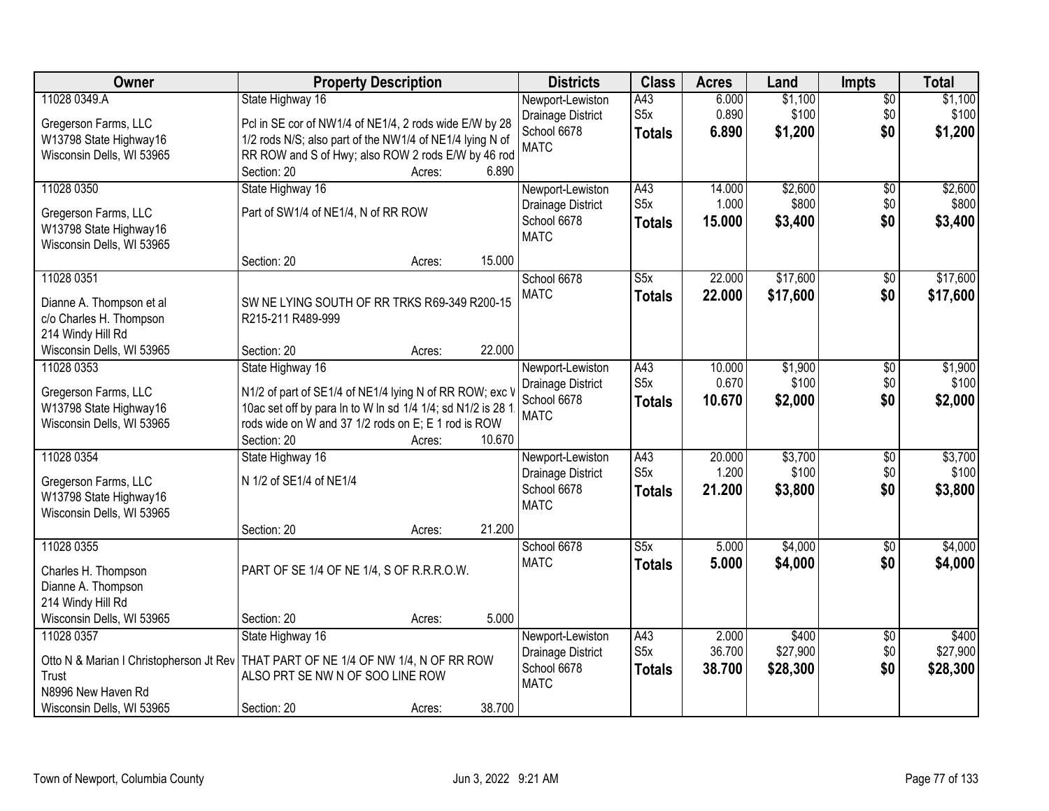| Owner | Property Description | Districts | Class | Acres | Land | Impts | Total |
|---|---|---|---|---|---|---|---|
| 11028 0349.A<br>Gregerson Farms, LLC<br>W13798 State Highway16<br>Wisconsin Dells, WI 53965 | State Highway 16<br>Pcl in SE cor of NW1/4 of NE1/4, 2 rods wide E/W by 28 1/2 rods N/S; also part of the NW1/4 of NE1/4 lying N of RR ROW and S of Hwy; also ROW 2 rods E/W by 46 rod<br>Section: 20 Acres: 6.890 | Newport-Lewiston<br>Drainage District<br>School 6678<br>MATC | A43<br>S5x<br>**Totals** | 6.000<br>0.890<br>**6.890** | $1,100<br>$100<br>**$1,200** | $0<br>$0<br>**$0** | $1,100<br>$100<br>**$1,200** |
| 11028 0350<br>Gregerson Farms, LLC<br>W13798 State Highway16<br>Wisconsin Dells, WI 53965 | State Highway 16<br>Part of SW1/4 of NE1/4, N of RR ROW<br>Section: 20 Acres: 15.000 | Newport-Lewiston<br>Drainage District<br>School 6678<br>MATC | A43<br>S5x<br>**Totals** | 14.000<br>1.000<br>**15.000** | $2,600<br>$800<br>**$3,400** | $0<br>$0<br>**$0** | $2,600<br>$800<br>**$3,400** |
| 11028 0351<br>Dianne A. Thompson et al<br>c/o Charles H. Thompson<br>214 Windy Hill Rd<br>Wisconsin Dells, WI 53965 | SW NE LYING SOUTH OF RR TRKS R69-349 R200-15 R215-211 R489-999<br>Section: 20 Acres: 22.000 | School 6678<br>MATC | S5x<br>**Totals** | 22.000<br>**22.000** | $17,600<br>**$17,600** | $0<br>**$0** | $17,600<br>**$17,600** |
| 11028 0353<br>Gregerson Farms, LLC<br>W13798 State Highway16<br>Wisconsin Dells, WI 53965 | State Highway 16<br>N1/2 of part of SE1/4 of NE1/4 lying N of RR ROW; exc W 10ac set off by para ln to W ln sd 1/4 1/4; sd N1/2 is 28 1 rods wide on W and 37 1/2 rods on E; E 1 rod is ROW<br>Section: 20 Acres: 10.670 | Newport-Lewiston<br>Drainage District<br>School 6678<br>MATC | A43<br>S5x<br>**Totals** | 10.000<br>0.670<br>**10.670** | $1,900<br>$100<br>**$2,000** | $0<br>$0<br>**$0** | $1,900<br>$100<br>**$2,000** |
| 11028 0354<br>Gregerson Farms, LLC<br>W13798 State Highway16<br>Wisconsin Dells, WI 53965 | State Highway 16<br>N 1/2 of SE1/4 of NE1/4<br>Section: 20 Acres: 21.200 | Newport-Lewiston<br>Drainage District<br>School 6678<br>MATC | A43<br>S5x<br>**Totals** | 20.000<br>1.200<br>**21.200** | $3,700<br>$100<br>**$3,800** | $0<br>$0<br>**$0** | $3,700<br>$100<br>**$3,800** |
| 11028 0355<br>Charles H. Thompson<br>Dianne A. Thompson<br>214 Windy Hill Rd<br>Wisconsin Dells, WI 53965 | PART OF SE 1/4 OF NE 1/4, S OF R.R.R.O.W.<br>Section: 20 Acres: 5.000 | School 6678<br>MATC | S5x<br>**Totals** | 5.000<br>**5.000** | $4,000<br>**$4,000** | $0<br>**$0** | $4,000<br>**$4,000** |
| 11028 0357<br>Otto N & Marian I Christopherson Jt Rev Trust<br>N8996 New Haven Rd<br>Wisconsin Dells, WI 53965 | State Highway 16<br>THAT PART OF NE 1/4 OF NW 1/4, N OF RR ROW ALSO PRT SE NW N OF SOO LINE ROW<br>Section: 20 Acres: 38.700 | Newport-Lewiston<br>Drainage District<br>School 6678<br>MATC | A43<br>S5x<br>**Totals** | 2.000<br>36.700<br>**38.700** | $400<br>$27,900<br>**$28,300** | $0<br>$0<br>**$0** | $400<br>$27,900<br>**$28,300** |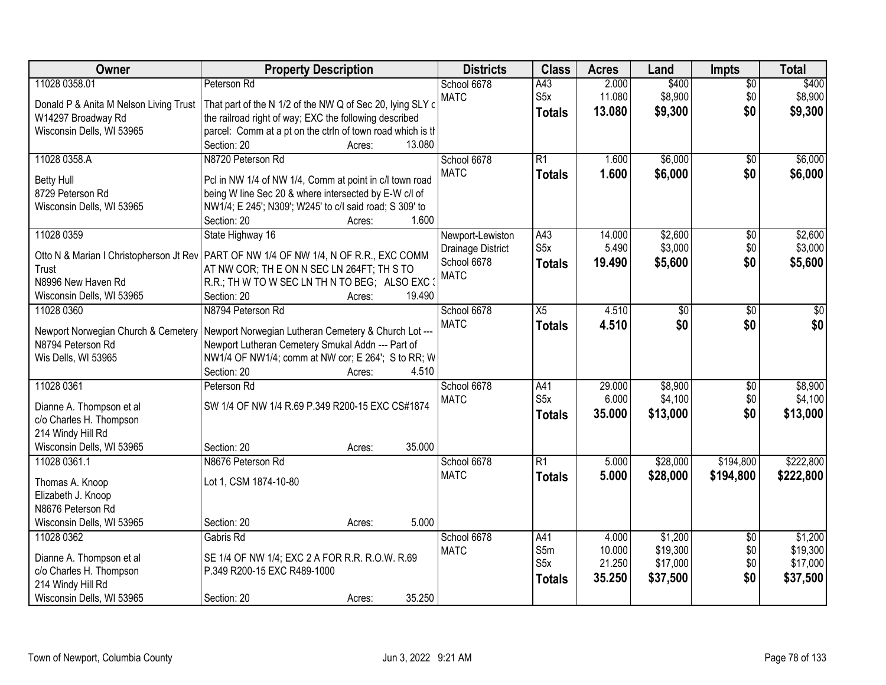| Owner | Property Description | Districts | Class | Acres | Land | Impts | Total |
|---|---|---|---|---|---|---|---|
| 11028 0358.01<br>Donald P & Anita M Nelson Living Trust<br>W14297 Broadway Rd<br>Wisconsin Dells, WI 53965 | Peterson Rd<br>That part of the N 1/2 of the NW Q of Sec 20, lying SLY c the railroad right of way; EXC the following described parcel: Comm at a pt on the ctrln of town road which is th<br>Section: 20 Acres: 13.080 | School 6678<br>MATC | A43<br>S5x<br>**Totals** | 2.000<br>11.080<br>**13.080** | \$400<br>\$8,900<br>**\$9,300** | \$0<br>\$0<br>**\$0** | \$400<br>\$8,900<br>**\$9,300** |
| 11028 0358.A<br>Betty Hull<br>8729 Peterson Rd<br>Wisconsin Dells, WI 53965 | N8720 Peterson Rd<br>Pcl in NW 1/4 of NW 1/4, Comm at point in c/l town road being W line Sec 20 & where intersected by E-W c/l of NW1/4; E 245'; N309'; W245' to c/l said road; S 309' to<br>Section: 20 Acres: 1.600 | School 6678<br>MATC | R1<br>**Totals** | 1.600<br>**1.600** | \$6,000<br>**\$6,000** | \$0<br>**\$0** | \$6,000<br>**\$6,000** |
| 11028 0359<br>Otto N & Marian I Christopherson Jt Rev Trust<br>N8996 New Haven Rd<br>Wisconsin Dells, WI 53965 | State Highway 16<br>PART OF NW 1/4 OF NW 1/4, N OF R.R., EXC COMM AT NW COR; TH E ON N SEC LN 264FT; TH S TO R.R.; TH W TO W SEC LN TH N TO BEG; ALSO EXC 3<br>Section: 20 Acres: 19.490 | Newport-Lewiston Drainage District<br>School 6678<br>MATC | A43<br>S5x<br>**Totals** | 14.000<br>5.490<br>**19.490** | \$2,600<br>\$3,000<br>**\$5,600** | \$0<br>\$0<br>**\$0** | \$2,600<br>\$3,000<br>**\$5,600** |
| 11028 0360<br>Newport Norwegian Church & Cemetery<br>N8794 Peterson Rd<br>Wis Dells, WI 53965 | N8794 Peterson Rd<br>Newport Norwegian Lutheran Cemetery & Church Lot --- Newport Lutheran Cemetery Smukal Addn --- Part of NW1/4 OF NW1/4; comm at NW cor; E 264'; S to RR; W<br>Section: 20 Acres: 4.510 | School 6678<br>MATC | X5<br>**Totals** | 4.510<br>**4.510** | \$0<br>**\$0** | \$0<br>**\$0** | \$0<br>**\$0** |
| 11028 0361<br>Dianne A. Thompson et al<br>c/o Charles H. Thompson<br>214 Windy Hill Rd<br>Wisconsin Dells, WI 53965 | Peterson Rd<br>SW 1/4 OF NW 1/4 R.69 P.349 R200-15 EXC CS#1874<br>Section: 20 Acres: 35.000 | School 6678<br>MATC | A41<br>S5x<br>**Totals** | 29.000<br>6.000<br>**35.000** | \$8,900<br>\$4,100<br>**\$13,000** | \$0<br>\$0<br>**\$0** | \$8,900<br>\$4,100<br>**\$13,000** |
| 11028 0361.1<br>Thomas A. Knoop<br>Elizabeth J. Knoop<br>N8676 Peterson Rd<br>Wisconsin Dells, WI 53965 | N8676 Peterson Rd<br>Lot 1, CSM 1874-10-80<br>Section: 20 Acres: 5.000 | School 6678<br>MATC | R1<br>**Totals** | 5.000<br>**5.000** | \$28,000<br>**\$28,000** | \$194,800<br>**\$194,800** | \$222,800<br>**\$222,800** |
| 11028 0362<br>Dianne A. Thompson et al<br>c/o Charles H. Thompson<br>214 Windy Hill Rd<br>Wisconsin Dells, WI 53965 | Gabris Rd<br>SE 1/4 OF NW 1/4; EXC 2 A FOR R.R. R.O.W. R.69 P.349 R200-15 EXC R489-1000<br>Section: 20 Acres: 35.250 | School 6678<br>MATC | A41<br>S5m<br>S5x<br>**Totals** | 4.000<br>10.000<br>21.250<br>**35.250** | \$1,200<br>\$19,300<br>\$17,000<br>**\$37,500** | \$0<br>\$0<br>\$0<br>**\$0** | \$1,200<br>\$19,300<br>\$17,000<br>**\$37,500** |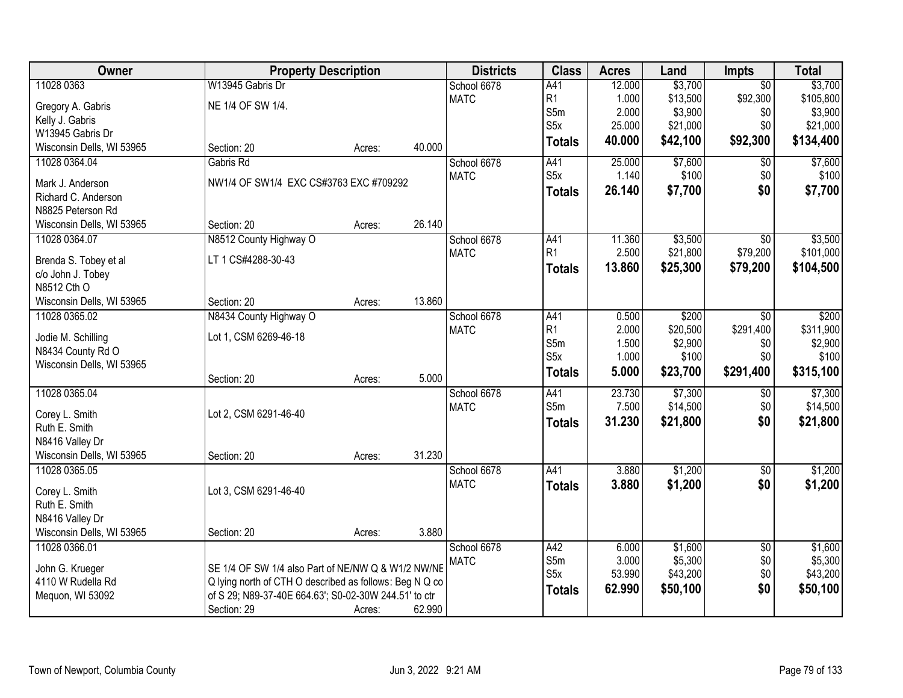| Owner | Property Description | | | Districts | Class | Acres | Land | Impts | Total |
|---|---|---|---|---|---|---|---|---|---|
| 11028 0363 | W13945 Gabris Dr | | | School 6678 | A41 | 12.000 | $3,700 | $0 | $3,700 |
| Gregory A. Gabris | NE 1/4 OF SW 1/4. | | | MATC | R1 | 1.000 | $13,500 | $92,300 | $105,800 |
| Kelly J. Gabris | | | | | S5m | 2.000 | $3,900 | $0 | $3,900 |
| W13945 Gabris Dr | | | | | S5x | 25.000 | $21,000 | $0 | $21,000 |
| Wisconsin Dells, WI 53965 | Section: 20 | Acres: | 40.000 | | **Totals** | **40.000** | **$42,100** | **$92,300** | **$134,400** |
| 11028 0364.04 | Gabris Rd | | | School 6678 | A41 | 25.000 | $7,600 | $0 | $7,600 |
| Mark J. Anderson | NW1/4 OF SW1/4 EXC CS#3763 EXC #709292 | | | MATC | S5x | 1.140 | $100 | $0 | $100 |
| Richard C. Anderson | | | | | **Totals** | **26.140** | **$7,700** | **$0** | **$7,700** |
| N8825 Peterson Rd | | | | | | | | | |
| Wisconsin Dells, WI 53965 | Section: 20 | Acres: | 26.140 | | | | | | |
| 11028 0364.07 | N8512 County Highway O | | | School 6678 | A41 | 11.360 | $3,500 | $0 | $3,500 |
| Brenda S. Tobey et al | LT 1 CS#4288-30-43 | | | MATC | R1 | 2.500 | $21,800 | $79,200 | $101,000 |
| c/o John J. Tobey | | | | | **Totals** | **13.860** | **$25,300** | **$79,200** | **$104,500** |
| N8512 Cth O | | | | | | | | | |
| Wisconsin Dells, WI 53965 | Section: 20 | Acres: | 13.860 | | | | | | |
| 11028 0365.02 | N8434 County Highway O | | | School 6678 | A41 | 0.500 | $200 | $0 | $200 |
| Jodie M. Schilling | Lot 1, CSM 6269-46-18 | | | MATC | R1 | 2.000 | $20,500 | $291,400 | $311,900 |
| N8434 County Rd O | | | | | S5m | 1.500 | $2,900 | $0 | $2,900 |
| Wisconsin Dells, WI 53965 | | | | | S5x | 1.000 | $100 | $0 | $100 |
| | Section: 20 | Acres: | 5.000 | | **Totals** | **5.000** | **$23,700** | **$291,400** | **$315,100** |
| 11028 0365.04 | | | | School 6678 | A41 | 23.730 | $7,300 | $0 | $7,300 |
| Corey L. Smith | Lot 2, CSM 6291-46-40 | | | MATC | S5m | 7.500 | $14,500 | $0 | $14,500 |
| Ruth E. Smith | | | | | **Totals** | **31.230** | **$21,800** | **$0** | **$21,800** |
| N8416 Valley Dr | | | | | | | | | |
| Wisconsin Dells, WI 53965 | Section: 20 | Acres: | 31.230 | | | | | | |
| 11028 0365.05 | | | | School 6678 | A41 | 3.880 | $1,200 | $0 | $1,200 |
| Corey L. Smith | Lot 3, CSM 6291-46-40 | | | MATC | **Totals** | **3.880** | **$1,200** | **$0** | **$1,200** |
| Ruth E. Smith | | | | | | | | | |
| N8416 Valley Dr | | | | | | | | | |
| Wisconsin Dells, WI 53965 | Section: 20 | Acres: | 3.880 | | | | | | |
| 11028 0366.01 | | | | School 6678 | A42 | 6.000 | $1,600 | $0 | $1,600 |
| John G. Krueger | SE 1/4 OF SW 1/4 also Part of NE/NW Q & W1/2 NW/NE | | | MATC | S5m | 3.000 | $5,300 | $0 | $5,300 |
| 4110 W Rudella Rd | Q lying north of CTH O described as follows: Beg N Q co | | | | S5x | 53.990 | $43,200 | $0 | $43,200 |
| Mequon, WI 53092 | of S 29; N89-37-40E 664.63'; S0-02-30W 244.51' to ctr | | | | **Totals** | **62.990** | **$50,100** | **$0** | **$50,100** |
| | Section: 29 | Acres: | 62.990 | | | | | | |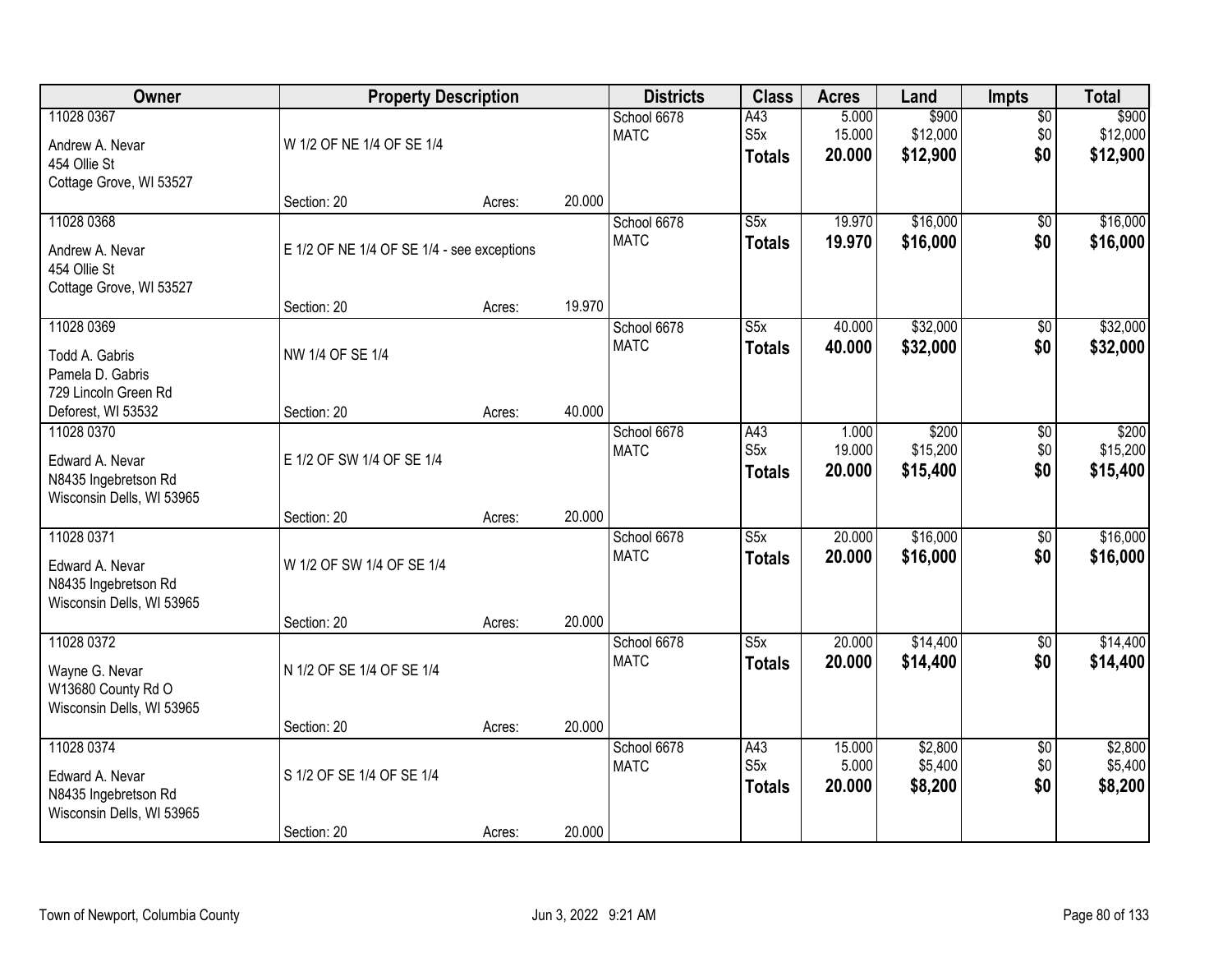| Owner | Property Description | | | Districts | Class | Acres | Land | Impts | Total |
|---|---|---|---|---|---|---|---|---|---|
| 11028 0367<br>Andrew A. Nevar<br>454 Ollie St<br>Cottage Grove, WI 53527 | W 1/2 OF NE 1/4 OF SE 1/4<br>Section: 20 | Acres: | 20.000 | School 6678<br>MATC | A43<br>S5x<br>**Totals** | 5.000<br>15.000<br>**20.000** | $900<br>$12,000<br>**$12,900** | $0<br>$0<br>**$0** | $900<br>$12,000<br>**$12,900** |
| 11028 0368<br>Andrew A. Nevar<br>454 Ollie St<br>Cottage Grove, WI 53527 | E 1/2 OF NE 1/4 OF SE 1/4 - see exceptions<br>Section: 20 | Acres: | 19.970 | School 6678<br>MATC | S5x<br>**Totals** | 19.970<br>**19.970** | $16,000<br>**$16,000** | $0<br>**$0** | $16,000<br>**$16,000** |
| 11028 0369<br>Todd A. Gabris<br>Pamela D. Gabris<br>729 Lincoln Green Rd<br>Deforest, WI 53532 | NW 1/4 OF SE 1/4<br>Section: 20 | Acres: | 40.000 | School 6678<br>MATC | S5x<br>**Totals** | 40.000<br>**40.000** | $32,000<br>**$32,000** | $0<br>**$0** | $32,000<br>**$32,000** |
| 11028 0370<br>Edward A. Nevar<br>N8435 Ingebretson Rd<br>Wisconsin Dells, WI 53965 | E 1/2 OF SW 1/4 OF SE 1/4<br>Section: 20 | Acres: | 20.000 | School 6678<br>MATC | A43<br>S5x<br>**Totals** | 1.000<br>19.000<br>**20.000** | $200<br>$15,200<br>**$15,400** | $0<br>$0<br>**$0** | $200<br>$15,200<br>**$15,400** |
| 11028 0371<br>Edward A. Nevar<br>N8435 Ingebretson Rd<br>Wisconsin Dells, WI 53965 | W 1/2 OF SW 1/4 OF SE 1/4<br>Section: 20 | Acres: | 20.000 | School 6678<br>MATC | S5x<br>**Totals** | 20.000<br>**20.000** | $16,000<br>**$16,000** | $0<br>**$0** | $16,000<br>**$16,000** |
| 11028 0372<br>Wayne G. Nevar<br>W13680 County Rd O<br>Wisconsin Dells, WI 53965 | N 1/2 OF SE 1/4 OF SE 1/4<br>Section: 20 | Acres: | 20.000 | School 6678<br>MATC | S5x<br>**Totals** | 20.000<br>**20.000** | $14,400<br>**$14,400** | $0<br>**$0** | $14,400<br>**$14,400** |
| 11028 0374<br>Edward A. Nevar<br>N8435 Ingebretson Rd<br>Wisconsin Dells, WI 53965 | S 1/2 OF SE 1/4 OF SE 1/4<br>Section: 20 | Acres: | 20.000 | School 6678<br>MATC | A43<br>S5x<br>**Totals** | 15.000<br>5.000<br>**20.000** | $2,800<br>$5,400<br>**$8,200** | $0<br>$0<br>**$0** | $2,800<br>$5,400<br>**$8,200** |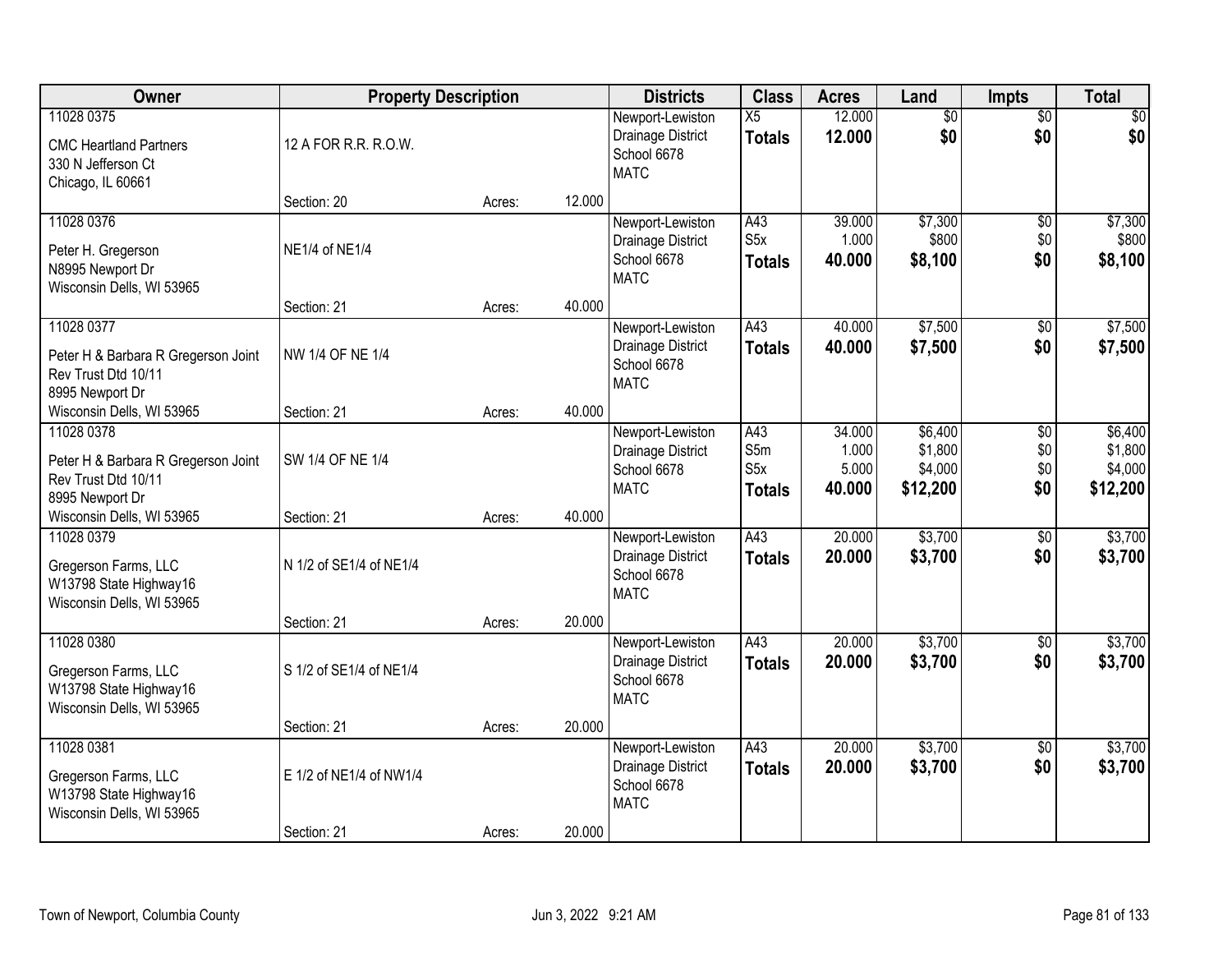| Owner | Property Description | | | Districts | Class | Acres | Land | Impts | Total |
|---|---|---|---|---|---|---|---|---|---|
| 11028 0375<br><br>CMC Heartland Partners<br>330 N Jefferson Ct<br>Chicago, IL 60661 | 12 A FOR R.R. R.O.W.<br><br>Section: 20 | Acres: | 12.000 | Newport-Lewiston<br>Drainage District<br>School 6678<br>MATC | X5<br>**Totals** | 12.000<br>**12.000** | $0<br>**$0** | $0<br>**$0** | $0<br>**$0** |
| 11028 0376<br><br>Peter H. Gregerson<br>N8995 Newport Dr<br>Wisconsin Dells, WI 53965 | NE1/4 of NE1/4<br><br>Section: 21 | Acres: | 40.000 | Newport-Lewiston<br>Drainage District<br>School 6678<br>MATC | A43<br>S5x<br>**Totals** | 39.000<br>1.000<br>**40.000** | $7,300<br>$800<br>**$8,100** | $0<br>$0<br>**$0** | $7,300<br>$800<br>**$8,100** |
| 11028 0377<br><br>Peter H & Barbara R Gregerson Joint Rev Trust Dtd 10/11<br>8995 Newport Dr<br>Wisconsin Dells, WI 53965 | NW 1/4 OF NE 1/4<br><br>Section: 21 | Acres: | 40.000 | Newport-Lewiston<br>Drainage District<br>School 6678<br>MATC | A43<br>**Totals** | 40.000<br>**40.000** | $7,500<br>**$7,500** | $0<br>**$0** | $7,500<br>**$7,500** |
| 11028 0378<br><br>Peter H & Barbara R Gregerson Joint Rev Trust Dtd 10/11<br>8995 Newport Dr<br>Wisconsin Dells, WI 53965 | SW 1/4 OF NE 1/4<br><br>Section: 21 | Acres: | 40.000 | Newport-Lewiston<br>Drainage District<br>School 6678<br>MATC | A43<br>S5m<br>S5x<br>**Totals** | 34.000<br>1.000<br>5.000<br>**40.000** | $6,400<br>$1,800<br>$4,000<br>**$12,200** | $0<br>$0<br>$0<br>**$0** | $6,400<br>$1,800<br>$4,000<br>**$12,200** |
| 11028 0379<br><br>Gregerson Farms, LLC<br>W13798 State Highway16<br>Wisconsin Dells, WI 53965 | N 1/2 of SE1/4 of NE1/4<br><br>Section: 21 | Acres: | 20.000 | Newport-Lewiston<br>Drainage District<br>School 6678<br>MATC | A43<br>**Totals** | 20.000<br>**20.000** | $3,700<br>**$3,700** | $0<br>**$0** | $3,700<br>**$3,700** |
| 11028 0380<br><br>Gregerson Farms, LLC<br>W13798 State Highway16<br>Wisconsin Dells, WI 53965 | S 1/2 of SE1/4 of NE1/4<br><br>Section: 21 | Acres: | 20.000 | Newport-Lewiston<br>Drainage District<br>School 6678<br>MATC | A43<br>**Totals** | 20.000<br>**20.000** | $3,700<br>**$3,700** | $0<br>**$0** | $3,700<br>**$3,700** |
| 11028 0381<br><br>Gregerson Farms, LLC<br>W13798 State Highway16<br>Wisconsin Dells, WI 53965 | E 1/2 of NE1/4 of NW1/4<br><br>Section: 21 | Acres: | 20.000 | Newport-Lewiston<br>Drainage District<br>School 6678<br>MATC | A43<br>**Totals** | 20.000<br>**20.000** | $3,700<br>**$3,700** | $0<br>**$0** | $3,700<br>**$3,700** |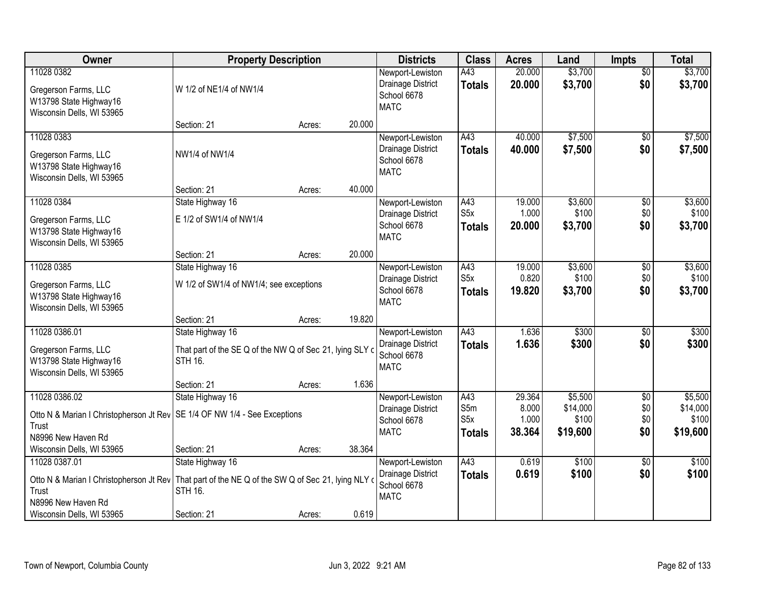| Owner | Property Description | Districts | Class | Acres | Land | Impts | Total |
|---|---|---|---|---|---|---|---|
| 11028 0382<br>Gregerson Farms, LLC<br>W13798 State Highway16<br>Wisconsin Dells, WI 53965 | W 1/2 of NE1/4 of NW1/4<br>Section: 21 Acres: 20.000 | Newport-Lewiston<br>Drainage District<br>School 6678<br>MATC | A43<br>**Totals** | 20.000<br>**20.000** | $3,700<br>**$3,700** | $0<br>**$0** | $3,700<br>**$3,700** |
| 11028 0383<br>Gregerson Farms, LLC<br>W13798 State Highway16<br>Wisconsin Dells, WI 53965 | NW1/4 of NW1/4<br>Section: 21 Acres: 40.000 | Newport-Lewiston<br>Drainage District<br>School 6678<br>MATC | A43<br>**Totals** | 40.000<br>**40.000** | $7,500<br>**$7,500** | $0<br>**$0** | $7,500<br>**$7,500** |
| 11028 0384<br>Gregerson Farms, LLC<br>W13798 State Highway16<br>Wisconsin Dells, WI 53965 | State Highway 16<br>E 1/2 of SW1/4 of NW1/4<br>Section: 21 Acres: 20.000 | Newport-Lewiston<br>Drainage District<br>School 6678<br>MATC | A43<br>S5x<br>**Totals** | 19.000<br>1.000<br>**20.000** | $3,600<br>$100<br>**$3,700** | $0<br>$0<br>**$0** | $3,600<br>$100<br>**$3,700** |
| 11028 0385<br>Gregerson Farms, LLC<br>W13798 State Highway16<br>Wisconsin Dells, WI 53965 | State Highway 16<br>W 1/2 of SW1/4 of NW1/4; see exceptions<br>Section: 21 Acres: 19.820 | Newport-Lewiston<br>Drainage District<br>School 6678<br>MATC | A43<br>S5x<br>**Totals** | 19.000<br>0.820<br>**19.820** | $3,600<br>$100<br>**$3,700** | $0<br>$0<br>**$0** | $3,600<br>$100<br>**$3,700** |
| 11028 0386.01<br>Gregerson Farms, LLC<br>W13798 State Highway16<br>Wisconsin Dells, WI 53965 | State Highway 16<br>That part of the SE Q of the NW Q of Sec 21, lying SLY c STH 16.<br>Section: 21 Acres: 1.636 | Newport-Lewiston<br>Drainage District<br>School 6678<br>MATC | A43<br>**Totals** | 1.636<br>**1.636** | $300<br>**$300** | $0<br>**$0** | $300<br>**$300** |
| 11028 0386.02<br>Otto N & Marian I Christopherson Jt Rev Trust<br>N8996 New Haven Rd<br>Wisconsin Dells, WI 53965 | State Highway 16<br>SE 1/4 OF NW 1/4 - See Exceptions<br>Section: 21 Acres: 38.364 | Newport-Lewiston<br>Drainage District<br>School 6678<br>MATC | A43<br>S5m<br>S5x<br>**Totals** | 29.364<br>8.000<br>1.000<br>**38.364** | $5,500<br>$14,000<br>$100<br>**$19,600** | $0<br>$0<br>$0<br>**$0** | $5,500<br>$14,000<br>$100<br>**$19,600** |
| 11028 0387.01<br>Otto N & Marian I Christopherson Jt Rev Trust<br>N8996 New Haven Rd<br>Wisconsin Dells, WI 53965 | State Highway 16<br>That part of the NE Q of the SW Q of Sec 21, lying NLY c STH 16.<br>Section: 21 Acres: 0.619 | Newport-Lewiston<br>Drainage District<br>School 6678<br>MATC | A43<br>**Totals** | 0.619<br>**0.619** | $100<br>**$100** | $0<br>**$0** | $100<br>**$100** |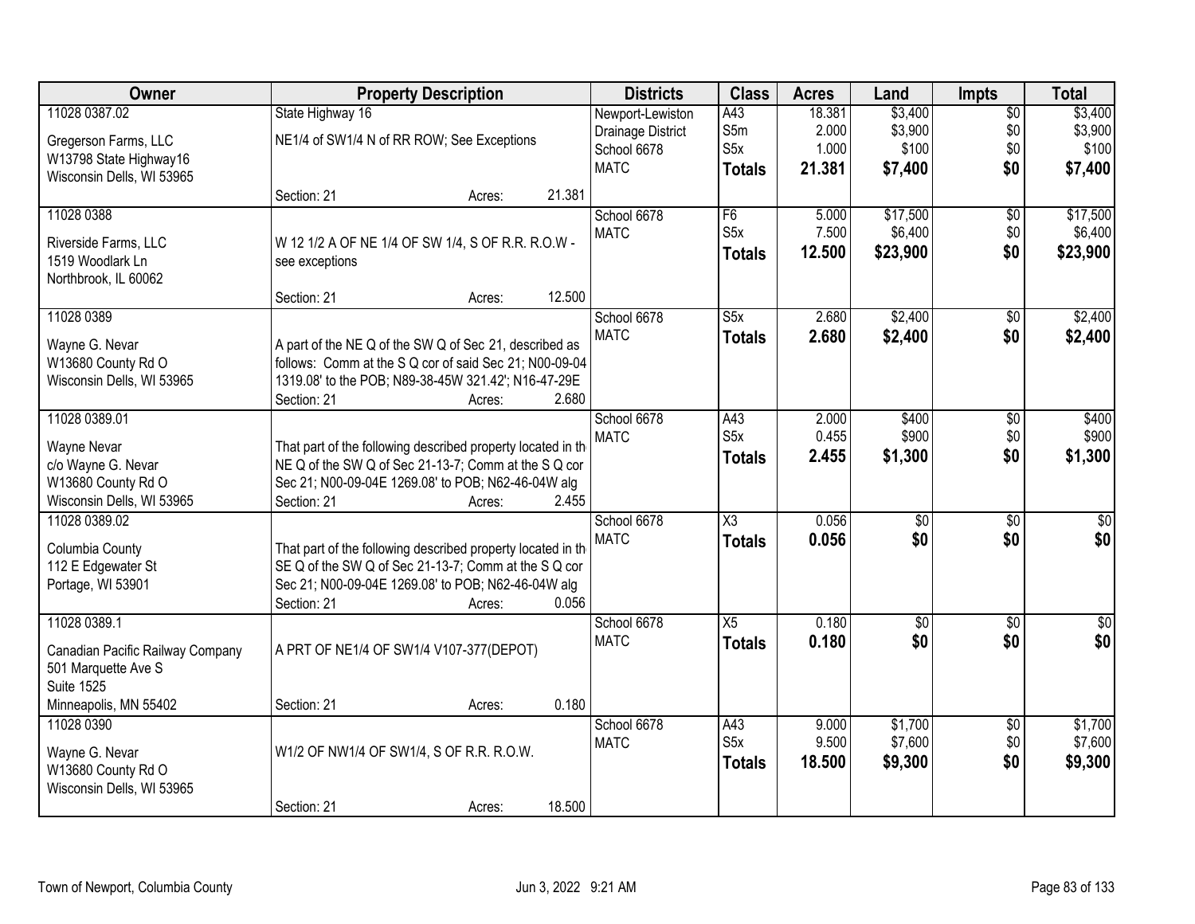| Owner | Property Description | Districts | Class | Acres | Land | Impts | Total |
|---|---|---|---|---|---|---|---|
| 11028 0387.02<br><br>Gregerson Farms, LLC<br>W13798 State Highway16<br>Wisconsin Dells, WI 53965 | State Highway 16<br><br>NE1/4 of SW1/4 N of RR ROW; See Exceptions<br><br>Section: 21 Acres: 21.381 | Newport-Lewiston<br>Drainage District<br>School 6678<br>MATC | A43<br>S5m<br>S5x<br>**Totals** | 18.381<br>2.000<br>1.000<br>**21.381** | $3,400<br>$3,900<br>$100<br>**$7,400** | $0<br>$0<br>$0<br>**$0** | $3,400<br>$3,900<br>$100<br>**$7,400** |
| 11028 0388<br><br>Riverside Farms, LLC<br>1519 Woodlark Ln<br>Northbrook, IL 60062 | W 12 1/2 A OF NE 1/4 OF SW 1/4, S OF R.R. R.O.W - see exceptions<br><br>Section: 21 Acres: 12.500 | School 6678<br>MATC | F6<br>S5x<br>**Totals** | 5.000<br>7.500<br>**12.500** | $17,500<br>$6,400<br>**$23,900** | $0<br>$0<br>**$0** | $17,500<br>$6,400<br>**$23,900** |
| 11028 0389<br><br>Wayne G. Nevar<br>W13680 County Rd O<br>Wisconsin Dells, WI 53965 | A part of the NE Q of the SW Q of Sec 21, described as follows: Comm at the S Q cor of said Sec 21; N00-09-04 1319.08' to the POB; N89-38-45W 321.42'; N16-47-29E<br>Section: 21 Acres: 2.680 | School 6678<br>MATC | S5x<br>**Totals** | 2.680<br>**2.680** | $2,400<br>**$2,400** | $0<br>**$0** | $2,400<br>**$2,400** |
| 11028 0389.01<br><br>Wayne Nevar<br>c/o Wayne G. Nevar<br>W13680 County Rd O<br>Wisconsin Dells, WI 53965 | That part of the following described property located in th NE Q of the SW Q of Sec 21-13-7; Comm at the S Q cor Sec 21; N00-09-04E 1269.08' to POB; N62-46-04W alg<br>Section: 21 Acres: 2.455 | School 6678<br>MATC | A43<br>S5x<br>**Totals** | 2.000<br>0.455<br>**2.455** | $400<br>$900<br>**$1,300** | $0<br>$0<br>**$0** | $400<br>$900<br>**$1,300** |
| 11028 0389.02<br><br>Columbia County<br>112 E Edgewater St<br>Portage, WI 53901 | That part of the following described property located in th SE Q of the SW Q of Sec 21-13-7; Comm at the S Q cor Sec 21; N00-09-04E 1269.08' to POB; N62-46-04W alg<br>Section: 21 Acres: 0.056 | School 6678<br>MATC | X3<br>**Totals** | 0.056<br>**0.056** | $0<br>**$0** | $0<br>**$0** | $0<br>**$0** |
| 11028 0389.1<br><br>Canadian Pacific Railway Company<br>501 Marquette Ave S<br>Suite 1525<br>Minneapolis, MN 55402 | A PRT OF NE1/4 OF SW1/4 V107-377(DEPOT)<br><br>Section: 21 Acres: 0.180 | School 6678<br>MATC | X5<br>**Totals** | 0.180<br>**0.180** | $0<br>**$0** | $0<br>**$0** | $0<br>**$0** |
| 11028 0390<br><br>Wayne G. Nevar<br>W13680 County Rd O<br>Wisconsin Dells, WI 53965 | W1/2 OF NW1/4 OF SW1/4, S OF R.R. R.O.W.<br><br>Section: 21 Acres: 18.500 | School 6678<br>MATC | A43<br>S5x<br>**Totals** | 9.000<br>9.500<br>**18.500** | $1,700<br>$7,600<br>**$9,300** | $0<br>$0<br>**$0** | $1,700<br>$7,600<br>**$9,300** |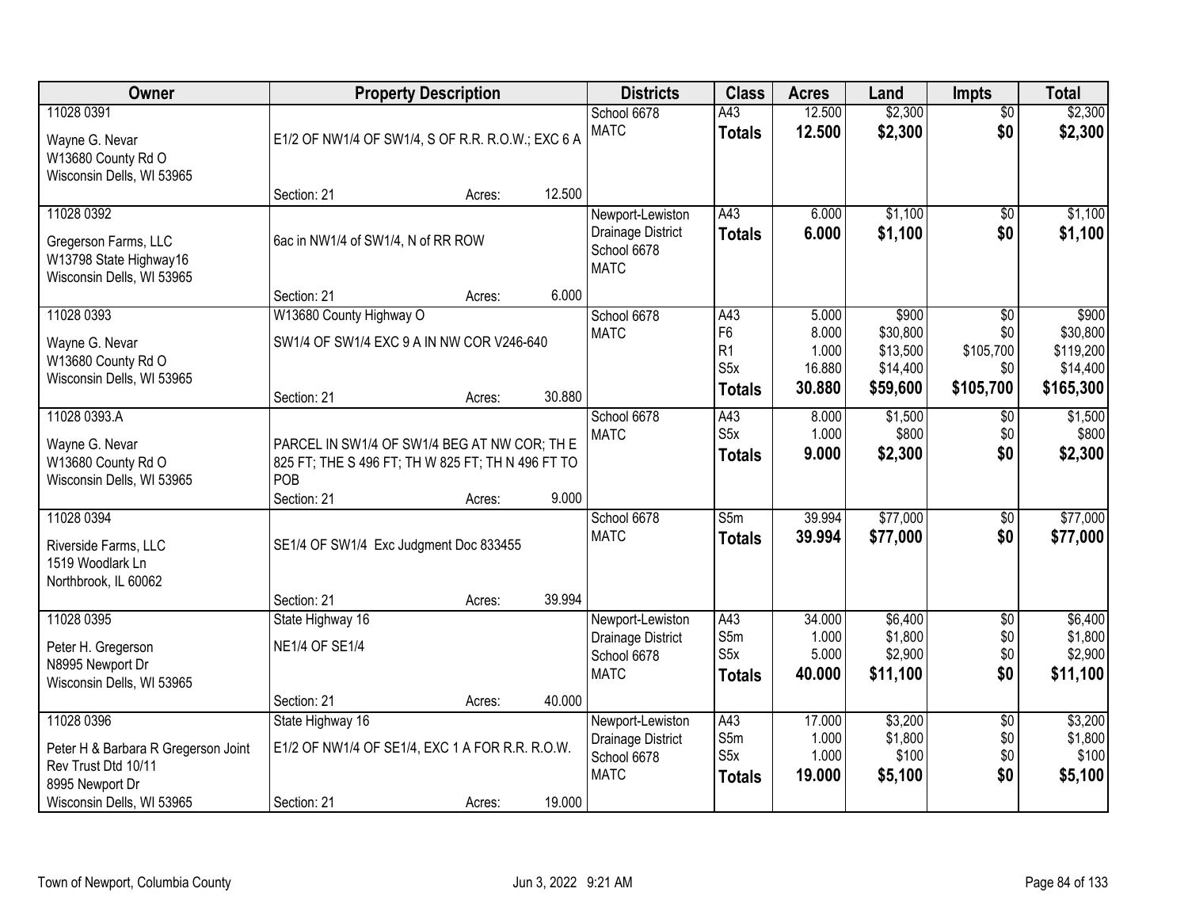| Owner | Property Description | | | Districts | Class | Acres | Land | Impts | Total |
|---|---|---|---|---|---|---|---|---|---|
| 11028 0391<br><br>Wayne G. Nevar<br>W13680 County Rd O<br>Wisconsin Dells, WI 53965 | E1/2 OF NW1/4 OF SW1/4, S OF R.R. R.O.W.; EXC 6 A<br><br>Section: 21 | Acres: | 12.500 | School 6678<br>MATC | A43<br>**Totals** | 12.500<br>**12.500** | $2,300<br>**$2,300** | $0<br>**$0** | $2,300<br>**$2,300** |
| 11028 0392<br><br>Gregerson Farms, LLC<br>W13798 State Highway16<br>Wisconsin Dells, WI 53965 | 6ac in NW1/4 of SW1/4, N of RR ROW<br><br>Section: 21 | Acres: | 6.000 | Newport-Lewiston<br>Drainage District<br>School 6678<br>MATC | A43<br>**Totals** | 6.000<br>**6.000** | $1,100<br>**$1,100** | $0<br>**$0** | $1,100<br>**$1,100** |
| 11028 0393<br><br>Wayne G. Nevar<br>W13680 County Rd O<br>Wisconsin Dells, WI 53965 | W13680 County Highway O<br>SW1/4 OF SW1/4 EXC 9 A IN NW COR V246-640<br><br>Section: 21 | Acres: | 30.880 | School 6678<br>MATC | A43<br>F6<br>R1<br>S5x<br>**Totals** | 5.000<br>8.000<br>1.000<br>16.880<br>**30.880** | $900<br>$30,800<br>$13,500<br>$14,400<br>**$59,600** | $0<br>$0<br>$105,700<br>$0<br>**$105,700** | $900<br>$30,800<br>$119,200<br>$14,400<br>**$165,300** |
| 11028 0393.A<br><br>Wayne G. Nevar<br>W13680 County Rd O<br>Wisconsin Dells, WI 53965 | PARCEL IN SW1/4 OF SW1/4 BEG AT NW COR; TH E 825 FT; THE S 496 FT; TH W 825 FT; TH N 496 FT TO POB<br>Section: 21 | Acres: | 9.000 | School 6678<br>MATC | A43<br>S5x<br>**Totals** | 8.000<br>1.000<br>**9.000** | $1,500<br>$800<br>**$2,300** | $0<br>$0<br>**$0** | $1,500<br>$800<br>**$2,300** |
| 11028 0394<br><br>Riverside Farms, LLC<br>1519 Woodlark Ln<br>Northbrook, IL 60062 | SE1/4 OF SW1/4 Exc Judgment Doc 833455<br><br>Section: 21 | Acres: | 39.994 | School 6678<br>MATC | S5m<br>**Totals** | 39.994<br>**39.994** | $77,000<br>**$77,000** | $0<br>**$0** | $77,000<br>**$77,000** |
| 11028 0395<br><br>Peter H. Gregerson<br>N8995 Newport Dr<br>Wisconsin Dells, WI 53965 | State Highway 16<br>NE1/4 OF SE1/4<br><br>Section: 21 | Acres: | 40.000 | Newport-Lewiston<br>Drainage District<br>School 6678<br>MATC | A43<br>S5m<br>S5x<br>**Totals** | 34.000<br>1.000<br>5.000<br>**40.000** | $6,400<br>$1,800<br>$2,900<br>**$11,100** | $0<br>$0<br>$0<br>**$0** | $6,400<br>$1,800<br>$2,900<br>**$11,100** |
| 11028 0396<br><br>Peter H & Barbara R Gregerson Joint Rev Trust Dtd 10/11<br>8995 Newport Dr<br>Wisconsin Dells, WI 53965 | State Highway 16<br>E1/2 OF NW1/4 OF SE1/4, EXC 1 A FOR R.R. R.O.W.<br><br>Section: 21 | Acres: | 19.000 | Newport-Lewiston<br>Drainage District<br>School 6678<br>MATC | A43<br>S5m<br>S5x<br>**Totals** | 17.000<br>1.000<br>1.000<br>**19.000** | $3,200<br>$1,800<br>$100<br>**$5,100** | $0<br>$0<br>$0<br>**$0** | $3,200<br>$1,800<br>$100<br>**$5,100** |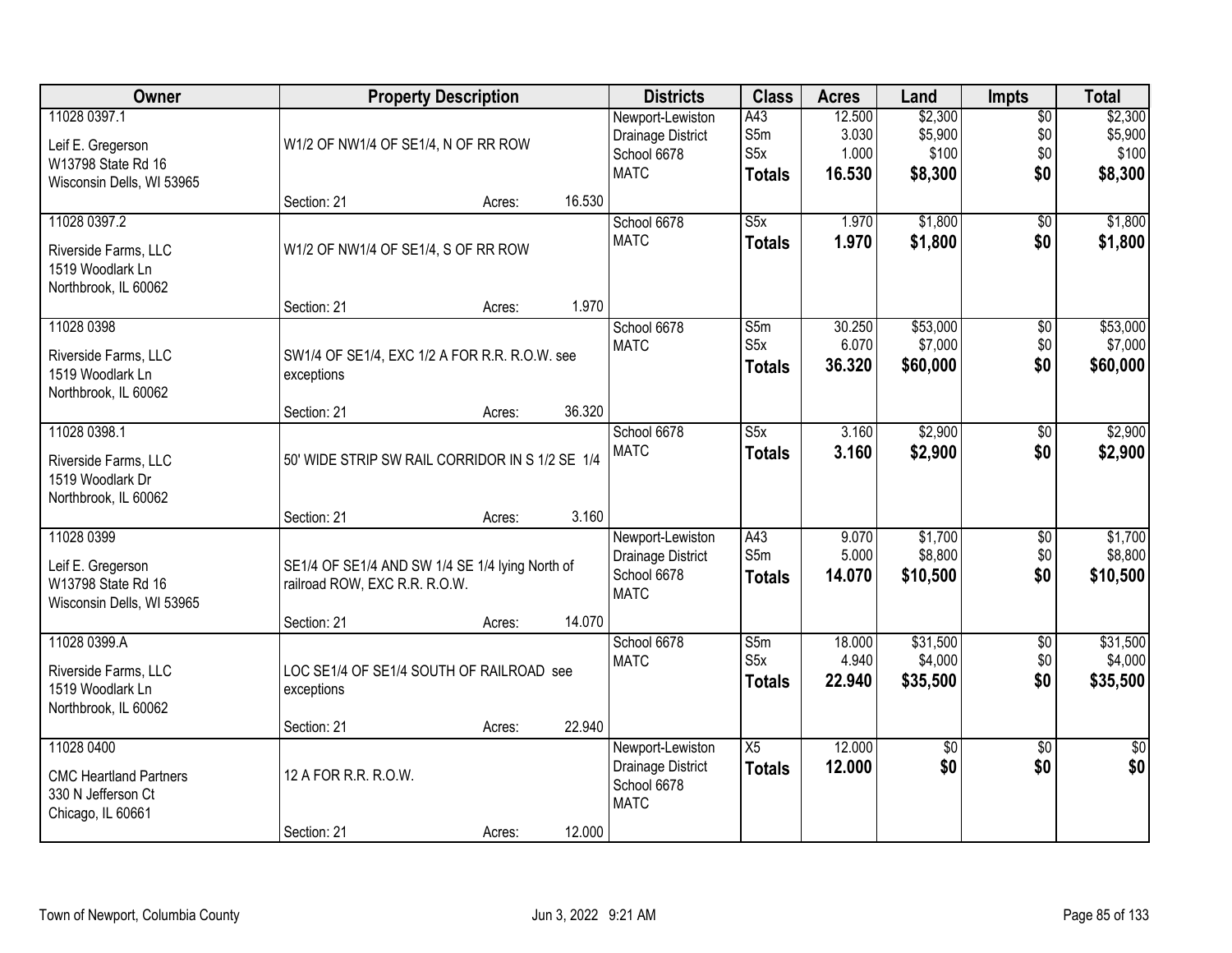| Owner | Property Description | | | Districts | Class | Acres | Land | Impts | Total |
|---|---|---|---|---|---|---|---|---|---|
| 11028 0397.1<br>Leif E. Gregerson<br>W13798 State Rd 16<br>Wisconsin Dells, WI 53965 | W1/2 OF NW1/4 OF SE1/4, N OF RR ROW | | | Newport-Lewiston<br>Drainage District<br>School 6678<br>MATC | A43<br>S5m<br>S5x<br>**Totals** | 12.500<br>3.030<br>1.000<br>**16.530** | $2,300<br>$5,900<br>$100<br>**$8,300** | $0<br>$0<br>$0<br>**$0** | $2,300<br>$5,900<br>$100<br>**$8,300** |
| | Section: 21 | Acres: | 16.530 | | | | | | |
| 11028 0397.2<br>Riverside Farms, LLC<br>1519 Woodlark Ln<br>Northbrook, IL 60062 | W1/2 OF NW1/4 OF SE1/4, S OF RR ROW | | | School 6678<br>MATC | S5x<br>**Totals** | 1.970<br>**1.970** | $1,800<br>**$1,800** | $0<br>**$0** | $1,800<br>**$1,800** |
| | Section: 21 | Acres: | 1.970 | | | | | | |
| 11028 0398<br>Riverside Farms, LLC<br>1519 Woodlark Ln<br>Northbrook, IL 60062 | SW1/4 OF SE1/4, EXC 1/2 A FOR R.R. R.O.W. see exceptions | | | School 6678<br>MATC | S5m<br>S5x<br>**Totals** | 30.250<br>6.070<br>**36.320** | $53,000<br>$7,000<br>**$60,000** | $0<br>$0<br>**$0** | $53,000<br>$7,000<br>**$60,000** |
| | Section: 21 | Acres: | 36.320 | | | | | | |
| 11028 0398.1<br>Riverside Farms, LLC<br>1519 Woodlark Dr<br>Northbrook, IL 60062 | 50' WIDE STRIP SW RAIL CORRIDOR IN S 1/2 SE 1/4 | | | School 6678<br>MATC | S5x<br>**Totals** | 3.160<br>**3.160** | $2,900<br>**$2,900** | $0<br>**$0** | $2,900<br>**$2,900** |
| | Section: 21 | Acres: | 3.160 | | | | | | |
| 11028 0399<br>Leif E. Gregerson<br>W13798 State Rd 16<br>Wisconsin Dells, WI 53965 | SE1/4 OF SE1/4 AND SW 1/4 SE 1/4 lying North of railroad ROW, EXC R.R. R.O.W. | | | Newport-Lewiston<br>Drainage District<br>School 6678<br>MATC | A43<br>S5m<br>**Totals** | 9.070<br>5.000<br>**14.070** | $1,700<br>$8,800<br>**$10,500** | $0<br>$0<br>**$0** | $1,700<br>$8,800<br>**$10,500** |
| | Section: 21 | Acres: | 14.070 | | | | | | |
| 11028 0399.A<br>Riverside Farms, LLC<br>1519 Woodlark Ln<br>Northbrook, IL 60062 | LOC SE1/4 OF SE1/4 SOUTH OF RAILROAD see exceptions | | | School 6678<br>MATC | S5m<br>S5x<br>**Totals** | 18.000<br>4.940<br>**22.940** | $31,500<br>$4,000<br>**$35,500** | $0<br>$0<br>**$0** | $31,500<br>$4,000<br>**$35,500** |
| | Section: 21 | Acres: | 22.940 | | | | | | |
| 11028 0400<br>CMC Heartland Partners<br>330 N Jefferson Ct<br>Chicago, IL 60661 | 12 A FOR R.R. R.O.W. | | | Newport-Lewiston<br>Drainage District<br>School 6678<br>MATC | X5<br>**Totals** | 12.000<br>**12.000** | $0<br>**$0** | $0<br>**$0** | $0<br>**$0** |
| | Section: 21 | Acres: | 12.000 | | | | | | |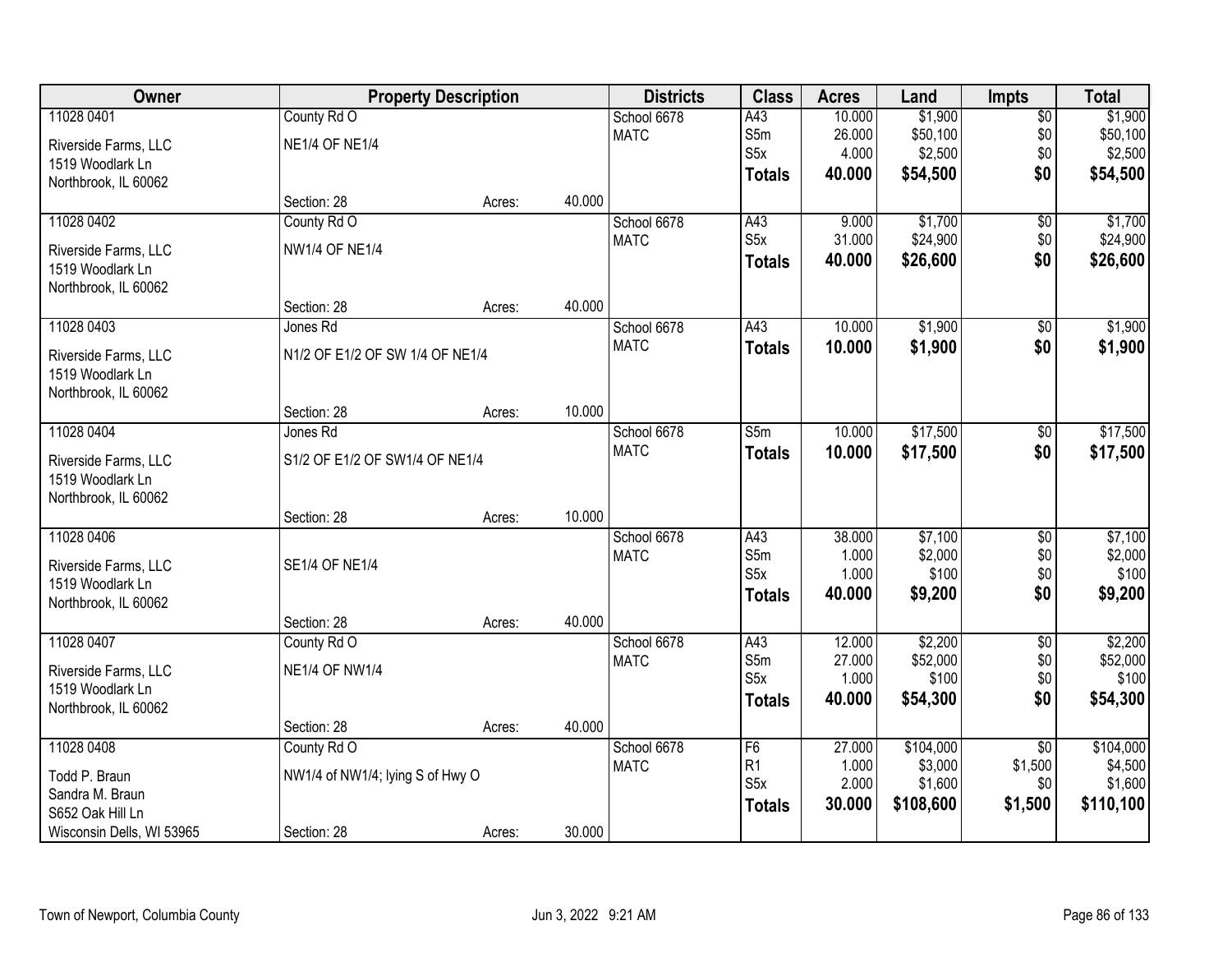| Owner | Property Description | | | Districts | Class | Acres | Land | Impts | Total |
|---|---|---|---|---|---|---|---|---|---|
| 11028 0401 | County Rd O | | | School 6678 | A43 | 10.000 | $1,900 | $0 | $1,900 |
| Riverside Farms, LLC | NE1/4 OF NE1/4 | | | MATC | S5m | 26.000 | $50,100 | $0 | $50,100 |
| 1519 Woodlark Ln | | | | | S5x | 4.000 | $2,500 | $0 | $2,500 |
| Northbrook, IL 60062 | | | | | **Totals** | **40.000** | **$54,500** | **$0** | **$54,500** |
| | Section: 28 | Acres: | 40.000 | | | | | | |
| 11028 0402 | County Rd O | | | School 6678 | A43 | 9.000 | $1,700 | $0 | $1,700 |
| Riverside Farms, LLC | NW1/4 OF NE1/4 | | | MATC | S5x | 31.000 | $24,900 | $0 | $24,900 |
| 1519 Woodlark Ln | | | | | **Totals** | **40.000** | **$26,600** | **$0** | **$26,600** |
| Northbrook, IL 60062 | | | | | | | | | |
| | Section: 28 | Acres: | 40.000 | | | | | | |
| 11028 0403 | Jones Rd | | | School 6678 | A43 | 10.000 | $1,900 | $0 | $1,900 |
| Riverside Farms, LLC | N1/2 OF E1/2 OF SW 1/4 OF NE1/4 | | | MATC | **Totals** | **10.000** | **$1,900** | **$0** | **$1,900** |
| 1519 Woodlark Ln | | | | | | | | | |
| Northbrook, IL 60062 | | | | | | | | | |
| | Section: 28 | Acres: | 10.000 | | | | | | |
| 11028 0404 | Jones Rd | | | School 6678 | S5m | 10.000 | $17,500 | $0 | $17,500 |
| Riverside Farms, LLC | S1/2 OF E1/2 OF SW1/4 OF NE1/4 | | | MATC | **Totals** | **10.000** | **$17,500** | **$0** | **$17,500** |
| 1519 Woodlark Ln | | | | | | | | | |
| Northbrook, IL 60062 | | | | | | | | | |
| | Section: 28 | Acres: | 10.000 | | | | | | |
| 11028 0406 | | | | School 6678 | A43 | 38.000 | $7,100 | $0 | $7,100 |
| Riverside Farms, LLC | SE1/4 OF NE1/4 | | | MATC | S5m | 1.000 | $2,000 | $0 | $2,000 |
| 1519 Woodlark Ln | | | | | S5x | 1.000 | $100 | $0 | $100 |
| Northbrook, IL 60062 | | | | | **Totals** | **40.000** | **$9,200** | **$0** | **$9,200** |
| | Section: 28 | Acres: | 40.000 | | | | | | |
| 11028 0407 | County Rd O | | | School 6678 | A43 | 12.000 | $2,200 | $0 | $2,200 |
| Riverside Farms, LLC | NE1/4 OF NW1/4 | | | MATC | S5m | 27.000 | $52,000 | $0 | $52,000 |
| 1519 Woodlark Ln | | | | | S5x | 1.000 | $100 | $0 | $100 |
| Northbrook, IL 60062 | | | | | **Totals** | **40.000** | **$54,300** | **$0** | **$54,300** |
| | Section: 28 | Acres: | 40.000 | | | | | | |
| 11028 0408 | County Rd O | | | School 6678 | F6 | 27.000 | $104,000 | $0 | $104,000 |
| Todd P. Braun | NW1/4 of NW1/4; lying S of Hwy O | | | MATC | R1 | 1.000 | $3,000 | $1,500 | $4,500 |
| Sandra M. Braun | | | | | S5x | 2.000 | $1,600 | $0 | $1,600 |
| S652 Oak Hill Ln | | | | | **Totals** | **30.000** | **$108,600** | **$1,500** | **$110,100** |
| Wisconsin Dells, WI 53965 | Section: 28 | Acres: | 30.000 | | | | | | |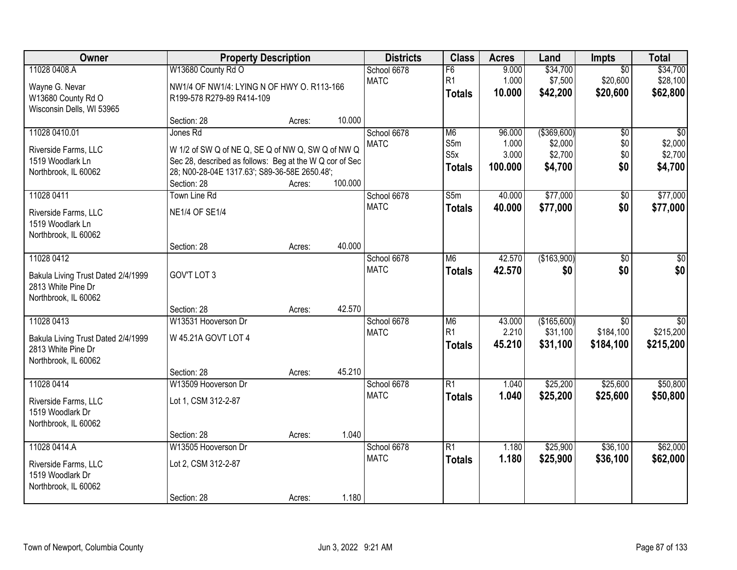| Owner | Property Description | Districts | Class | Acres | Land | Impts | Total |
|---|---|---|---|---|---|---|---|
| 11028 0408.A<br><br>Wayne G. Nevar<br>W13680 County Rd O<br>Wisconsin Dells, WI 53965 | W13680 County Rd O<br><br>NW1/4 OF NW1/4: LYING N OF HWY O. R113-166 R199-578 R279-89 R414-109<br><br>Section: 28 Acres: 10.000 | School 6678<br>MATC | F6<br>R1<br>**Totals** | 9.000<br>1.000<br>**10.000** | $34,700<br>$7,500<br>**$42,200** | $0<br>$20,600<br>**$20,600** | $34,700<br>$28,100<br>**$62,800** |
| 11028 0410.01<br><br>Riverside Farms, LLC<br>1519 Woodlark Ln<br>Northbrook, IL 60062 | Jones Rd<br><br>W 1/2 of SW Q of NE Q, SE Q of NW Q, SW Q of NW Q Sec 28, described as follows: Beg at the W Q cor of Sec 28; N00-28-04E 1317.63'; S89-36-58E 2650.48';<br>Section: 28 Acres: 100.000 | School 6678<br>MATC | M6<br>S5m<br>S5x<br>**Totals** | 96.000<br>1.000<br>3.000<br>**100.000** | ($369,600)<br>$2,000<br>$2,700<br>**$4,700** | $0<br>$0<br>$0<br>**$0** | $0<br>$2,000<br>$2,700<br>**$4,700** |
| 11028 0411<br><br>Riverside Farms, LLC<br>1519 Woodlark Ln<br>Northbrook, IL 60062 | Town Line Rd<br><br>NE1/4 OF SE1/4<br><br>Section: 28 Acres: 40.000 | School 6678<br>MATC | S5m<br>**Totals** | 40.000<br>**40.000** | $77,000<br>**$77,000** | $0<br>**$0** | $77,000<br>**$77,000** |
| 11028 0412<br><br>Bakula Living Trust Dated 2/4/1999<br>2813 White Pine Dr<br>Northbrook, IL 60062 | GOV'T LOT 3<br><br>Section: 28 Acres: 42.570 | School 6678<br>MATC | M6<br>**Totals** | 42.570<br>**42.570** | ($163,900)<br>**$0** | $0<br>**$0** | $0<br>**$0** |
| 11028 0413<br><br>Bakula Living Trust Dated 2/4/1999<br>2813 White Pine Dr<br>Northbrook, IL 60062 | W13531 Hooverson Dr<br><br>W 45.21A GOVT LOT 4<br><br>Section: 28 Acres: 45.210 | School 6678<br>MATC | M6<br>R1<br>**Totals** | 43.000<br>2.210<br>**45.210** | ($165,600)<br>$31,100<br>**$31,100** | $0<br>$184,100<br>**$184,100** | $0<br>$215,200<br>**$215,200** |
| 11028 0414<br><br>Riverside Farms, LLC<br>1519 Woodlark Dr<br>Northbrook, IL 60062 | W13509 Hooverson Dr<br><br>Lot 1, CSM 312-2-87<br><br>Section: 28 Acres: 1.040 | School 6678<br>MATC | R1<br>**Totals** | 1.040<br>**1.040** | $25,200<br>**$25,200** | $25,600<br>**$25,600** | $50,800<br>**$50,800** |
| 11028 0414.A<br><br>Riverside Farms, LLC<br>1519 Woodlark Dr<br>Northbrook, IL 60062 | W13505 Hooverson Dr<br><br>Lot 2, CSM 312-2-87<br><br>Section: 28 Acres: 1.180 | School 6678<br>MATC | R1<br>**Totals** | 1.180<br>**1.180** | $25,900<br>**$25,900** | $36,100<br>**$36,100** | $62,000<br>**$62,000** |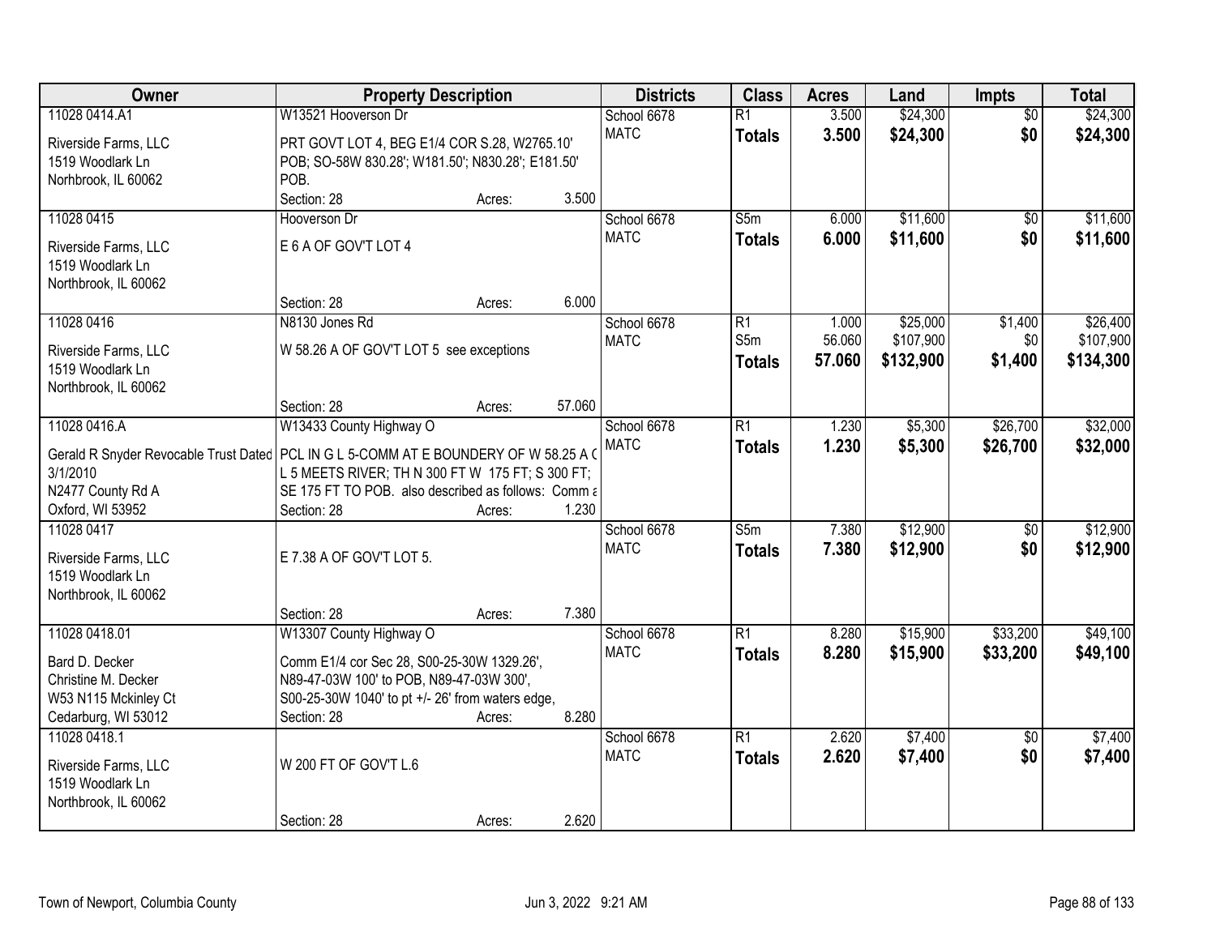| Owner | Property Description | Districts | Class | Acres | Land | Impts | Total |
|---|---|---|---|---|---|---|---|
| 11028 0414.A1<br><br>Riverside Farms, LLC<br>1519 Woodlark Ln<br>Norhbrook, IL 60062 | W13521 Hooverson Dr<br><br>PRT GOVT LOT 4, BEG E1/4 COR S.28, W2765.10' POB; SO-58W 830.28'; W181.50'; N830.28'; E181.50' POB.<br>Section: 28 Acres: 3.500 | School 6678<br>MATC | R1<br>**Totals** | 3.500<br>**3.500** | $24,300<br>**$24,300** | $0<br>**$0** | $24,300<br>**$24,300** |
| 11028 0415<br><br>Riverside Farms, LLC<br>1519 Woodlark Ln<br>Northbrook, IL 60062 | Hooverson Dr<br><br>E 6 A OF GOV'T LOT 4<br><br>Section: 28 Acres: 6.000 | School 6678<br>MATC | S5m<br>**Totals** | 6.000<br>**6.000** | $11,600<br>**$11,600** | $0<br>**$0** | $11,600<br>**$11,600** |
| 11028 0416<br><br>Riverside Farms, LLC<br>1519 Woodlark Ln<br>Northbrook, IL 60062 | N8130 Jones Rd<br><br>W 58.26 A OF GOV'T LOT 5 see exceptions<br><br>Section: 28 Acres: 57.060 | School 6678<br>MATC | R1<br>S5m<br>**Totals** | 1.000<br>56.060<br>**57.060** | $25,000<br>$107,900<br>**$132,900** | $1,400<br>$0<br>**$1,400** | $26,400<br>$107,900<br>**$134,300** |
| 11028 0416.A<br><br>Gerald R Snyder Revocable Trust Dated 3/1/2010<br>N2477 County Rd A<br>Oxford, WI 53952 | W13433 County Highway O<br><br>PCL IN G L 5-COMM AT E BOUNDERY OF W 58.25 A OF G L 5 MEETS RIVER; TH N 300 FT W 175 FT; S 300 FT; SE 175 FT TO POB. also described as follows: Comm a<br>Section: 28 Acres: 1.230 | School 6678<br>MATC | R1<br>**Totals** | 1.230<br>**1.230** | $5,300<br>**$5,300** | $26,700<br>**$26,700** | $32,000<br>**$32,000** |
| 11028 0417<br><br>Riverside Farms, LLC<br>1519 Woodlark Ln<br>Northbrook, IL 60062 | <br><br>E 7.38 A OF GOV'T LOT 5.<br><br>Section: 28 Acres: 7.380 | School 6678<br>MATC | S5m<br>**Totals** | 7.380<br>**7.380** | $12,900<br>**$12,900** | $0<br>**$0** | $12,900<br>**$12,900** |
| 11028 0418.01<br><br>Bard D. Decker<br>Christine M. Decker<br>W53 N115 Mckinley Ct<br>Cedarburg, WI 53012 | W13307 County Highway O<br><br>Comm E1/4 cor Sec 28, S00-25-30W 1329.26', N89-47-03W 100' to POB, N89-47-03W 300', S00-25-30W 1040' to pt +/- 26' from waters edge,<br>Section: 28 Acres: 8.280 | School 6678<br>MATC | R1<br>**Totals** | 8.280<br>**8.280** | $15,900<br>**$15,900** | $33,200<br>**$33,200** | $49,100<br>**$49,100** |
| 11028 0418.1<br><br>Riverside Farms, LLC<br>1519 Woodlark Ln<br>Northbrook, IL 60062 | <br><br>W 200 FT OF GOV'T L.6<br><br>Section: 28 Acres: 2.620 | School 6678<br>MATC | R1<br>**Totals** | 2.620<br>**2.620** | $7,400<br>**$7,400** | $0<br>**$0** | $7,400<br>**$7,400** |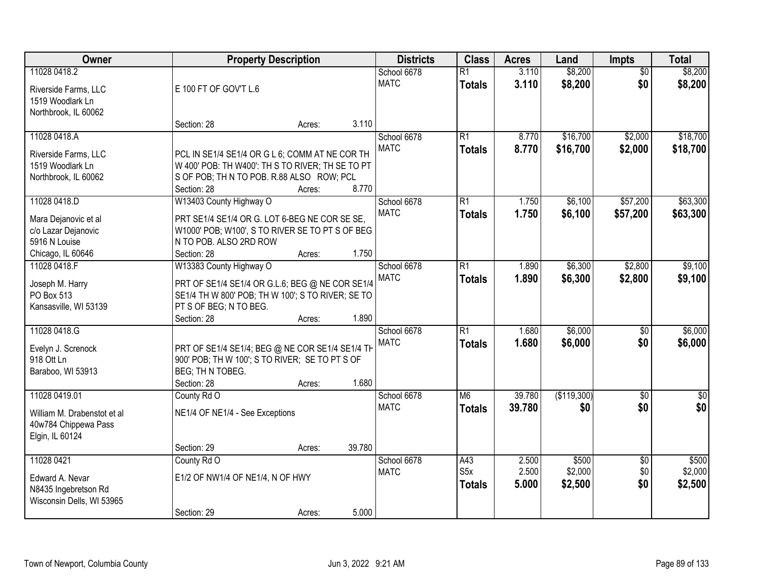| Owner | Property Description | Districts | Class | Acres | Land | Impts | Total |
|---|---|---|---|---|---|---|---|
| 11028 0418.2<br>Riverside Farms, LLC<br>1519 Woodlark Ln<br>Northbrook, IL 60062 | E 100 FT OF GOV'T L.6<br>Section: 28 Acres: 3.110 | School 6678<br>MATC | R1<br>**Totals** | 3.110<br>**3.110** | $8,200<br>**$8,200** | $0<br>**$0** | $8,200<br>**$8,200** |
| 11028 0418.A<br>Riverside Farms, LLC<br>1519 Woodlark Ln<br>Northbrook, IL 60062 | PCL IN SE1/4 SE1/4 OR G L 6; COMM AT NE COR TH W 400' POB: TH W400': TH S TO RIVER; TH SE TO PT S OF POB; TH N TO POB. R.88 ALSO ROW; PCL<br>Section: 28 Acres: 8.770 | School 6678<br>MATC | R1<br>**Totals** | 8.770<br>**8.770** | $16,700<br>**$16,700** | $2,000<br>**$2,000** | $18,700<br>**$18,700** |
| 11028 0418.D<br>Mara Dejanovic et al<br>c/o Lazar Dejanovic<br>5916 N Louise<br>Chicago, IL 60646 | W13403 County Highway O<br>PRT SE1/4 SE1/4 OR G. LOT 6-BEG NE COR SE SE, W1000' POB; W100', S TO RIVER SE TO PT S OF BEG N TO POB. ALSO 2RD ROW<br>Section: 28 Acres: 1.750 | School 6678<br>MATC | R1<br>**Totals** | 1.750<br>**1.750** | $6,100<br>**$6,100** | $57,200<br>**$57,200** | $63,300<br>**$63,300** |
| 11028 0418.F<br>Joseph M. Harry<br>PO Box 513<br>Kansasville, WI 53139 | W13383 County Highway O<br>PRT OF SE1/4 SE1/4 OR G.L.6; BEG @ NE COR SE1/4 SE1/4 TH W 800' POB; TH W 100'; S TO RIVER; SE TO PT S OF BEG; N TO BEG.<br>Section: 28 Acres: 1.890 | School 6678<br>MATC | R1<br>**Totals** | 1.890<br>**1.890** | $6,300<br>**$6,300** | $2,800<br>**$2,800** | $9,100<br>**$9,100** |
| 11028 0418.G<br>Evelyn J. Screnock<br>918 Ott Ln<br>Baraboo, WI 53913 | PRT OF SE1/4 SE1/4; BEG @ NE COR SE1/4 SE1/4 TH 900' POB; TH W 100'; S TO RIVER; SE TO PT S OF BEG; TH N TOBEG.<br>Section: 28 Acres: 1.680 | School 6678<br>MATC | R1<br>**Totals** | 1.680<br>**1.680** | $6,000<br>**$6,000** | $0<br>**$0** | $6,000<br>**$6,000** |
| 11028 0419.01<br>William M. Drabenstot et al<br>40w784 Chippewa Pass<br>Elgin, IL 60124 | County Rd O<br>NE1/4 OF NE1/4 - See Exceptions<br>Section: 29 Acres: 39.780 | School 6678<br>MATC | M6<br>**Totals** | 39.780<br>**39.780** | ($119,300)<br>**$0** | $0<br>**$0** | $0<br>**$0** |
| 11028 0421<br>Edward A. Nevar<br>N8435 Ingebretson Rd<br>Wisconsin Dells, WI 53965 | County Rd O<br>E1/2 OF NW1/4 OF NE1/4, N OF HWY<br>Section: 29 Acres: 5.000 | School 6678<br>MATC | A43<br>S5x<br>**Totals** | 2.500<br>2.500<br>**5.000** | $500<br>$2,000<br>**$2,500** | $0<br>$0<br>**$0** | $500<br>$2,000<br>**$2,500** |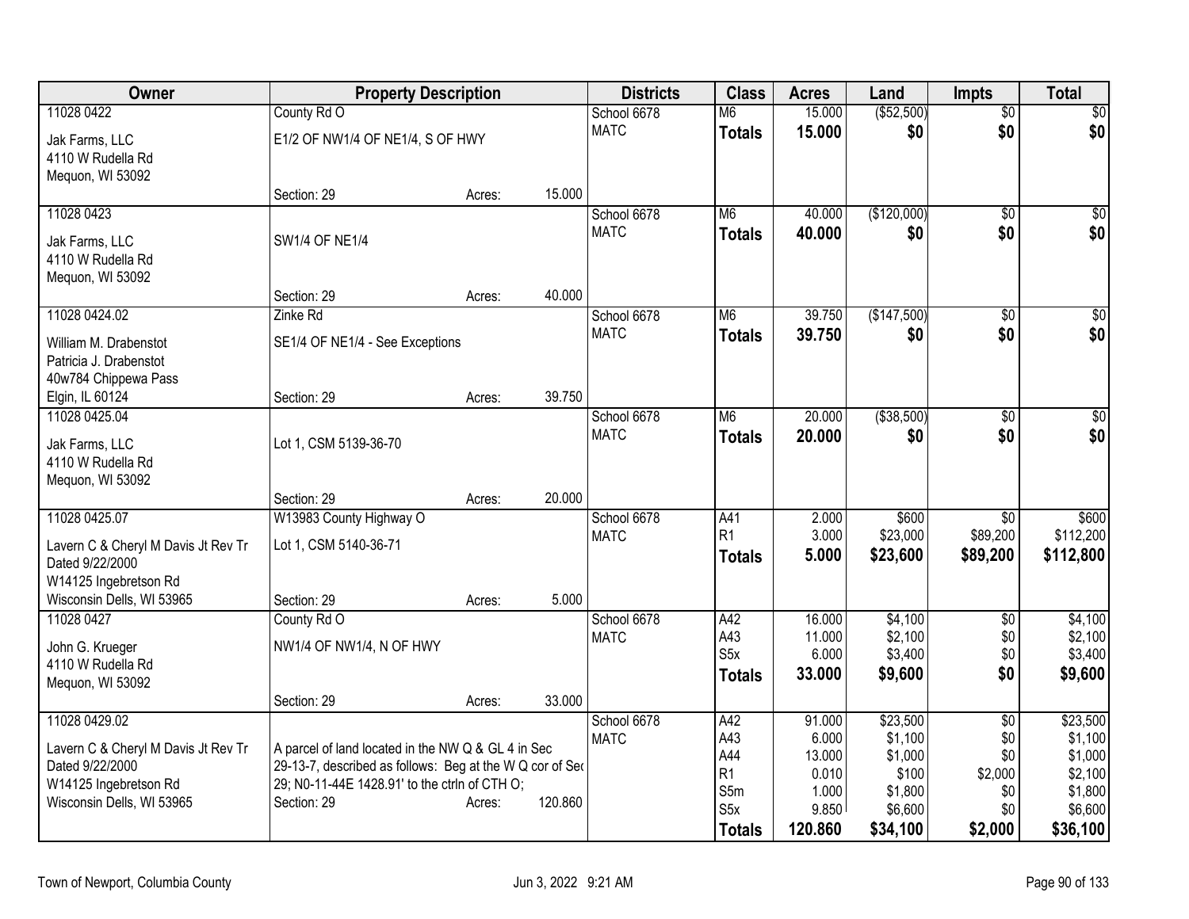| Owner | Property Description | | | Districts | Class | Acres | Land | Impts | Total |
|---|---|---|---|---|---|---|---|---|---|
| 11028 0422 | County Rd O | | | School 6678 | M6 | 15.000 | ($52,500) | $0 | $0 |
| Jak Farms, LLC<br>4110 W Rudella Rd<br>Mequon, WI 53092 | E1/2 OF NW1/4 OF NE1/4, S OF HWY | | | MATC | **Totals** | **15.000** | **$0** | **$0** | **$0** |
| | Section: 29 | Acres: | 15.000 | | | | | | |
| 11028 0423 | | | | School 6678 | M6 | 40.000 | ($120,000) | $0 | $0 |
| Jak Farms, LLC<br>4110 W Rudella Rd<br>Mequon, WI 53092 | SW1/4 OF NE1/4 | | | MATC | **Totals** | **40.000** | **$0** | **$0** | **$0** |
| | Section: 29 | Acres: | 40.000 | | | | | | |
| 11028 0424.02 | Zinke Rd | | | School 6678 | M6 | 39.750 | ($147,500) | $0 | $0 |
| William M. Drabenstot<br>Patricia J. Drabenstot<br>40w784 Chippewa Pass<br>Elgin, IL 60124 | SE1/4 OF NE1/4 - See Exceptions | | | MATC | **Totals** | **39.750** | **$0** | **$0** | **$0** |
| | Section: 29 | Acres: | 39.750 | | | | | | |
| 11028 0425.04 | | | | School 6678 | M6 | 20.000 | ($38,500) | $0 | $0 |
| Jak Farms, LLC<br>4110 W Rudella Rd<br>Mequon, WI 53092 | Lot 1, CSM 5139-36-70 | | | MATC | **Totals** | **20.000** | **$0** | **$0** | **$0** |
| | Section: 29 | Acres: | 20.000 | | | | | | |
| 11028 0425.07 | W13983 County Highway O | | | School 6678 | A41 | 2.000 | $600 | $0 | $600 |
| Lavern C & Cheryl M Davis Jt Rev Tr<br>Dated 9/22/2000<br>W14125 Ingebretson Rd<br>Wisconsin Dells, WI 53965 | Lot 1, CSM 5140-36-71 | | | MATC | R1 | 3.000 | $23,000 | $89,200 | $112,200 |
| | | | | | **Totals** | **5.000** | **$23,600** | **$89,200** | **$112,800** |
| | Section: 29 | Acres: | 5.000 | | | | | | |
| 11028 0427 | County Rd O | | | School 6678 | A42 | 16.000 | $4,100 | $0 | $4,100 |
| John G. Krueger<br>4110 W Rudella Rd<br>Mequon, WI 53092 | NW1/4 OF NW1/4, N OF HWY | | | MATC | A43 | 11.000 | $2,100 | $0 | $2,100 |
| | | | | | S5x | 6.000 | $3,400 | $0 | $3,400 |
| | | | | | **Totals** | **33.000** | **$9,600** | **$0** | **$9,600** |
| | Section: 29 | Acres: | 33.000 | | | | | | |
| 11028 0429.02 | | | | School 6678 | A42 | 91.000 | $23,500 | $0 | $23,500 |
| Lavern C & Cheryl M Davis Jt Rev Tr<br>Dated 9/22/2000<br>W14125 Ingebretson Rd<br>Wisconsin Dells, WI 53965 | A parcel of land located in the NW Q & GL 4 in Sec 29-13-7, described as follows: Beg at the W Q cor of Sec 29; N0-11-44E 1428.91' to the ctrln of CTH O; | | | MATC | A43 | 6.000 | $1,100 | $0 | $1,100 |
| | | | | | A44 | 13.000 | $1,000 | $0 | $1,000 |
| | | | | | R1 | 0.010 | $100 | $2,000 | $2,100 |
| | | | | | S5m | 1.000 | $1,800 | $0 | $1,800 |
| | Section: 29 | Acres: | 120.860 | | S5x | 9.850 | $6,600 | $0 | $6,600 |
| | | | | | **Totals** | **120.860** | **$34,100** | **$2,000** | **$36,100** |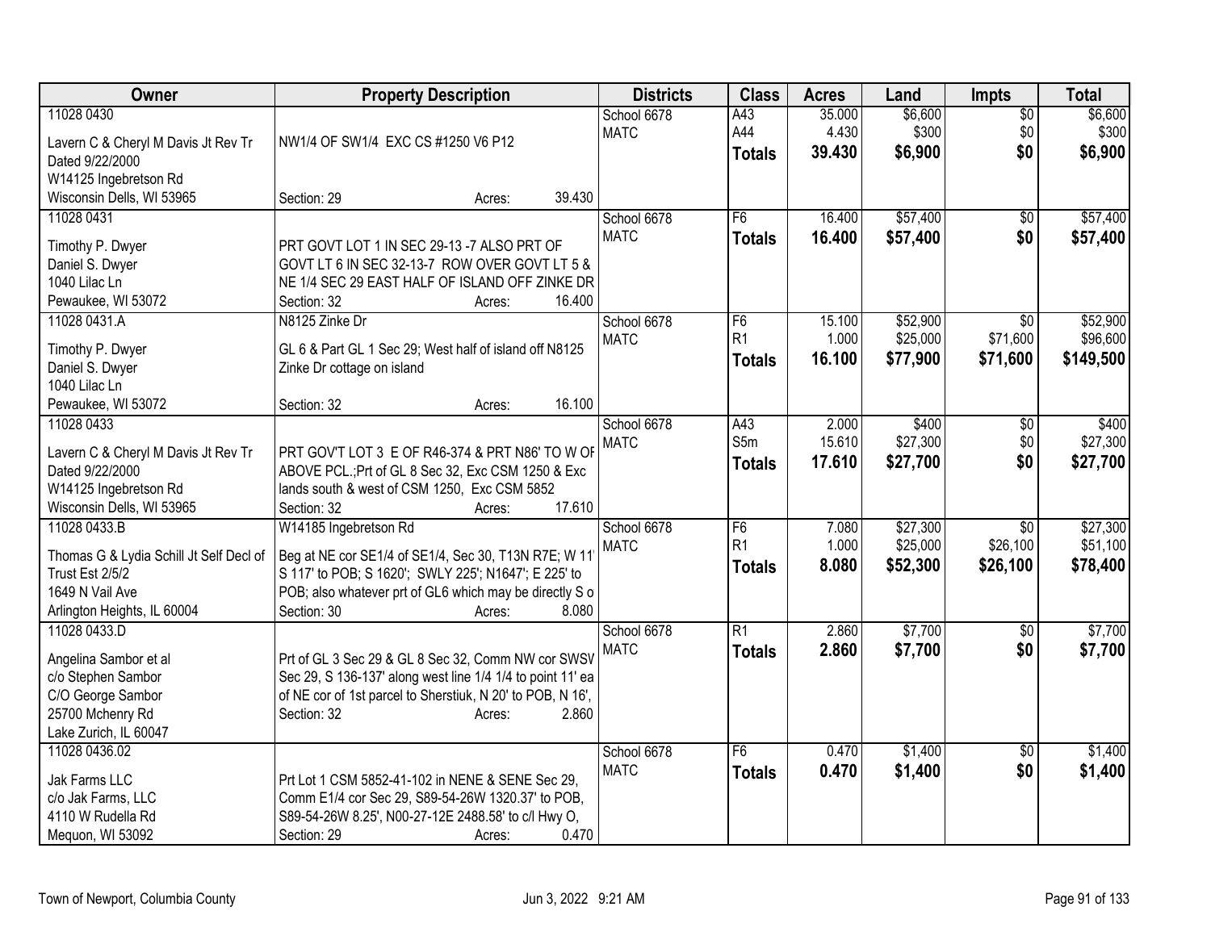| Owner | Property Description | Districts | Class | Acres | Land | Impts | Total |
|---|---|---|---|---|---|---|---|
| 11028 0430<br>Lavern C & Cheryl M Davis Jt Rev Tr Dated 9/22/2000<br>W14125 Ingebretson Rd<br>Wisconsin Dells, WI 53965 | NW1/4 OF SW1/4 EXC CS #1250 V6 P12<br>Section: 29 Acres: 39.430 | School 6678<br>MATC | A43<br>A44<br>**Totals** | 35.000<br>4.430<br>**39.430** | $6,600<br>$300<br>**$6,900** | $0<br>$0<br>**$0** | $6,600<br>$300<br>**$6,900** |
| 11028 0431<br>Timothy P. Dwyer<br>Daniel S. Dwyer<br>1040 Lilac Ln<br>Pewaukee, WI 53072 | PRT GOVT LOT 1 IN SEC 29-13 -7 ALSO PRT OF GOVT LT 6 IN SEC 32-13-7 ROW OVER GOVT LT 5 & NE 1/4 SEC 29 EAST HALF OF ISLAND OFF ZINKE DR<br>Section: 32 Acres: 16.400 | School 6678<br>MATC | F6<br>**Totals** | 16.400<br>**16.400** | $57,400<br>**$57,400** | $0<br>**$0** | $57,400<br>**$57,400** |
| 11028 0431.A<br>Timothy P. Dwyer<br>Daniel S. Dwyer<br>1040 Lilac Ln<br>Pewaukee, WI 53072 | N8125 Zinke Dr<br>GL 6 & Part GL 1 Sec 29; West half of island off N8125 Zinke Dr cottage on island<br>Section: 32 Acres: 16.100 | School 6678<br>MATC | F6<br>R1<br>**Totals** | 15.100<br>1.000<br>**16.100** | $52,900<br>$25,000<br>**$77,900** | $0<br>$71,600<br>**$71,600** | $52,900<br>$96,600<br>**$149,500** |
| 11028 0433<br>Lavern C & Cheryl M Davis Jt Rev Tr Dated 9/22/2000<br>W14125 Ingebretson Rd<br>Wisconsin Dells, WI 53965 | PRT GOV'T LOT 3 E OF R46-374 & PRT N86' TO W OF ABOVE PCL.;Prt of GL 8 Sec 32, Exc CSM 1250 & Exc lands south & west of CSM 1250, Exc CSM 5852<br>Section: 32 Acres: 17.610 | School 6678<br>MATC | A43<br>S5m<br>**Totals** | 2.000<br>15.610<br>**17.610** | $400<br>$27,300<br>**$27,700** | $0<br>$0<br>**$0** | $400<br>$27,300<br>**$27,700** |
| 11028 0433.B<br>Thomas G & Lydia Schill Jt Self Decl of Trust Est 2/5/2<br>1649 N Vail Ave<br>Arlington Heights, IL 60004 | W14185 Ingebretson Rd<br>Beg at NE cor SE1/4 of SE1/4, Sec 30, T13N R7E; W 11' S 117' to POB; S 1620'; SWLY 225'; N1647'; E 225' to POB; also whatever prt of GL6 which may be directly S o<br>Section: 30 Acres: 8.080 | School 6678<br>MATC | F6<br>R1<br>**Totals** | 7.080<br>1.000<br>**8.080** | $27,300<br>$25,000<br>**$52,300** | $0<br>$26,100<br>**$26,100** | $27,300<br>$51,100<br>**$78,400** |
| 11028 0433.D<br>Angelina Sambor et al<br>c/o Stephen Sambor<br>C/O George Sambor<br>25700 Mchenry Rd<br>Lake Zurich, IL 60047 | Prt of GL 3 Sec 29 & GL 8 Sec 32, Comm NW cor SWSV Sec 29, S 136-137' along west line 1/4 1/4 to point 11' ea of NE cor of 1st parcel to Sherstiuk, N 20' to POB, N 16',<br>Section: 32 Acres: 2.860 | School 6678<br>MATC | R1<br>**Totals** | 2.860<br>**2.860** | $7,700<br>**$7,700** | $0<br>**$0** | $7,700<br>**$7,700** |
| 11028 0436.02<br>Jak Farms LLC<br>c/o Jak Farms, LLC<br>4110 W Rudella Rd<br>Mequon, WI 53092 | Prt Lot 1 CSM 5852-41-102 in NENE & SENE Sec 29, Comm E1/4 cor Sec 29, S89-54-26W 1320.37' to POB, S89-54-26W 8.25', N00-27-12E 2488.58' to c/l Hwy O,<br>Section: 29 Acres: 0.470 | School 6678<br>MATC | F6<br>**Totals** | 0.470<br>**0.470** | $1,400<br>**$1,400** | $0<br>**$0** | $1,400<br>**$1,400** |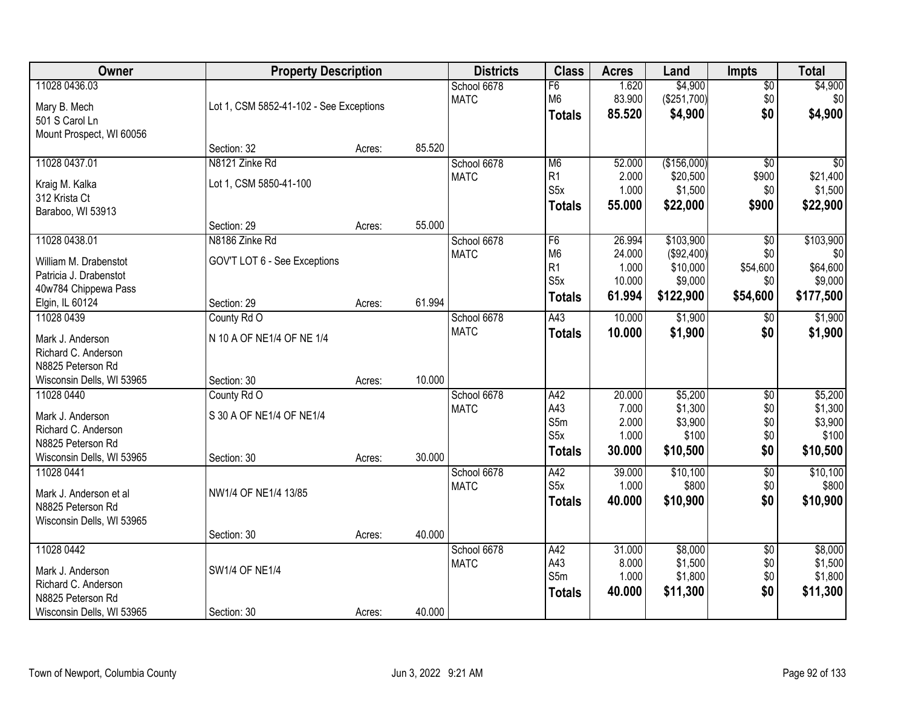| Owner | Property Description | | | Districts | Class | Acres | Land | Impts | Total |
|---|---|---|---|---|---|---|---|---|---|
| 11028 0436.03<br><br>Mary B. Mech<br>501 S Carol Ln<br>Mount Prospect, WI 60056 | Lot 1, CSM 5852-41-102 - See Exceptions<br><br>Section: 32 | Acres: | 85.520 | School 6678<br>MATC | F6<br>M6<br>**Totals** | 1.620<br>83.900<br>**85.520** | $4,900<br>($251,700)<br>**$4,900** | $0<br>$0<br>**$0** | $4,900<br>$0<br>**$4,900** |
| 11028 0437.01<br><br>Kraig M. Kalka<br>312 Krista Ct<br>Baraboo, WI 53913 | N8121 Zinke Rd<br>Lot 1, CSM 5850-41-100<br><br>Section: 29 | Acres: | 55.000 | School 6678<br>MATC | M6<br>R1<br>S5x<br>**Totals** | 52.000<br>2.000<br>1.000<br>**55.000** | ($156,000)<br>$20,500<br>$1,500<br>**$22,000** | $0<br>$900<br>$0<br>**$900** | $0<br>$21,400<br>$1,500<br>**$22,900** |
| 11028 0438.01<br><br>William M. Drabenstot<br>Patricia J. Drabenstot<br>40w784 Chippewa Pass<br>Elgin, IL 60124 | N8186 Zinke Rd<br>GOV'T LOT 6 - See Exceptions<br><br>Section: 29 | Acres: | 61.994 | School 6678<br>MATC | F6<br>M6<br>R1<br>S5x<br>**Totals** | 26.994<br>24.000<br>1.000<br>10.000<br>**61.994** | $103,900<br>($92,400)<br>$10,000<br>$9,000<br>**$122,900** | $0<br>$0<br>$54,600<br>$0<br>**$54,600** | $103,900<br>$0<br>$64,600<br>$9,000<br>**$177,500** |
| 11028 0439<br><br>Mark J. Anderson<br>Richard C. Anderson<br>N8825 Peterson Rd<br>Wisconsin Dells, WI 53965 | County Rd O<br>N 10 A OF NE1/4 OF NE 1/4<br><br>Section: 30 | Acres: | 10.000 | School 6678<br>MATC | A43<br>**Totals** | 10.000<br>**10.000** | $1,900<br>**$1,900** | $0<br>**$0** | $1,900<br>**$1,900** |
| 11028 0440<br><br>Mark J. Anderson<br>Richard C. Anderson<br>N8825 Peterson Rd<br>Wisconsin Dells, WI 53965 | County Rd O<br>S 30 A OF NE1/4 OF NE1/4<br><br>Section: 30 | Acres: | 30.000 | School 6678<br>MATC | A42<br>A43<br>S5m<br>S5x<br>**Totals** | 20.000<br>7.000<br>2.000<br>1.000<br>**30.000** | $5,200<br>$1,300<br>$3,900<br>$100<br>**$10,500** | $0<br>$0<br>$0<br>$0<br>**$0** | $5,200<br>$1,300<br>$3,900<br>$100<br>**$10,500** |
| 11028 0441<br><br>Mark J. Anderson et al<br>N8825 Peterson Rd<br>Wisconsin Dells, WI 53965 | NW1/4 OF NE1/4 13/85<br><br>Section: 30 | Acres: | 40.000 | School 6678<br>MATC | A42<br>S5x<br>**Totals** | 39.000<br>1.000<br>**40.000** | $10,100<br>$800<br>**$10,900** | $0<br>$0<br>**$0** | $10,100<br>$800<br>**$10,900** |
| 11028 0442<br><br>Mark J. Anderson<br>Richard C. Anderson<br>N8825 Peterson Rd<br>Wisconsin Dells, WI 53965 | SW1/4 OF NE1/4<br><br>Section: 30 | Acres: | 40.000 | School 6678<br>MATC | A42<br>A43<br>S5m<br>**Totals** | 31.000<br>8.000<br>1.000<br>**40.000** | $8,000<br>$1,500<br>$1,800<br>**$11,300** | $0<br>$0<br>$0<br>**$0** | $8,000<br>$1,500<br>$1,800<br>**$11,300** |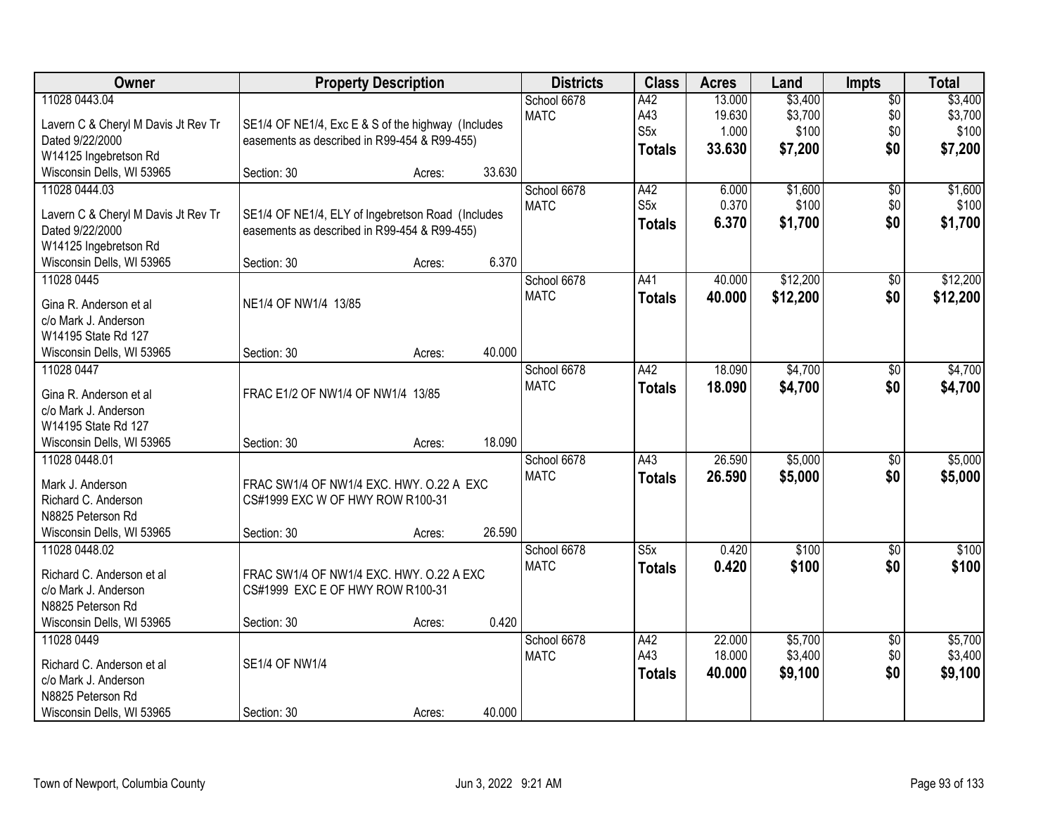| Owner | Property Description | Districts | Class | Acres | Land | Impts | Total |
|---|---|---|---|---|---|---|---|
| 11028 0443.04<br>Lavern C & Cheryl M Davis Jt Rev Tr<br>Dated 9/22/2000<br>W14125 Ingebretson Rd<br>Wisconsin Dells, WI 53965 | SE1/4 OF NE1/4, Exc E & S of the highway (Includes easements as described in R99-454 & R99-455)<br>Section: 30 Acres: 33.630 | School 6678<br>MATC | A42<br>A43<br>S5x<br>**Totals** | 13.000<br>19.630<br>1.000<br>**33.630** | $3,400<br>$3,700<br>$100<br>**$7,200** | $0<br>$0<br>$0<br>**$0** | $3,400<br>$3,700<br>$100<br>**$7,200** |
| 11028 0444.03<br>Lavern C & Cheryl M Davis Jt Rev Tr<br>Dated 9/22/2000<br>W14125 Ingebretson Rd<br>Wisconsin Dells, WI 53965 | SE1/4 OF NE1/4, ELY of Ingebretson Road (Includes easements as described in R99-454 & R99-455)<br>Section: 30 Acres: 6.370 | School 6678<br>MATC | A42<br>S5x<br>**Totals** | 6.000<br>0.370<br>**6.370** | $1,600<br>$100<br>**$1,700** | $0<br>$0<br>**$0** | $1,600<br>$100<br>**$1,700** |
| 11028 0445<br>Gina R. Anderson et al<br>c/o Mark J. Anderson<br>W14195 State Rd 127<br>Wisconsin Dells, WI 53965 | NE1/4 OF NW1/4 13/85<br>Section: 30 Acres: 40.000 | School 6678<br>MATC | A41<br>**Totals** | 40.000<br>**40.000** | $12,200<br>**$12,200** | $0<br>**$0** | $12,200<br>**$12,200** |
| 11028 0447<br>Gina R. Anderson et al<br>c/o Mark J. Anderson<br>W14195 State Rd 127<br>Wisconsin Dells, WI 53965 | FRAC E1/2 OF NW1/4 OF NW1/4 13/85<br>Section: 30 Acres: 18.090 | School 6678<br>MATC | A42<br>**Totals** | 18.090<br>**18.090** | $4,700<br>**$4,700** | $0<br>**$0** | $4,700<br>**$4,700** |
| 11028 0448.01<br>Mark J. Anderson<br>Richard C. Anderson<br>N8825 Peterson Rd<br>Wisconsin Dells, WI 53965 | FRAC SW1/4 OF NW1/4 EXC. HWY. O.22 A EXC CS#1999 EXC W OF HWY ROW R100-31<br>Section: 30 Acres: 26.590 | School 6678<br>MATC | A43<br>**Totals** | 26.590<br>**26.590** | $5,000<br>**$5,000** | $0<br>**$0** | $5,000<br>**$5,000** |
| 11028 0448.02<br>Richard C. Anderson et al<br>c/o Mark J. Anderson<br>N8825 Peterson Rd<br>Wisconsin Dells, WI 53965 | FRAC SW1/4 OF NW1/4 EXC. HWY. O.22 A EXC CS#1999 EXC E OF HWY ROW R100-31<br>Section: 30 Acres: 0.420 | School 6678<br>MATC | S5x<br>**Totals** | 0.420<br>**0.420** | $100<br>**$100** | $0<br>**$0** | $100<br>**$100** |
| 11028 0449<br>Richard C. Anderson et al<br>c/o Mark J. Anderson<br>N8825 Peterson Rd<br>Wisconsin Dells, WI 53965 | SE1/4 OF NW1/4<br>Section: 30 Acres: 40.000 | School 6678<br>MATC | A42<br>A43<br>**Totals** | 22.000<br>18.000<br>**40.000** | $5,700<br>$3,400<br>**$9,100** | $0<br>$0<br>**$0** | $5,700<br>$3,400<br>**$9,100** |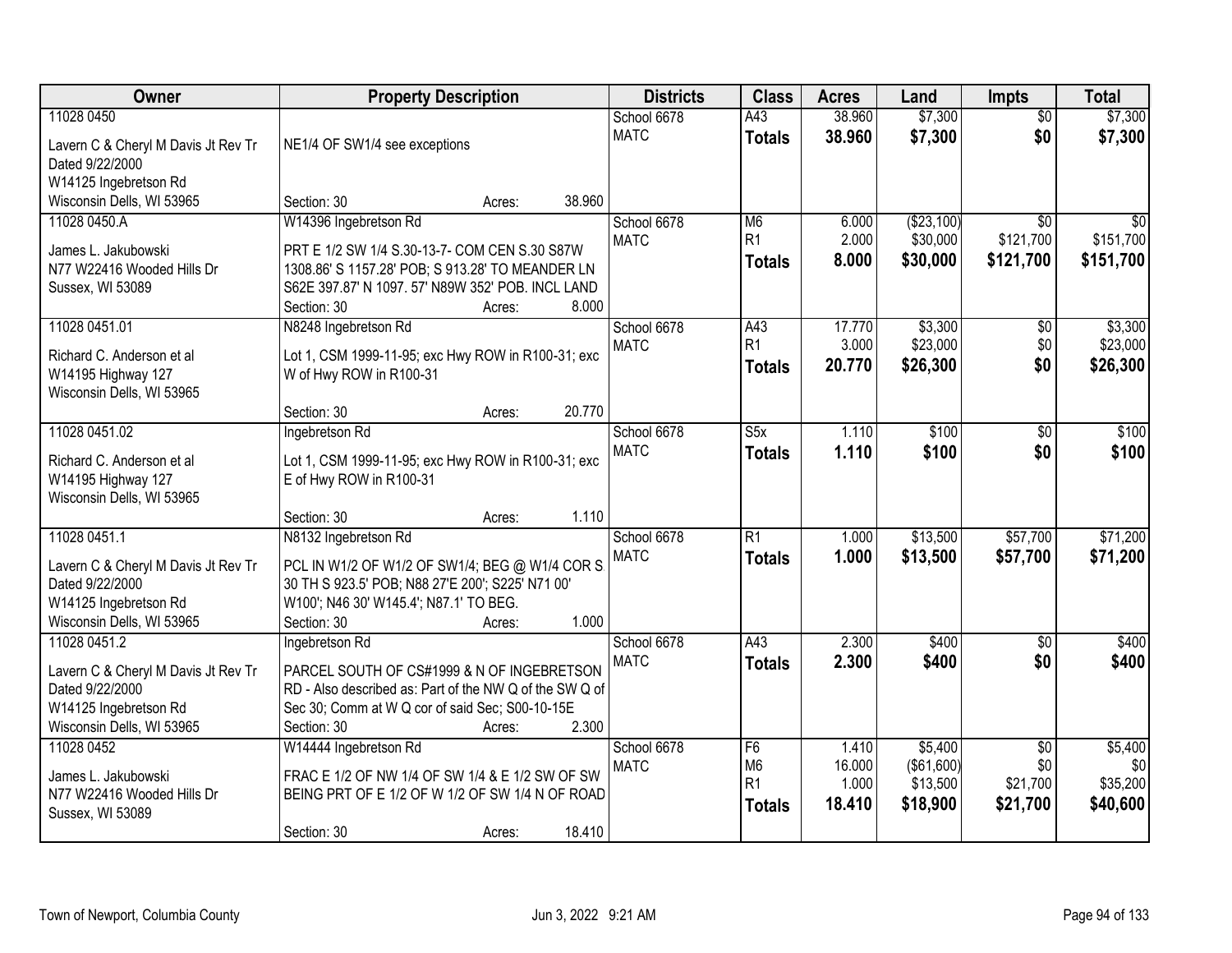| Owner | Property Description | Districts | Class | Acres | Land | Impts | Total |
|---|---|---|---|---|---|---|---|
| 11028 0450<br>Lavern C & Cheryl M Davis Jt Rev Tr Dated 9/22/2000<br>W14125 Ingebretson Rd<br>Wisconsin Dells, WI 53965 | NE1/4 OF SW1/4 see exceptions<br>Section: 30 Acres: 38.960 | School 6678<br>MATC | A43<br>**Totals** | 38.960<br>**38.960** | $7,300<br>**$7,300** | $0<br>**$0** | $7,300<br>**$7,300** |
| 11028 0450.A<br>James L. Jakubowski<br>N77 W22416 Wooded Hills Dr<br>Sussex, WI 53089 | W14396 Ingebretson Rd<br>PRT E 1/2 SW 1/4 S.30-13-7- COM CEN S.30 S87W 1308.86' S 1157.28' POB; S 913.28' TO MEANDER LN S62E 397.87' N 1097. 57' N89W 352' POB. INCL LAND<br>Section: 30 Acres: 8.000 | School 6678<br>MATC | M6<br>R1<br>**Totals** | 6.000<br>2.000<br>**8.000** | ($23,100)<br>$30,000<br>**$30,000** | $0<br>$121,700<br>**$121,700** | $0<br>$151,700<br>**$151,700** |
| 11028 0451.01<br>Richard C. Anderson et al<br>W14195 Highway 127<br>Wisconsin Dells, WI 53965 | N8248 Ingebretson Rd<br>Lot 1, CSM 1999-11-95; exc Hwy ROW in R100-31; exc W of Hwy ROW in R100-31<br>Section: 30 Acres: 20.770 | School 6678<br>MATC | A43<br>R1<br>**Totals** | 17.770<br>3.000<br>**20.770** | $3,300<br>$23,000<br>**$26,300** | $0<br>$0<br>**$0** | $3,300<br>$23,000<br>**$26,300** |
| 11028 0451.02<br>Richard C. Anderson et al<br>W14195 Highway 127<br>Wisconsin Dells, WI 53965 | Ingebretson Rd<br>Lot 1, CSM 1999-11-95; exc Hwy ROW in R100-31; exc E of Hwy ROW in R100-31<br>Section: 30 Acres: 1.110 | School 6678<br>MATC | S5x<br>**Totals** | 1.110<br>**1.110** | $100<br>**$100** | $0<br>**$0** | $100<br>**$100** |
| 11028 0451.1<br>Lavern C & Cheryl M Davis Jt Rev Tr Dated 9/22/2000<br>W14125 Ingebretson Rd<br>Wisconsin Dells, WI 53965 | N8132 Ingebretson Rd<br>PCL IN W1/2 OF W1/2 OF SW1/4; BEG @ W1/4 COR S 30 TH S 923.5' POB; N88 27'E 200'; S225' N71 00' W100'; N46 30' W145.4'; N87.1' TO BEG.<br>Section: 30 Acres: 1.000 | School 6678<br>MATC | R1<br>**Totals** | 1.000<br>**1.000** | $13,500<br>**$13,500** | $57,700<br>**$57,700** | $71,200<br>**$71,200** |
| 11028 0451.2<br>Lavern C & Cheryl M Davis Jt Rev Tr Dated 9/22/2000<br>W14125 Ingebretson Rd<br>Wisconsin Dells, WI 53965 | Ingebretson Rd<br>PARCEL SOUTH OF CS#1999 & N OF INGEBRETSON RD - Also described as: Part of the NW Q of the SW Q of Sec 30; Comm at W Q cor of said Sec; S00-10-15E<br>Section: 30 Acres: 2.300 | School 6678<br>MATC | A43<br>**Totals** | 2.300<br>**2.300** | $400<br>**$400** | $0<br>**$0** | $400<br>**$400** |
| 11028 0452<br>James L. Jakubowski<br>N77 W22416 Wooded Hills Dr<br>Sussex, WI 53089 | W14444 Ingebretson Rd<br>FRAC E 1/2 OF NW 1/4 OF SW 1/4 & E 1/2 SW OF SW BEING PRT OF E 1/2 OF W 1/2 OF SW 1/4 N OF ROAD<br>Section: 30 Acres: 18.410 | School 6678<br>MATC | F6<br>M6<br>R1<br>**Totals** | 1.410<br>16.000<br>1.000<br>**18.410** | $5,400<br>($61,600)<br>$13,500<br>**$18,900** | $0<br>$0<br>$21,700<br>**$21,700** | $5,400<br>$0<br>$35,200<br>**$40,600** |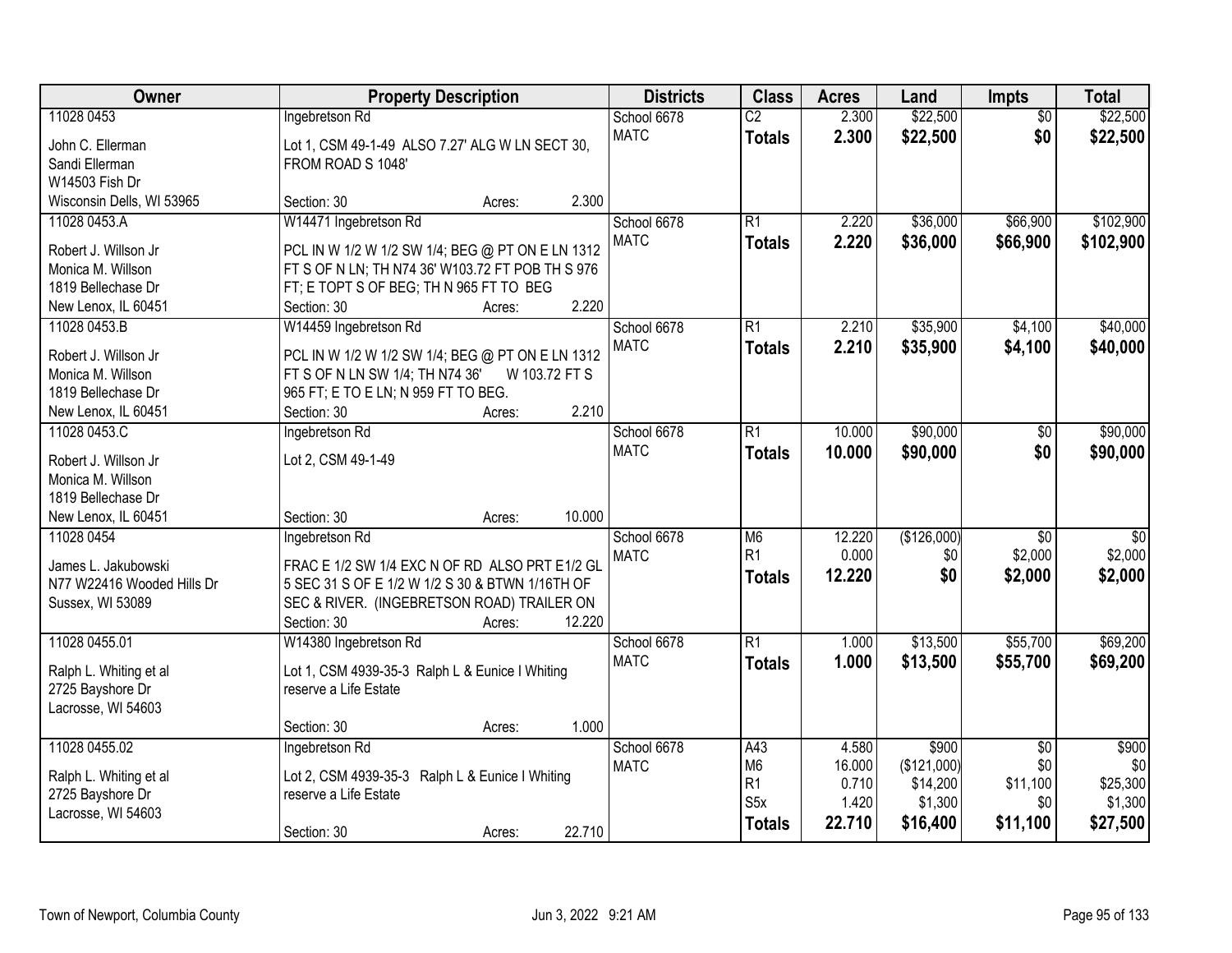| Owner | Property Description | Districts | Class | Acres | Land | Impts | Total |
|---|---|---|---|---|---|---|---|
| 11028 0453<br>John C. Ellerman<br>Sandi Ellerman<br>W14503 Fish Dr<br>Wisconsin Dells, WI 53965 | Ingebretson Rd<br>Lot 1, CSM 49-1-49 ALSO 7.27' ALG W LN SECT 30, FROM ROAD S 1048'<br>Section: 30 Acres: 2.300 | School 6678<br>MATC | C2<br>**Totals** | 2.300<br>**2.300** | $22,500<br>**$22,500** | $0<br>**$0** | $22,500<br>**$22,500** |
| 11028 0453.A<br>Robert J. Willson Jr<br>Monica M. Willson<br>1819 Bellechase Dr<br>New Lenox, IL 60451 | W14471 Ingebretson Rd<br>PCL IN W 1/2 W 1/2 SW 1/4; BEG @ PT ON E LN 1312 FT S OF N LN; TH N74 36' W103.72 FT POB TH S 976 FT; E TOPT S OF BEG; TH N 965 FT TO BEG<br>Section: 30 Acres: 2.220 | School 6678<br>MATC | R1<br>**Totals** | 2.220<br>**2.220** | $36,000<br>**$36,000** | $66,900<br>**$66,900** | $102,900<br>**$102,900** |
| 11028 0453.B<br>Robert J. Willson Jr<br>Monica M. Willson<br>1819 Bellechase Dr<br>New Lenox, IL 60451 | W14459 Ingebretson Rd<br>PCL IN W 1/2 W 1/2 SW 1/4; BEG @ PT ON E LN 1312 FT S OF N LN SW 1/4; TH N74 36' W 103.72 FT S 965 FT; E TO E LN; N 959 FT TO BEG.<br>Section: 30 Acres: 2.210 | School 6678<br>MATC | R1<br>**Totals** | 2.210<br>**2.210** | $35,900<br>**$35,900** | $4,100<br>**$4,100** | $40,000<br>**$40,000** |
| 11028 0453.C<br>Robert J. Willson Jr<br>Monica M. Willson<br>1819 Bellechase Dr<br>New Lenox, IL 60451 | Ingebretson Rd<br>Lot 2, CSM 49-1-49<br>Section: 30 Acres: 10.000 | School 6678<br>MATC | R1<br>**Totals** | 10.000<br>**10.000** | $90,000<br>**$90,000** | $0<br>**$0** | $90,000<br>**$90,000** |
| 11028 0454<br>James L. Jakubowski<br>N77 W22416 Wooded Hills Dr<br>Sussex, WI 53089 | Ingebretson Rd<br>FRAC E 1/2 SW 1/4 EXC N OF RD ALSO PRT E1/2 GL 5 SEC 31 S OF E 1/2 W 1/2 S 30 & BTWN 1/16TH OF SEC & RIVER. (INGEBRETSON ROAD) TRAILER ON<br>Section: 30 Acres: 12.220 | School 6678<br>MATC | M6<br>R1<br>**Totals** | 12.220<br>0.000<br>**12.220** | ($126,000)<br>$0<br>**$0** | $0<br>$2,000<br>**$2,000** | $0<br>$2,000<br>**$2,000** |
| 11028 0455.01<br>Ralph L. Whiting et al<br>2725 Bayshore Dr<br>Lacrosse, WI 54603 | W14380 Ingebretson Rd<br>Lot 1, CSM 4939-35-3 Ralph L & Eunice I Whiting reserve a Life Estate<br>Section: 30 Acres: 1.000 | School 6678<br>MATC | R1<br>**Totals** | 1.000<br>**1.000** | $13,500<br>**$13,500** | $55,700<br>**$55,700** | $69,200<br>**$69,200** |
| 11028 0455.02<br>Ralph L. Whiting et al<br>2725 Bayshore Dr<br>Lacrosse, WI 54603 | Ingebretson Rd<br>Lot 2, CSM 4939-35-3 Ralph L & Eunice I Whiting reserve a Life Estate<br>Section: 30 Acres: 22.710 | School 6678<br>MATC | A43<br>M6<br>R1<br>S5x<br>**Totals** | 4.580<br>16.000<br>0.710<br>1.420<br>**22.710** | $900<br>($121,000)<br>$14,200<br>$1,300<br>**$16,400** | $0<br>$0<br>$11,100<br>$0<br>**$11,100** | $900<br>$0<br>$25,300<br>$1,300<br>**$27,500** |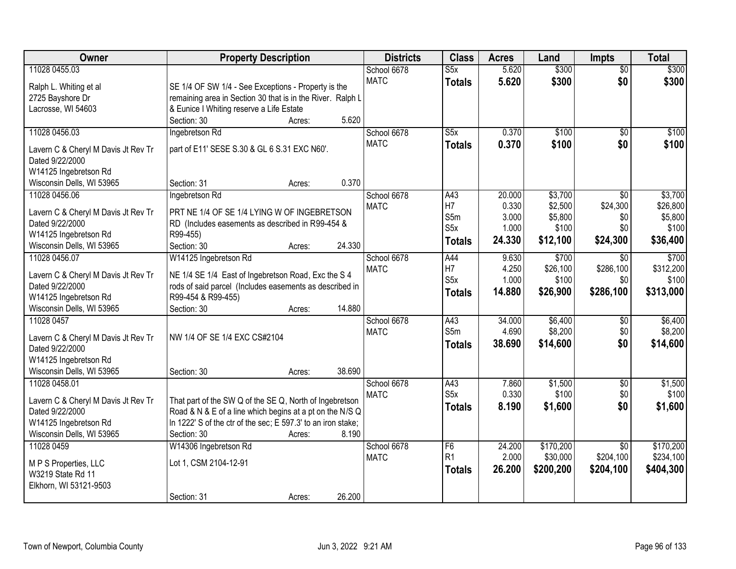| Owner | Property Description | Districts | Class | Acres | Land | Impts | Total |
|---|---|---|---|---|---|---|---|
| 11028 0455.03<br>Ralph L. Whiting et al<br>2725 Bayshore Dr<br>Lacrosse, WI 54603 | SE 1/4 OF SW 1/4 - See Exceptions - Property is the remaining area in Section 30 that is in the River. Ralph L & Eunice I Whiting reserve a Life Estate<br>Section: 30 Acres: 5.620 | School 6678<br>MATC | S5x<br>**Totals** | 5.620<br>**5.620** | $300<br>**$300** | $0<br>**$0** | $300<br>**$300** |
| 11028 0456.03<br>Lavern C & Cheryl M Davis Jt Rev Tr<br>Dated 9/22/2000<br>W14125 Ingebretson Rd<br>Wisconsin Dells, WI 53965 | Ingebretson Rd<br>part of E11' SESE S.30 & GL 6 S.31 EXC N60'.<br>Section: 31 Acres: 0.370 | School 6678<br>MATC | S5x<br>**Totals** | 0.370<br>**0.370** | $100<br>**$100** | $0<br>**$0** | $100<br>**$100** |
| 11028 0456.06<br>Lavern C & Cheryl M Davis Jt Rev Tr<br>Dated 9/22/2000<br>W14125 Ingebretson Rd<br>Wisconsin Dells, WI 53965 | Ingebretson Rd<br>PRT NE 1/4 OF SE 1/4 LYING W OF INGEBRETSON RD (Includes easements as described in R99-454 & R99-455)<br>Section: 30 Acres: 24.330 | School 6678<br>MATC | A43<br>H7<br>S5m<br>S5x<br>**Totals** | 20.000<br>0.330<br>3.000<br>1.000<br>**24.330** | $3,700<br>$2,500<br>$5,800<br>$100<br>**$12,100** | $0<br>$24,300<br>$0<br>$0<br>**$24,300** | $3,700<br>$26,800<br>$5,800<br>$100<br>**$36,400** |
| 11028 0456.07<br>Lavern C & Cheryl M Davis Jt Rev Tr<br>Dated 9/22/2000<br>W14125 Ingebretson Rd<br>Wisconsin Dells, WI 53965 | W14125 Ingebretson Rd<br>NE 1/4 SE 1/4 East of Ingebretson Road, Exc the S 4 rods of said parcel (Includes easements as described in R99-454 & R99-455)<br>Section: 30 Acres: 14.880 | School 6678<br>MATC | A44<br>H7<br>S5x<br>**Totals** | 9.630<br>4.250<br>1.000<br>**14.880** | $700<br>$26,100<br>$100<br>**$26,900** | $0<br>$286,100<br>$0<br>**$286,100** | $700<br>$312,200<br>$100<br>**$313,000** |
| 11028 0457<br>Lavern C & Cheryl M Davis Jt Rev Tr<br>Dated 9/22/2000<br>W14125 Ingebretson Rd<br>Wisconsin Dells, WI 53965 | NW 1/4 OF SE 1/4 EXC CS#2104<br>Section: 30 Acres: 38.690 | School 6678<br>MATC | A43<br>S5m<br>**Totals** | 34.000<br>4.690<br>**38.690** | $6,400<br>$8,200<br>**$14,600** | $0<br>$0<br>**$0** | $6,400<br>$8,200<br>**$14,600** |
| 11028 0458.01<br>Lavern C & Cheryl M Davis Jt Rev Tr<br>Dated 9/22/2000<br>W14125 Ingebretson Rd<br>Wisconsin Dells, WI 53965 | That part of the SW Q of the SE Q, North of Ingebretson Road & N & E of a line which begins at a pt on the N/S Q In 1222' S of the ctr of the sec; E 597.3' to an iron stake;<br>Section: 30 Acres: 8.190 | School 6678<br>MATC | A43<br>S5x<br>**Totals** | 7.860<br>0.330<br>**8.190** | $1,500<br>$100<br>**$1,600** | $0<br>$0<br>**$0** | $1,500<br>$100<br>**$1,600** |
| 11028 0459<br>M P S Properties, LLC<br>W3219 State Rd 11<br>Elkhorn, WI 53121-9503 | W14306 Ingebretson Rd<br>Lot 1, CSM 2104-12-91<br>Section: 31 Acres: 26.200 | School 6678<br>MATC | F6<br>R1<br>**Totals** | 24.200<br>2.000<br>**26.200** | $170,200<br>$30,000<br>**$200,200** | $0<br>$204,100<br>**$204,100** | $170,200<br>$234,100<br>**$404,300** |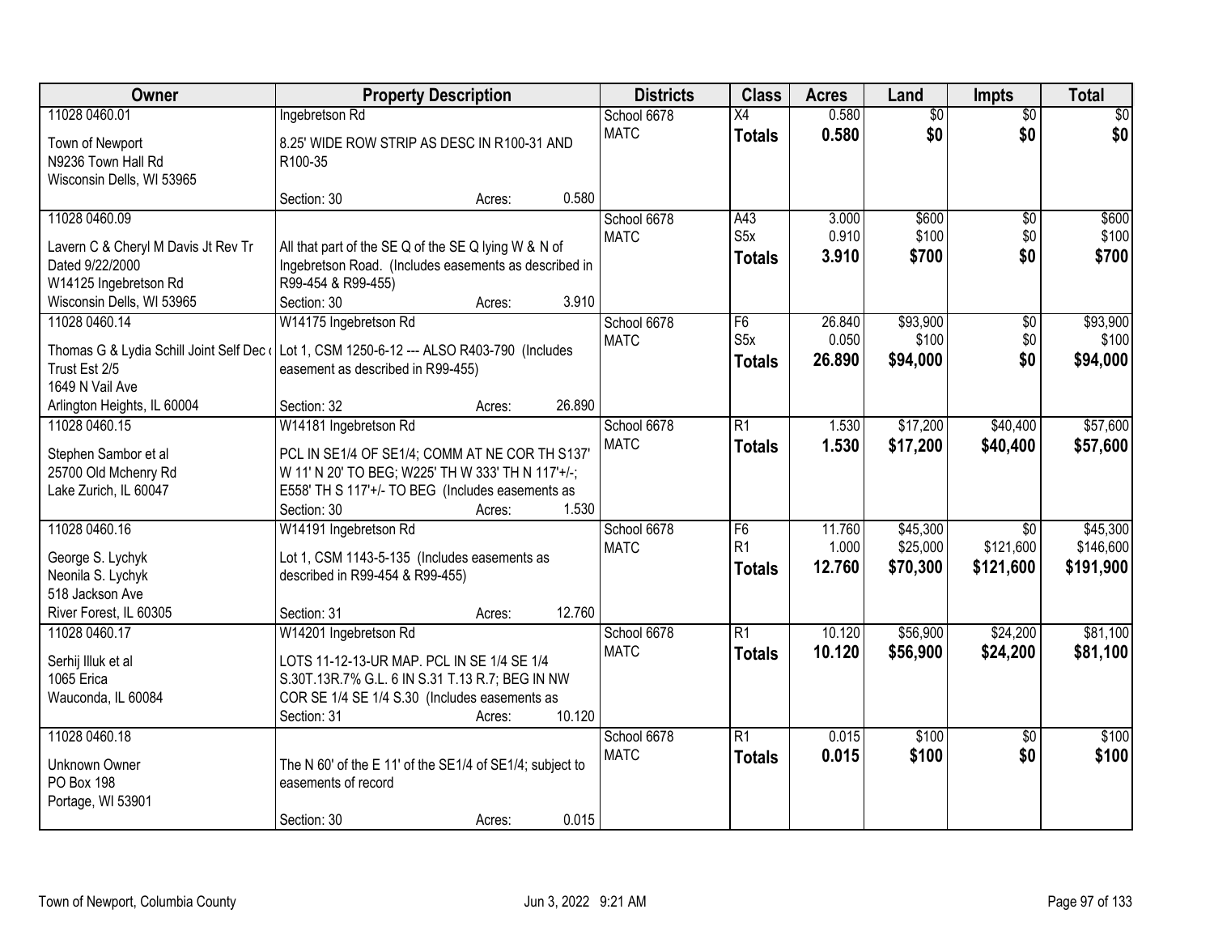| Owner | Property Description | Districts | Class | Acres | Land | Impts | Total |
|---|---|---|---|---|---|---|---|
| 11028 0460.01<br>Town of Newport<br>N9236 Town Hall Rd<br>Wisconsin Dells, WI 53965 | Ingebretson Rd<br>8.25' WIDE ROW STRIP AS DESC IN R100-31 AND R100-35<br>Section: 30 Acres: 0.580 | School 6678<br>MATC | X4<br>**Totals** | 0.580<br>**0.580** | $0<br>**$0** | $0<br>**$0** | $0<br>**$0** |
| 11028 0460.09<br>Lavern C & Cheryl M Davis Jt Rev Tr Dated 9/22/2000<br>W14125 Ingebretson Rd<br>Wisconsin Dells, WI 53965 | All that part of the SE Q of the SE Q lying W & N of Ingebretson Road. (Includes easements as described in R99-454 & R99-455)<br>Section: 30 Acres: 3.910 | School 6678<br>MATC | A43<br>S5x<br>**Totals** | 3.000<br>0.910<br>**3.910** | $600<br>$100<br>**$700** | $0<br>$0<br>**$0** | $600<br>$100<br>**$700** |
| 11028 0460.14<br>Thomas G & Lydia Schill Joint Self Dec Trust Est 2/5<br>1649 N Vail Ave<br>Arlington Heights, IL 60004 | W14175 Ingebretson Rd<br>Lot 1, CSM 1250-6-12 --- ALSO R403-790 (Includes easement as described in R99-455)<br>Section: 32 Acres: 26.890 | School 6678<br>MATC | F6<br>S5x<br>**Totals** | 26.840<br>0.050<br>**26.890** | $93,900<br>$100<br>**$94,000** | $0<br>$0<br>**$0** | $93,900<br>$100<br>**$94,000** |
| 11028 0460.15<br>Stephen Sambor et al<br>25700 Old Mchenry Rd<br>Lake Zurich, IL 60047 | W14181 Ingebretson Rd<br>PCL IN SE1/4 OF SE1/4; COMM AT NE COR TH S137' W 11' N 20' TO BEG; W225' TH W 333' TH N 117'+/-; E558' TH S 117'+/- TO BEG (Includes easements as<br>Section: 30 Acres: 1.530 | School 6678<br>MATC | R1<br>**Totals** | 1.530<br>**1.530** | $17,200<br>**$17,200** | $40,400<br>**$40,400** | $57,600<br>**$57,600** |
| 11028 0460.16<br>George S. Lychyk<br>Neonila S. Lychyk<br>518 Jackson Ave<br>River Forest, IL 60305 | W14191 Ingebretson Rd<br>Lot 1, CSM 1143-5-135 (Includes easements as described in R99-454 & R99-455)<br>Section: 31 Acres: 12.760 | School 6678<br>MATC | F6<br>R1<br>**Totals** | 11.760<br>1.000<br>**12.760** | $45,300<br>$25,000<br>**$70,300** | $0<br>$121,600<br>**$121,600** | $45,300<br>$146,600<br>**$191,900** |
| 11028 0460.17<br>Serhij Illuk et al<br>1065 Erica<br>Wauconda, IL 60084 | W14201 Ingebretson Rd<br>LOTS 11-12-13-UR MAP. PCL IN SE 1/4 SE 1/4 S.30T.13R.7% G.L. 6 IN S.31 T.13 R.7; BEG IN NW COR SE 1/4 SE 1/4 S.30 (Includes easements as<br>Section: 31 Acres: 10.120 | School 6678<br>MATC | R1<br>**Totals** | 10.120<br>**10.120** | $56,900<br>**$56,900** | $24,200<br>**$24,200** | $81,100<br>**$81,100** |
| 11028 0460.18<br>Unknown Owner<br>PO Box 198<br>Portage, WI 53901 | The N 60' of the E 11' of the SE1/4 of SE1/4; subject to easements of record<br>Section: 30 Acres: 0.015 | School 6678<br>MATC | R1<br>**Totals** | 0.015<br>**0.015** | $100<br>**$100** | $0<br>**$0** | $100<br>**$100** |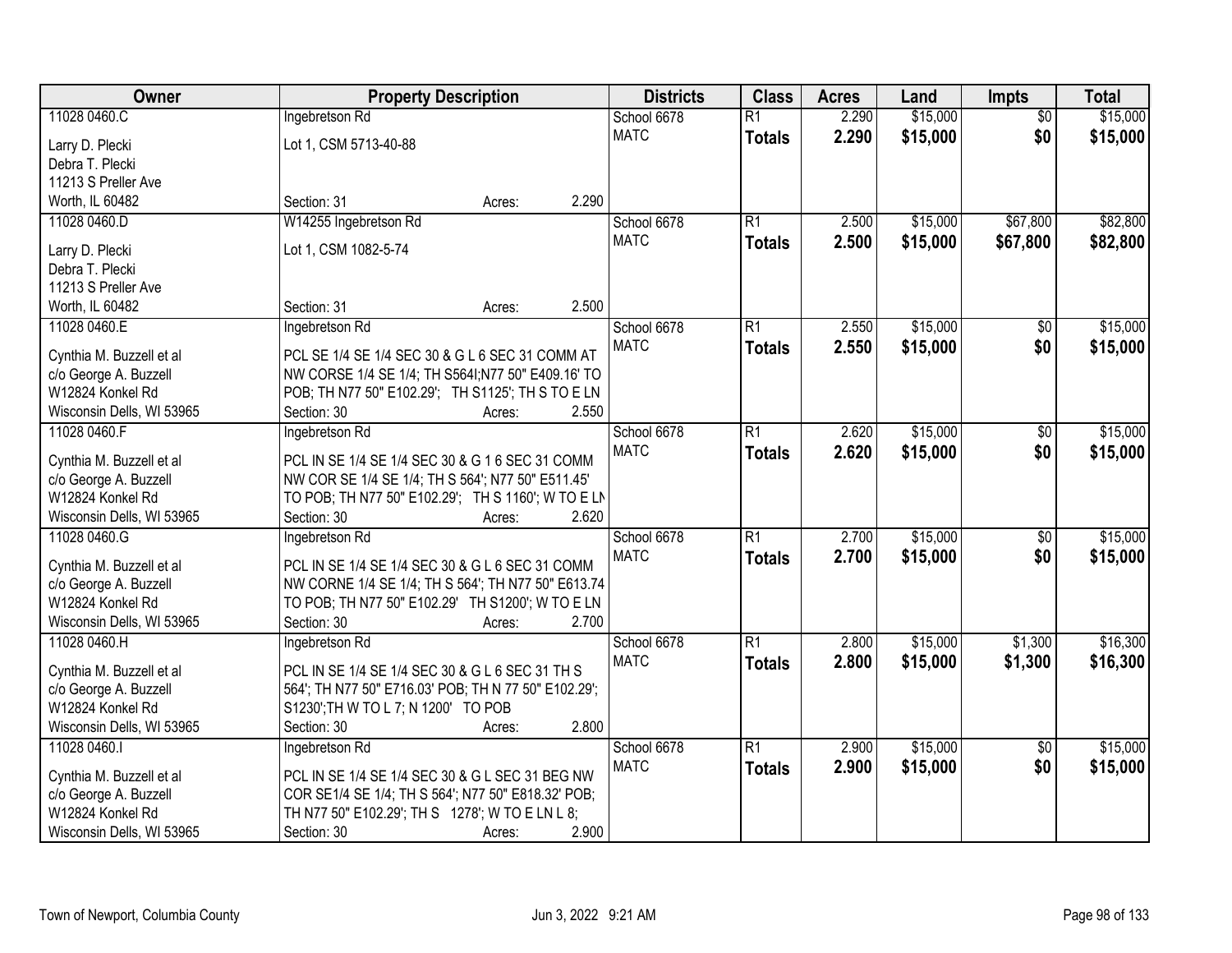| Owner | Property Description | Districts | Class | Acres | Land | Impts | Total |
|---|---|---|---|---|---|---|---|
| 11028 0460.C<br><br>Larry D. Plecki<br>Debra T. Plecki<br>11213 S Preller Ave<br>Worth, IL 60482 | Ingebretson Rd<br><br>Lot 1, CSM 5713-40-88<br><br><br><br>Section: 31 Acres: 2.290 | School 6678<br>MATC | R1<br>**Totals** | 2.290<br>**2.290** | $15,000<br>**$15,000** | $0<br>**$0** | $15,000<br>**$15,000** |
| 11028 0460.D<br><br>Larry D. Plecki<br>Debra T. Plecki<br>11213 S Preller Ave<br>Worth, IL 60482 | W14255 Ingebretson Rd<br><br>Lot 1, CSM 1082-5-74<br><br><br><br>Section: 31 Acres: 2.500 | School 6678<br>MATC | R1<br>**Totals** | 2.500<br>**2.500** | $15,000<br>**$15,000** | $67,800<br>**$67,800** | $82,800<br>**$82,800** |
| 11028 0460.E<br><br>Cynthia M. Buzzell et al<br>c/o George A. Buzzell<br>W12824 Konkel Rd<br>Wisconsin Dells, WI 53965 | Ingebretson Rd<br><br>PCL SE 1/4 SE 1/4 SEC 30 & G L 6 SEC 31 COMM AT NW CORSE 1/4 SE 1/4; TH S564I;N77 50" E409.16' TO POB; TH N77 50" E102.29'; TH S1125'; TH S TO E LN<br>Section: 30 Acres: 2.550 | School 6678<br>MATC | R1<br>**Totals** | 2.550<br>**2.550** | $15,000<br>**$15,000** | $0<br>**$0** | $15,000<br>**$15,000** |
| 11028 0460.F<br><br>Cynthia M. Buzzell et al<br>c/o George A. Buzzell<br>W12824 Konkel Rd<br>Wisconsin Dells, WI 53965 | Ingebretson Rd<br><br>PCL IN SE 1/4 SE 1/4 SEC 30 & G 1 6 SEC 31 COMM NW COR SE 1/4 SE 1/4; TH S 564'; N77 50" E511.45' TO POB; TH N77 50" E102.29'; TH S 1160'; W TO E LN<br>Section: 30 Acres: 2.620 | School 6678<br>MATC | R1<br>**Totals** | 2.620<br>**2.620** | $15,000<br>**$15,000** | $0<br>**$0** | $15,000<br>**$15,000** |
| 11028 0460.G<br><br>Cynthia M. Buzzell et al<br>c/o George A. Buzzell<br>W12824 Konkel Rd<br>Wisconsin Dells, WI 53965 | Ingebretson Rd<br><br>PCL IN SE 1/4 SE 1/4 SEC 30 & G L 6 SEC 31 COMM NW CORNE 1/4 SE 1/4; TH S 564'; TH N77 50" E613.74 TO POB; TH N77 50" E102.29' TH S1200'; W TO E LN<br>Section: 30 Acres: 2.700 | School 6678<br>MATC | R1<br>**Totals** | 2.700<br>**2.700** | $15,000<br>**$15,000** | $0<br>**$0** | $15,000<br>**$15,000** |
| 11028 0460.H<br><br>Cynthia M. Buzzell et al<br>c/o George A. Buzzell<br>W12824 Konkel Rd<br>Wisconsin Dells, WI 53965 | Ingebretson Rd<br><br>PCL IN SE 1/4 SE 1/4 SEC 30 & G L 6 SEC 31 TH S 564'; TH N77 50" E716.03' POB; TH N 77 50" E102.29'; S1230';TH W TO L 7; N 1200' TO POB<br>Section: 30 Acres: 2.800 | School 6678<br>MATC | R1<br>**Totals** | 2.800<br>**2.800** | $15,000<br>**$15,000** | $1,300<br>**$1,300** | $16,300<br>**$16,300** |
| 11028 0460.I<br><br>Cynthia M. Buzzell et al<br>c/o George A. Buzzell<br>W12824 Konkel Rd<br>Wisconsin Dells, WI 53965 | Ingebretson Rd<br><br>PCL IN SE 1/4 SE 1/4 SEC 30 & G L SEC 31 BEG NW COR SE1/4 SE 1/4; TH S 564'; N77 50" E818.32' POB; TH N77 50" E102.29'; TH S 1278'; W TO E LN L 8;<br>Section: 30 Acres: 2.900 | School 6678<br>MATC | R1<br>**Totals** | 2.900<br>**2.900** | $15,000<br>**$15,000** | $0<br>**$0** | $15,000<br>**$15,000** |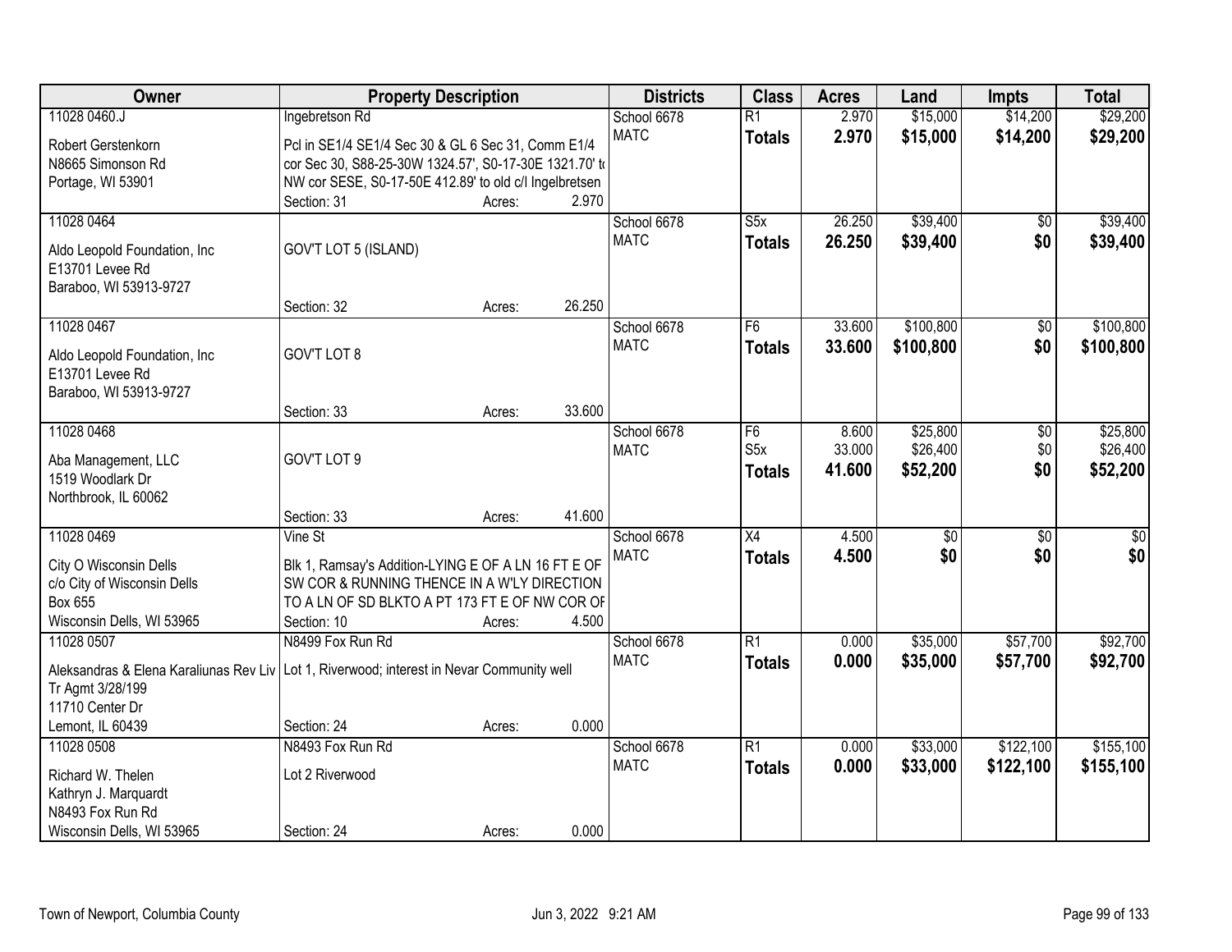| Owner | Property Description | Districts | Class | Acres | Land | Impts | Total |
|---|---|---|---|---|---|---|---|
| 11028 0460.J<br>Robert Gerstenkorn<br>N8665 Simonson Rd<br>Portage, WI 53901 | Ingebretson Rd<br>Pcl in SE1/4 SE1/4 Sec 30 & GL 6 Sec 31, Comm E1/4 cor Sec 30, S88-25-30W 1324.57', S0-17-30E 1321.70' to NW cor SESE, S0-17-50E 412.89' to old c/l Ingelbretsen<br>Section: 31 Acres: 2.970 | School 6678<br>MATC | R1<br>**Totals** | 2.970<br>**2.970** | $15,000<br>**$15,000** | $14,200<br>**$14,200** | $29,200<br>**$29,200** |
| 11028 0464<br>Aldo Leopold Foundation, Inc<br>E13701 Levee Rd<br>Baraboo, WI 53913-9727 | GOV'T LOT 5 (ISLAND)<br>Section: 32 Acres: 26.250 | School 6678<br>MATC | S5x<br>**Totals** | 26.250<br>**26.250** | $39,400<br>**$39,400** | $0<br>**$0** | $39,400<br>**$39,400** |
| 11028 0467<br>Aldo Leopold Foundation, Inc<br>E13701 Levee Rd<br>Baraboo, WI 53913-9727 | GOV'T LOT 8<br>Section: 33 Acres: 33.600 | School 6678<br>MATC | F6<br>**Totals** | 33.600<br>**33.600** | $100,800<br>**$100,800** | $0<br>**$0** | $100,800<br>**$100,800** |
| 11028 0468<br>Aba Management, LLC<br>1519 Woodlark Dr<br>Northbrook, IL 60062 | GOV'T LOT 9<br>Section: 33 Acres: 41.600 | School 6678<br>MATC | F6<br>S5x<br>**Totals** | 8.600<br>33.000<br>**41.600** | $25,800<br>$26,400<br>**$52,200** | $0<br>$0<br>**$0** | $25,800<br>$26,400<br>**$52,200** |
| 11028 0469<br>City O Wisconsin Dells<br>c/o City of Wisconsin Dells<br>Box 655<br>Wisconsin Dells, WI 53965 | Vine St<br>Blk 1, Ramsay's Addition-LYING E OF A LN 16 FT E OF SW COR & RUNNING THENCE IN A W'LY DIRECTION TO A LN OF SD BLKTO A PT 173 FT E OF NW COR OF<br>Section: 10 Acres: 4.500 | School 6678<br>MATC | X4<br>**Totals** | 4.500<br>**4.500** | $0<br>**$0** | $0<br>**$0** | $0<br>**$0** |
| 11028 0507<br>Aleksandras & Elena Karaliunas Rev Liv Tr Agmt 3/28/199<br>11710 Center Dr<br>Lemont, IL 60439 | N8499 Fox Run Rd<br>Lot 1, Riverwood; interest in Nevar Community well<br>Section: 24 Acres: 0.000 | School 6678<br>MATC | R1<br>**Totals** | 0.000<br>**0.000** | $35,000<br>**$35,000** | $57,700<br>**$57,700** | $92,700<br>**$92,700** |
| 11028 0508<br>Richard W. Thelen<br>Kathryn J. Marquardt<br>N8493 Fox Run Rd<br>Wisconsin Dells, WI 53965 | N8493 Fox Run Rd<br>Lot 2 Riverwood<br>Section: 24 Acres: 0.000 | School 6678<br>MATC | R1<br>**Totals** | 0.000<br>**0.000** | $33,000<br>**$33,000** | $122,100<br>**$122,100** | $155,100<br>**$155,100** |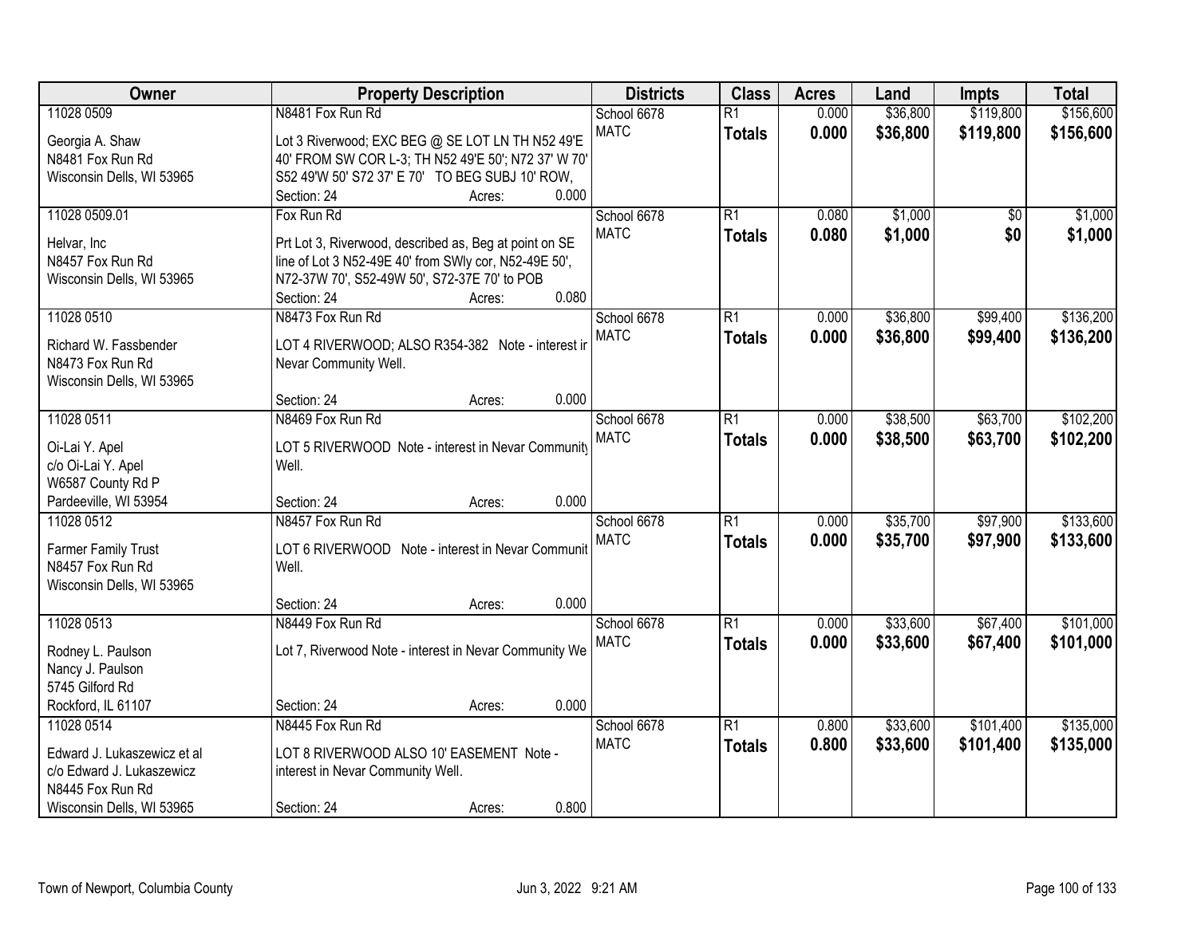| Owner | Property Description | Districts | Class | Acres | Land | Impts | Total |
|---|---|---|---|---|---|---|---|
| 11028 0509<br><br>Georgia A. Shaw<br>N8481 Fox Run Rd<br>Wisconsin Dells, WI 53965 | N8481 Fox Run Rd<br><br>Lot 3 Riverwood; EXC BEG @ SE LOT LN TH N52 49'E 40' FROM SW COR L-3; TH N52 49'E 50'; N72 37' W 70' S52 49'W 50' S72 37' E 70' TO BEG SUBJ 10' ROW,<br>Section: 24 Acres: 0.000 | School 6678<br>MATC | R1<br>**Totals** | 0.000<br>**0.000** | $36,800<br>**$36,800** | $119,800<br>**$119,800** | $156,600<br>**$156,600** |
| 11028 0509.01<br><br>Helvar, Inc<br>N8457 Fox Run Rd<br>Wisconsin Dells, WI 53965 | Fox Run Rd<br><br>Prt Lot 3, Riverwood, described as, Beg at point on SE line of Lot 3 N52-49E 40' from SWly cor, N52-49E 50', N72-37W 70', S52-49W 50', S72-37E 70' to POB<br>Section: 24 Acres: 0.080 | School 6678<br>MATC | R1<br>**Totals** | 0.080<br>**0.080** | $1,000<br>**$1,000** | $0<br>**$0** | $1,000<br>**$1,000** |
| 11028 0510<br><br>Richard W. Fassbender<br>N8473 Fox Run Rd<br>Wisconsin Dells, WI 53965 | N8473 Fox Run Rd<br><br>LOT 4 RIVERWOOD; ALSO R354-382 Note - interest in Nevar Community Well.<br>Section: 24 Acres: 0.000 | School 6678<br>MATC | R1<br>**Totals** | 0.000<br>**0.000** | $36,800<br>**$36,800** | $99,400<br>**$99,400** | $136,200<br>**$136,200** |
| 11028 0511<br><br>Oi-Lai Y. Apel<br>c/o Oi-Lai Y. Apel<br>W6587 County Rd P<br>Pardeeville, WI 53954 | N8469 Fox Run Rd<br><br>LOT 5 RIVERWOOD Note - interest in Nevar Community Well.<br>Section: 24 Acres: 0.000 | School 6678<br>MATC | R1<br>**Totals** | 0.000<br>**0.000** | $38,500<br>**$38,500** | $63,700<br>**$63,700** | $102,200<br>**$102,200** |
| 11028 0512<br><br>Farmer Family Trust<br>N8457 Fox Run Rd<br>Wisconsin Dells, WI 53965 | N8457 Fox Run Rd<br><br>LOT 6 RIVERWOOD Note - interest in Nevar Community Well.<br>Section: 24 Acres: 0.000 | School 6678<br>MATC | R1<br>**Totals** | 0.000<br>**0.000** | $35,700<br>**$35,700** | $97,900<br>**$97,900** | $133,600<br>**$133,600** |
| 11028 0513<br><br>Rodney L. Paulson<br>Nancy J. Paulson<br>5745 Gilford Rd<br>Rockford, IL 61107 | N8449 Fox Run Rd<br><br>Lot 7, Riverwood Note - interest in Nevar Community Well<br>Section: 24 Acres: 0.000 | School 6678<br>MATC | R1<br>**Totals** | 0.000<br>**0.000** | $33,600<br>**$33,600** | $67,400<br>**$67,400** | $101,000<br>**$101,000** |
| 11028 0514<br><br>Edward J. Lukaszewicz et al<br>c/o Edward J. Lukaszewicz<br>N8445 Fox Run Rd<br>Wisconsin Dells, WI 53965 | N8445 Fox Run Rd<br><br>LOT 8 RIVERWOOD ALSO 10' EASEMENT Note - interest in Nevar Community Well.<br>Section: 24 Acres: 0.800 | School 6678<br>MATC | R1<br>**Totals** | 0.800<br>**0.800** | $33,600<br>**$33,600** | $101,400<br>**$101,400** | $135,000<br>**$135,000** |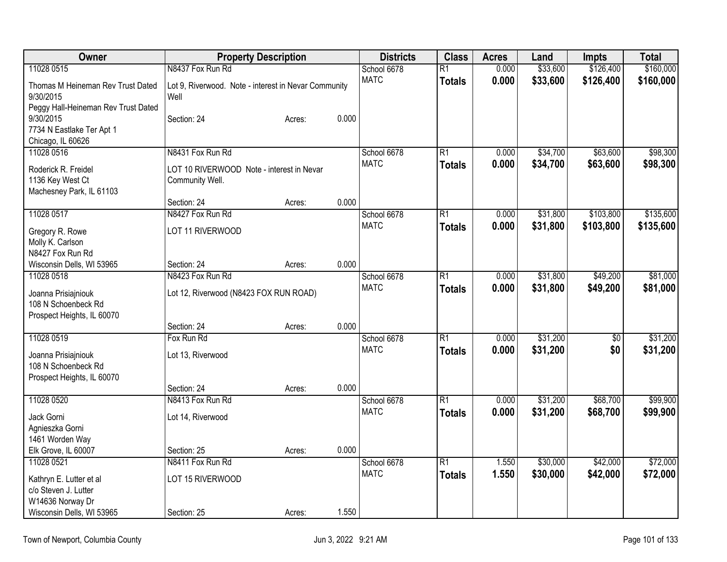| Owner | Property Description | | | Districts | Class | Acres | Land | Impts | Total |
|---|---|---|---|---|---|---|---|---|---|
| 11028 0515 | N8437 Fox Run Rd | | | School 6678 | R1 | 0.000 | $33,600 | $126,400 | $160,000 |
| Thomas M Heineman Rev Trust Dated 9/30/2015<br>Peggy Hall-Heineman Rev Trust Dated 9/30/2015<br>7734 N Eastlake Ter Apt 1<br>Chicago, IL 60626 | Lot 9, Riverwood. Note - interest in Nevar Community Well<br><br>Section: 24 | Acres: | 0.000 | MATC | **Totals** | **0.000** | **$33,600** | **$126,400** | **$160,000** |
| 11028 0516 | N8431 Fox Run Rd | | | School 6678 | R1 | 0.000 | $34,700 | $63,600 | $98,300 |
| Roderick R. Freidel<br>1136 Key West Ct<br>Machesney Park, IL 61103 | LOT 10 RIVERWOOD Note - interest in Nevar Community Well.<br><br>Section: 24 | Acres: | 0.000 | MATC | **Totals** | **0.000** | **$34,700** | **$63,600** | **$98,300** |
| 11028 0517 | N8427 Fox Run Rd | | | School 6678 | R1 | 0.000 | $31,800 | $103,800 | $135,600 |
| Gregory R. Rowe<br>Molly K. Carlson<br>N8427 Fox Run Rd<br>Wisconsin Dells, WI 53965 | LOT 11 RIVERWOOD<br><br>Section: 24 | Acres: | 0.000 | MATC | **Totals** | **0.000** | **$31,800** | **$103,800** | **$135,600** |
| 11028 0518 | N8423 Fox Run Rd | | | School 6678 | R1 | 0.000 | $31,800 | $49,200 | $81,000 |
| Joanna Prisiajniouk<br>108 N Schoenbeck Rd<br>Prospect Heights, IL 60070 | Lot 12, Riverwood (N8423 FOX RUN ROAD)<br><br>Section: 24 | Acres: | 0.000 | MATC | **Totals** | **0.000** | **$31,800** | **$49,200** | **$81,000** |
| 11028 0519 | Fox Run Rd | | | School 6678 | R1 | 0.000 | $31,200 | $0 | $31,200 |
| Joanna Prisiajniouk<br>108 N Schoenbeck Rd<br>Prospect Heights, IL 60070 | Lot 13, Riverwood<br><br>Section: 24 | Acres: | 0.000 | MATC | **Totals** | **0.000** | **$31,200** | **$0** | **$31,200** |
| 11028 0520 | N8413 Fox Run Rd | | | School 6678 | R1 | 0.000 | $31,200 | $68,700 | $99,900 |
| Jack Gorni<br>Agnieszka Gorni<br>1461 Worden Way<br>Elk Grove, IL 60007 | Lot 14, Riverwood<br><br>Section: 25 | Acres: | 0.000 | MATC | **Totals** | **0.000** | **$31,200** | **$68,700** | **$99,900** |
| 11028 0521 | N8411 Fox Run Rd | | | School 6678 | R1 | 1.550 | $30,000 | $42,000 | $72,000 |
| Kathryn E. Lutter et al<br>c/o Steven J. Lutter<br>W14636 Norway Dr<br>Wisconsin Dells, WI 53965 | LOT 15 RIVERWOOD<br><br>Section: 25 | Acres: | 1.550 | MATC | **Totals** | **1.550** | **$30,000** | **$42,000** | **$72,000** |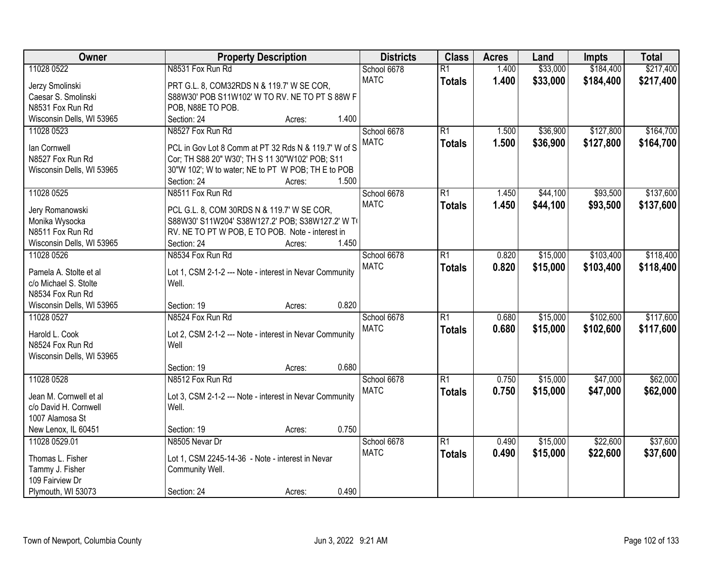| Owner | Property Description | Districts | Class | Acres | Land | Impts | Total |
|---|---|---|---|---|---|---|---|
| 11028 0522<br>Jerzy Smolinski<br>Caesar S. Smolinski<br>N8531 Fox Run Rd<br>Wisconsin Dells, WI 53965 | N8531 Fox Run Rd<br>PRT G.L. 8, COM32RDS N & 119.7' W SE COR, S88W30' POB S11W102' W TO RV. NE TO PT S 88W F POB, N88E TO POB.<br>Section: 24 Acres: 1.400 | School 6678<br>MATC | R1<br>**Totals** | 1.400<br>**1.400** | $33,000<br>**$33,000** | $184,400<br>**$184,400** | $217,400<br>**$217,400** |
| 11028 0523<br>Ian Cornwell<br>N8527 Fox Run Rd<br>Wisconsin Dells, WI 53965 | N8527 Fox Run Rd<br>PCL in Gov Lot 8 Comm at PT 32 Rds N & 119.7' W of S Cor; TH S88 20" W30'; TH S 11 30"W102' POB; S11 30"W 102'; W to water; NE to PT W POB; TH E to POB<br>Section: 24 Acres: 1.500 | School 6678<br>MATC | R1<br>**Totals** | 1.500<br>**1.500** | $36,900<br>**$36,900** | $127,800<br>**$127,800** | $164,700<br>**$164,700** |
| 11028 0525<br>Jery Romanowski<br>Monika Wysocka<br>N8511 Fox Run Rd<br>Wisconsin Dells, WI 53965 | N8511 Fox Run Rd<br>PCL G.L. 8, COM 30RDS N & 119.7' W SE COR, S88W30' S11W204' S38W127.2' POB; S38W127.2' W T( RV. NE TO PT W POB, E TO POB. Note - interest in<br>Section: 24 Acres: 1.450 | School 6678<br>MATC | R1<br>**Totals** | 1.450<br>**1.450** | $44,100<br>**$44,100** | $93,500<br>**$93,500** | $137,600<br>**$137,600** |
| 11028 0526<br>Pamela A. Stolte et al<br>c/o Michael S. Stolte<br>N8534 Fox Run Rd<br>Wisconsin Dells, WI 53965 | N8534 Fox Run Rd<br>Lot 1, CSM 2-1-2 --- Note - interest in Nevar Community Well.<br>Section: 19 Acres: 0.820 | School 6678<br>MATC | R1<br>**Totals** | 0.820<br>**0.820** | $15,000<br>**$15,000** | $103,400<br>**$103,400** | $118,400<br>**$118,400** |
| 11028 0527<br>Harold L. Cook<br>N8524 Fox Run Rd<br>Wisconsin Dells, WI 53965 | N8524 Fox Run Rd<br>Lot 2, CSM 2-1-2 --- Note - interest in Nevar Community Well<br>Section: 19 Acres: 0.680 | School 6678<br>MATC | R1<br>**Totals** | 0.680<br>**0.680** | $15,000<br>**$15,000** | $102,600<br>**$102,600** | $117,600<br>**$117,600** |
| 11028 0528<br>Jean M. Cornwell et al<br>c/o David H. Cornwell<br>1007 Alamosa St<br>New Lenox, IL 60451 | N8512 Fox Run Rd<br>Lot 3, CSM 2-1-2 --- Note - interest in Nevar Community Well.<br>Section: 19 Acres: 0.750 | School 6678<br>MATC | R1<br>**Totals** | 0.750<br>**0.750** | $15,000<br>**$15,000** | $47,000<br>**$47,000** | $62,000<br>**$62,000** |
| 11028 0529.01<br>Thomas L. Fisher<br>Tammy J. Fisher<br>109 Fairview Dr<br>Plymouth, WI 53073 | N8505 Nevar Dr<br>Lot 1, CSM 2245-14-36 - Note - interest in Nevar Community Well.<br>Section: 24 Acres: 0.490 | School 6678<br>MATC | R1<br>**Totals** | 0.490<br>**0.490** | $15,000<br>**$15,000** | $22,600<br>**$22,600** | $37,600<br>**$37,600** |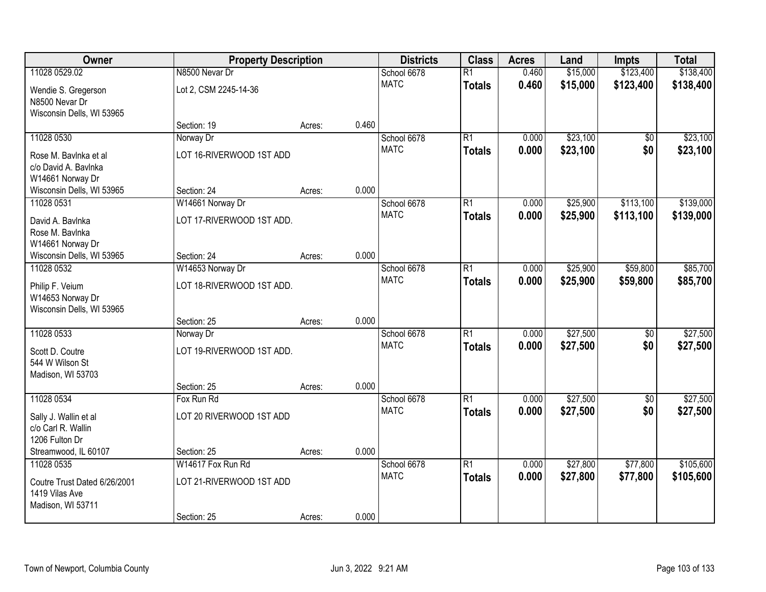| Owner | Property Description | | | Districts | Class | Acres | Land | Impts | Total |
|---|---|---|---|---|---|---|---|---|---|
| 11028 0529.02 | N8500 Nevar Dr | | | School 6678 | R1 | 0.460 | $15,000 | $123,400 | $138,400 |
| Wendie S. Gregerson<br>N8500 Nevar Dr<br>Wisconsin Dells, WI 53965 | Lot 2, CSM 2245-14-36 | | | MATC | **Totals** | **0.460** | **$15,000** | **$123,400** | **$138,400** |
| | Section: 19 | Acres: | 0.460 | | | | | | |
| 11028 0530 | Norway Dr | | | School 6678 | R1 | 0.000 | $23,100 | $0 | $23,100 |
| Rose M. Bavlnka et al<br>c/o David A. Bavlnka<br>W14661 Norway Dr<br>Wisconsin Dells, WI 53965 | LOT 16-RIVERWOOD 1ST ADD | | | MATC | **Totals** | **0.000** | **$23,100** | **$0** | **$23,100** |
| | Section: 24 | Acres: | 0.000 | | | | | | |
| 11028 0531 | W14661 Norway Dr | | | School 6678 | R1 | 0.000 | $25,900 | $113,100 | $139,000 |
| David A. Bavlnka<br>Rose M. Bavlnka<br>W14661 Norway Dr<br>Wisconsin Dells, WI 53965 | LOT 17-RIVERWOOD 1ST ADD. | | | MATC | **Totals** | **0.000** | **$25,900** | **$113,100** | **$139,000** |
| | Section: 24 | Acres: | 0.000 | | | | | | |
| 11028 0532 | W14653 Norway Dr | | | School 6678 | R1 | 0.000 | $25,900 | $59,800 | $85,700 |
| Philip F. Veium<br>W14653 Norway Dr<br>Wisconsin Dells, WI 53965 | LOT 18-RIVERWOOD 1ST ADD. | | | MATC | **Totals** | **0.000** | **$25,900** | **$59,800** | **$85,700** |
| | Section: 25 | Acres: | 0.000 | | | | | | |
| 11028 0533 | Norway Dr | | | School 6678 | R1 | 0.000 | $27,500 | $0 | $27,500 |
| Scott D. Coutre<br>544 W Wilson St<br>Madison, WI 53703 | LOT 19-RIVERWOOD 1ST ADD. | | | MATC | **Totals** | **0.000** | **$27,500** | **$0** | **$27,500** |
| | Section: 25 | Acres: | 0.000 | | | | | | |
| 11028 0534 | Fox Run Rd | | | School 6678 | R1 | 0.000 | $27,500 | $0 | $27,500 |
| Sally J. Wallin et al<br>c/o Carl R. Wallin<br>1206 Fulton Dr<br>Streamwood, IL 60107 | LOT 20 RIVERWOOD 1ST ADD | | | MATC | **Totals** | **0.000** | **$27,500** | **$0** | **$27,500** |
| | Section: 25 | Acres: | 0.000 | | | | | | |
| 11028 0535 | W14617 Fox Run Rd | | | School 6678 | R1 | 0.000 | $27,800 | $77,800 | $105,600 |
| Coutre Trust Dated 6/26/2001<br>1419 Vilas Ave<br>Madison, WI 53711 | LOT 21-RIVERWOOD 1ST ADD | | | MATC | **Totals** | **0.000** | **$27,800** | **$77,800** | **$105,600** |
| | Section: 25 | Acres: | 0.000 | | | | | | |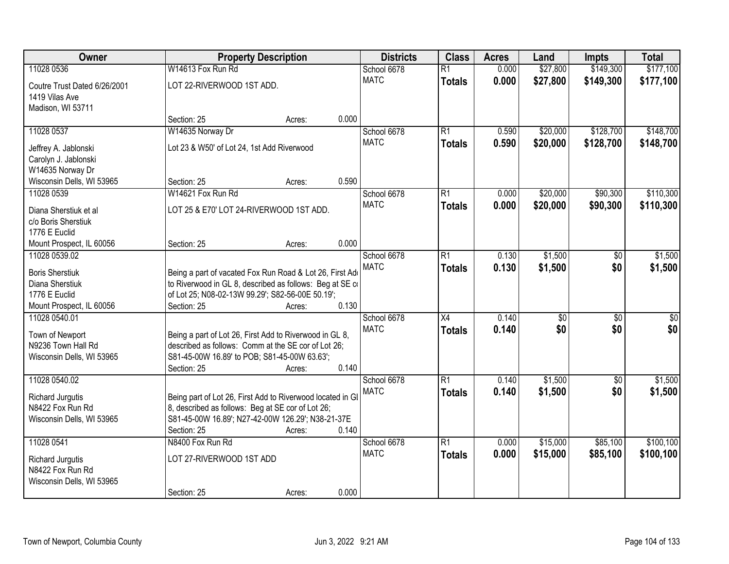| Owner | Property Description | Districts | Class | Acres | Land | Impts | Total |
|---|---|---|---|---|---|---|---|
| 11028 0536<br>Coutre Trust Dated 6/26/2001<br>1419 Vilas Ave<br>Madison, WI 53711 | W14613 Fox Run Rd<br>LOT 22-RIVERWOOD 1ST ADD.<br>Section: 25 Acres: 0.000 | School 6678<br>MATC | R1<br>**Totals** | 0.000<br>**0.000** | $27,800<br>**$27,800** | $149,300<br>**$149,300** | $177,100<br>**$177,100** |
| 11028 0537<br>Jeffrey A. Jablonski<br>Carolyn J. Jablonski<br>W14635 Norway Dr<br>Wisconsin Dells, WI 53965 | W14635 Norway Dr<br>Lot 23 & W50' of Lot 24, 1st Add Riverwood<br>Section: 25 Acres: 0.590 | School 6678<br>MATC | R1<br>**Totals** | 0.590<br>**0.590** | $20,000<br>**$20,000** | $128,700<br>**$128,700** | $148,700<br>**$148,700** |
| 11028 0539<br>Diana Sherstiuk et al<br>c/o Boris Sherstiuk<br>1776 E Euclid<br>Mount Prospect, IL 60056 | W14621 Fox Run Rd<br>LOT 25 & E70' LOT 24-RIVERWOOD 1ST ADD.<br>Section: 25 Acres: 0.000 | School 6678<br>MATC | R1<br>**Totals** | 0.000<br>**0.000** | $20,000<br>**$20,000** | $90,300<br>**$90,300** | $110,300<br>**$110,300** |
| 11028 0539.02<br>Boris Sherstiuk<br>Diana Sherstiuk<br>1776 E Euclid<br>Mount Prospect, IL 60056 | Being a part of vacated Fox Run Road & Lot 26, First Add to Riverwood in GL 8, described as follows: Beg at SE cor of Lot 25; N08-02-13W 99.29'; S82-56-00E 50.19';<br>Section: 25 Acres: 0.130 | School 6678<br>MATC | R1<br>**Totals** | 0.130<br>**0.130** | $1,500<br>**$1,500** | $0<br>**$0** | $1,500<br>**$1,500** |
| 11028 0540.01<br>Town of Newport<br>N9236 Town Hall Rd<br>Wisconsin Dells, WI 53965 | Being a part of Lot 26, First Add to Riverwood in GL 8, described as follows: Comm at the SE cor of Lot 26; S81-45-00W 16.89' to POB; S81-45-00W 63.63';<br>Section: 25 Acres: 0.140 | School 6678<br>MATC | X4<br>**Totals** | 0.140<br>**0.140** | $0<br>**$0** | $0<br>**$0** | $0<br>**$0** |
| 11028 0540.02<br>Richard Jurgutis<br>N8422 Fox Run Rd<br>Wisconsin Dells, WI 53965 | Being part of Lot 26, First Add to Riverwood located in GL 8, described as follows: Beg at SE cor of Lot 26; S81-45-00W 16.89'; N27-42-00W 126.29'; N38-21-37E<br>Section: 25 Acres: 0.140 | School 6678<br>MATC | R1<br>**Totals** | 0.140<br>**0.140** | $1,500<br>**$1,500** | $0<br>**$0** | $1,500<br>**$1,500** |
| 11028 0541<br>Richard Jurgutis<br>N8422 Fox Run Rd<br>Wisconsin Dells, WI 53965 | N8400 Fox Run Rd<br>LOT 27-RIVERWOOD 1ST ADD<br>Section: 25 Acres: 0.000 | School 6678<br>MATC | R1<br>**Totals** | 0.000<br>**0.000** | $15,000<br>**$15,000** | $85,100<br>**$85,100** | $100,100<br>**$100,100** |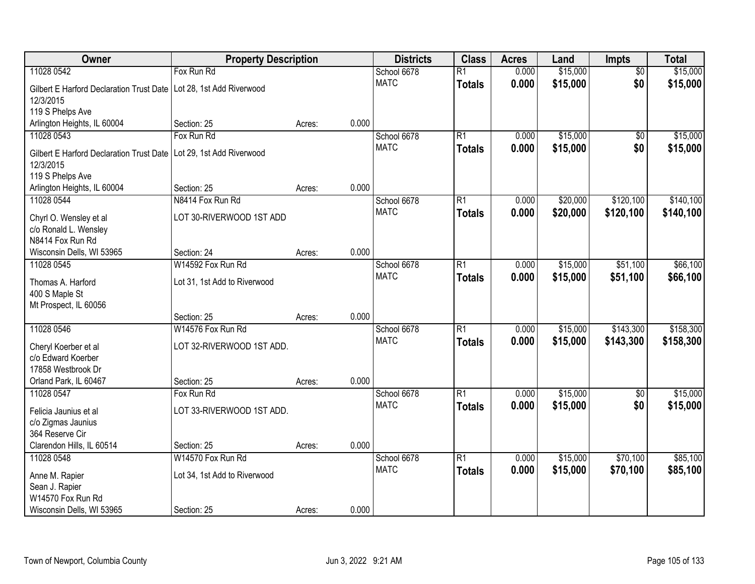| Owner | Property Description | | | Districts | Class | Acres | Land | Impts | Total |
|---|---|---|---|---|---|---|---|---|---|
| 11028 0542 | Fox Run Rd | | | School 6678 | R1 | 0.000 | $15,000 | $0 | $15,000 |
| Gilbert E Harford Declaration Trust Date 12/3/2015 | Lot 28, 1st Add Riverwood | | | MATC | **Totals** | **0.000** | **$15,000** | **$0** | **$15,000** |
| 119 S Phelps Ave | | | | | | | | | |
| Arlington Heights, IL 60004 | Section: 25 | Acres: | 0.000 | | | | | | |
| 11028 0543 | Fox Run Rd | | | School 6678 | R1 | 0.000 | $15,000 | $0 | $15,000 |
| Gilbert E Harford Declaration Trust Date 12/3/2015 | Lot 29, 1st Add Riverwood | | | MATC | **Totals** | **0.000** | **$15,000** | **$0** | **$15,000** |
| 119 S Phelps Ave | | | | | | | | | |
| Arlington Heights, IL 60004 | Section: 25 | Acres: | 0.000 | | | | | | |
| 11028 0544 | N8414 Fox Run Rd | | | School 6678 | R1 | 0.000 | $20,000 | $120,100 | $140,100 |
| Chyrl O. Wensley et al | LOT 30-RIVERWOOD 1ST ADD | | | MATC | **Totals** | **0.000** | **$20,000** | **$120,100** | **$140,100** |
| c/o Ronald L. Wensley | | | | | | | | | |
| N8414 Fox Run Rd | | | | | | | | | |
| Wisconsin Dells, WI 53965 | Section: 24 | Acres: | 0.000 | | | | | | |
| 11028 0545 | W14592 Fox Run Rd | | | School 6678 | R1 | 0.000 | $15,000 | $51,100 | $66,100 |
| Thomas A. Harford | Lot 31, 1st Add to Riverwood | | | MATC | **Totals** | **0.000** | **$15,000** | **$51,100** | **$66,100** |
| 400 S Maple St | | | | | | | | | |
| Mt Prospect, IL 60056 | | | | | | | | | |
| | Section: 25 | Acres: | 0.000 | | | | | | |
| 11028 0546 | W14576 Fox Run Rd | | | School 6678 | R1 | 0.000 | $15,000 | $143,300 | $158,300 |
| Cheryl Koerber et al | LOT 32-RIVERWOOD 1ST ADD. | | | MATC | **Totals** | **0.000** | **$15,000** | **$143,300** | **$158,300** |
| c/o Edward Koerber | | | | | | | | | |
| 17858 Westbrook Dr | | | | | | | | | |
| Orland Park, IL 60467 | Section: 25 | Acres: | 0.000 | | | | | | |
| 11028 0547 | Fox Run Rd | | | School 6678 | R1 | 0.000 | $15,000 | $0 | $15,000 |
| Felicia Jaunius et al | LOT 33-RIVERWOOD 1ST ADD. | | | MATC | **Totals** | **0.000** | **$15,000** | **$0** | **$15,000** |
| c/o Zigmas Jaunius | | | | | | | | | |
| 364 Reserve Cir | | | | | | | | | |
| Clarendon Hills, IL 60514 | Section: 25 | Acres: | 0.000 | | | | | | |
| 11028 0548 | W14570 Fox Run Rd | | | School 6678 | R1 | 0.000 | $15,000 | $70,100 | $85,100 |
| Anne M. Rapier | Lot 34, 1st Add to Riverwood | | | MATC | **Totals** | **0.000** | **$15,000** | **$70,100** | **$85,100** |
| Sean J. Rapier | | | | | | | | | |
| W14570 Fox Run Rd | | | | | | | | | |
| Wisconsin Dells, WI 53965 | Section: 25 | Acres: | 0.000 | | | | | | |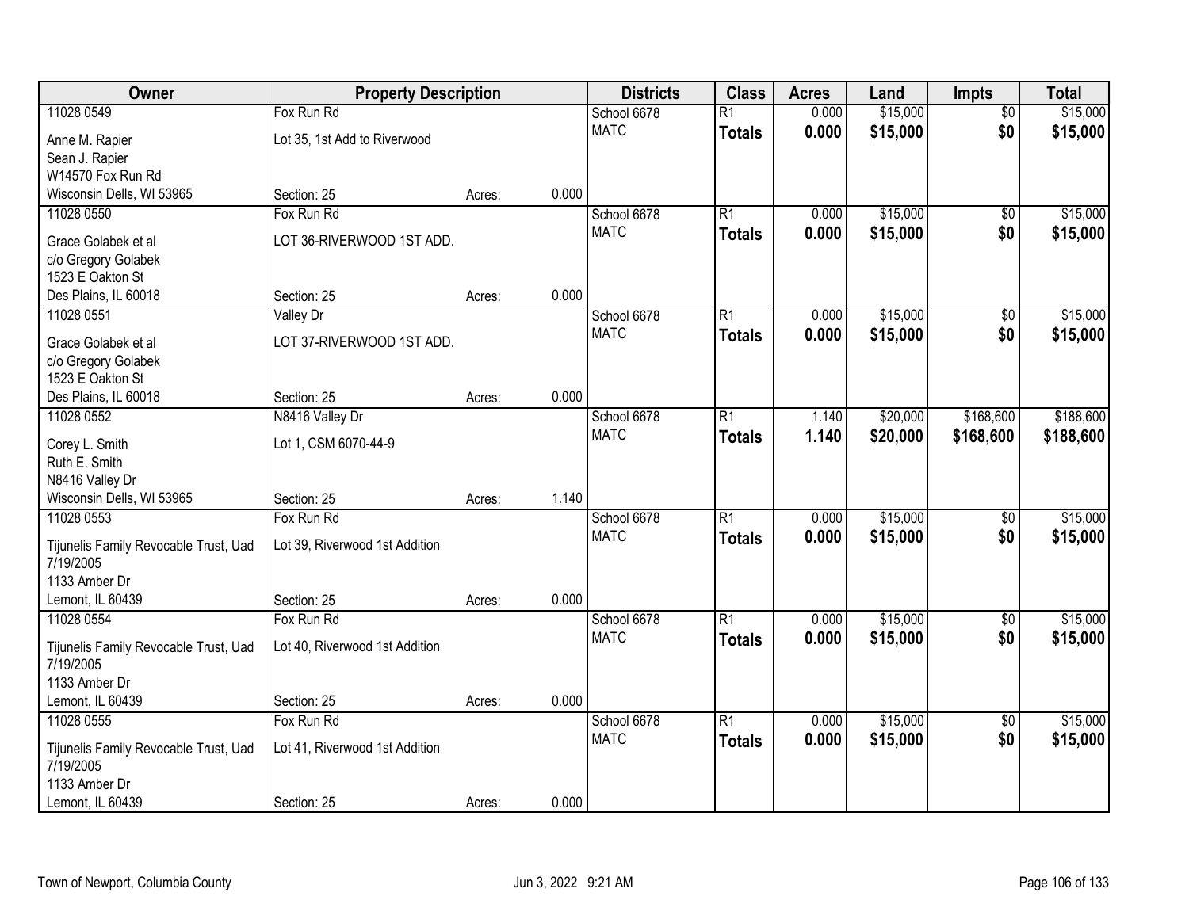| Owner | Property Description | | | Districts | Class | Acres | Land | Impts | Total |
|---|---|---|---|---|---|---|---|---|---|
| 11028 0549 | Fox Run Rd | | | School 6678 | R1 | 0.000 | $15,000 | $0 | $15,000 |
| Anne M. Rapier<br>Sean J. Rapier<br>W14570 Fox Run Rd<br>Wisconsin Dells, WI 53965 | Lot 35, 1st Add to Riverwood<br><br><br>Section: 25 | Acres: | 0.000 | MATC | **Totals** | **0.000** | **$15,000** | **$0** | **$15,000** |
| 11028 0550 | Fox Run Rd | | | School 6678 | R1 | 0.000 | $15,000 | $0 | $15,000 |
| Grace Golabek et al<br>c/o Gregory Golabek<br>1523 E Oakton St<br>Des Plains, IL 60018 | LOT 36-RIVERWOOD 1ST ADD.<br><br><br>Section: 25 | Acres: | 0.000 | MATC | **Totals** | **0.000** | **$15,000** | **$0** | **$15,000** |
| 11028 0551 | Valley Dr | | | School 6678 | R1 | 0.000 | $15,000 | $0 | $15,000 |
| Grace Golabek et al<br>c/o Gregory Golabek<br>1523 E Oakton St<br>Des Plains, IL 60018 | LOT 37-RIVERWOOD 1ST ADD.<br><br><br>Section: 25 | Acres: | 0.000 | MATC | **Totals** | **0.000** | **$15,000** | **$0** | **$15,000** |
| 11028 0552 | N8416 Valley Dr | | | School 6678 | R1 | 1.140 | $20,000 | $168,600 | $188,600 |
| Corey L. Smith<br>Ruth E. Smith<br>N8416 Valley Dr<br>Wisconsin Dells, WI 53965 | Lot 1, CSM 6070-44-9<br><br><br>Section: 25 | Acres: | 1.140 | MATC | **Totals** | **1.140** | **$20,000** | **$168,600** | **$188,600** |
| 11028 0553 | Fox Run Rd | | | School 6678 | R1 | 0.000 | $15,000 | $0 | $15,000 |
| Tijunelis Family Revocable Trust, Uad 7/19/2005<br>1133 Amber Dr<br>Lemont, IL 60439 | Lot 39, Riverwood 1st Addition<br><br><br>Section: 25 | Acres: | 0.000 | MATC | **Totals** | **0.000** | **$15,000** | **$0** | **$15,000** |
| 11028 0554 | Fox Run Rd | | | School 6678 | R1 | 0.000 | $15,000 | $0 | $15,000 |
| Tijunelis Family Revocable Trust, Uad 7/19/2005<br>1133 Amber Dr<br>Lemont, IL 60439 | Lot 40, Riverwood 1st Addition<br><br><br>Section: 25 | Acres: | 0.000 | MATC | **Totals** | **0.000** | **$15,000** | **$0** | **$15,000** |
| 11028 0555 | Fox Run Rd | | | School 6678 | R1 | 0.000 | $15,000 | $0 | $15,000 |
| Tijunelis Family Revocable Trust, Uad 7/19/2005<br>1133 Amber Dr<br>Lemont, IL 60439 | Lot 41, Riverwood 1st Addition<br><br><br>Section: 25 | Acres: | 0.000 | MATC | **Totals** | **0.000** | **$15,000** | **$0** | **$15,000** |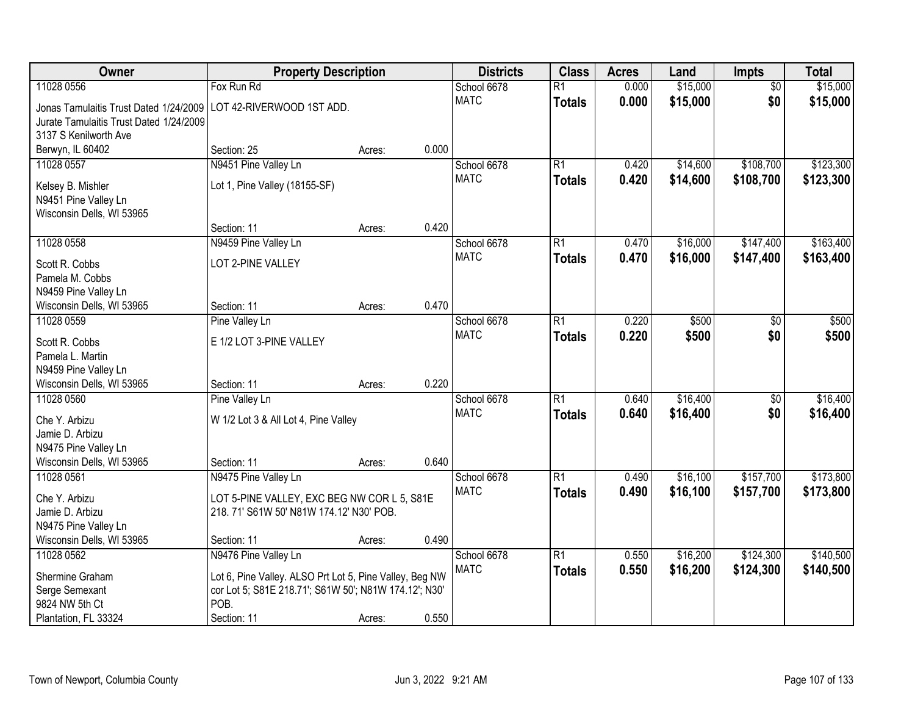| Owner | Property Description | | | Districts | Class | Acres | Land | Impts | Total |
|---|---|---|---|---|---|---|---|---|---|
| 11028 0556<br>Jonas Tamulaitis Trust Dated 1/24/2009<br>Jurate Tamulaitis Trust Dated 1/24/2009<br>3137 S Kenilworth Ave<br>Berwyn, IL 60402 | Fox Run Rd<br>LOT 42-RIVERWOOD 1ST ADD.<br><br>Section: 25 | Acres: | 0.000 | School 6678<br>MATC | R1<br>**Totals** | 0.000<br>**0.000** | $15,000<br>**$15,000** | $0<br>**$0** | $15,000<br>**$15,000** |
| 11028 0557<br>Kelsey B. Mishler<br>N9451 Pine Valley Ln<br>Wisconsin Dells, WI 53965 | N9451 Pine Valley Ln<br>Lot 1, Pine Valley (18155-SF)<br><br>Section: 11 | Acres: | 0.420 | School 6678<br>MATC | R1<br>**Totals** | 0.420<br>**0.420** | $14,600<br>**$14,600** | $108,700<br>**$108,700** | $123,300<br>**$123,300** |
| 11028 0558<br>Scott R. Cobbs<br>Pamela M. Cobbs<br>N9459 Pine Valley Ln<br>Wisconsin Dells, WI 53965 | N9459 Pine Valley Ln<br>LOT 2-PINE VALLEY<br><br>Section: 11 | Acres: | 0.470 | School 6678<br>MATC | R1<br>**Totals** | 0.470<br>**0.470** | $16,000<br>**$16,000** | $147,400<br>**$147,400** | $163,400<br>**$163,400** |
| 11028 0559<br>Scott R. Cobbs<br>Pamela L. Martin<br>N9459 Pine Valley Ln<br>Wisconsin Dells, WI 53965 | Pine Valley Ln<br>E 1/2 LOT 3-PINE VALLEY<br><br>Section: 11 | Acres: | 0.220 | School 6678<br>MATC | R1<br>**Totals** | 0.220<br>**0.220** | $500<br>**$500** | $0<br>**$0** | $500<br>**$500** |
| 11028 0560<br>Che Y. Arbizu<br>Jamie D. Arbizu<br>N9475 Pine Valley Ln<br>Wisconsin Dells, WI 53965 | Pine Valley Ln<br>W 1/2 Lot 3 & All Lot 4, Pine Valley<br><br>Section: 11 | Acres: | 0.640 | School 6678<br>MATC | R1<br>**Totals** | 0.640<br>**0.640** | $16,400<br>**$16,400** | $0<br>**$0** | $16,400<br>**$16,400** |
| 11028 0561<br>Che Y. Arbizu<br>Jamie D. Arbizu<br>N9475 Pine Valley Ln<br>Wisconsin Dells, WI 53965 | N9475 Pine Valley Ln<br>LOT 5-PINE VALLEY, EXC BEG NW COR L 5, S81E 218. 71' S61W 50' N81W 174.12' N30' POB.<br><br>Section: 11 | Acres: | 0.490 | School 6678<br>MATC | R1<br>**Totals** | 0.490<br>**0.490** | $16,100<br>**$16,100** | $157,700<br>**$157,700** | $173,800<br>**$173,800** |
| 11028 0562<br>Shermine Graham<br>Serge Semexant<br>9824 NW 5th Ct<br>Plantation, FL 33324 | N9476 Pine Valley Ln<br>Lot 6, Pine Valley. ALSO Prt Lot 5, Pine Valley, Beg NW cor Lot 5; S81E 218.71'; S61W 50'; N81W 174.12'; N30' POB.<br>Section: 11 | Acres: | 0.550 | School 6678<br>MATC | R1<br>**Totals** | 0.550<br>**0.550** | $16,200<br>**$16,200** | $124,300<br>**$124,300** | $140,500<br>**$140,500** |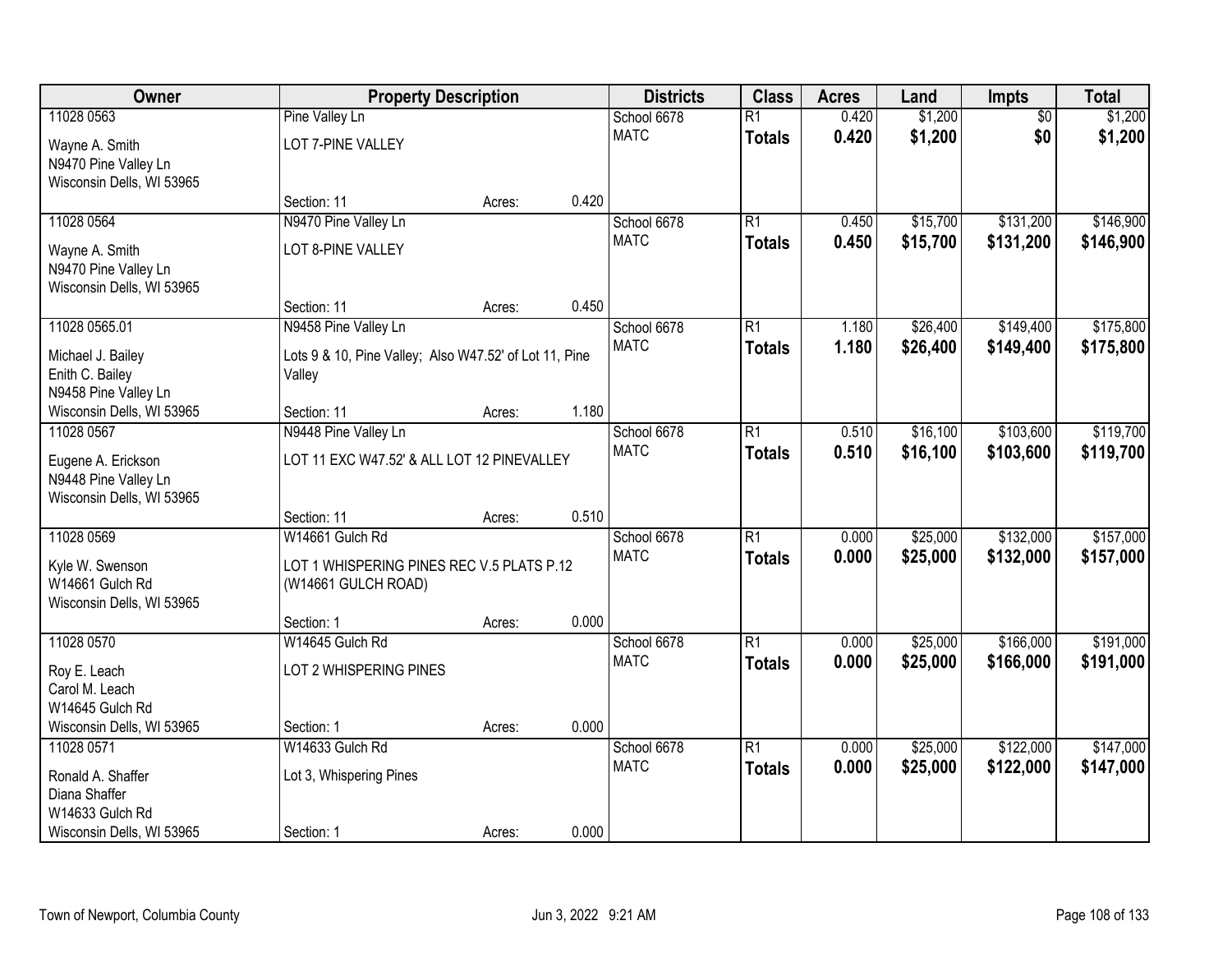| Owner | Property Description | | | Districts | Class | Acres | Land | Impts | Total |
|---|---|---|---|---|---|---|---|---|---|
| 11028 0563 | Pine Valley Ln | | | School 6678 | R1 | 0.420 | $1,200 | $0 | $1,200 |
| Wayne A. Smith<br>N9470 Pine Valley Ln<br>Wisconsin Dells, WI 53965 | LOT 7-PINE VALLEY | | | MATC | **Totals** | **0.420** | **$1,200** | **$0** | **$1,200** |
| | Section: 11 | Acres: | 0.420 | | | | | | |
| 11028 0564 | N9470 Pine Valley Ln | | | School 6678 | R1 | 0.450 | $15,700 | $131,200 | $146,900 |
| Wayne A. Smith<br>N9470 Pine Valley Ln<br>Wisconsin Dells, WI 53965 | LOT 8-PINE VALLEY | | | MATC | **Totals** | **0.450** | **$15,700** | **$131,200** | **$146,900** |
| | Section: 11 | Acres: | 0.450 | | | | | | |
| 11028 0565.01 | N9458 Pine Valley Ln | | | School 6678 | R1 | 1.180 | $26,400 | $149,400 | $175,800 |
| Michael J. Bailey<br>Enith C. Bailey<br>N9458 Pine Valley Ln<br>Wisconsin Dells, WI 53965 | Lots 9 & 10, Pine Valley; Also W47.52' of Lot 11, Pine Valley | | | MATC | **Totals** | **1.180** | **$26,400** | **$149,400** | **$175,800** |
| | Section: 11 | Acres: | 1.180 | | | | | | |
| 11028 0567 | N9448 Pine Valley Ln | | | School 6678 | R1 | 0.510 | $16,100 | $103,600 | $119,700 |
| Eugene A. Erickson<br>N9448 Pine Valley Ln<br>Wisconsin Dells, WI 53965 | LOT 11 EXC W47.52' & ALL LOT 12 PINEVALLEY | | | MATC | **Totals** | **0.510** | **$16,100** | **$103,600** | **$119,700** |
| | Section: 11 | Acres: | 0.510 | | | | | | |
| 11028 0569 | W14661 Gulch Rd | | | School 6678 | R1 | 0.000 | $25,000 | $132,000 | $157,000 |
| Kyle W. Swenson<br>W14661 Gulch Rd<br>Wisconsin Dells, WI 53965 | LOT 1 WHISPERING PINES REC V.5 PLATS P.12 (W14661 GULCH ROAD) | | | MATC | **Totals** | **0.000** | **$25,000** | **$132,000** | **$157,000** |
| | Section: 1 | Acres: | 0.000 | | | | | | |
| 11028 0570 | W14645 Gulch Rd | | | School 6678 | R1 | 0.000 | $25,000 | $166,000 | $191,000 |
| Roy E. Leach<br>Carol M. Leach<br>W14645 Gulch Rd<br>Wisconsin Dells, WI 53965 | LOT 2 WHISPERING PINES | | | MATC | **Totals** | **0.000** | **$25,000** | **$166,000** | **$191,000** |
| | Section: 1 | Acres: | 0.000 | | | | | | |
| 11028 0571 | W14633 Gulch Rd | | | School 6678 | R1 | 0.000 | $25,000 | $122,000 | $147,000 |
| Ronald A. Shaffer<br>Diana Shaffer<br>W14633 Gulch Rd<br>Wisconsin Dells, WI 53965 | Lot 3, Whispering Pines | | | MATC | **Totals** | **0.000** | **$25,000** | **$122,000** | **$147,000** |
| | Section: 1 | Acres: | 0.000 | | | | | | |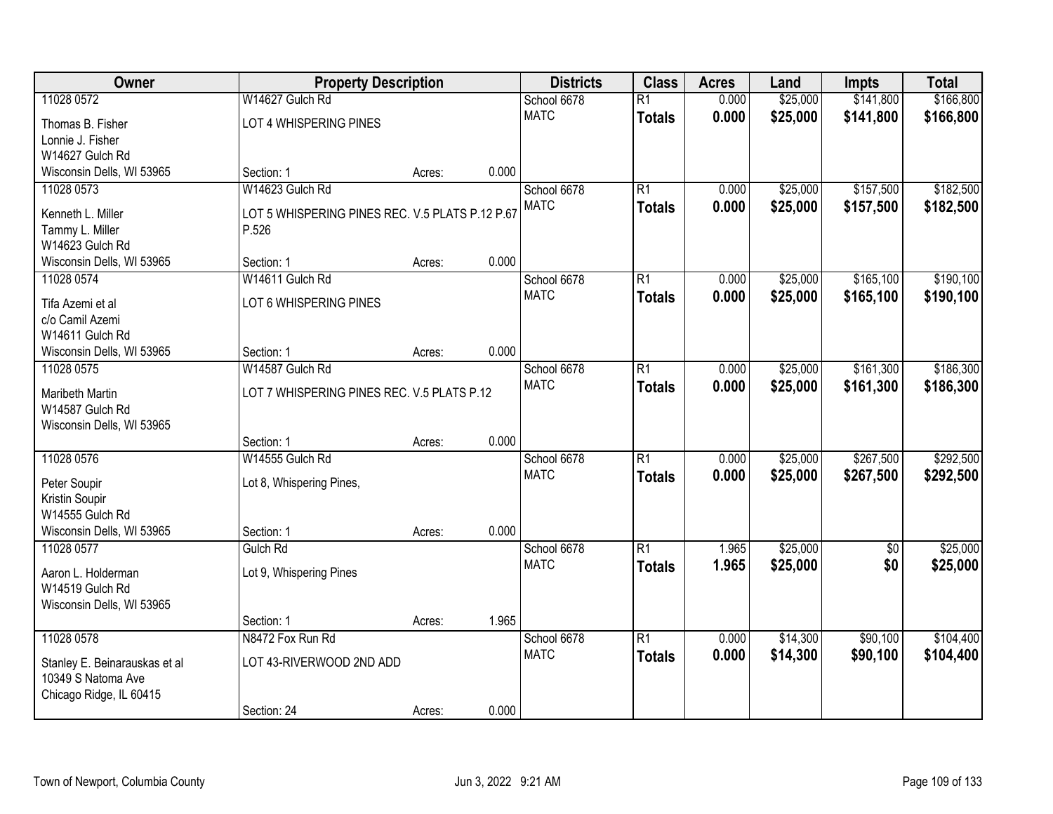| Owner | Property Description | | | Districts | Class | Acres | Land | Impts | Total |
|---|---|---|---|---|---|---|---|---|---|
| 11028 0572 | W14627 Gulch Rd | | | School 6678 | R1 | 0.000 | $25,000 | $141,800 | $166,800 |
| Thomas B. Fisher<br>Lonnie J. Fisher<br>W14627 Gulch Rd<br>Wisconsin Dells, WI 53965 | LOT 4 WHISPERING PINES | | | MATC | **Totals** | **0.000** | **$25,000** | **$141,800** | **$166,800** |
| | Section: 1 | Acres: | 0.000 | | | | | | |
| 11028 0573 | W14623 Gulch Rd | | | School 6678 | R1 | 0.000 | $25,000 | $157,500 | $182,500 |
| Kenneth L. Miller<br>Tammy L. Miller<br>W14623 Gulch Rd<br>Wisconsin Dells, WI 53965 | LOT 5 WHISPERING PINES REC. V.5 PLATS P.12 P.67 P.526 | | | MATC | **Totals** | **0.000** | **$25,000** | **$157,500** | **$182,500** |
| | Section: 1 | Acres: | 0.000 | | | | | | |
| 11028 0574 | W14611 Gulch Rd | | | School 6678 | R1 | 0.000 | $25,000 | $165,100 | $190,100 |
| Tifa Azemi et al<br>c/o Camil Azemi<br>W14611 Gulch Rd<br>Wisconsin Dells, WI 53965 | LOT 6 WHISPERING PINES | | | MATC | **Totals** | **0.000** | **$25,000** | **$165,100** | **$190,100** |
| | Section: 1 | Acres: | 0.000 | | | | | | |
| 11028 0575 | W14587 Gulch Rd | | | School 6678 | R1 | 0.000 | $25,000 | $161,300 | $186,300 |
| Maribeth Martin<br>W14587 Gulch Rd<br>Wisconsin Dells, WI 53965 | LOT 7 WHISPERING PINES REC. V.5 PLATS P.12 | | | MATC | **Totals** | **0.000** | **$25,000** | **$161,300** | **$186,300** |
| | Section: 1 | Acres: | 0.000 | | | | | | |
| 11028 0576 | W14555 Gulch Rd | | | School 6678 | R1 | 0.000 | $25,000 | $267,500 | $292,500 |
| Peter Soupir<br>Kristin Soupir<br>W14555 Gulch Rd<br>Wisconsin Dells, WI 53965 | Lot 8, Whispering Pines, | | | MATC | **Totals** | **0.000** | **$25,000** | **$267,500** | **$292,500** |
| | Section: 1 | Acres: | 0.000 | | | | | | |
| 11028 0577 | Gulch Rd | | | School 6678 | R1 | 1.965 | $25,000 | $0 | $25,000 |
| Aaron L. Holderman<br>W14519 Gulch Rd<br>Wisconsin Dells, WI 53965 | Lot 9, Whispering Pines | | | MATC | **Totals** | **1.965** | **$25,000** | **$0** | **$25,000** |
| | Section: 1 | Acres: | 1.965 | | | | | | |
| 11028 0578 | N8472 Fox Run Rd | | | School 6678 | R1 | 0.000 | $14,300 | $90,100 | $104,400 |
| Stanley E. Beinarauskas et al<br>10349 S Natoma Ave<br>Chicago Ridge, IL 60415 | LOT 43-RIVERWOOD 2ND ADD | | | MATC | **Totals** | **0.000** | **$14,300** | **$90,100** | **$104,400** |
| | Section: 24 | Acres: | 0.000 | | | | | | |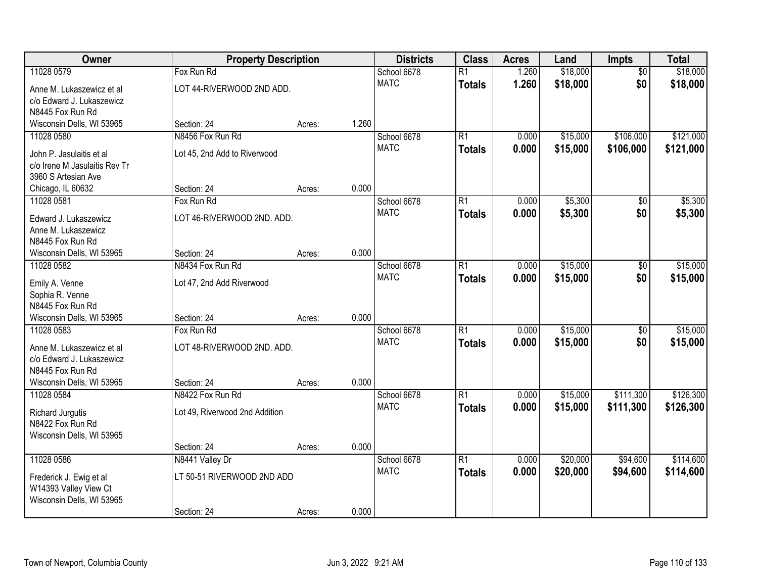| Owner | Property Description | | | Districts | Class | Acres | Land | Impts | Total |
|---|---|---|---|---|---|---|---|---|---|
| 11028 0579 | Fox Run Rd | | | School 6678 | R1 | 1.260 | $18,000 | $0 | $18,000 |
| Anne M. Lukaszewicz et al<br>c/o Edward J. Lukaszewicz<br>N8445 Fox Run Rd<br>Wisconsin Dells, WI 53965 | LOT 44-RIVERWOOD 2ND ADD.<br>Section: 24 | Acres: | 1.260 | MATC | **Totals** | **1.260** | **$18,000** | **$0** | **$18,000** |
| 11028 0580 | N8456 Fox Run Rd | | | School 6678 | R1 | 0.000 | $15,000 | $106,000 | $121,000 |
| John P. Jasulaitis et al<br>c/o Irene M Jasulaitis Rev Tr<br>3960 S Artesian Ave<br>Chicago, IL 60632 | Lot 45, 2nd Add to Riverwood<br>Section: 24 | Acres: | 0.000 | MATC | **Totals** | **0.000** | **$15,000** | **$106,000** | **$121,000** |
| 11028 0581 | Fox Run Rd | | | School 6678 | R1 | 0.000 | $5,300 | $0 | $5,300 |
| Edward J. Lukaszewicz<br>Anne M. Lukaszewicz<br>N8445 Fox Run Rd<br>Wisconsin Dells, WI 53965 | LOT 46-RIVERWOOD 2ND. ADD.<br>Section: 24 | Acres: | 0.000 | MATC | **Totals** | **0.000** | **$5,300** | **$0** | **$5,300** |
| 11028 0582 | N8434 Fox Run Rd | | | School 6678 | R1 | 0.000 | $15,000 | $0 | $15,000 |
| Emily A. Venne<br>Sophia R. Venne<br>N8445 Fox Run Rd<br>Wisconsin Dells, WI 53965 | Lot 47, 2nd Add Riverwood<br>Section: 24 | Acres: | 0.000 | MATC | **Totals** | **0.000** | **$15,000** | **$0** | **$15,000** |
| 11028 0583 | Fox Run Rd | | | School 6678 | R1 | 0.000 | $15,000 | $0 | $15,000 |
| Anne M. Lukaszewicz et al<br>c/o Edward J. Lukaszewicz<br>N8445 Fox Run Rd<br>Wisconsin Dells, WI 53965 | LOT 48-RIVERWOOD 2ND. ADD.<br>Section: 24 | Acres: | 0.000 | MATC | **Totals** | **0.000** | **$15,000** | **$0** | **$15,000** |
| 11028 0584 | N8422 Fox Run Rd | | | School 6678 | R1 | 0.000 | $15,000 | $111,300 | $126,300 |
| Richard Jurgutis<br>N8422 Fox Run Rd<br>Wisconsin Dells, WI 53965 | Lot 49, Riverwood 2nd Addition<br>Section: 24 | Acres: | 0.000 | MATC | **Totals** | **0.000** | **$15,000** | **$111,300** | **$126,300** |
| 11028 0586 | N8441 Valley Dr | | | School 6678 | R1 | 0.000 | $20,000 | $94,600 | $114,600 |
| Frederick J. Ewig et al<br>W14393 Valley View Ct<br>Wisconsin Dells, WI 53965 | LT 50-51 RIVERWOOD 2ND ADD<br>Section: 24 | Acres: | 0.000 | MATC | **Totals** | **0.000** | **$20,000** | **$94,600** | **$114,600** |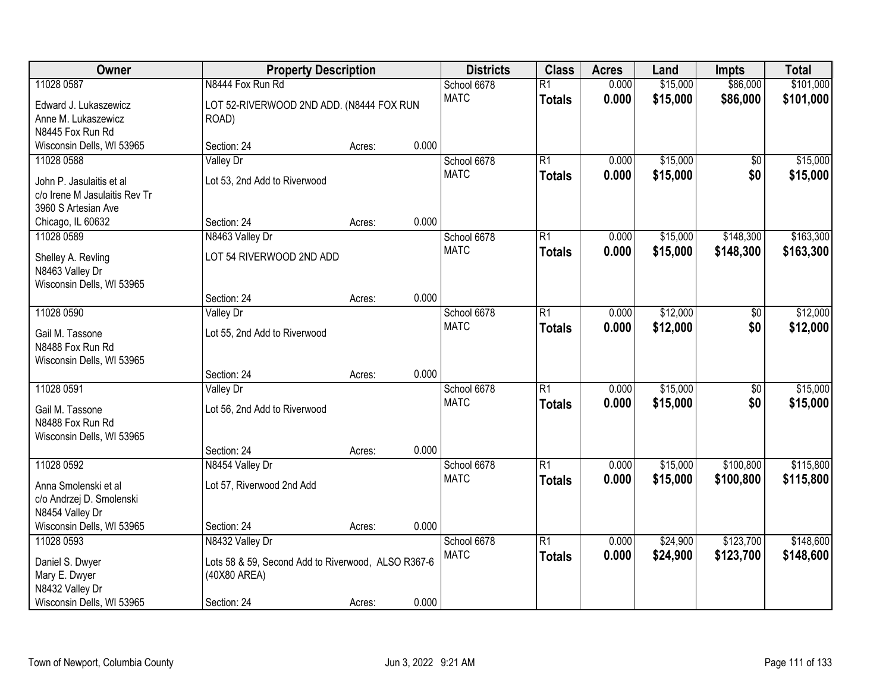| Owner | Property Description | | | Districts | Class | Acres | Land | Impts | Total |
|---|---|---|---|---|---|---|---|---|---|
| 11028 0587 | N8444 Fox Run Rd | | | School 6678 | R1 | 0.000 | $15,000 | $86,000 | $101,000 |
| Edward J. Lukaszewicz<br>Anne M. Lukaszewicz<br>N8445 Fox Run Rd<br>Wisconsin Dells, WI 53965 | LOT 52-RIVERWOOD 2ND ADD. (N8444 FOX RUN ROAD)<br>Section: 24 | Acres: | 0.000 | MATC | **Totals** | **0.000** | **$15,000** | **$86,000** | **$101,000** |
| 11028 0588 | Valley Dr | | | School 6678 | R1 | 0.000 | $15,000 | $0 | $15,000 |
| John P. Jasulaitis et al<br>c/o Irene M Jasulaitis Rev Tr<br>3960 S Artesian Ave<br>Chicago, IL 60632 | Lot 53, 2nd Add to Riverwood<br>Section: 24 | Acres: | 0.000 | MATC | **Totals** | **0.000** | **$15,000** | **$0** | **$15,000** |
| 11028 0589 | N8463 Valley Dr | | | School 6678 | R1 | 0.000 | $15,000 | $148,300 | $163,300 |
| Shelley A. Revling<br>N8463 Valley Dr<br>Wisconsin Dells, WI 53965 | LOT 54 RIVERWOOD 2ND ADD<br>Section: 24 | Acres: | 0.000 | MATC | **Totals** | **0.000** | **$15,000** | **$148,300** | **$163,300** |
| 11028 0590 | Valley Dr | | | School 6678 | R1 | 0.000 | $12,000 | $0 | $12,000 |
| Gail M. Tassone<br>N8488 Fox Run Rd<br>Wisconsin Dells, WI 53965 | Lot 55, 2nd Add to Riverwood<br>Section: 24 | Acres: | 0.000 | MATC | **Totals** | **0.000** | **$12,000** | **$0** | **$12,000** |
| 11028 0591 | Valley Dr | | | School 6678 | R1 | 0.000 | $15,000 | $0 | $15,000 |
| Gail M. Tassone<br>N8488 Fox Run Rd<br>Wisconsin Dells, WI 53965 | Lot 56, 2nd Add to Riverwood<br>Section: 24 | Acres: | 0.000 | MATC | **Totals** | **0.000** | **$15,000** | **$0** | **$15,000** |
| 11028 0592 | N8454 Valley Dr | | | School 6678 | R1 | 0.000 | $15,000 | $100,800 | $115,800 |
| Anna Smolenski et al<br>c/o Andrzej D. Smolenski<br>N8454 Valley Dr<br>Wisconsin Dells, WI 53965 | Lot 57, Riverwood 2nd Add<br>Section: 24 | Acres: | 0.000 | MATC | **Totals** | **0.000** | **$15,000** | **$100,800** | **$115,800** |
| 11028 0593 | N8432 Valley Dr | | | School 6678 | R1 | 0.000 | $24,900 | $123,700 | $148,600 |
| Daniel S. Dwyer<br>Mary E. Dwyer<br>N8432 Valley Dr<br>Wisconsin Dells, WI 53965 | Lots 58 & 59, Second Add to Riverwood, ALSO R367-6 (40X80 AREA)<br>Section: 24 | Acres: | 0.000 | MATC | **Totals** | **0.000** | **$24,900** | **$123,700** | **$148,600** |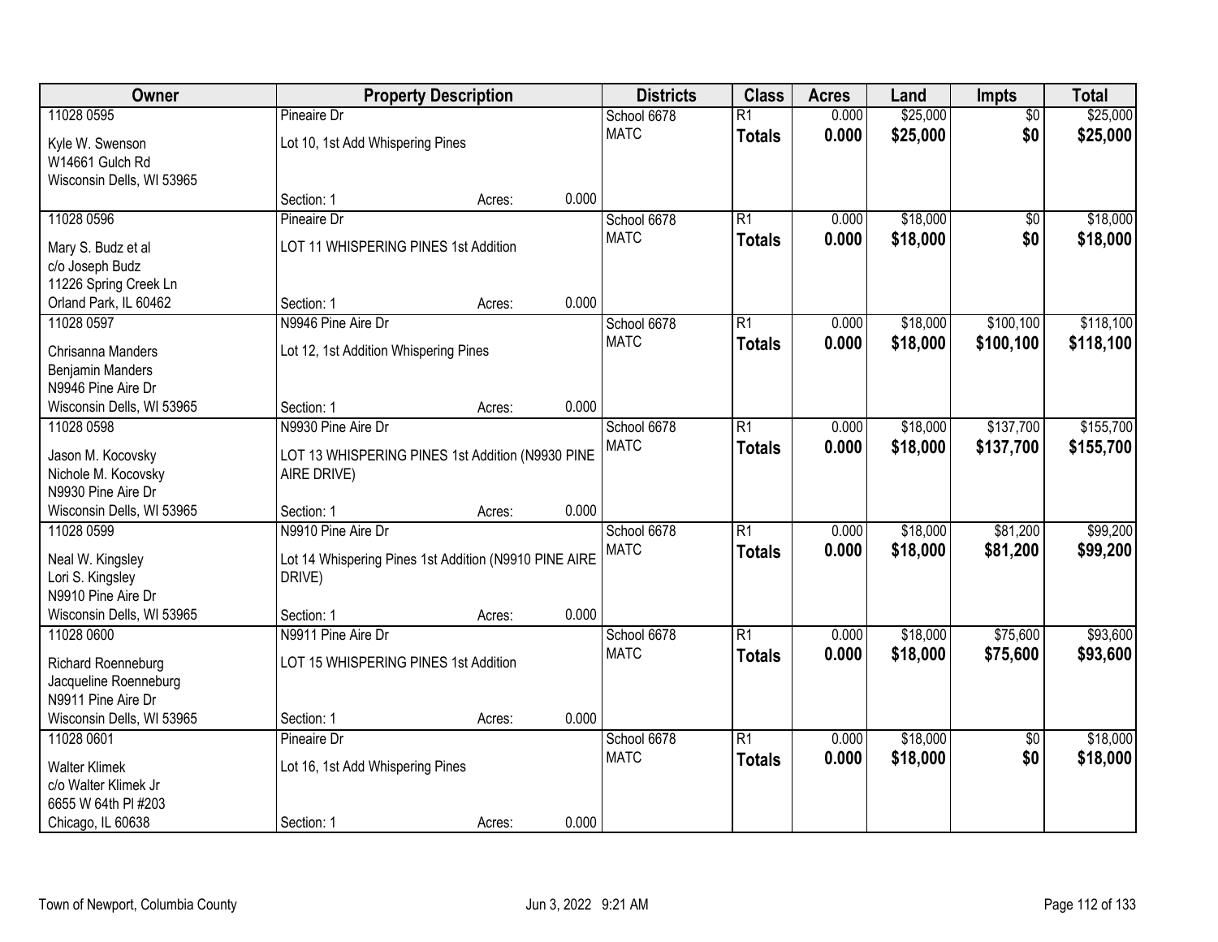| Owner | Property Description | Districts | Class | Acres | Land | Impts | Total |
|---|---|---|---|---|---|---|---|
| 11028 0595<br>Kyle W. Swenson<br>W14661 Gulch Rd<br>Wisconsin Dells, WI 53965 | Pineaire Dr<br>Lot 10, 1st Add Whispering Pines<br>Section: 1 Acres: 0.000 | School 6678<br>MATC | R1<br>**Totals** | 0.000<br>**0.000** | $25,000<br>**$25,000** | $0<br>**$0** | $25,000<br>**$25,000** |
| 11028 0596<br>Mary S. Budz et al<br>c/o Joseph Budz<br>11226 Spring Creek Ln<br>Orland Park, IL 60462 | Pineaire Dr<br>LOT 11 WHISPERING PINES 1st Addition<br>Section: 1 Acres: 0.000 | School 6678<br>MATC | R1<br>**Totals** | 0.000<br>**0.000** | $18,000<br>**$18,000** | $0<br>**$0** | $18,000<br>**$18,000** |
| 11028 0597<br>Chrisanna Manders<br>Benjamin Manders<br>N9946 Pine Aire Dr<br>Wisconsin Dells, WI 53965 | N9946 Pine Aire Dr<br>Lot 12, 1st Addition Whispering Pines<br>Section: 1 Acres: 0.000 | School 6678<br>MATC | R1<br>**Totals** | 0.000<br>**0.000** | $18,000<br>**$18,000** | $100,100<br>**$100,100** | $118,100<br>**$118,100** |
| 11028 0598<br>Jason M. Kocovsky<br>Nichole M. Kocovsky<br>N9930 Pine Aire Dr<br>Wisconsin Dells, WI 53965 | N9930 Pine Aire Dr<br>LOT 13 WHISPERING PINES 1st Addition (N9930 PINE AIRE DRIVE)<br>Section: 1 Acres: 0.000 | School 6678<br>MATC | R1<br>**Totals** | 0.000<br>**0.000** | $18,000<br>**$18,000** | $137,700<br>**$137,700** | $155,700<br>**$155,700** |
| 11028 0599<br>Neal W. Kingsley<br>Lori S. Kingsley<br>N9910 Pine Aire Dr<br>Wisconsin Dells, WI 53965 | N9910 Pine Aire Dr<br>Lot 14 Whispering Pines 1st Addition (N9910 PINE AIRE DRIVE)<br>Section: 1 Acres: 0.000 | School 6678<br>MATC | R1<br>**Totals** | 0.000<br>**0.000** | $18,000<br>**$18,000** | $81,200<br>**$81,200** | $99,200<br>**$99,200** |
| 11028 0600<br>Richard Roenneburg<br>Jacqueline Roenneburg<br>N9911 Pine Aire Dr<br>Wisconsin Dells, WI 53965 | N9911 Pine Aire Dr<br>LOT 15 WHISPERING PINES 1st Addition<br>Section: 1 Acres: 0.000 | School 6678<br>MATC | R1<br>**Totals** | 0.000<br>**0.000** | $18,000<br>**$18,000** | $75,600<br>**$75,600** | $93,600<br>**$93,600** |
| 11028 0601<br>Walter Klimek<br>c/o Walter Klimek Jr<br>6655 W 64th Pl #203<br>Chicago, IL 60638 | Pineaire Dr<br>Lot 16, 1st Add Whispering Pines<br>Section: 1 Acres: 0.000 | School 6678<br>MATC | R1<br>**Totals** | 0.000<br>**0.000** | $18,000<br>**$18,000** | $0<br>**$0** | $18,000<br>**$18,000** |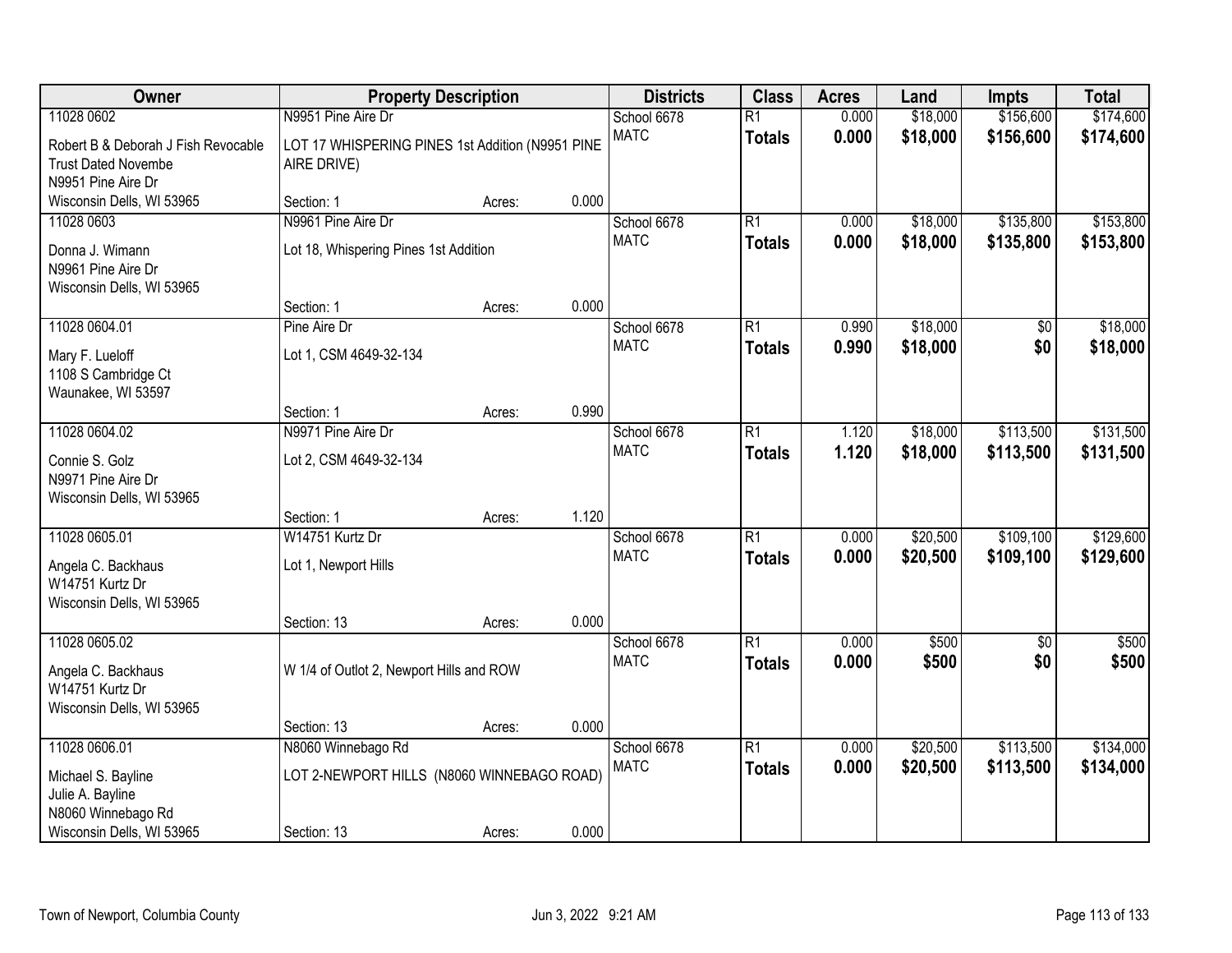| Owner | Property Description | | | Districts | Class | Acres | Land | Impts | Total |
|---|---|---|---|---|---|---|---|---|---|
| 11028 0602 | N9951 Pine Aire Dr | | | School 6678 | R1 | 0.000 | $18,000 | $156,600 | $174,600 |
| Robert B & Deborah J Fish Revocable Trust Dated Novembe<br>N9951 Pine Aire Dr<br>Wisconsin Dells, WI 53965 | LOT 17 WHISPERING PINES 1st Addition (N9951 PINE AIRE DRIVE) | | | MATC | **Totals** | **0.000** | **$18,000** | **$156,600** | **$174,600** |
| | Section: 1 | Acres: | 0.000 | | | | | | |
| 11028 0603 | N9961 Pine Aire Dr | | | School 6678 | R1 | 0.000 | $18,000 | $135,800 | $153,800 |
| Donna J. Wimann<br>N9961 Pine Aire Dr<br>Wisconsin Dells, WI 53965 | Lot 18, Whispering Pines 1st Addition | | | MATC | **Totals** | **0.000** | **$18,000** | **$135,800** | **$153,800** |
| | Section: 1 | Acres: | 0.000 | | | | | | |
| 11028 0604.01 | Pine Aire Dr | | | School 6678 | R1 | 0.990 | $18,000 | $0 | $18,000 |
| Mary F. Lueloff<br>1108 S Cambridge Ct<br>Waunakee, WI 53597 | Lot 1, CSM 4649-32-134 | | | MATC | **Totals** | **0.990** | **$18,000** | **$0** | **$18,000** |
| | Section: 1 | Acres: | 0.990 | | | | | | |
| 11028 0604.02 | N9971 Pine Aire Dr | | | School 6678 | R1 | 1.120 | $18,000 | $113,500 | $131,500 |
| Connie S. Golz<br>N9971 Pine Aire Dr<br>Wisconsin Dells, WI 53965 | Lot 2, CSM 4649-32-134 | | | MATC | **Totals** | **1.120** | **$18,000** | **$113,500** | **$131,500** |
| | Section: 1 | Acres: | 1.120 | | | | | | |
| 11028 0605.01 | W14751 Kurtz Dr | | | School 6678 | R1 | 0.000 | $20,500 | $109,100 | $129,600 |
| Angela C. Backhaus<br>W14751 Kurtz Dr<br>Wisconsin Dells, WI 53965 | Lot 1, Newport Hills | | | MATC | **Totals** | **0.000** | **$20,500** | **$109,100** | **$129,600** |
| | Section: 13 | Acres: | 0.000 | | | | | | |
| 11028 0605.02 | | | | School 6678 | R1 | 0.000 | $500 | $0 | $500 |
| Angela C. Backhaus<br>W14751 Kurtz Dr<br>Wisconsin Dells, WI 53965 | W 1/4 of Outlot 2, Newport Hills and ROW | | | MATC | **Totals** | **0.000** | **$500** | **$0** | **$500** |
| | Section: 13 | Acres: | 0.000 | | | | | | |
| 11028 0606.01 | N8060 Winnebago Rd | | | School 6678 | R1 | 0.000 | $20,500 | $113,500 | $134,000 |
| Michael S. Bayline<br>Julie A. Bayline<br>N8060 Winnebago Rd<br>Wisconsin Dells, WI 53965 | LOT 2-NEWPORT HILLS (N8060 WINNEBAGO ROAD) | | | MATC | **Totals** | **0.000** | **$20,500** | **$113,500** | **$134,000** |
| | Section: 13 | Acres: | 0.000 | | | | | | |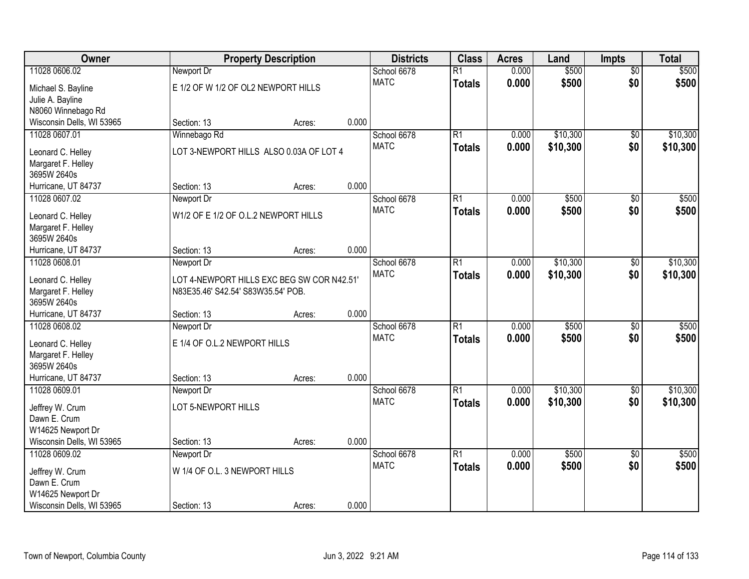| Owner | Property Description | | | Districts | Class | Acres | Land | Impts | Total |
|---|---|---|---|---|---|---|---|---|---|
| 11028 0606.02 | Newport Dr | | | School 6678 | R1 | 0.000 | $500 | $0 | $500 |
| Michael S. Bayline<br>Julie A. Bayline<br>N8060 Winnebago Rd<br>Wisconsin Dells, WI 53965 | E 1/2 OF W 1/2 OF OL2 NEWPORT HILLS<br><br><br>Section: 13 | Acres: | 0.000 | MATC | **Totals** | **0.000** | **$500** | **$0** | **$500** |
| 11028 0607.01 | Winnebago Rd | | | School 6678 | R1 | 0.000 | $10,300 | $0 | $10,300 |
| Leonard C. Helley<br>Margaret F. Helley<br>3695W 2640s<br>Hurricane, UT 84737 | LOT 3-NEWPORT HILLS ALSO 0.03A OF LOT 4<br><br><br>Section: 13 | Acres: | 0.000 | MATC | **Totals** | **0.000** | **$10,300** | **$0** | **$10,300** |
| 11028 0607.02 | Newport Dr | | | School 6678 | R1 | 0.000 | $500 | $0 | $500 |
| Leonard C. Helley<br>Margaret F. Helley<br>3695W 2640s<br>Hurricane, UT 84737 | W1/2 OF E 1/2 OF O.L.2 NEWPORT HILLS<br><br><br>Section: 13 | Acres: | 0.000 | MATC | **Totals** | **0.000** | **$500** | **$0** | **$500** |
| 11028 0608.01 | Newport Dr | | | School 6678 | R1 | 0.000 | $10,300 | $0 | $10,300 |
| Leonard C. Helley<br>Margaret F. Helley<br>3695W 2640s<br>Hurricane, UT 84737 | LOT 4-NEWPORT HILLS EXC BEG SW COR N42.51' N83E35.46' S42.54' S83W35.54' POB.<br><br>Section: 13 | Acres: | 0.000 | MATC | **Totals** | **0.000** | **$10,300** | **$0** | **$10,300** |
| 11028 0608.02 | Newport Dr | | | School 6678 | R1 | 0.000 | $500 | $0 | $500 |
| Leonard C. Helley<br>Margaret F. Helley<br>3695W 2640s<br>Hurricane, UT 84737 | E 1/4 OF O.L.2 NEWPORT HILLS<br><br><br>Section: 13 | Acres: | 0.000 | MATC | **Totals** | **0.000** | **$500** | **$0** | **$500** |
| 11028 0609.01 | Newport Dr | | | School 6678 | R1 | 0.000 | $10,300 | $0 | $10,300 |
| Jeffrey W. Crum<br>Dawn E. Crum<br>W14625 Newport Dr<br>Wisconsin Dells, WI 53965 | LOT 5-NEWPORT HILLS<br><br><br>Section: 13 | Acres: | 0.000 | MATC | **Totals** | **0.000** | **$10,300** | **$0** | **$10,300** |
| 11028 0609.02 | Newport Dr | | | School 6678 | R1 | 0.000 | $500 | $0 | $500 |
| Jeffrey W. Crum<br>Dawn E. Crum<br>W14625 Newport Dr<br>Wisconsin Dells, WI 53965 | W 1/4 OF O.L. 3 NEWPORT HILLS<br><br><br>Section: 13 | Acres: | 0.000 | MATC | **Totals** | **0.000** | **$500** | **$0** | **$500** |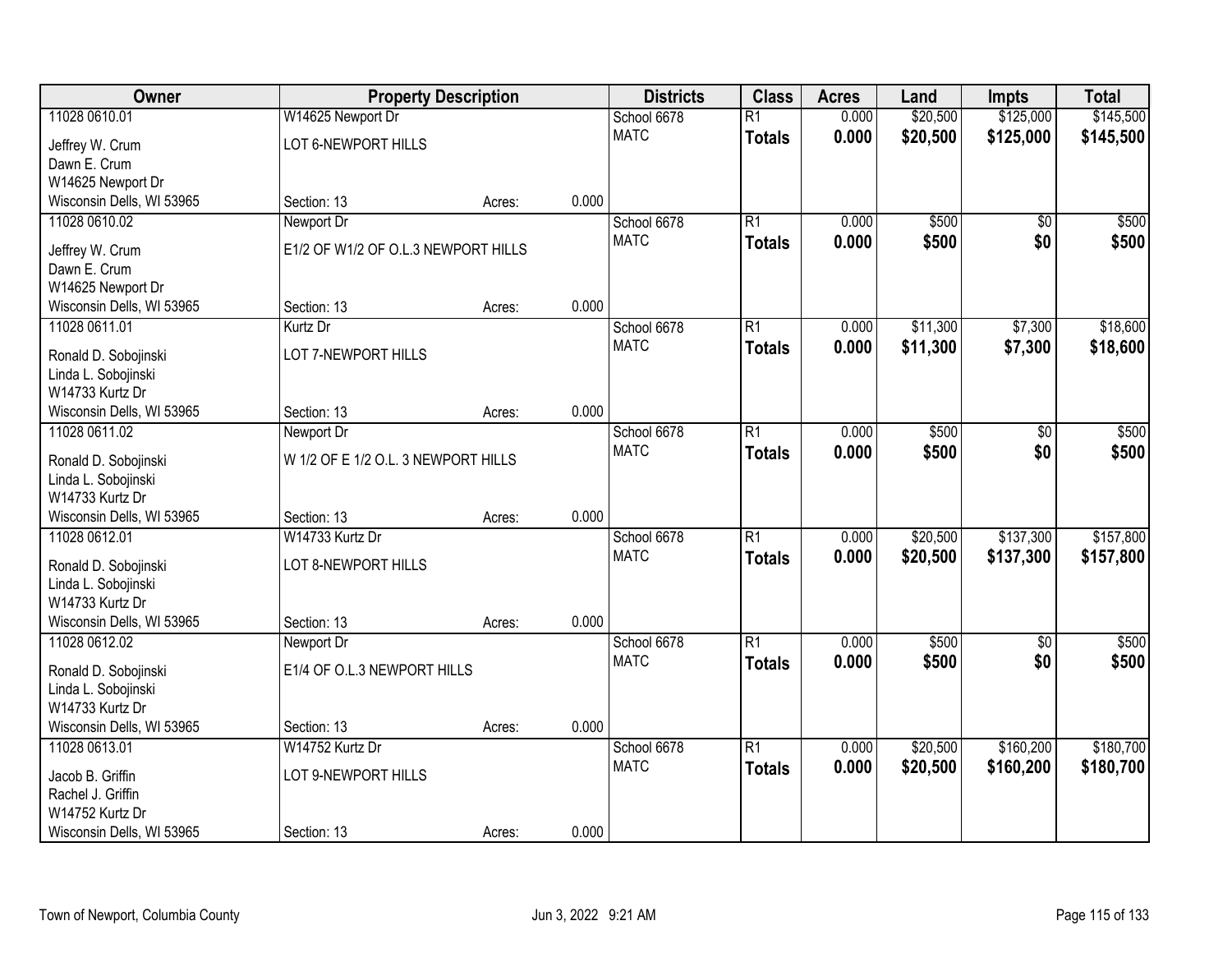| Owner | Property Description | | | Districts | Class | Acres | Land | Impts | Total |
|---|---|---|---|---|---|---|---|---|---|
| 11028 0610.01 | W14625 Newport Dr | | | School 6678 | R1 | 0.000 | $20,500 | $125,000 | $145,500 |
| Jeffrey W. Crum<br>Dawn E. Crum<br>W14625 Newport Dr<br>Wisconsin Dells, WI 53965 | LOT 6-NEWPORT HILLS<br>Section: 13 | Acres: | 0.000 | MATC | **Totals** | **0.000** | **$20,500** | **$125,000** | **$145,500** |
| 11028 0610.02 | Newport Dr | | | School 6678 | R1 | 0.000 | $500 | $0 | $500 |
| Jeffrey W. Crum<br>Dawn E. Crum<br>W14625 Newport Dr<br>Wisconsin Dells, WI 53965 | E1/2 OF W1/2 OF O.L.3 NEWPORT HILLS<br>Section: 13 | Acres: | 0.000 | MATC | **Totals** | **0.000** | **$500** | **$0** | **$500** |
| 11028 0611.01 | Kurtz Dr | | | School 6678 | R1 | 0.000 | $11,300 | $7,300 | $18,600 |
| Ronald D. Sobojinski<br>Linda L. Sobojinski<br>W14733 Kurtz Dr<br>Wisconsin Dells, WI 53965 | LOT 7-NEWPORT HILLS<br>Section: 13 | Acres: | 0.000 | MATC | **Totals** | **0.000** | **$11,300** | **$7,300** | **$18,600** |
| 11028 0611.02 | Newport Dr | | | School 6678 | R1 | 0.000 | $500 | $0 | $500 |
| Ronald D. Sobojinski<br>Linda L. Sobojinski<br>W14733 Kurtz Dr<br>Wisconsin Dells, WI 53965 | W 1/2 OF E 1/2 O.L. 3 NEWPORT HILLS<br>Section: 13 | Acres: | 0.000 | MATC | **Totals** | **0.000** | **$500** | **$0** | **$500** |
| 11028 0612.01 | W14733 Kurtz Dr | | | School 6678 | R1 | 0.000 | $20,500 | $137,300 | $157,800 |
| Ronald D. Sobojinski<br>Linda L. Sobojinski<br>W14733 Kurtz Dr<br>Wisconsin Dells, WI 53965 | LOT 8-NEWPORT HILLS<br>Section: 13 | Acres: | 0.000 | MATC | **Totals** | **0.000** | **$20,500** | **$137,300** | **$157,800** |
| 11028 0612.02 | Newport Dr | | | School 6678 | R1 | 0.000 | $500 | $0 | $500 |
| Ronald D. Sobojinski<br>Linda L. Sobojinski<br>W14733 Kurtz Dr<br>Wisconsin Dells, WI 53965 | E1/4 OF O.L.3 NEWPORT HILLS<br>Section: 13 | Acres: | 0.000 | MATC | **Totals** | **0.000** | **$500** | **$0** | **$500** |
| 11028 0613.01 | W14752 Kurtz Dr | | | School 6678 | R1 | 0.000 | $20,500 | $160,200 | $180,700 |
| Jacob B. Griffin<br>Rachel J. Griffin<br>W14752 Kurtz Dr<br>Wisconsin Dells, WI 53965 | LOT 9-NEWPORT HILLS<br>Section: 13 | Acres: | 0.000 | MATC | **Totals** | **0.000** | **$20,500** | **$160,200** | **$180,700** |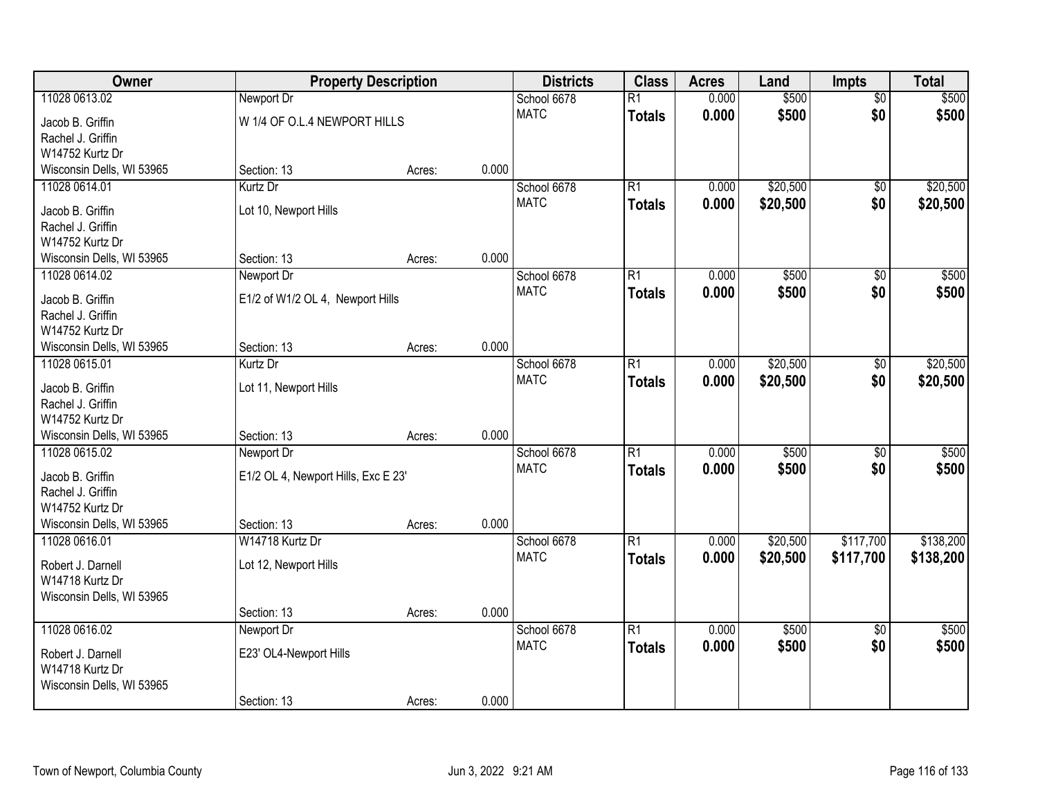| Owner | Property Description | | | Districts | Class | Acres | Land | Impts | Total |
|---|---|---|---|---|---|---|---|---|---|
| 11028 0613.02 | Newport Dr | | | School 6678 | R1 | 0.000 | $500 | $0 | $500 |
| Jacob B. Griffin<br>Rachel J. Griffin<br>W14752 Kurtz Dr<br>Wisconsin Dells, WI 53965 | W 1/4 OF O.L.4 NEWPORT HILLS | | | MATC | **Totals** | **0.000** | **$500** | **$0** | **$500** |
| | Section: 13 | Acres: | 0.000 | | | | | | |
| 11028 0614.01 | Kurtz Dr | | | School 6678 | R1 | 0.000 | $20,500 | $0 | $20,500 |
| Jacob B. Griffin<br>Rachel J. Griffin<br>W14752 Kurtz Dr<br>Wisconsin Dells, WI 53965 | Lot 10, Newport Hills | | | MATC | **Totals** | **0.000** | **$20,500** | **$0** | **$20,500** |
| | Section: 13 | Acres: | 0.000 | | | | | | |
| 11028 0614.02 | Newport Dr | | | School 6678 | R1 | 0.000 | $500 | $0 | $500 |
| Jacob B. Griffin<br>Rachel J. Griffin<br>W14752 Kurtz Dr<br>Wisconsin Dells, WI 53965 | E1/2 of W1/2 OL 4, Newport Hills | | | MATC | **Totals** | **0.000** | **$500** | **$0** | **$500** |
| | Section: 13 | Acres: | 0.000 | | | | | | |
| 11028 0615.01 | Kurtz Dr | | | School 6678 | R1 | 0.000 | $20,500 | $0 | $20,500 |
| Jacob B. Griffin<br>Rachel J. Griffin<br>W14752 Kurtz Dr<br>Wisconsin Dells, WI 53965 | Lot 11, Newport Hills | | | MATC | **Totals** | **0.000** | **$20,500** | **$0** | **$20,500** |
| | Section: 13 | Acres: | 0.000 | | | | | | |
| 11028 0615.02 | Newport Dr | | | School 6678 | R1 | 0.000 | $500 | $0 | $500 |
| Jacob B. Griffin<br>Rachel J. Griffin<br>W14752 Kurtz Dr<br>Wisconsin Dells, WI 53965 | E1/2 OL 4, Newport Hills, Exc E 23' | | | MATC | **Totals** | **0.000** | **$500** | **$0** | **$500** |
| | Section: 13 | Acres: | 0.000 | | | | | | |
| 11028 0616.01 | W14718 Kurtz Dr | | | School 6678 | R1 | 0.000 | $20,500 | $117,700 | $138,200 |
| Robert J. Darnell<br>W14718 Kurtz Dr<br>Wisconsin Dells, WI 53965 | Lot 12, Newport Hills | | | MATC | **Totals** | **0.000** | **$20,500** | **$117,700** | **$138,200** |
| | Section: 13 | Acres: | 0.000 | | | | | | |
| 11028 0616.02 | Newport Dr | | | School 6678 | R1 | 0.000 | $500 | $0 | $500 |
| Robert J. Darnell<br>W14718 Kurtz Dr<br>Wisconsin Dells, WI 53965 | E23' OL4-Newport Hills | | | MATC | **Totals** | **0.000** | **$500** | **$0** | **$500** |
| | Section: 13 | Acres: | 0.000 | | | | | | |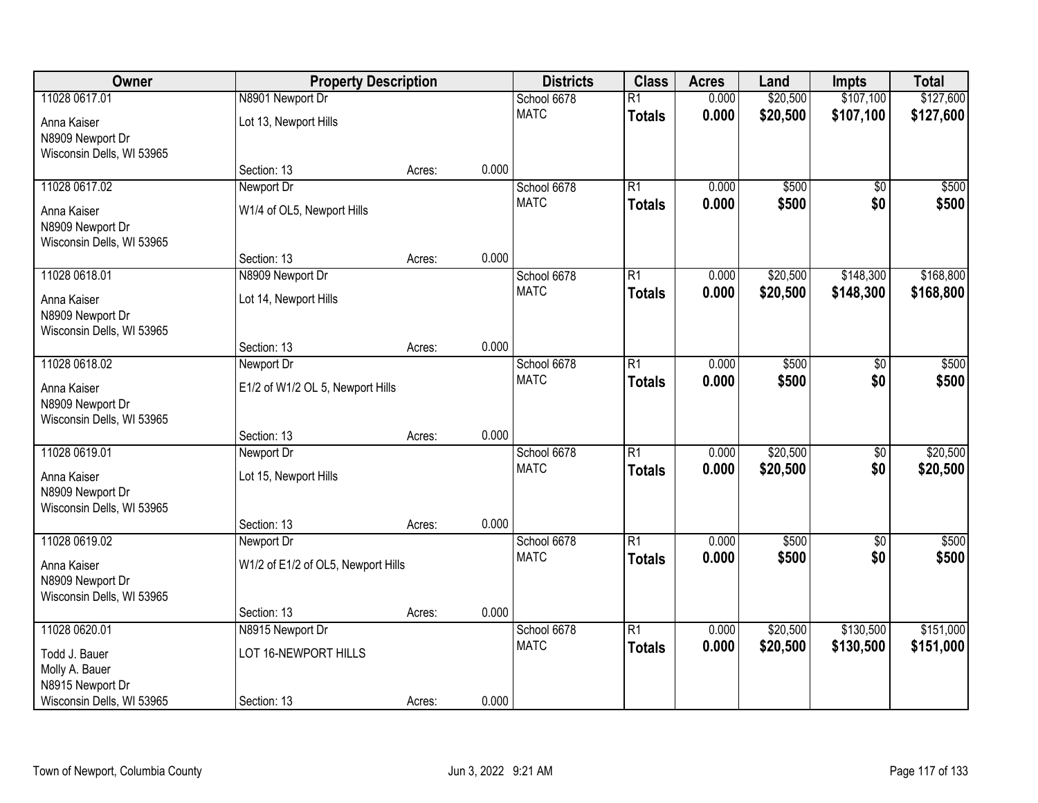| Owner | Property Description | | | Districts | Class | Acres | Land | Impts | Total |
|---|---|---|---|---|---|---|---|---|---|
| 11028 0617.01 | N8901 Newport Dr | | | School 6678 | R1 | 0.000 | $20,500 | $107,100 | $127,600 |
| Anna Kaiser<br>N8909 Newport Dr<br>Wisconsin Dells, WI 53965 | Lot 13, Newport Hills | | | MATC | **Totals** | **0.000** | **$20,500** | **$107,100** | **$127,600** |
| | Section: 13 | Acres: | 0.000 | | | | | | |
| 11028 0617.02 | Newport Dr | | | School 6678 | R1 | 0.000 | $500 | $0 | $500 |
| Anna Kaiser<br>N8909 Newport Dr<br>Wisconsin Dells, WI 53965 | W1/4 of OL5, Newport Hills | | | MATC | **Totals** | **0.000** | **$500** | **$0** | **$500** |
| | Section: 13 | Acres: | 0.000 | | | | | | |
| 11028 0618.01 | N8909 Newport Dr | | | School 6678 | R1 | 0.000 | $20,500 | $148,300 | $168,800 |
| Anna Kaiser<br>N8909 Newport Dr<br>Wisconsin Dells, WI 53965 | Lot 14, Newport Hills | | | MATC | **Totals** | **0.000** | **$20,500** | **$148,300** | **$168,800** |
| | Section: 13 | Acres: | 0.000 | | | | | | |
| 11028 0618.02 | Newport Dr | | | School 6678 | R1 | 0.000 | $500 | $0 | $500 |
| Anna Kaiser<br>N8909 Newport Dr<br>Wisconsin Dells, WI 53965 | E1/2 of W1/2 OL 5, Newport Hills | | | MATC | **Totals** | **0.000** | **$500** | **$0** | **$500** |
| | Section: 13 | Acres: | 0.000 | | | | | | |
| 11028 0619.01 | Newport Dr | | | School 6678 | R1 | 0.000 | $20,500 | $0 | $20,500 |
| Anna Kaiser<br>N8909 Newport Dr<br>Wisconsin Dells, WI 53965 | Lot 15, Newport Hills | | | MATC | **Totals** | **0.000** | **$20,500** | **$0** | **$20,500** |
| | Section: 13 | Acres: | 0.000 | | | | | | |
| 11028 0619.02 | Newport Dr | | | School 6678 | R1 | 0.000 | $500 | $0 | $500 |
| Anna Kaiser<br>N8909 Newport Dr<br>Wisconsin Dells, WI 53965 | W1/2 of E1/2 of OL5, Newport Hills | | | MATC | **Totals** | **0.000** | **$500** | **$0** | **$500** |
| | Section: 13 | Acres: | 0.000 | | | | | | |
| 11028 0620.01 | N8915 Newport Dr | | | School 6678 | R1 | 0.000 | $20,500 | $130,500 | $151,000 |
| Todd J. Bauer<br>Molly A. Bauer<br>N8915 Newport Dr<br>Wisconsin Dells, WI 53965 | LOT 16-NEWPORT HILLS | | | MATC | **Totals** | **0.000** | **$20,500** | **$130,500** | **$151,000** |
| | Section: 13 | Acres: | 0.000 | | | | | | |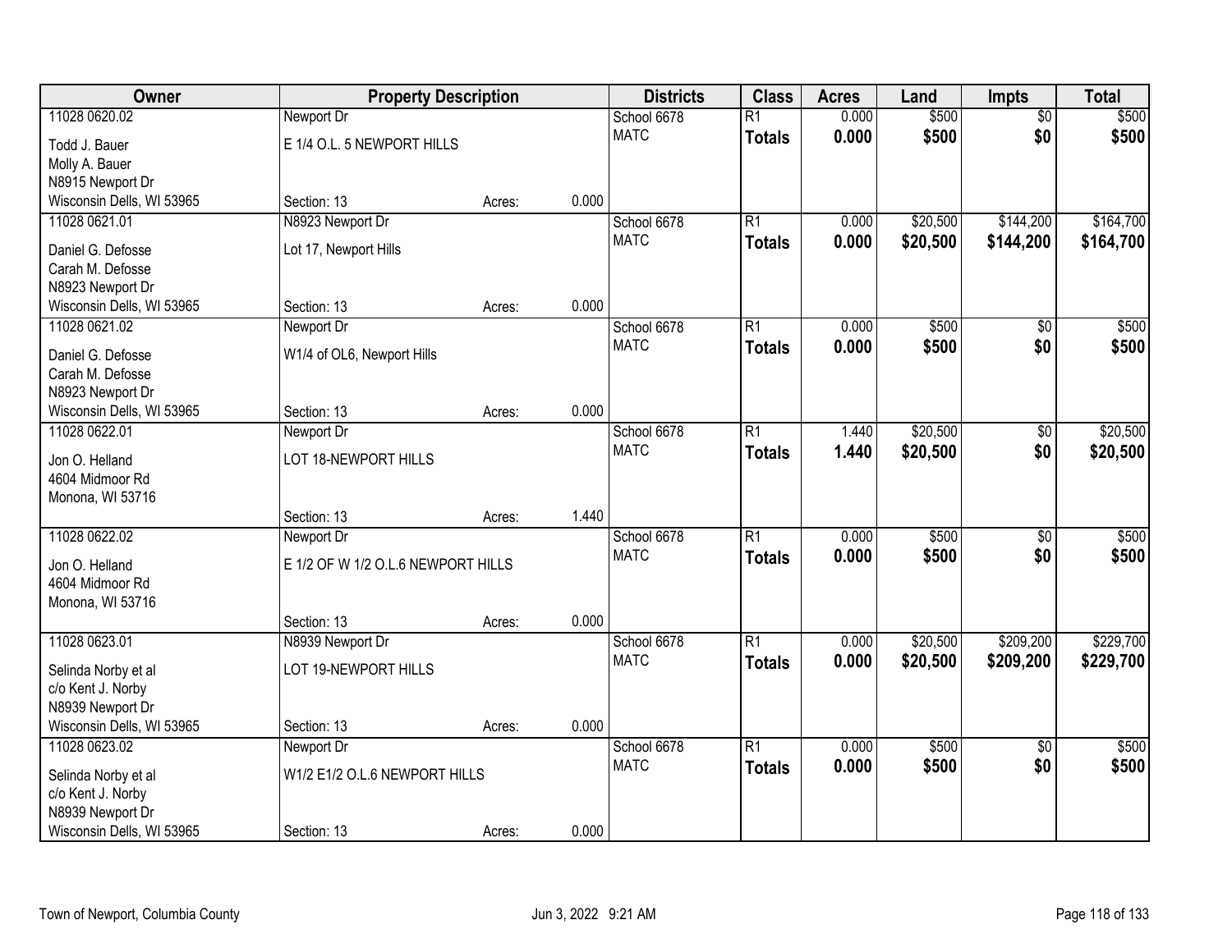| Owner | Property Description | | | Districts | Class | Acres | Land | Impts | Total |
|---|---|---|---|---|---|---|---|---|---|
| 11028 0620.02 | Newport Dr | | | School 6678 | R1 | 0.000 | $500 | $0 | $500 |
| Todd J. Bauer<br>Molly A. Bauer<br>N8915 Newport Dr<br>Wisconsin Dells, WI 53965 | E 1/4 O.L. 5 NEWPORT HILLS<br>Section: 13 | Acres: | 0.000 | MATC | **Totals** | **0.000** | **$500** | **$0** | **$500** |
| 11028 0621.01 | N8923 Newport Dr | | | School 6678 | R1 | 0.000 | $20,500 | $144,200 | $164,700 |
| Daniel G. Defosse<br>Carah M. Defosse<br>N8923 Newport Dr<br>Wisconsin Dells, WI 53965 | Lot 17, Newport Hills<br>Section: 13 | Acres: | 0.000 | MATC | **Totals** | **0.000** | **$20,500** | **$144,200** | **$164,700** |
| 11028 0621.02 | Newport Dr | | | School 6678 | R1 | 0.000 | $500 | $0 | $500 |
| Daniel G. Defosse<br>Carah M. Defosse<br>N8923 Newport Dr<br>Wisconsin Dells, WI 53965 | W1/4 of OL6, Newport Hills<br>Section: 13 | Acres: | 0.000 | MATC | **Totals** | **0.000** | **$500** | **$0** | **$500** |
| 11028 0622.01 | Newport Dr | | | School 6678 | R1 | 1.440 | $20,500 | $0 | $20,500 |
| Jon O. Helland<br>4604 Midmoor Rd<br>Monona, WI 53716 | LOT 18-NEWPORT HILLS<br>Section: 13 | Acres: | 1.440 | MATC | **Totals** | **1.440** | **$20,500** | **$0** | **$20,500** |
| 11028 0622.02 | Newport Dr | | | School 6678 | R1 | 0.000 | $500 | $0 | $500 |
| Jon O. Helland<br>4604 Midmoor Rd<br>Monona, WI 53716 | E 1/2 OF W 1/2 O.L.6 NEWPORT HILLS<br>Section: 13 | Acres: | 0.000 | MATC | **Totals** | **0.000** | **$500** | **$0** | **$500** |
| 11028 0623.01 | N8939 Newport Dr | | | School 6678 | R1 | 0.000 | $20,500 | $209,200 | $229,700 |
| Selinda Norby et al<br>c/o Kent J. Norby<br>N8939 Newport Dr<br>Wisconsin Dells, WI 53965 | LOT 19-NEWPORT HILLS<br>Section: 13 | Acres: | 0.000 | MATC | **Totals** | **0.000** | **$20,500** | **$209,200** | **$229,700** |
| 11028 0623.02 | Newport Dr | | | School 6678 | R1 | 0.000 | $500 | $0 | $500 |
| Selinda Norby et al<br>c/o Kent J. Norby<br>N8939 Newport Dr<br>Wisconsin Dells, WI 53965 | W1/2 E1/2 O.L.6 NEWPORT HILLS<br>Section: 13 | Acres: | 0.000 | MATC | **Totals** | **0.000** | **$500** | **$0** | **$500** |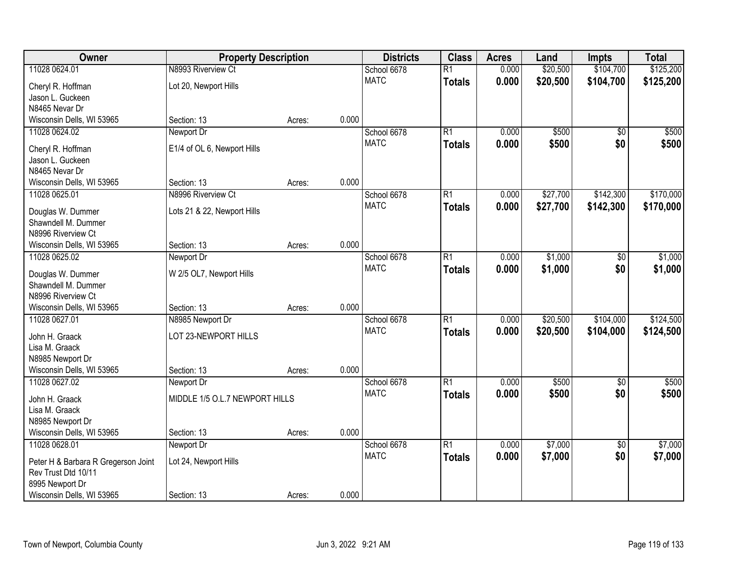| Owner | Property Description | | | Districts | Class | Acres | Land | Impts | Total |
|---|---|---|---|---|---|---|---|---|---|
| 11028 0624.01 | N8993 Riverview Ct | | | School 6678 | R1 | 0.000 | $20,500 | $104,700 | $125,200 |
| Cheryl R. Hoffman<br>Jason L. Guckeen<br>N8465 Nevar Dr<br>Wisconsin Dells, WI 53965 | Lot 20, Newport Hills<br><br><br>Section: 13 | Acres: | 0.000 | MATC | **Totals** | **0.000** | **$20,500** | **$104,700** | **$125,200** |
| 11028 0624.02 | Newport Dr | | | School 6678 | R1 | 0.000 | $500 | $0 | $500 |
| Cheryl R. Hoffman<br>Jason L. Guckeen<br>N8465 Nevar Dr<br>Wisconsin Dells, WI 53965 | E1/4 of OL 6, Newport Hills<br><br><br>Section: 13 | Acres: | 0.000 | MATC | **Totals** | **0.000** | **$500** | **$0** | **$500** |
| 11028 0625.01 | N8996 Riverview Ct | | | School 6678 | R1 | 0.000 | $27,700 | $142,300 | $170,000 |
| Douglas W. Dummer<br>Shawndell M. Dummer<br>N8996 Riverview Ct<br>Wisconsin Dells, WI 53965 | Lots 21 & 22, Newport Hills<br><br><br>Section: 13 | Acres: | 0.000 | MATC | **Totals** | **0.000** | **$27,700** | **$142,300** | **$170,000** |
| 11028 0625.02 | Newport Dr | | | School 6678 | R1 | 0.000 | $1,000 | $0 | $1,000 |
| Douglas W. Dummer<br>Shawndell M. Dummer<br>N8996 Riverview Ct<br>Wisconsin Dells, WI 53965 | W 2/5 OL7, Newport Hills<br><br><br>Section: 13 | Acres: | 0.000 | MATC | **Totals** | **0.000** | **$1,000** | **$0** | **$1,000** |
| 11028 0627.01 | N8985 Newport Dr | | | School 6678 | R1 | 0.000 | $20,500 | $104,000 | $124,500 |
| John H. Graack<br>Lisa M. Graack<br>N8985 Newport Dr<br>Wisconsin Dells, WI 53965 | LOT 23-NEWPORT HILLS<br><br><br>Section: 13 | Acres: | 0.000 | MATC | **Totals** | **0.000** | **$20,500** | **$104,000** | **$124,500** |
| 11028 0627.02 | Newport Dr | | | School 6678 | R1 | 0.000 | $500 | $0 | $500 |
| John H. Graack<br>Lisa M. Graack<br>N8985 Newport Dr<br>Wisconsin Dells, WI 53965 | MIDDLE 1/5 O.L.7 NEWPORT HILLS<br><br><br>Section: 13 | Acres: | 0.000 | MATC | **Totals** | **0.000** | **$500** | **$0** | **$500** |
| 11028 0628.01 | Newport Dr | | | School 6678 | R1 | 0.000 | $7,000 | $0 | $7,000 |
| Peter H & Barbara R Gregerson Joint Rev Trust Dtd 10/11<br>8995 Newport Dr<br>Wisconsin Dells, WI 53965 | Lot 24, Newport Hills<br><br><br>Section: 13 | Acres: | 0.000 | MATC | **Totals** | **0.000** | **$7,000** | **$0** | **$7,000** |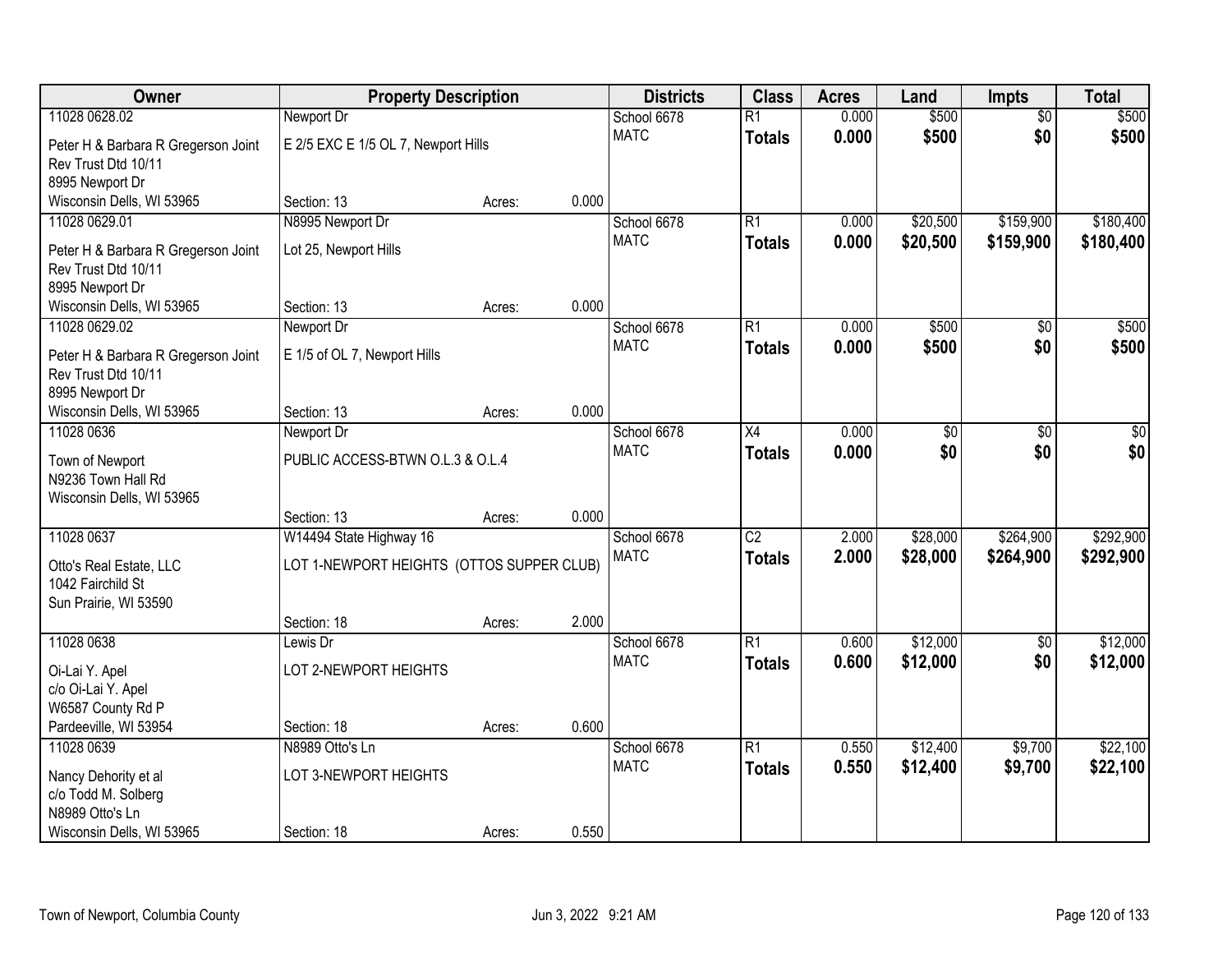| Owner | Property Description | | | Districts | Class | Acres | Land | Impts | Total |
|---|---|---|---|---|---|---|---|---|---|
| 11028 0628.02 | Newport Dr | | | School 6678 | R1 | 0.000 | $500 | $0 | $500 |
| Peter H & Barbara R Gregerson Joint Rev Trust Dtd 10/11 8995 Newport Dr Wisconsin Dells, WI 53965 | E 2/5 EXC E 1/5 OL 7, Newport Hills | | | MATC | **Totals** | **0.000** | **$500** | **$0** | **$500** |
| | Section: 13 | Acres: | 0.000 | | | | | | |
| 11028 0629.01 | N8995 Newport Dr | | | School 6678 | R1 | 0.000 | $20,500 | $159,900 | $180,400 |
| Peter H & Barbara R Gregerson Joint Rev Trust Dtd 10/11 8995 Newport Dr Wisconsin Dells, WI 53965 | Lot 25, Newport Hills | | | MATC | **Totals** | **0.000** | **$20,500** | **$159,900** | **$180,400** |
| | Section: 13 | Acres: | 0.000 | | | | | | |
| 11028 0629.02 | Newport Dr | | | School 6678 | R1 | 0.000 | $500 | $0 | $500 |
| Peter H & Barbara R Gregerson Joint Rev Trust Dtd 10/11 8995 Newport Dr Wisconsin Dells, WI 53965 | E 1/5 of OL 7, Newport Hills | | | MATC | **Totals** | **0.000** | **$500** | **$0** | **$500** |
| | Section: 13 | Acres: | 0.000 | | | | | | |
| 11028 0636 | Newport Dr | | | School 6678 | X4 | 0.000 | $0 | $0 | $0 |
| Town of Newport N9236 Town Hall Rd Wisconsin Dells, WI 53965 | PUBLIC ACCESS-BTWN O.L.3 & O.L.4 | | | MATC | **Totals** | **0.000** | **$0** | **$0** | **$0** |
| | Section: 13 | Acres: | 0.000 | | | | | | |
| 11028 0637 | W14494 State Highway 16 | | | School 6678 | C2 | 2.000 | $28,000 | $264,900 | $292,900 |
| Otto's Real Estate, LLC 1042 Fairchild St Sun Prairie, WI 53590 | LOT 1-NEWPORT HEIGHTS (OTTOS SUPPER CLUB) | | | MATC | **Totals** | **2.000** | **$28,000** | **$264,900** | **$292,900** |
| | Section: 18 | Acres: | 2.000 | | | | | | |
| 11028 0638 | Lewis Dr | | | School 6678 | R1 | 0.600 | $12,000 | $0 | $12,000 |
| Oi-Lai Y. Apel c/o Oi-Lai Y. Apel W6587 County Rd P Pardeeville, WI 53954 | LOT 2-NEWPORT HEIGHTS | | | MATC | **Totals** | **0.600** | **$12,000** | **$0** | **$12,000** |
| | Section: 18 | Acres: | 0.600 | | | | | | |
| 11028 0639 | N8989 Otto's Ln | | | School 6678 | R1 | 0.550 | $12,400 | $9,700 | $22,100 |
| Nancy Dehority et al c/o Todd M. Solberg N8989 Otto's Ln Wisconsin Dells, WI 53965 | LOT 3-NEWPORT HEIGHTS | | | MATC | **Totals** | **0.550** | **$12,400** | **$9,700** | **$22,100** |
| | Section: 18 | Acres: | 0.550 | | | | | | |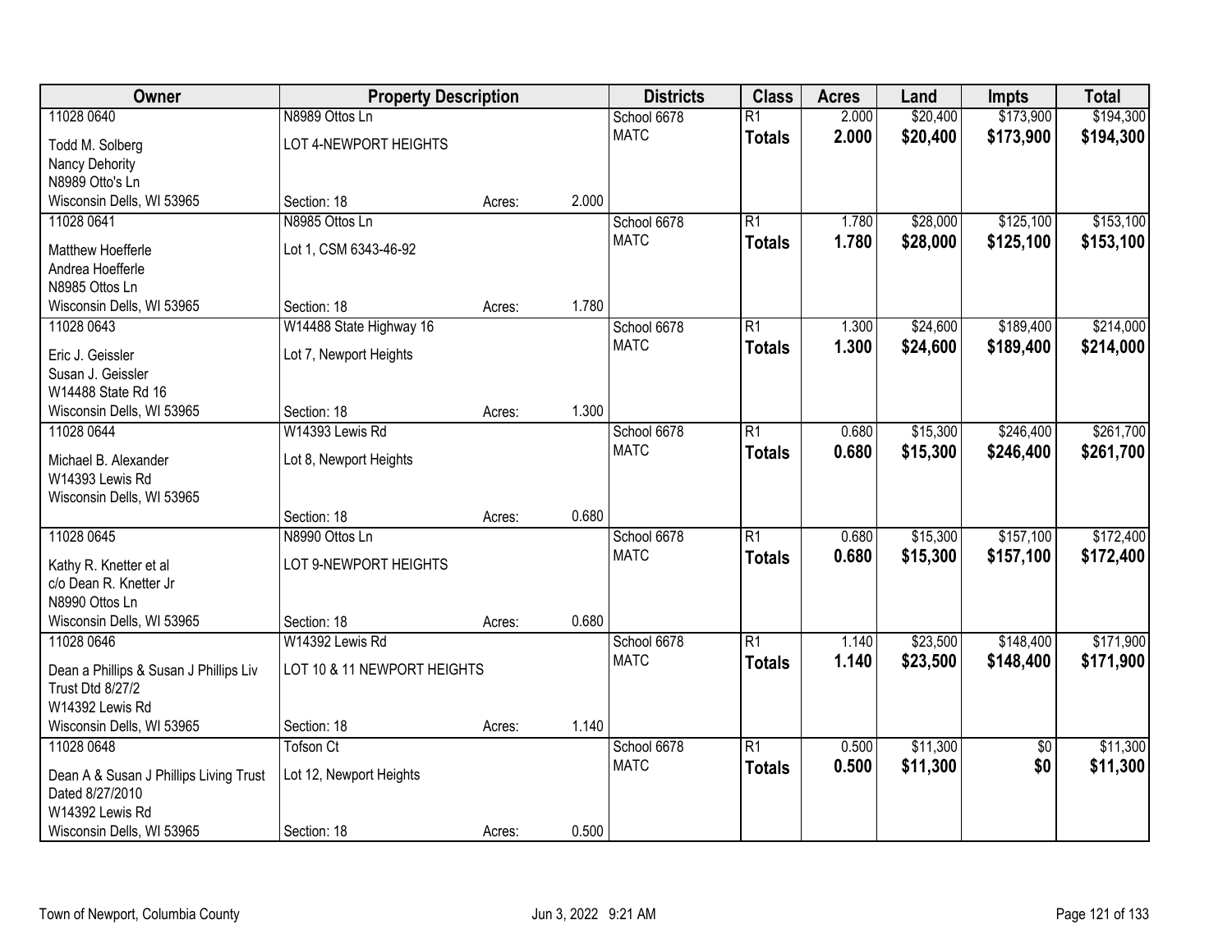| Owner | Property Description | | | Districts | Class | Acres | Land | Impts | Total |
|---|---|---|---|---|---|---|---|---|---|
| 11028 0640 | N8989 Ottos Ln | | | School 6678 | R1 | 2.000 | $20,400 | $173,900 | $194,300 |
| Todd M. Solberg<br>Nancy Dehority<br>N8989 Otto's Ln<br>Wisconsin Dells, WI 53965 | LOT 4-NEWPORT HEIGHTS<br>Section: 18 | Acres: | 2.000 | MATC | **Totals** | **2.000** | **$20,400** | **$173,900** | **$194,300** |
| 11028 0641 | N8985 Ottos Ln | | | School 6678 | R1 | 1.780 | $28,000 | $125,100 | $153,100 |
| Matthew Hoefferle<br>Andrea Hoefferle<br>N8985 Ottos Ln<br>Wisconsin Dells, WI 53965 | Lot 1, CSM 6343-46-92<br>Section: 18 | Acres: | 1.780 | MATC | **Totals** | **1.780** | **$28,000** | **$125,100** | **$153,100** |
| 11028 0643 | W14488 State Highway 16 | | | School 6678 | R1 | 1.300 | $24,600 | $189,400 | $214,000 |
| Eric J. Geissler<br>Susan J. Geissler<br>W14488 State Rd 16<br>Wisconsin Dells, WI 53965 | Lot 7, Newport Heights<br>Section: 18 | Acres: | 1.300 | MATC | **Totals** | **1.300** | **$24,600** | **$189,400** | **$214,000** |
| 11028 0644 | W14393 Lewis Rd | | | School 6678 | R1 | 0.680 | $15,300 | $246,400 | $261,700 |
| Michael B. Alexander<br>W14393 Lewis Rd<br>Wisconsin Dells, WI 53965 | Lot 8, Newport Heights<br>Section: 18 | Acres: | 0.680 | MATC | **Totals** | **0.680** | **$15,300** | **$246,400** | **$261,700** |
| 11028 0645 | N8990 Ottos Ln | | | School 6678 | R1 | 0.680 | $15,300 | $157,100 | $172,400 |
| Kathy R. Knetter et al<br>c/o Dean R. Knetter Jr<br>N8990 Ottos Ln<br>Wisconsin Dells, WI 53965 | LOT 9-NEWPORT HEIGHTS<br>Section: 18 | Acres: | 0.680 | MATC | **Totals** | **0.680** | **$15,300** | **$157,100** | **$172,400** |
| 11028 0646 | W14392 Lewis Rd | | | School 6678 | R1 | 1.140 | $23,500 | $148,400 | $171,900 |
| Dean a Phillips & Susan J Phillips Liv Trust Dtd 8/27/2<br>W14392 Lewis Rd<br>Wisconsin Dells, WI 53965 | LOT 10 & 11 NEWPORT HEIGHTS<br>Section: 18 | Acres: | 1.140 | MATC | **Totals** | **1.140** | **$23,500** | **$148,400** | **$171,900** |
| 11028 0648 | Tofson Ct | | | School 6678 | R1 | 0.500 | $11,300 | $0 | $11,300 |
| Dean A & Susan J Phillips Living Trust Dated 8/27/2010<br>W14392 Lewis Rd<br>Wisconsin Dells, WI 53965 | Lot 12, Newport Heights<br>Section: 18 | Acres: | 0.500 | MATC | **Totals** | **0.500** | **$11,300** | **$0** | **$11,300** |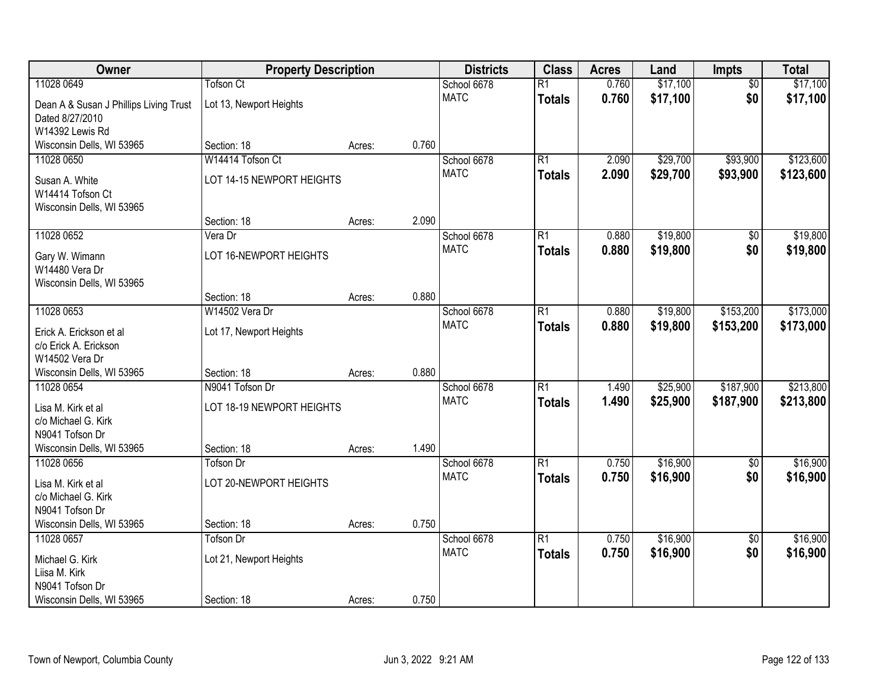| Owner | Property Description | | | Districts | Class | Acres | Land | Impts | Total |
|---|---|---|---|---|---|---|---|---|---|
| 11028 0649 | Tofson Ct | | | School 6678 | R1 | 0.760 | $17,100 | $0 | $17,100 |
| Dean A & Susan J Phillips Living Trust Dated 8/27/2010 W14392 Lewis Rd Wisconsin Dells, WI 53965 | Lot 13, Newport Heights | | | MATC | **Totals** | **0.760** | **$17,100** | **$0** | **$17,100** |
| | Section: 18 | Acres: | 0.760 | | | | | | |
| 11028 0650 | W14414 Tofson Ct | | | School 6678 | R1 | 2.090 | $29,700 | $93,900 | $123,600 |
| Susan A. White W14414 Tofson Ct Wisconsin Dells, WI 53965 | LOT 14-15 NEWPORT HEIGHTS | | | MATC | **Totals** | **2.090** | **$29,700** | **$93,900** | **$123,600** |
| | Section: 18 | Acres: | 2.090 | | | | | | |
| 11028 0652 | Vera Dr | | | School 6678 | R1 | 0.880 | $19,800 | $0 | $19,800 |
| Gary W. Wimann W14480 Vera Dr Wisconsin Dells, WI 53965 | LOT 16-NEWPORT HEIGHTS | | | MATC | **Totals** | **0.880** | **$19,800** | **$0** | **$19,800** |
| | Section: 18 | Acres: | 0.880 | | | | | | |
| 11028 0653 | W14502 Vera Dr | | | School 6678 | R1 | 0.880 | $19,800 | $153,200 | $173,000 |
| Erick A. Erickson et al c/o Erick A. Erickson W14502 Vera Dr Wisconsin Dells, WI 53965 | Lot 17, Newport Heights | | | MATC | **Totals** | **0.880** | **$19,800** | **$153,200** | **$173,000** |
| | Section: 18 | Acres: | 0.880 | | | | | | |
| 11028 0654 | N9041 Tofson Dr | | | School 6678 | R1 | 1.490 | $25,900 | $187,900 | $213,800 |
| Lisa M. Kirk et al c/o Michael G. Kirk N9041 Tofson Dr Wisconsin Dells, WI 53965 | LOT 18-19 NEWPORT HEIGHTS | | | MATC | **Totals** | **1.490** | **$25,900** | **$187,900** | **$213,800** |
| | Section: 18 | Acres: | 1.490 | | | | | | |
| 11028 0656 | Tofson Dr | | | School 6678 | R1 | 0.750 | $16,900 | $0 | $16,900 |
| Lisa M. Kirk et al c/o Michael G. Kirk N9041 Tofson Dr Wisconsin Dells, WI 53965 | LOT 20-NEWPORT HEIGHTS | | | MATC | **Totals** | **0.750** | **$16,900** | **$0** | **$16,900** |
| | Section: 18 | Acres: | 0.750 | | | | | | |
| 11028 0657 | Tofson Dr | | | School 6678 | R1 | 0.750 | $16,900 | $0 | $16,900 |
| Michael G. Kirk Liisa M. Kirk N9041 Tofson Dr Wisconsin Dells, WI 53965 | Lot 21, Newport Heights | | | MATC | **Totals** | **0.750** | **$16,900** | **$0** | **$16,900** |
| | Section: 18 | Acres: | 0.750 | | | | | | |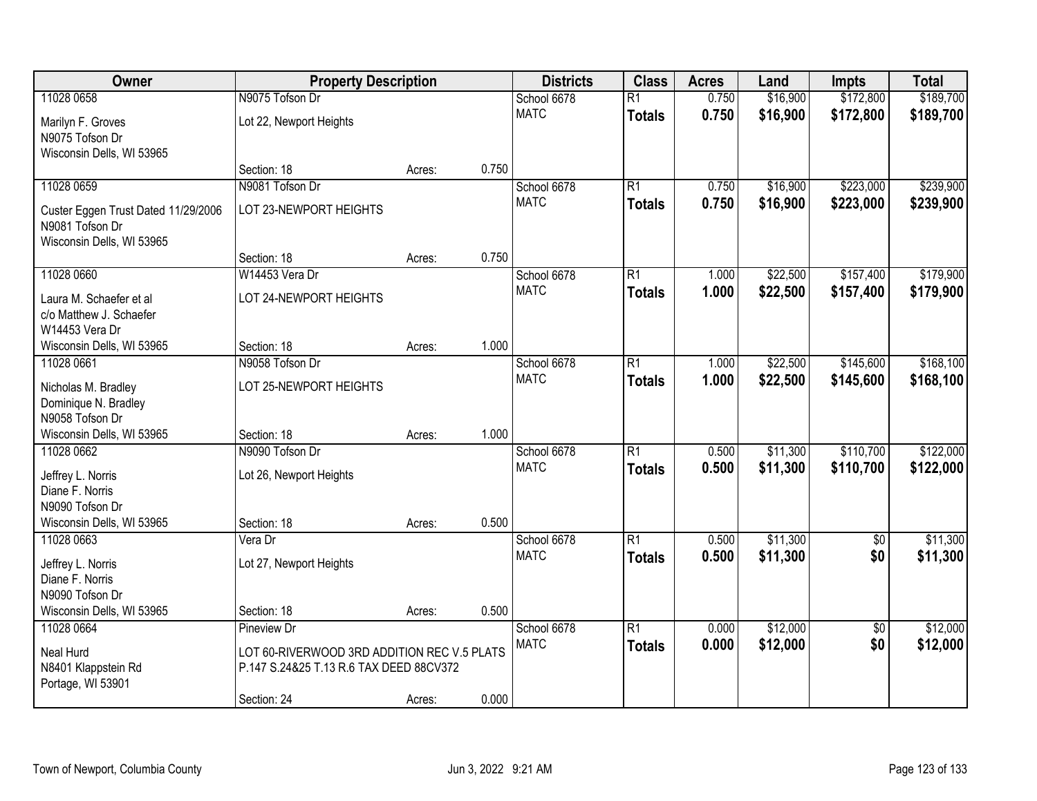| Owner | Property Description | | | Districts | Class | Acres | Land | Impts | Total |
|---|---|---|---|---|---|---|---|---|---|
| 11028 0658 | N9075 Tofson Dr | | | School 6678 | R1 | 0.750 | $16,900 | $172,800 | $189,700 |
| Marilyn F. Groves<br>N9075 Tofson Dr<br>Wisconsin Dells, WI 53965 | Lot 22, Newport Heights | | | MATC | **Totals** | **0.750** | **$16,900** | **$172,800** | **$189,700** |
| | Section: 18 | Acres: | 0.750 | | | | | | |
| 11028 0659 | N9081 Tofson Dr | | | School 6678 | R1 | 0.750 | $16,900 | $223,000 | $239,900 |
| Custer Eggen Trust Dated 11/29/2006<br>N9081 Tofson Dr<br>Wisconsin Dells, WI 53965 | LOT 23-NEWPORT HEIGHTS | | | MATC | **Totals** | **0.750** | **$16,900** | **$223,000** | **$239,900** |
| | Section: 18 | Acres: | 0.750 | | | | | | |
| 11028 0660 | W14453 Vera Dr | | | School 6678 | R1 | 1.000 | $22,500 | $157,400 | $179,900 |
| Laura M. Schaefer et al<br>c/o Matthew J. Schaefer<br>W14453 Vera Dr<br>Wisconsin Dells, WI 53965 | LOT 24-NEWPORT HEIGHTS | | | MATC | **Totals** | **1.000** | **$22,500** | **$157,400** | **$179,900** |
| | Section: 18 | Acres: | 1.000 | | | | | | |
| 11028 0661 | N9058 Tofson Dr | | | School 6678 | R1 | 1.000 | $22,500 | $145,600 | $168,100 |
| Nicholas M. Bradley<br>Dominique N. Bradley<br>N9058 Tofson Dr<br>Wisconsin Dells, WI 53965 | LOT 25-NEWPORT HEIGHTS | | | MATC | **Totals** | **1.000** | **$22,500** | **$145,600** | **$168,100** |
| | Section: 18 | Acres: | 1.000 | | | | | | |
| 11028 0662 | N9090 Tofson Dr | | | School 6678 | R1 | 0.500 | $11,300 | $110,700 | $122,000 |
| Jeffrey L. Norris<br>Diane F. Norris<br>N9090 Tofson Dr<br>Wisconsin Dells, WI 53965 | Lot 26, Newport Heights | | | MATC | **Totals** | **0.500** | **$11,300** | **$110,700** | **$122,000** |
| | Section: 18 | Acres: | 0.500 | | | | | | |
| 11028 0663 | Vera Dr | | | School 6678 | R1 | 0.500 | $11,300 | $0 | $11,300 |
| Jeffrey L. Norris<br>Diane F. Norris<br>N9090 Tofson Dr<br>Wisconsin Dells, WI 53965 | Lot 27, Newport Heights | | | MATC | **Totals** | **0.500** | **$11,300** | **$0** | **$11,300** |
| | Section: 18 | Acres: | 0.500 | | | | | | |
| 11028 0664 | Pineview Dr | | | School 6678 | R1 | 0.000 | $12,000 | $0 | $12,000 |
| Neal Hurd<br>N8401 Klappstein Rd<br>Portage, WI 53901 | LOT 60-RIVERWOOD 3RD ADDITION REC V.5 PLATS P.147 S.24&25 T.13 R.6 TAX DEED 88CV372 | | | MATC | **Totals** | **0.000** | **$12,000** | **$0** | **$12,000** |
| | Section: 24 | Acres: | 0.000 | | | | | | |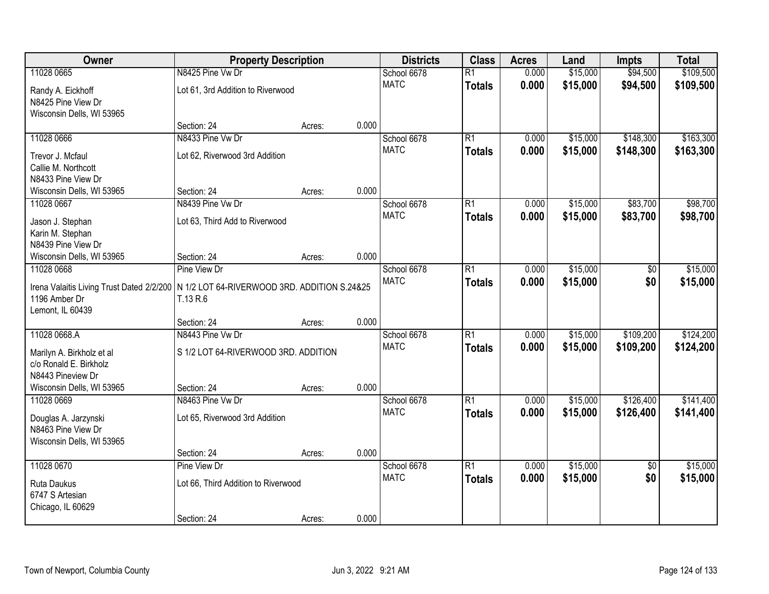| Owner | Property Description | | | Districts | Class | Acres | Land | Impts | Total |
|---|---|---|---|---|---|---|---|---|---|
| 11028 0665 | N8425 Pine Vw Dr | | | School 6678 | R1 | 0.000 | $15,000 | $94,500 | $109,500 |
| Randy A. Eickhoff<br>N8425 Pine View Dr<br>Wisconsin Dells, WI 53965 | Lot 61, 3rd Addition to Riverwood | | | MATC | **Totals** | **0.000** | **$15,000** | **$94,500** | **$109,500** |
| | Section: 24 | Acres: | 0.000 | | | | | | |
| 11028 0666 | N8433 Pine Vw Dr | | | School 6678 | R1 | 0.000 | $15,000 | $148,300 | $163,300 |
| Trevor J. Mcfaul<br>Callie M. Northcott<br>N8433 Pine View Dr<br>Wisconsin Dells, WI 53965 | Lot 62, Riverwood 3rd Addition | | | MATC | **Totals** | **0.000** | **$15,000** | **$148,300** | **$163,300** |
| | Section: 24 | Acres: | 0.000 | | | | | | |
| 11028 0667 | N8439 Pine Vw Dr | | | School 6678 | R1 | 0.000 | $15,000 | $83,700 | $98,700 |
| Jason J. Stephan<br>Karin M. Stephan<br>N8439 Pine View Dr<br>Wisconsin Dells, WI 53965 | Lot 63, Third Add to Riverwood | | | MATC | **Totals** | **0.000** | **$15,000** | **$83,700** | **$98,700** |
| | Section: 24 | Acres: | 0.000 | | | | | | |
| 11028 0668 | Pine View Dr | | | School 6678 | R1 | 0.000 | $15,000 | $0 | $15,000 |
| Irena Valaitis Living Trust Dated 2/2/200<br>1196 Amber Dr<br>Lemont, IL 60439 | N 1/2 LOT 64-RIVERWOOD 3RD. ADDITION S.24&25 T.13 R.6 | | | MATC | **Totals** | **0.000** | **$15,000** | **$0** | **$15,000** |
| | Section: 24 | Acres: | 0.000 | | | | | | |
| 11028 0668.A | N8443 Pine Vw Dr | | | School 6678 | R1 | 0.000 | $15,000 | $109,200 | $124,200 |
| Marilyn A. Birkholz et al<br>c/o Ronald E. Birkholz<br>N8443 Pineview Dr<br>Wisconsin Dells, WI 53965 | S 1/2 LOT 64-RIVERWOOD 3RD. ADDITION | | | MATC | **Totals** | **0.000** | **$15,000** | **$109,200** | **$124,200** |
| | Section: 24 | Acres: | 0.000 | | | | | | |
| 11028 0669 | N8463 Pine Vw Dr | | | School 6678 | R1 | 0.000 | $15,000 | $126,400 | $141,400 |
| Douglas A. Jarzynski<br>N8463 Pine View Dr<br>Wisconsin Dells, WI 53965 | Lot 65, Riverwood 3rd Addition | | | MATC | **Totals** | **0.000** | **$15,000** | **$126,400** | **$141,400** |
| | Section: 24 | Acres: | 0.000 | | | | | | |
| 11028 0670 | Pine View Dr | | | School 6678 | R1 | 0.000 | $15,000 | $0 | $15,000 |
| Ruta Daukus<br>6747 S Artesian<br>Chicago, IL 60629 | Lot 66, Third Addition to Riverwood | | | MATC | **Totals** | **0.000** | **$15,000** | **$0** | **$15,000** |
| | Section: 24 | Acres: | 0.000 | | | | | | |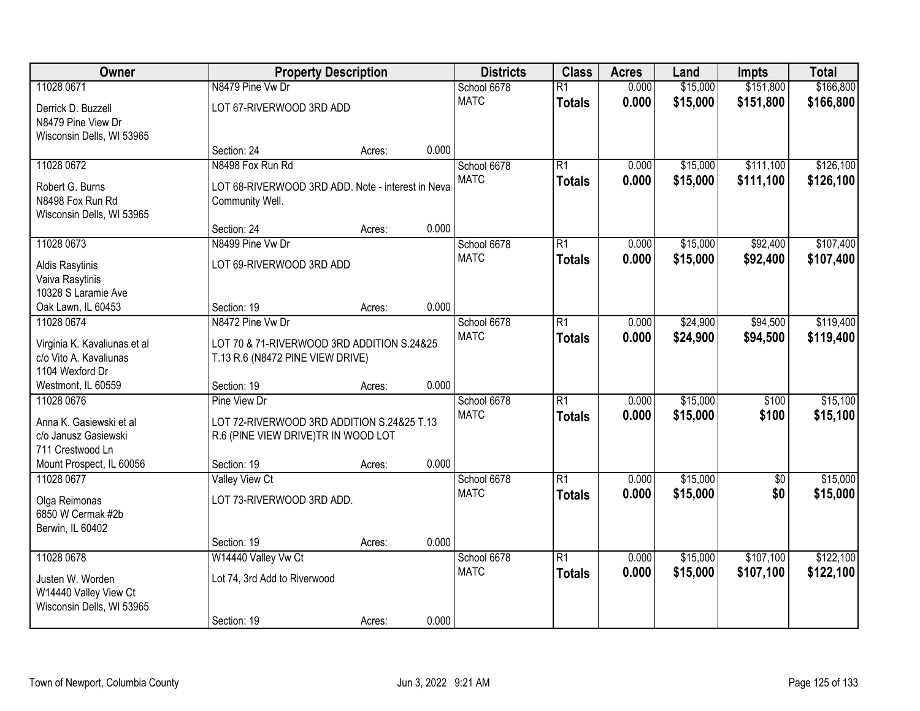| Owner | Property Description | | | Districts | Class | Acres | Land | Impts | Total |
|---|---|---|---|---|---|---|---|---|---|
| 11028 0671 | N8479 Pine Vw Dr | | | School 6678 | R1 | 0.000 | $15,000 | $151,800 | $166,800 |
| Derrick D. Buzzell<br>N8479 Pine View Dr<br>Wisconsin Dells, WI 53965 | LOT 67-RIVERWOOD 3RD ADD | | | MATC | **Totals** | **0.000** | **$15,000** | **$151,800** | **$166,800** |
| | Section: 24 | Acres: | 0.000 | | | | | | |
| 11028 0672 | N8498 Fox Run Rd | | | School 6678 | R1 | 0.000 | $15,000 | $111,100 | $126,100 |
| Robert G. Burns<br>N8498 Fox Run Rd<br>Wisconsin Dells, WI 53965 | LOT 68-RIVERWOOD 3RD ADD. Note - interest in Neva Community Well. | | | MATC | **Totals** | **0.000** | **$15,000** | **$111,100** | **$126,100** |
| | Section: 24 | Acres: | 0.000 | | | | | | |
| 11028 0673 | N8499 Pine Vw Dr | | | School 6678 | R1 | 0.000 | $15,000 | $92,400 | $107,400 |
| Aldis Rasytinis<br>Vaiva Rasytinis<br>10328 S Laramie Ave<br>Oak Lawn, IL 60453 | LOT 69-RIVERWOOD 3RD ADD | | | MATC | **Totals** | **0.000** | **$15,000** | **$92,400** | **$107,400** |
| | Section: 19 | Acres: | 0.000 | | | | | | |
| 11028 0674 | N8472 Pine Vw Dr | | | School 6678 | R1 | 0.000 | $24,900 | $94,500 | $119,400 |
| Virginia K. Kavaliunas et al<br>c/o Vito A. Kavaliunas<br>1104 Wexford Dr<br>Westmont, IL 60559 | LOT 70 & 71-RIVERWOOD 3RD ADDITION S.24&25 T.13 R.6 (N8472 PINE VIEW DRIVE) | | | MATC | **Totals** | **0.000** | **$24,900** | **$94,500** | **$119,400** |
| | Section: 19 | Acres: | 0.000 | | | | | | |
| 11028 0676 | Pine View Dr | | | School 6678 | R1 | 0.000 | $15,000 | $100 | $15,100 |
| Anna K. Gasiewski et al<br>c/o Janusz Gasiewski<br>711 Crestwood Ln<br>Mount Prospect, IL 60056 | LOT 72-RIVERWOOD 3RD ADDITION S.24&25 T.13 R.6 (PINE VIEW DRIVE)TR IN WOOD LOT | | | MATC | **Totals** | **0.000** | **$15,000** | **$100** | **$15,100** |
| | Section: 19 | Acres: | 0.000 | | | | | | |
| 11028 0677 | Valley View Ct | | | School 6678 | R1 | 0.000 | $15,000 | $0 | $15,000 |
| Olga Reimonas<br>6850 W Cermak #2b<br>Berwin, IL 60402 | LOT 73-RIVERWOOD 3RD ADD. | | | MATC | **Totals** | **0.000** | **$15,000** | **$0** | **$15,000** |
| | Section: 19 | Acres: | 0.000 | | | | | | |
| 11028 0678 | W14440 Valley Vw Ct | | | School 6678 | R1 | 0.000 | $15,000 | $107,100 | $122,100 |
| Justen W. Worden<br>W14440 Valley View Ct<br>Wisconsin Dells, WI 53965 | Lot 74, 3rd Add to Riverwood | | | MATC | **Totals** | **0.000** | **$15,000** | **$107,100** | **$122,100** |
| | Section: 19 | Acres: | 0.000 | | | | | | |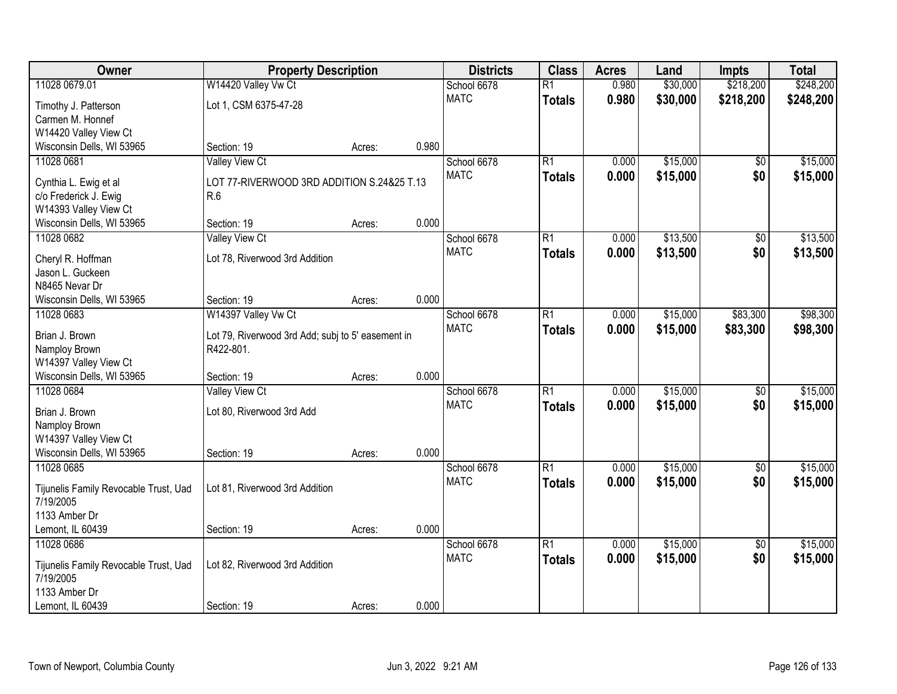| Owner | Property Description | | | Districts | Class | Acres | Land | Impts | Total |
|---|---|---|---|---|---|---|---|---|---|
| 11028 0679.01 | W14420 Valley Vw Ct | | | School 6678 | R1 | 0.980 | $30,000 | $218,200 | $248,200 |
| Timothy J. Patterson<br>Carmen M. Honnef<br>W14420 Valley View Ct<br>Wisconsin Dells, WI 53965 | Lot 1, CSM 6375-47-28<br><br>Section: 19 | Acres: | 0.980 | MATC | **Totals** | **0.980** | **$30,000** | **$218,200** | **$248,200** |
| 11028 0681 | Valley View Ct | | | School 6678 | R1 | 0.000 | $15,000 | $0 | $15,000 |
| Cynthia L. Ewig et al<br>c/o Frederick J. Ewig<br>W14393 Valley View Ct<br>Wisconsin Dells, WI 53965 | LOT 77-RIVERWOOD 3RD ADDITION S.24&25 T.13 R.6<br><br>Section: 19 | Acres: | 0.000 | MATC | **Totals** | **0.000** | **$15,000** | **$0** | **$15,000** |
| 11028 0682 | Valley View Ct | | | School 6678 | R1 | 0.000 | $13,500 | $0 | $13,500 |
| Cheryl R. Hoffman<br>Jason L. Guckeen<br>N8465 Nevar Dr<br>Wisconsin Dells, WI 53965 | Lot 78, Riverwood 3rd Addition<br><br>Section: 19 | Acres: | 0.000 | MATC | **Totals** | **0.000** | **$13,500** | **$0** | **$13,500** |
| 11028 0683 | W14397 Valley Vw Ct | | | School 6678 | R1 | 0.000 | $15,000 | $83,300 | $98,300 |
| Brian J. Brown<br>Namploy Brown<br>W14397 Valley View Ct<br>Wisconsin Dells, WI 53965 | Lot 79, Riverwood 3rd Add; subj to 5' easement in R422-801.<br><br>Section: 19 | Acres: | 0.000 | MATC | **Totals** | **0.000** | **$15,000** | **$83,300** | **$98,300** |
| 11028 0684 | Valley View Ct | | | School 6678 | R1 | 0.000 | $15,000 | $0 | $15,000 |
| Brian J. Brown<br>Namploy Brown<br>W14397 Valley View Ct<br>Wisconsin Dells, WI 53965 | Lot 80, Riverwood 3rd Add<br><br>Section: 19 | Acres: | 0.000 | MATC | **Totals** | **0.000** | **$15,000** | **$0** | **$15,000** |
| 11028 0685 | | | | School 6678 | R1 | 0.000 | $15,000 | $0 | $15,000 |
| Tijunelis Family Revocable Trust, Uad 7/19/2005<br>1133 Amber Dr<br>Lemont, IL 60439 | Lot 81, Riverwood 3rd Addition<br><br>Section: 19 | Acres: | 0.000 | MATC | **Totals** | **0.000** | **$15,000** | **$0** | **$15,000** |
| 11028 0686 | | | | School 6678 | R1 | 0.000 | $15,000 | $0 | $15,000 |
| Tijunelis Family Revocable Trust, Uad 7/19/2005<br>1133 Amber Dr<br>Lemont, IL 60439 | Lot 82, Riverwood 3rd Addition<br><br>Section: 19 | Acres: | 0.000 | MATC | **Totals** | **0.000** | **$15,000** | **$0** | **$15,000** |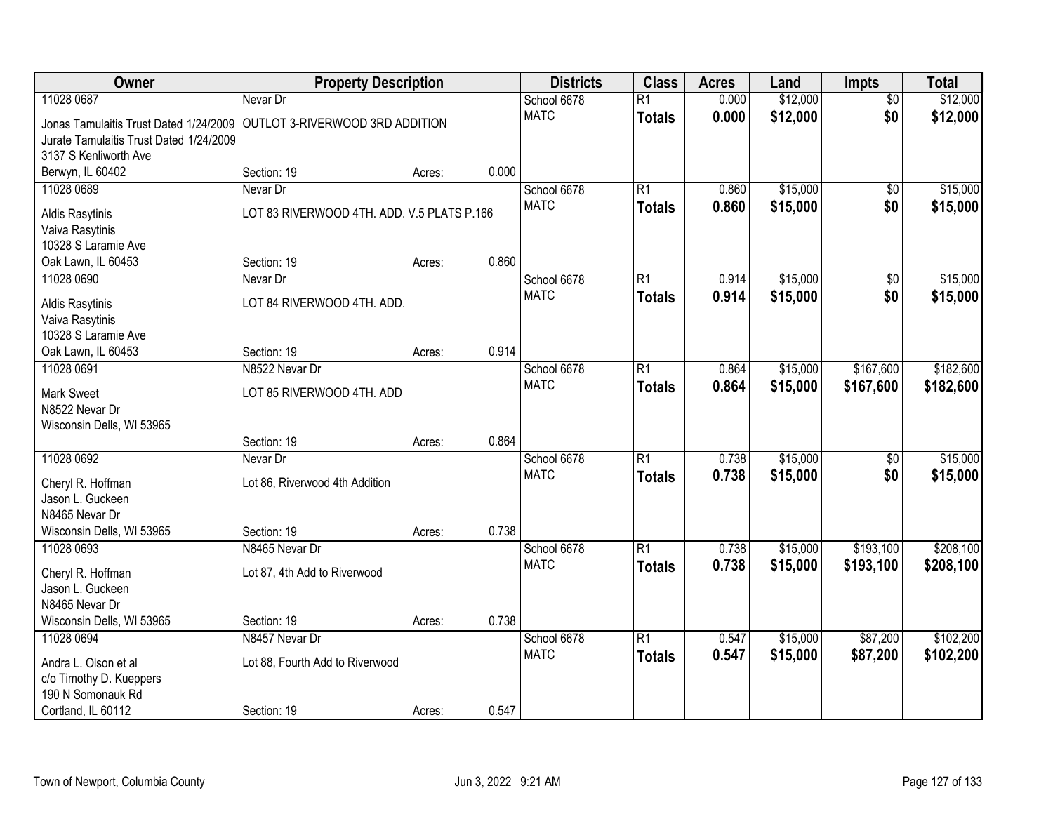| Owner | Property Description | | | Districts | Class | Acres | Land | Impts | Total |
|---|---|---|---|---|---|---|---|---|---|
| 11028 0687<br>Jonas Tamulaitis Trust Dated 1/24/2009<br>Jurate Tamulaitis Trust Dated 1/24/2009<br>3137 S Kenliworth Ave<br>Berwyn, IL 60402 | Nevar Dr<br>OUTLOT 3-RIVERWOOD 3RD ADDITION<br>Section: 19 | Acres: | 0.000 | School 6678<br>MATC | R1<br>**Totals** | 0.000<br>**0.000** | $12,000<br>**$12,000** | $0<br>**$0** | $12,000<br>**$12,000** |
| 11028 0689<br>Aldis Rasytinis<br>Vaiva Rasytinis<br>10328 S Laramie Ave<br>Oak Lawn, IL 60453 | Nevar Dr<br>LOT 83 RIVERWOOD 4TH. ADD. V.5 PLATS P.166<br>Section: 19 | Acres: | 0.860 | School 6678<br>MATC | R1<br>**Totals** | 0.860<br>**0.860** | $15,000<br>**$15,000** | $0<br>**$0** | $15,000<br>**$15,000** |
| 11028 0690<br>Aldis Rasytinis<br>Vaiva Rasytinis<br>10328 S Laramie Ave<br>Oak Lawn, IL 60453 | Nevar Dr<br>LOT 84 RIVERWOOD 4TH. ADD.<br>Section: 19 | Acres: | 0.914 | School 6678<br>MATC | R1<br>**Totals** | 0.914<br>**0.914** | $15,000<br>**$15,000** | $0<br>**$0** | $15,000<br>**$15,000** |
| 11028 0691<br>Mark Sweet<br>N8522 Nevar Dr<br>Wisconsin Dells, WI 53965 | N8522 Nevar Dr<br>LOT 85 RIVERWOOD 4TH. ADD<br>Section: 19 | Acres: | 0.864 | School 6678<br>MATC | R1<br>**Totals** | 0.864<br>**0.864** | $15,000<br>**$15,000** | $167,600<br>**$167,600** | $182,600<br>**$182,600** |
| 11028 0692<br>Cheryl R. Hoffman<br>Jason L. Guckeen<br>N8465 Nevar Dr<br>Wisconsin Dells, WI 53965 | Nevar Dr<br>Lot 86, Riverwood 4th Addition<br>Section: 19 | Acres: | 0.738 | School 6678<br>MATC | R1<br>**Totals** | 0.738<br>**0.738** | $15,000<br>**$15,000** | $0<br>**$0** | $15,000<br>**$15,000** |
| 11028 0693<br>Cheryl R. Hoffman<br>Jason L. Guckeen<br>N8465 Nevar Dr<br>Wisconsin Dells, WI 53965 | N8465 Nevar Dr<br>Lot 87, 4th Add to Riverwood<br>Section: 19 | Acres: | 0.738 | School 6678<br>MATC | R1<br>**Totals** | 0.738<br>**0.738** | $15,000<br>**$15,000** | $193,100<br>**$193,100** | $208,100<br>**$208,100** |
| 11028 0694<br>Andra L. Olson et al<br>c/o Timothy D. Kueppers<br>190 N Somonauk Rd<br>Cortland, IL 60112 | N8457 Nevar Dr<br>Lot 88, Fourth Add to Riverwood<br>Section: 19 | Acres: | 0.547 | School 6678<br>MATC | R1<br>**Totals** | 0.547<br>**0.547** | $15,000<br>**$15,000** | $87,200<br>**$87,200** | $102,200<br>**$102,200** |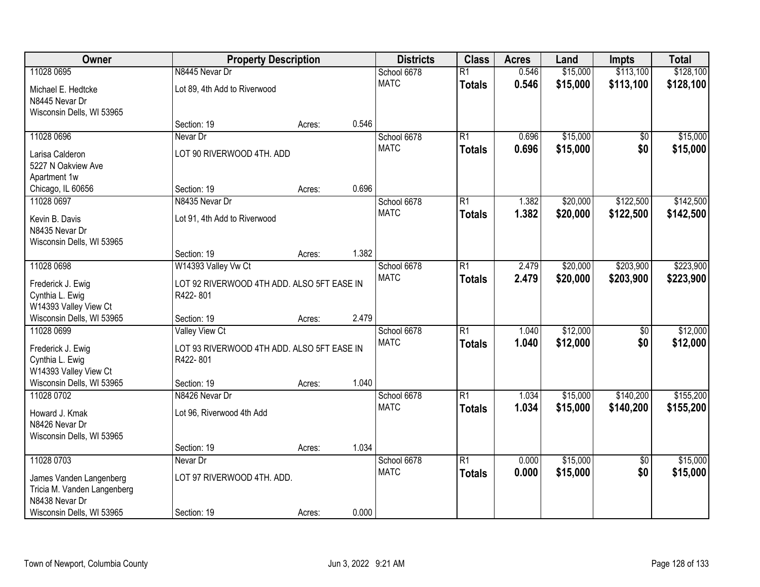| Owner | Property Description | | | Districts | Class | Acres | Land | Impts | Total |
|---|---|---|---|---|---|---|---|---|---|
| 11028 0695 | N8445 Nevar Dr | | | School 6678 | R1 | 0.546 | $15,000 | $113,100 | $128,100 |
| Michael E. Hedtcke<br>N8445 Nevar Dr<br>Wisconsin Dells, WI 53965 | Lot 89, 4th Add to Riverwood | | | MATC | **Totals** | **0.546** | **$15,000** | **$113,100** | **$128,100** |
| | Section: 19 | Acres: | 0.546 | | | | | | |
| 11028 0696 | Nevar Dr | | | School 6678 | R1 | 0.696 | $15,000 | $0 | $15,000 |
| Larisa Calderon<br>5227 N Oakview Ave<br>Apartment 1w<br>Chicago, IL 60656 | LOT 90 RIVERWOOD 4TH. ADD | | | MATC | **Totals** | **0.696** | **$15,000** | **$0** | **$15,000** |
| | Section: 19 | Acres: | 0.696 | | | | | | |
| 11028 0697 | N8435 Nevar Dr | | | School 6678 | R1 | 1.382 | $20,000 | $122,500 | $142,500 |
| Kevin B. Davis<br>N8435 Nevar Dr<br>Wisconsin Dells, WI 53965 | Lot 91, 4th Add to Riverwood | | | MATC | **Totals** | **1.382** | **$20,000** | **$122,500** | **$142,500** |
| | Section: 19 | Acres: | 1.382 | | | | | | |
| 11028 0698 | W14393 Valley Vw Ct | | | School 6678 | R1 | 2.479 | $20,000 | $203,900 | $223,900 |
| Frederick J. Ewig<br>Cynthia L. Ewig<br>W14393 Valley View Ct<br>Wisconsin Dells, WI 53965 | LOT 92 RIVERWOOD 4TH ADD. ALSO 5FT EASE IN R422- 801 | | | MATC | **Totals** | **2.479** | **$20,000** | **$203,900** | **$223,900** |
| | Section: 19 | Acres: | 2.479 | | | | | | |
| 11028 0699 | Valley View Ct | | | School 6678 | R1 | 1.040 | $12,000 | $0 | $12,000 |
| Frederick J. Ewig<br>Cynthia L. Ewig<br>W14393 Valley View Ct<br>Wisconsin Dells, WI 53965 | LOT 93 RIVERWOOD 4TH ADD. ALSO 5FT EASE IN R422- 801 | | | MATC | **Totals** | **1.040** | **$12,000** | **$0** | **$12,000** |
| | Section: 19 | Acres: | 1.040 | | | | | | |
| 11028 0702 | N8426 Nevar Dr | | | School 6678 | R1 | 1.034 | $15,000 | $140,200 | $155,200 |
| Howard J. Kmak<br>N8426 Nevar Dr<br>Wisconsin Dells, WI 53965 | Lot 96, Riverwood 4th Add | | | MATC | **Totals** | **1.034** | **$15,000** | **$140,200** | **$155,200** |
| | Section: 19 | Acres: | 1.034 | | | | | | |
| 11028 0703 | Nevar Dr | | | School 6678 | R1 | 0.000 | $15,000 | $0 | $15,000 |
| James Vanden Langenberg<br>Tricia M. Vanden Langenberg<br>N8438 Nevar Dr<br>Wisconsin Dells, WI 53965 | LOT 97 RIVERWOOD 4TH. ADD. | | | MATC | **Totals** | **0.000** | **$15,000** | **$0** | **$15,000** |
| | Section: 19 | Acres: | 0.000 | | | | | | |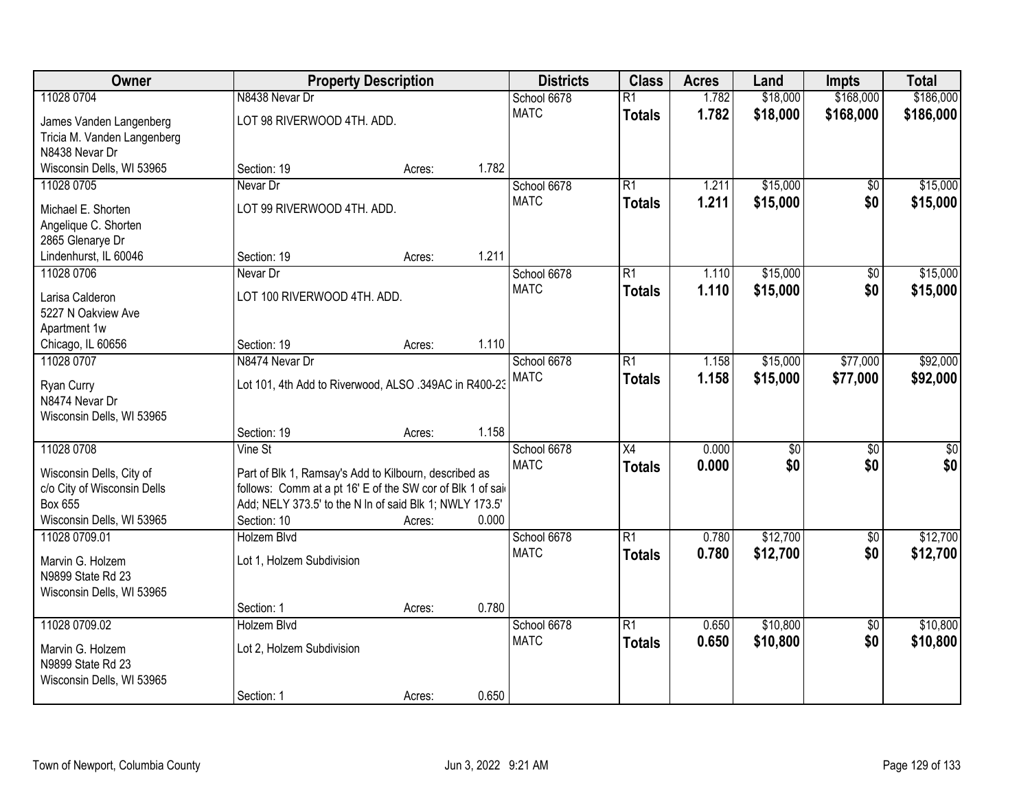| Owner | Property Description | Districts | Class | Acres | Land | Impts | Total |
|---|---|---|---|---|---|---|---|
| 11028 0704<br>James Vanden Langenberg<br>Tricia M. Vanden Langenberg<br>N8438 Nevar Dr<br>Wisconsin Dells, WI 53965 | N8438 Nevar Dr<br>LOT 98 RIVERWOOD 4TH. ADD.<br>Section: 19 Acres: 1.782 | School 6678<br>MATC | R1<br>**Totals** | 1.782<br>**1.782** | $18,000<br>**$18,000** | $168,000<br>**$168,000** | $186,000<br>**$186,000** |
| 11028 0705<br>Michael E. Shorten<br>Angelique C. Shorten<br>2865 Glenarye Dr<br>Lindenhurst, IL 60046 | Nevar Dr<br>LOT 99 RIVERWOOD 4TH. ADD.<br>Section: 19 Acres: 1.211 | School 6678<br>MATC | R1<br>**Totals** | 1.211<br>**1.211** | $15,000<br>**$15,000** | $0<br>**$0** | $15,000<br>**$15,000** |
| 11028 0706<br>Larisa Calderon<br>5227 N Oakview Ave<br>Apartment 1w<br>Chicago, IL 60656 | Nevar Dr<br>LOT 100 RIVERWOOD 4TH. ADD.<br>Section: 19 Acres: 1.110 | School 6678<br>MATC | R1<br>**Totals** | 1.110<br>**1.110** | $15,000<br>**$15,000** | $0<br>**$0** | $15,000<br>**$15,000** |
| 11028 0707<br>Ryan Curry<br>N8474 Nevar Dr<br>Wisconsin Dells, WI 53965 | N8474 Nevar Dr<br>Lot 101, 4th Add to Riverwood, ALSO .349AC in R400-23<br>Section: 19 Acres: 1.158 | School 6678<br>MATC | R1<br>**Totals** | 1.158<br>**1.158** | $15,000<br>**$15,000** | $77,000<br>**$77,000** | $92,000<br>**$92,000** |
| 11028 0708<br>Wisconsin Dells, City of<br>c/o City of Wisconsin Dells<br>Box 655<br>Wisconsin Dells, WI 53965 | Vine St<br>Part of Blk 1, Ramsay's Add to Kilbourn, described as follows: Comm at a pt 16' E of the SW cor of Blk 1 of said Add; NELY 373.5' to the N ln of said Blk 1; NWLY 173.5'<br>Section: 10 Acres: 0.000 | School 6678<br>MATC | X4<br>**Totals** | 0.000<br>**0.000** | $0<br>**$0** | $0<br>**$0** | $0<br>**$0** |
| 11028 0709.01<br>Marvin G. Holzem<br>N9899 State Rd 23<br>Wisconsin Dells, WI 53965 | Holzem Blvd<br>Lot 1, Holzem Subdivision<br>Section: 1 Acres: 0.780 | School 6678<br>MATC | R1<br>**Totals** | 0.780<br>**0.780** | $12,700<br>**$12,700** | $0<br>**$0** | $12,700<br>**$12,700** |
| 11028 0709.02<br>Marvin G. Holzem<br>N9899 State Rd 23<br>Wisconsin Dells, WI 53965 | Holzem Blvd<br>Lot 2, Holzem Subdivision<br>Section: 1 Acres: 0.650 | School 6678<br>MATC | R1<br>**Totals** | 0.650<br>**0.650** | $10,800<br>**$10,800** | $0<br>**$0** | $10,800<br>**$10,800** |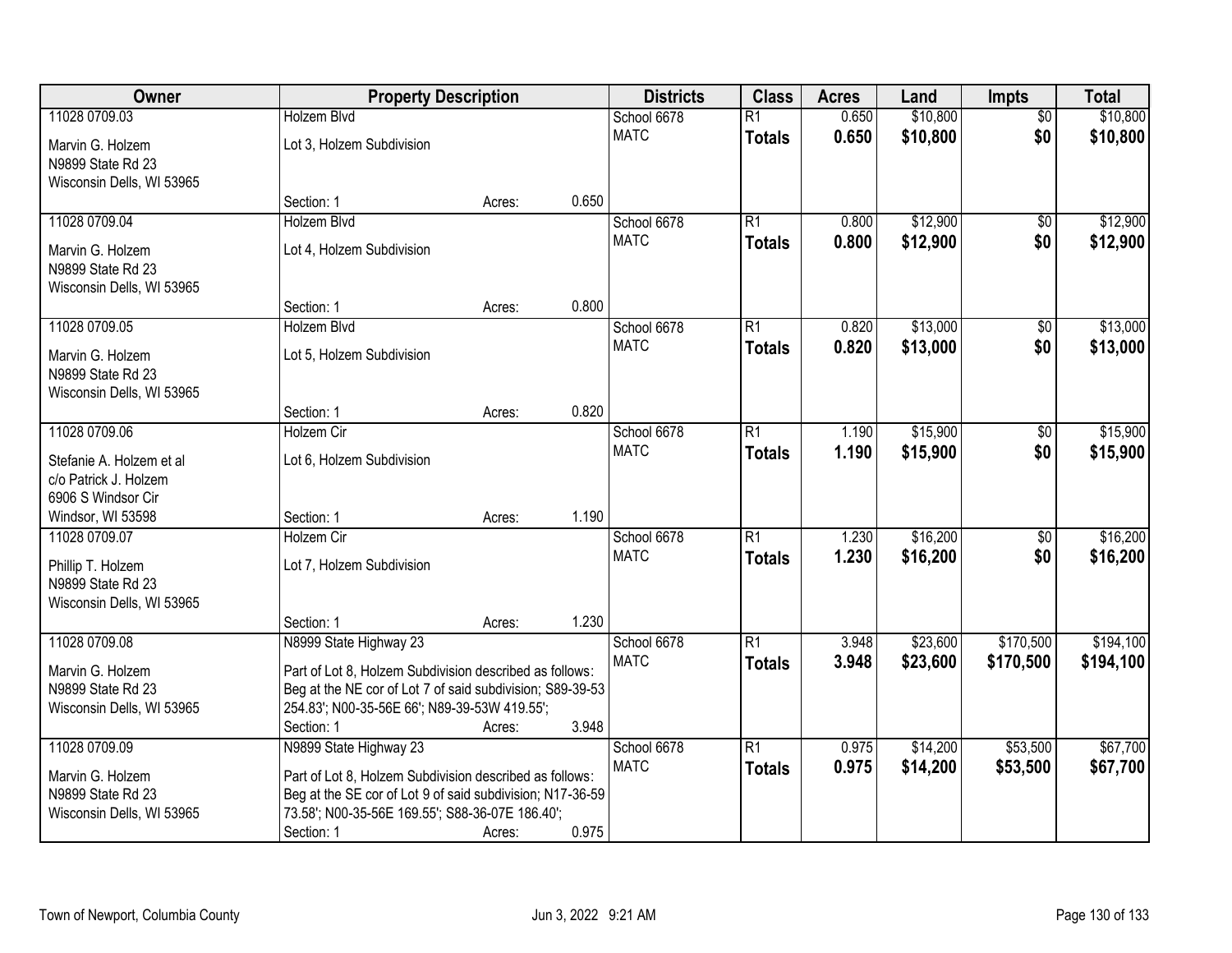| Owner | Property Description | | | Districts | Class | Acres | Land | Impts | Total |
|---|---|---|---|---|---|---|---|---|---|
| 11028 0709.03 | Holzem Blvd | | | School 6678 | R1 | 0.650 | $10,800 | $0 | $10,800 |
| Marvin G. Holzem<br>N9899 State Rd 23<br>Wisconsin Dells, WI 53965 | Lot 3, Holzem Subdivision | | | MATC | **Totals** | **0.650** | **$10,800** | **$0** | **$10,800** |
| | Section: 1 | Acres: | 0.650 | | | | | | |
| 11028 0709.04 | Holzem Blvd | | | School 6678 | R1 | 0.800 | $12,900 | $0 | $12,900 |
| Marvin G. Holzem<br>N9899 State Rd 23<br>Wisconsin Dells, WI 53965 | Lot 4, Holzem Subdivision | | | MATC | **Totals** | **0.800** | **$12,900** | **$0** | **$12,900** |
| | Section: 1 | Acres: | 0.800 | | | | | | |
| 11028 0709.05 | Holzem Blvd | | | School 6678 | R1 | 0.820 | $13,000 | $0 | $13,000 |
| Marvin G. Holzem<br>N9899 State Rd 23<br>Wisconsin Dells, WI 53965 | Lot 5, Holzem Subdivision | | | MATC | **Totals** | **0.820** | **$13,000** | **$0** | **$13,000** |
| | Section: 1 | Acres: | 0.820 | | | | | | |
| 11028 0709.06 | Holzem Cir | | | School 6678 | R1 | 1.190 | $15,900 | $0 | $15,900 |
| Stefanie A. Holzem et al<br>c/o Patrick J. Holzem<br>6906 S Windsor Cir | Lot 6, Holzem Subdivision | | | MATC | **Totals** | **1.190** | **$15,900** | **$0** | **$15,900** |
| Windsor, WI 53598 | Section: 1 | Acres: | 1.190 | | | | | | |
| 11028 0709.07 | Holzem Cir | | | School 6678 | R1 | 1.230 | $16,200 | $0 | $16,200 |
| Phillip T. Holzem<br>N9899 State Rd 23<br>Wisconsin Dells, WI 53965 | Lot 7, Holzem Subdivision | | | MATC | **Totals** | **1.230** | **$16,200** | **$0** | **$16,200** |
| | Section: 1 | Acres: | 1.230 | | | | | | |
| 11028 0709.08 | N8999 State Highway 23 | | | School 6678 | R1 | 3.948 | $23,600 | $170,500 | $194,100 |
| Marvin G. Holzem<br>N9899 State Rd 23<br>Wisconsin Dells, WI 53965 | Part of Lot 8, Holzem Subdivision described as follows: Beg at the NE cor of Lot 7 of said subdivision; S89-39-53 254.83'; N00-35-56E 66'; N89-39-53W 419.55'; | | | MATC | **Totals** | **3.948** | **$23,600** | **$170,500** | **$194,100** |
| | Section: 1 | Acres: | 3.948 | | | | | | |
| 11028 0709.09 | N9899 State Highway 23 | | | School 6678 | R1 | 0.975 | $14,200 | $53,500 | $67,700 |
| Marvin G. Holzem<br>N9899 State Rd 23<br>Wisconsin Dells, WI 53965 | Part of Lot 8, Holzem Subdivision described as follows: Beg at the SE cor of Lot 9 of said subdivision; N17-36-59 73.58'; N00-35-56E 169.55'; S88-36-07E 186.40'; | | | MATC | **Totals** | **0.975** | **$14,200** | **$53,500** | **$67,700** |
| | Section: 1 | Acres: | 0.975 | | | | | | |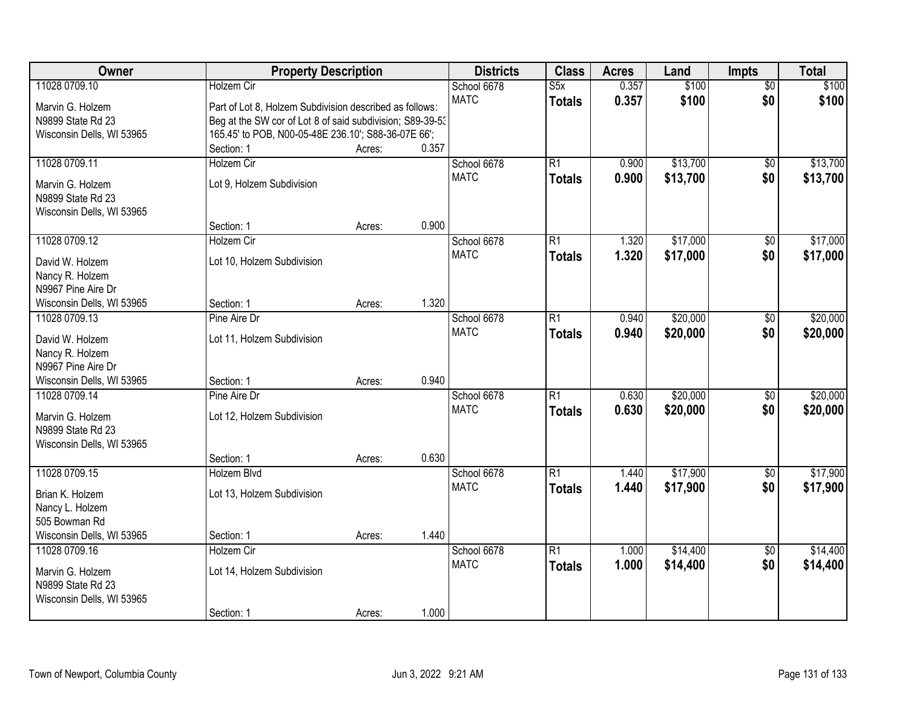| Owner | Property Description | Districts | Class | Acres | Land | Impts | Total |
|---|---|---|---|---|---|---|---|
| 11028 0709.10<br>Marvin G. Holzem<br>N9899 State Rd 23<br>Wisconsin Dells, WI 53965 | Holzem Cir<br>Part of Lot 8, Holzem Subdivision described as follows: Beg at the SW cor of Lot 8 of said subdivision; S89-39-53 165.45' to POB, N00-05-48E 236.10'; S88-36-07E 66';<br>Section: 1 Acres: 0.357 | School 6678<br>MATC | S5x<br>**Totals** | 0.357<br>**0.357** | $100<br>**$100** | $0<br>**$0** | $100<br>**$100** |
| 11028 0709.11<br>Marvin G. Holzem<br>N9899 State Rd 23<br>Wisconsin Dells, WI 53965 | Holzem Cir<br>Lot 9, Holzem Subdivision<br>Section: 1 Acres: 0.900 | School 6678<br>MATC | R1<br>**Totals** | 0.900<br>**0.900** | $13,700<br>**$13,700** | $0<br>**$0** | $13,700<br>**$13,700** |
| 11028 0709.12<br>David W. Holzem<br>Nancy R. Holzem<br>N9967 Pine Aire Dr<br>Wisconsin Dells, WI 53965 | Holzem Cir<br>Lot 10, Holzem Subdivision<br>Section: 1 Acres: 1.320 | School 6678<br>MATC | R1<br>**Totals** | 1.320<br>**1.320** | $17,000<br>**$17,000** | $0<br>**$0** | $17,000<br>**$17,000** |
| 11028 0709.13<br>David W. Holzem<br>Nancy R. Holzem<br>N9967 Pine Aire Dr<br>Wisconsin Dells, WI 53965 | Pine Aire Dr<br>Lot 11, Holzem Subdivision<br>Section: 1 Acres: 0.940 | School 6678<br>MATC | R1<br>**Totals** | 0.940<br>**0.940** | $20,000<br>**$20,000** | $0<br>**$0** | $20,000<br>**$20,000** |
| 11028 0709.14<br>Marvin G. Holzem<br>N9899 State Rd 23<br>Wisconsin Dells, WI 53965 | Pine Aire Dr<br>Lot 12, Holzem Subdivision<br>Section: 1 Acres: 0.630 | School 6678<br>MATC | R1<br>**Totals** | 0.630<br>**0.630** | $20,000<br>**$20,000** | $0<br>**$0** | $20,000<br>**$20,000** |
| 11028 0709.15<br>Brian K. Holzem<br>Nancy L. Holzem<br>505 Bowman Rd<br>Wisconsin Dells, WI 53965 | Holzem Blvd<br>Lot 13, Holzem Subdivision<br>Section: 1 Acres: 1.440 | School 6678<br>MATC | R1<br>**Totals** | 1.440<br>**1.440** | $17,900<br>**$17,900** | $0<br>**$0** | $17,900<br>**$17,900** |
| 11028 0709.16<br>Marvin G. Holzem<br>N9899 State Rd 23<br>Wisconsin Dells, WI 53965 | Holzem Cir<br>Lot 14, Holzem Subdivision<br>Section: 1 Acres: 1.000 | School 6678<br>MATC | R1<br>**Totals** | 1.000<br>**1.000** | $14,400<br>**$14,400** | $0<br>**$0** | $14,400<br>**$14,400** |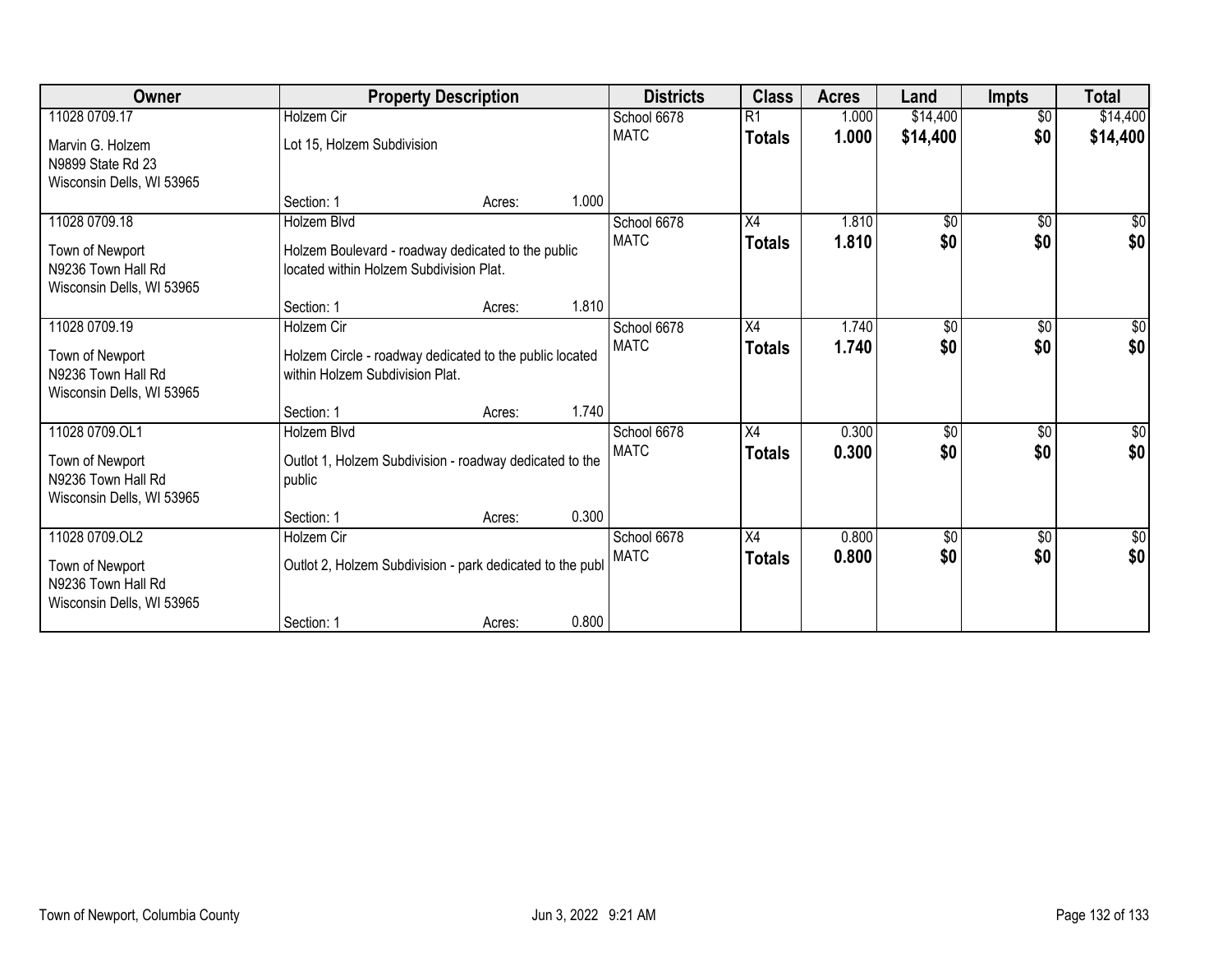| Owner | Property Description | | | Districts | Class | Acres | Land | Impts | Total |
|---|---|---|---|---|---|---|---|---|---|
| 11028 0709.17 | Holzem Cir | | | School 6678 | R1 | 1.000 | $14,400 | $0 | $14,400 |
| Marvin G. Holzem<br>N9899 State Rd 23<br>Wisconsin Dells, WI 53965 | Lot 15, Holzem Subdivision | | | MATC | **Totals** | **1.000** | **$14,400** | **$0** | **$14,400** |
| | Section: 1 | Acres: | 1.000 | | | | | | |
| 11028 0709.18 | Holzem Blvd | | | School 6678 | X4 | 1.810 | $0 | $0 | $0 |
| Town of Newport<br>N9236 Town Hall Rd<br>Wisconsin Dells, WI 53965 | Holzem Boulevard - roadway dedicated to the public located within Holzem Subdivision Plat. | | | MATC | **Totals** | **1.810** | **$0** | **$0** | **$0** |
| | Section: 1 | Acres: | 1.810 | | | | | | |
| 11028 0709.19 | Holzem Cir | | | School 6678 | X4 | 1.740 | $0 | $0 | $0 |
| Town of Newport<br>N9236 Town Hall Rd<br>Wisconsin Dells, WI 53965 | Holzem Circle - roadway dedicated to the public located within Holzem Subdivision Plat. | | | MATC | **Totals** | **1.740** | **$0** | **$0** | **$0** |
| | Section: 1 | Acres: | 1.740 | | | | | | |
| 11028 0709.OL1 | Holzem Blvd | | | School 6678 | X4 | 0.300 | $0 | $0 | $0 |
| Town of Newport<br>N9236 Town Hall Rd<br>Wisconsin Dells, WI 53965 | Outlot 1, Holzem Subdivision - roadway dedicated to the public | | | MATC | **Totals** | **0.300** | **$0** | **$0** | **$0** |
| | Section: 1 | Acres: | 0.300 | | | | | | |
| 11028 0709.OL2 | Holzem Cir | | | School 6678 | X4 | 0.800 | $0 | $0 | $0 |
| Town of Newport<br>N9236 Town Hall Rd<br>Wisconsin Dells, WI 53965 | Outlot 2, Holzem Subdivision - park dedicated to the publ | | | MATC | **Totals** | **0.800** | **$0** | **$0** | **$0** |
| | Section: 1 | Acres: | 0.800 | | | | | | |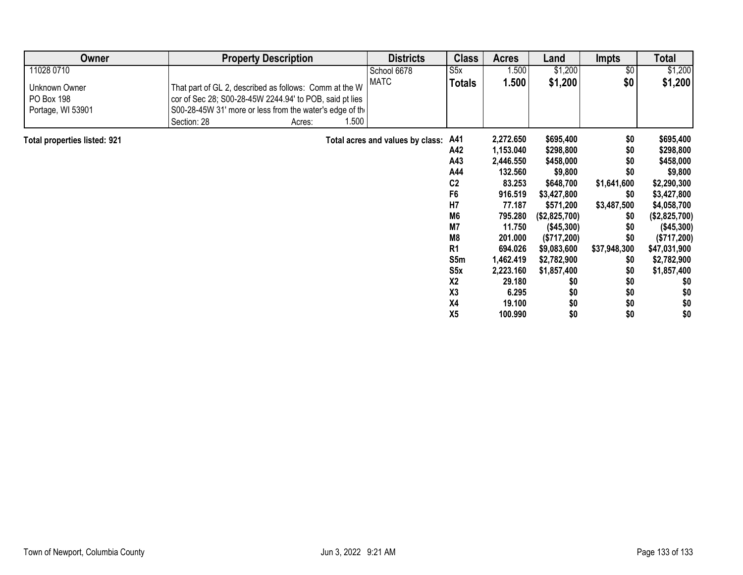| Owner | Property Description | Districts | Class | Acres | Land | Impts | Total |
|---|---|---|---|---|---|---|---|
| 11028 0710 | | School 6678 | S5x | 1.500 | $1,200 | $0 | $1,200 |
| Unknown Owner<br>PO Box 198<br>Portage, WI 53901 | That part of GL 2, described as follows: Comm at the W cor of Sec 28; S00-28-45W 2244.94' to POB, said pt lies S00-28-45W 31' more or less from the water's edge of th | MATC | **Totals** | **1.500** | **$1,200** | **$0** | **$1,200** |
| | Section: 28 Acres: 1.500 | | | | | | |

**Total properties listed: 921**

| Total acres and values by class: | Acres | Land | Impts | Total |
|---|---|---|---|---|
| A41 | 2,272.650 | $695,400 | $0 | $695,400 |
| A42 | 1,153.040 | $298,800 | $0 | $298,800 |
| A43 | 2,446.550 | $458,000 | $0 | $458,000 |
| A44 | 132.560 | $9,800 | $0 | $9,800 |
| C2 | 83.253 | $648,700 | $1,641,600 | $2,290,300 |
| F6 | 916.519 | $3,427,800 | $0 | $3,427,800 |
| H7 | 77.187 | $571,200 | $3,487,500 | $4,058,700 |
| M6 | 795.280 | ($2,825,700) | $0 | ($2,825,700) |
| M7 | 11.750 | ($45,300) | $0 | ($45,300) |
| M8 | 201.000 | ($717,200) | $0 | ($717,200) |
| R1 | 694.026 | $9,083,600 | $37,948,300 | $47,031,900 |
| S5m | 1,462.419 | $2,782,900 | $0 | $2,782,900 |
| S5x | 2,223.160 | $1,857,400 | $0 | $1,857,400 |
| X2 | 29.180 | $0 | $0 | $0 |
| X3 | 6.295 | $0 | $0 | $0 |
| X4 | 19.100 | $0 | $0 | $0 |
| X5 | 100.990 | $0 | $0 | $0 |